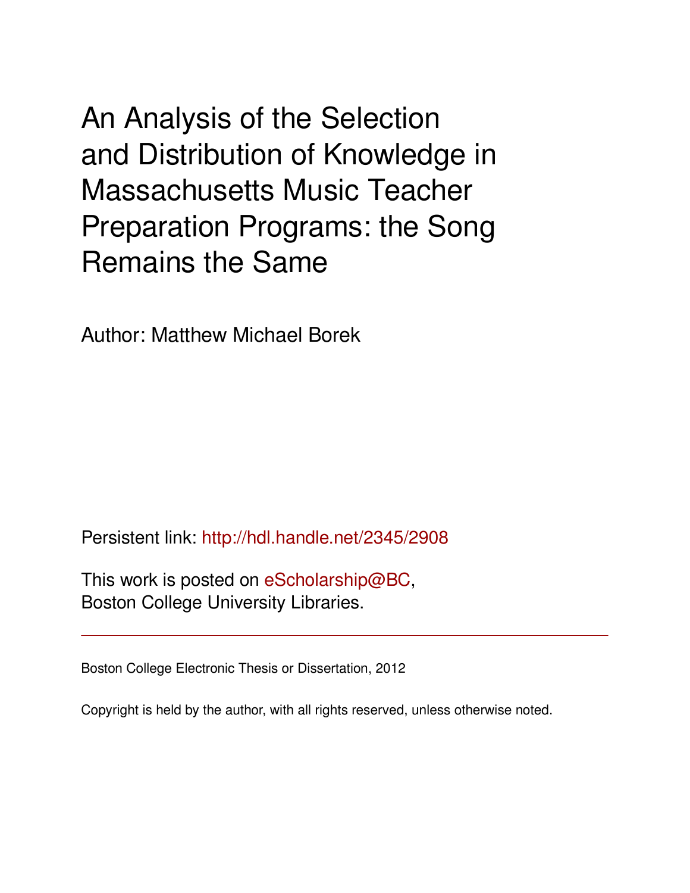# An Analysis of the Selection and Distribution of Knowledge in Massachusetts Music Teacher Preparation Programs: the Song Remains the Same

Author: Matthew Michael Borek

Persistent link: http://hdl.handle.net/2345/2908

This work is posted on eScholarship@BC, Boston College University Libraries.

---

Boston College Electronic Thesis or Dissertation, 2012

Copyright is held by the author, with all rights reserved, unless otherwise noted.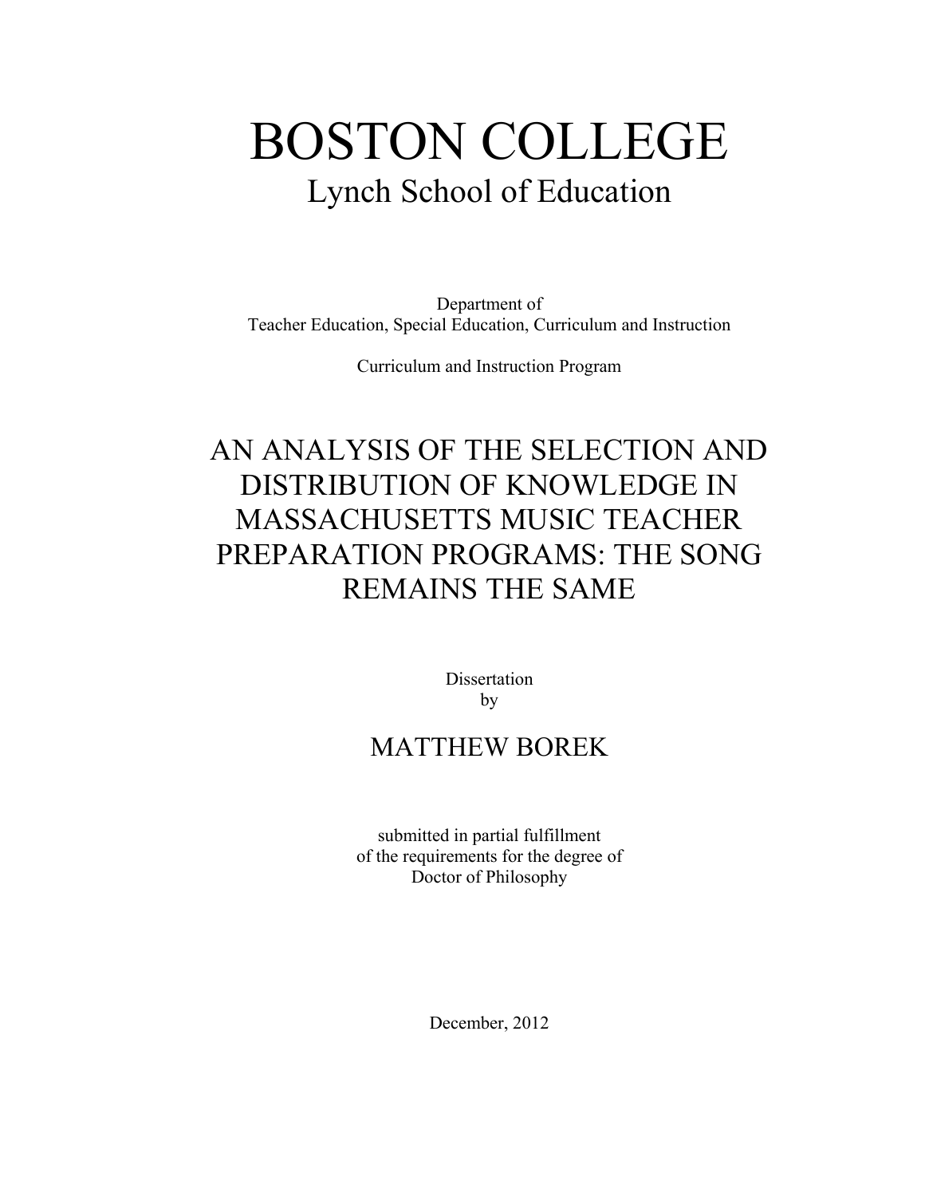# BOSTON COLLEGE

## Lynch School of Education

Department of
Teacher Education, Special Education, Curriculum and Instruction

Curriculum and Instruction Program

## AN ANALYSIS OF THE SELECTION AND DISTRIBUTION OF KNOWLEDGE IN MASSACHUSETTS MUSIC TEACHER PREPARATION PROGRAMS: THE SONG REMAINS THE SAME

Dissertation
by

MATTHEW BOREK

submitted in partial fulfillment
of the requirements for the degree of
Doctor of Philosophy

December, 2012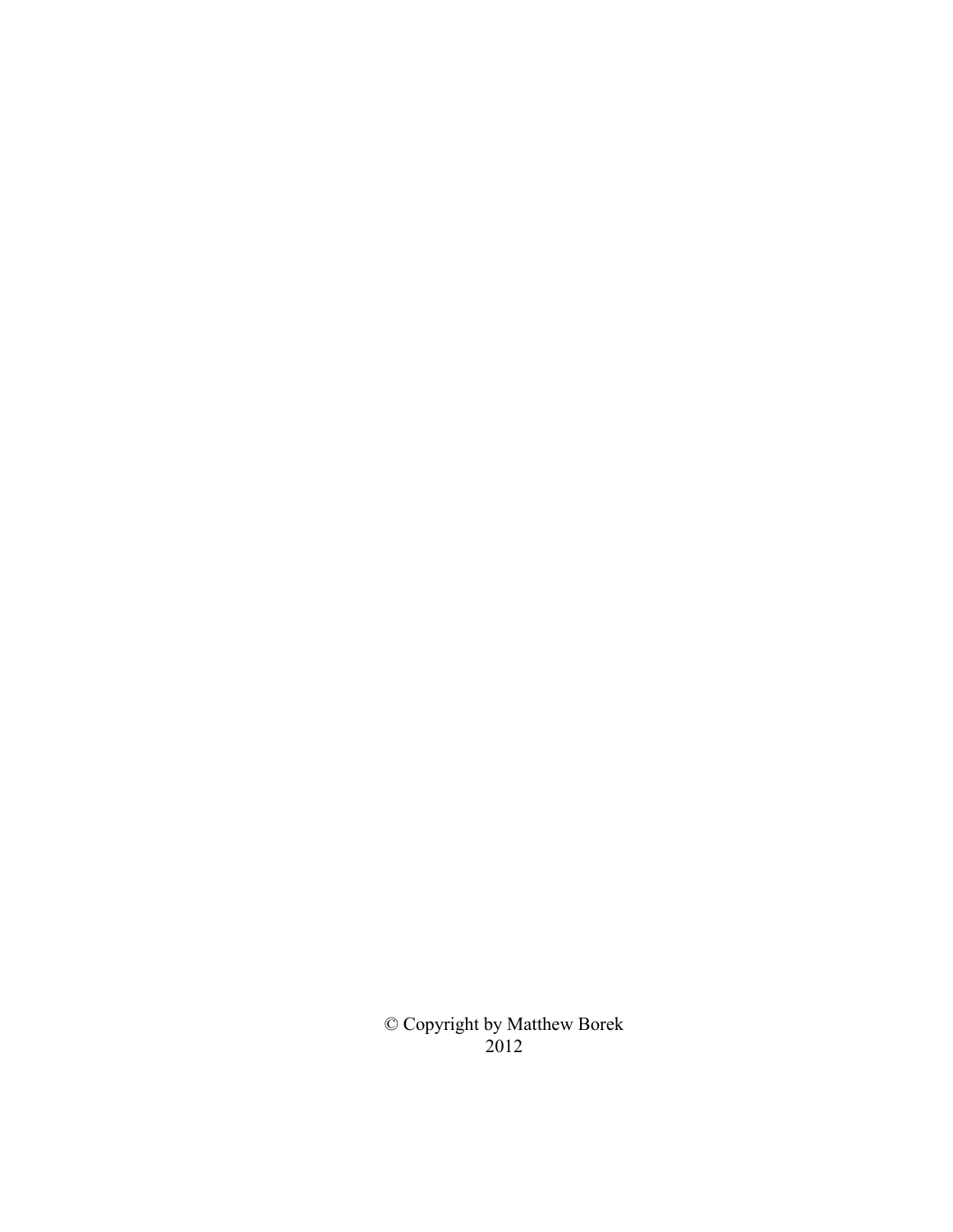© Copyright by Matthew Borek
2012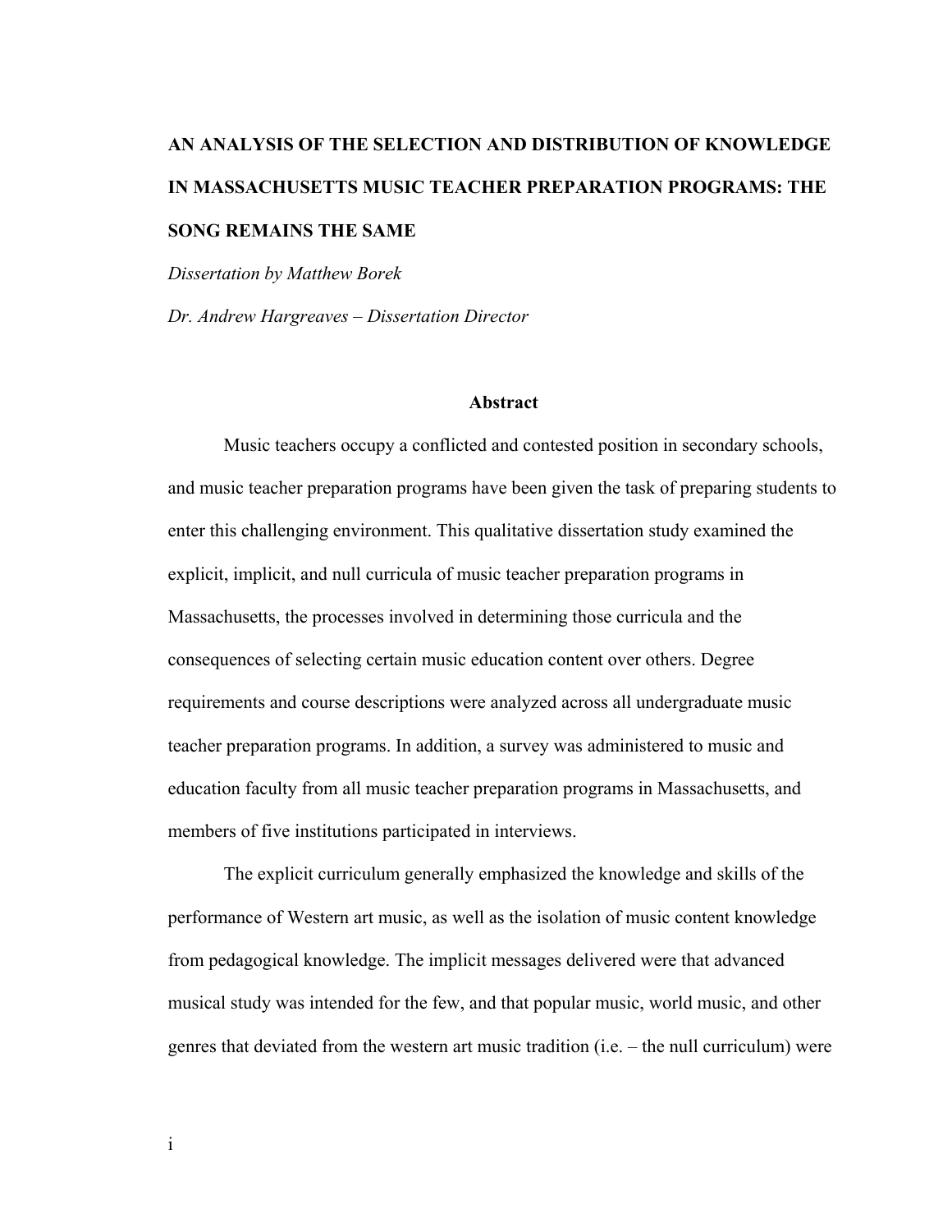**AN ANALYSIS OF THE SELECTION AND DISTRIBUTION OF KNOWLEDGE IN MASSACHUSETTS MUSIC TEACHER PREPARATION PROGRAMS: THE SONG REMAINS THE SAME**

*Dissertation by Matthew Borek*

*Dr. Andrew Hargreaves – Dissertation Director*

## Abstract

Music teachers occupy a conflicted and contested position in secondary schools, and music teacher preparation programs have been given the task of preparing students to enter this challenging environment. This qualitative dissertation study examined the explicit, implicit, and null curricula of music teacher preparation programs in Massachusetts, the processes involved in determining those curricula and the consequences of selecting certain music education content over others. Degree requirements and course descriptions were analyzed across all undergraduate music teacher preparation programs. In addition, a survey was administered to music and education faculty from all music teacher preparation programs in Massachusetts, and members of five institutions participated in interviews.

The explicit curriculum generally emphasized the knowledge and skills of the performance of Western art music, as well as the isolation of music content knowledge from pedagogical knowledge. The implicit messages delivered were that advanced musical study was intended for the few, and that popular music, world music, and other genres that deviated from the western art music tradition (i.e. – the null curriculum) were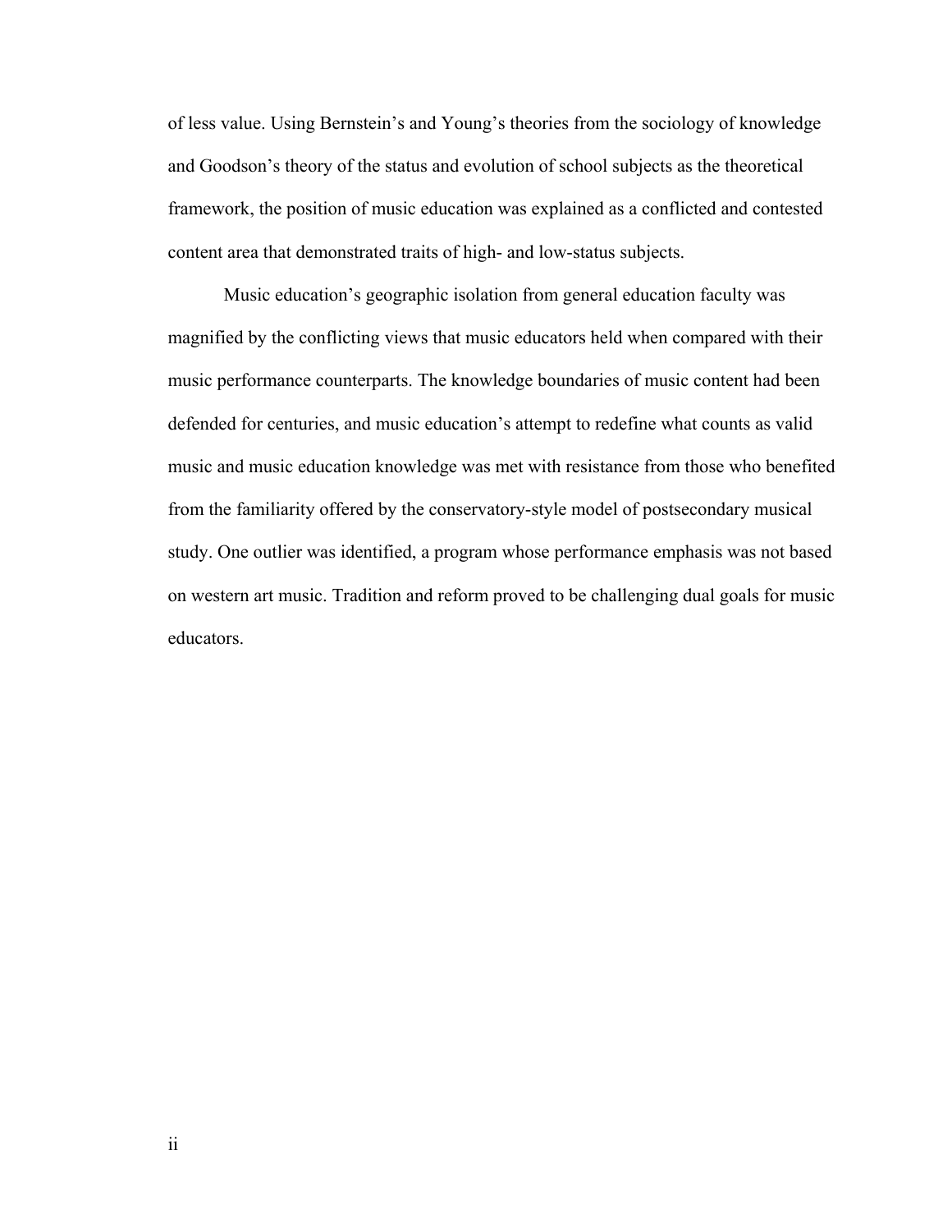of less value. Using Bernstein's and Young's theories from the sociology of knowledge and Goodson's theory of the status and evolution of school subjects as the theoretical framework, the position of music education was explained as a conflicted and contested content area that demonstrated traits of high- and low-status subjects.

Music education's geographic isolation from general education faculty was magnified by the conflicting views that music educators held when compared with their music performance counterparts. The knowledge boundaries of music content had been defended for centuries, and music education's attempt to redefine what counts as valid music and music education knowledge was met with resistance from those who benefited from the familiarity offered by the conservatory-style model of postsecondary musical study. One outlier was identified, a program whose performance emphasis was not based on western art music. Tradition and reform proved to be challenging dual goals for music educators.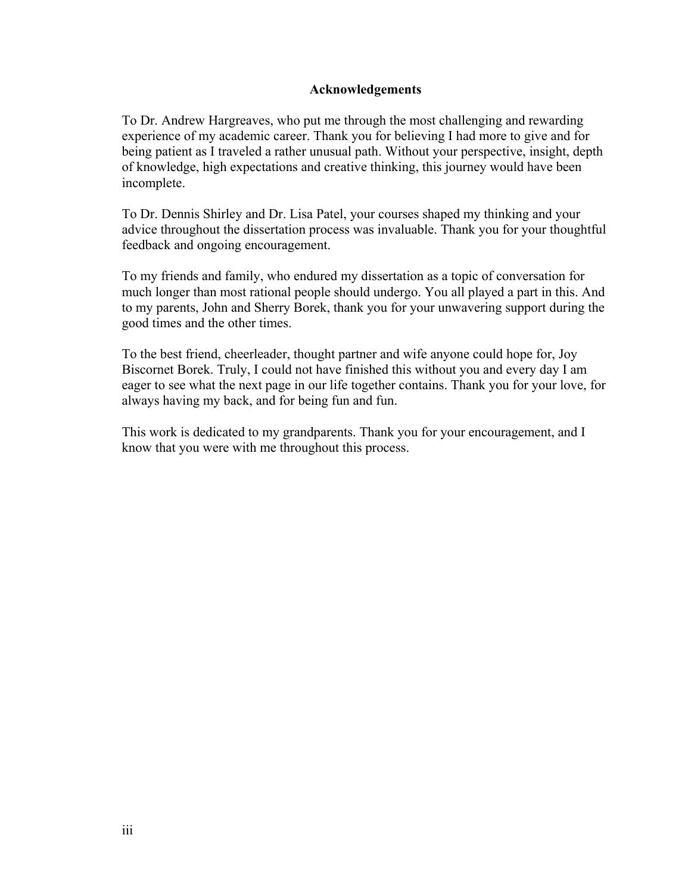## Acknowledgements

To Dr. Andrew Hargreaves, who put me through the most challenging and rewarding experience of my academic career. Thank you for believing I had more to give and for being patient as I traveled a rather unusual path. Without your perspective, insight, depth of knowledge, high expectations and creative thinking, this journey would have been incomplete.

To Dr. Dennis Shirley and Dr. Lisa Patel, your courses shaped my thinking and your advice throughout the dissertation process was invaluable. Thank you for your thoughtful feedback and ongoing encouragement.

To my friends and family, who endured my dissertation as a topic of conversation for much longer than most rational people should undergo. You all played a part in this. And to my parents, John and Sherry Borek, thank you for your unwavering support during the good times and the other times.

To the best friend, cheerleader, thought partner and wife anyone could hope for, Joy Biscornet Borek. Truly, I could not have finished this without you and every day I am eager to see what the next page in our life together contains. Thank you for your love, for always having my back, and for being fun and fun.

This work is dedicated to my grandparents. Thank you for your encouragement, and I know that you were with me throughout this process.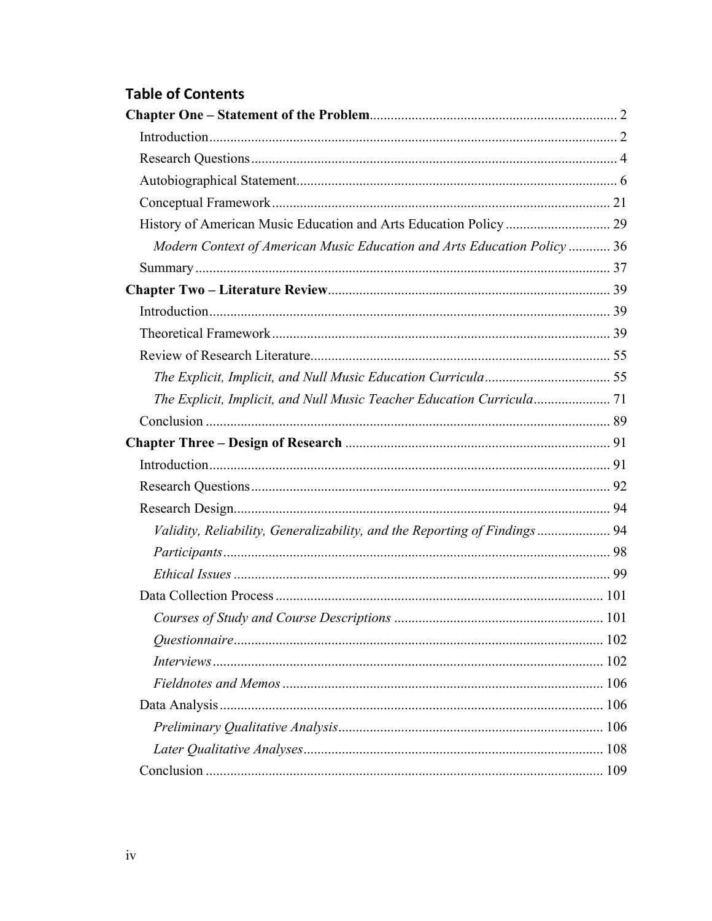## Table of Contents

**Chapter One – Statement of the Problem** ..................................................................... 2

Introduction ..................................................................................................................... 2

Research Questions ......................................................................................................... 4

Autobiographical Statement ............................................................................................ 6

Conceptual Framework ................................................................................................. 21

History of American Music Education and Arts Education Policy .............................. 29

*Modern Context of American Music Education and Arts Education Policy* ............ 36

Summary ....................................................................................................................... 37

**Chapter Two – Literature Review** ................................................................................ 39

Introduction ................................................................................................................... 39

Theoretical Framework ................................................................................................. 39

Review of Research Literature ...................................................................................... 55

*The Explicit, Implicit, and Null Music Education Curricula* .................................... 55

*The Explicit, Implicit, and Null Music Teacher Education Curricula* ...................... 71

Conclusion .................................................................................................................... 89

**Chapter Three – Design of Research** ........................................................................... 91

Introduction ................................................................................................................... 91

Research Questions ....................................................................................................... 92

Research Design ............................................................................................................ 94

*Validity, Reliability, Generalizability, and the Reporting of Findings* ..................... 94

*Participants* ............................................................................................................... 98

*Ethical Issues* ............................................................................................................ 99

Data Collection Process .............................................................................................. 101

*Courses of Study and Course Descriptions* ............................................................ 101

*Questionnaire* .......................................................................................................... 102

*Interviews* ................................................................................................................ 102

*Fieldnotes and Memos* ............................................................................................ 106

Data Analysis .............................................................................................................. 106

*Preliminary Qualitative Analysis* ............................................................................ 106

*Later Qualitative Analyses* ...................................................................................... 108

Conclusion .................................................................................................................. 109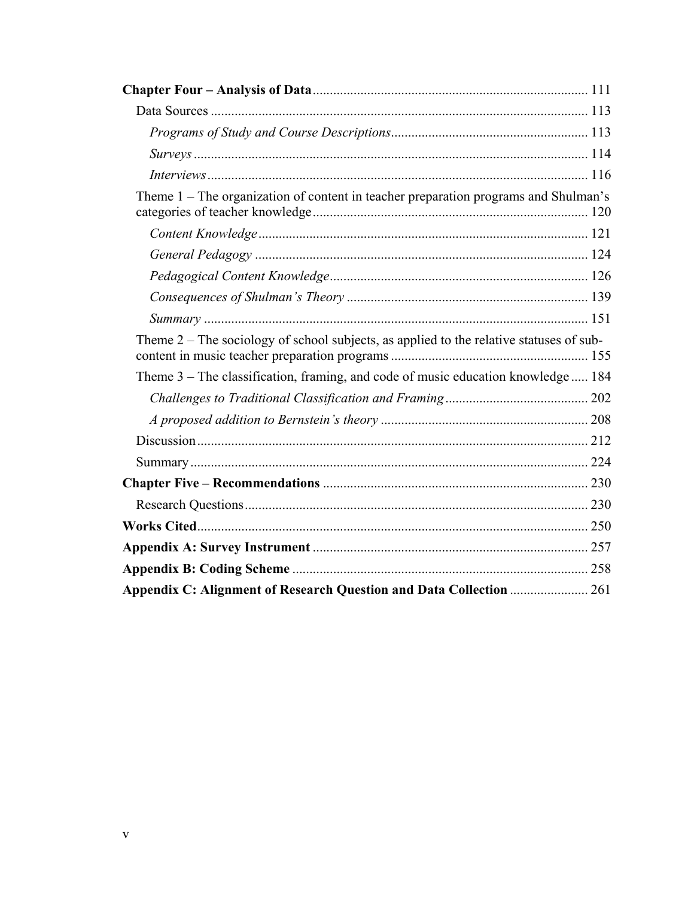**Chapter Four – Analysis of Data** ... 111

Data Sources ... 113

*Programs of Study and Course Descriptions* ... 113

*Surveys* ... 114

*Interviews* ... 116

Theme 1 – The organization of content in teacher preparation programs and Shulman's categories of teacher knowledge ... 120

*Content Knowledge* ... 121

*General Pedagogy* ... 124

*Pedagogical Content Knowledge* ... 126

*Consequences of Shulman's Theory* ... 139

*Summary* ... 151

Theme 2 – The sociology of school subjects, as applied to the relative statuses of sub-content in music teacher preparation programs ... 155

Theme 3 – The classification, framing, and code of music education knowledge ... 184

*Challenges to Traditional Classification and Framing* ... 202

*A proposed addition to Bernstein's theory* ... 208

Discussion ... 212

Summary ... 224

**Chapter Five – Recommendations** ... 230

Research Questions ... 230

**Works Cited** ... 250

**Appendix A: Survey Instrument** ... 257

**Appendix B: Coding Scheme** ... 258

**Appendix C: Alignment of Research Question and Data Collection** ... 261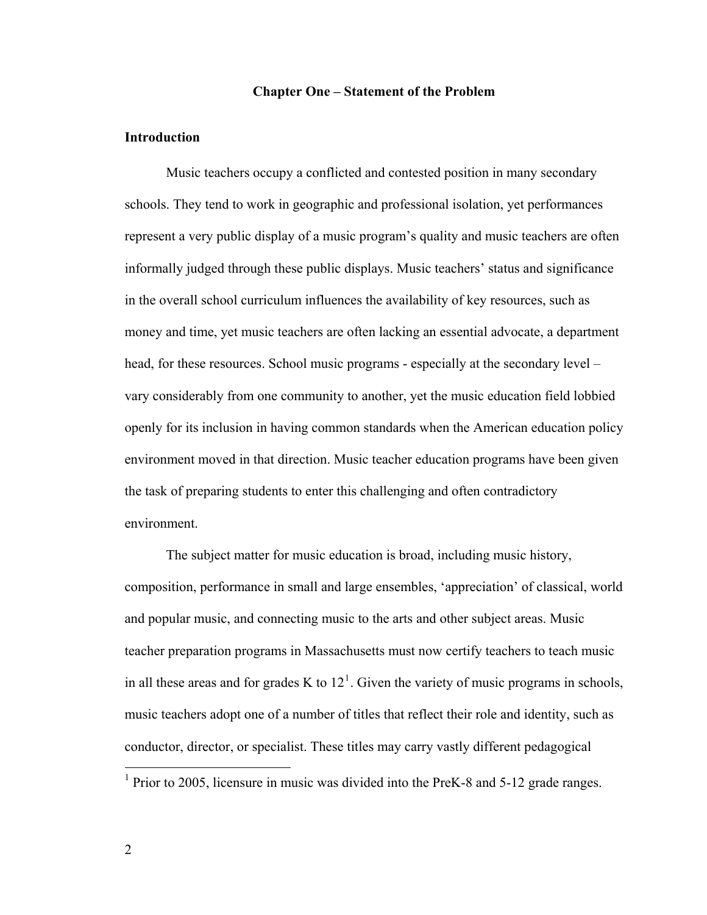# Chapter One – Statement of the Problem

## Introduction

Music teachers occupy a conflicted and contested position in many secondary schools. They tend to work in geographic and professional isolation, yet performances represent a very public display of a music program's quality and music teachers are often informally judged through these public displays. Music teachers' status and significance in the overall school curriculum influences the availability of key resources, such as money and time, yet music teachers are often lacking an essential advocate, a department head, for these resources. School music programs - especially at the secondary level – vary considerably from one community to another, yet the music education field lobbied openly for its inclusion in having common standards when the American education policy environment moved in that direction. Music teacher education programs have been given the task of preparing students to enter this challenging and often contradictory environment.

The subject matter for music education is broad, including music history, composition, performance in small and large ensembles, 'appreciation' of classical, world and popular music, and connecting music to the arts and other subject areas. Music teacher preparation programs in Massachusetts must now certify teachers to teach music in all these areas and for grades K to 12[1]. Given the variety of music programs in schools, music teachers adopt one of a number of titles that reflect their role and identity, such as conductor, director, or specialist. These titles may carry vastly different pedagogical

---

[1] Prior to 2005, licensure in music was divided into the PreK-8 and 5-12 grade ranges.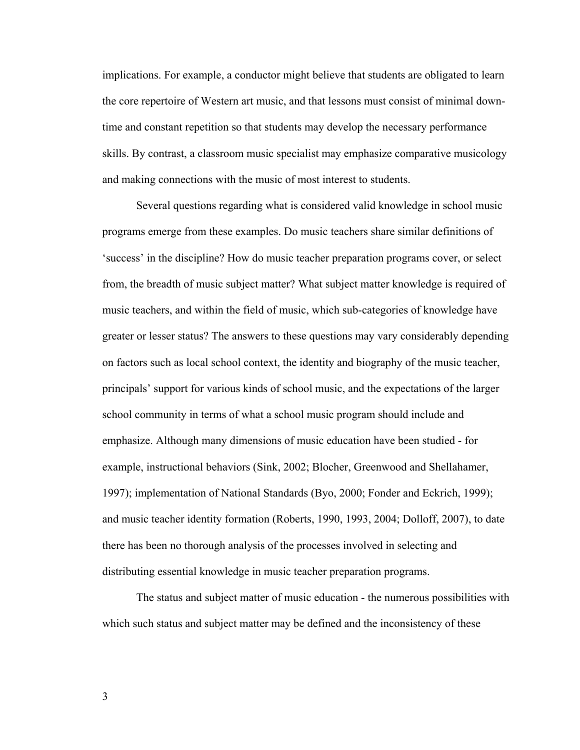implications. For example, a conductor might believe that students are obligated to learn the core repertoire of Western art music, and that lessons must consist of minimal down-time and constant repetition so that students may develop the necessary performance skills. By contrast, a classroom music specialist may emphasize comparative musicology and making connections with the music of most interest to students.

Several questions regarding what is considered valid knowledge in school music programs emerge from these examples. Do music teachers share similar definitions of 'success' in the discipline? How do music teacher preparation programs cover, or select from, the breadth of music subject matter? What subject matter knowledge is required of music teachers, and within the field of music, which sub-categories of knowledge have greater or lesser status? The answers to these questions may vary considerably depending on factors such as local school context, the identity and biography of the music teacher, principals' support for various kinds of school music, and the expectations of the larger school community in terms of what a school music program should include and emphasize. Although many dimensions of music education have been studied - for example, instructional behaviors (Sink, 2002; Blocher, Greenwood and Shellahamer, 1997); implementation of National Standards (Byo, 2000; Fonder and Eckrich, 1999); and music teacher identity formation (Roberts, 1990, 1993, 2004; Dolloff, 2007), to date there has been no thorough analysis of the processes involved in selecting and distributing essential knowledge in music teacher preparation programs.

The status and subject matter of music education - the numerous possibilities with which such status and subject matter may be defined and the inconsistency of these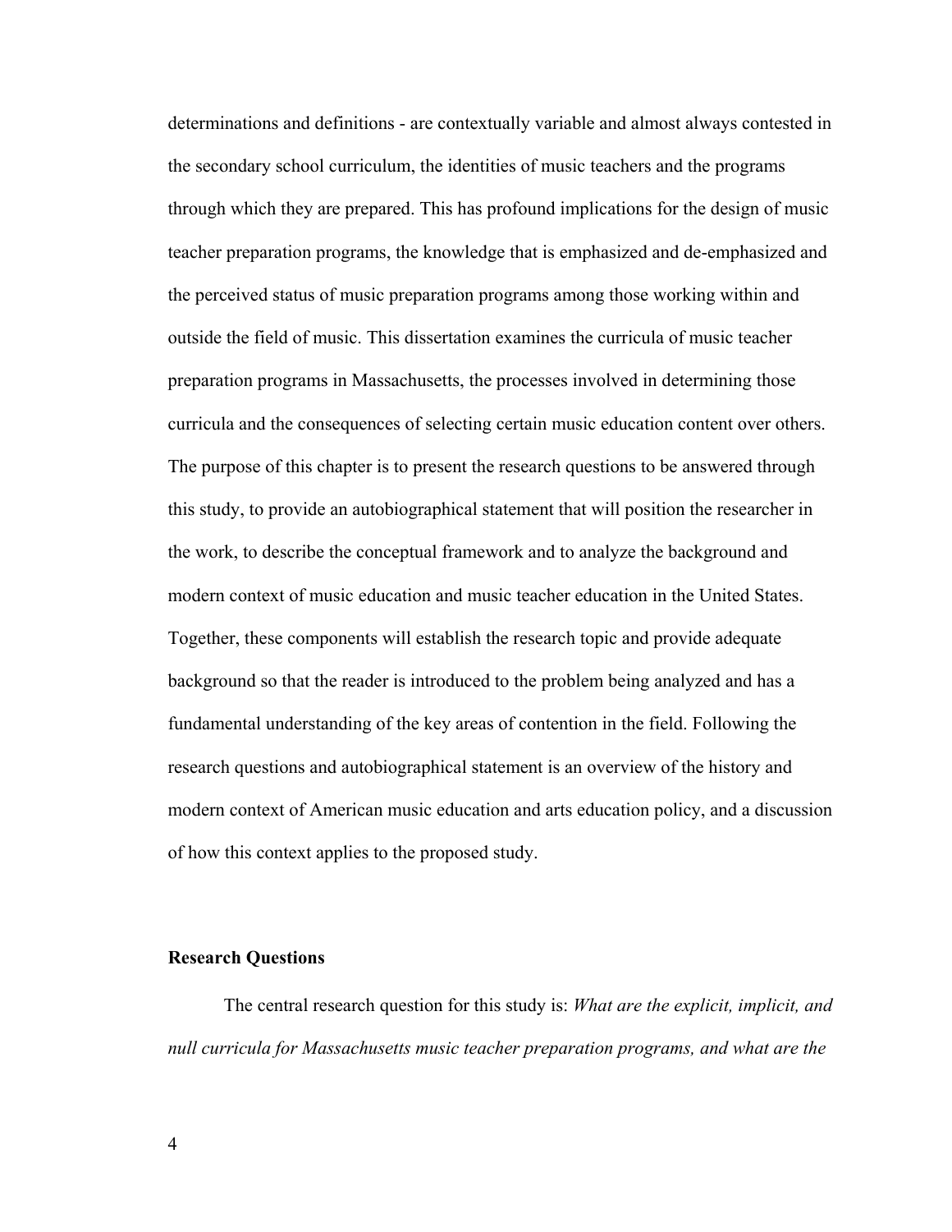determinations and definitions - are contextually variable and almost always contested in the secondary school curriculum, the identities of music teachers and the programs through which they are prepared. This has profound implications for the design of music teacher preparation programs, the knowledge that is emphasized and de-emphasized and the perceived status of music preparation programs among those working within and outside the field of music. This dissertation examines the curricula of music teacher preparation programs in Massachusetts, the processes involved in determining those curricula and the consequences of selecting certain music education content over others. The purpose of this chapter is to present the research questions to be answered through this study, to provide an autobiographical statement that will position the researcher in the work, to describe the conceptual framework and to analyze the background and modern context of music education and music teacher education in the United States. Together, these components will establish the research topic and provide adequate background so that the reader is introduced to the problem being analyzed and has a fundamental understanding of the key areas of contention in the field. Following the research questions and autobiographical statement is an overview of the history and modern context of American music education and arts education policy, and a discussion of how this context applies to the proposed study.

## Research Questions

The central research question for this study is: *What are the explicit, implicit, and null curricula for Massachusetts music teacher preparation programs, and what are the*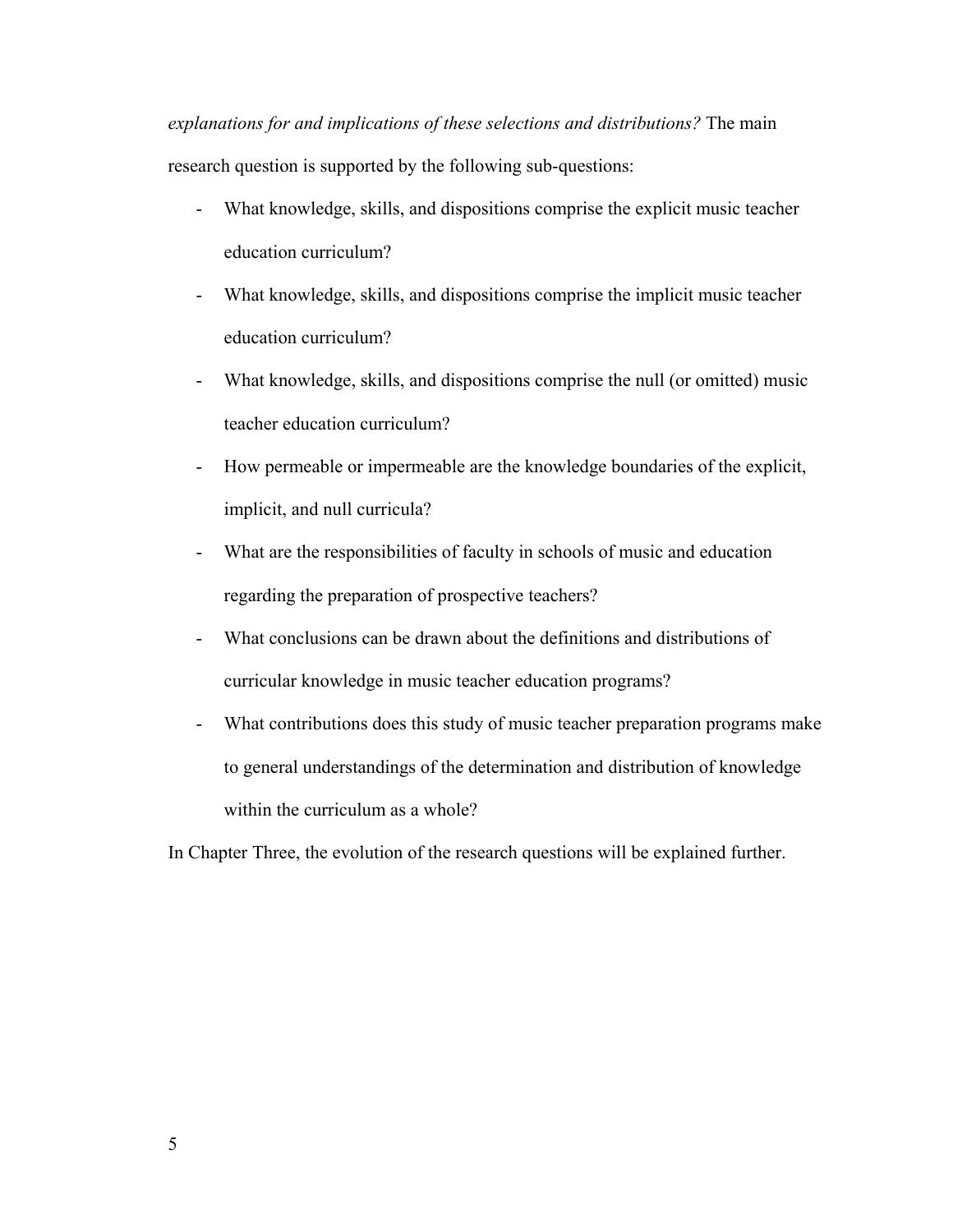*explanations for and implications of these selections and distributions?* The main research question is supported by the following sub-questions:

- What knowledge, skills, and dispositions comprise the explicit music teacher education curriculum?
- What knowledge, skills, and dispositions comprise the implicit music teacher education curriculum?
- What knowledge, skills, and dispositions comprise the null (or omitted) music teacher education curriculum?
- How permeable or impermeable are the knowledge boundaries of the explicit, implicit, and null curricula?
- What are the responsibilities of faculty in schools of music and education regarding the preparation of prospective teachers?
- What conclusions can be drawn about the definitions and distributions of curricular knowledge in music teacher education programs?
- What contributions does this study of music teacher preparation programs make to general understandings of the determination and distribution of knowledge within the curriculum as a whole?

In Chapter Three, the evolution of the research questions will be explained further.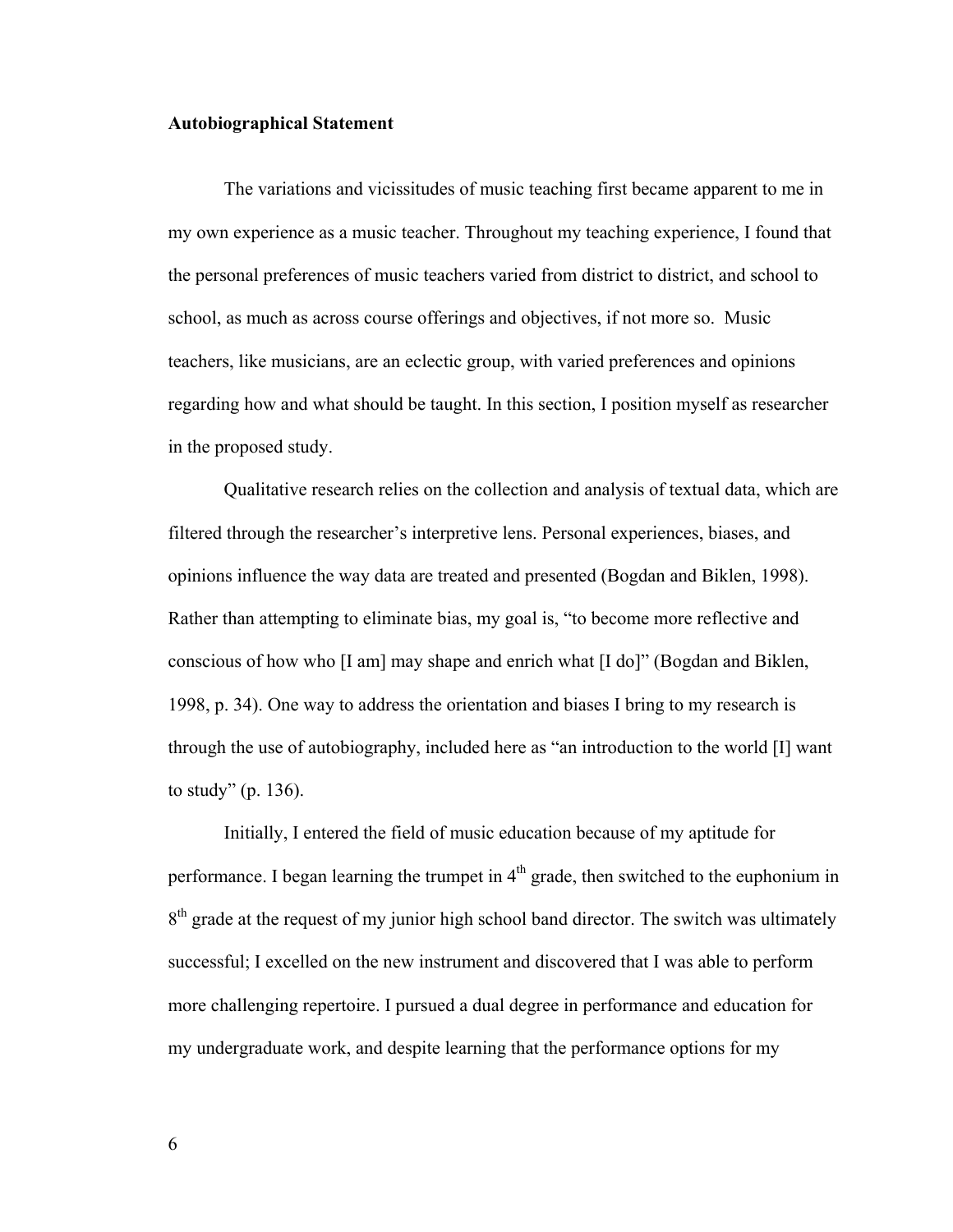**Autobiographical Statement**

The variations and vicissitudes of music teaching first became apparent to me in my own experience as a music teacher. Throughout my teaching experience, I found that the personal preferences of music teachers varied from district to district, and school to school, as much as across course offerings and objectives, if not more so. Music teachers, like musicians, are an eclectic group, with varied preferences and opinions regarding how and what should be taught. In this section, I position myself as researcher in the proposed study.

Qualitative research relies on the collection and analysis of textual data, which are filtered through the researcher's interpretive lens. Personal experiences, biases, and opinions influence the way data are treated and presented (Bogdan and Biklen, 1998). Rather than attempting to eliminate bias, my goal is, "to become more reflective and conscious of how who [I am] may shape and enrich what [I do]" (Bogdan and Biklen, 1998, p. 34). One way to address the orientation and biases I bring to my research is through the use of autobiography, included here as "an introduction to the world [I] want to study" (p. 136).

Initially, I entered the field of music education because of my aptitude for performance. I began learning the trumpet in 4th grade, then switched to the euphonium in 8th grade at the request of my junior high school band director. The switch was ultimately successful; I excelled on the new instrument and discovered that I was able to perform more challenging repertoire. I pursued a dual degree in performance and education for my undergraduate work, and despite learning that the performance options for my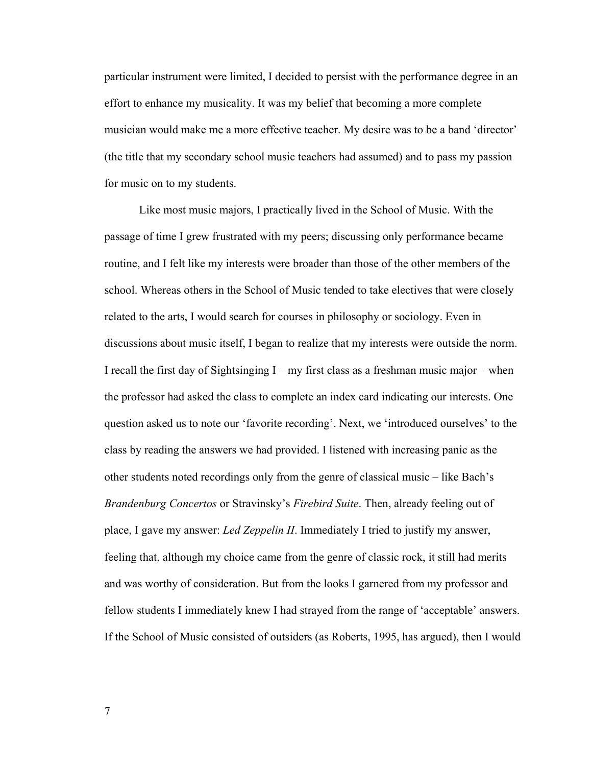particular instrument were limited, I decided to persist with the performance degree in an effort to enhance my musicality. It was my belief that becoming a more complete musician would make me a more effective teacher. My desire was to be a band 'director' (the title that my secondary school music teachers had assumed) and to pass my passion for music on to my students.

Like most music majors, I practically lived in the School of Music. With the passage of time I grew frustrated with my peers; discussing only performance became routine, and I felt like my interests were broader than those of the other members of the school. Whereas others in the School of Music tended to take electives that were closely related to the arts, I would search for courses in philosophy or sociology. Even in discussions about music itself, I began to realize that my interests were outside the norm. I recall the first day of Sightsinging I – my first class as a freshman music major – when the professor had asked the class to complete an index card indicating our interests. One question asked us to note our 'favorite recording'. Next, we 'introduced ourselves' to the class by reading the answers we had provided. I listened with increasing panic as the other students noted recordings only from the genre of classical music – like Bach's *Brandenburg Concertos* or Stravinsky's *Firebird Suite*. Then, already feeling out of place, I gave my answer: *Led Zeppelin II*. Immediately I tried to justify my answer, feeling that, although my choice came from the genre of classic rock, it still had merits and was worthy of consideration. But from the looks I garnered from my professor and fellow students I immediately knew I had strayed from the range of 'acceptable' answers. If the School of Music consisted of outsiders (as Roberts, 1995, has argued), then I would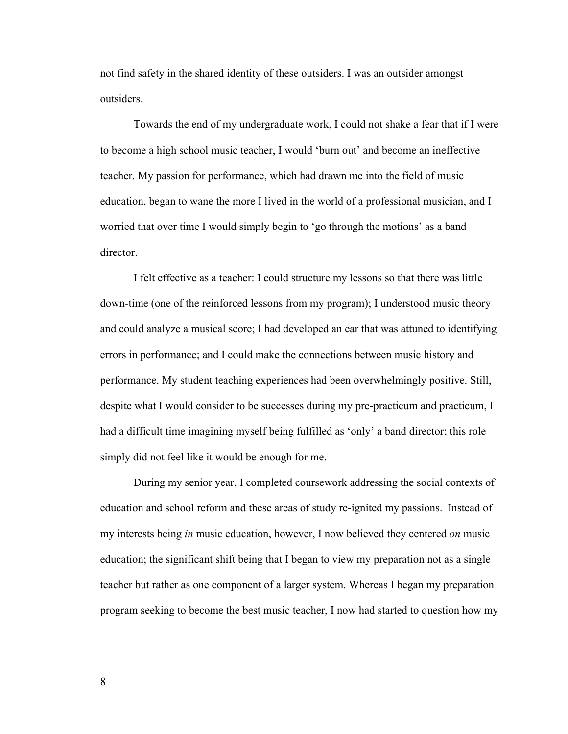not find safety in the shared identity of these outsiders. I was an outsider amongst outsiders.

Towards the end of my undergraduate work, I could not shake a fear that if I were to become a high school music teacher, I would ‘burn out’ and become an ineffective teacher. My passion for performance, which had drawn me into the field of music education, began to wane the more I lived in the world of a professional musician, and I worried that over time I would simply begin to ‘go through the motions’ as a band director.

I felt effective as a teacher: I could structure my lessons so that there was little down-time (one of the reinforced lessons from my program); I understood music theory and could analyze a musical score; I had developed an ear that was attuned to identifying errors in performance; and I could make the connections between music history and performance. My student teaching experiences had been overwhelmingly positive. Still, despite what I would consider to be successes during my pre-practicum and practicum, I had a difficult time imagining myself being fulfilled as ‘only’ a band director; this role simply did not feel like it would be enough for me.

During my senior year, I completed coursework addressing the social contexts of education and school reform and these areas of study re-ignited my passions. Instead of my interests being *in* music education, however, I now believed they centered *on* music education; the significant shift being that I began to view my preparation not as a single teacher but rather as one component of a larger system. Whereas I began my preparation program seeking to become the best music teacher, I now had started to question how my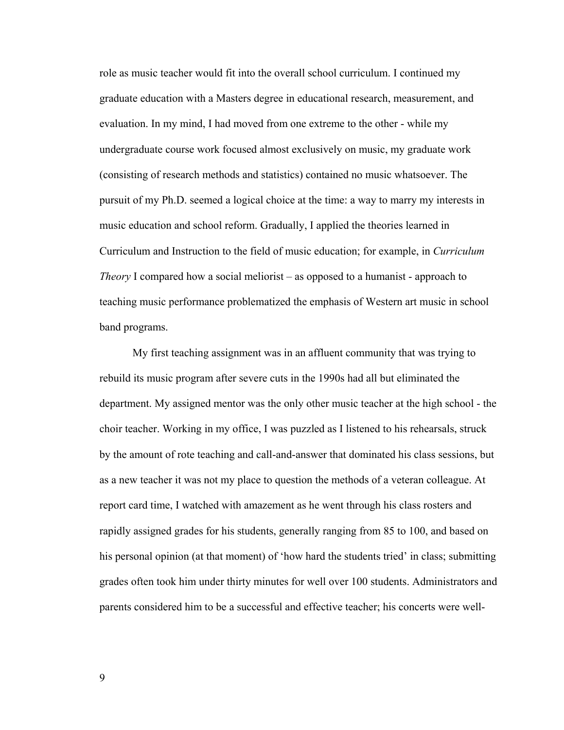role as music teacher would fit into the overall school curriculum. I continued my graduate education with a Masters degree in educational research, measurement, and evaluation. In my mind, I had moved from one extreme to the other - while my undergraduate course work focused almost exclusively on music, my graduate work (consisting of research methods and statistics) contained no music whatsoever. The pursuit of my Ph.D. seemed a logical choice at the time: a way to marry my interests in music education and school reform. Gradually, I applied the theories learned in Curriculum and Instruction to the field of music education; for example, in *Curriculum Theory* I compared how a social meliorist – as opposed to a humanist - approach to teaching music performance problematized the emphasis of Western art music in school band programs.

My first teaching assignment was in an affluent community that was trying to rebuild its music program after severe cuts in the 1990s had all but eliminated the department. My assigned mentor was the only other music teacher at the high school - the choir teacher. Working in my office, I was puzzled as I listened to his rehearsals, struck by the amount of rote teaching and call-and-answer that dominated his class sessions, but as a new teacher it was not my place to question the methods of a veteran colleague. At report card time, I watched with amazement as he went through his class rosters and rapidly assigned grades for his students, generally ranging from 85 to 100, and based on his personal opinion (at that moment) of 'how hard the students tried' in class; submitting grades often took him under thirty minutes for well over 100 students. Administrators and parents considered him to be a successful and effective teacher; his concerts were well-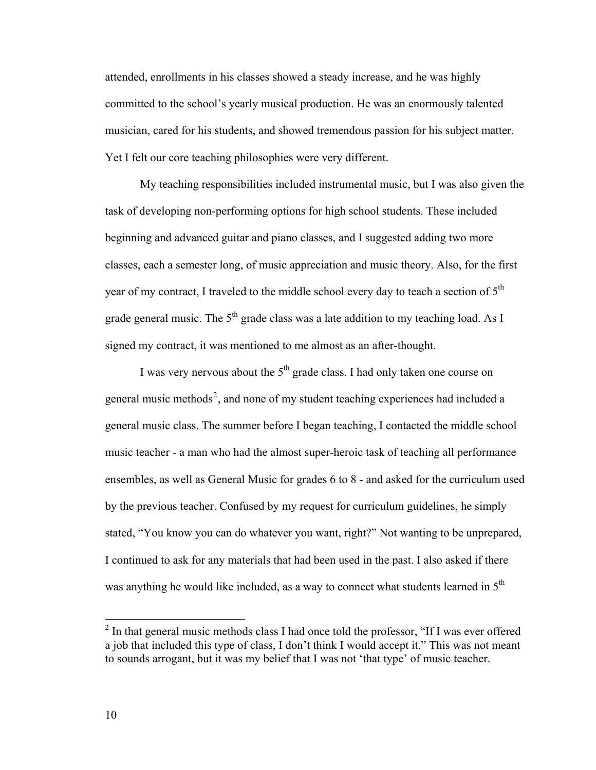attended, enrollments in his classes showed a steady increase, and he was highly committed to the school's yearly musical production. He was an enormously talented musician, cared for his students, and showed tremendous passion for his subject matter. Yet I felt our core teaching philosophies were very different.

My teaching responsibilities included instrumental music, but I was also given the task of developing non-performing options for high school students. These included beginning and advanced guitar and piano classes, and I suggested adding two more classes, each a semester long, of music appreciation and music theory. Also, for the first year of my contract, I traveled to the middle school every day to teach a section of 5th grade general music. The 5th grade class was a late addition to my teaching load. As I signed my contract, it was mentioned to me almost as an after-thought.

I was very nervous about the 5th grade class. I had only taken one course on general music methods[2], and none of my student teaching experiences had included a general music class. The summer before I began teaching, I contacted the middle school music teacher - a man who had the almost super-heroic task of teaching all performance ensembles, as well as General Music for grades 6 to 8 - and asked for the curriculum used by the previous teacher. Confused by my request for curriculum guidelines, he simply stated, "You know you can do whatever you want, right?" Not wanting to be unprepared, I continued to ask for any materials that had been used in the past. I also asked if there was anything he would like included, as a way to connect what students learned in 5th

[2] In that general music methods class I had once told the professor, "If I was ever offered a job that included this type of class, I don't think I would accept it." This was not meant to sounds arrogant, but it was my belief that I was not 'that type' of music teacher.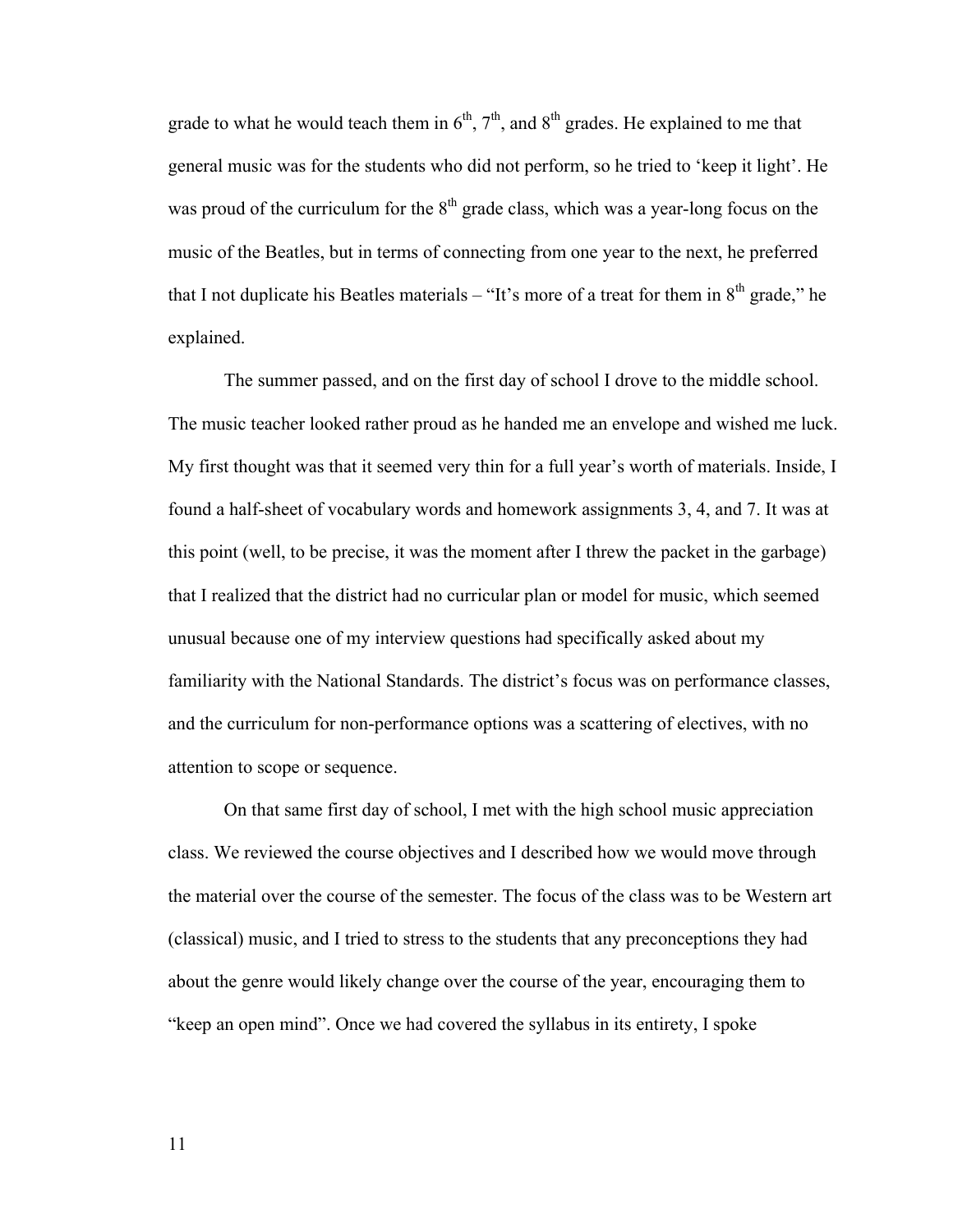grade to what he would teach them in 6th, 7th, and 8th grades. He explained to me that general music was for the students who did not perform, so he tried to 'keep it light'. He was proud of the curriculum for the 8th grade class, which was a year-long focus on the music of the Beatles, but in terms of connecting from one year to the next, he preferred that I not duplicate his Beatles materials – "It's more of a treat for them in 8th grade," he explained.

The summer passed, and on the first day of school I drove to the middle school. The music teacher looked rather proud as he handed me an envelope and wished me luck. My first thought was that it seemed very thin for a full year's worth of materials. Inside, I found a half-sheet of vocabulary words and homework assignments 3, 4, and 7. It was at this point (well, to be precise, it was the moment after I threw the packet in the garbage) that I realized that the district had no curricular plan or model for music, which seemed unusual because one of my interview questions had specifically asked about my familiarity with the National Standards. The district's focus was on performance classes, and the curriculum for non-performance options was a scattering of electives, with no attention to scope or sequence.

On that same first day of school, I met with the high school music appreciation class. We reviewed the course objectives and I described how we would move through the material over the course of the semester. The focus of the class was to be Western art (classical) music, and I tried to stress to the students that any preconceptions they had about the genre would likely change over the course of the year, encouraging them to "keep an open mind". Once we had covered the syllabus in its entirety, I spoke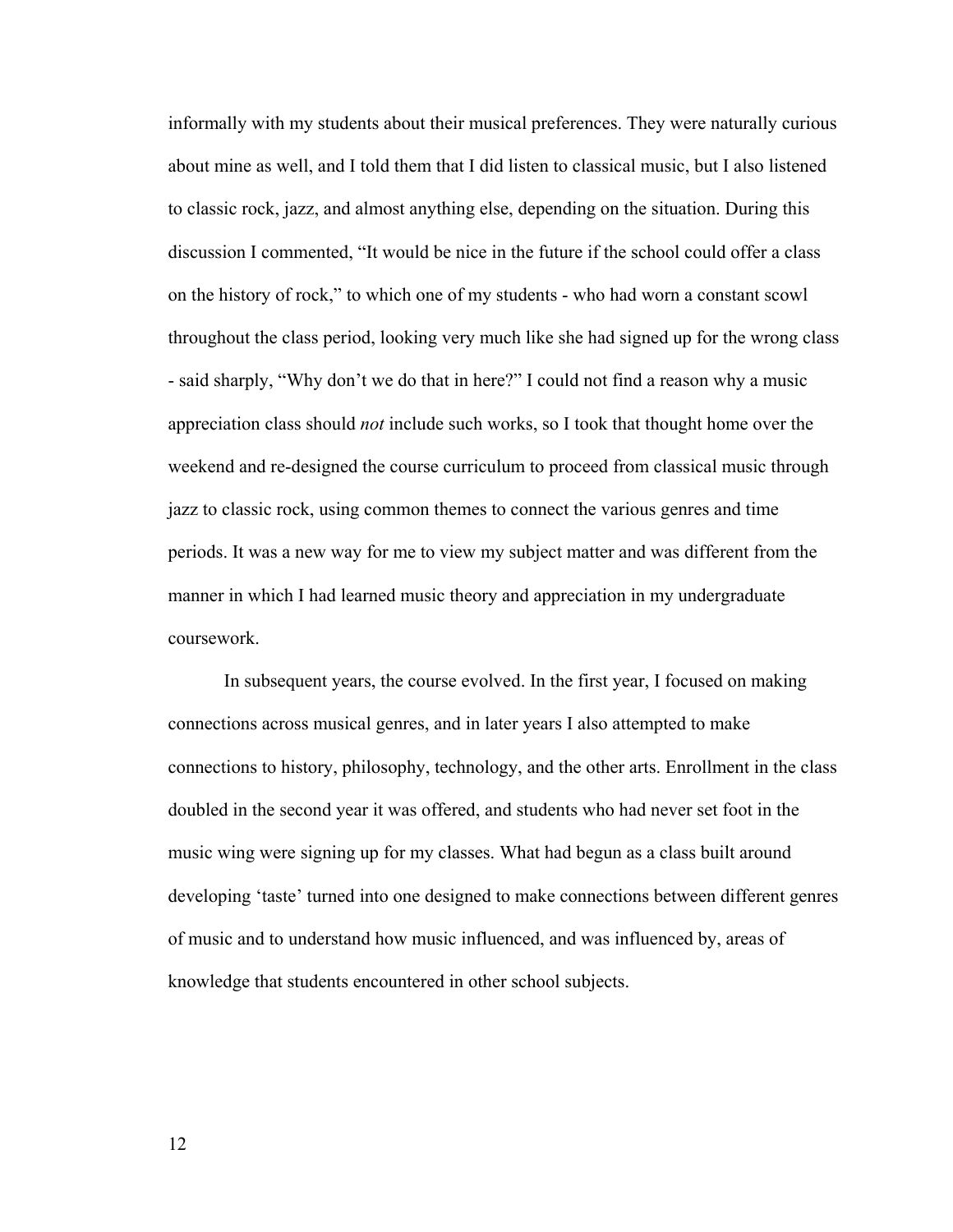informally with my students about their musical preferences. They were naturally curious about mine as well, and I told them that I did listen to classical music, but I also listened to classic rock, jazz, and almost anything else, depending on the situation. During this discussion I commented, “It would be nice in the future if the school could offer a class on the history of rock,” to which one of my students - who had worn a constant scowl throughout the class period, looking very much like she had signed up for the wrong class - said sharply, “Why don’t we do that in here?” I could not find a reason why a music appreciation class should *not* include such works, so I took that thought home over the weekend and re-designed the course curriculum to proceed from classical music through jazz to classic rock, using common themes to connect the various genres and time periods. It was a new way for me to view my subject matter and was different from the manner in which I had learned music theory and appreciation in my undergraduate coursework.

In subsequent years, the course evolved. In the first year, I focused on making connections across musical genres, and in later years I also attempted to make connections to history, philosophy, technology, and the other arts. Enrollment in the class doubled in the second year it was offered, and students who had never set foot in the music wing were signing up for my classes. What had begun as a class built around developing ‘taste’ turned into one designed to make connections between different genres of music and to understand how music influenced, and was influenced by, areas of knowledge that students encountered in other school subjects.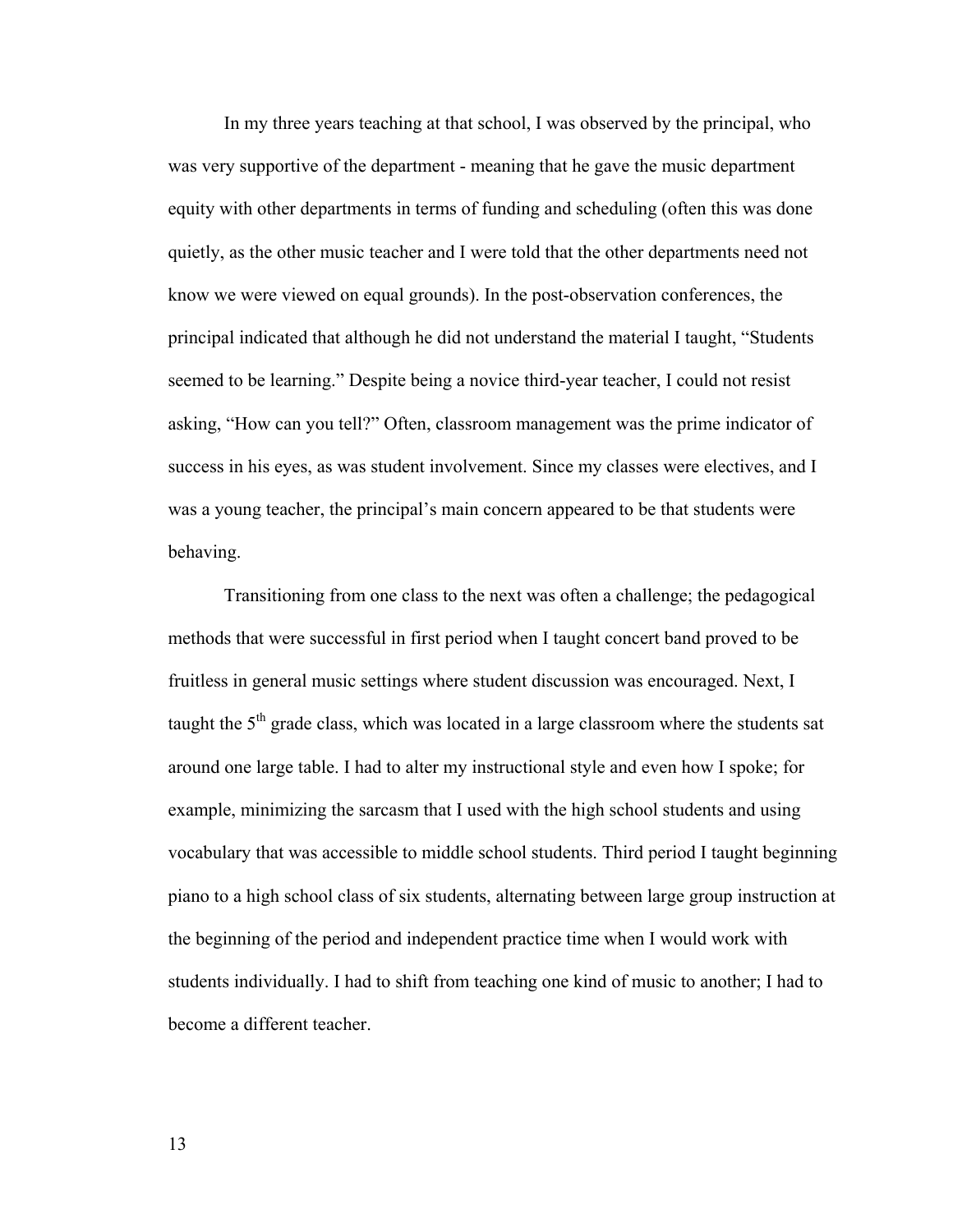In my three years teaching at that school, I was observed by the principal, who was very supportive of the department - meaning that he gave the music department equity with other departments in terms of funding and scheduling (often this was done quietly, as the other music teacher and I were told that the other departments need not know we were viewed on equal grounds). In the post-observation conferences, the principal indicated that although he did not understand the material I taught, "Students seemed to be learning." Despite being a novice third-year teacher, I could not resist asking, "How can you tell?" Often, classroom management was the prime indicator of success in his eyes, as was student involvement. Since my classes were electives, and I was a young teacher, the principal's main concern appeared to be that students were behaving.

Transitioning from one class to the next was often a challenge; the pedagogical methods that were successful in first period when I taught concert band proved to be fruitless in general music settings where student discussion was encouraged. Next, I taught the 5th grade class, which was located in a large classroom where the students sat around one large table. I had to alter my instructional style and even how I spoke; for example, minimizing the sarcasm that I used with the high school students and using vocabulary that was accessible to middle school students. Third period I taught beginning piano to a high school class of six students, alternating between large group instruction at the beginning of the period and independent practice time when I would work with students individually. I had to shift from teaching one kind of music to another; I had to become a different teacher.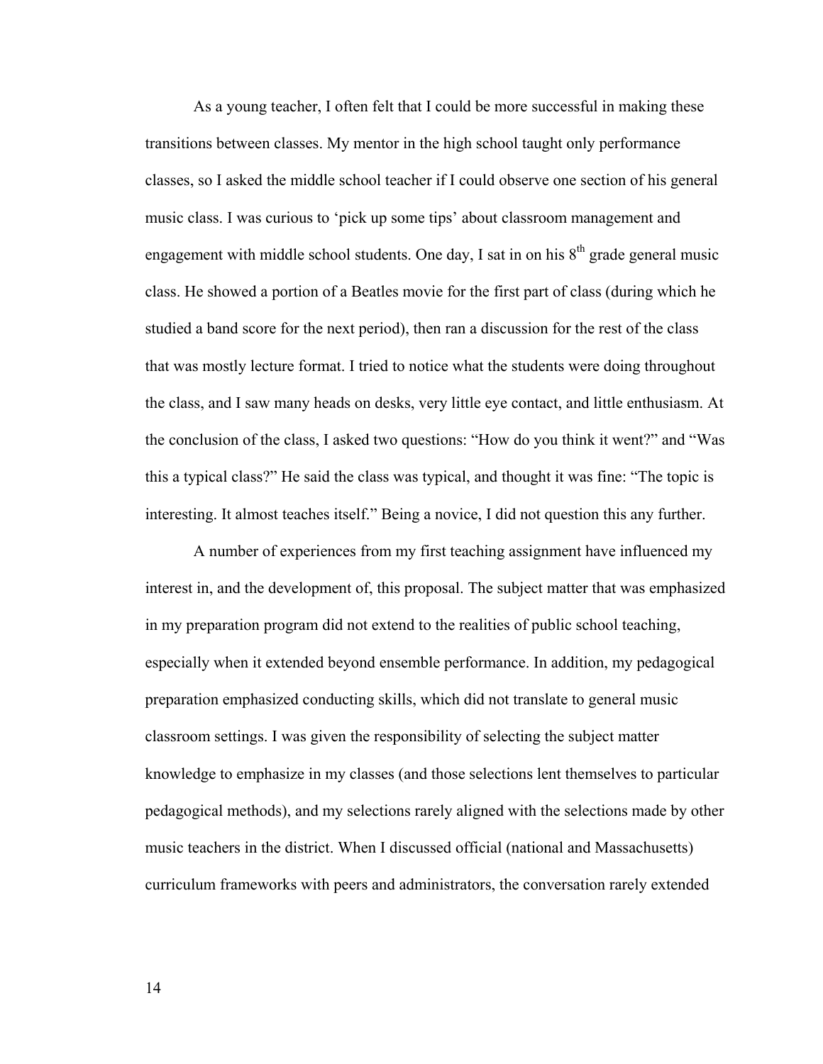As a young teacher, I often felt that I could be more successful in making these transitions between classes. My mentor in the high school taught only performance classes, so I asked the middle school teacher if I could observe one section of his general music class. I was curious to 'pick up some tips' about classroom management and engagement with middle school students. One day, I sat in on his 8th grade general music class. He showed a portion of a Beatles movie for the first part of class (during which he studied a band score for the next period), then ran a discussion for the rest of the class that was mostly lecture format. I tried to notice what the students were doing throughout the class, and I saw many heads on desks, very little eye contact, and little enthusiasm. At the conclusion of the class, I asked two questions: "How do you think it went?" and "Was this a typical class?" He said the class was typical, and thought it was fine: "The topic is interesting. It almost teaches itself." Being a novice, I did not question this any further.

A number of experiences from my first teaching assignment have influenced my interest in, and the development of, this proposal. The subject matter that was emphasized in my preparation program did not extend to the realities of public school teaching, especially when it extended beyond ensemble performance. In addition, my pedagogical preparation emphasized conducting skills, which did not translate to general music classroom settings. I was given the responsibility of selecting the subject matter knowledge to emphasize in my classes (and those selections lent themselves to particular pedagogical methods), and my selections rarely aligned with the selections made by other music teachers in the district. When I discussed official (national and Massachusetts) curriculum frameworks with peers and administrators, the conversation rarely extended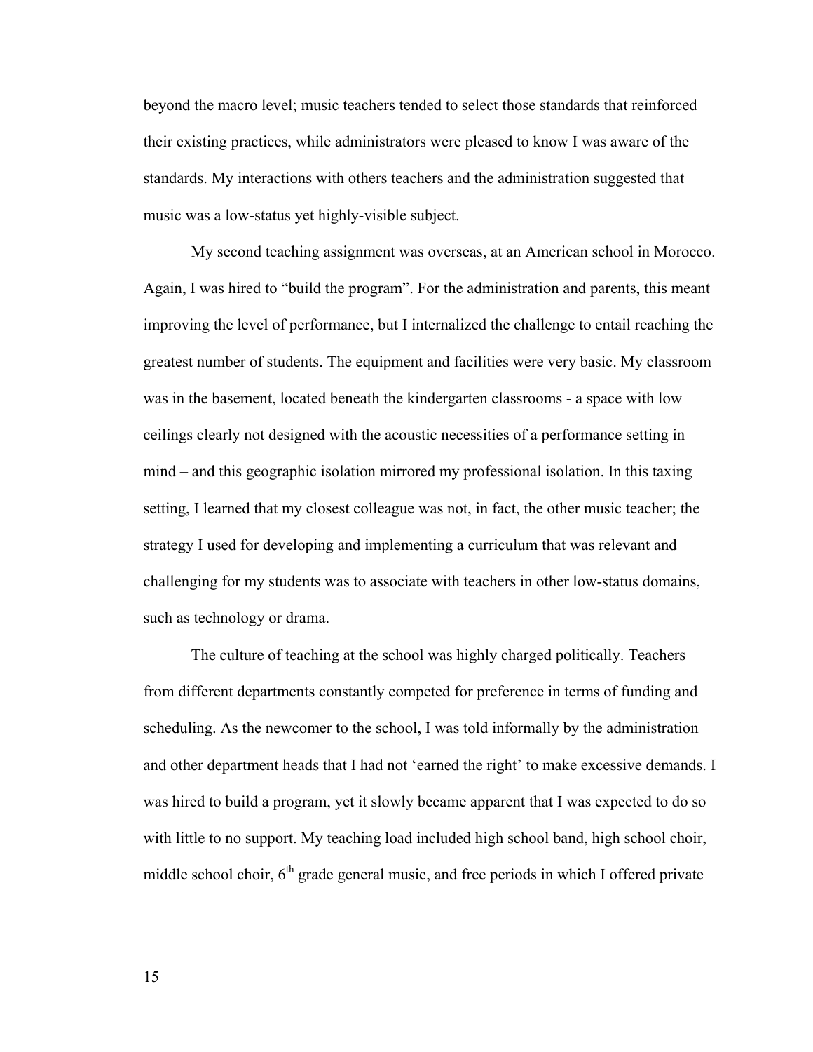beyond the macro level; music teachers tended to select those standards that reinforced their existing practices, while administrators were pleased to know I was aware of the standards. My interactions with others teachers and the administration suggested that music was a low-status yet highly-visible subject.

My second teaching assignment was overseas, at an American school in Morocco. Again, I was hired to "build the program". For the administration and parents, this meant improving the level of performance, but I internalized the challenge to entail reaching the greatest number of students. The equipment and facilities were very basic. My classroom was in the basement, located beneath the kindergarten classrooms - a space with low ceilings clearly not designed with the acoustic necessities of a performance setting in mind – and this geographic isolation mirrored my professional isolation. In this taxing setting, I learned that my closest colleague was not, in fact, the other music teacher; the strategy I used for developing and implementing a curriculum that was relevant and challenging for my students was to associate with teachers in other low-status domains, such as technology or drama.

The culture of teaching at the school was highly charged politically. Teachers from different departments constantly competed for preference in terms of funding and scheduling. As the newcomer to the school, I was told informally by the administration and other department heads that I had not 'earned the right' to make excessive demands. I was hired to build a program, yet it slowly became apparent that I was expected to do so with little to no support. My teaching load included high school band, high school choir, middle school choir, 6th grade general music, and free periods in which I offered private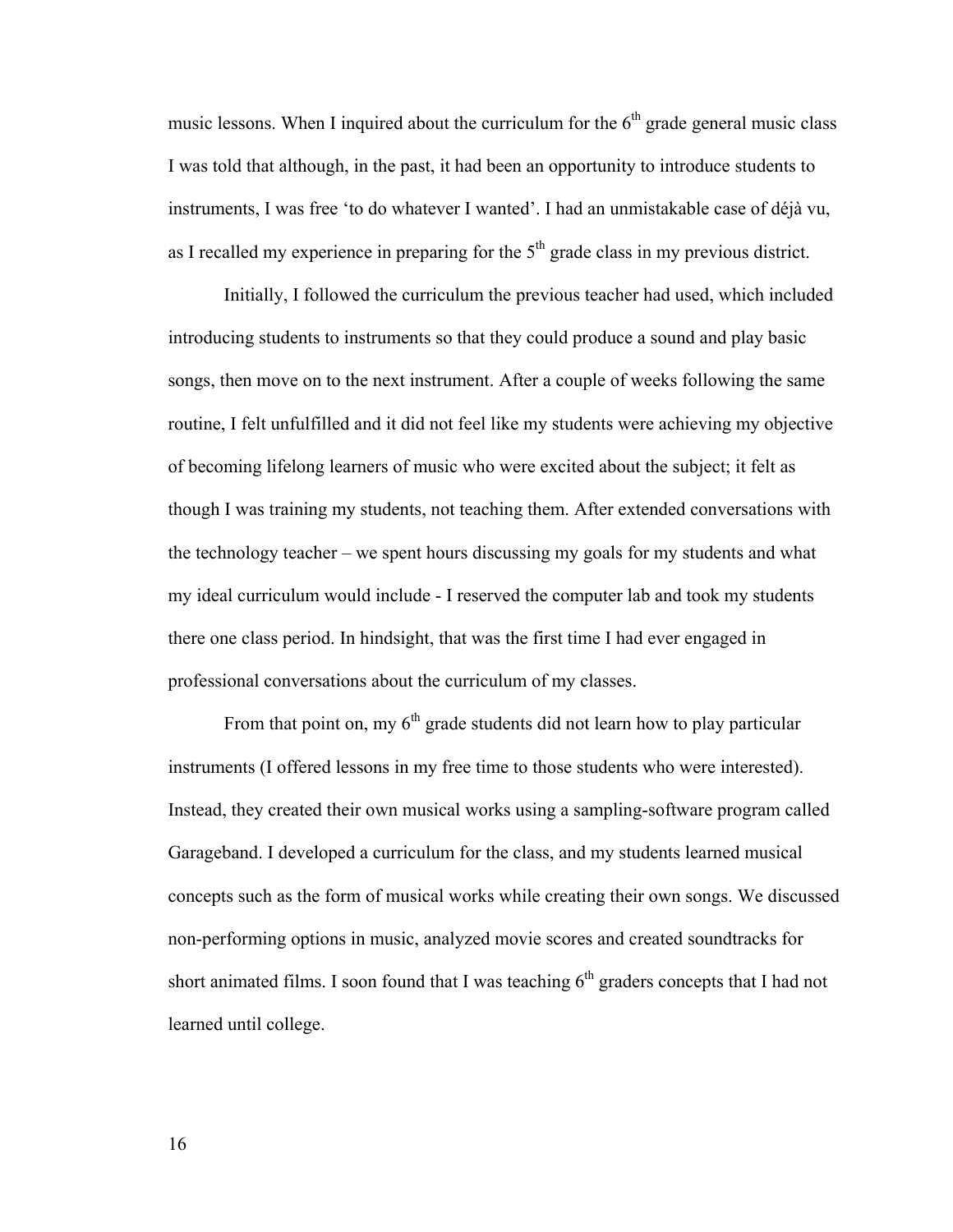music lessons. When I inquired about the curriculum for the 6th grade general music class I was told that although, in the past, it had been an opportunity to introduce students to instruments, I was free 'to do whatever I wanted'. I had an unmistakable case of déjà vu, as I recalled my experience in preparing for the 5th grade class in my previous district.

Initially, I followed the curriculum the previous teacher had used, which included introducing students to instruments so that they could produce a sound and play basic songs, then move on to the next instrument. After a couple of weeks following the same routine, I felt unfulfilled and it did not feel like my students were achieving my objective of becoming lifelong learners of music who were excited about the subject; it felt as though I was training my students, not teaching them. After extended conversations with the technology teacher – we spent hours discussing my goals for my students and what my ideal curriculum would include - I reserved the computer lab and took my students there one class period. In hindsight, that was the first time I had ever engaged in professional conversations about the curriculum of my classes.

From that point on, my 6th grade students did not learn how to play particular instruments (I offered lessons in my free time to those students who were interested). Instead, they created their own musical works using a sampling-software program called Garageband. I developed a curriculum for the class, and my students learned musical concepts such as the form of musical works while creating their own songs. We discussed non-performing options in music, analyzed movie scores and created soundtracks for short animated films. I soon found that I was teaching 6th graders concepts that I had not learned until college.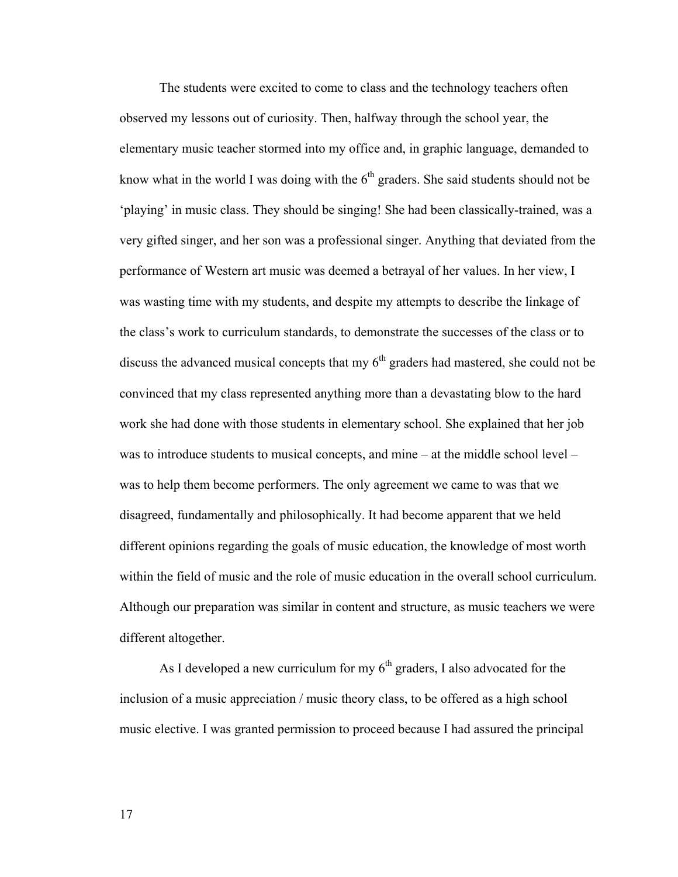The students were excited to come to class and the technology teachers often observed my lessons out of curiosity. Then, halfway through the school year, the elementary music teacher stormed into my office and, in graphic language, demanded to know what in the world I was doing with the $6^{th}$ graders. She said students should not be 'playing' in music class. They should be singing! She had been classically-trained, was a very gifted singer, and her son was a professional singer. Anything that deviated from the performance of Western art music was deemed a betrayal of her values. In her view, I was wasting time with my students, and despite my attempts to describe the linkage of the class's work to curriculum standards, to demonstrate the successes of the class or to discuss the advanced musical concepts that my $6^{th}$ graders had mastered, she could not be convinced that my class represented anything more than a devastating blow to the hard work she had done with those students in elementary school. She explained that her job was to introduce students to musical concepts, and mine – at the middle school level – was to help them become performers. The only agreement we came to was that we disagreed, fundamentally and philosophically. It had become apparent that we held different opinions regarding the goals of music education, the knowledge of most worth within the field of music and the role of music education in the overall school curriculum. Although our preparation was similar in content and structure, as music teachers we were different altogether.

As I developed a new curriculum for my $6^{th}$ graders, I also advocated for the inclusion of a music appreciation / music theory class, to be offered as a high school music elective. I was granted permission to proceed because I had assured the principal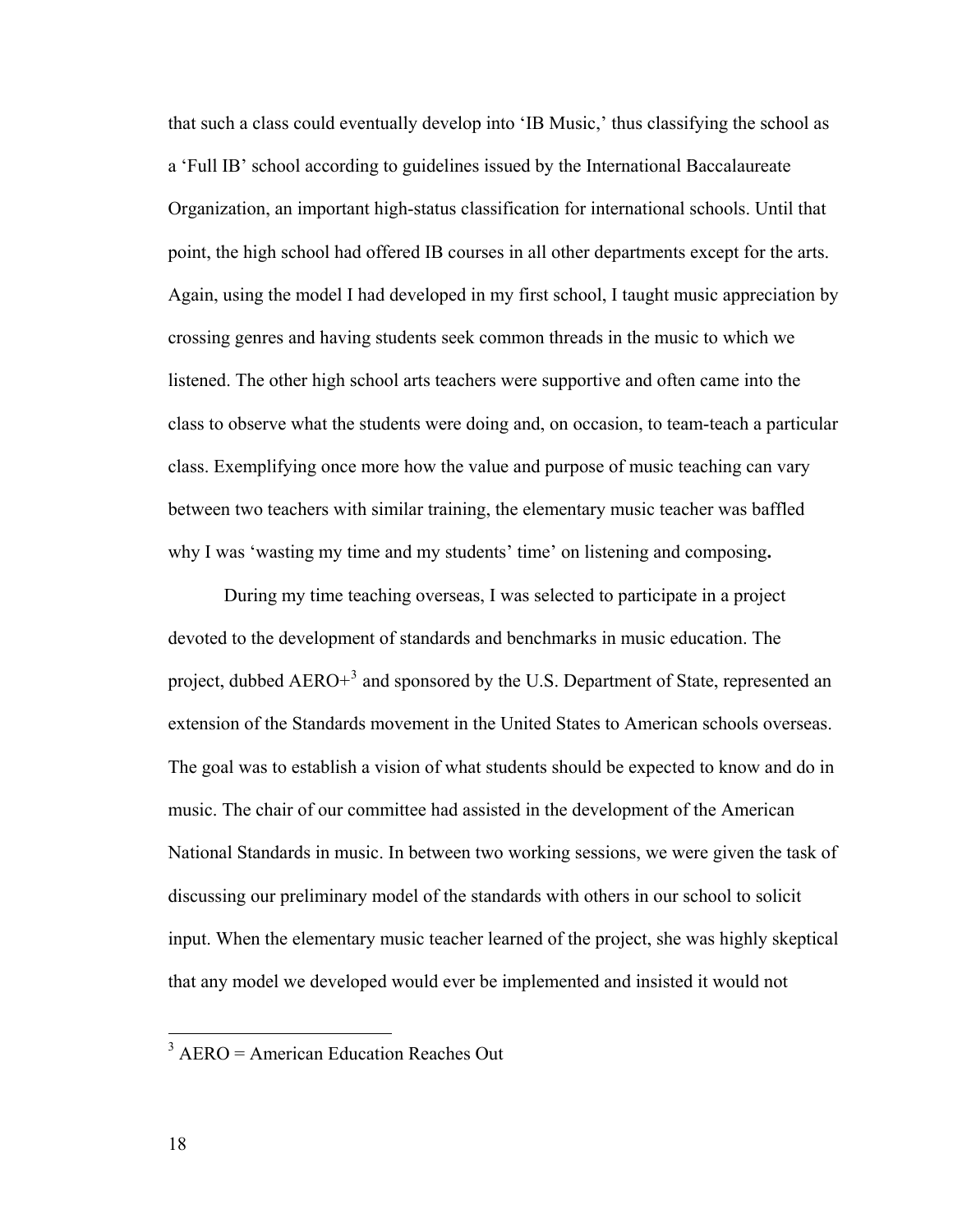that such a class could eventually develop into 'IB Music,' thus classifying the school as a 'Full IB' school according to guidelines issued by the International Baccalaureate Organization, an important high-status classification for international schools. Until that point, the high school had offered IB courses in all other departments except for the arts. Again, using the model I had developed in my first school, I taught music appreciation by crossing genres and having students seek common threads in the music to which we listened. The other high school arts teachers were supportive and often came into the class to observe what the students were doing and, on occasion, to team-teach a particular class. Exemplifying once more how the value and purpose of music teaching can vary between two teachers with similar training, the elementary music teacher was baffled why I was 'wasting my time and my students' time' on listening and composing**.**

During my time teaching overseas, I was selected to participate in a project devoted to the development of standards and benchmarks in music education. The project, dubbed AERO+[3] and sponsored by the U.S. Department of State, represented an extension of the Standards movement in the United States to American schools overseas. The goal was to establish a vision of what students should be expected to know and do in music. The chair of our committee had assisted in the development of the American National Standards in music. In between two working sessions, we were given the task of discussing our preliminary model of the standards with others in our school to solicit input. When the elementary music teacher learned of the project, she was highly skeptical that any model we developed would ever be implemented and insisted it would not

---

[3] AERO = American Education Reaches Out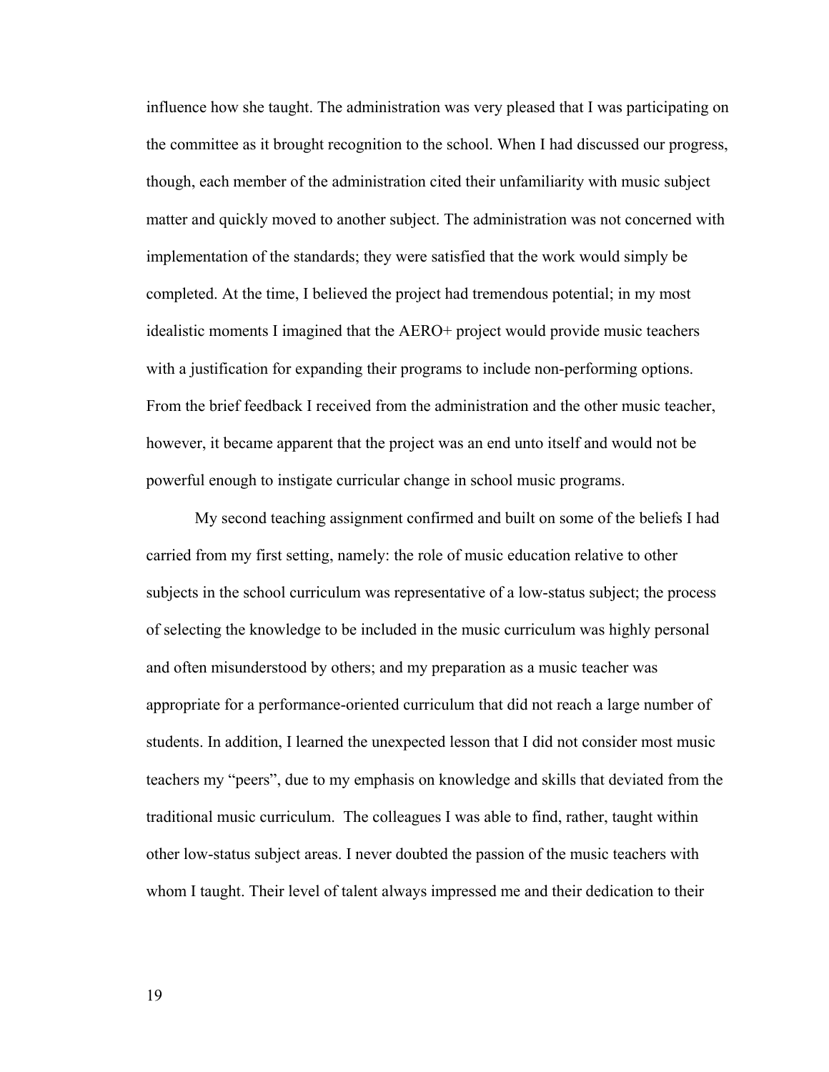influence how she taught. The administration was very pleased that I was participating on the committee as it brought recognition to the school. When I had discussed our progress, though, each member of the administration cited their unfamiliarity with music subject matter and quickly moved to another subject. The administration was not concerned with implementation of the standards; they were satisfied that the work would simply be completed. At the time, I believed the project had tremendous potential; in my most idealistic moments I imagined that the AERO+ project would provide music teachers with a justification for expanding their programs to include non-performing options. From the brief feedback I received from the administration and the other music teacher, however, it became apparent that the project was an end unto itself and would not be powerful enough to instigate curricular change in school music programs.

My second teaching assignment confirmed and built on some of the beliefs I had carried from my first setting, namely: the role of music education relative to other subjects in the school curriculum was representative of a low-status subject; the process of selecting the knowledge to be included in the music curriculum was highly personal and often misunderstood by others; and my preparation as a music teacher was appropriate for a performance-oriented curriculum that did not reach a large number of students. In addition, I learned the unexpected lesson that I did not consider most music teachers my "peers", due to my emphasis on knowledge and skills that deviated from the traditional music curriculum. The colleagues I was able to find, rather, taught within other low-status subject areas. I never doubted the passion of the music teachers with whom I taught. Their level of talent always impressed me and their dedication to their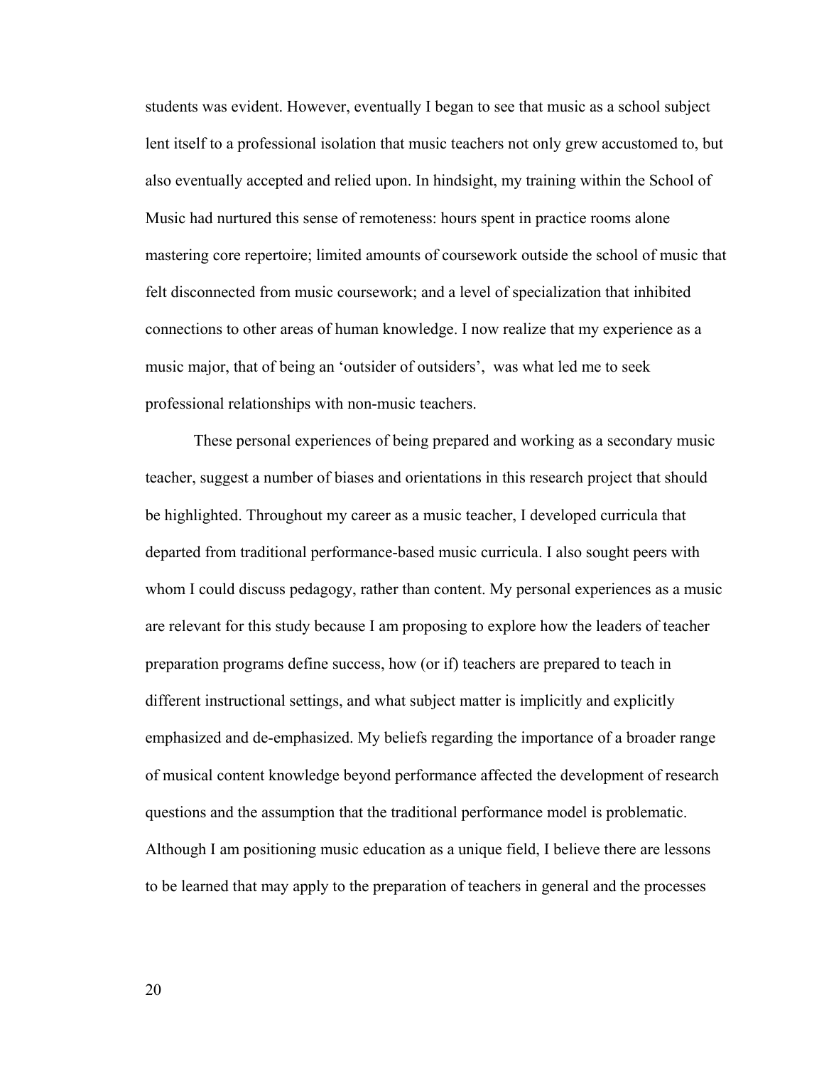students was evident. However, eventually I began to see that music as a school subject lent itself to a professional isolation that music teachers not only grew accustomed to, but also eventually accepted and relied upon. In hindsight, my training within the School of Music had nurtured this sense of remoteness: hours spent in practice rooms alone mastering core repertoire; limited amounts of coursework outside the school of music that felt disconnected from music coursework; and a level of specialization that inhibited connections to other areas of human knowledge. I now realize that my experience as a music major, that of being an 'outsider of outsiders', was what led me to seek professional relationships with non-music teachers.

These personal experiences of being prepared and working as a secondary music teacher, suggest a number of biases and orientations in this research project that should be highlighted. Throughout my career as a music teacher, I developed curricula that departed from traditional performance-based music curricula. I also sought peers with whom I could discuss pedagogy, rather than content. My personal experiences as a music are relevant for this study because I am proposing to explore how the leaders of teacher preparation programs define success, how (or if) teachers are prepared to teach in different instructional settings, and what subject matter is implicitly and explicitly emphasized and de-emphasized. My beliefs regarding the importance of a broader range of musical content knowledge beyond performance affected the development of research questions and the assumption that the traditional performance model is problematic. Although I am positioning music education as a unique field, I believe there are lessons to be learned that may apply to the preparation of teachers in general and the processes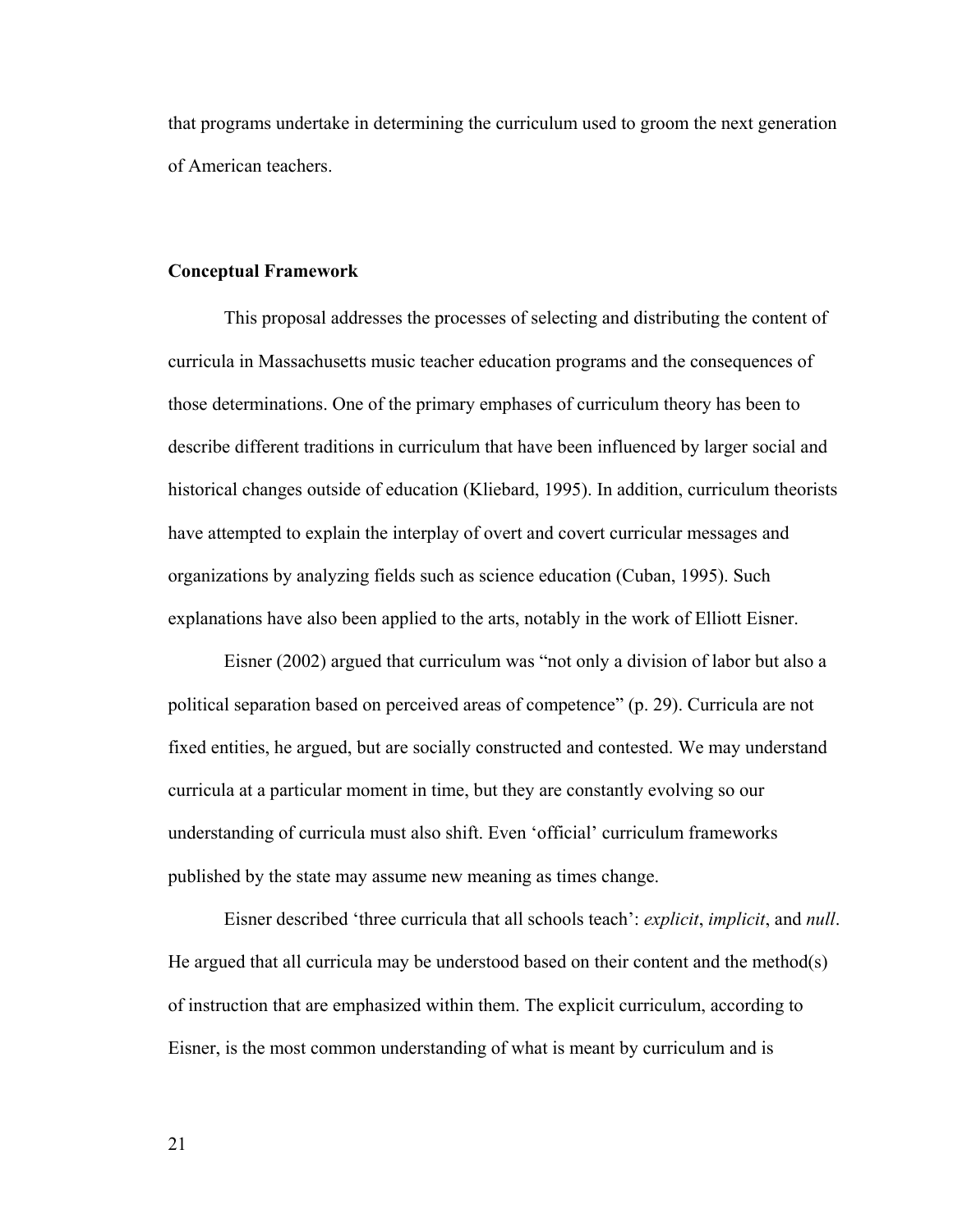that programs undertake in determining the curriculum used to groom the next generation of American teachers.

**Conceptual Framework**

This proposal addresses the processes of selecting and distributing the content of curricula in Massachusetts music teacher education programs and the consequences of those determinations. One of the primary emphases of curriculum theory has been to describe different traditions in curriculum that have been influenced by larger social and historical changes outside of education (Kliebard, 1995). In addition, curriculum theorists have attempted to explain the interplay of overt and covert curricular messages and organizations by analyzing fields such as science education (Cuban, 1995). Such explanations have also been applied to the arts, notably in the work of Elliott Eisner.

Eisner (2002) argued that curriculum was "not only a division of labor but also a political separation based on perceived areas of competence" (p. 29). Curricula are not fixed entities, he argued, but are socially constructed and contested. We may understand curricula at a particular moment in time, but they are constantly evolving so our understanding of curricula must also shift. Even 'official' curriculum frameworks published by the state may assume new meaning as times change.

Eisner described 'three curricula that all schools teach': *explicit*, *implicit*, and *null*. He argued that all curricula may be understood based on their content and the method(s) of instruction that are emphasized within them. The explicit curriculum, according to Eisner, is the most common understanding of what is meant by curriculum and is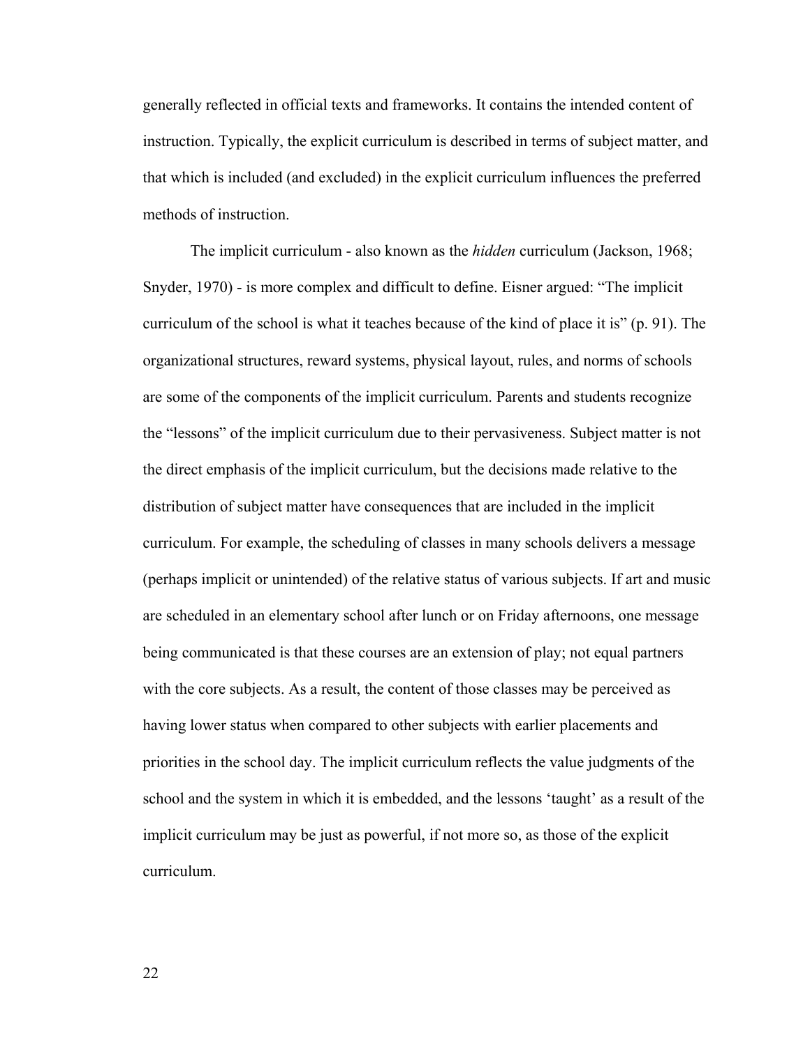generally reflected in official texts and frameworks. It contains the intended content of instruction. Typically, the explicit curriculum is described in terms of subject matter, and that which is included (and excluded) in the explicit curriculum influences the preferred methods of instruction.

The implicit curriculum - also known as the *hidden* curriculum (Jackson, 1968; Snyder, 1970) - is more complex and difficult to define. Eisner argued: “The implicit curriculum of the school is what it teaches because of the kind of place it is” (p. 91). The organizational structures, reward systems, physical layout, rules, and norms of schools are some of the components of the implicit curriculum. Parents and students recognize the “lessons” of the implicit curriculum due to their pervasiveness. Subject matter is not the direct emphasis of the implicit curriculum, but the decisions made relative to the distribution of subject matter have consequences that are included in the implicit curriculum. For example, the scheduling of classes in many schools delivers a message (perhaps implicit or unintended) of the relative status of various subjects. If art and music are scheduled in an elementary school after lunch or on Friday afternoons, one message being communicated is that these courses are an extension of play; not equal partners with the core subjects. As a result, the content of those classes may be perceived as having lower status when compared to other subjects with earlier placements and priorities in the school day. The implicit curriculum reflects the value judgments of the school and the system in which it is embedded, and the lessons ‘taught’ as a result of the implicit curriculum may be just as powerful, if not more so, as those of the explicit curriculum.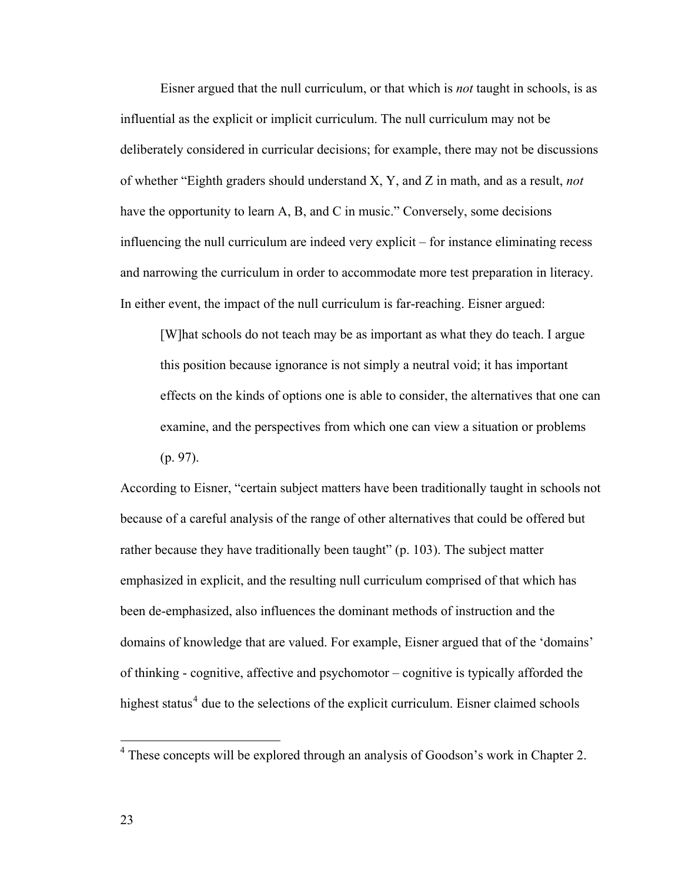Eisner argued that the null curriculum, or that which is *not* taught in schools, is as influential as the explicit or implicit curriculum. The null curriculum may not be deliberately considered in curricular decisions; for example, there may not be discussions of whether "Eighth graders should understand X, Y, and Z in math, and as a result, *not* have the opportunity to learn A, B, and C in music." Conversely, some decisions influencing the null curriculum are indeed very explicit – for instance eliminating recess and narrowing the curriculum in order to accommodate more test preparation in literacy. In either event, the impact of the null curriculum is far-reaching. Eisner argued:

> [W]hat schools do not teach may be as important as what they do teach. I argue this position because ignorance is not simply a neutral void; it has important effects on the kinds of options one is able to consider, the alternatives that one can examine, and the perspectives from which one can view a situation or problems (p. 97).

According to Eisner, "certain subject matters have been traditionally taught in schools not because of a careful analysis of the range of other alternatives that could be offered but rather because they have traditionally been taught" (p. 103). The subject matter emphasized in explicit, and the resulting null curriculum comprised of that which has been de-emphasized, also influences the dominant methods of instruction and the domains of knowledge that are valued. For example, Eisner argued that of the 'domains' of thinking - cognitive, affective and psychomotor – cognitive is typically afforded the highest status[4] due to the selections of the explicit curriculum. Eisner claimed schools

[4] These concepts will be explored through an analysis of Goodson's work in Chapter 2.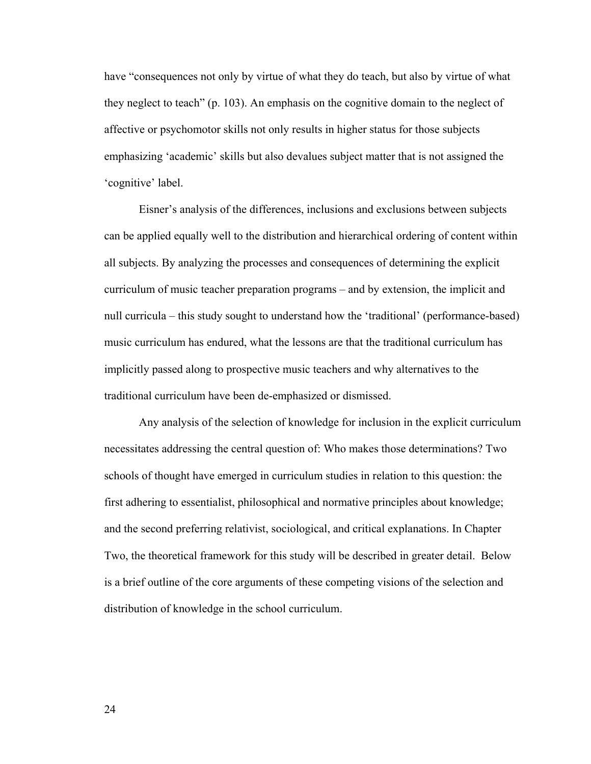have "consequences not only by virtue of what they do teach, but also by virtue of what they neglect to teach" (p. 103). An emphasis on the cognitive domain to the neglect of affective or psychomotor skills not only results in higher status for those subjects emphasizing 'academic' skills but also devalues subject matter that is not assigned the 'cognitive' label.

Eisner's analysis of the differences, inclusions and exclusions between subjects can be applied equally well to the distribution and hierarchical ordering of content within all subjects. By analyzing the processes and consequences of determining the explicit curriculum of music teacher preparation programs – and by extension, the implicit and null curricula – this study sought to understand how the 'traditional' (performance-based) music curriculum has endured, what the lessons are that the traditional curriculum has implicitly passed along to prospective music teachers and why alternatives to the traditional curriculum have been de-emphasized or dismissed.

Any analysis of the selection of knowledge for inclusion in the explicit curriculum necessitates addressing the central question of: Who makes those determinations? Two schools of thought have emerged in curriculum studies in relation to this question: the first adhering to essentialist, philosophical and normative principles about knowledge; and the second preferring relativist, sociological, and critical explanations. In Chapter Two, the theoretical framework for this study will be described in greater detail. Below is a brief outline of the core arguments of these competing visions of the selection and distribution of knowledge in the school curriculum.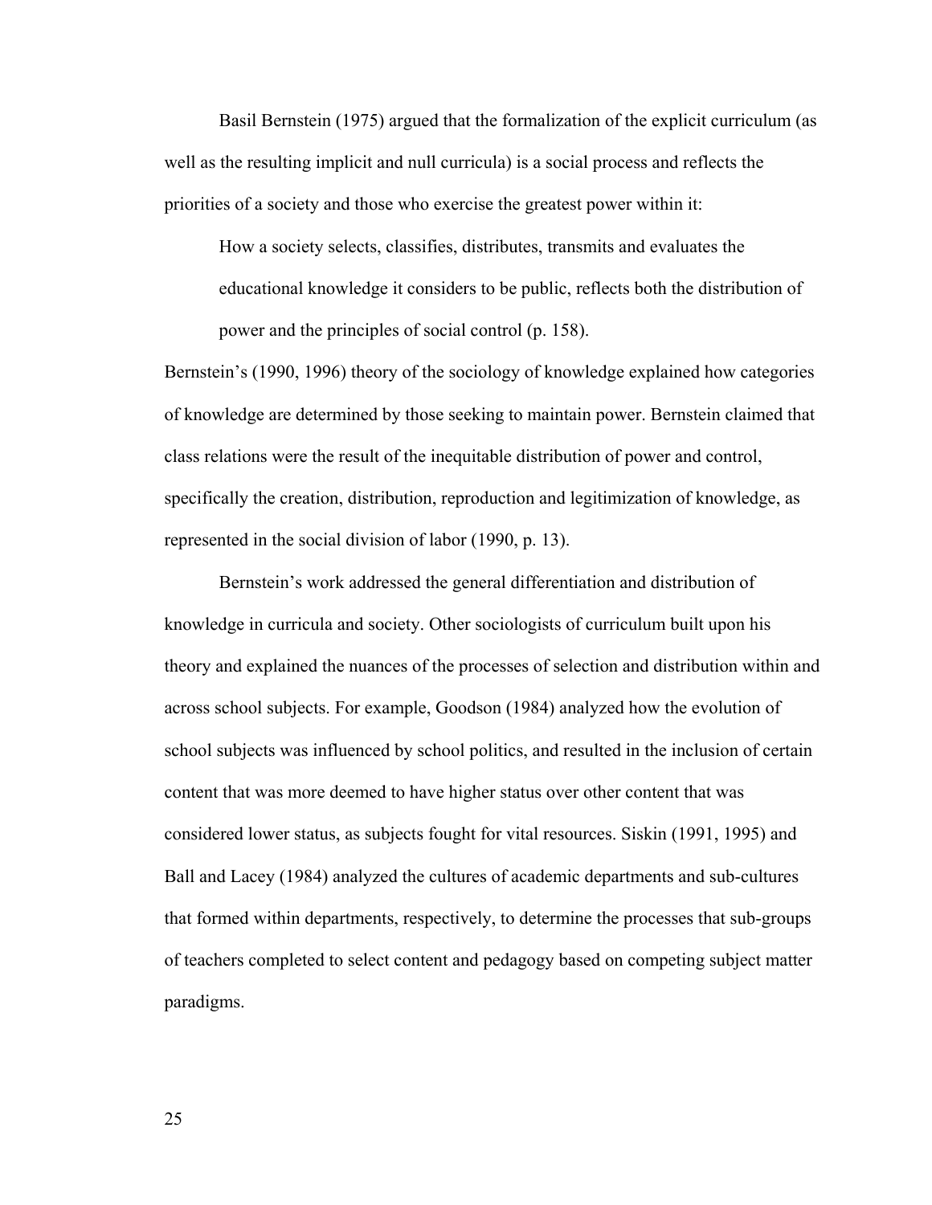Basil Bernstein (1975) argued that the formalization of the explicit curriculum (as well as the resulting implicit and null curricula) is a social process and reflects the priorities of a society and those who exercise the greatest power within it:

> How a society selects, classifies, distributes, transmits and evaluates the educational knowledge it considers to be public, reflects both the distribution of power and the principles of social control (p. 158).

Bernstein's (1990, 1996) theory of the sociology of knowledge explained how categories of knowledge are determined by those seeking to maintain power. Bernstein claimed that class relations were the result of the inequitable distribution of power and control, specifically the creation, distribution, reproduction and legitimization of knowledge, as represented in the social division of labor (1990, p. 13).

Bernstein's work addressed the general differentiation and distribution of knowledge in curricula and society. Other sociologists of curriculum built upon his theory and explained the nuances of the processes of selection and distribution within and across school subjects. For example, Goodson (1984) analyzed how the evolution of school subjects was influenced by school politics, and resulted in the inclusion of certain content that was more deemed to have higher status over other content that was considered lower status, as subjects fought for vital resources. Siskin (1991, 1995) and Ball and Lacey (1984) analyzed the cultures of academic departments and sub-cultures that formed within departments, respectively, to determine the processes that sub-groups of teachers completed to select content and pedagogy based on competing subject matter paradigms.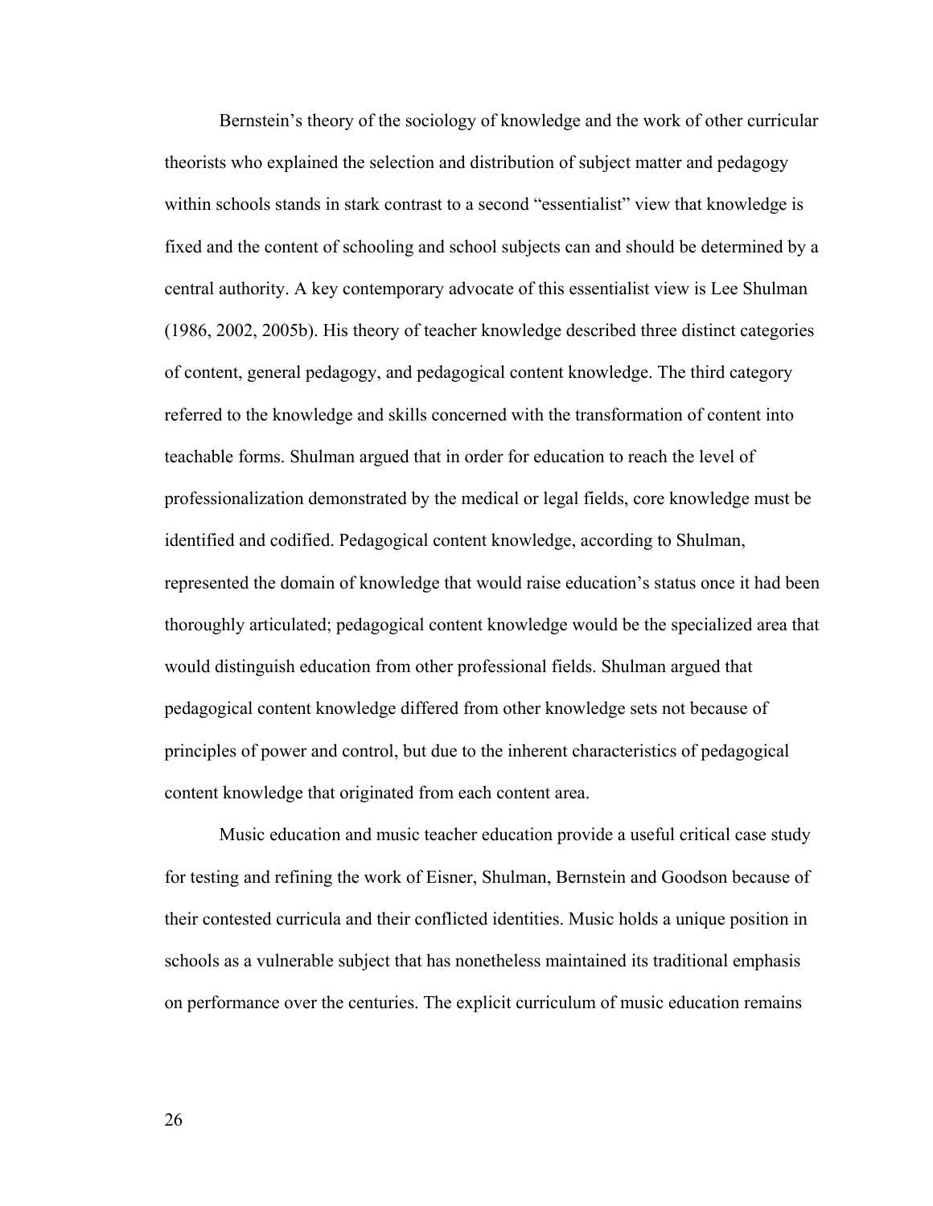Bernstein's theory of the sociology of knowledge and the work of other curricular theorists who explained the selection and distribution of subject matter and pedagogy within schools stands in stark contrast to a second "essentialist" view that knowledge is fixed and the content of schooling and school subjects can and should be determined by a central authority. A key contemporary advocate of this essentialist view is Lee Shulman (1986, 2002, 2005b). His theory of teacher knowledge described three distinct categories of content, general pedagogy, and pedagogical content knowledge. The third category referred to the knowledge and skills concerned with the transformation of content into teachable forms. Shulman argued that in order for education to reach the level of professionalization demonstrated by the medical or legal fields, core knowledge must be identified and codified. Pedagogical content knowledge, according to Shulman, represented the domain of knowledge that would raise education's status once it had been thoroughly articulated; pedagogical content knowledge would be the specialized area that would distinguish education from other professional fields. Shulman argued that pedagogical content knowledge differed from other knowledge sets not because of principles of power and control, but due to the inherent characteristics of pedagogical content knowledge that originated from each content area.

Music education and music teacher education provide a useful critical case study for testing and refining the work of Eisner, Shulman, Bernstein and Goodson because of their contested curricula and their conflicted identities. Music holds a unique position in schools as a vulnerable subject that has nonetheless maintained its traditional emphasis on performance over the centuries. The explicit curriculum of music education remains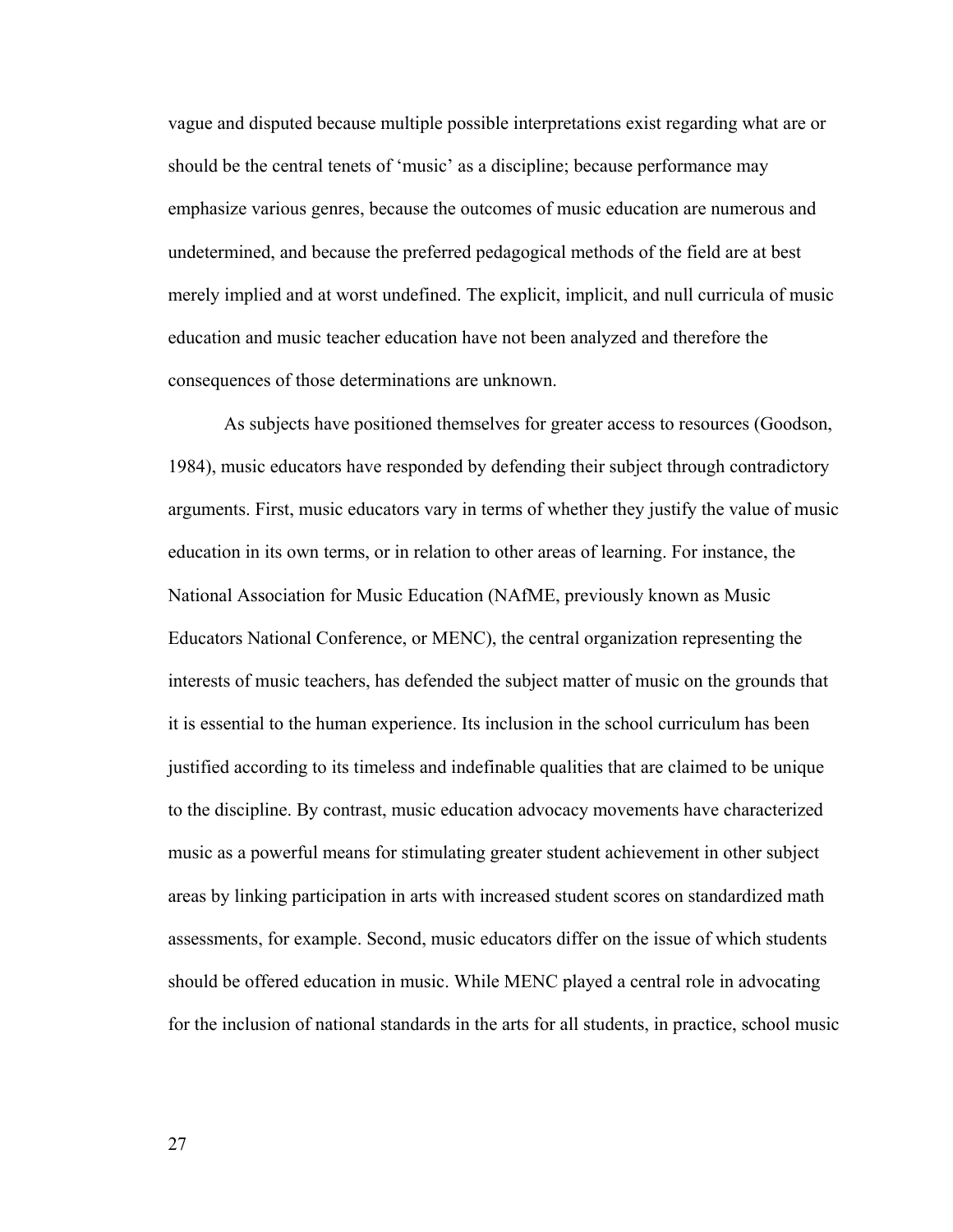vague and disputed because multiple possible interpretations exist regarding what are or should be the central tenets of 'music' as a discipline; because performance may emphasize various genres, because the outcomes of music education are numerous and undetermined, and because the preferred pedagogical methods of the field are at best merely implied and at worst undefined. The explicit, implicit, and null curricula of music education and music teacher education have not been analyzed and therefore the consequences of those determinations are unknown.

As subjects have positioned themselves for greater access to resources (Goodson, 1984), music educators have responded by defending their subject through contradictory arguments. First, music educators vary in terms of whether they justify the value of music education in its own terms, or in relation to other areas of learning. For instance, the National Association for Music Education (NAfME, previously known as Music Educators National Conference, or MENC), the central organization representing the interests of music teachers, has defended the subject matter of music on the grounds that it is essential to the human experience. Its inclusion in the school curriculum has been justified according to its timeless and indefinable qualities that are claimed to be unique to the discipline. By contrast, music education advocacy movements have characterized music as a powerful means for stimulating greater student achievement in other subject areas by linking participation in arts with increased student scores on standardized math assessments, for example. Second, music educators differ on the issue of which students should be offered education in music. While MENC played a central role in advocating for the inclusion of national standards in the arts for all students, in practice, school music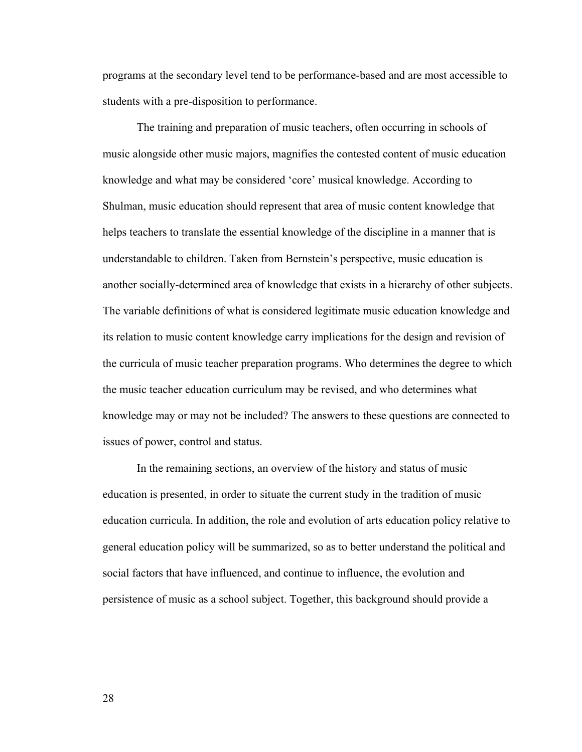programs at the secondary level tend to be performance-based and are most accessible to students with a pre-disposition to performance.

The training and preparation of music teachers, often occurring in schools of music alongside other music majors, magnifies the contested content of music education knowledge and what may be considered 'core' musical knowledge. According to Shulman, music education should represent that area of music content knowledge that helps teachers to translate the essential knowledge of the discipline in a manner that is understandable to children. Taken from Bernstein's perspective, music education is another socially-determined area of knowledge that exists in a hierarchy of other subjects. The variable definitions of what is considered legitimate music education knowledge and its relation to music content knowledge carry implications for the design and revision of the curricula of music teacher preparation programs. Who determines the degree to which the music teacher education curriculum may be revised, and who determines what knowledge may or may not be included? The answers to these questions are connected to issues of power, control and status.

In the remaining sections, an overview of the history and status of music education is presented, in order to situate the current study in the tradition of music education curricula. In addition, the role and evolution of arts education policy relative to general education policy will be summarized, so as to better understand the political and social factors that have influenced, and continue to influence, the evolution and persistence of music as a school subject. Together, this background should provide a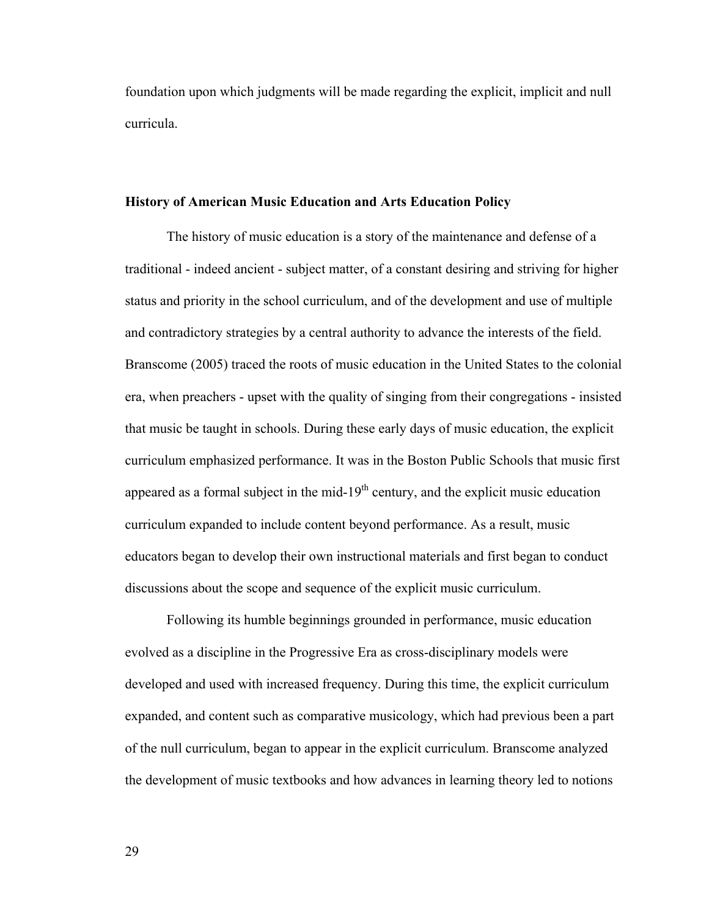foundation upon which judgments will be made regarding the explicit, implicit and null curricula.

### History of American Music Education and Arts Education Policy

The history of music education is a story of the maintenance and defense of a traditional - indeed ancient - subject matter, of a constant desiring and striving for higher status and priority in the school curriculum, and of the development and use of multiple and contradictory strategies by a central authority to advance the interests of the field. Branscome (2005) traced the roots of music education in the United States to the colonial era, when preachers - upset with the quality of singing from their congregations - insisted that music be taught in schools. During these early days of music education, the explicit curriculum emphasized performance. It was in the Boston Public Schools that music first appeared as a formal subject in the mid-19th century, and the explicit music education curriculum expanded to include content beyond performance. As a result, music educators began to develop their own instructional materials and first began to conduct discussions about the scope and sequence of the explicit music curriculum.

Following its humble beginnings grounded in performance, music education evolved as a discipline in the Progressive Era as cross-disciplinary models were developed and used with increased frequency. During this time, the explicit curriculum expanded, and content such as comparative musicology, which had previous been a part of the null curriculum, began to appear in the explicit curriculum. Branscome analyzed the development of music textbooks and how advances in learning theory led to notions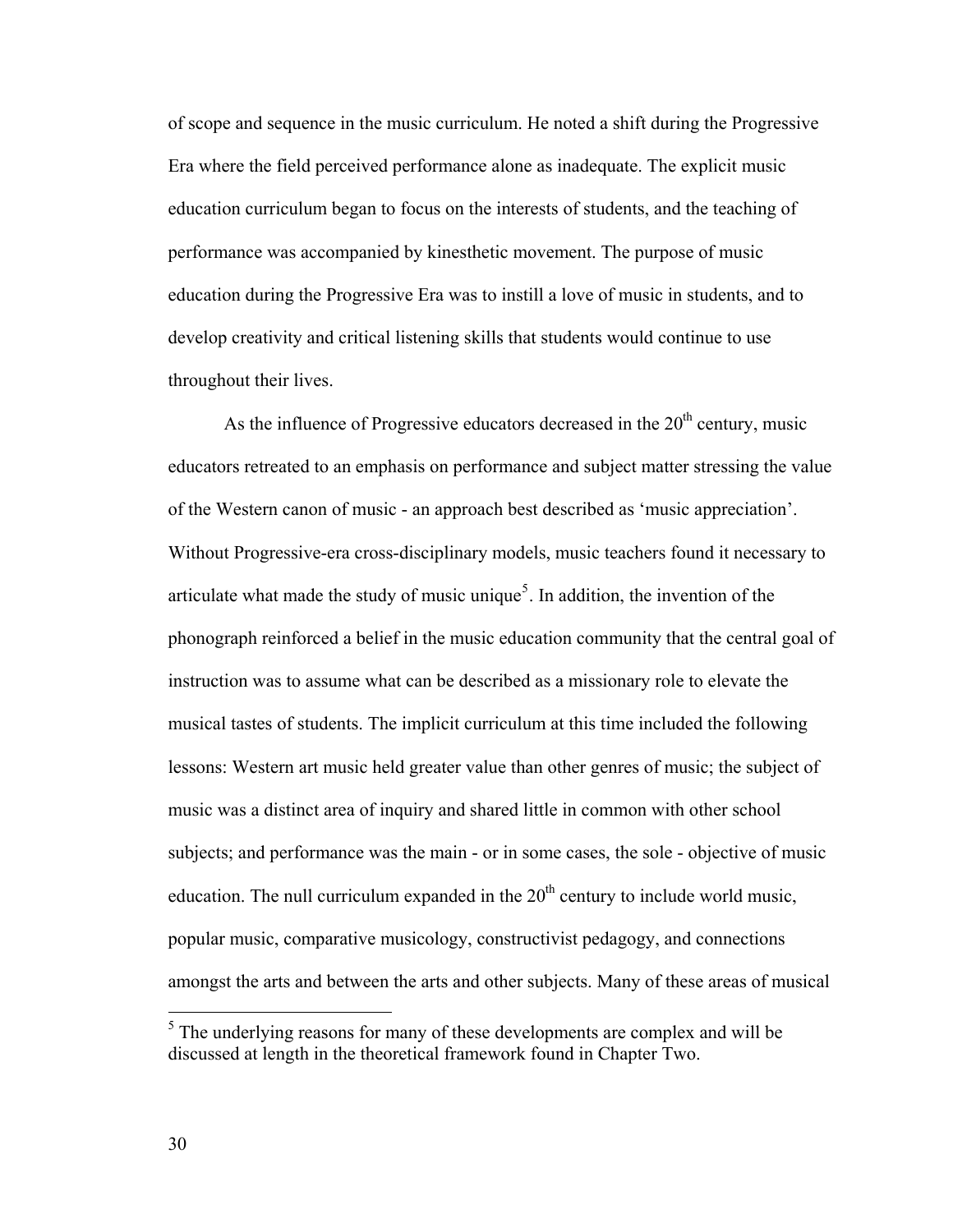of scope and sequence in the music curriculum. He noted a shift during the Progressive Era where the field perceived performance alone as inadequate. The explicit music education curriculum began to focus on the interests of students, and the teaching of performance was accompanied by kinesthetic movement. The purpose of music education during the Progressive Era was to instill a love of music in students, and to develop creativity and critical listening skills that students would continue to use throughout their lives.

As the influence of Progressive educators decreased in the 20th century, music educators retreated to an emphasis on performance and subject matter stressing the value of the Western canon of music - an approach best described as 'music appreciation'. Without Progressive-era cross-disciplinary models, music teachers found it necessary to articulate what made the study of music unique[5]. In addition, the invention of the phonograph reinforced a belief in the music education community that the central goal of instruction was to assume what can be described as a missionary role to elevate the musical tastes of students. The implicit curriculum at this time included the following lessons: Western art music held greater value than other genres of music; the subject of music was a distinct area of inquiry and shared little in common with other school subjects; and performance was the main - or in some cases, the sole - objective of music education. The null curriculum expanded in the 20th century to include world music, popular music, comparative musicology, constructivist pedagogy, and connections amongst the arts and between the arts and other subjects. Many of these areas of musical

[5] The underlying reasons for many of these developments are complex and will be discussed at length in the theoretical framework found in Chapter Two.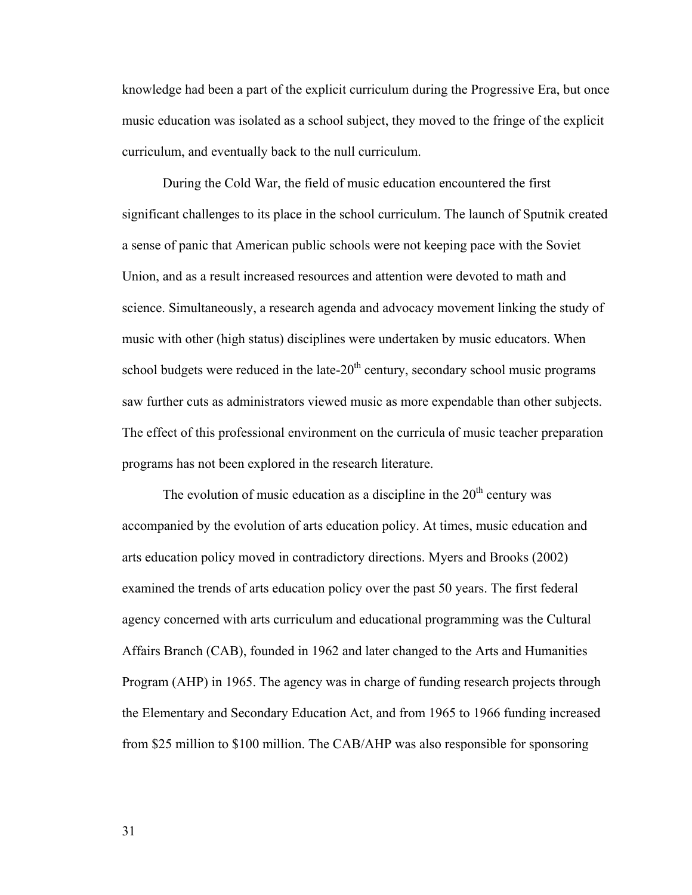knowledge had been a part of the explicit curriculum during the Progressive Era, but once music education was isolated as a school subject, they moved to the fringe of the explicit curriculum, and eventually back to the null curriculum.

During the Cold War, the field of music education encountered the first significant challenges to its place in the school curriculum. The launch of Sputnik created a sense of panic that American public schools were not keeping pace with the Soviet Union, and as a result increased resources and attention were devoted to math and science. Simultaneously, a research agenda and advocacy movement linking the study of music with other (high status) disciplines were undertaken by music educators. When school budgets were reduced in the late-20th century, secondary school music programs saw further cuts as administrators viewed music as more expendable than other subjects. The effect of this professional environment on the curricula of music teacher preparation programs has not been explored in the research literature.

The evolution of music education as a discipline in the 20th century was accompanied by the evolution of arts education policy. At times, music education and arts education policy moved in contradictory directions. Myers and Brooks (2002) examined the trends of arts education policy over the past 50 years. The first federal agency concerned with arts curriculum and educational programming was the Cultural Affairs Branch (CAB), founded in 1962 and later changed to the Arts and Humanities Program (AHP) in 1965. The agency was in charge of funding research projects through the Elementary and Secondary Education Act, and from 1965 to 1966 funding increased from $25 million to $100 million. The CAB/AHP was also responsible for sponsoring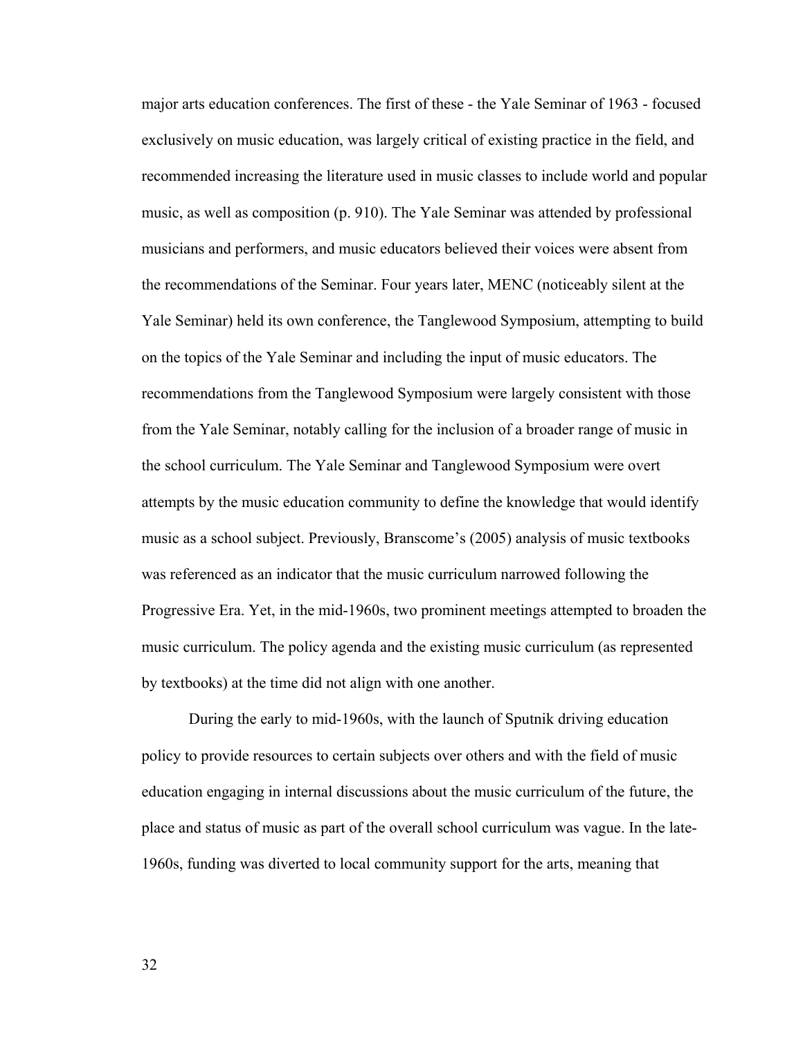major arts education conferences. The first of these - the Yale Seminar of 1963 - focused exclusively on music education, was largely critical of existing practice in the field, and recommended increasing the literature used in music classes to include world and popular music, as well as composition (p. 910). The Yale Seminar was attended by professional musicians and performers, and music educators believed their voices were absent from the recommendations of the Seminar. Four years later, MENC (noticeably silent at the Yale Seminar) held its own conference, the Tanglewood Symposium, attempting to build on the topics of the Yale Seminar and including the input of music educators. The recommendations from the Tanglewood Symposium were largely consistent with those from the Yale Seminar, notably calling for the inclusion of a broader range of music in the school curriculum. The Yale Seminar and Tanglewood Symposium were overt attempts by the music education community to define the knowledge that would identify music as a school subject. Previously, Branscome's (2005) analysis of music textbooks was referenced as an indicator that the music curriculum narrowed following the Progressive Era. Yet, in the mid-1960s, two prominent meetings attempted to broaden the music curriculum. The policy agenda and the existing music curriculum (as represented by textbooks) at the time did not align with one another.

During the early to mid-1960s, with the launch of Sputnik driving education policy to provide resources to certain subjects over others and with the field of music education engaging in internal discussions about the music curriculum of the future, the place and status of music as part of the overall school curriculum was vague. In the late-1960s, funding was diverted to local community support for the arts, meaning that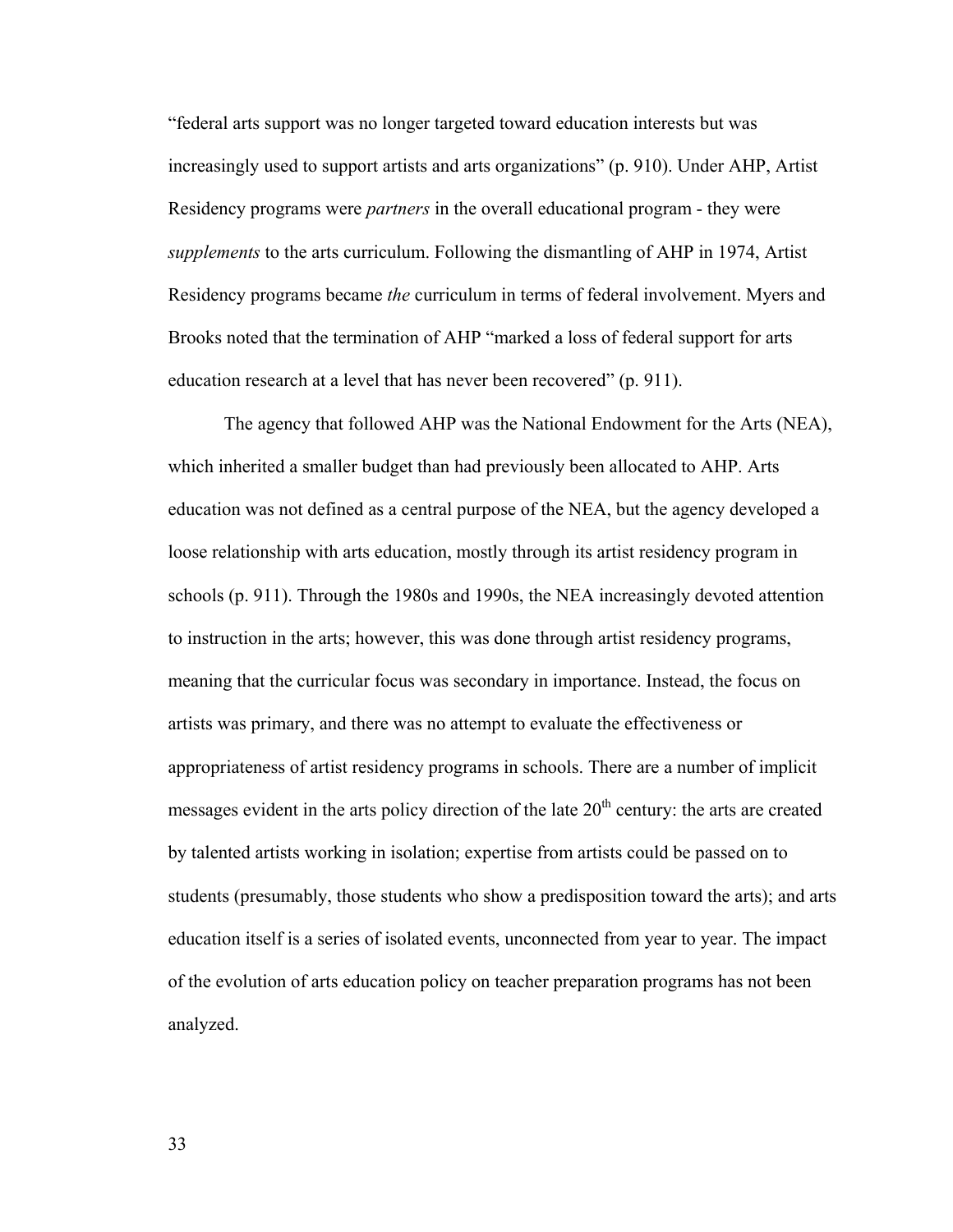"federal arts support was no longer targeted toward education interests but was increasingly used to support artists and arts organizations" (p. 910). Under AHP, Artist Residency programs were *partners* in the overall educational program - they were *supplements* to the arts curriculum. Following the dismantling of AHP in 1974, Artist Residency programs became *the* curriculum in terms of federal involvement. Myers and Brooks noted that the termination of AHP "marked a loss of federal support for arts education research at a level that has never been recovered" (p. 911).

The agency that followed AHP was the National Endowment for the Arts (NEA), which inherited a smaller budget than had previously been allocated to AHP. Arts education was not defined as a central purpose of the NEA, but the agency developed a loose relationship with arts education, mostly through its artist residency program in schools (p. 911). Through the 1980s and 1990s, the NEA increasingly devoted attention to instruction in the arts; however, this was done through artist residency programs, meaning that the curricular focus was secondary in importance. Instead, the focus on artists was primary, and there was no attempt to evaluate the effectiveness or appropriateness of artist residency programs in schools. There are a number of implicit messages evident in the arts policy direction of the late 20th century: the arts are created by talented artists working in isolation; expertise from artists could be passed on to students (presumably, those students who show a predisposition toward the arts); and arts education itself is a series of isolated events, unconnected from year to year. The impact of the evolution of arts education policy on teacher preparation programs has not been analyzed.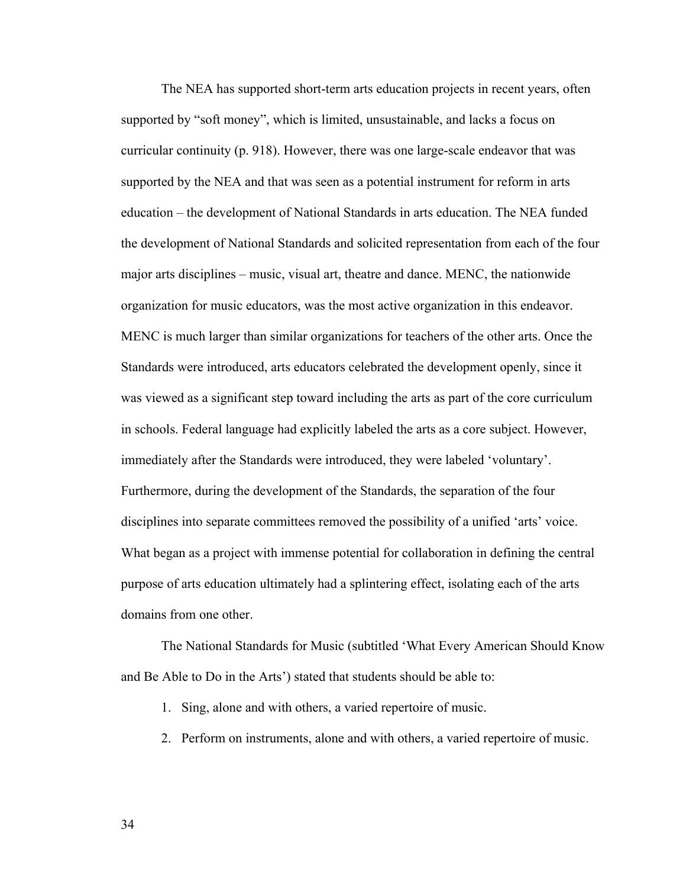The NEA has supported short-term arts education projects in recent years, often supported by "soft money", which is limited, unsustainable, and lacks a focus on curricular continuity (p. 918). However, there was one large-scale endeavor that was supported by the NEA and that was seen as a potential instrument for reform in arts education – the development of National Standards in arts education. The NEA funded the development of National Standards and solicited representation from each of the four major arts disciplines – music, visual art, theatre and dance. MENC, the nationwide organization for music educators, was the most active organization in this endeavor. MENC is much larger than similar organizations for teachers of the other arts. Once the Standards were introduced, arts educators celebrated the development openly, since it was viewed as a significant step toward including the arts as part of the core curriculum in schools. Federal language had explicitly labeled the arts as a core subject. However, immediately after the Standards were introduced, they were labeled 'voluntary'. Furthermore, during the development of the Standards, the separation of the four disciplines into separate committees removed the possibility of a unified 'arts' voice. What began as a project with immense potential for collaboration in defining the central purpose of arts education ultimately had a splintering effect, isolating each of the arts domains from one other.

The National Standards for Music (subtitled 'What Every American Should Know and Be Able to Do in the Arts') stated that students should be able to:

1. Sing, alone and with others, a varied repertoire of music.
2. Perform on instruments, alone and with others, a varied repertoire of music.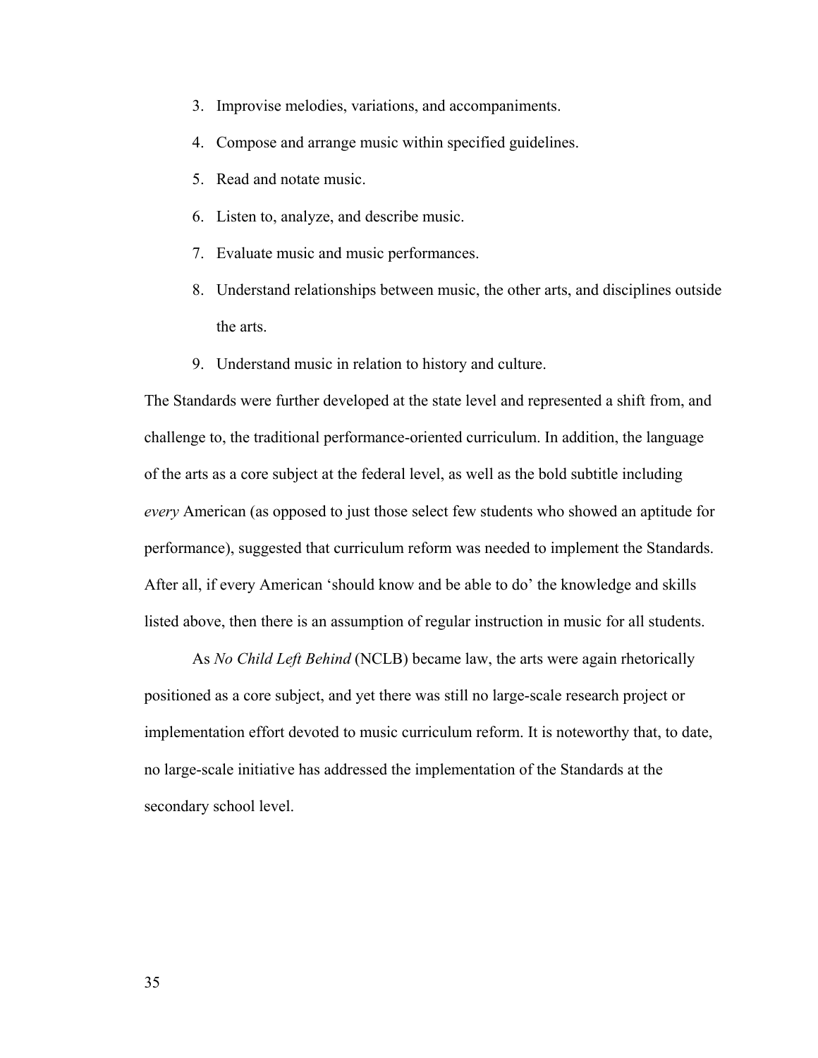3. Improvise melodies, variations, and accompaniments.
4. Compose and arrange music within specified guidelines.
5. Read and notate music.
6. Listen to, analyze, and describe music.
7. Evaluate music and music performances.
8. Understand relationships between music, the other arts, and disciplines outside the arts.
9. Understand music in relation to history and culture.

The Standards were further developed at the state level and represented a shift from, and challenge to, the traditional performance-oriented curriculum. In addition, the language of the arts as a core subject at the federal level, as well as the bold subtitle including *every* American (as opposed to just those select few students who showed an aptitude for performance), suggested that curriculum reform was needed to implement the Standards. After all, if every American 'should know and be able to do' the knowledge and skills listed above, then there is an assumption of regular instruction in music for all students.

As *No Child Left Behind* (NCLB) became law, the arts were again rhetorically positioned as a core subject, and yet there was still no large-scale research project or implementation effort devoted to music curriculum reform. It is noteworthy that, to date, no large-scale initiative has addressed the implementation of the Standards at the secondary school level.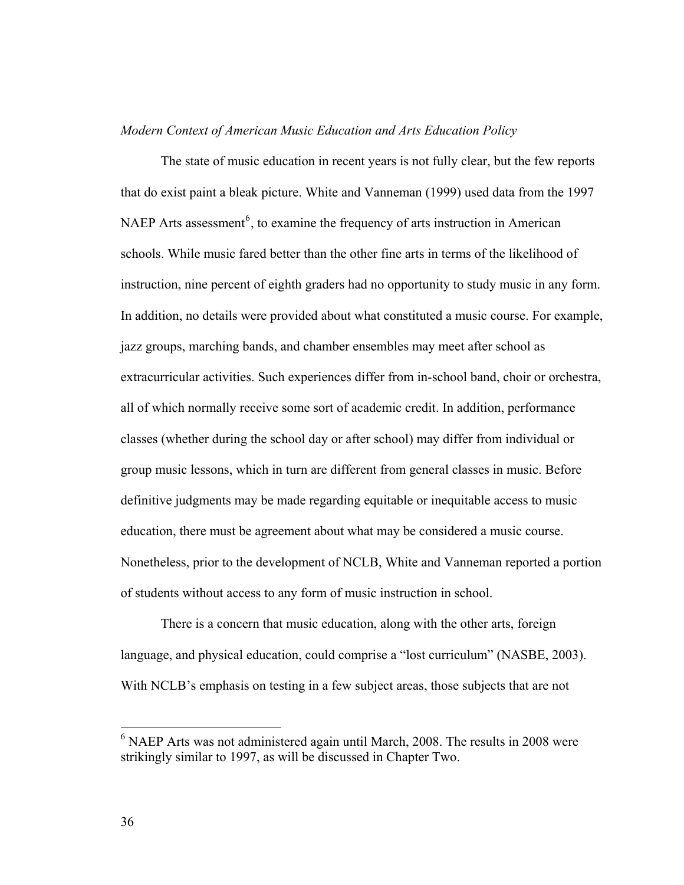*Modern Context of American Music Education and Arts Education Policy*

The state of music education in recent years is not fully clear, but the few reports that do exist paint a bleak picture. White and Vanneman (1999) used data from the 1997 NAEP Arts assessment[6], to examine the frequency of arts instruction in American schools. While music fared better than the other fine arts in terms of the likelihood of instruction, nine percent of eighth graders had no opportunity to study music in any form. In addition, no details were provided about what constituted a music course. For example, jazz groups, marching bands, and chamber ensembles may meet after school as extracurricular activities. Such experiences differ from in-school band, choir or orchestra, all of which normally receive some sort of academic credit. In addition, performance classes (whether during the school day or after school) may differ from individual or group music lessons, which in turn are different from general classes in music. Before definitive judgments may be made regarding equitable or inequitable access to music education, there must be agreement about what may be considered a music course. Nonetheless, prior to the development of NCLB, White and Vanneman reported a portion of students without access to any form of music instruction in school.

There is a concern that music education, along with the other arts, foreign language, and physical education, could comprise a "lost curriculum" (NASBE, 2003). With NCLB's emphasis on testing in a few subject areas, those subjects that are not

---

[6] NAEP Arts was not administered again until March, 2008. The results in 2008 were strikingly similar to 1997, as will be discussed in Chapter Two.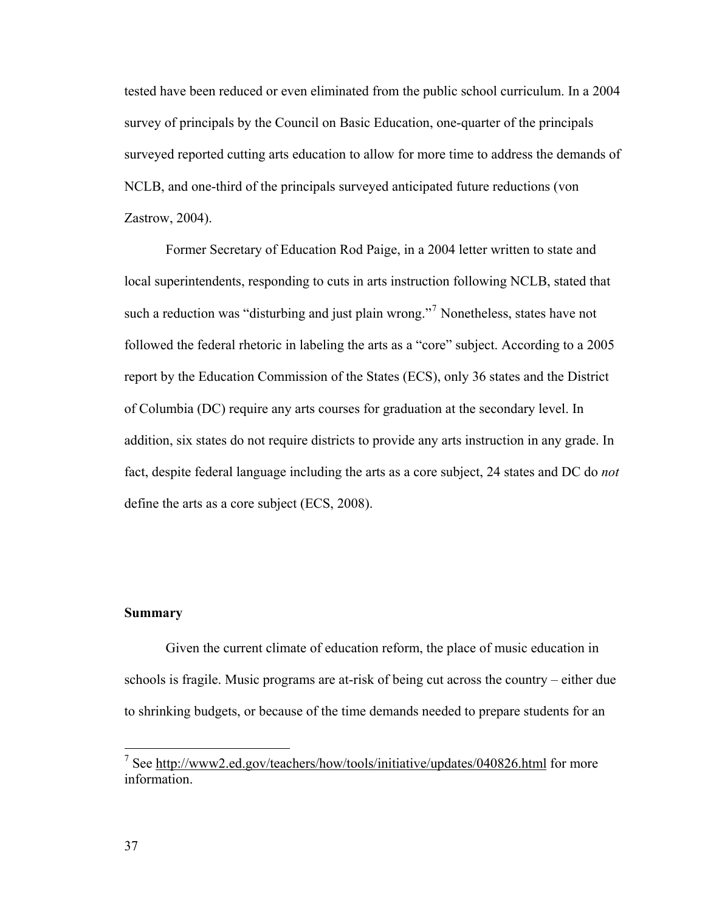tested have been reduced or even eliminated from the public school curriculum. In a 2004 survey of principals by the Council on Basic Education, one-quarter of the principals surveyed reported cutting arts education to allow for more time to address the demands of NCLB, and one-third of the principals surveyed anticipated future reductions (von Zastrow, 2004).

Former Secretary of Education Rod Paige, in a 2004 letter written to state and local superintendents, responding to cuts in arts instruction following NCLB, stated that such a reduction was "disturbing and just plain wrong."[7] Nonetheless, states have not followed the federal rhetoric in labeling the arts as a "core" subject. According to a 2005 report by the Education Commission of the States (ECS), only 36 states and the District of Columbia (DC) require any arts courses for graduation at the secondary level. In addition, six states do not require districts to provide any arts instruction in any grade. In fact, despite federal language including the arts as a core subject, 24 states and DC do *not* define the arts as a core subject (ECS, 2008).

**Summary**

Given the current climate of education reform, the place of music education in schools is fragile. Music programs are at-risk of being cut across the country – either due to shrinking budgets, or because of the time demands needed to prepare students for an

[7] See http://www2.ed.gov/teachers/how/tools/initiative/updates/040826.html for more information.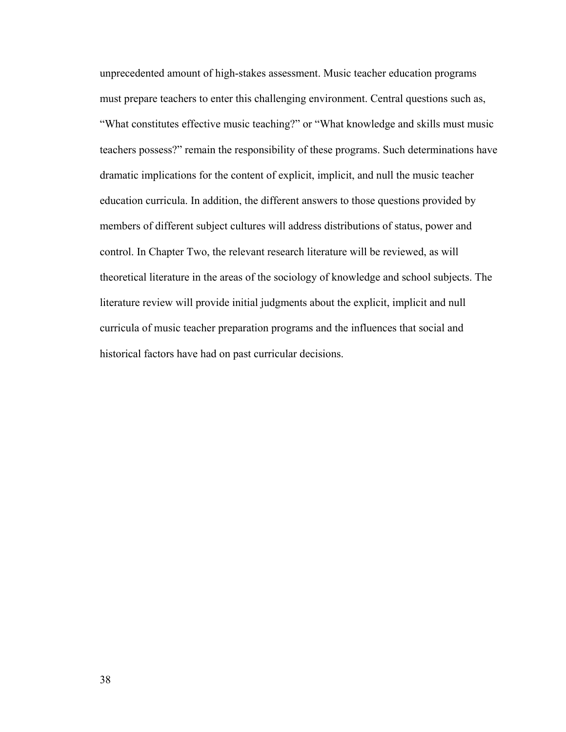unprecedented amount of high-stakes assessment. Music teacher education programs must prepare teachers to enter this challenging environment. Central questions such as, "What constitutes effective music teaching?" or "What knowledge and skills must music teachers possess?" remain the responsibility of these programs. Such determinations have dramatic implications for the content of explicit, implicit, and null the music teacher education curricula. In addition, the different answers to those questions provided by members of different subject cultures will address distributions of status, power and control. In Chapter Two, the relevant research literature will be reviewed, as will theoretical literature in the areas of the sociology of knowledge and school subjects. The literature review will provide initial judgments about the explicit, implicit and null curricula of music teacher preparation programs and the influences that social and historical factors have had on past curricular decisions.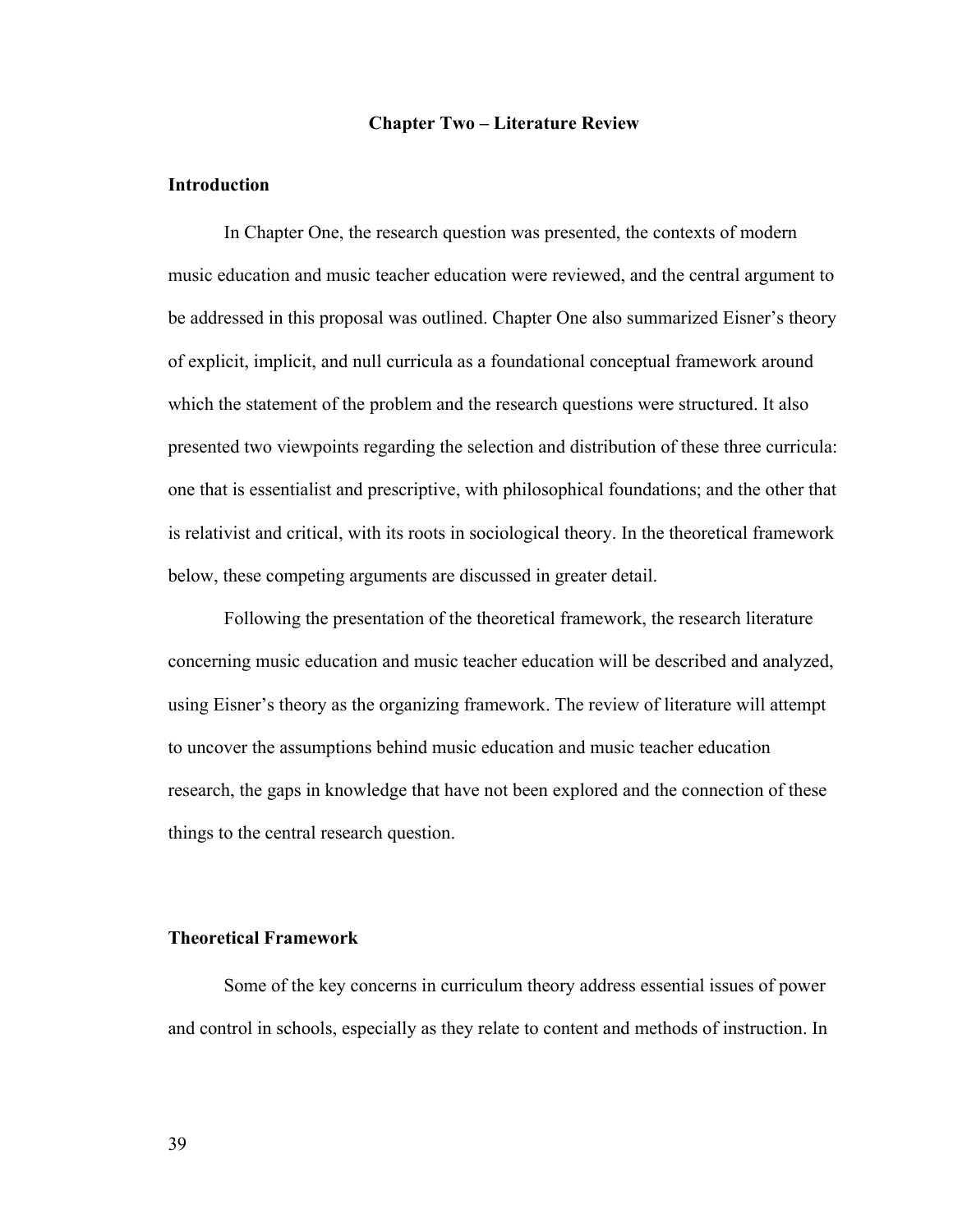# Chapter Two – Literature Review

## Introduction

In Chapter One, the research question was presented, the contexts of modern music education and music teacher education were reviewed, and the central argument to be addressed in this proposal was outlined. Chapter One also summarized Eisner's theory of explicit, implicit, and null curricula as a foundational conceptual framework around which the statement of the problem and the research questions were structured. It also presented two viewpoints regarding the selection and distribution of these three curricula: one that is essentialist and prescriptive, with philosophical foundations; and the other that is relativist and critical, with its roots in sociological theory. In the theoretical framework below, these competing arguments are discussed in greater detail.

Following the presentation of the theoretical framework, the research literature concerning music education and music teacher education will be described and analyzed, using Eisner's theory as the organizing framework. The review of literature will attempt to uncover the assumptions behind music education and music teacher education research, the gaps in knowledge that have not been explored and the connection of these things to the central research question.

## Theoretical Framework

Some of the key concerns in curriculum theory address essential issues of power and control in schools, especially as they relate to content and methods of instruction. In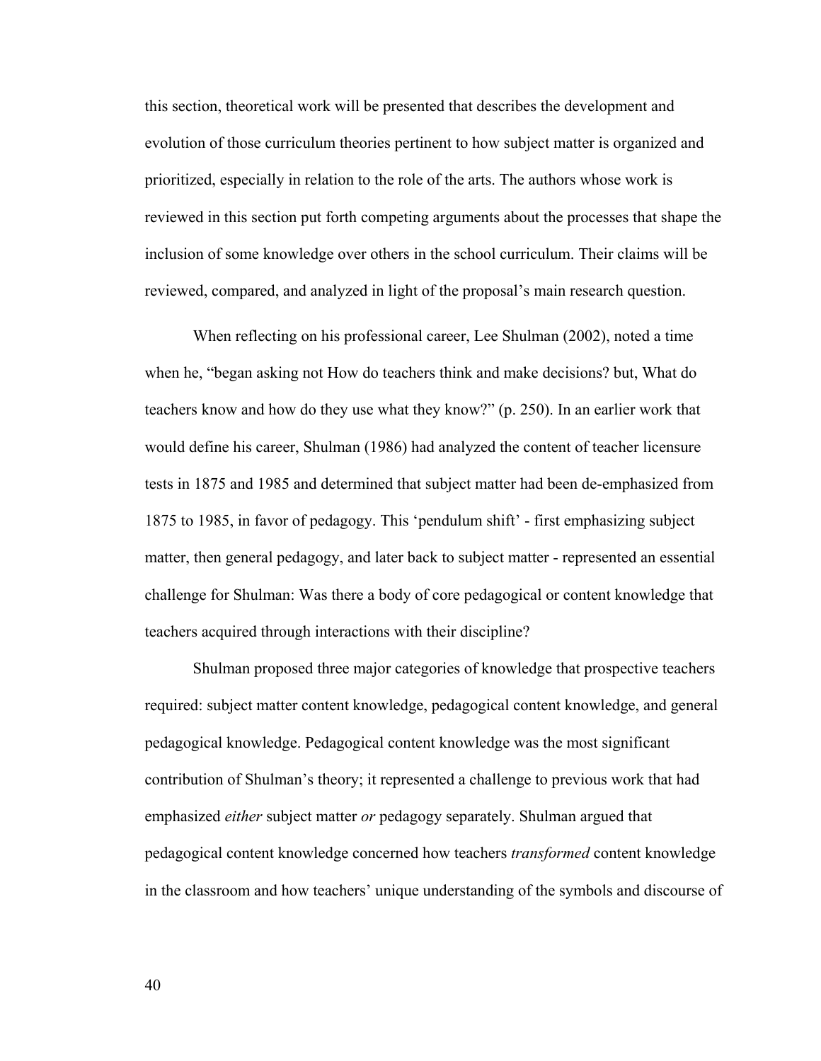this section, theoretical work will be presented that describes the development and evolution of those curriculum theories pertinent to how subject matter is organized and prioritized, especially in relation to the role of the arts. The authors whose work is reviewed in this section put forth competing arguments about the processes that shape the inclusion of some knowledge over others in the school curriculum. Their claims will be reviewed, compared, and analyzed in light of the proposal's main research question.

When reflecting on his professional career, Lee Shulman (2002), noted a time when he, "began asking not How do teachers think and make decisions? but, What do teachers know and how do they use what they know?" (p. 250). In an earlier work that would define his career, Shulman (1986) had analyzed the content of teacher licensure tests in 1875 and 1985 and determined that subject matter had been de-emphasized from 1875 to 1985, in favor of pedagogy. This 'pendulum shift' - first emphasizing subject matter, then general pedagogy, and later back to subject matter - represented an essential challenge for Shulman: Was there a body of core pedagogical or content knowledge that teachers acquired through interactions with their discipline?

Shulman proposed three major categories of knowledge that prospective teachers required: subject matter content knowledge, pedagogical content knowledge, and general pedagogical knowledge. Pedagogical content knowledge was the most significant contribution of Shulman's theory; it represented a challenge to previous work that had emphasized *either* subject matter *or* pedagogy separately. Shulman argued that pedagogical content knowledge concerned how teachers *transformed* content knowledge in the classroom and how teachers' unique understanding of the symbols and discourse of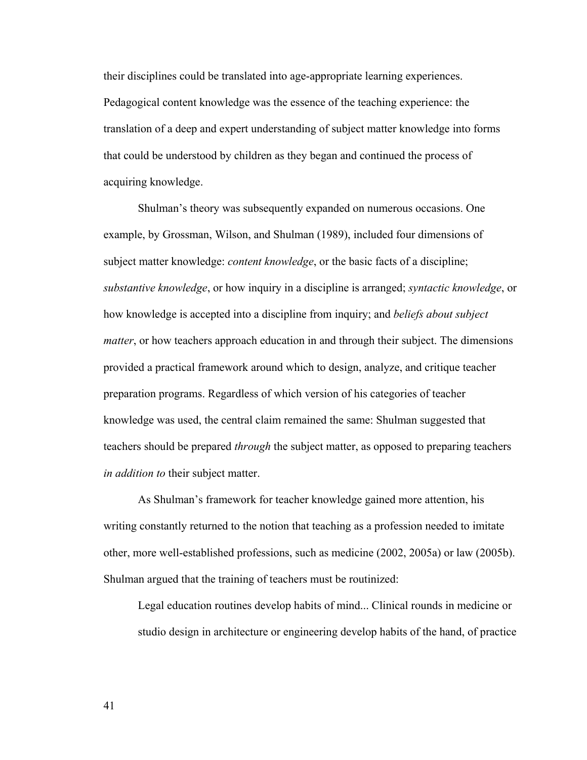their disciplines could be translated into age-appropriate learning experiences. Pedagogical content knowledge was the essence of the teaching experience: the translation of a deep and expert understanding of subject matter knowledge into forms that could be understood by children as they began and continued the process of acquiring knowledge.

Shulman's theory was subsequently expanded on numerous occasions. One example, by Grossman, Wilson, and Shulman (1989), included four dimensions of subject matter knowledge: *content knowledge*, or the basic facts of a discipline; *substantive knowledge*, or how inquiry in a discipline is arranged; *syntactic knowledge*, or how knowledge is accepted into a discipline from inquiry; and *beliefs about subject matter*, or how teachers approach education in and through their subject. The dimensions provided a practical framework around which to design, analyze, and critique teacher preparation programs. Regardless of which version of his categories of teacher knowledge was used, the central claim remained the same: Shulman suggested that teachers should be prepared *through* the subject matter, as opposed to preparing teachers *in addition to* their subject matter.

As Shulman's framework for teacher knowledge gained more attention, his writing constantly returned to the notion that teaching as a profession needed to imitate other, more well-established professions, such as medicine (2002, 2005a) or law (2005b). Shulman argued that the training of teachers must be routinized:

> Legal education routines develop habits of mind... Clinical rounds in medicine or studio design in architecture or engineering develop habits of the hand, of practice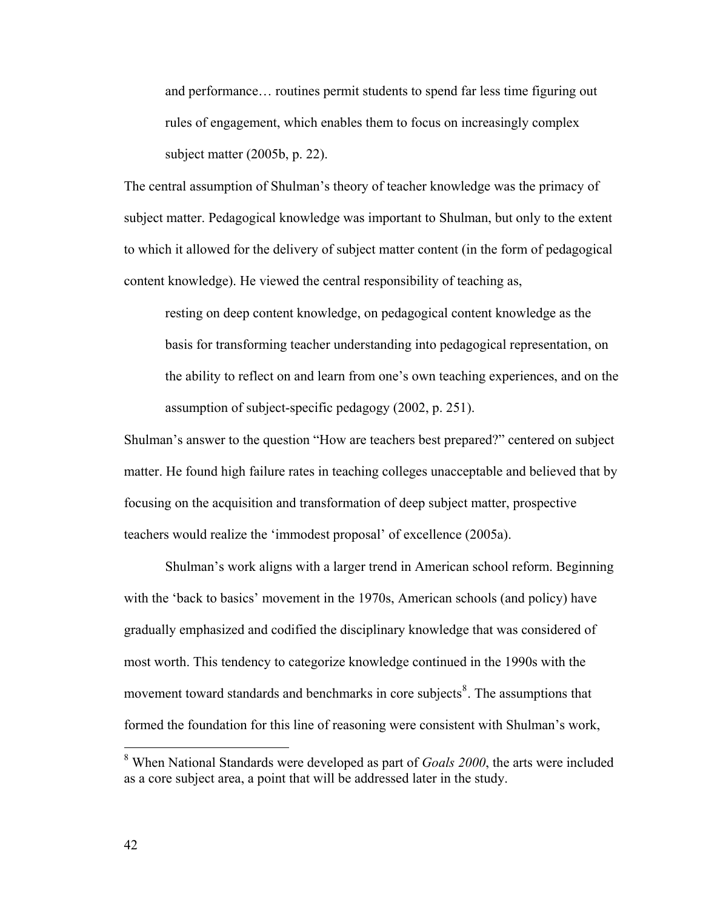> and performance… routines permit students to spend far less time figuring out rules of engagement, which enables them to focus on increasingly complex subject matter (2005b, p. 22).

The central assumption of Shulman's theory of teacher knowledge was the primacy of subject matter. Pedagogical knowledge was important to Shulman, but only to the extent to which it allowed for the delivery of subject matter content (in the form of pedagogical content knowledge). He viewed the central responsibility of teaching as,

> resting on deep content knowledge, on pedagogical content knowledge as the basis for transforming teacher understanding into pedagogical representation, on the ability to reflect on and learn from one's own teaching experiences, and on the assumption of subject-specific pedagogy (2002, p. 251).

Shulman's answer to the question "How are teachers best prepared?" centered on subject matter. He found high failure rates in teaching colleges unacceptable and believed that by focusing on the acquisition and transformation of deep subject matter, prospective teachers would realize the 'immodest proposal' of excellence (2005a).

Shulman's work aligns with a larger trend in American school reform. Beginning with the 'back to basics' movement in the 1970s, American schools (and policy) have gradually emphasized and codified the disciplinary knowledge that was considered of most worth. This tendency to categorize knowledge continued in the 1990s with the movement toward standards and benchmarks in core subjects[8]. The assumptions that formed the foundation for this line of reasoning were consistent with Shulman's work,

[8] When National Standards were developed as part of *Goals 2000*, the arts were included as a core subject area, a point that will be addressed later in the study.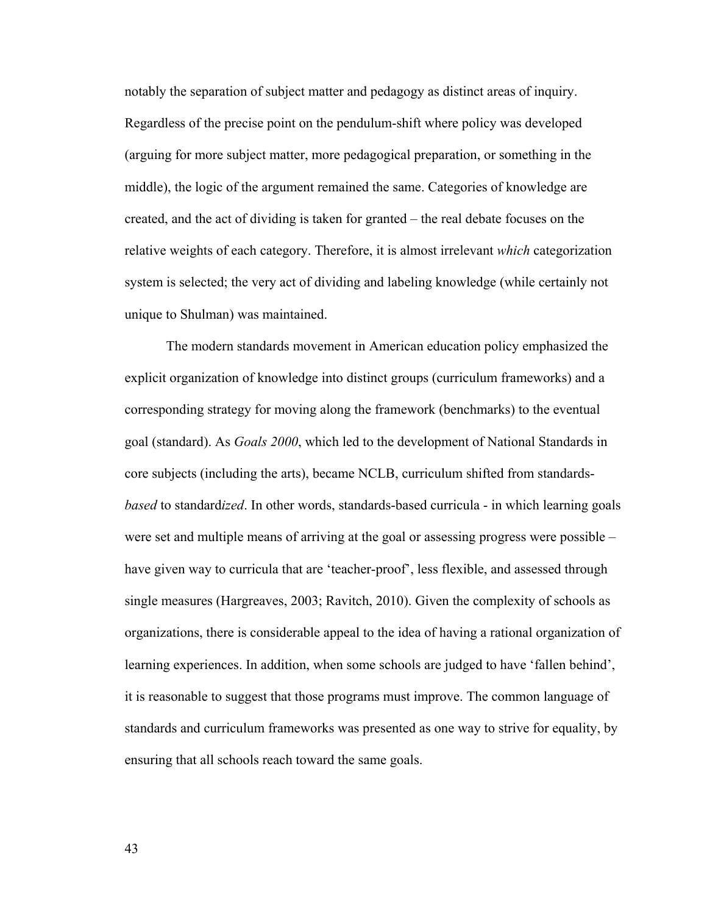notably the separation of subject matter and pedagogy as distinct areas of inquiry. Regardless of the precise point on the pendulum-shift where policy was developed (arguing for more subject matter, more pedagogical preparation, or something in the middle), the logic of the argument remained the same. Categories of knowledge are created, and the act of dividing is taken for granted – the real debate focuses on the relative weights of each category. Therefore, it is almost irrelevant *which* categorization system is selected; the very act of dividing and labeling knowledge (while certainly not unique to Shulman) was maintained.

The modern standards movement in American education policy emphasized the explicit organization of knowledge into distinct groups (curriculum frameworks) and a corresponding strategy for moving along the framework (benchmarks) to the eventual goal (standard). As *Goals 2000*, which led to the development of National Standards in core subjects (including the arts), became NCLB, curriculum shifted from standards-*based* to standard*ized*. In other words, standards-based curricula - in which learning goals were set and multiple means of arriving at the goal or assessing progress were possible – have given way to curricula that are 'teacher-proof', less flexible, and assessed through single measures (Hargreaves, 2003; Ravitch, 2010). Given the complexity of schools as organizations, there is considerable appeal to the idea of having a rational organization of learning experiences. In addition, when some schools are judged to have 'fallen behind', it is reasonable to suggest that those programs must improve. The common language of standards and curriculum frameworks was presented as one way to strive for equality, by ensuring that all schools reach toward the same goals.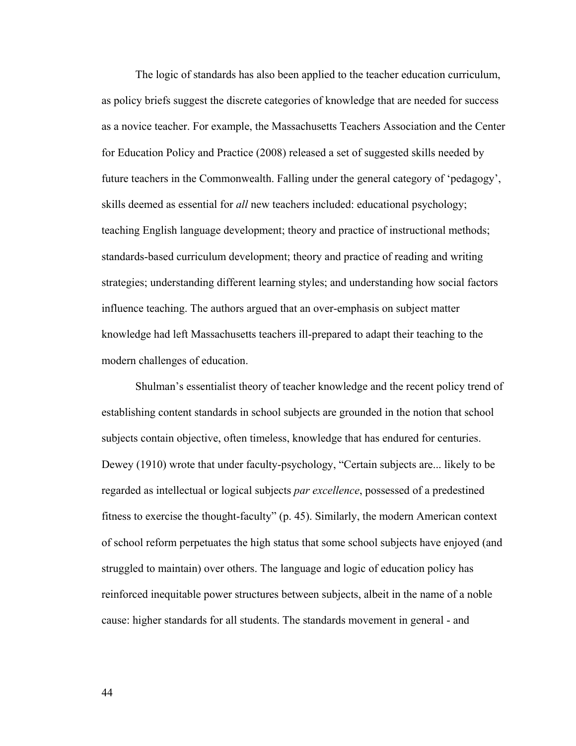The logic of standards has also been applied to the teacher education curriculum, as policy briefs suggest the discrete categories of knowledge that are needed for success as a novice teacher. For example, the Massachusetts Teachers Association and the Center for Education Policy and Practice (2008) released a set of suggested skills needed by future teachers in the Commonwealth. Falling under the general category of 'pedagogy', skills deemed as essential for *all* new teachers included: educational psychology; teaching English language development; theory and practice of instructional methods; standards-based curriculum development; theory and practice of reading and writing strategies; understanding different learning styles; and understanding how social factors influence teaching. The authors argued that an over-emphasis on subject matter knowledge had left Massachusetts teachers ill-prepared to adapt their teaching to the modern challenges of education.

Shulman's essentialist theory of teacher knowledge and the recent policy trend of establishing content standards in school subjects are grounded in the notion that school subjects contain objective, often timeless, knowledge that has endured for centuries. Dewey (1910) wrote that under faculty-psychology, "Certain subjects are... likely to be regarded as intellectual or logical subjects *par excellence*, possessed of a predestined fitness to exercise the thought-faculty" (p. 45). Similarly, the modern American context of school reform perpetuates the high status that some school subjects have enjoyed (and struggled to maintain) over others. The language and logic of education policy has reinforced inequitable power structures between subjects, albeit in the name of a noble cause: higher standards for all students. The standards movement in general - and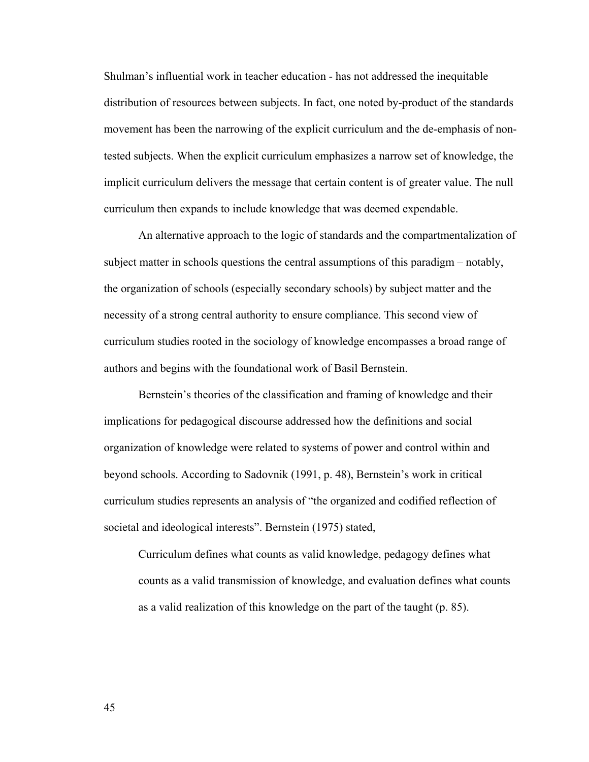Shulman's influential work in teacher education - has not addressed the inequitable distribution of resources between subjects. In fact, one noted by-product of the standards movement has been the narrowing of the explicit curriculum and the de-emphasis of non-tested subjects. When the explicit curriculum emphasizes a narrow set of knowledge, the implicit curriculum delivers the message that certain content is of greater value. The null curriculum then expands to include knowledge that was deemed expendable.

An alternative approach to the logic of standards and the compartmentalization of subject matter in schools questions the central assumptions of this paradigm – notably, the organization of schools (especially secondary schools) by subject matter and the necessity of a strong central authority to ensure compliance. This second view of curriculum studies rooted in the sociology of knowledge encompasses a broad range of authors and begins with the foundational work of Basil Bernstein.

Bernstein's theories of the classification and framing of knowledge and their implications for pedagogical discourse addressed how the definitions and social organization of knowledge were related to systems of power and control within and beyond schools. According to Sadovnik (1991, p. 48), Bernstein's work in critical curriculum studies represents an analysis of "the organized and codified reflection of societal and ideological interests". Bernstein (1975) stated,

> Curriculum defines what counts as valid knowledge, pedagogy defines what counts as a valid transmission of knowledge, and evaluation defines what counts as a valid realization of this knowledge on the part of the taught (p. 85).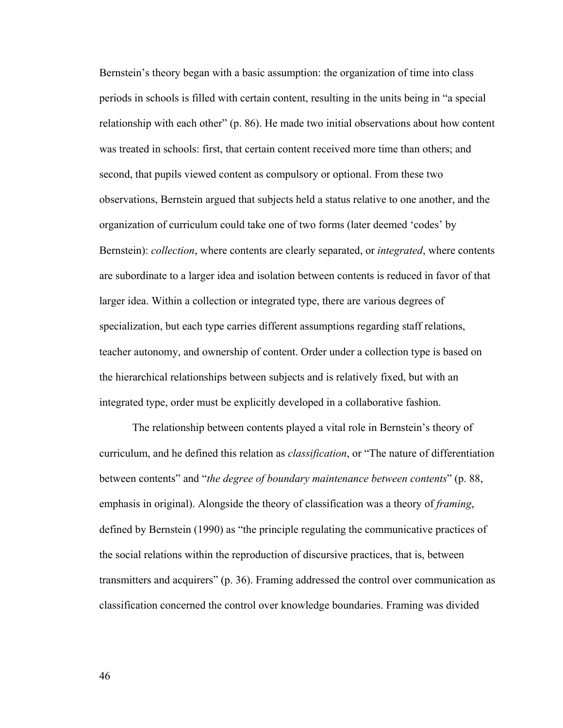Bernstein's theory began with a basic assumption: the organization of time into class periods in schools is filled with certain content, resulting in the units being in "a special relationship with each other" (p. 86). He made two initial observations about how content was treated in schools: first, that certain content received more time than others; and second, that pupils viewed content as compulsory or optional. From these two observations, Bernstein argued that subjects held a status relative to one another, and the organization of curriculum could take one of two forms (later deemed 'codes' by Bernstein): *collection*, where contents are clearly separated, or *integrated*, where contents are subordinate to a larger idea and isolation between contents is reduced in favor of that larger idea. Within a collection or integrated type, there are various degrees of specialization, but each type carries different assumptions regarding staff relations, teacher autonomy, and ownership of content. Order under a collection type is based on the hierarchical relationships between subjects and is relatively fixed, but with an integrated type, order must be explicitly developed in a collaborative fashion.

The relationship between contents played a vital role in Bernstein's theory of curriculum, and he defined this relation as *classification*, or "The nature of differentiation between contents" and "*the degree of boundary maintenance between contents*" (p. 88, emphasis in original). Alongside the theory of classification was a theory of *framing*, defined by Bernstein (1990) as "the principle regulating the communicative practices of the social relations within the reproduction of discursive practices, that is, between transmitters and acquirers" (p. 36). Framing addressed the control over communication as classification concerned the control over knowledge boundaries. Framing was divided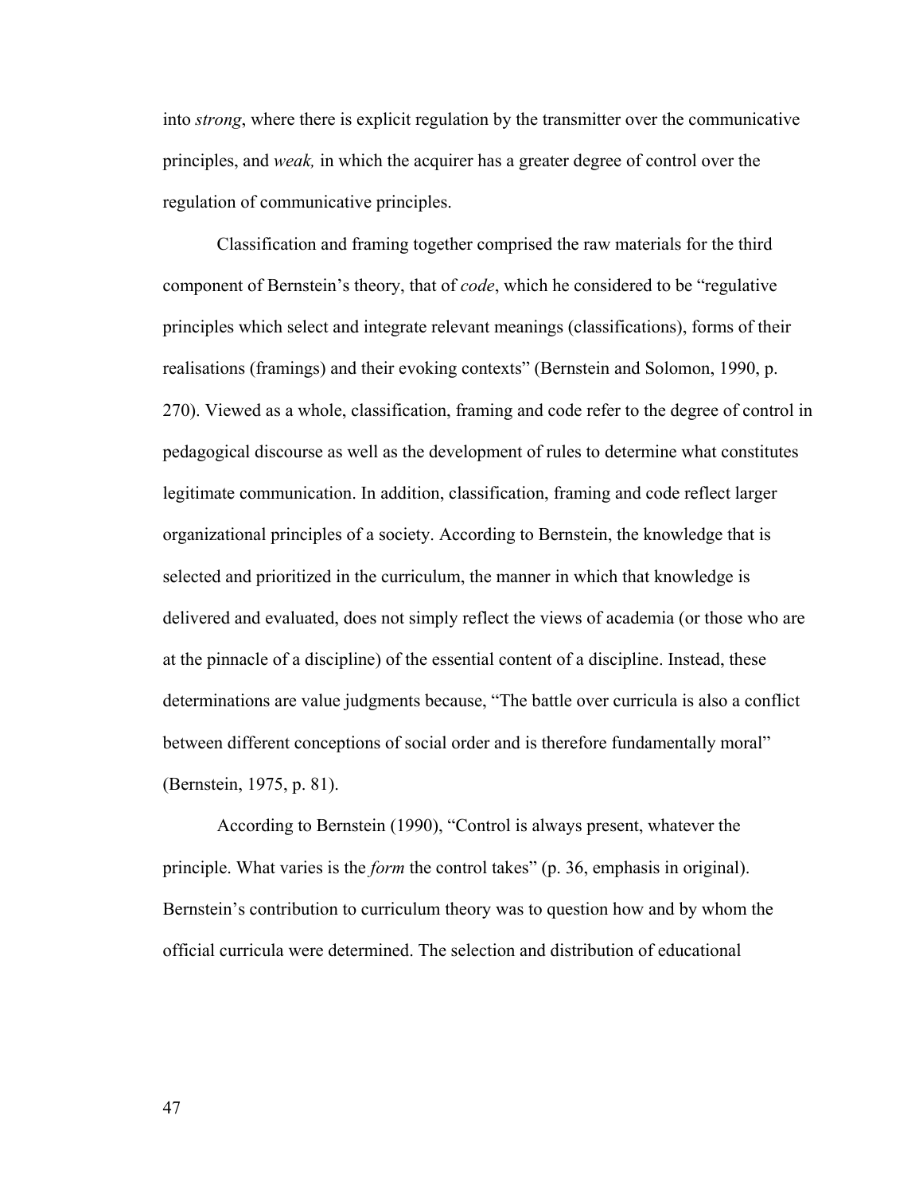into *strong*, where there is explicit regulation by the transmitter over the communicative principles, and *weak,* in which the acquirer has a greater degree of control over the regulation of communicative principles.

Classification and framing together comprised the raw materials for the third component of Bernstein's theory, that of *code*, which he considered to be "regulative principles which select and integrate relevant meanings (classifications), forms of their realisations (framings) and their evoking contexts" (Bernstein and Solomon, 1990, p. 270). Viewed as a whole, classification, framing and code refer to the degree of control in pedagogical discourse as well as the development of rules to determine what constitutes legitimate communication. In addition, classification, framing and code reflect larger organizational principles of a society. According to Bernstein, the knowledge that is selected and prioritized in the curriculum, the manner in which that knowledge is delivered and evaluated, does not simply reflect the views of academia (or those who are at the pinnacle of a discipline) of the essential content of a discipline. Instead, these determinations are value judgments because, "The battle over curricula is also a conflict between different conceptions of social order and is therefore fundamentally moral" (Bernstein, 1975, p. 81).

According to Bernstein (1990), "Control is always present, whatever the principle. What varies is the *form* the control takes" (p. 36, emphasis in original). Bernstein's contribution to curriculum theory was to question how and by whom the official curricula were determined. The selection and distribution of educational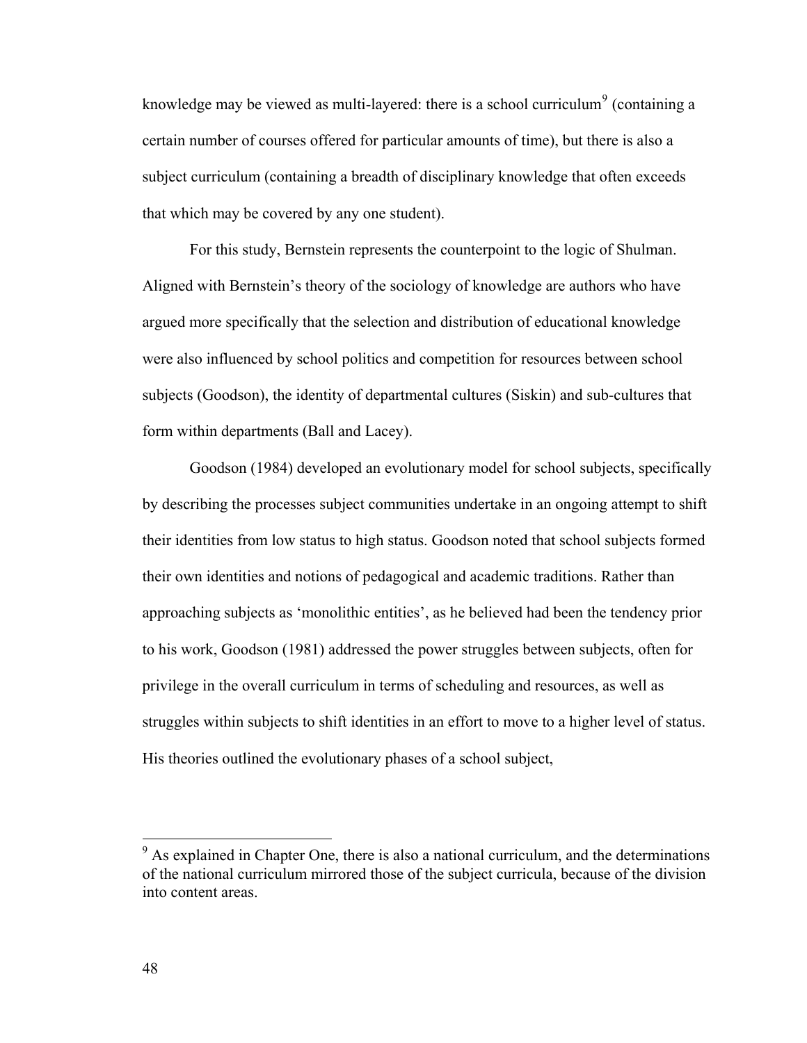knowledge may be viewed as multi-layered: there is a school curriculum[9] (containing a certain number of courses offered for particular amounts of time), but there is also a subject curriculum (containing a breadth of disciplinary knowledge that often exceeds that which may be covered by any one student).

For this study, Bernstein represents the counterpoint to the logic of Shulman. Aligned with Bernstein's theory of the sociology of knowledge are authors who have argued more specifically that the selection and distribution of educational knowledge were also influenced by school politics and competition for resources between school subjects (Goodson), the identity of departmental cultures (Siskin) and sub-cultures that form within departments (Ball and Lacey).

Goodson (1984) developed an evolutionary model for school subjects, specifically by describing the processes subject communities undertake in an ongoing attempt to shift their identities from low status to high status. Goodson noted that school subjects formed their own identities and notions of pedagogical and academic traditions. Rather than approaching subjects as 'monolithic entities', as he believed had been the tendency prior to his work, Goodson (1981) addressed the power struggles between subjects, often for privilege in the overall curriculum in terms of scheduling and resources, as well as struggles within subjects to shift identities in an effort to move to a higher level of status. His theories outlined the evolutionary phases of a school subject,

---

[9] As explained in Chapter One, there is also a national curriculum, and the determinations of the national curriculum mirrored those of the subject curricula, because of the division into content areas.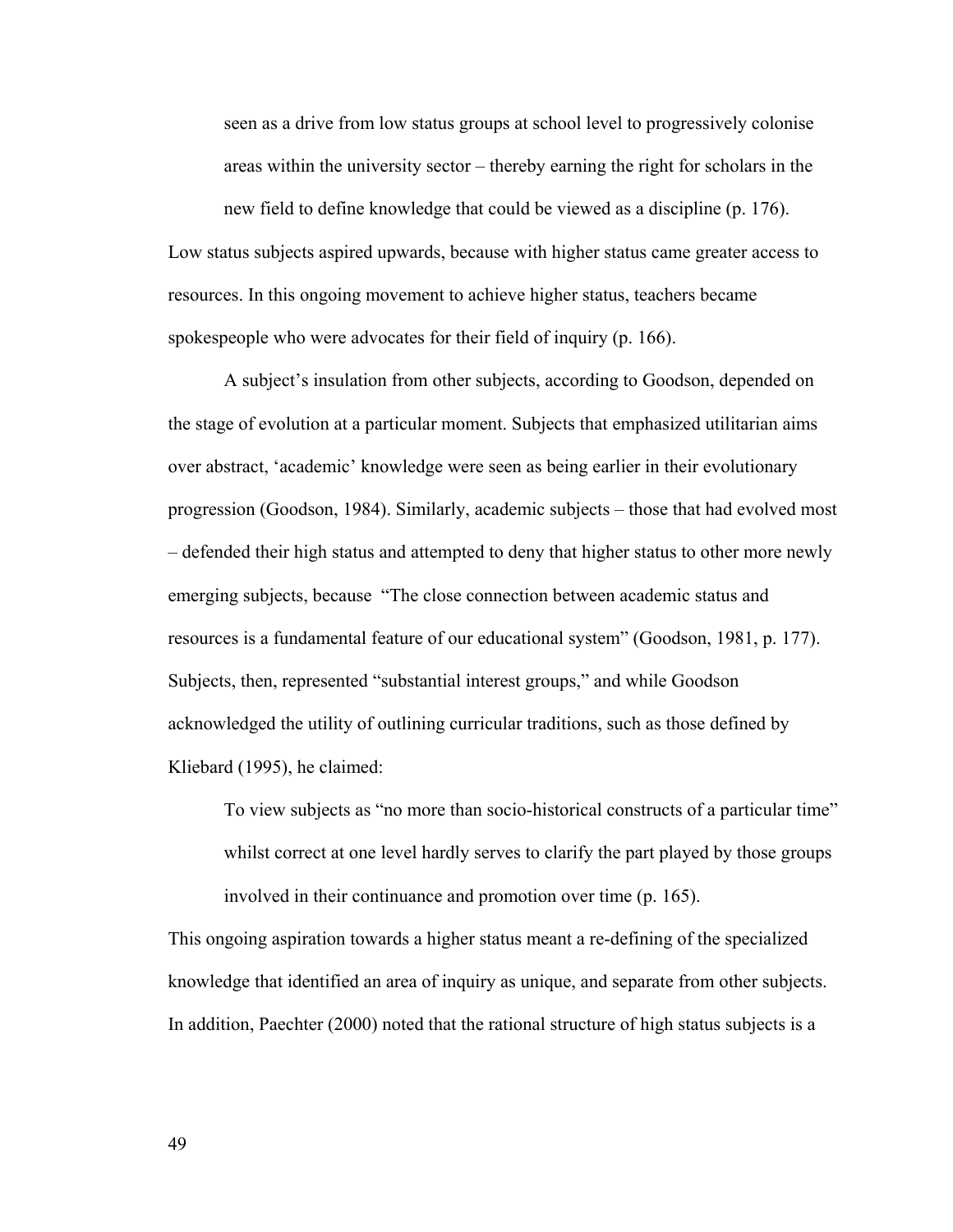> seen as a drive from low status groups at school level to progressively colonise areas within the university sector – thereby earning the right for scholars in the new field to define knowledge that could be viewed as a discipline (p. 176).

Low status subjects aspired upwards, because with higher status came greater access to resources. In this ongoing movement to achieve higher status, teachers became spokespeople who were advocates for their field of inquiry (p. 166).

A subject's insulation from other subjects, according to Goodson, depended on the stage of evolution at a particular moment. Subjects that emphasized utilitarian aims over abstract, 'academic' knowledge were seen as being earlier in their evolutionary progression (Goodson, 1984). Similarly, academic subjects – those that had evolved most – defended their high status and attempted to deny that higher status to other more newly emerging subjects, because "The close connection between academic status and resources is a fundamental feature of our educational system" (Goodson, 1981, p. 177). Subjects, then, represented "substantial interest groups," and while Goodson acknowledged the utility of outlining curricular traditions, such as those defined by Kliebard (1995), he claimed:

> To view subjects as "no more than socio-historical constructs of a particular time" whilst correct at one level hardly serves to clarify the part played by those groups involved in their continuance and promotion over time (p. 165).

This ongoing aspiration towards a higher status meant a re-defining of the specialized knowledge that identified an area of inquiry as unique, and separate from other subjects. In addition, Paechter (2000) noted that the rational structure of high status subjects is a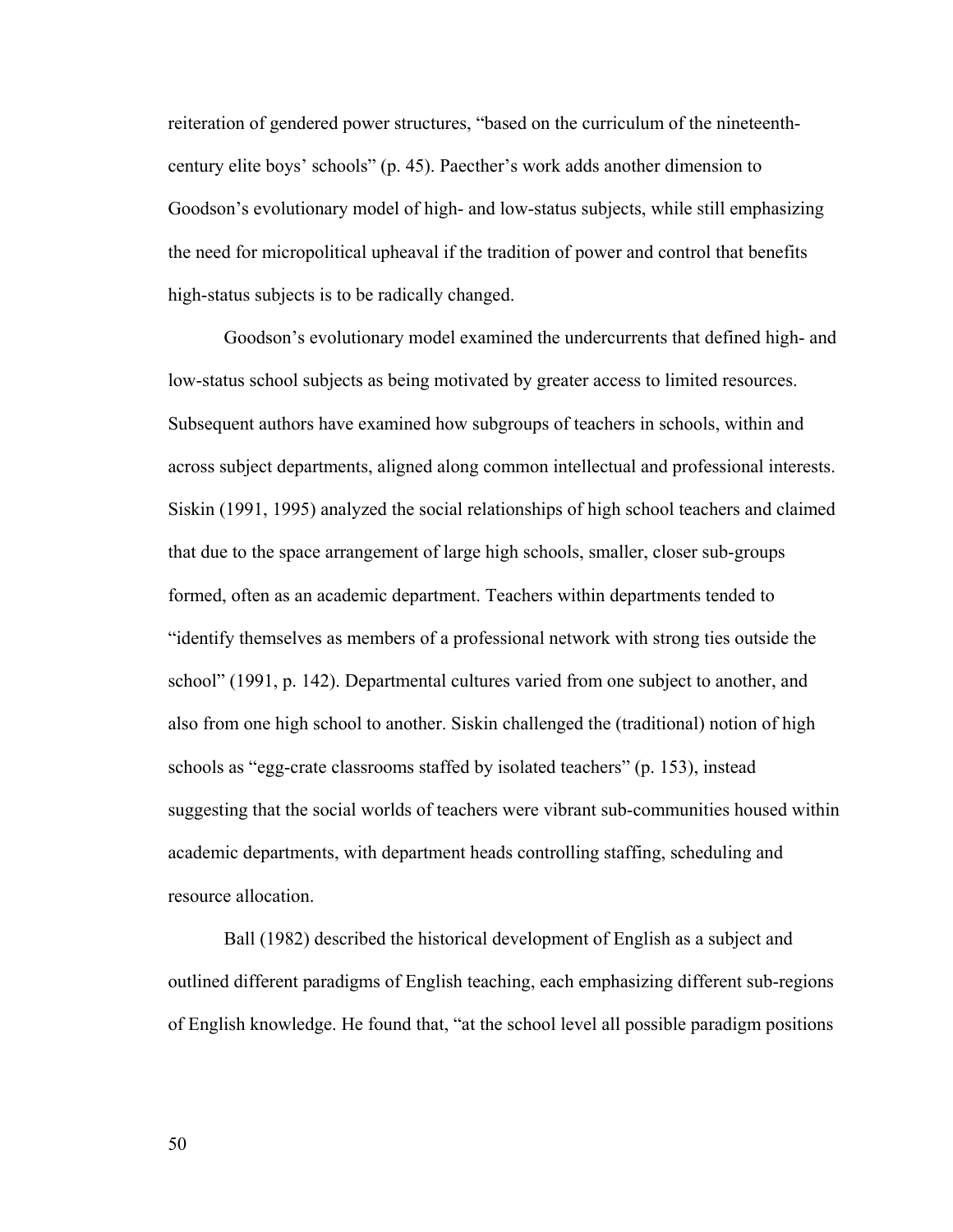reiteration of gendered power structures, “based on the curriculum of the nineteenth-century elite boys’ schools” (p. 45). Paecther’s work adds another dimension to Goodson’s evolutionary model of high- and low-status subjects, while still emphasizing the need for micropolitical upheaval if the tradition of power and control that benefits high-status subjects is to be radically changed.

Goodson’s evolutionary model examined the undercurrents that defined high- and low-status school subjects as being motivated by greater access to limited resources. Subsequent authors have examined how subgroups of teachers in schools, within and across subject departments, aligned along common intellectual and professional interests. Siskin (1991, 1995) analyzed the social relationships of high school teachers and claimed that due to the space arrangement of large high schools, smaller, closer sub-groups formed, often as an academic department. Teachers within departments tended to “identify themselves as members of a professional network with strong ties outside the school” (1991, p. 142). Departmental cultures varied from one subject to another, and also from one high school to another. Siskin challenged the (traditional) notion of high schools as “egg-crate classrooms staffed by isolated teachers” (p. 153), instead suggesting that the social worlds of teachers were vibrant sub-communities housed within academic departments, with department heads controlling staffing, scheduling and resource allocation.

Ball (1982) described the historical development of English as a subject and outlined different paradigms of English teaching, each emphasizing different sub-regions of English knowledge. He found that, “at the school level all possible paradigm positions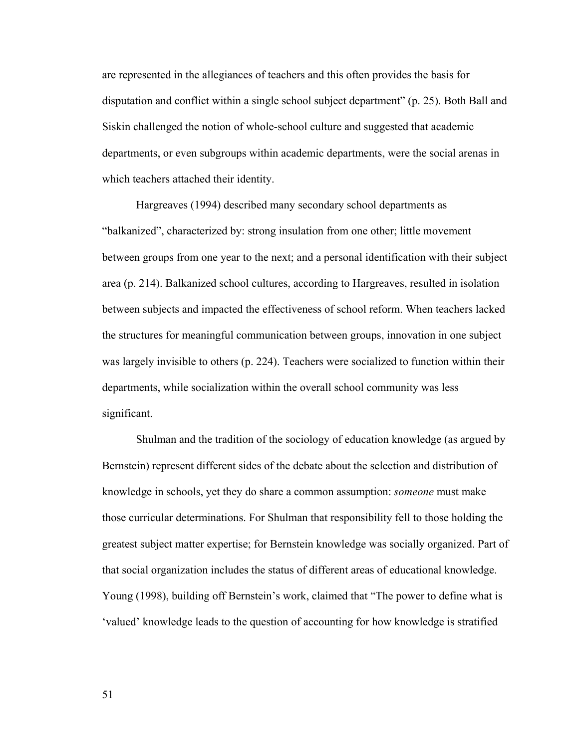are represented in the allegiances of teachers and this often provides the basis for disputation and conflict within a single school subject department" (p. 25). Both Ball and Siskin challenged the notion of whole-school culture and suggested that academic departments, or even subgroups within academic departments, were the social arenas in which teachers attached their identity.

Hargreaves (1994) described many secondary school departments as "balkanized", characterized by: strong insulation from one other; little movement between groups from one year to the next; and a personal identification with their subject area (p. 214). Balkanized school cultures, according to Hargreaves, resulted in isolation between subjects and impacted the effectiveness of school reform. When teachers lacked the structures for meaningful communication between groups, innovation in one subject was largely invisible to others (p. 224). Teachers were socialized to function within their departments, while socialization within the overall school community was less significant.

Shulman and the tradition of the sociology of education knowledge (as argued by Bernstein) represent different sides of the debate about the selection and distribution of knowledge in schools, yet they do share a common assumption: *someone* must make those curricular determinations. For Shulman that responsibility fell to those holding the greatest subject matter expertise; for Bernstein knowledge was socially organized. Part of that social organization includes the status of different areas of educational knowledge. Young (1998), building off Bernstein's work, claimed that "The power to define what is 'valued' knowledge leads to the question of accounting for how knowledge is stratified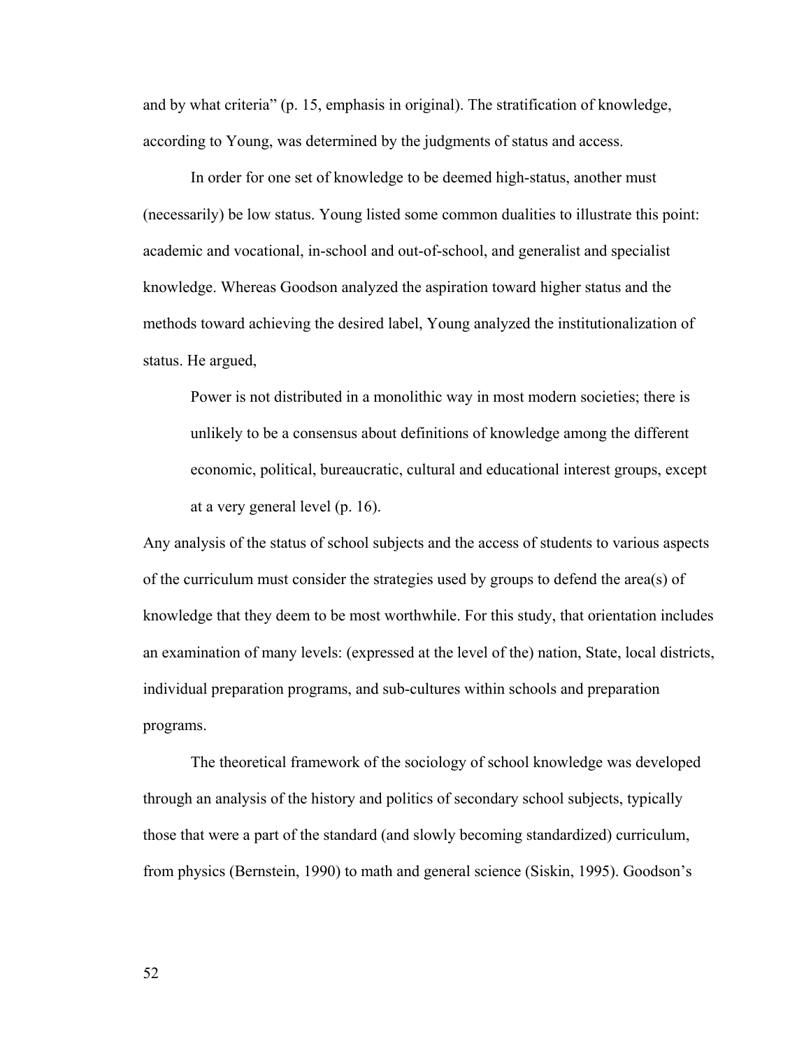and by what criteria" (p. 15, emphasis in original). The stratification of knowledge, according to Young, was determined by the judgments of status and access.

In order for one set of knowledge to be deemed high-status, another must (necessarily) be low status. Young listed some common dualities to illustrate this point: academic and vocational, in-school and out-of-school, and generalist and specialist knowledge. Whereas Goodson analyzed the aspiration toward higher status and the methods toward achieving the desired label, Young analyzed the institutionalization of status. He argued,

> Power is not distributed in a monolithic way in most modern societies; there is unlikely to be a consensus about definitions of knowledge among the different economic, political, bureaucratic, cultural and educational interest groups, except at a very general level (p. 16).

Any analysis of the status of school subjects and the access of students to various aspects of the curriculum must consider the strategies used by groups to defend the area(s) of knowledge that they deem to be most worthwhile. For this study, that orientation includes an examination of many levels: (expressed at the level of the) nation, State, local districts, individual preparation programs, and sub-cultures within schools and preparation programs.

The theoretical framework of the sociology of school knowledge was developed through an analysis of the history and politics of secondary school subjects, typically those that were a part of the standard (and slowly becoming standardized) curriculum, from physics (Bernstein, 1990) to math and general science (Siskin, 1995). Goodson's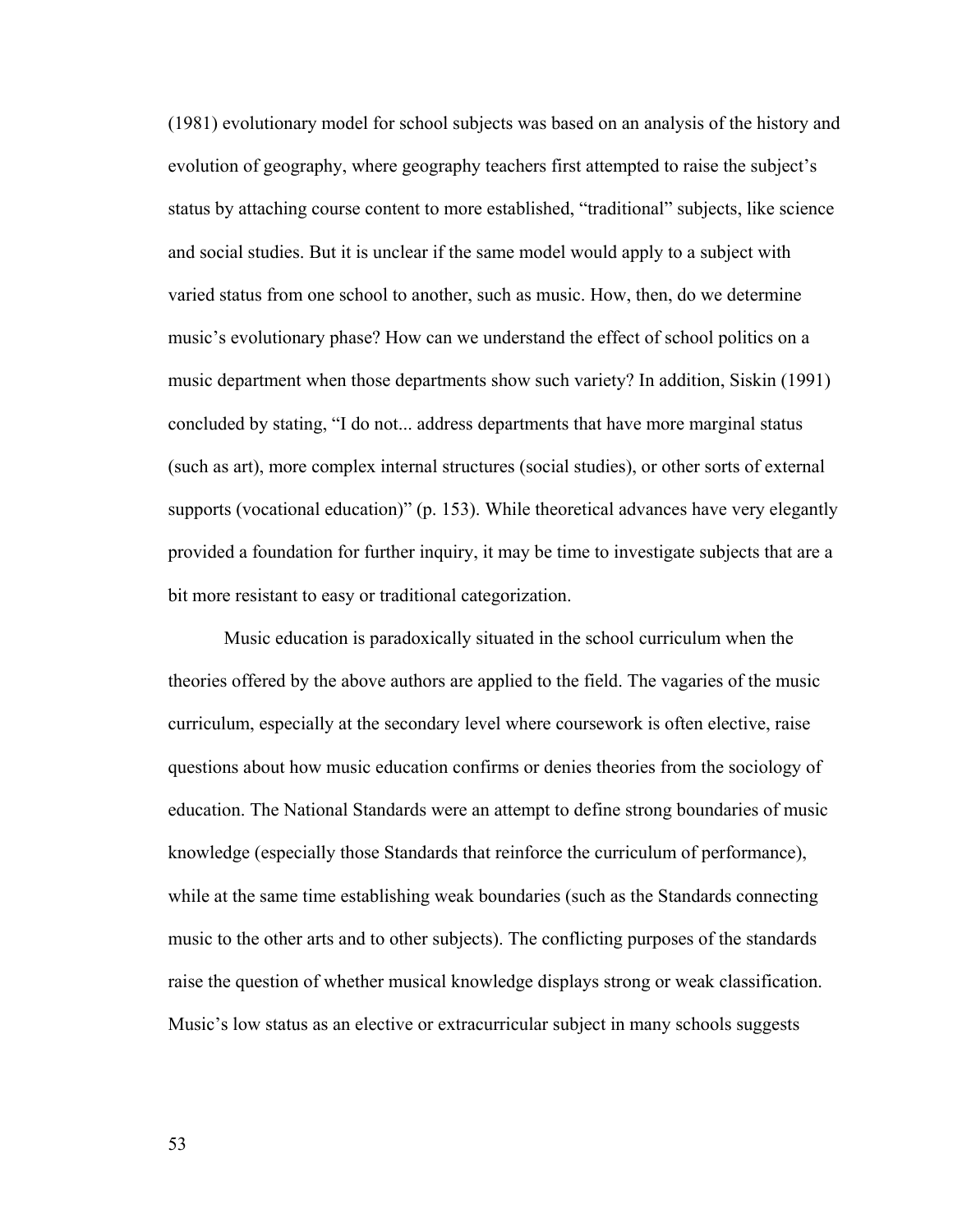(1981) evolutionary model for school subjects was based on an analysis of the history and evolution of geography, where geography teachers first attempted to raise the subject's status by attaching course content to more established, "traditional" subjects, like science and social studies. But it is unclear if the same model would apply to a subject with varied status from one school to another, such as music. How, then, do we determine music's evolutionary phase? How can we understand the effect of school politics on a music department when those departments show such variety? In addition, Siskin (1991) concluded by stating, "I do not... address departments that have more marginal status (such as art), more complex internal structures (social studies), or other sorts of external supports (vocational education)" (p. 153). While theoretical advances have very elegantly provided a foundation for further inquiry, it may be time to investigate subjects that are a bit more resistant to easy or traditional categorization.

Music education is paradoxically situated in the school curriculum when the theories offered by the above authors are applied to the field. The vagaries of the music curriculum, especially at the secondary level where coursework is often elective, raise questions about how music education confirms or denies theories from the sociology of education. The National Standards were an attempt to define strong boundaries of music knowledge (especially those Standards that reinforce the curriculum of performance), while at the same time establishing weak boundaries (such as the Standards connecting music to the other arts and to other subjects). The conflicting purposes of the standards raise the question of whether musical knowledge displays strong or weak classification. Music's low status as an elective or extracurricular subject in many schools suggests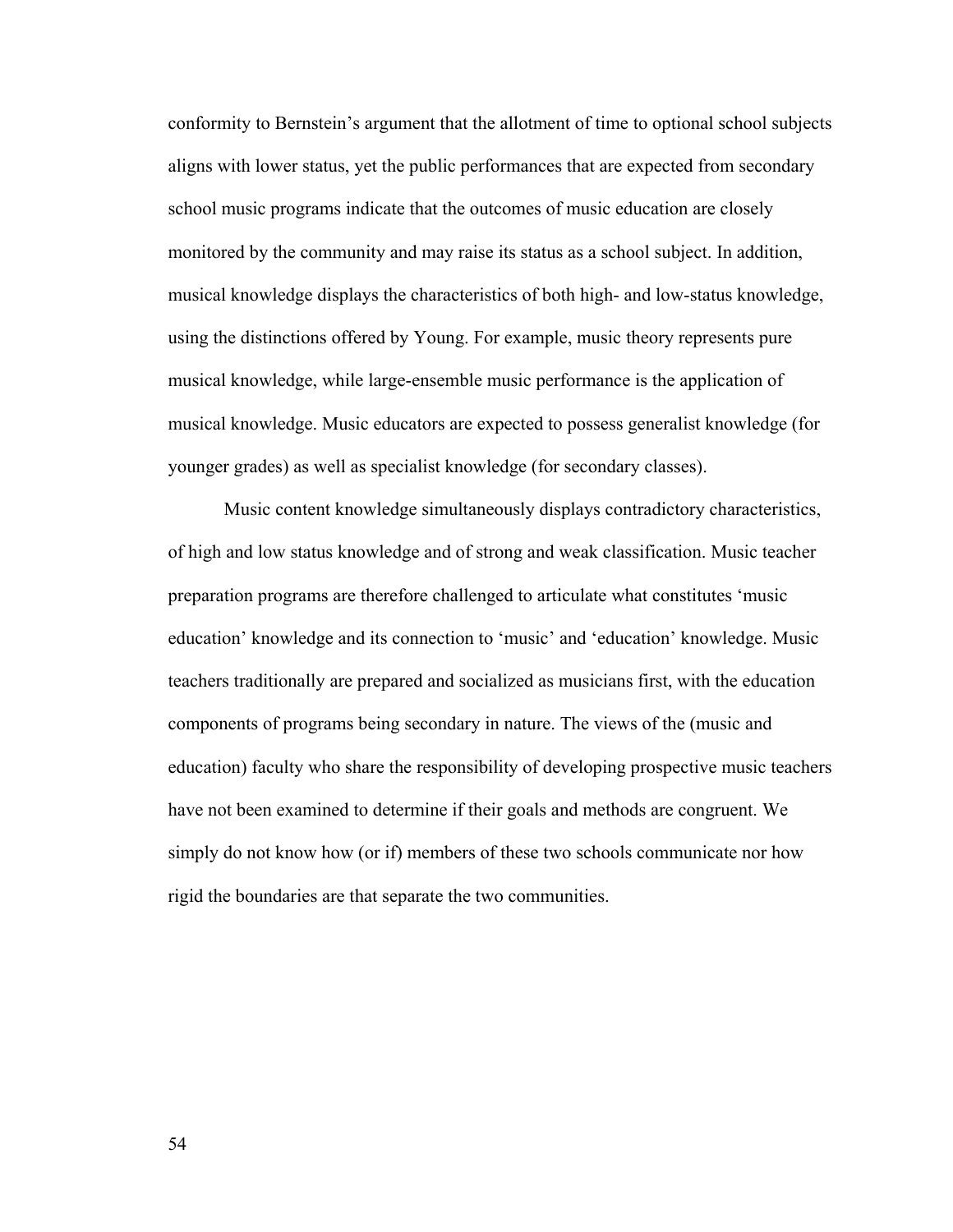conformity to Bernstein's argument that the allotment of time to optional school subjects aligns with lower status, yet the public performances that are expected from secondary school music programs indicate that the outcomes of music education are closely monitored by the community and may raise its status as a school subject. In addition, musical knowledge displays the characteristics of both high- and low-status knowledge, using the distinctions offered by Young. For example, music theory represents pure musical knowledge, while large-ensemble music performance is the application of musical knowledge. Music educators are expected to possess generalist knowledge (for younger grades) as well as specialist knowledge (for secondary classes).

Music content knowledge simultaneously displays contradictory characteristics, of high and low status knowledge and of strong and weak classification. Music teacher preparation programs are therefore challenged to articulate what constitutes 'music education' knowledge and its connection to 'music' and 'education' knowledge. Music teachers traditionally are prepared and socialized as musicians first, with the education components of programs being secondary in nature. The views of the (music and education) faculty who share the responsibility of developing prospective music teachers have not been examined to determine if their goals and methods are congruent. We simply do not know how (or if) members of these two schools communicate nor how rigid the boundaries are that separate the two communities.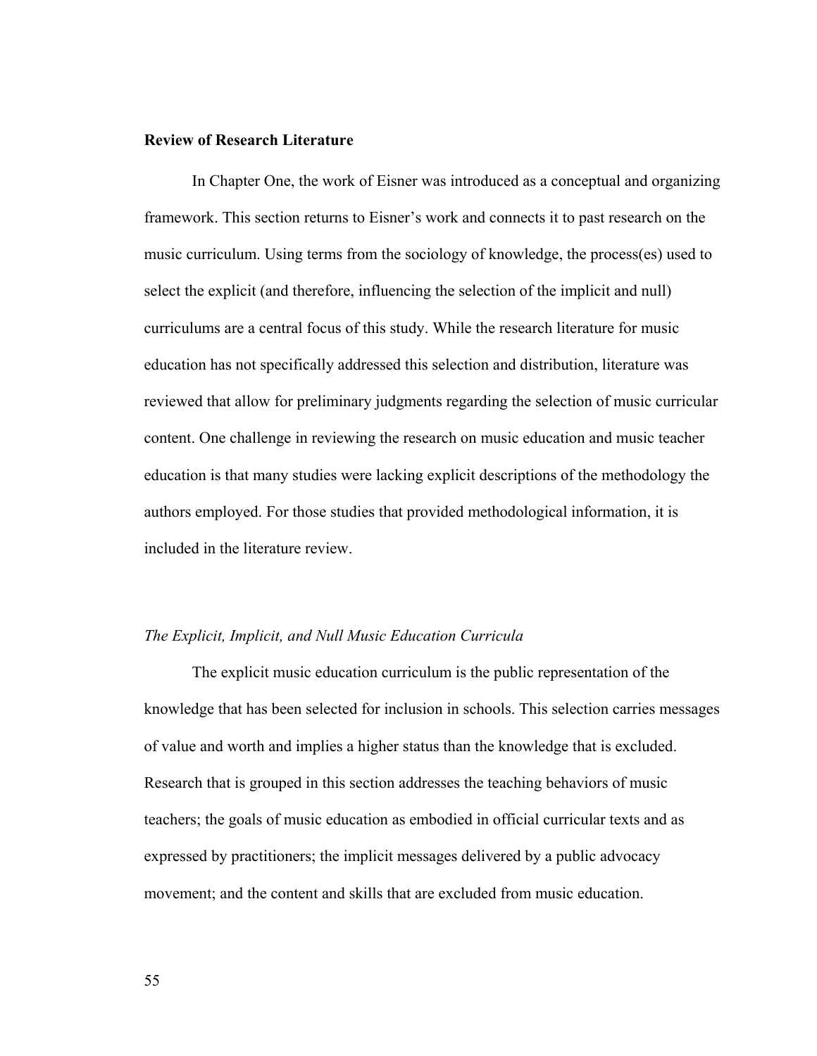**Review of Research Literature**

In Chapter One, the work of Eisner was introduced as a conceptual and organizing framework. This section returns to Eisner's work and connects it to past research on the music curriculum. Using terms from the sociology of knowledge, the process(es) used to select the explicit (and therefore, influencing the selection of the implicit and null) curriculums are a central focus of this study. While the research literature for music education has not specifically addressed this selection and distribution, literature was reviewed that allow for preliminary judgments regarding the selection of music curricular content. One challenge in reviewing the research on music education and music teacher education is that many studies were lacking explicit descriptions of the methodology the authors employed. For those studies that provided methodological information, it is included in the literature review.

*The Explicit, Implicit, and Null Music Education Curricula*

The explicit music education curriculum is the public representation of the knowledge that has been selected for inclusion in schools. This selection carries messages of value and worth and implies a higher status than the knowledge that is excluded. Research that is grouped in this section addresses the teaching behaviors of music teachers; the goals of music education as embodied in official curricular texts and as expressed by practitioners; the implicit messages delivered by a public advocacy movement; and the content and skills that are excluded from music education.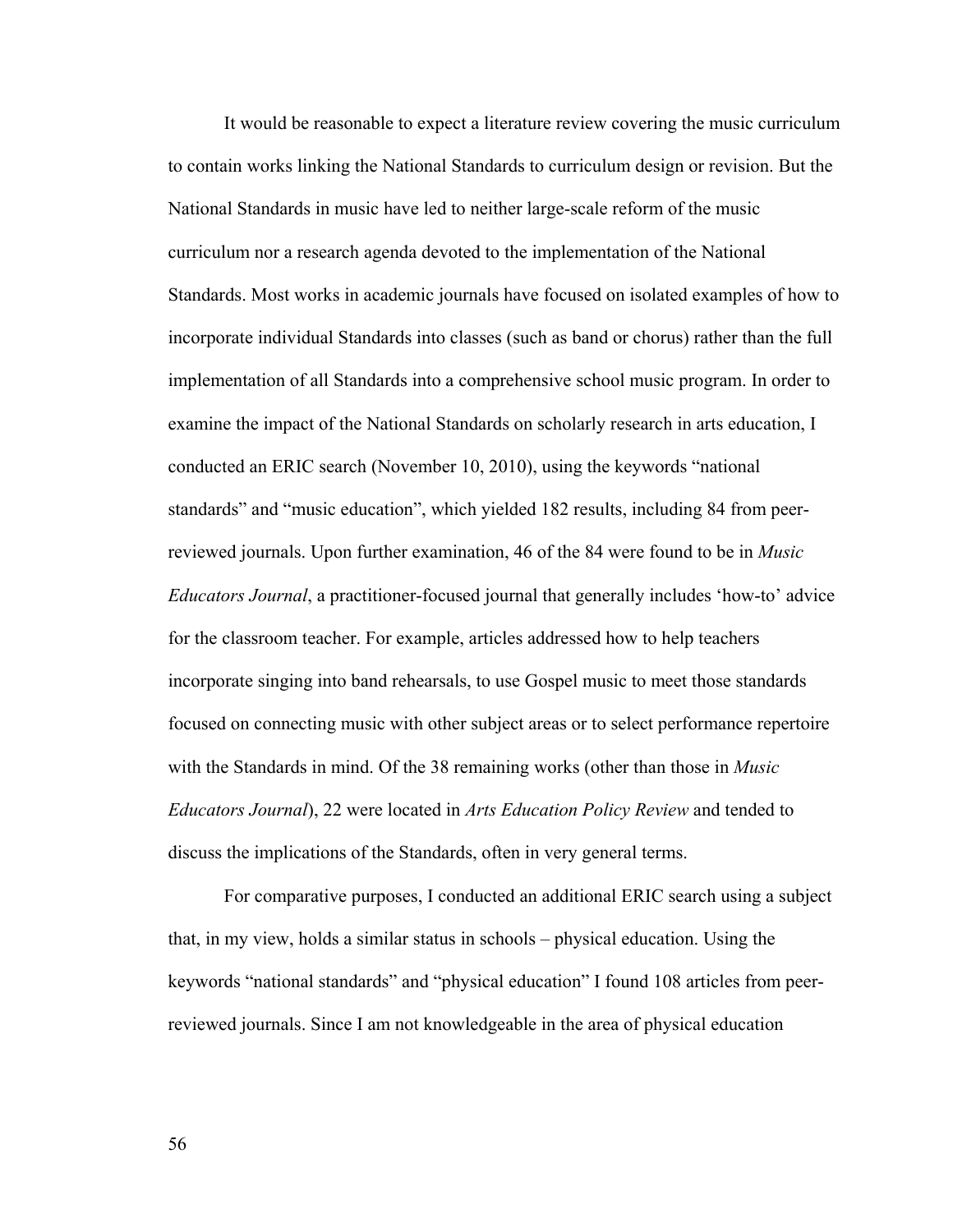It would be reasonable to expect a literature review covering the music curriculum to contain works linking the National Standards to curriculum design or revision. But the National Standards in music have led to neither large-scale reform of the music curriculum nor a research agenda devoted to the implementation of the National Standards. Most works in academic journals have focused on isolated examples of how to incorporate individual Standards into classes (such as band or chorus) rather than the full implementation of all Standards into a comprehensive school music program. In order to examine the impact of the National Standards on scholarly research in arts education, I conducted an ERIC search (November 10, 2010), using the keywords "national standards" and "music education", which yielded 182 results, including 84 from peer-reviewed journals. Upon further examination, 46 of the 84 were found to be in *Music Educators Journal*, a practitioner-focused journal that generally includes 'how-to' advice for the classroom teacher. For example, articles addressed how to help teachers incorporate singing into band rehearsals, to use Gospel music to meet those standards focused on connecting music with other subject areas or to select performance repertoire with the Standards in mind. Of the 38 remaining works (other than those in *Music Educators Journal*), 22 were located in *Arts Education Policy Review* and tended to discuss the implications of the Standards, often in very general terms.

For comparative purposes, I conducted an additional ERIC search using a subject that, in my view, holds a similar status in schools – physical education. Using the keywords "national standards" and "physical education" I found 108 articles from peer-reviewed journals. Since I am not knowledgeable in the area of physical education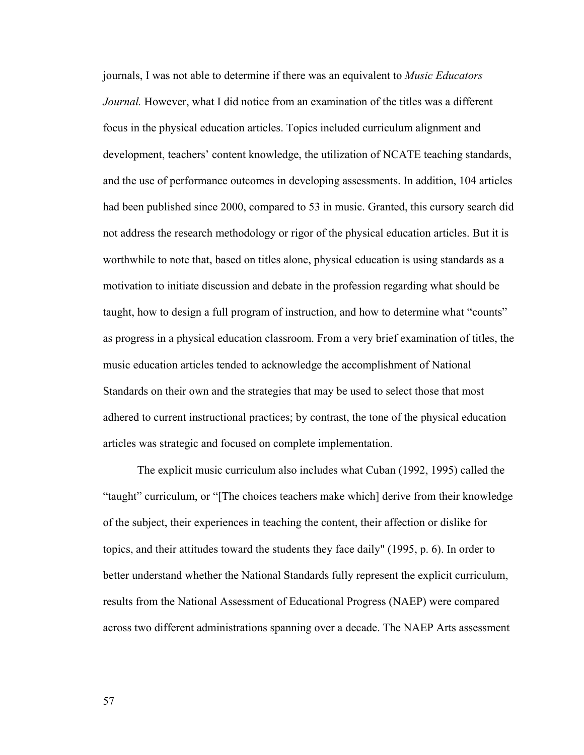journals, I was not able to determine if there was an equivalent to *Music Educators Journal.* However, what I did notice from an examination of the titles was a different focus in the physical education articles. Topics included curriculum alignment and development, teachers' content knowledge, the utilization of NCATE teaching standards, and the use of performance outcomes in developing assessments. In addition, 104 articles had been published since 2000, compared to 53 in music. Granted, this cursory search did not address the research methodology or rigor of the physical education articles. But it is worthwhile to note that, based on titles alone, physical education is using standards as a motivation to initiate discussion and debate in the profession regarding what should be taught, how to design a full program of instruction, and how to determine what "counts" as progress in a physical education classroom. From a very brief examination of titles, the music education articles tended to acknowledge the accomplishment of National Standards on their own and the strategies that may be used to select those that most adhered to current instructional practices; by contrast, the tone of the physical education articles was strategic and focused on complete implementation.

The explicit music curriculum also includes what Cuban (1992, 1995) called the "taught" curriculum, or "[The choices teachers make which] derive from their knowledge of the subject, their experiences in teaching the content, their affection or dislike for topics, and their attitudes toward the students they face daily" (1995, p. 6). In order to better understand whether the National Standards fully represent the explicit curriculum, results from the National Assessment of Educational Progress (NAEP) were compared across two different administrations spanning over a decade. The NAEP Arts assessment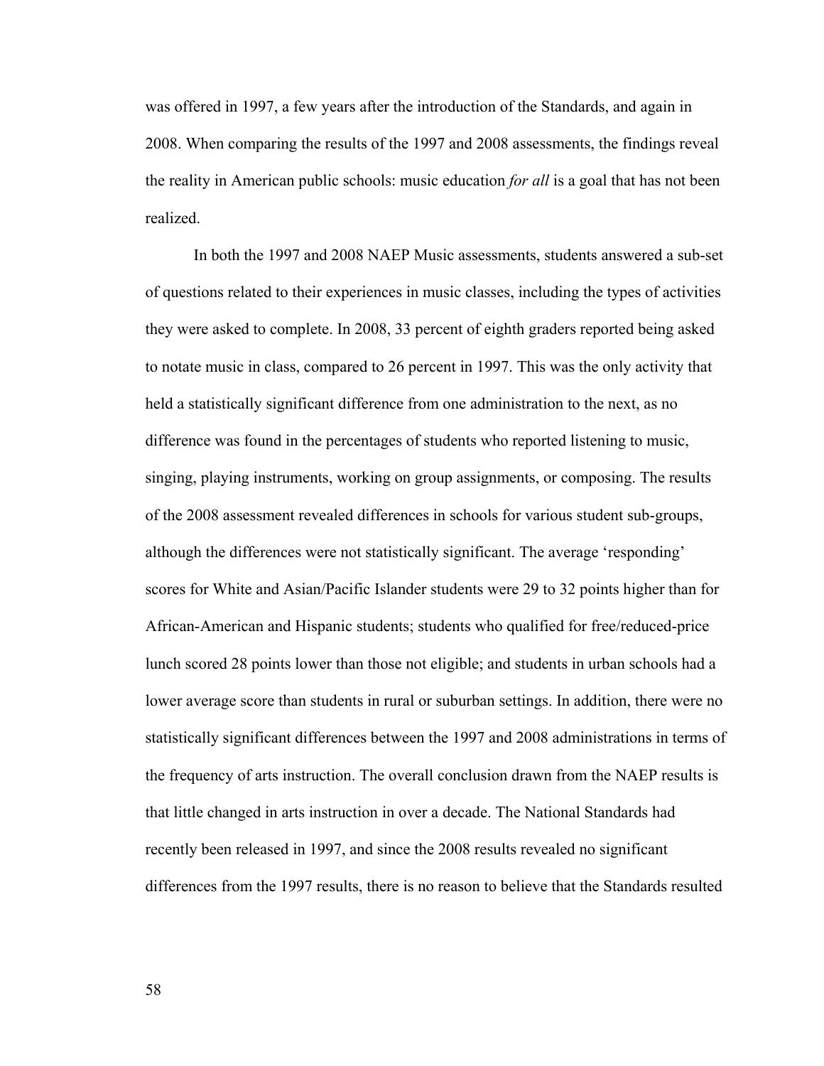was offered in 1997, a few years after the introduction of the Standards, and again in 2008. When comparing the results of the 1997 and 2008 assessments, the findings reveal the reality in American public schools: music education *for all* is a goal that has not been realized.

In both the 1997 and 2008 NAEP Music assessments, students answered a sub-set of questions related to their experiences in music classes, including the types of activities they were asked to complete. In 2008, 33 percent of eighth graders reported being asked to notate music in class, compared to 26 percent in 1997. This was the only activity that held a statistically significant difference from one administration to the next, as no difference was found in the percentages of students who reported listening to music, singing, playing instruments, working on group assignments, or composing. The results of the 2008 assessment revealed differences in schools for various student sub-groups, although the differences were not statistically significant. The average 'responding' scores for White and Asian/Pacific Islander students were 29 to 32 points higher than for African-American and Hispanic students; students who qualified for free/reduced-price lunch scored 28 points lower than those not eligible; and students in urban schools had a lower average score than students in rural or suburban settings. In addition, there were no statistically significant differences between the 1997 and 2008 administrations in terms of the frequency of arts instruction. The overall conclusion drawn from the NAEP results is that little changed in arts instruction in over a decade. The National Standards had recently been released in 1997, and since the 2008 results revealed no significant differences from the 1997 results, there is no reason to believe that the Standards resulted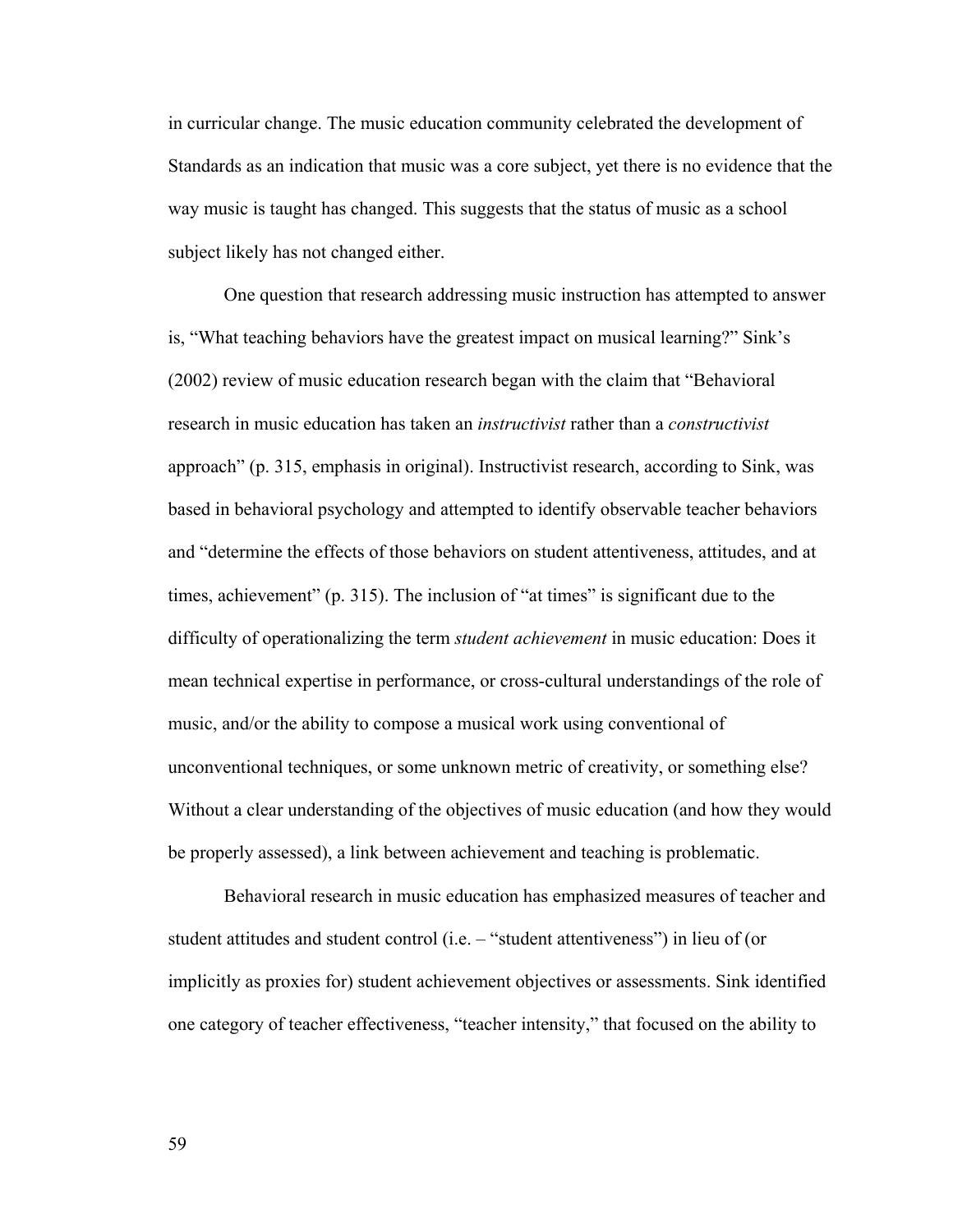in curricular change. The music education community celebrated the development of Standards as an indication that music was a core subject, yet there is no evidence that the way music is taught has changed. This suggests that the status of music as a school subject likely has not changed either.

One question that research addressing music instruction has attempted to answer is, "What teaching behaviors have the greatest impact on musical learning?" Sink's (2002) review of music education research began with the claim that "Behavioral research in music education has taken an *instructivist* rather than a *constructivist* approach" (p. 315, emphasis in original). Instructivist research, according to Sink, was based in behavioral psychology and attempted to identify observable teacher behaviors and "determine the effects of those behaviors on student attentiveness, attitudes, and at times, achievement" (p. 315). The inclusion of "at times" is significant due to the difficulty of operationalizing the term *student achievement* in music education: Does it mean technical expertise in performance, or cross-cultural understandings of the role of music, and/or the ability to compose a musical work using conventional of unconventional techniques, or some unknown metric of creativity, or something else? Without a clear understanding of the objectives of music education (and how they would be properly assessed), a link between achievement and teaching is problematic.

Behavioral research in music education has emphasized measures of teacher and student attitudes and student control (i.e. – "student attentiveness") in lieu of (or implicitly as proxies for) student achievement objectives or assessments. Sink identified one category of teacher effectiveness, "teacher intensity," that focused on the ability to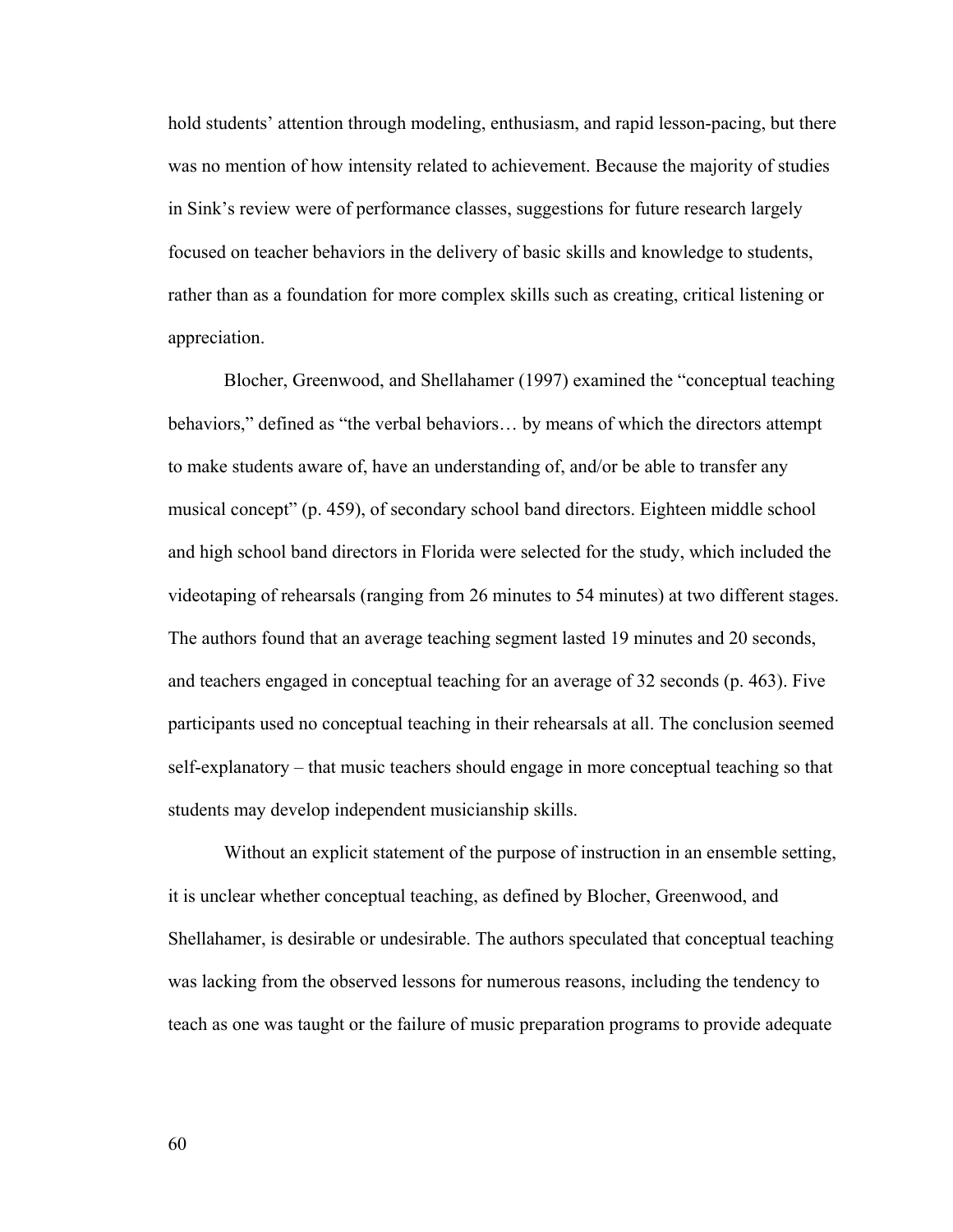hold students' attention through modeling, enthusiasm, and rapid lesson-pacing, but there was no mention of how intensity related to achievement. Because the majority of studies in Sink's review were of performance classes, suggestions for future research largely focused on teacher behaviors in the delivery of basic skills and knowledge to students, rather than as a foundation for more complex skills such as creating, critical listening or appreciation.

Blocher, Greenwood, and Shellahamer (1997) examined the "conceptual teaching behaviors," defined as "the verbal behaviors… by means of which the directors attempt to make students aware of, have an understanding of, and/or be able to transfer any musical concept" (p. 459), of secondary school band directors. Eighteen middle school and high school band directors in Florida were selected for the study, which included the videotaping of rehearsals (ranging from 26 minutes to 54 minutes) at two different stages. The authors found that an average teaching segment lasted 19 minutes and 20 seconds, and teachers engaged in conceptual teaching for an average of 32 seconds (p. 463). Five participants used no conceptual teaching in their rehearsals at all. The conclusion seemed self-explanatory – that music teachers should engage in more conceptual teaching so that students may develop independent musicianship skills.

Without an explicit statement of the purpose of instruction in an ensemble setting, it is unclear whether conceptual teaching, as defined by Blocher, Greenwood, and Shellahamer, is desirable or undesirable. The authors speculated that conceptual teaching was lacking from the observed lessons for numerous reasons, including the tendency to teach as one was taught or the failure of music preparation programs to provide adequate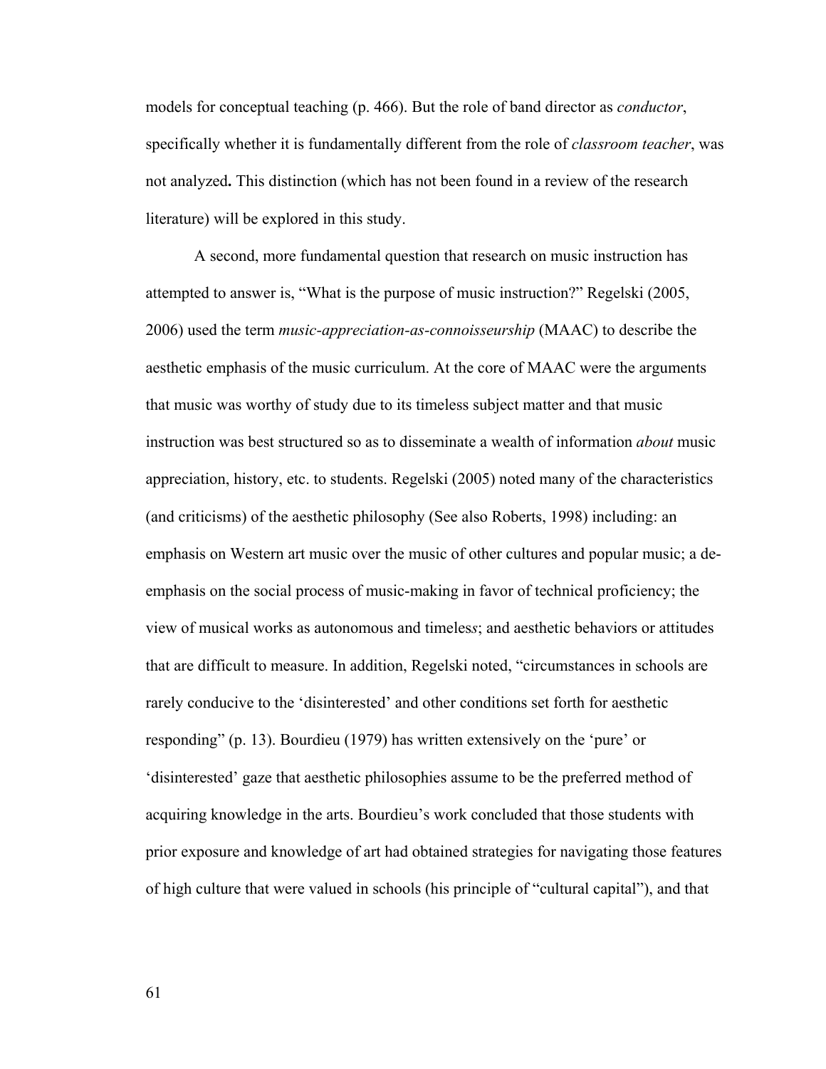models for conceptual teaching (p. 466). But the role of band director as *conductor*, specifically whether it is fundamentally different from the role of *classroom teacher*, was not analyzed**.** This distinction (which has not been found in a review of the research literature) will be explored in this study.

A second, more fundamental question that research on music instruction has attempted to answer is, "What is the purpose of music instruction?" Regelski (2005, 2006) used the term *music-appreciation-as-connoisseurship* (MAAC) to describe the aesthetic emphasis of the music curriculum. At the core of MAAC were the arguments that music was worthy of study due to its timeless subject matter and that music instruction was best structured so as to disseminate a wealth of information *about* music appreciation, history, etc. to students. Regelski (2005) noted many of the characteristics (and criticisms) of the aesthetic philosophy (See also Roberts, 1998) including: an emphasis on Western art music over the music of other cultures and popular music; a de-emphasis on the social process of music-making in favor of technical proficiency; the view of musical works as autonomous and timeless; and aesthetic behaviors or attitudes that are difficult to measure. In addition, Regelski noted, "circumstances in schools are rarely conducive to the 'disinterested' and other conditions set forth for aesthetic responding" (p. 13). Bourdieu (1979) has written extensively on the 'pure' or 'disinterested' gaze that aesthetic philosophies assume to be the preferred method of acquiring knowledge in the arts. Bourdieu's work concluded that those students with prior exposure and knowledge of art had obtained strategies for navigating those features of high culture that were valued in schools (his principle of "cultural capital"), and that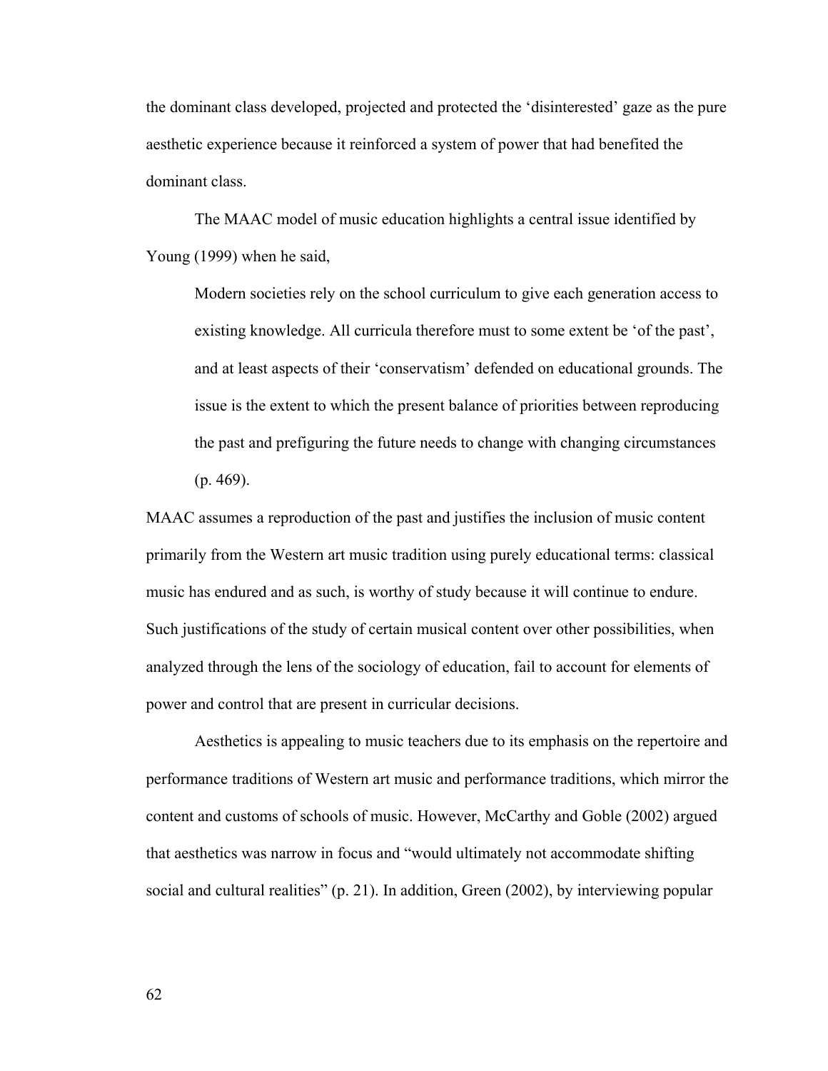the dominant class developed, projected and protected the 'disinterested' gaze as the pure aesthetic experience because it reinforced a system of power that had benefited the dominant class.

The MAAC model of music education highlights a central issue identified by Young (1999) when he said,

> Modern societies rely on the school curriculum to give each generation access to existing knowledge. All curricula therefore must to some extent be 'of the past', and at least aspects of their 'conservatism' defended on educational grounds. The issue is the extent to which the present balance of priorities between reproducing the past and prefiguring the future needs to change with changing circumstances (p. 469).

MAAC assumes a reproduction of the past and justifies the inclusion of music content primarily from the Western art music tradition using purely educational terms: classical music has endured and as such, is worthy of study because it will continue to endure. Such justifications of the study of certain musical content over other possibilities, when analyzed through the lens of the sociology of education, fail to account for elements of power and control that are present in curricular decisions.

Aesthetics is appealing to music teachers due to its emphasis on the repertoire and performance traditions of Western art music and performance traditions, which mirror the content and customs of schools of music. However, McCarthy and Goble (2002) argued that aesthetics was narrow in focus and "would ultimately not accommodate shifting social and cultural realities" (p. 21). In addition, Green (2002), by interviewing popular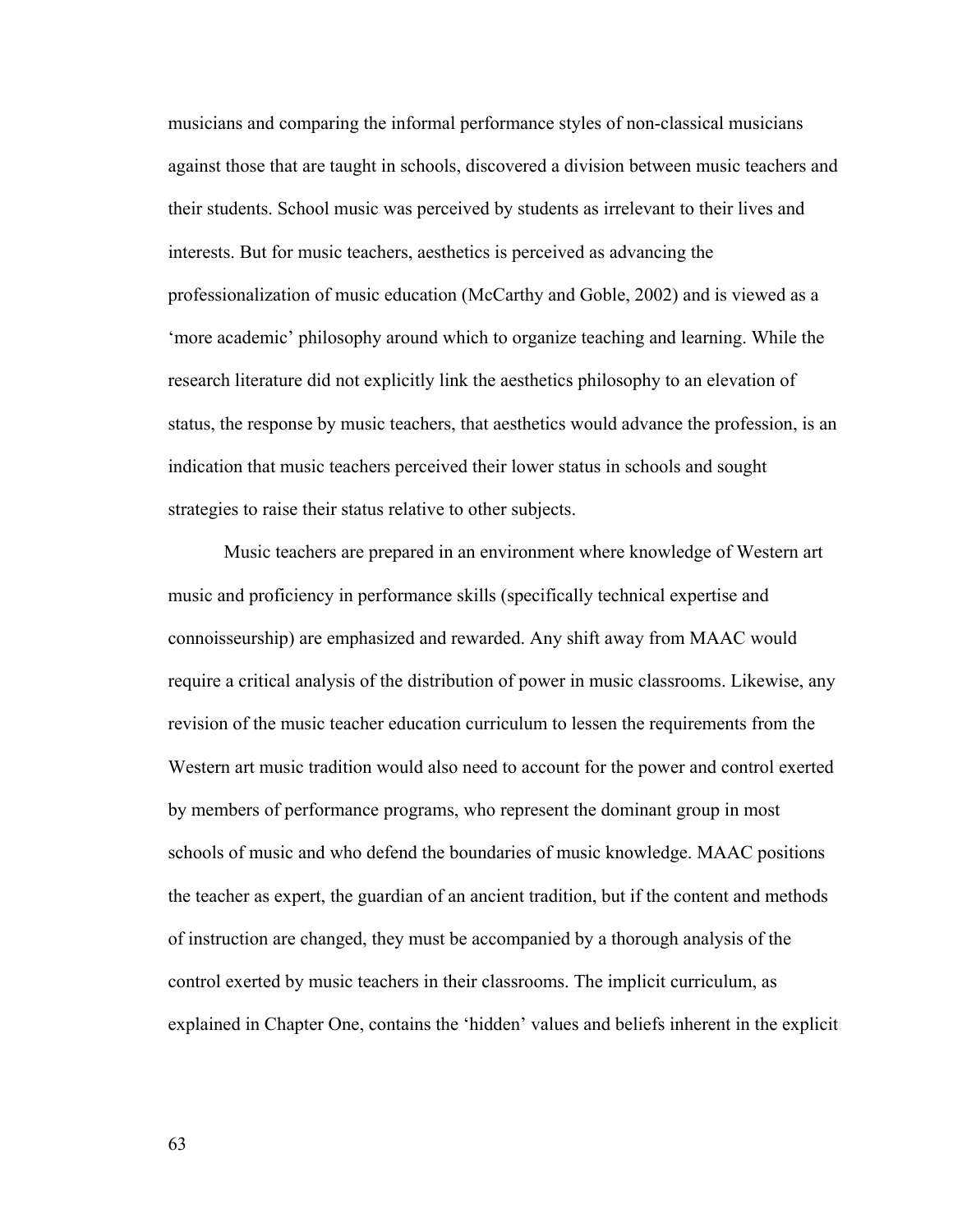musicians and comparing the informal performance styles of non-classical musicians against those that are taught in schools, discovered a division between music teachers and their students. School music was perceived by students as irrelevant to their lives and interests. But for music teachers, aesthetics is perceived as advancing the professionalization of music education (McCarthy and Goble, 2002) and is viewed as a 'more academic' philosophy around which to organize teaching and learning. While the research literature did not explicitly link the aesthetics philosophy to an elevation of status, the response by music teachers, that aesthetics would advance the profession, is an indication that music teachers perceived their lower status in schools and sought strategies to raise their status relative to other subjects.

Music teachers are prepared in an environment where knowledge of Western art music and proficiency in performance skills (specifically technical expertise and connoisseurship) are emphasized and rewarded. Any shift away from MAAC would require a critical analysis of the distribution of power in music classrooms. Likewise, any revision of the music teacher education curriculum to lessen the requirements from the Western art music tradition would also need to account for the power and control exerted by members of performance programs, who represent the dominant group in most schools of music and who defend the boundaries of music knowledge. MAAC positions the teacher as expert, the guardian of an ancient tradition, but if the content and methods of instruction are changed, they must be accompanied by a thorough analysis of the control exerted by music teachers in their classrooms. The implicit curriculum, as explained in Chapter One, contains the 'hidden' values and beliefs inherent in the explicit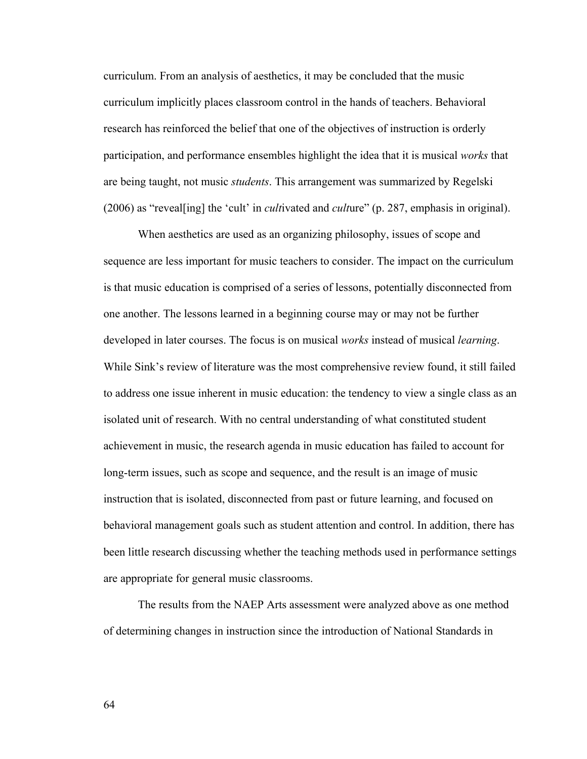curriculum. From an analysis of aesthetics, it may be concluded that the music curriculum implicitly places classroom control in the hands of teachers. Behavioral research has reinforced the belief that one of the objectives of instruction is orderly participation, and performance ensembles highlight the idea that it is musical *works* that are being taught, not music *students*. This arrangement was summarized by Regelski (2006) as "reveal[ing] the 'cult' in *cult*ivated and *cult*ure" (p. 287, emphasis in original).

When aesthetics are used as an organizing philosophy, issues of scope and sequence are less important for music teachers to consider. The impact on the curriculum is that music education is comprised of a series of lessons, potentially disconnected from one another. The lessons learned in a beginning course may or may not be further developed in later courses. The focus is on musical *works* instead of musical *learning*. While Sink's review of literature was the most comprehensive review found, it still failed to address one issue inherent in music education: the tendency to view a single class as an isolated unit of research. With no central understanding of what constituted student achievement in music, the research agenda in music education has failed to account for long-term issues, such as scope and sequence, and the result is an image of music instruction that is isolated, disconnected from past or future learning, and focused on behavioral management goals such as student attention and control. In addition, there has been little research discussing whether the teaching methods used in performance settings are appropriate for general music classrooms.

The results from the NAEP Arts assessment were analyzed above as one method of determining changes in instruction since the introduction of National Standards in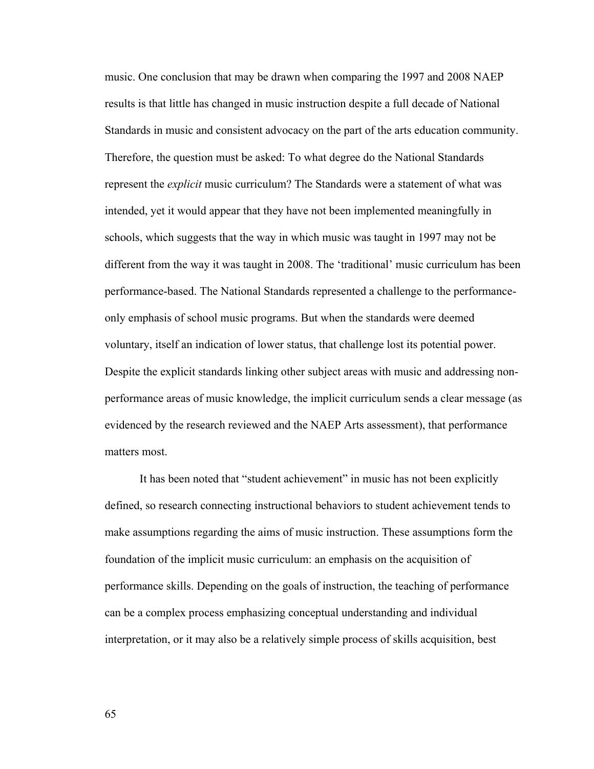music. One conclusion that may be drawn when comparing the 1997 and 2008 NAEP results is that little has changed in music instruction despite a full decade of National Standards in music and consistent advocacy on the part of the arts education community. Therefore, the question must be asked: To what degree do the National Standards represent the *explicit* music curriculum? The Standards were a statement of what was intended, yet it would appear that they have not been implemented meaningfully in schools, which suggests that the way in which music was taught in 1997 may not be different from the way it was taught in 2008. The 'traditional' music curriculum has been performance-based. The National Standards represented a challenge to the performance-only emphasis of school music programs. But when the standards were deemed voluntary, itself an indication of lower status, that challenge lost its potential power. Despite the explicit standards linking other subject areas with music and addressing non-performance areas of music knowledge, the implicit curriculum sends a clear message (as evidenced by the research reviewed and the NAEP Arts assessment), that performance matters most.

It has been noted that "student achievement" in music has not been explicitly defined, so research connecting instructional behaviors to student achievement tends to make assumptions regarding the aims of music instruction. These assumptions form the foundation of the implicit music curriculum: an emphasis on the acquisition of performance skills. Depending on the goals of instruction, the teaching of performance can be a complex process emphasizing conceptual understanding and individual interpretation, or it may also be a relatively simple process of skills acquisition, best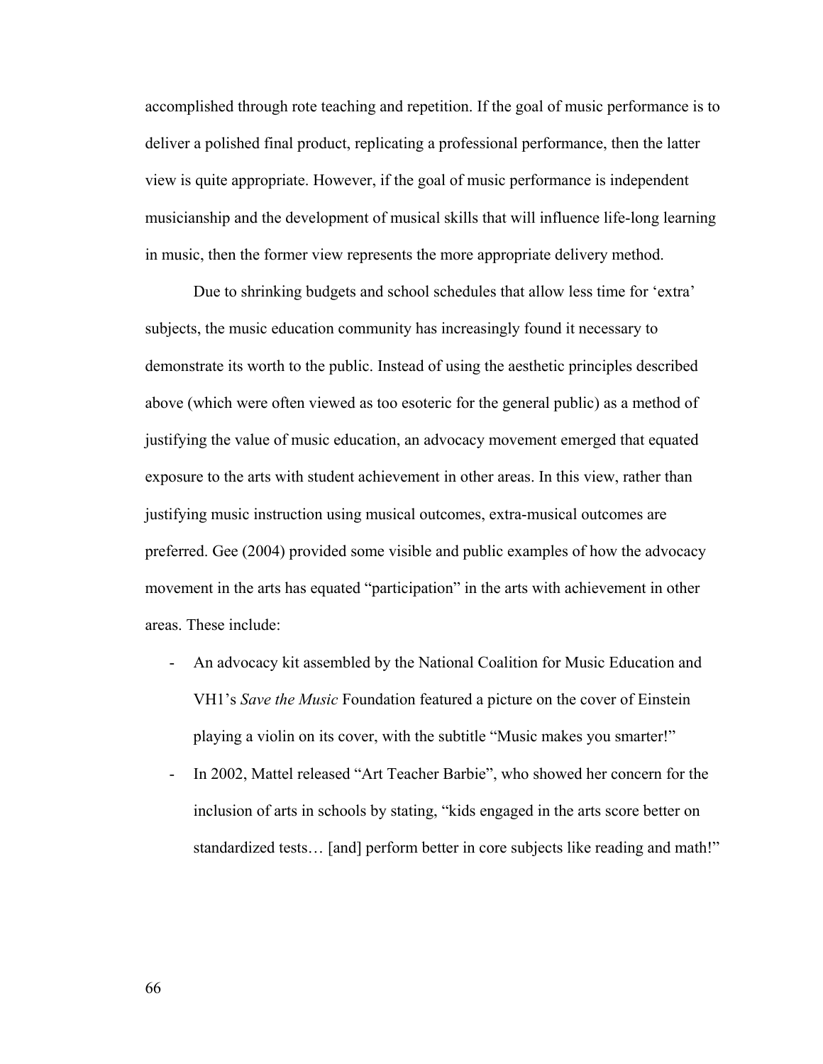accomplished through rote teaching and repetition. If the goal of music performance is to deliver a polished final product, replicating a professional performance, then the latter view is quite appropriate. However, if the goal of music performance is independent musicianship and the development of musical skills that will influence life-long learning in music, then the former view represents the more appropriate delivery method.

Due to shrinking budgets and school schedules that allow less time for 'extra' subjects, the music education community has increasingly found it necessary to demonstrate its worth to the public. Instead of using the aesthetic principles described above (which were often viewed as too esoteric for the general public) as a method of justifying the value of music education, an advocacy movement emerged that equated exposure to the arts with student achievement in other areas. In this view, rather than justifying music instruction using musical outcomes, extra-musical outcomes are preferred. Gee (2004) provided some visible and public examples of how the advocacy movement in the arts has equated "participation" in the arts with achievement in other areas. These include:

- An advocacy kit assembled by the National Coalition for Music Education and VH1's *Save the Music* Foundation featured a picture on the cover of Einstein playing a violin on its cover, with the subtitle "Music makes you smarter!"
- In 2002, Mattel released "Art Teacher Barbie", who showed her concern for the inclusion of arts in schools by stating, "kids engaged in the arts score better on standardized tests… [and] perform better in core subjects like reading and math!"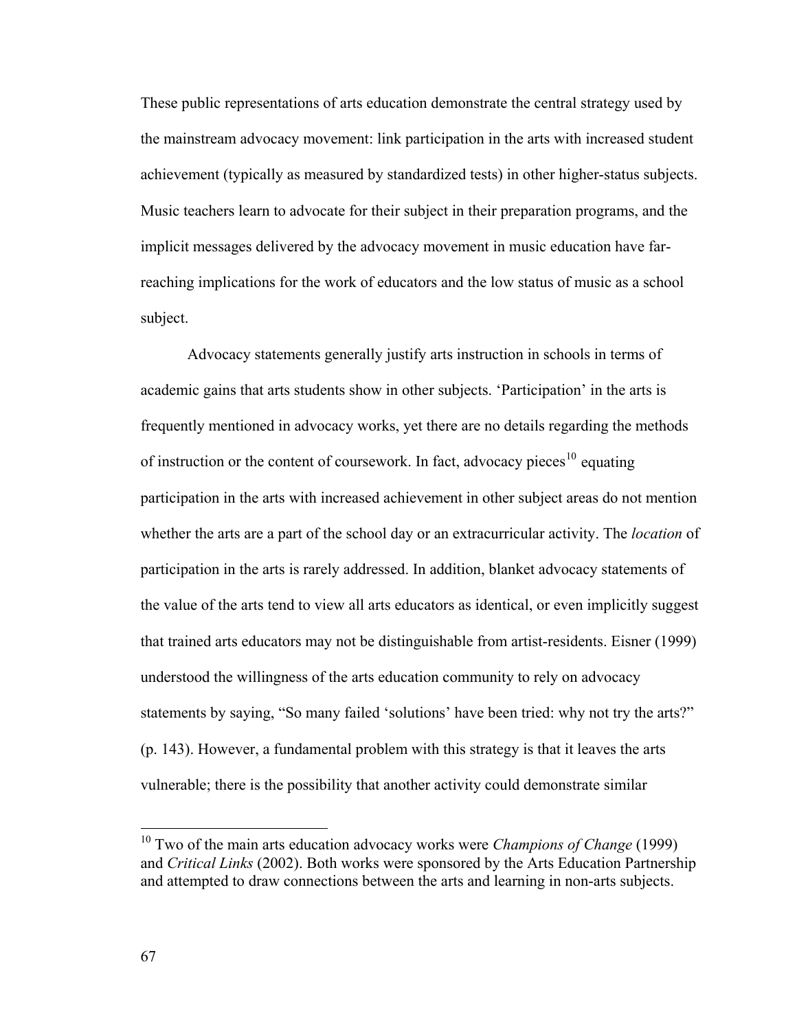These public representations of arts education demonstrate the central strategy used by the mainstream advocacy movement: link participation in the arts with increased student achievement (typically as measured by standardized tests) in other higher-status subjects. Music teachers learn to advocate for their subject in their preparation programs, and the implicit messages delivered by the advocacy movement in music education have far-reaching implications for the work of educators and the low status of music as a school subject.

Advocacy statements generally justify arts instruction in schools in terms of academic gains that arts students show in other subjects. 'Participation' in the arts is frequently mentioned in advocacy works, yet there are no details regarding the methods of instruction or the content of coursework. In fact, advocacy pieces[10] equating participation in the arts with increased achievement in other subject areas do not mention whether the arts are a part of the school day or an extracurricular activity. The *location* of participation in the arts is rarely addressed. In addition, blanket advocacy statements of the value of the arts tend to view all arts educators as identical, or even implicitly suggest that trained arts educators may not be distinguishable from artist-residents. Eisner (1999) understood the willingness of the arts education community to rely on advocacy statements by saying, "So many failed 'solutions' have been tried: why not try the arts?" (p. 143). However, a fundamental problem with this strategy is that it leaves the arts vulnerable; there is the possibility that another activity could demonstrate similar

---

[10] Two of the main arts education advocacy works were *Champions of Change* (1999) and *Critical Links* (2002). Both works were sponsored by the Arts Education Partnership and attempted to draw connections between the arts and learning in non-arts subjects.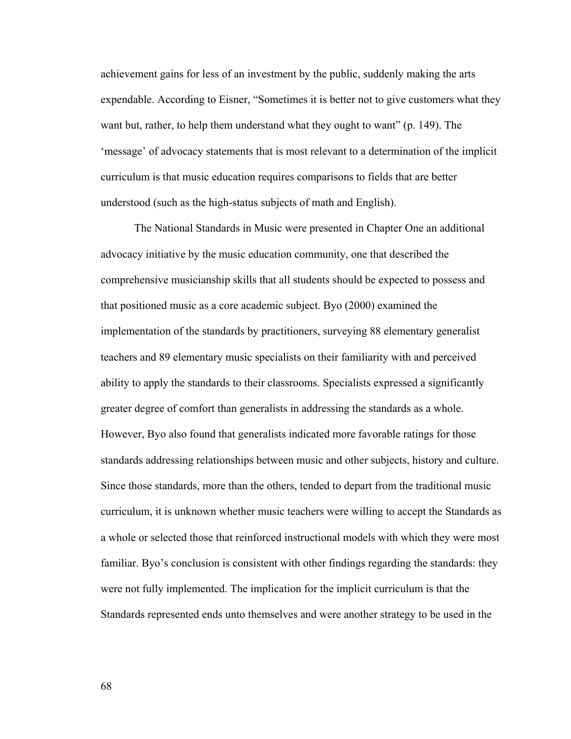achievement gains for less of an investment by the public, suddenly making the arts expendable. According to Eisner, "Sometimes it is better not to give customers what they want but, rather, to help them understand what they ought to want" (p. 149). The 'message' of advocacy statements that is most relevant to a determination of the implicit curriculum is that music education requires comparisons to fields that are better understood (such as the high-status subjects of math and English).

The National Standards in Music were presented in Chapter One an additional advocacy initiative by the music education community, one that described the comprehensive musicianship skills that all students should be expected to possess and that positioned music as a core academic subject. Byo (2000) examined the implementation of the standards by practitioners, surveying 88 elementary generalist teachers and 89 elementary music specialists on their familiarity with and perceived ability to apply the standards to their classrooms. Specialists expressed a significantly greater degree of comfort than generalists in addressing the standards as a whole. However, Byo also found that generalists indicated more favorable ratings for those standards addressing relationships between music and other subjects, history and culture. Since those standards, more than the others, tended to depart from the traditional music curriculum, it is unknown whether music teachers were willing to accept the Standards as a whole or selected those that reinforced instructional models with which they were most familiar. Byo's conclusion is consistent with other findings regarding the standards: they were not fully implemented. The implication for the implicit curriculum is that the Standards represented ends unto themselves and were another strategy to be used in the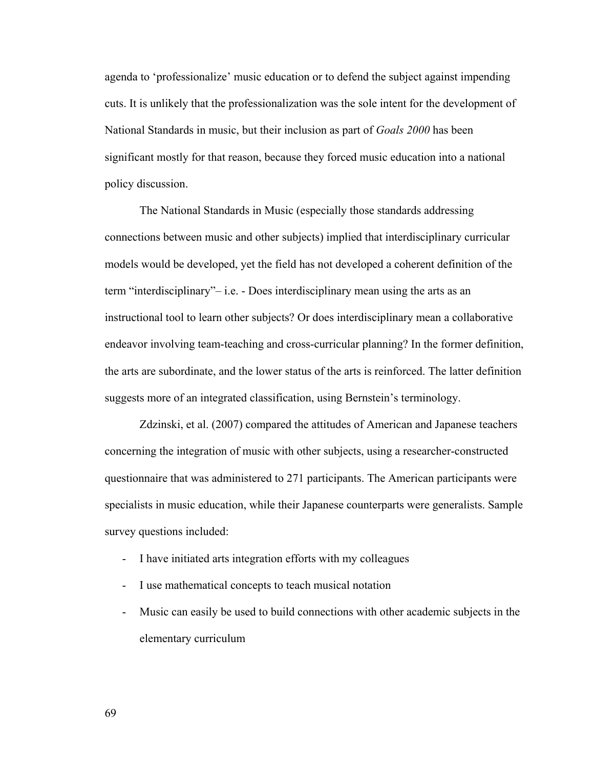agenda to 'professionalize' music education or to defend the subject against impending cuts. It is unlikely that the professionalization was the sole intent for the development of National Standards in music, but their inclusion as part of *Goals 2000* has been significant mostly for that reason, because they forced music education into a national policy discussion.

The National Standards in Music (especially those standards addressing connections between music and other subjects) implied that interdisciplinary curricular models would be developed, yet the field has not developed a coherent definition of the term "interdisciplinary"– i.e. - Does interdisciplinary mean using the arts as an instructional tool to learn other subjects? Or does interdisciplinary mean a collaborative endeavor involving team-teaching and cross-curricular planning? In the former definition, the arts are subordinate, and the lower status of the arts is reinforced. The latter definition suggests more of an integrated classification, using Bernstein's terminology.

Zdzinski, et al. (2007) compared the attitudes of American and Japanese teachers concerning the integration of music with other subjects, using a researcher-constructed questionnaire that was administered to 271 participants. The American participants were specialists in music education, while their Japanese counterparts were generalists. Sample survey questions included:

- I have initiated arts integration efforts with my colleagues
- I use mathematical concepts to teach musical notation
- Music can easily be used to build connections with other academic subjects in the elementary curriculum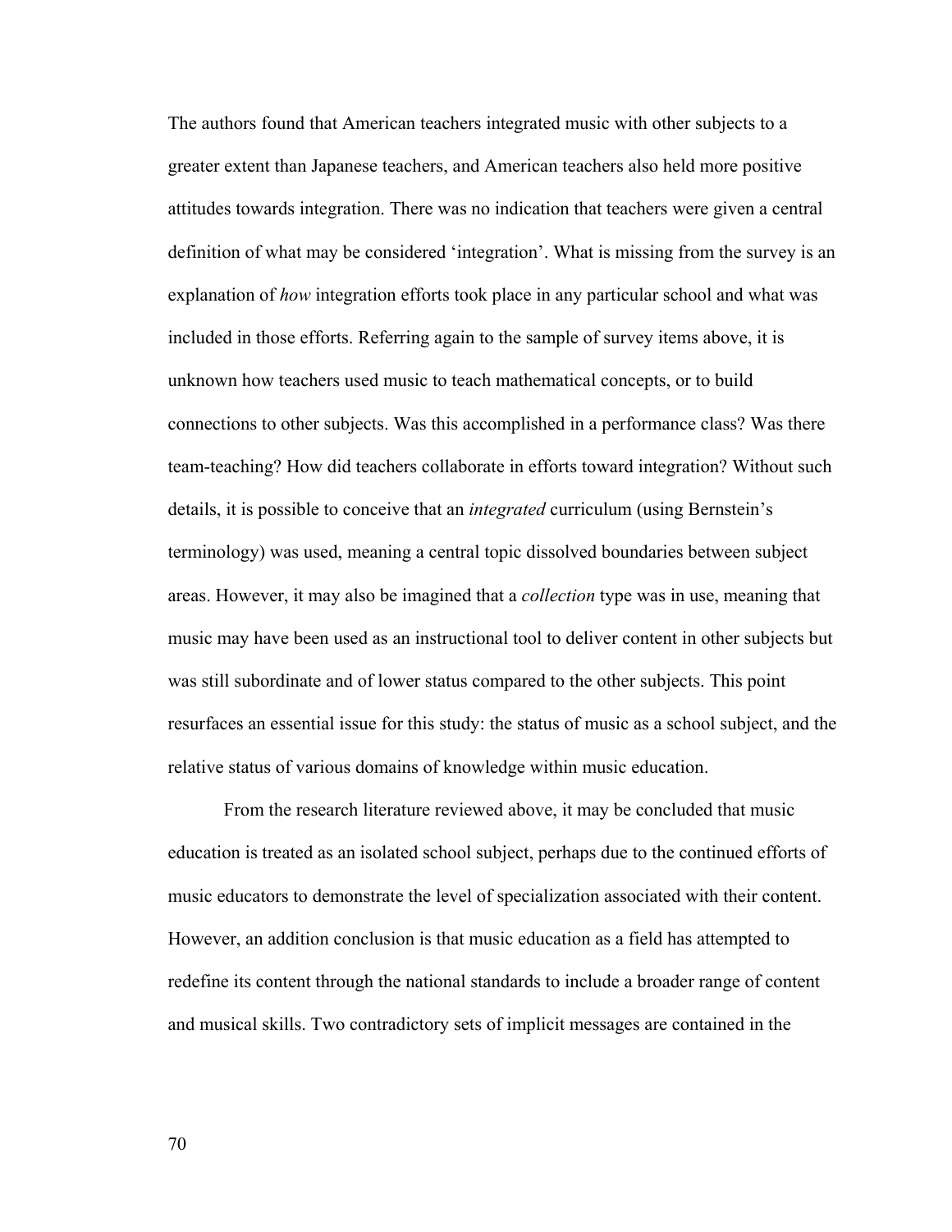The authors found that American teachers integrated music with other subjects to a greater extent than Japanese teachers, and American teachers also held more positive attitudes towards integration. There was no indication that teachers were given a central definition of what may be considered ‘integration’. What is missing from the survey is an explanation of *how* integration efforts took place in any particular school and what was included in those efforts. Referring again to the sample of survey items above, it is unknown how teachers used music to teach mathematical concepts, or to build connections to other subjects. Was this accomplished in a performance class? Was there team-teaching? How did teachers collaborate in efforts toward integration? Without such details, it is possible to conceive that an *integrated* curriculum (using Bernstein’s terminology) was used, meaning a central topic dissolved boundaries between subject areas. However, it may also be imagined that a *collection* type was in use, meaning that music may have been used as an instructional tool to deliver content in other subjects but was still subordinate and of lower status compared to the other subjects. This point resurfaces an essential issue for this study: the status of music as a school subject, and the relative status of various domains of knowledge within music education.

From the research literature reviewed above, it may be concluded that music education is treated as an isolated school subject, perhaps due to the continued efforts of music educators to demonstrate the level of specialization associated with their content. However, an addition conclusion is that music education as a field has attempted to redefine its content through the national standards to include a broader range of content and musical skills. Two contradictory sets of implicit messages are contained in the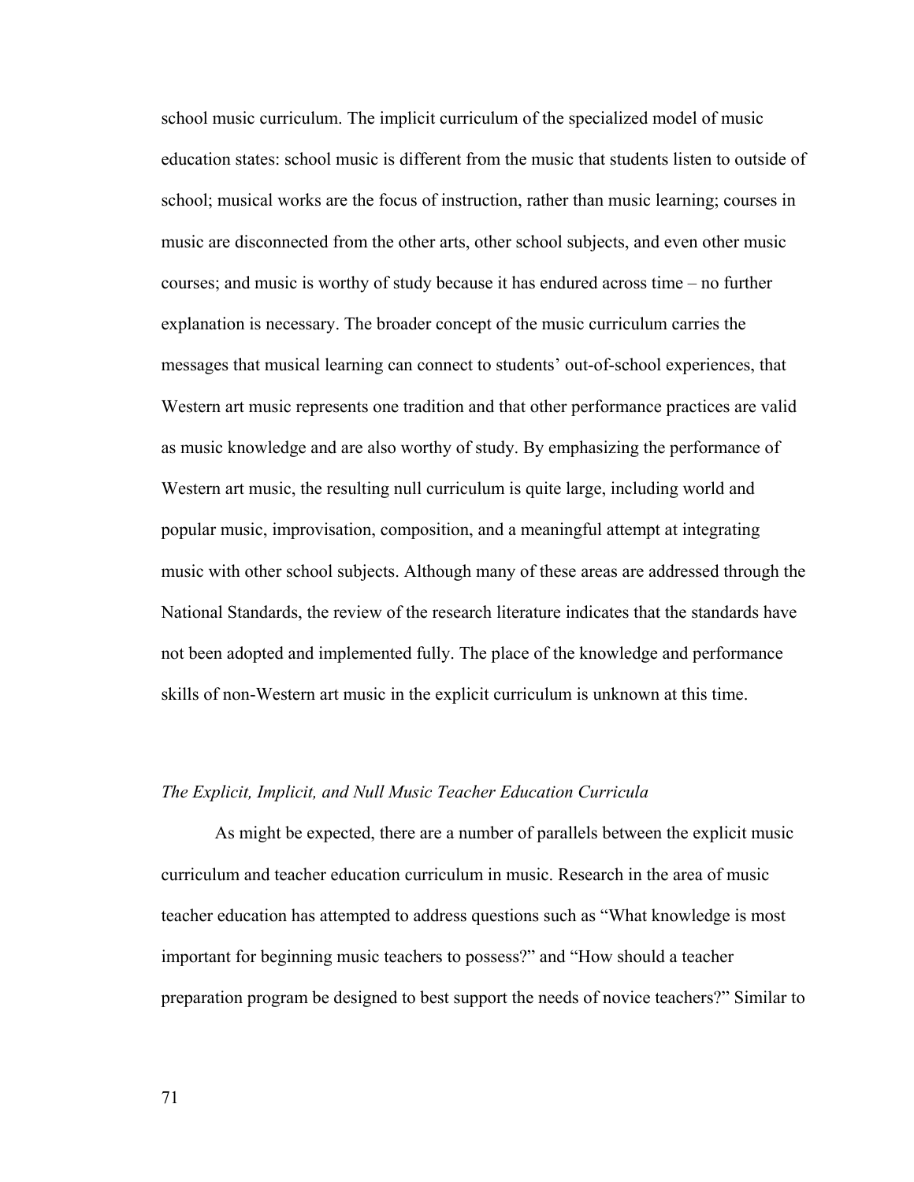school music curriculum. The implicit curriculum of the specialized model of music education states: school music is different from the music that students listen to outside of school; musical works are the focus of instruction, rather than music learning; courses in music are disconnected from the other arts, other school subjects, and even other music courses; and music is worthy of study because it has endured across time – no further explanation is necessary. The broader concept of the music curriculum carries the messages that musical learning can connect to students' out-of-school experiences, that Western art music represents one tradition and that other performance practices are valid as music knowledge and are also worthy of study. By emphasizing the performance of Western art music, the resulting null curriculum is quite large, including world and popular music, improvisation, composition, and a meaningful attempt at integrating music with other school subjects. Although many of these areas are addressed through the National Standards, the review of the research literature indicates that the standards have not been adopted and implemented fully. The place of the knowledge and performance skills of non-Western art music in the explicit curriculum is unknown at this time.

*The Explicit, Implicit, and Null Music Teacher Education Curricula*

As might be expected, there are a number of parallels between the explicit music curriculum and teacher education curriculum in music. Research in the area of music teacher education has attempted to address questions such as "What knowledge is most important for beginning music teachers to possess?" and "How should a teacher preparation program be designed to best support the needs of novice teachers?" Similar to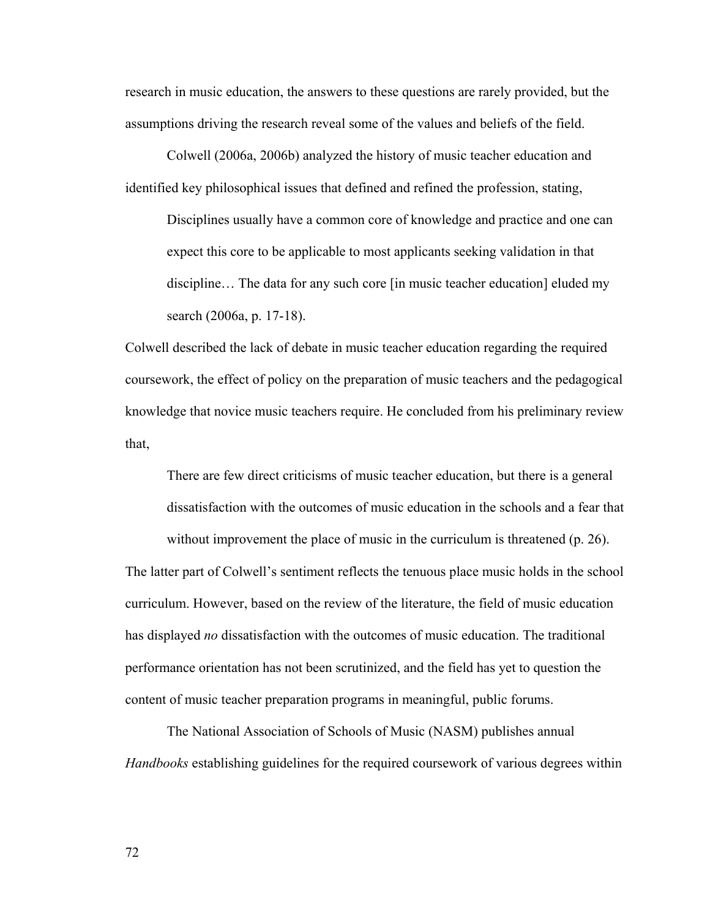research in music education, the answers to these questions are rarely provided, but the assumptions driving the research reveal some of the values and beliefs of the field.

Colwell (2006a, 2006b) analyzed the history of music teacher education and identified key philosophical issues that defined and refined the profession, stating,

> Disciplines usually have a common core of knowledge and practice and one can expect this core to be applicable to most applicants seeking validation in that discipline… The data for any such core [in music teacher education] eluded my search (2006a, p. 17-18).

Colwell described the lack of debate in music teacher education regarding the required coursework, the effect of policy on the preparation of music teachers and the pedagogical knowledge that novice music teachers require. He concluded from his preliminary review that,

> There are few direct criticisms of music teacher education, but there is a general dissatisfaction with the outcomes of music education in the schools and a fear that without improvement the place of music in the curriculum is threatened (p. 26).

The latter part of Colwell's sentiment reflects the tenuous place music holds in the school curriculum. However, based on the review of the literature, the field of music education has displayed *no* dissatisfaction with the outcomes of music education. The traditional performance orientation has not been scrutinized, and the field has yet to question the content of music teacher preparation programs in meaningful, public forums.

The National Association of Schools of Music (NASM) publishes annual *Handbooks* establishing guidelines for the required coursework of various degrees within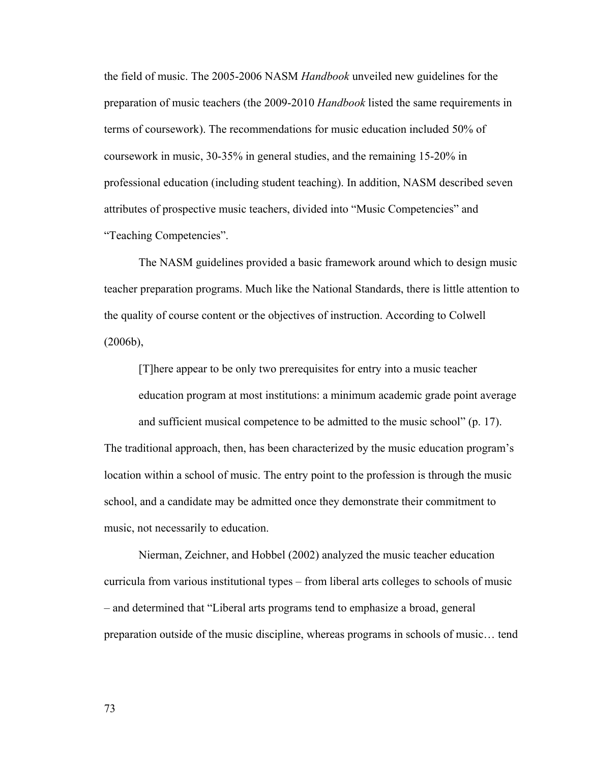the field of music. The 2005-2006 NASM *Handbook* unveiled new guidelines for the preparation of music teachers (the 2009-2010 *Handbook* listed the same requirements in terms of coursework). The recommendations for music education included 50% of coursework in music, 30-35% in general studies, and the remaining 15-20% in professional education (including student teaching). In addition, NASM described seven attributes of prospective music teachers, divided into "Music Competencies" and "Teaching Competencies".

The NASM guidelines provided a basic framework around which to design music teacher preparation programs. Much like the National Standards, there is little attention to the quality of course content or the objectives of instruction. According to Colwell (2006b),

> [T]here appear to be only two prerequisites for entry into a music teacher education program at most institutions: a minimum academic grade point average and sufficient musical competence to be admitted to the music school" (p. 17).

The traditional approach, then, has been characterized by the music education program's location within a school of music. The entry point to the profession is through the music school, and a candidate may be admitted once they demonstrate their commitment to music, not necessarily to education.

Nierman, Zeichner, and Hobbel (2002) analyzed the music teacher education curricula from various institutional types – from liberal arts colleges to schools of music – and determined that "Liberal arts programs tend to emphasize a broad, general preparation outside of the music discipline, whereas programs in schools of music… tend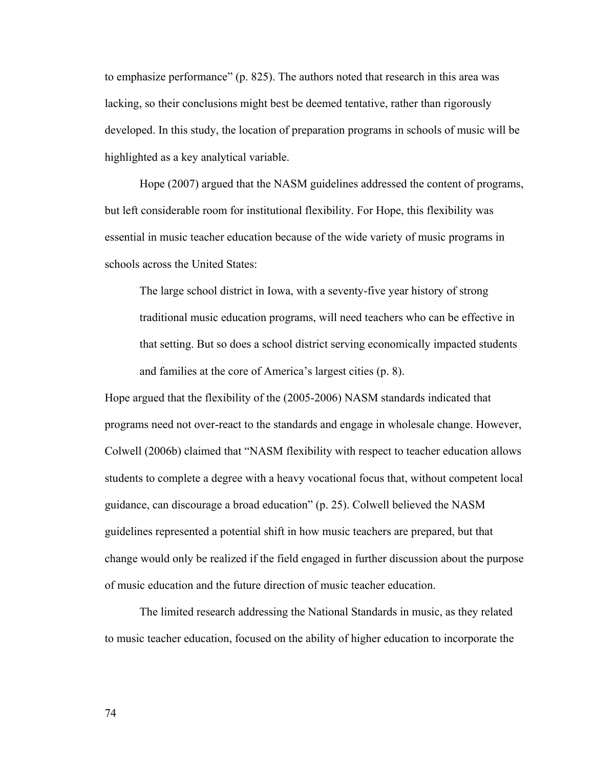to emphasize performance" (p. 825). The authors noted that research in this area was lacking, so their conclusions might best be deemed tentative, rather than rigorously developed. In this study, the location of preparation programs in schools of music will be highlighted as a key analytical variable.

Hope (2007) argued that the NASM guidelines addressed the content of programs, but left considerable room for institutional flexibility. For Hope, this flexibility was essential in music teacher education because of the wide variety of music programs in schools across the United States:

> The large school district in Iowa, with a seventy-five year history of strong traditional music education programs, will need teachers who can be effective in that setting. But so does a school district serving economically impacted students and families at the core of America's largest cities (p. 8).

Hope argued that the flexibility of the (2005-2006) NASM standards indicated that programs need not over-react to the standards and engage in wholesale change. However, Colwell (2006b) claimed that "NASM flexibility with respect to teacher education allows students to complete a degree with a heavy vocational focus that, without competent local guidance, can discourage a broad education" (p. 25). Colwell believed the NASM guidelines represented a potential shift in how music teachers are prepared, but that change would only be realized if the field engaged in further discussion about the purpose of music education and the future direction of music teacher education.

The limited research addressing the National Standards in music, as they related to music teacher education, focused on the ability of higher education to incorporate the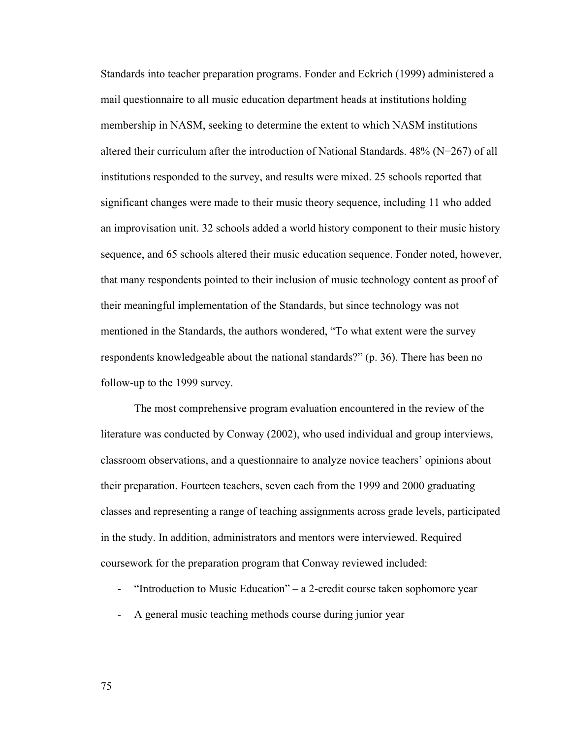Standards into teacher preparation programs. Fonder and Eckrich (1999) administered a mail questionnaire to all music education department heads at institutions holding membership in NASM, seeking to determine the extent to which NASM institutions altered their curriculum after the introduction of National Standards. 48% (N=267) of all institutions responded to the survey, and results were mixed. 25 schools reported that significant changes were made to their music theory sequence, including 11 who added an improvisation unit. 32 schools added a world history component to their music history sequence, and 65 schools altered their music education sequence. Fonder noted, however, that many respondents pointed to their inclusion of music technology content as proof of their meaningful implementation of the Standards, but since technology was not mentioned in the Standards, the authors wondered, "To what extent were the survey respondents knowledgeable about the national standards?" (p. 36). There has been no follow-up to the 1999 survey.

The most comprehensive program evaluation encountered in the review of the literature was conducted by Conway (2002), who used individual and group interviews, classroom observations, and a questionnaire to analyze novice teachers' opinions about their preparation. Fourteen teachers, seven each from the 1999 and 2000 graduating classes and representing a range of teaching assignments across grade levels, participated in the study. In addition, administrators and mentors were interviewed. Required coursework for the preparation program that Conway reviewed included:

- "Introduction to Music Education" – a 2-credit course taken sophomore year
- A general music teaching methods course during junior year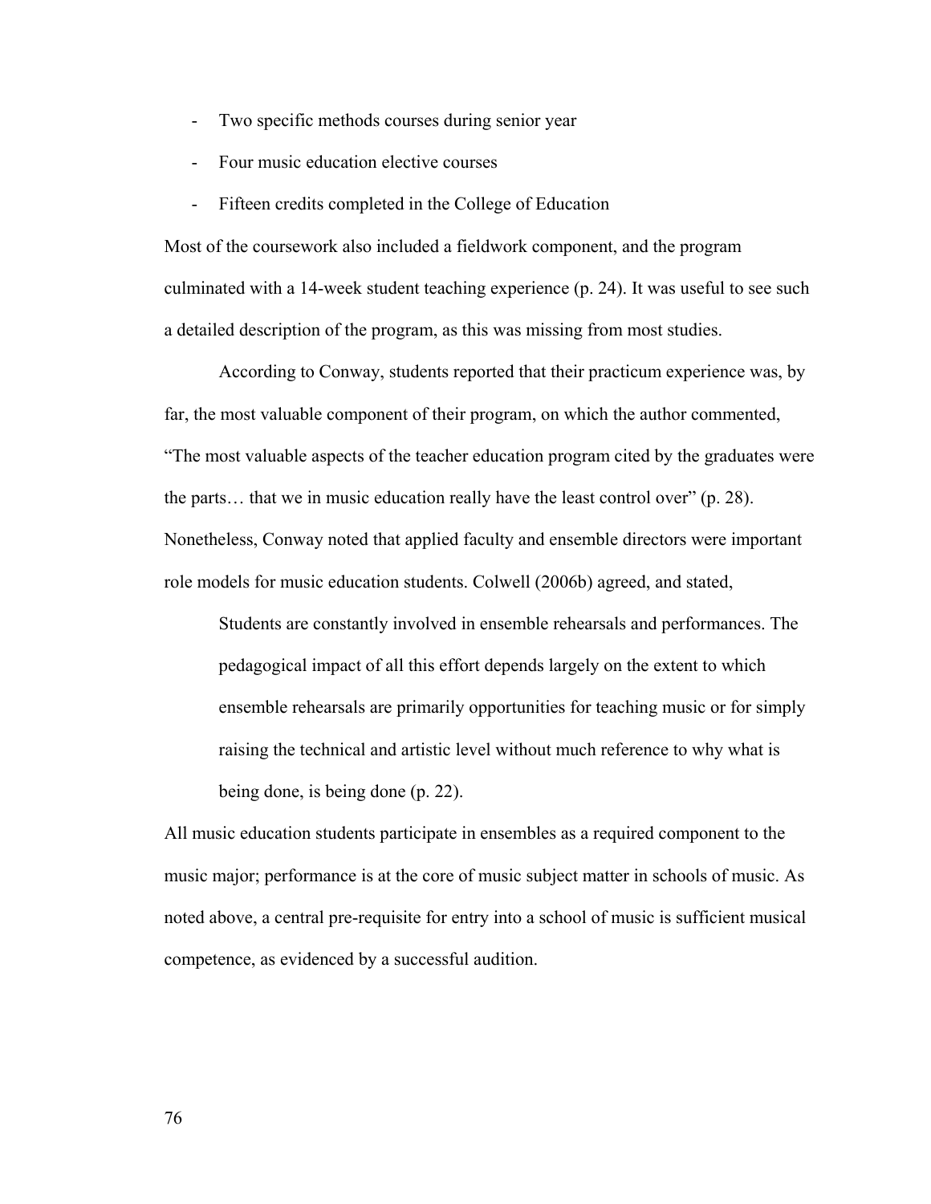- Two specific methods courses during senior year
- Four music education elective courses
- Fifteen credits completed in the College of Education

Most of the coursework also included a fieldwork component, and the program culminated with a 14-week student teaching experience (p. 24). It was useful to see such a detailed description of the program, as this was missing from most studies.

According to Conway, students reported that their practicum experience was, by far, the most valuable component of their program, on which the author commented, "The most valuable aspects of the teacher education program cited by the graduates were the parts… that we in music education really have the least control over" (p. 28). Nonetheless, Conway noted that applied faculty and ensemble directors were important role models for music education students. Colwell (2006b) agreed, and stated,

> Students are constantly involved in ensemble rehearsals and performances. The pedagogical impact of all this effort depends largely on the extent to which ensemble rehearsals are primarily opportunities for teaching music or for simply raising the technical and artistic level without much reference to why what is being done, is being done (p. 22).

All music education students participate in ensembles as a required component to the music major; performance is at the core of music subject matter in schools of music. As noted above, a central pre-requisite for entry into a school of music is sufficient musical competence, as evidenced by a successful audition.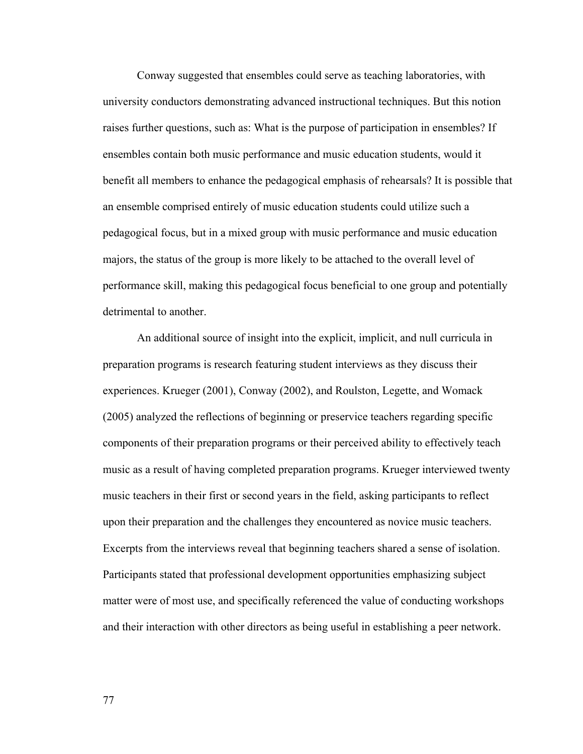Conway suggested that ensembles could serve as teaching laboratories, with university conductors demonstrating advanced instructional techniques. But this notion raises further questions, such as: What is the purpose of participation in ensembles? If ensembles contain both music performance and music education students, would it benefit all members to enhance the pedagogical emphasis of rehearsals? It is possible that an ensemble comprised entirely of music education students could utilize such a pedagogical focus, but in a mixed group with music performance and music education majors, the status of the group is more likely to be attached to the overall level of performance skill, making this pedagogical focus beneficial to one group and potentially detrimental to another.

An additional source of insight into the explicit, implicit, and null curricula in preparation programs is research featuring student interviews as they discuss their experiences. Krueger (2001), Conway (2002), and Roulston, Legette, and Womack (2005) analyzed the reflections of beginning or preservice teachers regarding specific components of their preparation programs or their perceived ability to effectively teach music as a result of having completed preparation programs. Krueger interviewed twenty music teachers in their first or second years in the field, asking participants to reflect upon their preparation and the challenges they encountered as novice music teachers. Excerpts from the interviews reveal that beginning teachers shared a sense of isolation. Participants stated that professional development opportunities emphasizing subject matter were of most use, and specifically referenced the value of conducting workshops and their interaction with other directors as being useful in establishing a peer network.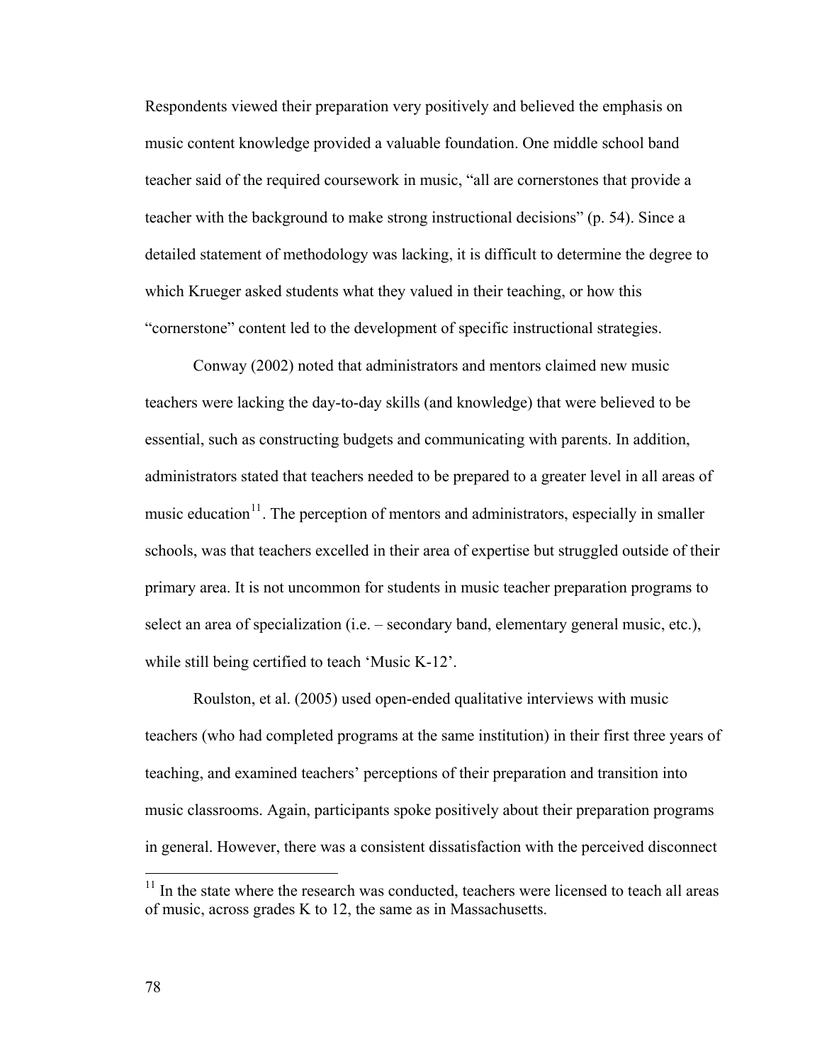Respondents viewed their preparation very positively and believed the emphasis on music content knowledge provided a valuable foundation. One middle school band teacher said of the required coursework in music, “all are cornerstones that provide a teacher with the background to make strong instructional decisions” (p. 54). Since a detailed statement of methodology was lacking, it is difficult to determine the degree to which Krueger asked students what they valued in their teaching, or how this “cornerstone” content led to the development of specific instructional strategies.

Conway (2002) noted that administrators and mentors claimed new music teachers were lacking the day-to-day skills (and knowledge) that were believed to be essential, such as constructing budgets and communicating with parents. In addition, administrators stated that teachers needed to be prepared to a greater level in all areas of music education[11]. The perception of mentors and administrators, especially in smaller schools, was that teachers excelled in their area of expertise but struggled outside of their primary area. It is not uncommon for students in music teacher preparation programs to select an area of specialization (i.e. – secondary band, elementary general music, etc.), while still being certified to teach ‘Music K-12’.

Roulston, et al. (2005) used open-ended qualitative interviews with music teachers (who had completed programs at the same institution) in their first three years of teaching, and examined teachers’ perceptions of their preparation and transition into music classrooms. Again, participants spoke positively about their preparation programs in general. However, there was a consistent dissatisfaction with the perceived disconnect

[11] In the state where the research was conducted, teachers were licensed to teach all areas of music, across grades K to 12, the same as in Massachusetts.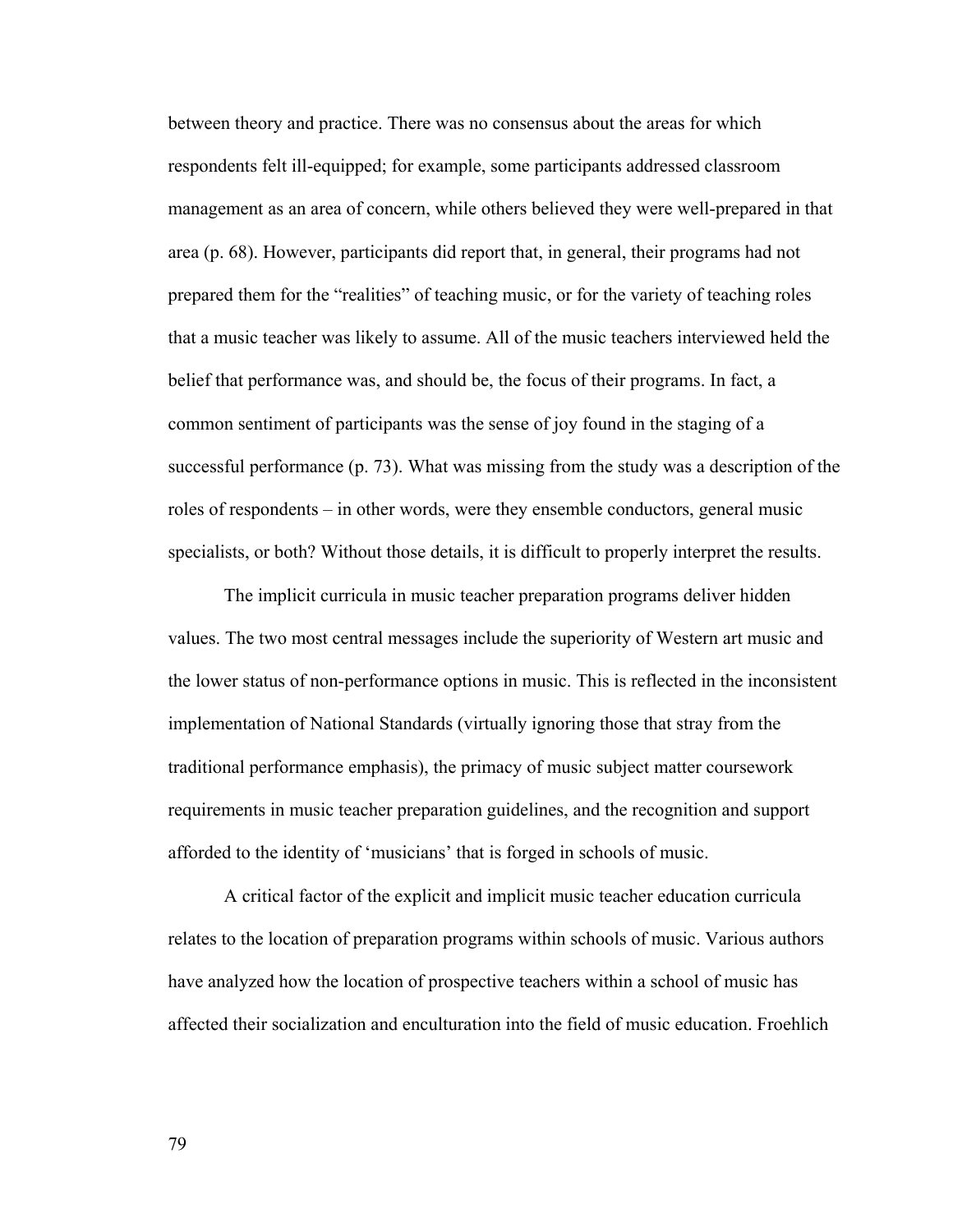between theory and practice. There was no consensus about the areas for which respondents felt ill-equipped; for example, some participants addressed classroom management as an area of concern, while others believed they were well-prepared in that area (p. 68). However, participants did report that, in general, their programs had not prepared them for the "realities" of teaching music, or for the variety of teaching roles that a music teacher was likely to assume. All of the music teachers interviewed held the belief that performance was, and should be, the focus of their programs. In fact, a common sentiment of participants was the sense of joy found in the staging of a successful performance (p. 73). What was missing from the study was a description of the roles of respondents – in other words, were they ensemble conductors, general music specialists, or both? Without those details, it is difficult to properly interpret the results.

The implicit curricula in music teacher preparation programs deliver hidden values. The two most central messages include the superiority of Western art music and the lower status of non-performance options in music. This is reflected in the inconsistent implementation of National Standards (virtually ignoring those that stray from the traditional performance emphasis), the primacy of music subject matter coursework requirements in music teacher preparation guidelines, and the recognition and support afforded to the identity of 'musicians' that is forged in schools of music.

A critical factor of the explicit and implicit music teacher education curricula relates to the location of preparation programs within schools of music. Various authors have analyzed how the location of prospective teachers within a school of music has affected their socialization and enculturation into the field of music education. Froehlich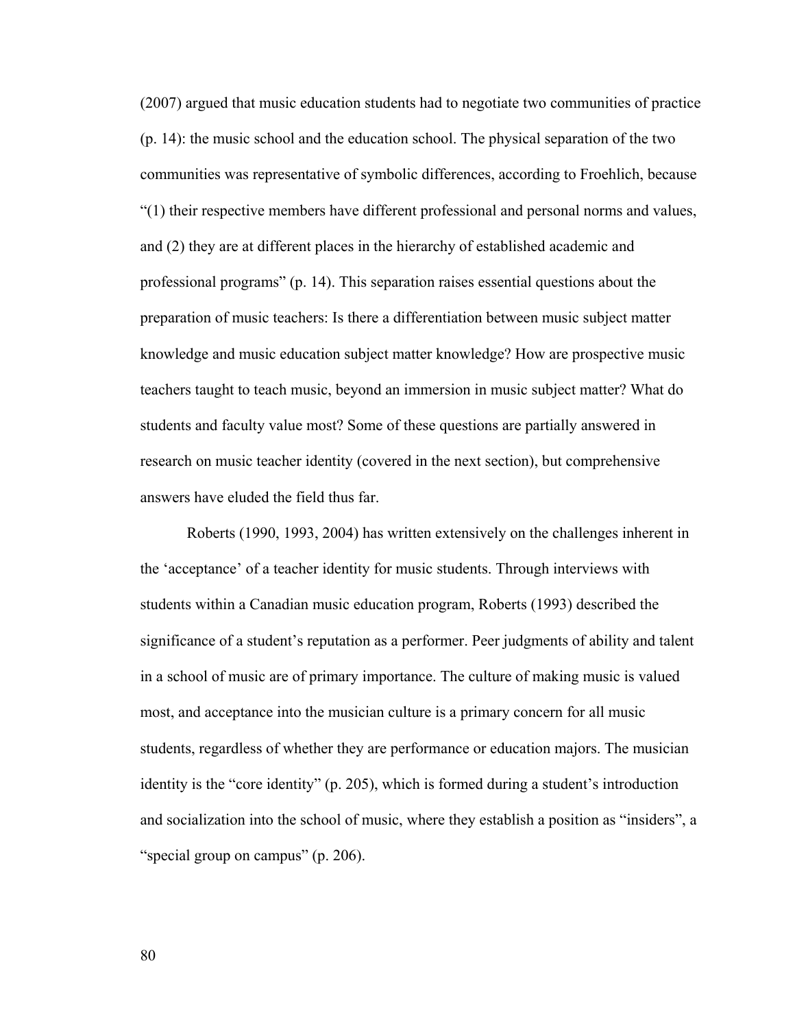(2007) argued that music education students had to negotiate two communities of practice (p. 14): the music school and the education school. The physical separation of the two communities was representative of symbolic differences, according to Froehlich, because "(1) their respective members have different professional and personal norms and values, and (2) they are at different places in the hierarchy of established academic and professional programs" (p. 14). This separation raises essential questions about the preparation of music teachers: Is there a differentiation between music subject matter knowledge and music education subject matter knowledge? How are prospective music teachers taught to teach music, beyond an immersion in music subject matter? What do students and faculty value most? Some of these questions are partially answered in research on music teacher identity (covered in the next section), but comprehensive answers have eluded the field thus far.

Roberts (1990, 1993, 2004) has written extensively on the challenges inherent in the 'acceptance' of a teacher identity for music students. Through interviews with students within a Canadian music education program, Roberts (1993) described the significance of a student's reputation as a performer. Peer judgments of ability and talent in a school of music are of primary importance. The culture of making music is valued most, and acceptance into the musician culture is a primary concern for all music students, regardless of whether they are performance or education majors. The musician identity is the "core identity" (p. 205), which is formed during a student's introduction and socialization into the school of music, where they establish a position as "insiders", a "special group on campus" (p. 206).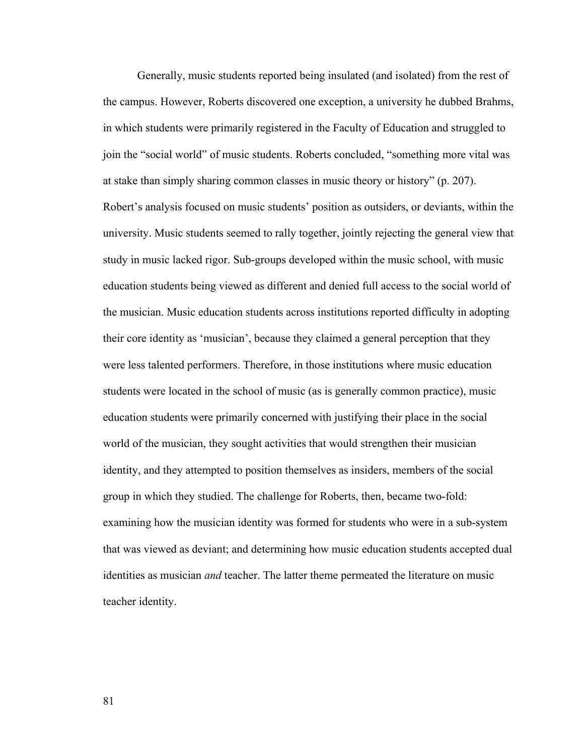Generally, music students reported being insulated (and isolated) from the rest of the campus. However, Roberts discovered one exception, a university he dubbed Brahms, in which students were primarily registered in the Faculty of Education and struggled to join the "social world" of music students. Roberts concluded, "something more vital was at stake than simply sharing common classes in music theory or history" (p. 207). Robert's analysis focused on music students' position as outsiders, or deviants, within the university. Music students seemed to rally together, jointly rejecting the general view that study in music lacked rigor. Sub-groups developed within the music school, with music education students being viewed as different and denied full access to the social world of the musician. Music education students across institutions reported difficulty in adopting their core identity as 'musician', because they claimed a general perception that they were less talented performers. Therefore, in those institutions where music education students were located in the school of music (as is generally common practice), music education students were primarily concerned with justifying their place in the social world of the musician, they sought activities that would strengthen their musician identity, and they attempted to position themselves as insiders, members of the social group in which they studied. The challenge for Roberts, then, became two-fold: examining how the musician identity was formed for students who were in a sub-system that was viewed as deviant; and determining how music education students accepted dual identities as musician *and* teacher. The latter theme permeated the literature on music teacher identity.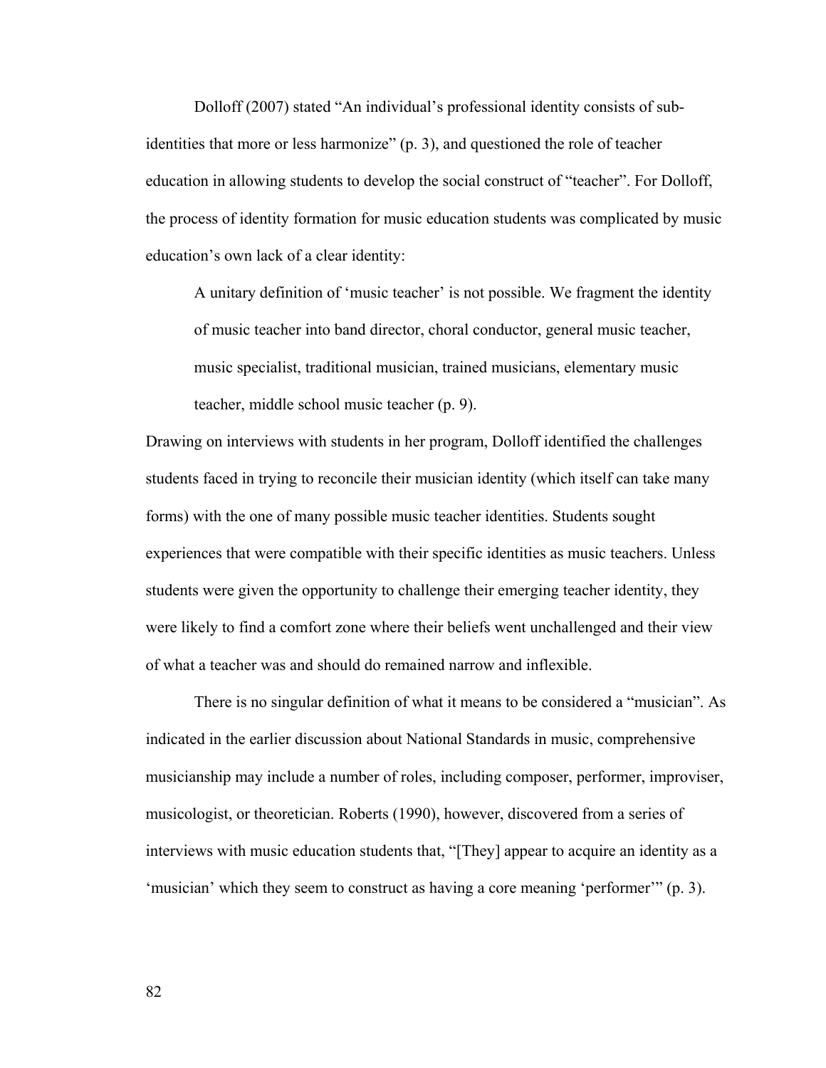Dolloff (2007) stated "An individual's professional identity consists of sub-identities that more or less harmonize" (p. 3), and questioned the role of teacher education in allowing students to develop the social construct of "teacher". For Dolloff, the process of identity formation for music education students was complicated by music education's own lack of a clear identity:

> A unitary definition of 'music teacher' is not possible. We fragment the identity of music teacher into band director, choral conductor, general music teacher, music specialist, traditional musician, trained musicians, elementary music teacher, middle school music teacher (p. 9).

Drawing on interviews with students in her program, Dolloff identified the challenges students faced in trying to reconcile their musician identity (which itself can take many forms) with the one of many possible music teacher identities. Students sought experiences that were compatible with their specific identities as music teachers. Unless students were given the opportunity to challenge their emerging teacher identity, they were likely to find a comfort zone where their beliefs went unchallenged and their view of what a teacher was and should do remained narrow and inflexible.

There is no singular definition of what it means to be considered a "musician". As indicated in the earlier discussion about National Standards in music, comprehensive musicianship may include a number of roles, including composer, performer, improviser, musicologist, or theoretician. Roberts (1990), however, discovered from a series of interviews with music education students that, "[They] appear to acquire an identity as a 'musician' which they seem to construct as having a core meaning 'performer'" (p. 3).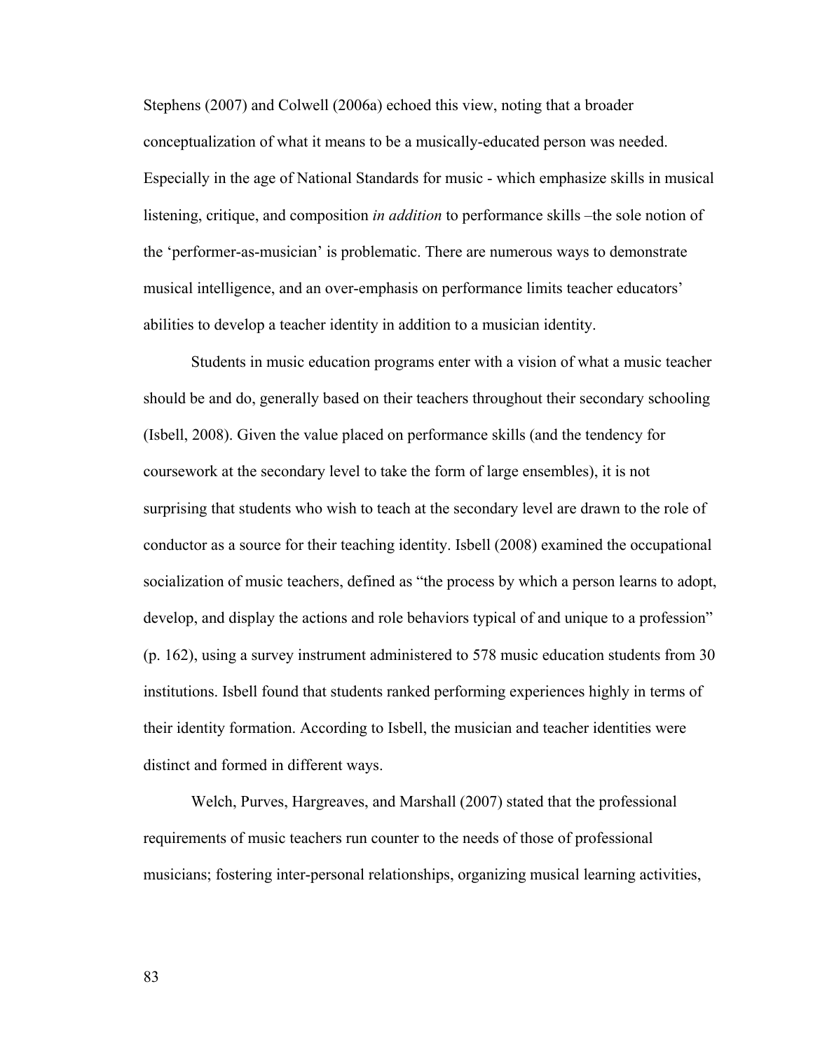Stephens (2007) and Colwell (2006a) echoed this view, noting that a broader conceptualization of what it means to be a musically-educated person was needed. Especially in the age of National Standards for music - which emphasize skills in musical listening, critique, and composition *in addition* to performance skills –the sole notion of the 'performer-as-musician' is problematic. There are numerous ways to demonstrate musical intelligence, and an over-emphasis on performance limits teacher educators' abilities to develop a teacher identity in addition to a musician identity.

Students in music education programs enter with a vision of what a music teacher should be and do, generally based on their teachers throughout their secondary schooling (Isbell, 2008). Given the value placed on performance skills (and the tendency for coursework at the secondary level to take the form of large ensembles), it is not surprising that students who wish to teach at the secondary level are drawn to the role of conductor as a source for their teaching identity. Isbell (2008) examined the occupational socialization of music teachers, defined as "the process by which a person learns to adopt, develop, and display the actions and role behaviors typical of and unique to a profession" (p. 162), using a survey instrument administered to 578 music education students from 30 institutions. Isbell found that students ranked performing experiences highly in terms of their identity formation. According to Isbell, the musician and teacher identities were distinct and formed in different ways.

Welch, Purves, Hargreaves, and Marshall (2007) stated that the professional requirements of music teachers run counter to the needs of those of professional musicians; fostering inter-personal relationships, organizing musical learning activities,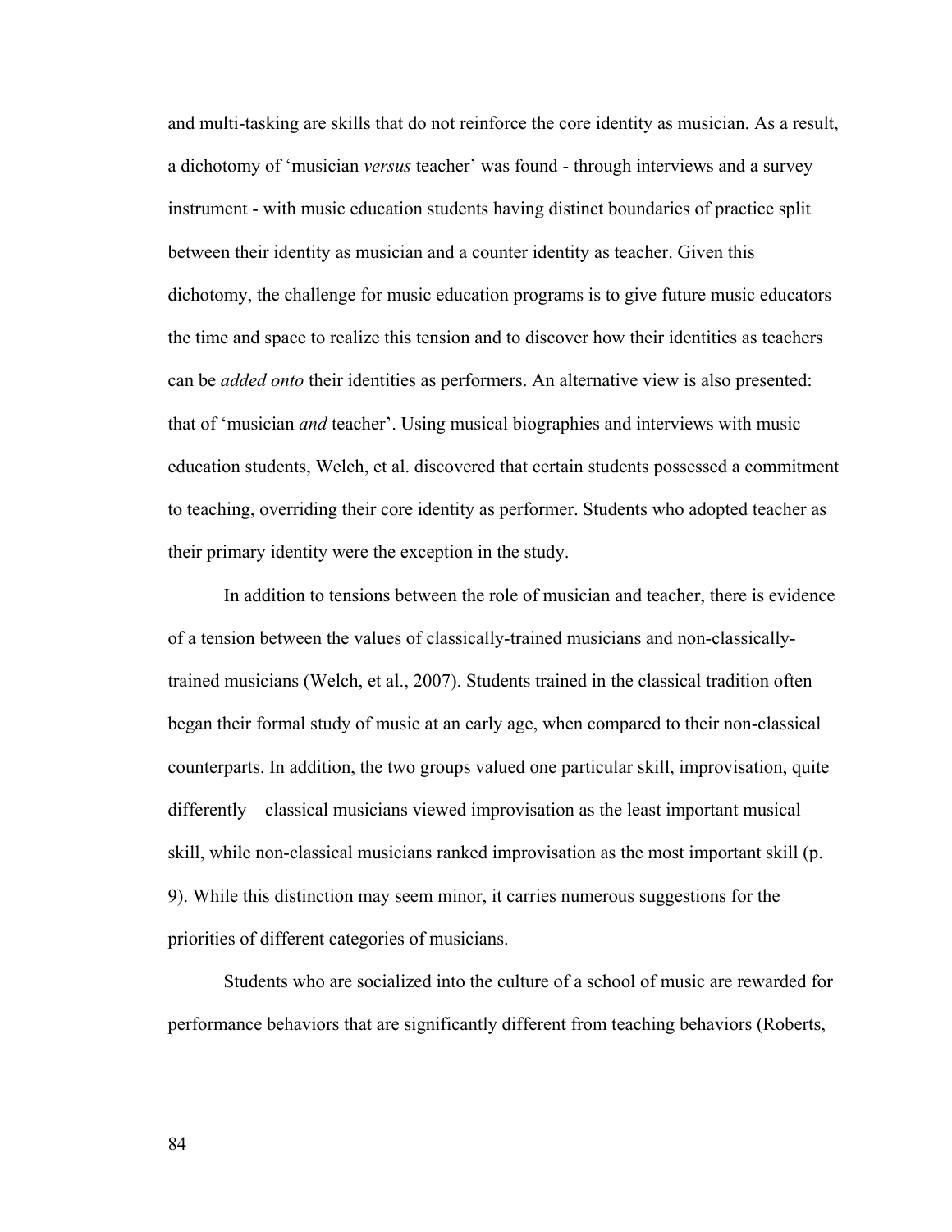and multi-tasking are skills that do not reinforce the core identity as musician. As a result, a dichotomy of 'musician *versus* teacher' was found - through interviews and a survey instrument - with music education students having distinct boundaries of practice split between their identity as musician and a counter identity as teacher. Given this dichotomy, the challenge for music education programs is to give future music educators the time and space to realize this tension and to discover how their identities as teachers can be *added onto* their identities as performers. An alternative view is also presented: that of 'musician *and* teacher'. Using musical biographies and interviews with music education students, Welch, et al. discovered that certain students possessed a commitment to teaching, overriding their core identity as performer. Students who adopted teacher as their primary identity were the exception in the study.

In addition to tensions between the role of musician and teacher, there is evidence of a tension between the values of classically-trained musicians and non-classically-trained musicians (Welch, et al., 2007). Students trained in the classical tradition often began their formal study of music at an early age, when compared to their non-classical counterparts. In addition, the two groups valued one particular skill, improvisation, quite differently – classical musicians viewed improvisation as the least important musical skill, while non-classical musicians ranked improvisation as the most important skill (p. 9). While this distinction may seem minor, it carries numerous suggestions for the priorities of different categories of musicians.

Students who are socialized into the culture of a school of music are rewarded for performance behaviors that are significantly different from teaching behaviors (Roberts,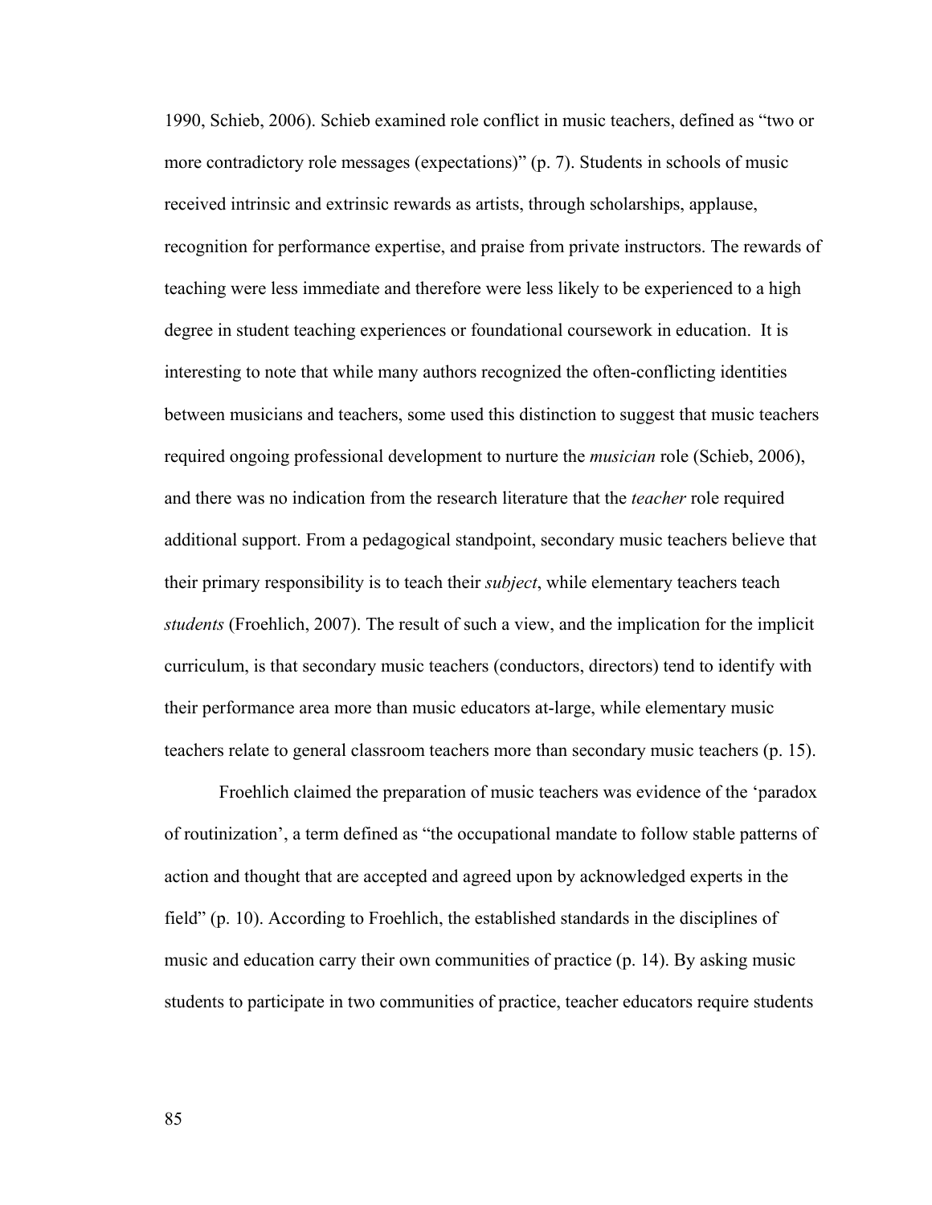1990, Schieb, 2006). Schieb examined role conflict in music teachers, defined as "two or more contradictory role messages (expectations)" (p. 7). Students in schools of music received intrinsic and extrinsic rewards as artists, through scholarships, applause, recognition for performance expertise, and praise from private instructors. The rewards of teaching were less immediate and therefore were less likely to be experienced to a high degree in student teaching experiences or foundational coursework in education. It is interesting to note that while many authors recognized the often-conflicting identities between musicians and teachers, some used this distinction to suggest that music teachers required ongoing professional development to nurture the *musician* role (Schieb, 2006), and there was no indication from the research literature that the *teacher* role required additional support. From a pedagogical standpoint, secondary music teachers believe that their primary responsibility is to teach their *subject*, while elementary teachers teach *students* (Froehlich, 2007). The result of such a view, and the implication for the implicit curriculum, is that secondary music teachers (conductors, directors) tend to identify with their performance area more than music educators at-large, while elementary music teachers relate to general classroom teachers more than secondary music teachers (p. 15).

Froehlich claimed the preparation of music teachers was evidence of the 'paradox of routinization', a term defined as "the occupational mandate to follow stable patterns of action and thought that are accepted and agreed upon by acknowledged experts in the field" (p. 10). According to Froehlich, the established standards in the disciplines of music and education carry their own communities of practice (p. 14). By asking music students to participate in two communities of practice, teacher educators require students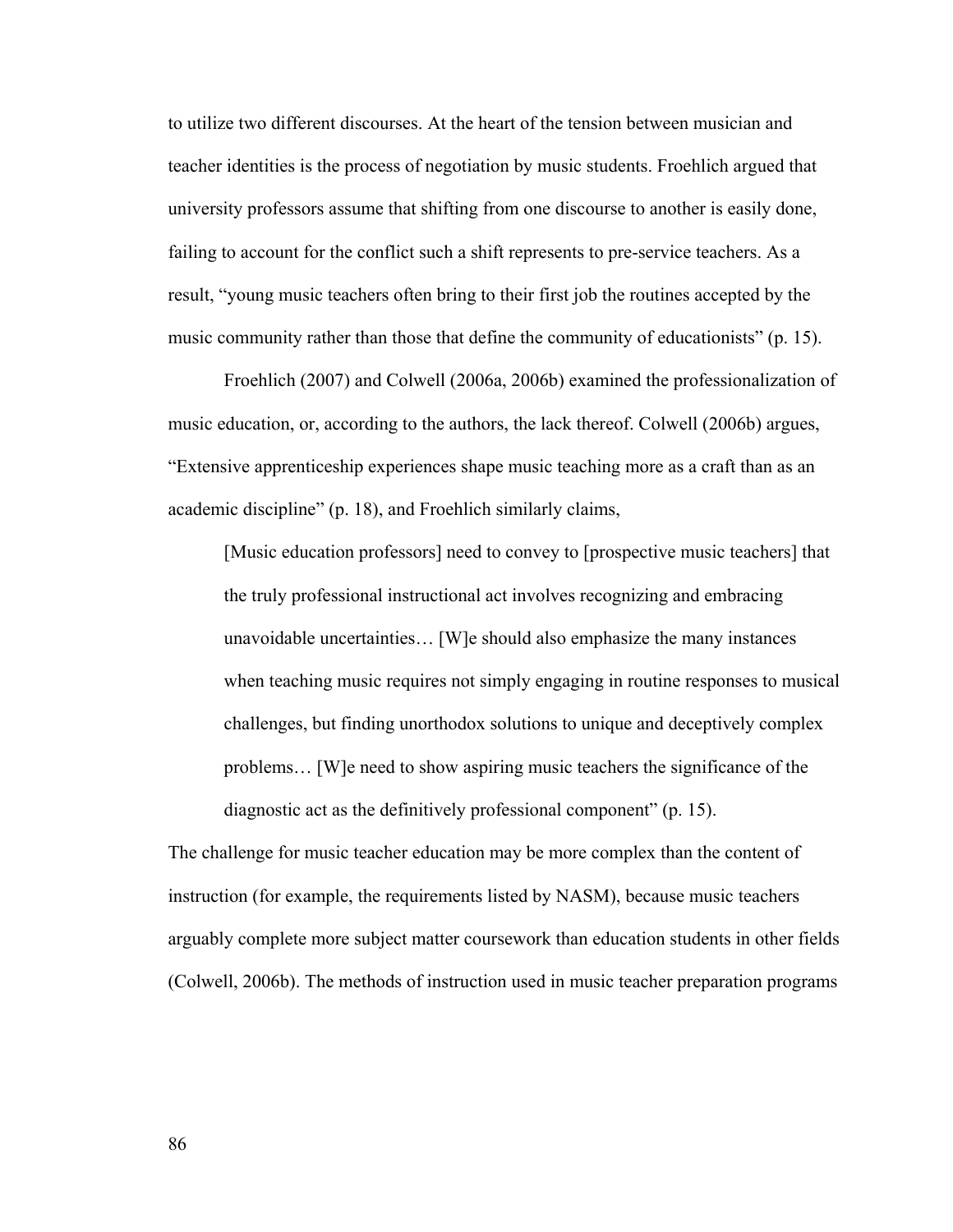to utilize two different discourses. At the heart of the tension between musician and teacher identities is the process of negotiation by music students. Froehlich argued that university professors assume that shifting from one discourse to another is easily done, failing to account for the conflict such a shift represents to pre-service teachers. As a result, "young music teachers often bring to their first job the routines accepted by the music community rather than those that define the community of educationists" (p. 15).

Froehlich (2007) and Colwell (2006a, 2006b) examined the professionalization of music education, or, according to the authors, the lack thereof. Colwell (2006b) argues, "Extensive apprenticeship experiences shape music teaching more as a craft than as an academic discipline" (p. 18), and Froehlich similarly claims,

> [Music education professors] need to convey to [prospective music teachers] that the truly professional instructional act involves recognizing and embracing unavoidable uncertainties… [W]e should also emphasize the many instances when teaching music requires not simply engaging in routine responses to musical challenges, but finding unorthodox solutions to unique and deceptively complex problems… [W]e need to show aspiring music teachers the significance of the diagnostic act as the definitively professional component" (p. 15).

The challenge for music teacher education may be more complex than the content of instruction (for example, the requirements listed by NASM), because music teachers arguably complete more subject matter coursework than education students in other fields (Colwell, 2006b). The methods of instruction used in music teacher preparation programs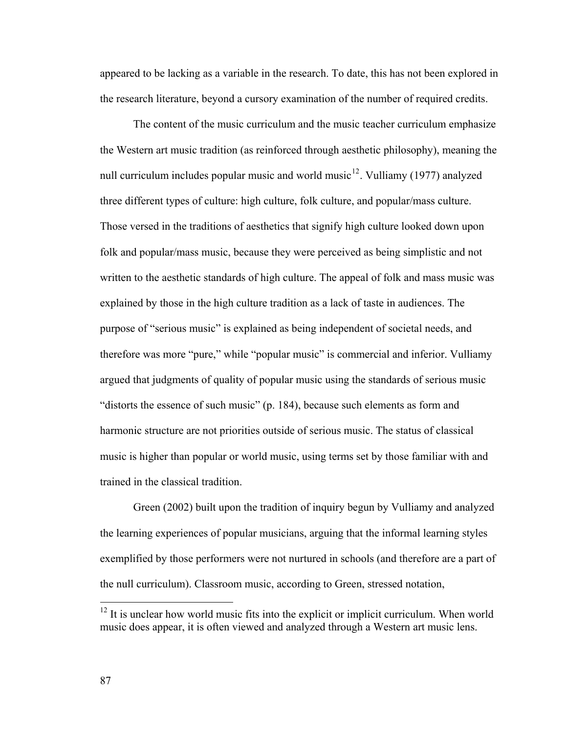appeared to be lacking as a variable in the research. To date, this has not been explored in the research literature, beyond a cursory examination of the number of required credits.

The content of the music curriculum and the music teacher curriculum emphasize the Western art music tradition (as reinforced through aesthetic philosophy), meaning the null curriculum includes popular music and world music[12]. Vulliamy (1977) analyzed three different types of culture: high culture, folk culture, and popular/mass culture. Those versed in the traditions of aesthetics that signify high culture looked down upon folk and popular/mass music, because they were perceived as being simplistic and not written to the aesthetic standards of high culture. The appeal of folk and mass music was explained by those in the high culture tradition as a lack of taste in audiences. The purpose of "serious music" is explained as being independent of societal needs, and therefore was more "pure," while "popular music" is commercial and inferior. Vulliamy argued that judgments of quality of popular music using the standards of serious music "distorts the essence of such music" (p. 184), because such elements as form and harmonic structure are not priorities outside of serious music. The status of classical music is higher than popular or world music, using terms set by those familiar with and trained in the classical tradition.

Green (2002) built upon the tradition of inquiry begun by Vulliamy and analyzed the learning experiences of popular musicians, arguing that the informal learning styles exemplified by those performers were not nurtured in schools (and therefore are a part of the null curriculum). Classroom music, according to Green, stressed notation,

---

[12] It is unclear how world music fits into the explicit or implicit curriculum. When world music does appear, it is often viewed and analyzed through a Western art music lens.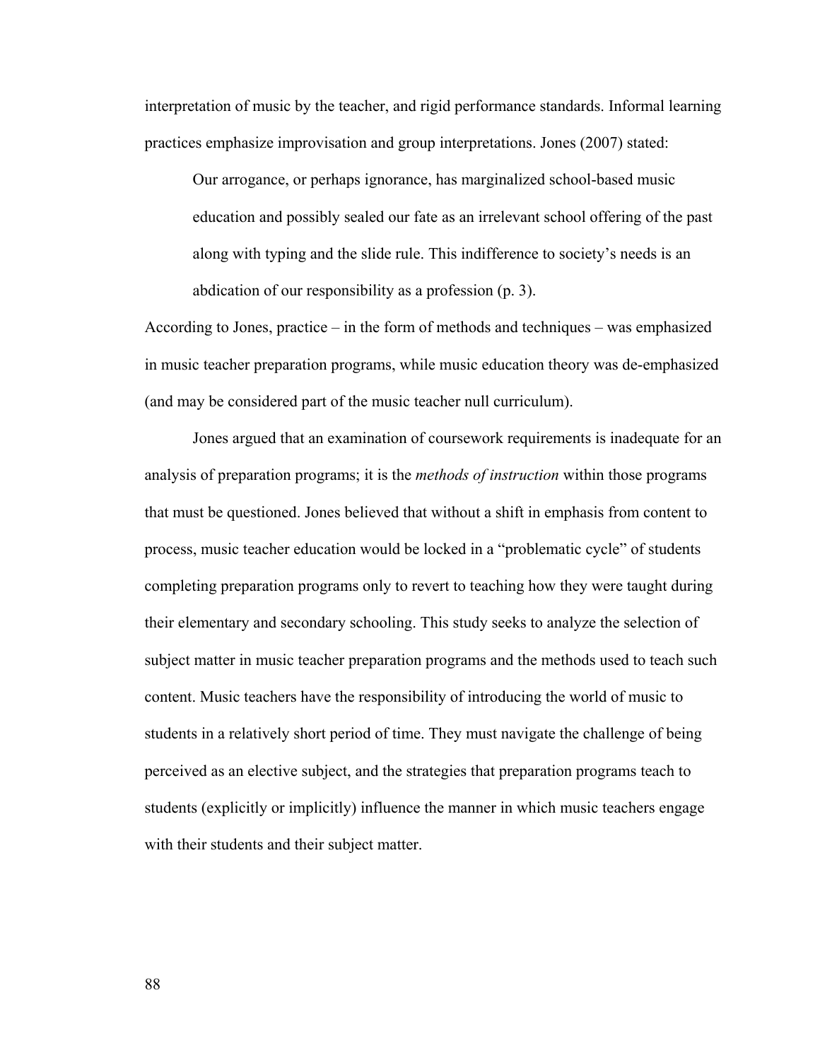interpretation of music by the teacher, and rigid performance standards. Informal learning practices emphasize improvisation and group interpretations. Jones (2007) stated:

> Our arrogance, or perhaps ignorance, has marginalized school-based music education and possibly sealed our fate as an irrelevant school offering of the past along with typing and the slide rule. This indifference to society's needs is an abdication of our responsibility as a profession (p. 3).

According to Jones, practice – in the form of methods and techniques – was emphasized in music teacher preparation programs, while music education theory was de-emphasized (and may be considered part of the music teacher null curriculum).

Jones argued that an examination of coursework requirements is inadequate for an analysis of preparation programs; it is the *methods of instruction* within those programs that must be questioned. Jones believed that without a shift in emphasis from content to process, music teacher education would be locked in a "problematic cycle" of students completing preparation programs only to revert to teaching how they were taught during their elementary and secondary schooling. This study seeks to analyze the selection of subject matter in music teacher preparation programs and the methods used to teach such content. Music teachers have the responsibility of introducing the world of music to students in a relatively short period of time. They must navigate the challenge of being perceived as an elective subject, and the strategies that preparation programs teach to students (explicitly or implicitly) influence the manner in which music teachers engage with their students and their subject matter.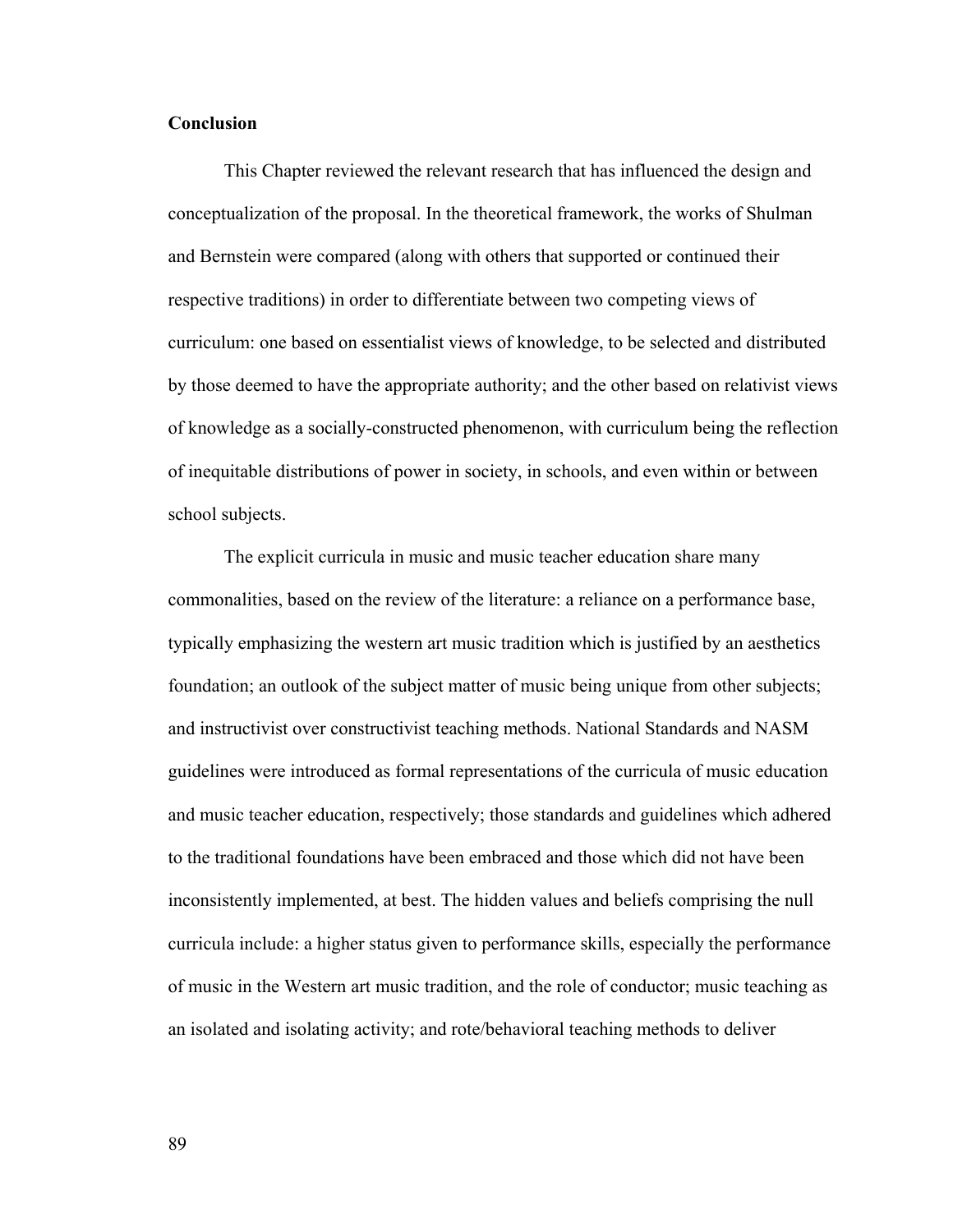**Conclusion**

This Chapter reviewed the relevant research that has influenced the design and conceptualization of the proposal. In the theoretical framework, the works of Shulman and Bernstein were compared (along with others that supported or continued their respective traditions) in order to differentiate between two competing views of curriculum: one based on essentialist views of knowledge, to be selected and distributed by those deemed to have the appropriate authority; and the other based on relativist views of knowledge as a socially-constructed phenomenon, with curriculum being the reflection of inequitable distributions of power in society, in schools, and even within or between school subjects.

The explicit curricula in music and music teacher education share many commonalities, based on the review of the literature: a reliance on a performance base, typically emphasizing the western art music tradition which is justified by an aesthetics foundation; an outlook of the subject matter of music being unique from other subjects; and instructivist over constructivist teaching methods. National Standards and NASM guidelines were introduced as formal representations of the curricula of music education and music teacher education, respectively; those standards and guidelines which adhered to the traditional foundations have been embraced and those which did not have been inconsistently implemented, at best. The hidden values and beliefs comprising the null curricula include: a higher status given to performance skills, especially the performance of music in the Western art music tradition, and the role of conductor; music teaching as an isolated and isolating activity; and rote/behavioral teaching methods to deliver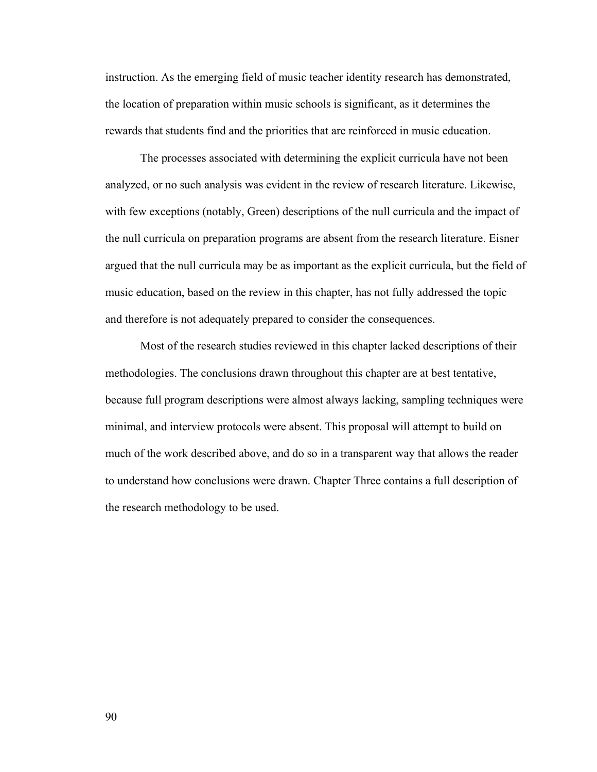instruction. As the emerging field of music teacher identity research has demonstrated, the location of preparation within music schools is significant, as it determines the rewards that students find and the priorities that are reinforced in music education.

The processes associated with determining the explicit curricula have not been analyzed, or no such analysis was evident in the review of research literature. Likewise, with few exceptions (notably, Green) descriptions of the null curricula and the impact of the null curricula on preparation programs are absent from the research literature. Eisner argued that the null curricula may be as important as the explicit curricula, but the field of music education, based on the review in this chapter, has not fully addressed the topic and therefore is not adequately prepared to consider the consequences.

Most of the research studies reviewed in this chapter lacked descriptions of their methodologies. The conclusions drawn throughout this chapter are at best tentative, because full program descriptions were almost always lacking, sampling techniques were minimal, and interview protocols were absent. This proposal will attempt to build on much of the work described above, and do so in a transparent way that allows the reader to understand how conclusions were drawn. Chapter Three contains a full description of the research methodology to be used.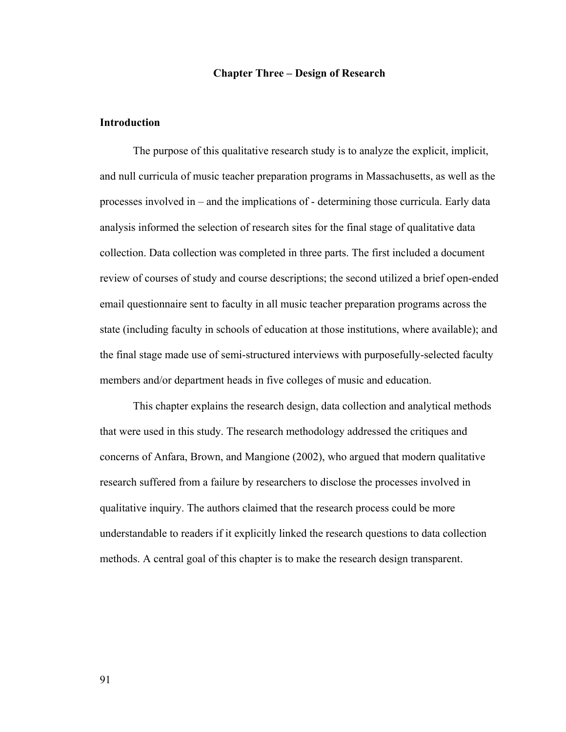# Chapter Three – Design of Research

## Introduction

The purpose of this qualitative research study is to analyze the explicit, implicit, and null curricula of music teacher preparation programs in Massachusetts, as well as the processes involved in – and the implications of - determining those curricula. Early data analysis informed the selection of research sites for the final stage of qualitative data collection. Data collection was completed in three parts. The first included a document review of courses of study and course descriptions; the second utilized a brief open-ended email questionnaire sent to faculty in all music teacher preparation programs across the state (including faculty in schools of education at those institutions, where available); and the final stage made use of semi-structured interviews with purposefully-selected faculty members and/or department heads in five colleges of music and education.

This chapter explains the research design, data collection and analytical methods that were used in this study. The research methodology addressed the critiques and concerns of Anfara, Brown, and Mangione (2002), who argued that modern qualitative research suffered from a failure by researchers to disclose the processes involved in qualitative inquiry. The authors claimed that the research process could be more understandable to readers if it explicitly linked the research questions to data collection methods. A central goal of this chapter is to make the research design transparent.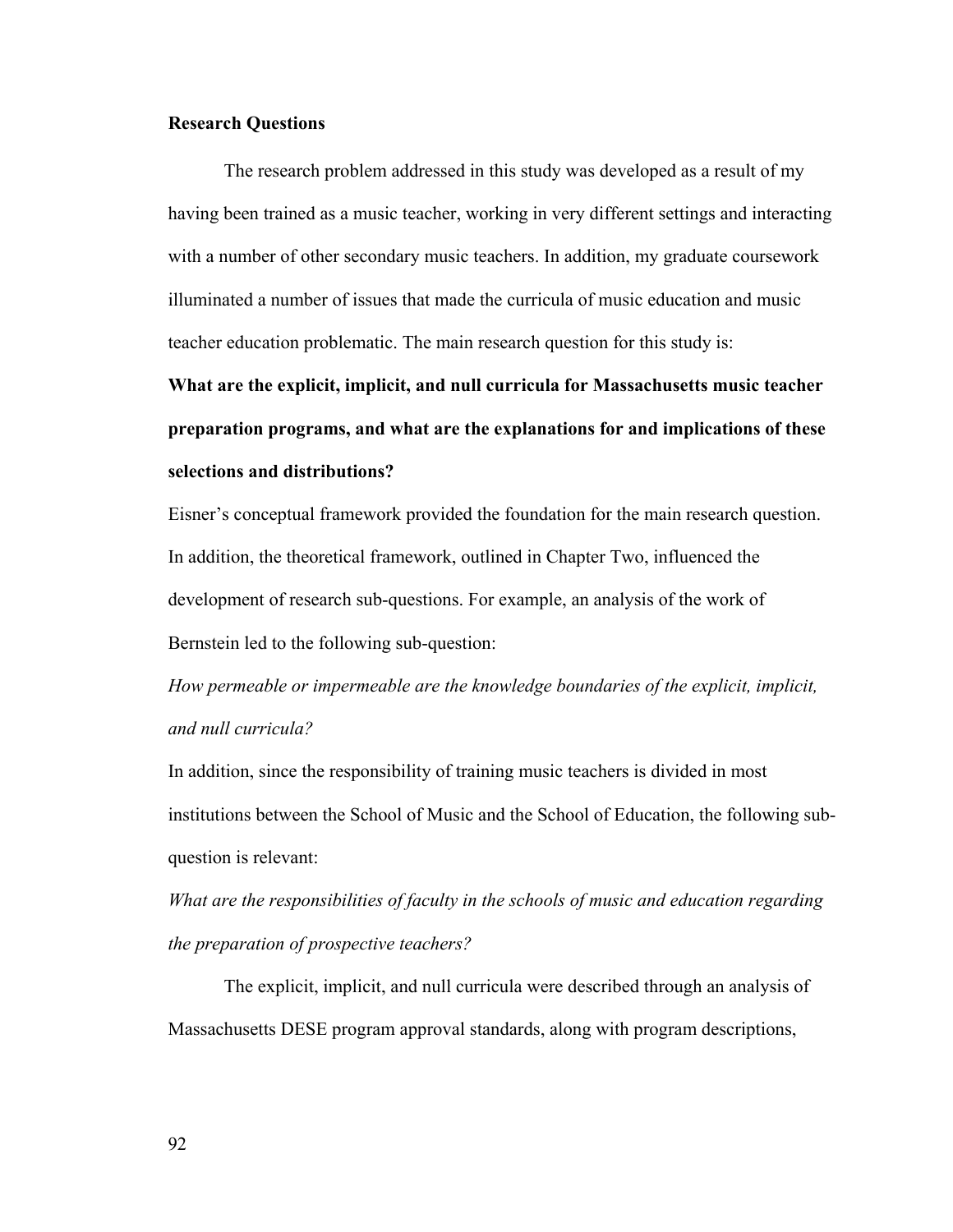**Research Questions**

The research problem addressed in this study was developed as a result of my having been trained as a music teacher, working in very different settings and interacting with a number of other secondary music teachers. In addition, my graduate coursework illuminated a number of issues that made the curricula of music education and music teacher education problematic. The main research question for this study is:

**What are the explicit, implicit, and null curricula for Massachusetts music teacher preparation programs, and what are the explanations for and implications of these selections and distributions?**

Eisner's conceptual framework provided the foundation for the main research question. In addition, the theoretical framework, outlined in Chapter Two, influenced the development of research sub-questions. For example, an analysis of the work of Bernstein led to the following sub-question:

*How permeable or impermeable are the knowledge boundaries of the explicit, implicit, and null curricula?*

In addition, since the responsibility of training music teachers is divided in most institutions between the School of Music and the School of Education, the following sub-question is relevant:

*What are the responsibilities of faculty in the schools of music and education regarding the preparation of prospective teachers?*

The explicit, implicit, and null curricula were described through an analysis of Massachusetts DESE program approval standards, along with program descriptions,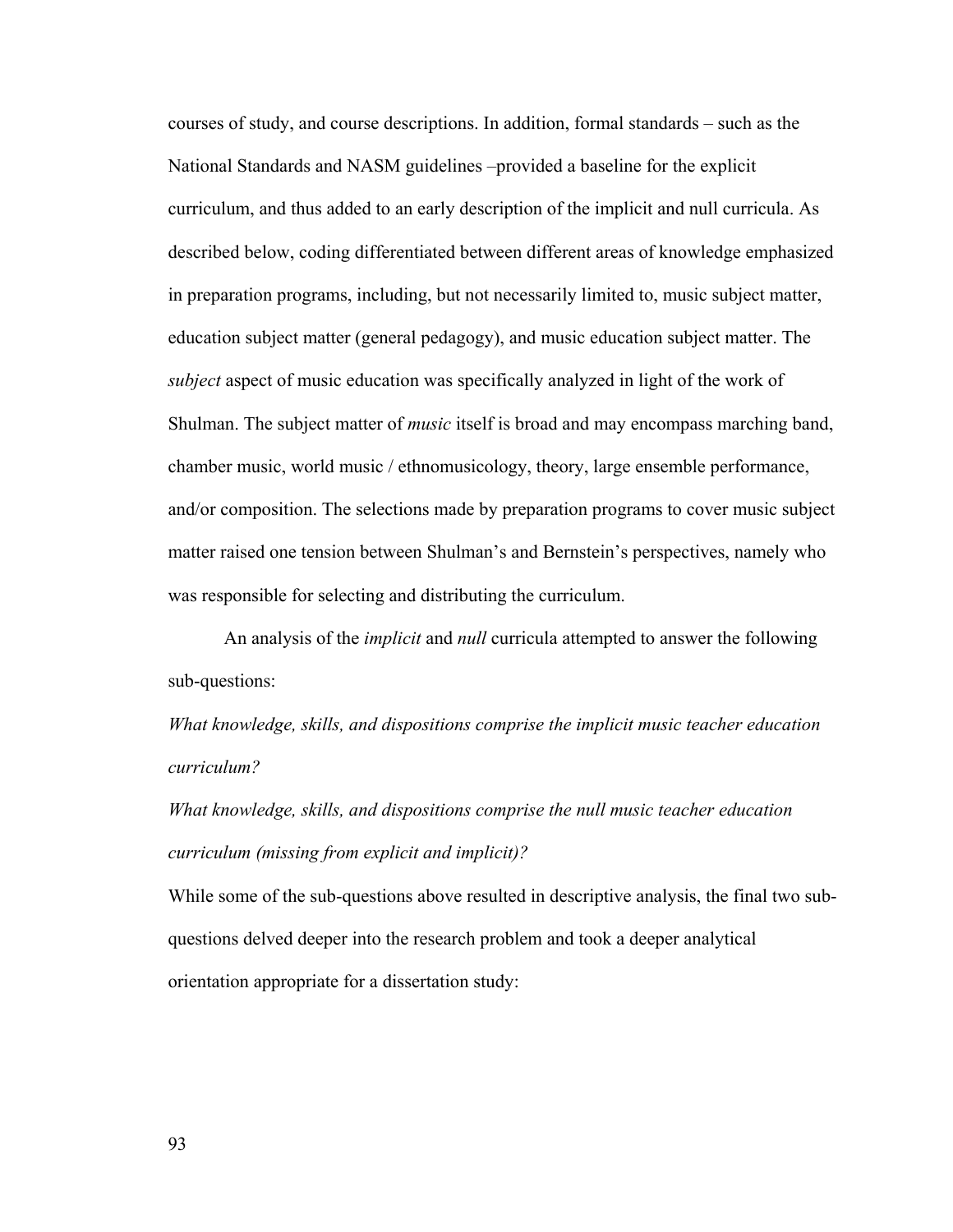courses of study, and course descriptions. In addition, formal standards – such as the National Standards and NASM guidelines –provided a baseline for the explicit curriculum, and thus added to an early description of the implicit and null curricula. As described below, coding differentiated between different areas of knowledge emphasized in preparation programs, including, but not necessarily limited to, music subject matter, education subject matter (general pedagogy), and music education subject matter. The *subject* aspect of music education was specifically analyzed in light of the work of Shulman. The subject matter of *music* itself is broad and may encompass marching band, chamber music, world music / ethnomusicology, theory, large ensemble performance, and/or composition. The selections made by preparation programs to cover music subject matter raised one tension between Shulman's and Bernstein's perspectives, namely who was responsible for selecting and distributing the curriculum.

An analysis of the *implicit* and *null* curricula attempted to answer the following sub-questions:

*What knowledge, skills, and dispositions comprise the implicit music teacher education curriculum?*

*What knowledge, skills, and dispositions comprise the null music teacher education curriculum (missing from explicit and implicit)?*

While some of the sub-questions above resulted in descriptive analysis, the final two sub-questions delved deeper into the research problem and took a deeper analytical orientation appropriate for a dissertation study: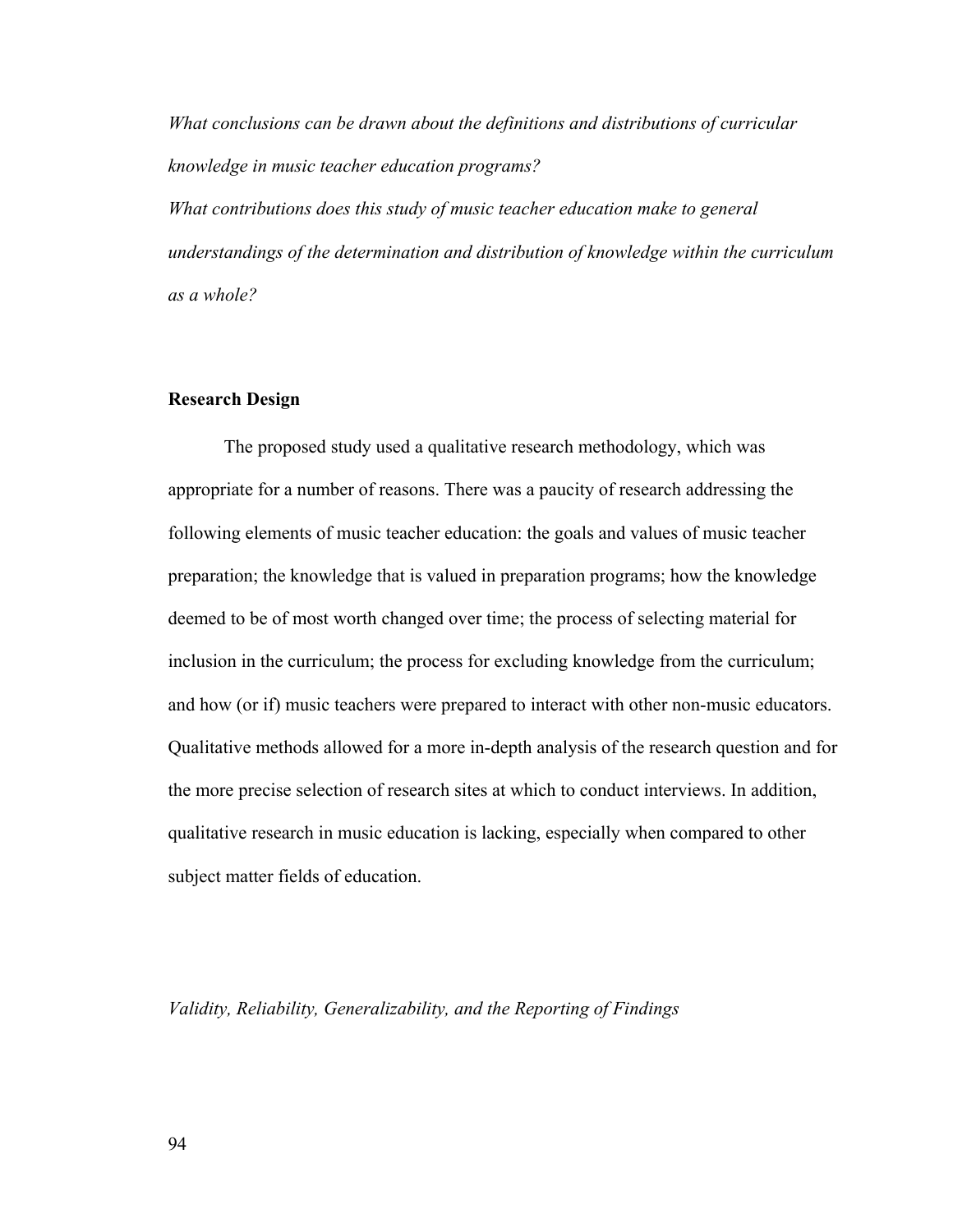*What conclusions can be drawn about the definitions and distributions of curricular knowledge in music teacher education programs?*

*What contributions does this study of music teacher education make to general understandings of the determination and distribution of knowledge within the curriculum as a whole?*

**Research Design**

The proposed study used a qualitative research methodology, which was appropriate for a number of reasons. There was a paucity of research addressing the following elements of music teacher education: the goals and values of music teacher preparation; the knowledge that is valued in preparation programs; how the knowledge deemed to be of most worth changed over time; the process of selecting material for inclusion in the curriculum; the process for excluding knowledge from the curriculum; and how (or if) music teachers were prepared to interact with other non-music educators. Qualitative methods allowed for a more in-depth analysis of the research question and for the more precise selection of research sites at which to conduct interviews. In addition, qualitative research in music education is lacking, especially when compared to other subject matter fields of education.

*Validity, Reliability, Generalizability, and the Reporting of Findings*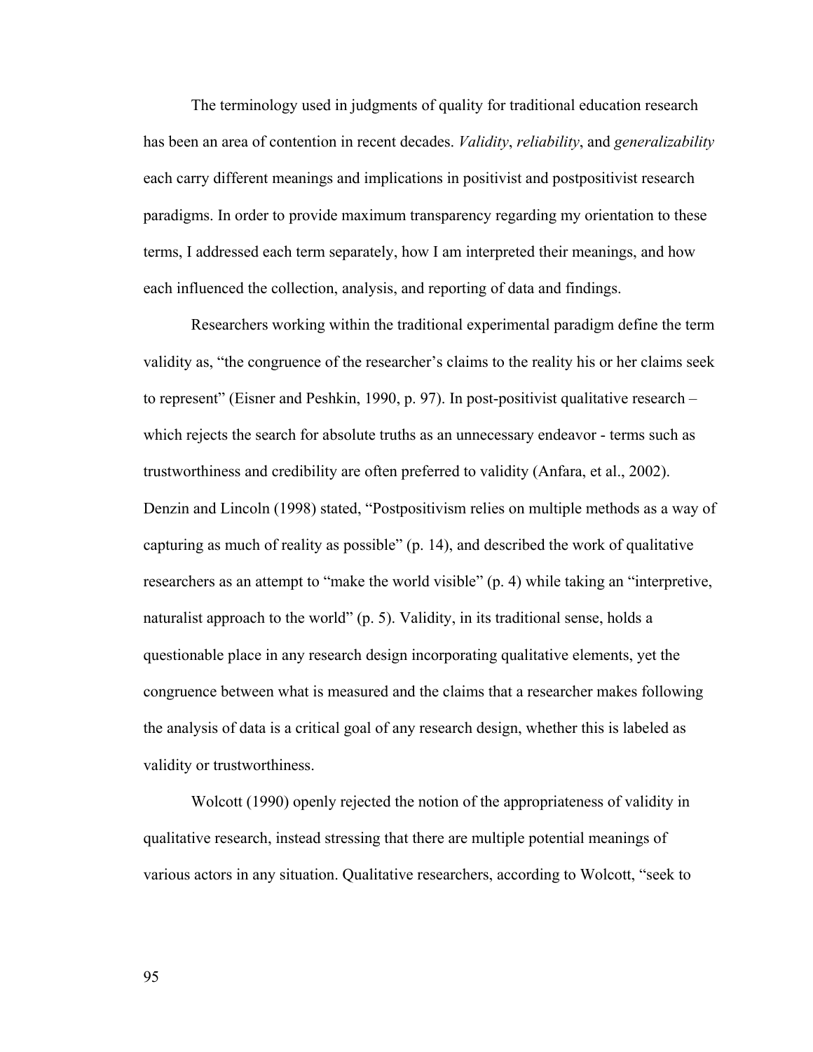The terminology used in judgments of quality for traditional education research has been an area of contention in recent decades. *Validity*, *reliability*, and *generalizability* each carry different meanings and implications in positivist and postpositivist research paradigms. In order to provide maximum transparency regarding my orientation to these terms, I addressed each term separately, how I am interpreted their meanings, and how each influenced the collection, analysis, and reporting of data and findings.

Researchers working within the traditional experimental paradigm define the term validity as, "the congruence of the researcher's claims to the reality his or her claims seek to represent" (Eisner and Peshkin, 1990, p. 97). In post-positivist qualitative research – which rejects the search for absolute truths as an unnecessary endeavor - terms such as trustworthiness and credibility are often preferred to validity (Anfara, et al., 2002). Denzin and Lincoln (1998) stated, "Postpositivism relies on multiple methods as a way of capturing as much of reality as possible" (p. 14), and described the work of qualitative researchers as an attempt to "make the world visible" (p. 4) while taking an "interpretive, naturalist approach to the world" (p. 5). Validity, in its traditional sense, holds a questionable place in any research design incorporating qualitative elements, yet the congruence between what is measured and the claims that a researcher makes following the analysis of data is a critical goal of any research design, whether this is labeled as validity or trustworthiness.

Wolcott (1990) openly rejected the notion of the appropriateness of validity in qualitative research, instead stressing that there are multiple potential meanings of various actors in any situation. Qualitative researchers, according to Wolcott, "seek to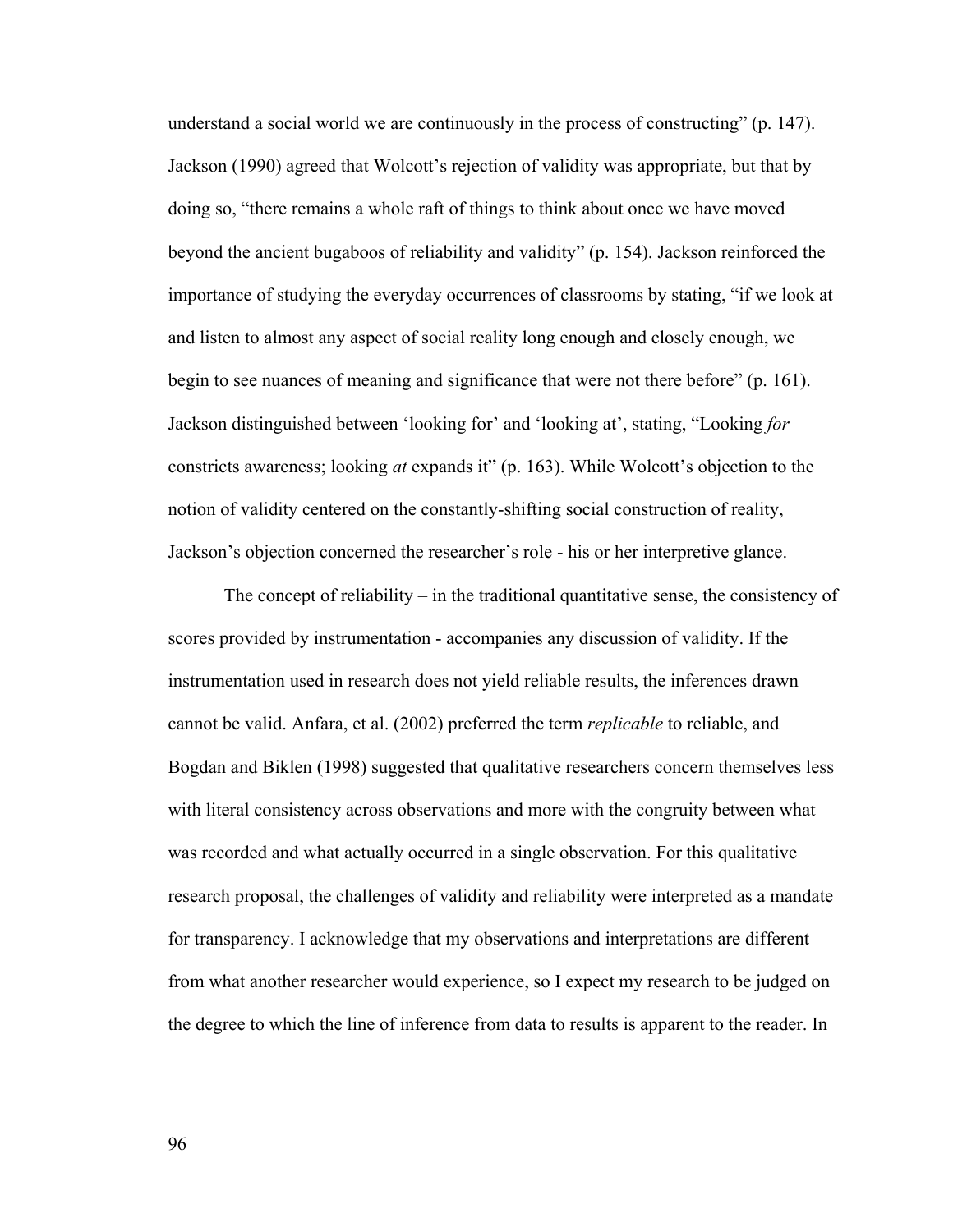understand a social world we are continuously in the process of constructing" (p. 147). Jackson (1990) agreed that Wolcott's rejection of validity was appropriate, but that by doing so, "there remains a whole raft of things to think about once we have moved beyond the ancient bugaboos of reliability and validity" (p. 154). Jackson reinforced the importance of studying the everyday occurrences of classrooms by stating, "if we look at and listen to almost any aspect of social reality long enough and closely enough, we begin to see nuances of meaning and significance that were not there before" (p. 161). Jackson distinguished between 'looking for' and 'looking at', stating, "Looking *for* constricts awareness; looking *at* expands it" (p. 163). While Wolcott's objection to the notion of validity centered on the constantly-shifting social construction of reality, Jackson's objection concerned the researcher's role - his or her interpretive glance.

The concept of reliability – in the traditional quantitative sense, the consistency of scores provided by instrumentation - accompanies any discussion of validity. If the instrumentation used in research does not yield reliable results, the inferences drawn cannot be valid. Anfara, et al. (2002) preferred the term *replicable* to reliable, and Bogdan and Biklen (1998) suggested that qualitative researchers concern themselves less with literal consistency across observations and more with the congruity between what was recorded and what actually occurred in a single observation. For this qualitative research proposal, the challenges of validity and reliability were interpreted as a mandate for transparency. I acknowledge that my observations and interpretations are different from what another researcher would experience, so I expect my research to be judged on the degree to which the line of inference from data to results is apparent to the reader. In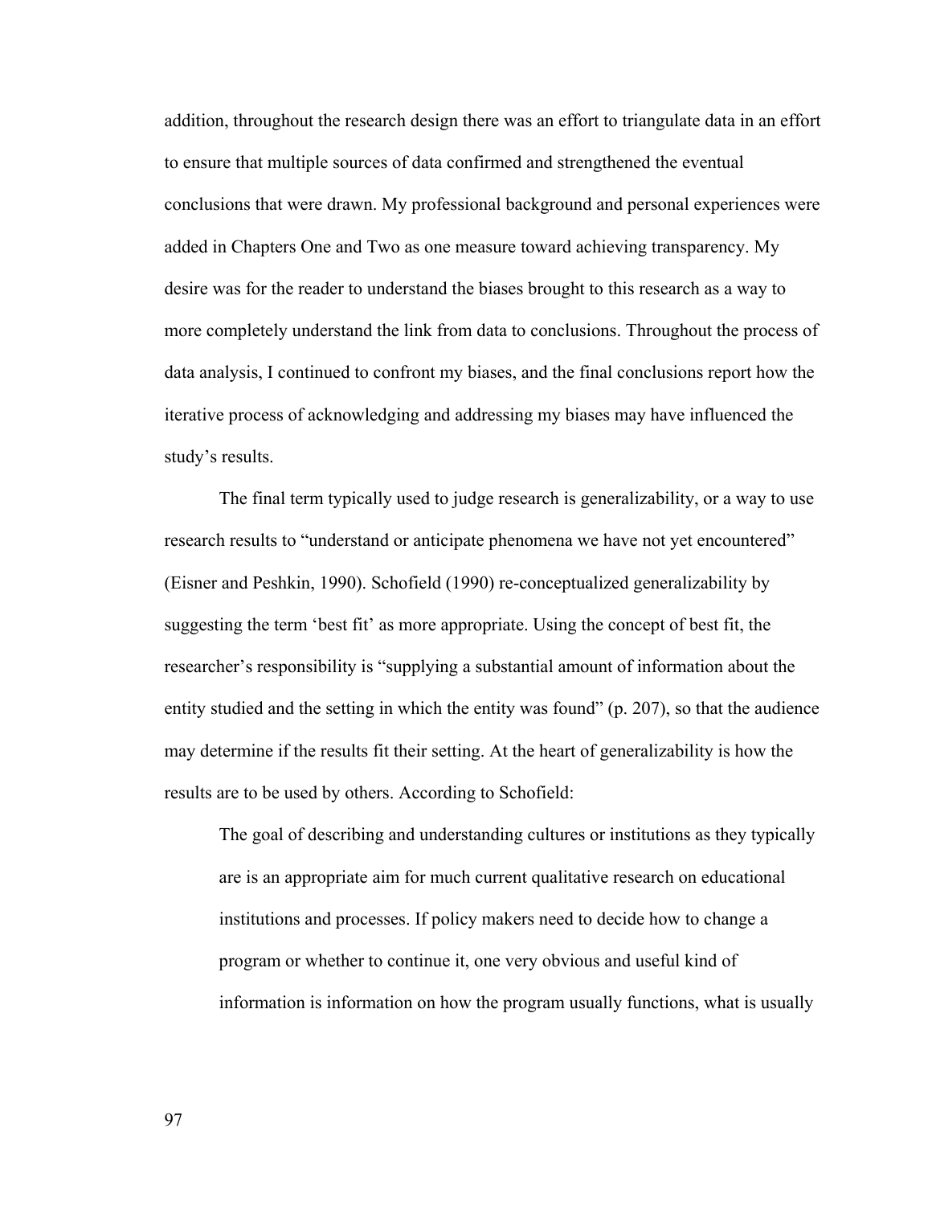addition, throughout the research design there was an effort to triangulate data in an effort to ensure that multiple sources of data confirmed and strengthened the eventual conclusions that were drawn. My professional background and personal experiences were added in Chapters One and Two as one measure toward achieving transparency. My desire was for the reader to understand the biases brought to this research as a way to more completely understand the link from data to conclusions. Throughout the process of data analysis, I continued to confront my biases, and the final conclusions report how the iterative process of acknowledging and addressing my biases may have influenced the study's results.

The final term typically used to judge research is generalizability, or a way to use research results to "understand or anticipate phenomena we have not yet encountered" (Eisner and Peshkin, 1990). Schofield (1990) re-conceptualized generalizability by suggesting the term 'best fit' as more appropriate. Using the concept of best fit, the researcher's responsibility is "supplying a substantial amount of information about the entity studied and the setting in which the entity was found" (p. 207), so that the audience may determine if the results fit their setting. At the heart of generalizability is how the results are to be used by others. According to Schofield:

> The goal of describing and understanding cultures or institutions as they typically are is an appropriate aim for much current qualitative research on educational institutions and processes. If policy makers need to decide how to change a program or whether to continue it, one very obvious and useful kind of information is information on how the program usually functions, what is usually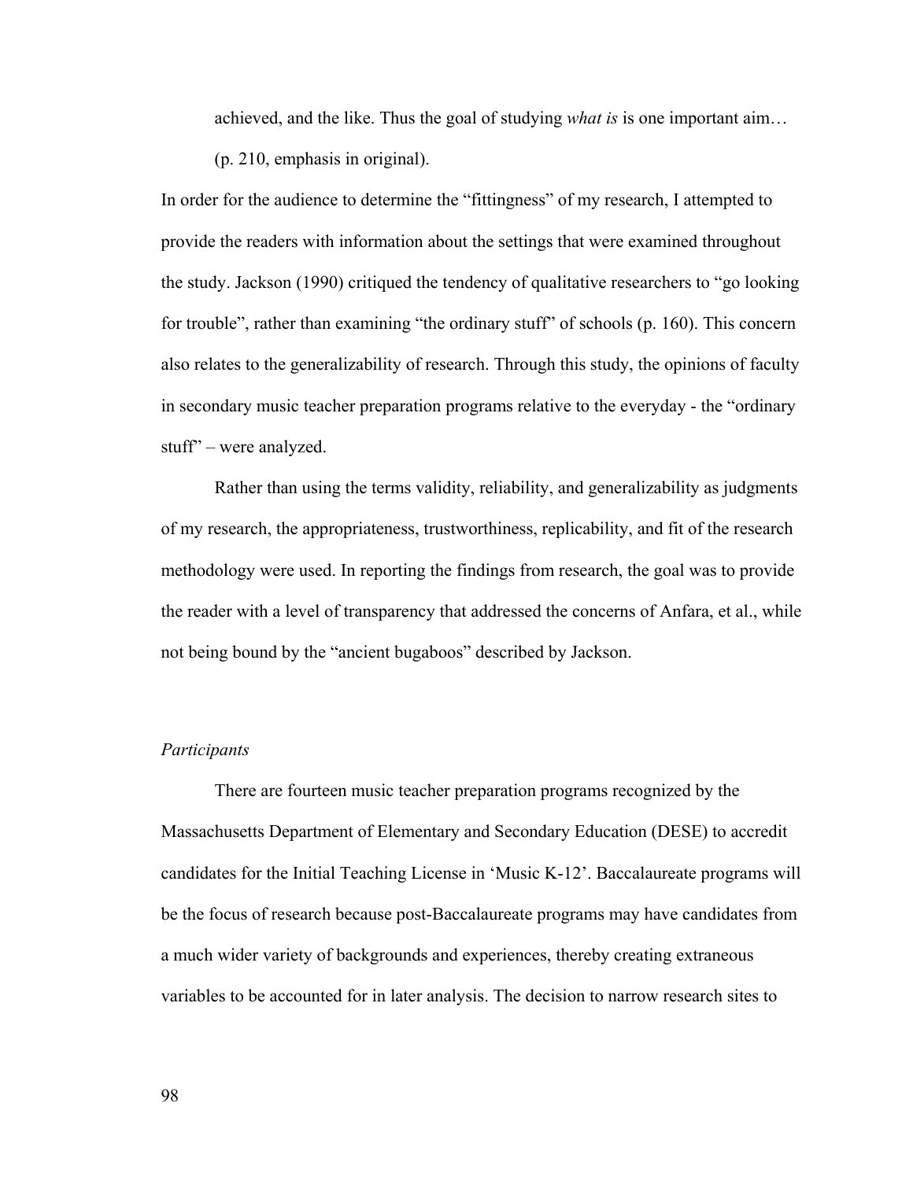achieved, and the like. Thus the goal of studying *what is* is one important aim… (p. 210, emphasis in original).

In order for the audience to determine the "fittingness" of my research, I attempted to provide the readers with information about the settings that were examined throughout the study. Jackson (1990) critiqued the tendency of qualitative researchers to "go looking for trouble", rather than examining "the ordinary stuff" of schools (p. 160). This concern also relates to the generalizability of research. Through this study, the opinions of faculty in secondary music teacher preparation programs relative to the everyday - the "ordinary stuff" – were analyzed.

Rather than using the terms validity, reliability, and generalizability as judgments of my research, the appropriateness, trustworthiness, replicability, and fit of the research methodology were used. In reporting the findings from research, the goal was to provide the reader with a level of transparency that addressed the concerns of Anfara, et al., while not being bound by the "ancient bugaboos" described by Jackson.

### *Participants*

There are fourteen music teacher preparation programs recognized by the Massachusetts Department of Elementary and Secondary Education (DESE) to accredit candidates for the Initial Teaching License in 'Music K-12'. Baccalaureate programs will be the focus of research because post-Baccalaureate programs may have candidates from a much wider variety of backgrounds and experiences, thereby creating extraneous variables to be accounted for in later analysis. The decision to narrow research sites to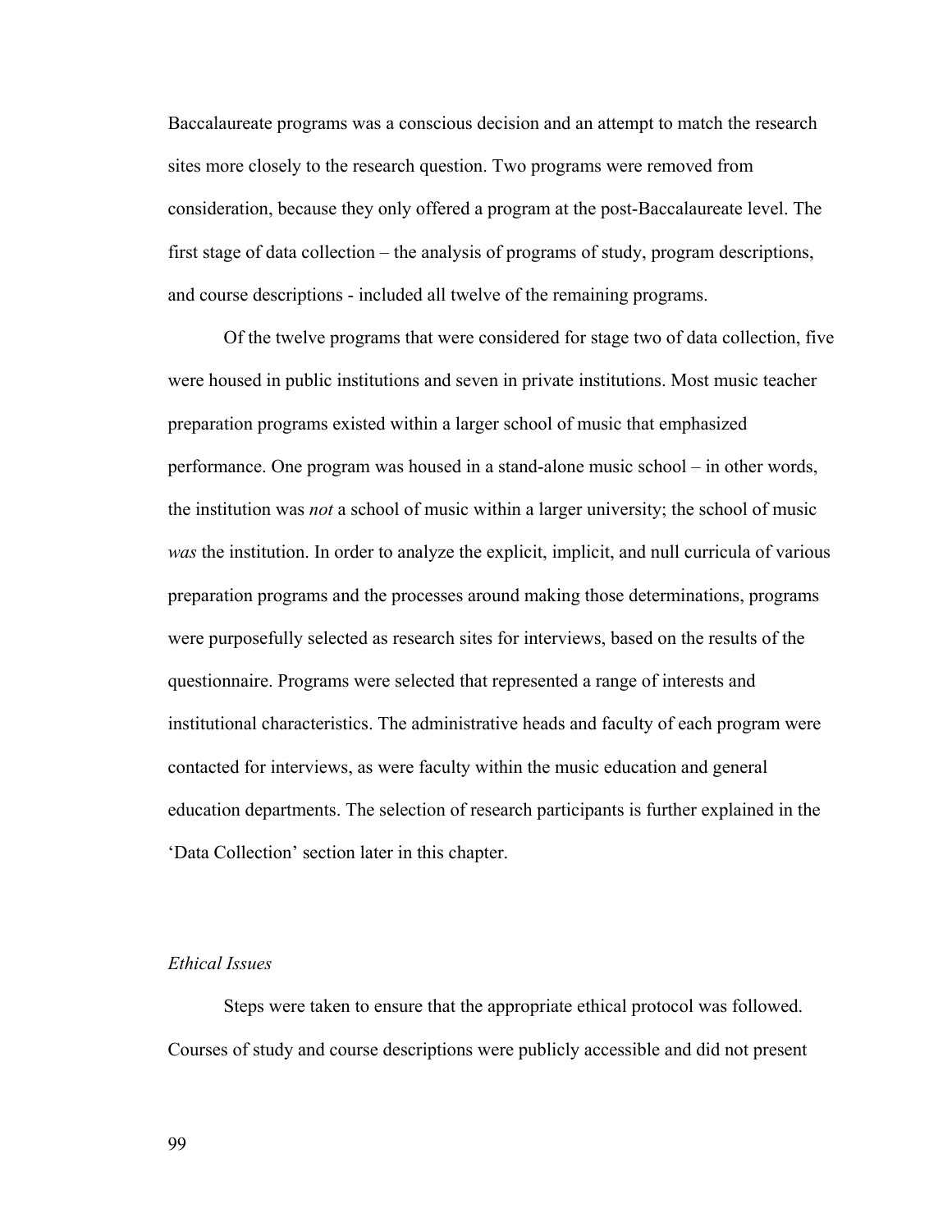Baccalaureate programs was a conscious decision and an attempt to match the research sites more closely to the research question. Two programs were removed from consideration, because they only offered a program at the post-Baccalaureate level. The first stage of data collection – the analysis of programs of study, program descriptions, and course descriptions - included all twelve of the remaining programs.

Of the twelve programs that were considered for stage two of data collection, five were housed in public institutions and seven in private institutions. Most music teacher preparation programs existed within a larger school of music that emphasized performance. One program was housed in a stand-alone music school – in other words, the institution was *not* a school of music within a larger university; the school of music *was* the institution. In order to analyze the explicit, implicit, and null curricula of various preparation programs and the processes around making those determinations, programs were purposefully selected as research sites for interviews, based on the results of the questionnaire. Programs were selected that represented a range of interests and institutional characteristics. The administrative heads and faculty of each program were contacted for interviews, as were faculty within the music education and general education departments. The selection of research participants is further explained in the 'Data Collection' section later in this chapter.

### *Ethical Issues*

Steps were taken to ensure that the appropriate ethical protocol was followed. Courses of study and course descriptions were publicly accessible and did not present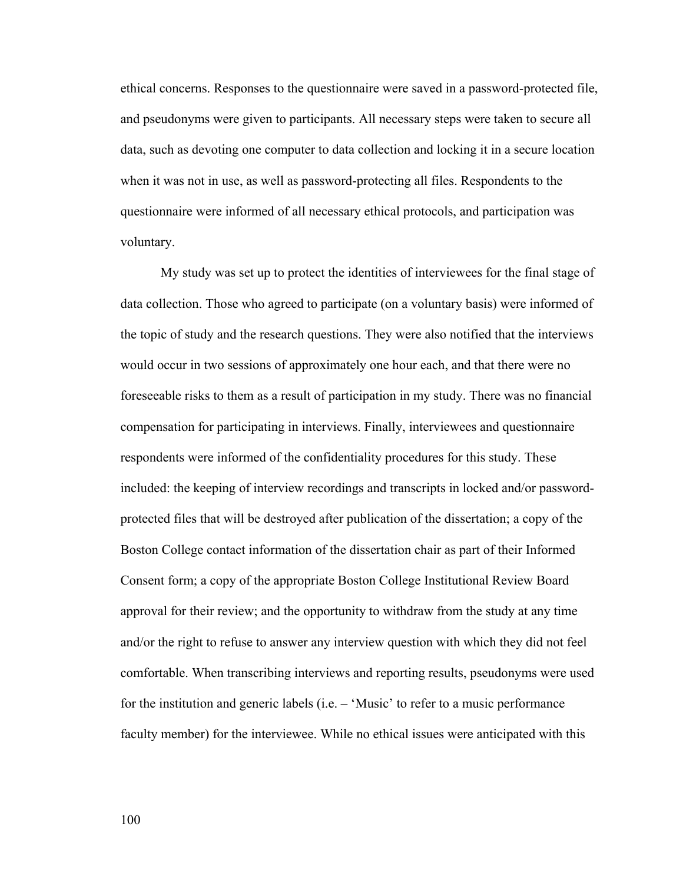ethical concerns. Responses to the questionnaire were saved in a password-protected file, and pseudonyms were given to participants. All necessary steps were taken to secure all data, such as devoting one computer to data collection and locking it in a secure location when it was not in use, as well as password-protecting all files. Respondents to the questionnaire were informed of all necessary ethical protocols, and participation was voluntary.

My study was set up to protect the identities of interviewees for the final stage of data collection. Those who agreed to participate (on a voluntary basis) were informed of the topic of study and the research questions. They were also notified that the interviews would occur in two sessions of approximately one hour each, and that there were no foreseeable risks to them as a result of participation in my study. There was no financial compensation for participating in interviews. Finally, interviewees and questionnaire respondents were informed of the confidentiality procedures for this study. These included: the keeping of interview recordings and transcripts in locked and/or password-protected files that will be destroyed after publication of the dissertation; a copy of the Boston College contact information of the dissertation chair as part of their Informed Consent form; a copy of the appropriate Boston College Institutional Review Board approval for their review; and the opportunity to withdraw from the study at any time and/or the right to refuse to answer any interview question with which they did not feel comfortable. When transcribing interviews and reporting results, pseudonyms were used for the institution and generic labels (i.e. – 'Music' to refer to a music performance faculty member) for the interviewee. While no ethical issues were anticipated with this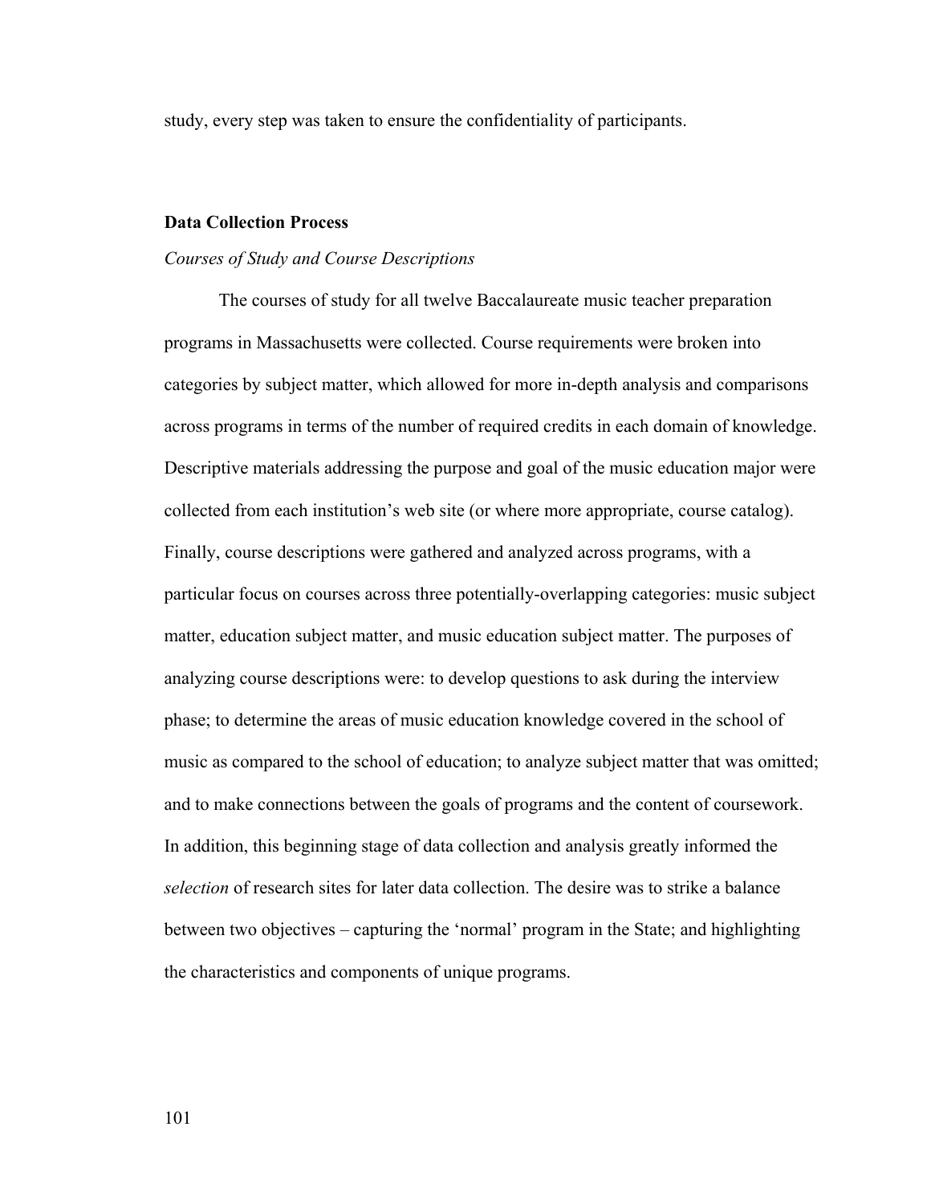study, every step was taken to ensure the confidentiality of participants.

## Data Collection Process

### *Courses of Study and Course Descriptions*

The courses of study for all twelve Baccalaureate music teacher preparation programs in Massachusetts were collected. Course requirements were broken into categories by subject matter, which allowed for more in-depth analysis and comparisons across programs in terms of the number of required credits in each domain of knowledge. Descriptive materials addressing the purpose and goal of the music education major were collected from each institution's web site (or where more appropriate, course catalog). Finally, course descriptions were gathered and analyzed across programs, with a particular focus on courses across three potentially-overlapping categories: music subject matter, education subject matter, and music education subject matter. The purposes of analyzing course descriptions were: to develop questions to ask during the interview phase; to determine the areas of music education knowledge covered in the school of music as compared to the school of education; to analyze subject matter that was omitted; and to make connections between the goals of programs and the content of coursework. In addition, this beginning stage of data collection and analysis greatly informed the *selection* of research sites for later data collection. The desire was to strike a balance between two objectives – capturing the 'normal' program in the State; and highlighting the characteristics and components of unique programs.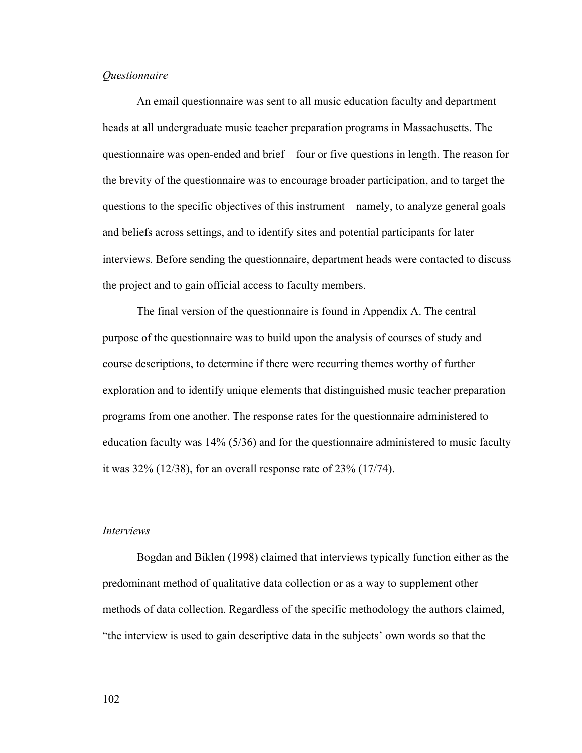### *Questionnaire*

An email questionnaire was sent to all music education faculty and department heads at all undergraduate music teacher preparation programs in Massachusetts. The questionnaire was open-ended and brief – four or five questions in length. The reason for the brevity of the questionnaire was to encourage broader participation, and to target the questions to the specific objectives of this instrument – namely, to analyze general goals and beliefs across settings, and to identify sites and potential participants for later interviews. Before sending the questionnaire, department heads were contacted to discuss the project and to gain official access to faculty members.

The final version of the questionnaire is found in Appendix A. The central purpose of the questionnaire was to build upon the analysis of courses of study and course descriptions, to determine if there were recurring themes worthy of further exploration and to identify unique elements that distinguished music teacher preparation programs from one another. The response rates for the questionnaire administered to education faculty was 14% (5/36) and for the questionnaire administered to music faculty it was 32% (12/38), for an overall response rate of 23% (17/74).

### *Interviews*

Bogdan and Biklen (1998) claimed that interviews typically function either as the predominant method of qualitative data collection or as a way to supplement other methods of data collection. Regardless of the specific methodology the authors claimed, "the interview is used to gain descriptive data in the subjects' own words so that the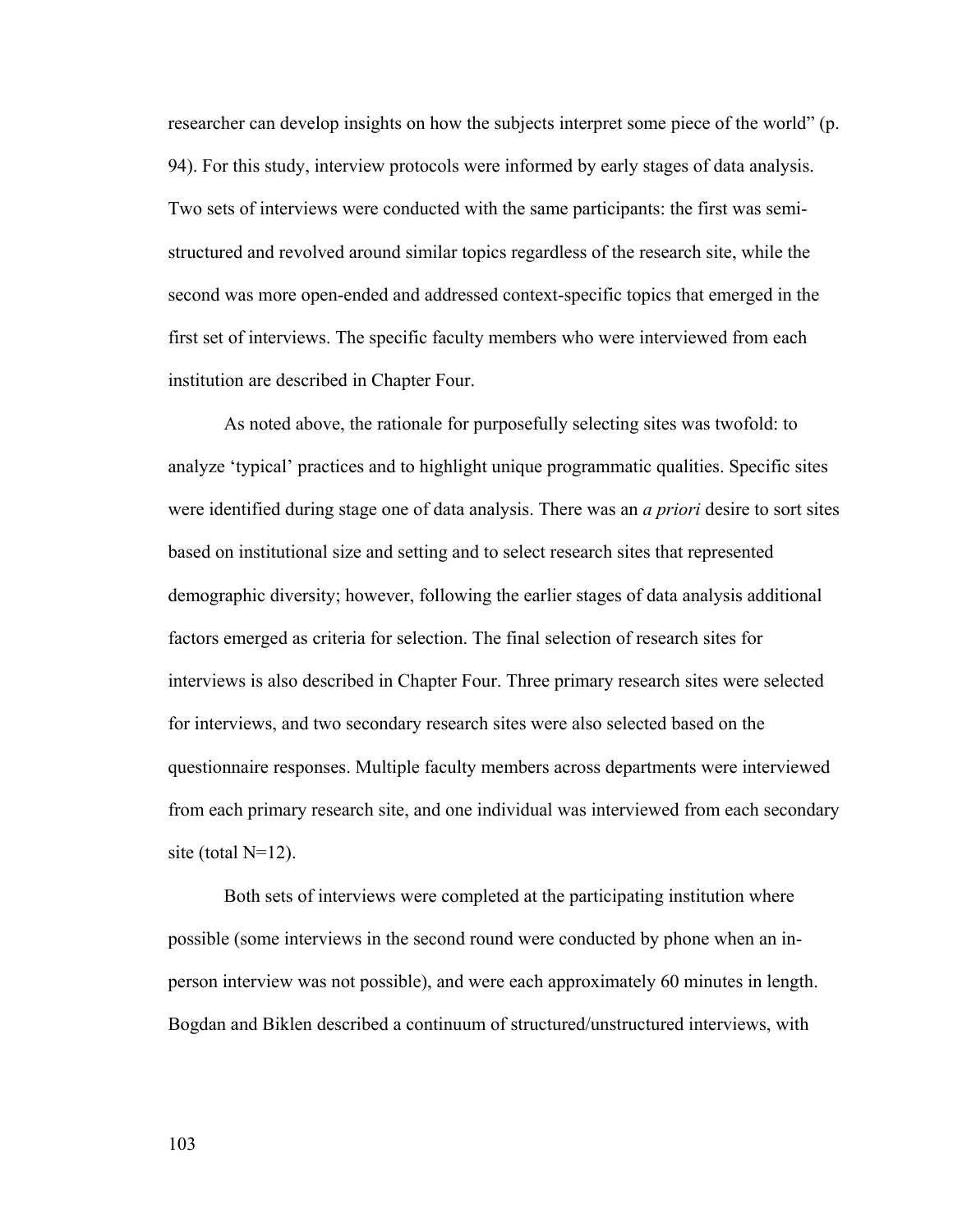researcher can develop insights on how the subjects interpret some piece of the world" (p. 94). For this study, interview protocols were informed by early stages of data analysis. Two sets of interviews were conducted with the same participants: the first was semi-structured and revolved around similar topics regardless of the research site, while the second was more open-ended and addressed context-specific topics that emerged in the first set of interviews. The specific faculty members who were interviewed from each institution are described in Chapter Four.

As noted above, the rationale for purposefully selecting sites was twofold: to analyze 'typical' practices and to highlight unique programmatic qualities. Specific sites were identified during stage one of data analysis. There was an *a priori* desire to sort sites based on institutional size and setting and to select research sites that represented demographic diversity; however, following the earlier stages of data analysis additional factors emerged as criteria for selection. The final selection of research sites for interviews is also described in Chapter Four. Three primary research sites were selected for interviews, and two secondary research sites were also selected based on the questionnaire responses. Multiple faculty members across departments were interviewed from each primary research site, and one individual was interviewed from each secondary site (total N=12).

Both sets of interviews were completed at the participating institution where possible (some interviews in the second round were conducted by phone when an in-person interview was not possible), and were each approximately 60 minutes in length. Bogdan and Biklen described a continuum of structured/unstructured interviews, with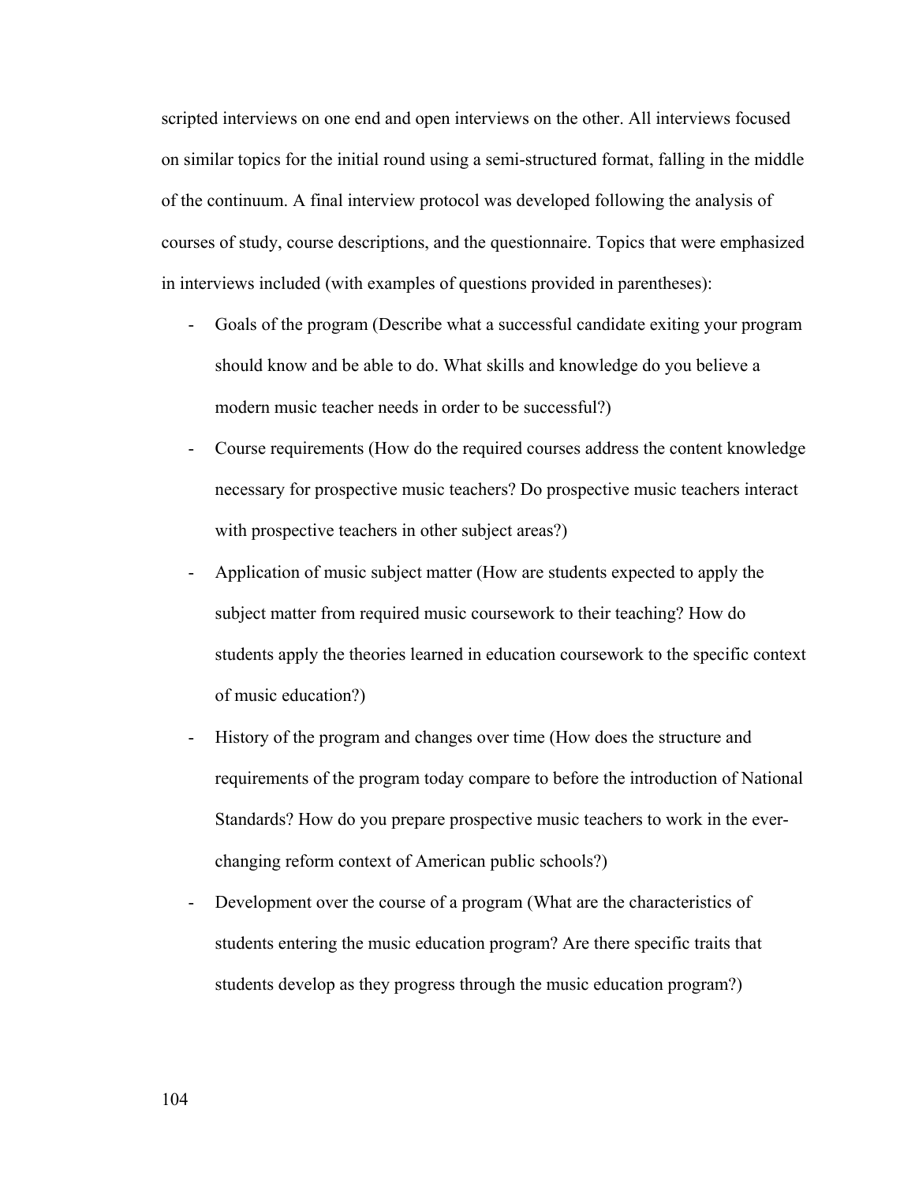scripted interviews on one end and open interviews on the other. All interviews focused on similar topics for the initial round using a semi-structured format, falling in the middle of the continuum. A final interview protocol was developed following the analysis of courses of study, course descriptions, and the questionnaire. Topics that were emphasized in interviews included (with examples of questions provided in parentheses):

- Goals of the program (Describe what a successful candidate exiting your program should know and be able to do. What skills and knowledge do you believe a modern music teacher needs in order to be successful?)
- Course requirements (How do the required courses address the content knowledge necessary for prospective music teachers? Do prospective music teachers interact with prospective teachers in other subject areas?)
- Application of music subject matter (How are students expected to apply the subject matter from required music coursework to their teaching? How do students apply the theories learned in education coursework to the specific context of music education?)
- History of the program and changes over time (How does the structure and requirements of the program today compare to before the introduction of National Standards? How do you prepare prospective music teachers to work in the ever-changing reform context of American public schools?)
- Development over the course of a program (What are the characteristics of students entering the music education program? Are there specific traits that students develop as they progress through the music education program?)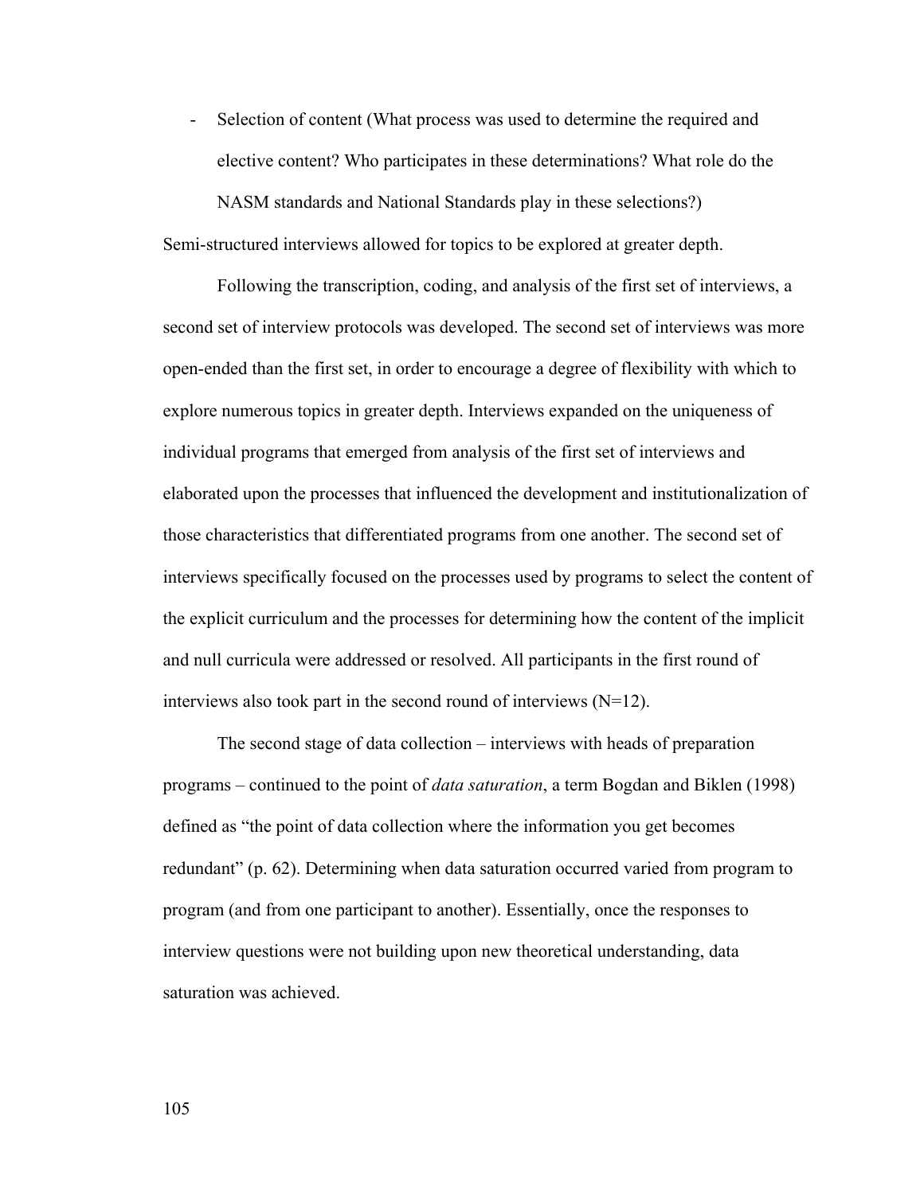- Selection of content (What process was used to determine the required and elective content? Who participates in these determinations? What role do the NASM standards and National Standards play in these selections?)

Semi-structured interviews allowed for topics to be explored at greater depth.

Following the transcription, coding, and analysis of the first set of interviews, a second set of interview protocols was developed. The second set of interviews was more open-ended than the first set, in order to encourage a degree of flexibility with which to explore numerous topics in greater depth. Interviews expanded on the uniqueness of individual programs that emerged from analysis of the first set of interviews and elaborated upon the processes that influenced the development and institutionalization of those characteristics that differentiated programs from one another. The second set of interviews specifically focused on the processes used by programs to select the content of the explicit curriculum and the processes for determining how the content of the implicit and null curricula were addressed or resolved. All participants in the first round of interviews also took part in the second round of interviews (N=12).

The second stage of data collection – interviews with heads of preparation programs – continued to the point of *data saturation*, a term Bogdan and Biklen (1998) defined as "the point of data collection where the information you get becomes redundant" (p. 62). Determining when data saturation occurred varied from program to program (and from one participant to another). Essentially, once the responses to interview questions were not building upon new theoretical understanding, data saturation was achieved.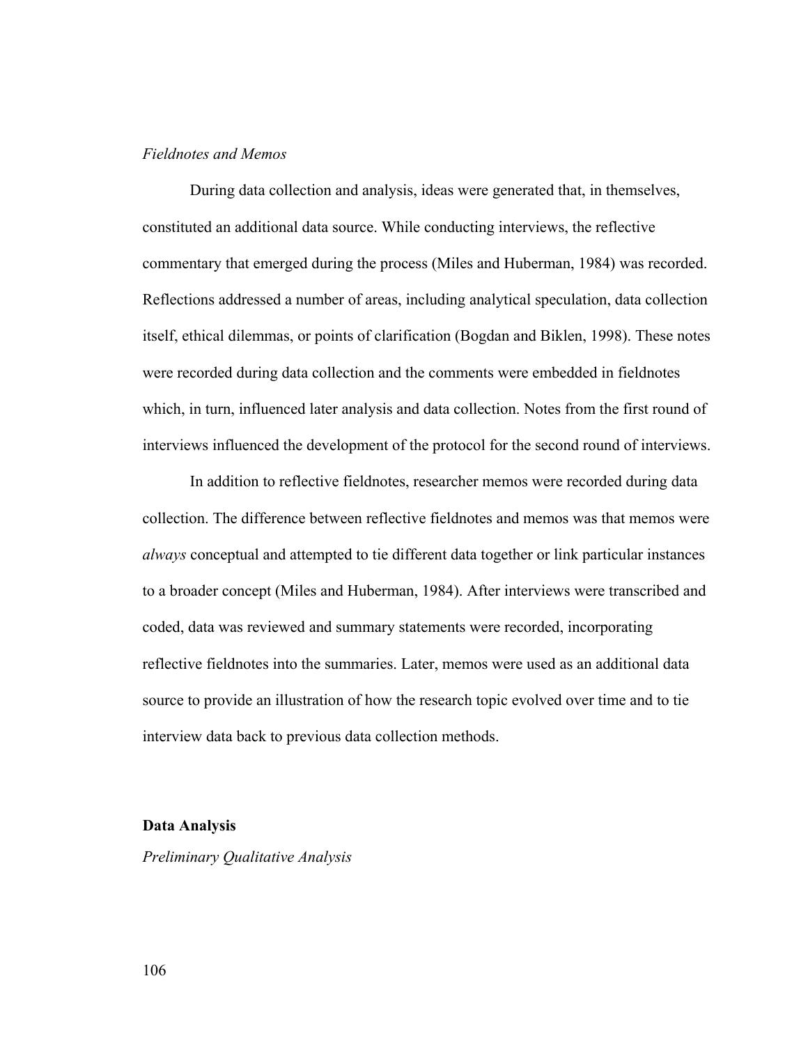*Fieldnotes and Memos*

During data collection and analysis, ideas were generated that, in themselves, constituted an additional data source. While conducting interviews, the reflective commentary that emerged during the process (Miles and Huberman, 1984) was recorded. Reflections addressed a number of areas, including analytical speculation, data collection itself, ethical dilemmas, or points of clarification (Bogdan and Biklen, 1998). These notes were recorded during data collection and the comments were embedded in fieldnotes which, in turn, influenced later analysis and data collection. Notes from the first round of interviews influenced the development of the protocol for the second round of interviews.

In addition to reflective fieldnotes, researcher memos were recorded during data collection. The difference between reflective fieldnotes and memos was that memos were *always* conceptual and attempted to tie different data together or link particular instances to a broader concept (Miles and Huberman, 1984). After interviews were transcribed and coded, data was reviewed and summary statements were recorded, incorporating reflective fieldnotes into the summaries. Later, memos were used as an additional data source to provide an illustration of how the research topic evolved over time and to tie interview data back to previous data collection methods.

**Data Analysis**

*Preliminary Qualitative Analysis*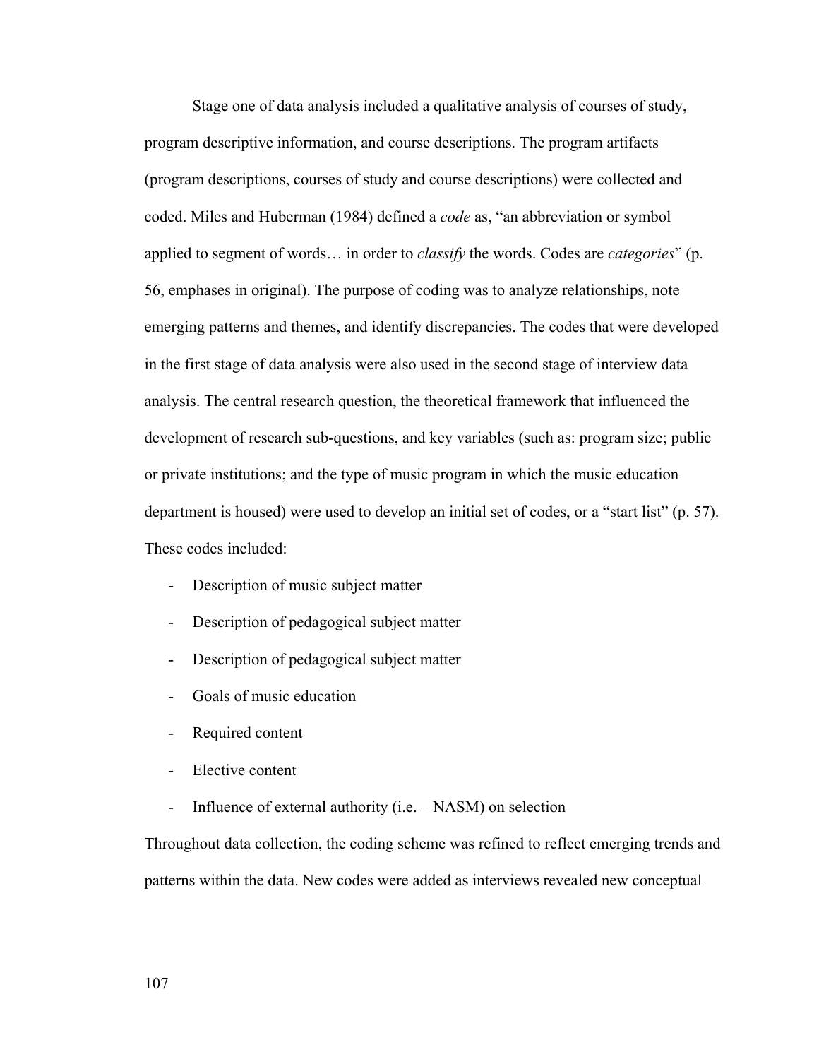Stage one of data analysis included a qualitative analysis of courses of study, program descriptive information, and course descriptions. The program artifacts (program descriptions, courses of study and course descriptions) were collected and coded. Miles and Huberman (1984) defined a *code* as, "an abbreviation or symbol applied to segment of words… in order to *classify* the words. Codes are *categories*" (p. 56, emphases in original). The purpose of coding was to analyze relationships, note emerging patterns and themes, and identify discrepancies. The codes that were developed in the first stage of data analysis were also used in the second stage of interview data analysis. The central research question, the theoretical framework that influenced the development of research sub-questions, and key variables (such as: program size; public or private institutions; and the type of music program in which the music education department is housed) were used to develop an initial set of codes, or a "start list" (p. 57). These codes included:

- Description of music subject matter
- Description of pedagogical subject matter
- Description of pedagogical subject matter
- Goals of music education
- Required content
- Elective content
- Influence of external authority (i.e. – NASM) on selection

Throughout data collection, the coding scheme was refined to reflect emerging trends and patterns within the data. New codes were added as interviews revealed new conceptual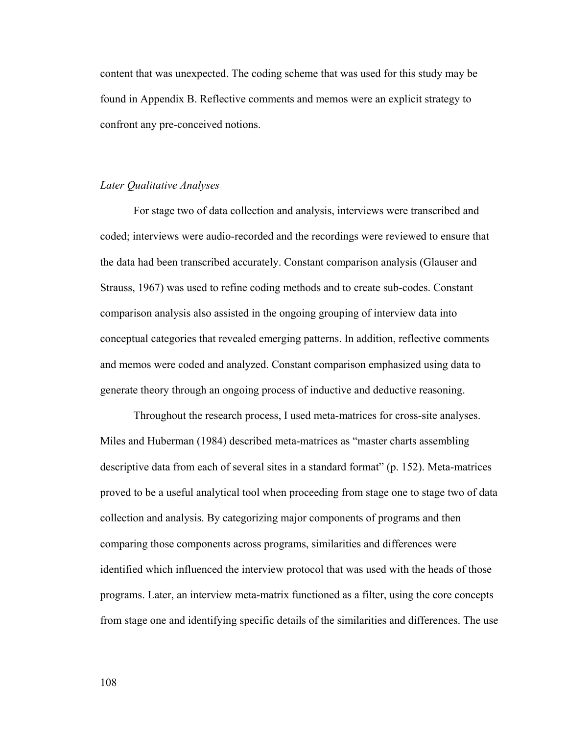content that was unexpected. The coding scheme that was used for this study may be found in Appendix B. Reflective comments and memos were an explicit strategy to confront any pre-conceived notions.

### *Later Qualitative Analyses*

For stage two of data collection and analysis, interviews were transcribed and coded; interviews were audio-recorded and the recordings were reviewed to ensure that the data had been transcribed accurately. Constant comparison analysis (Glauser and Strauss, 1967) was used to refine coding methods and to create sub-codes. Constant comparison analysis also assisted in the ongoing grouping of interview data into conceptual categories that revealed emerging patterns. In addition, reflective comments and memos were coded and analyzed. Constant comparison emphasized using data to generate theory through an ongoing process of inductive and deductive reasoning.

Throughout the research process, I used meta-matrices for cross-site analyses. Miles and Huberman (1984) described meta-matrices as "master charts assembling descriptive data from each of several sites in a standard format" (p. 152). Meta-matrices proved to be a useful analytical tool when proceeding from stage one to stage two of data collection and analysis. By categorizing major components of programs and then comparing those components across programs, similarities and differences were identified which influenced the interview protocol that was used with the heads of those programs. Later, an interview meta-matrix functioned as a filter, using the core concepts from stage one and identifying specific details of the similarities and differences. The use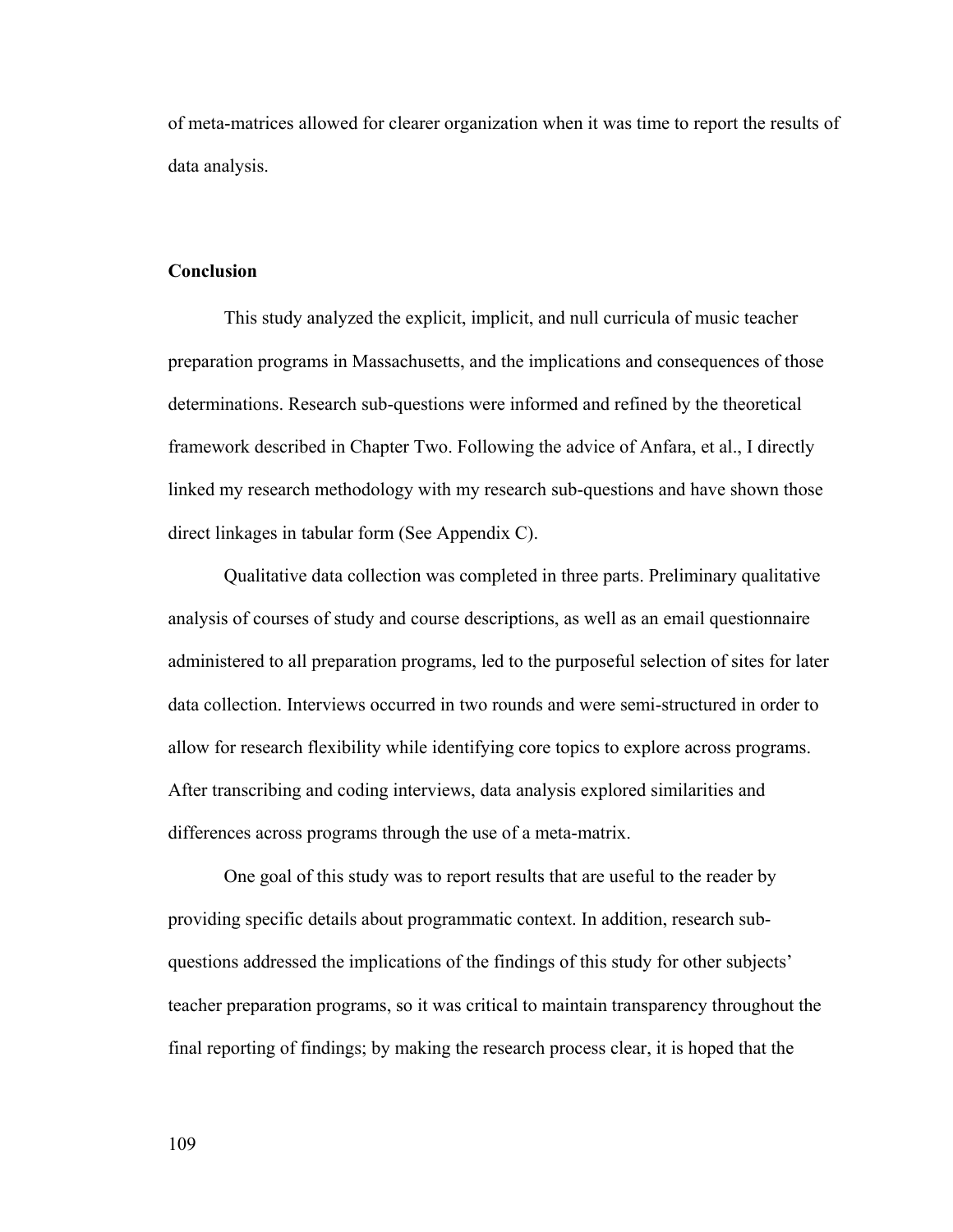of meta-matrices allowed for clearer organization when it was time to report the results of data analysis.

## Conclusion

This study analyzed the explicit, implicit, and null curricula of music teacher preparation programs in Massachusetts, and the implications and consequences of those determinations. Research sub-questions were informed and refined by the theoretical framework described in Chapter Two. Following the advice of Anfara, et al., I directly linked my research methodology with my research sub-questions and have shown those direct linkages in tabular form (See Appendix C).

Qualitative data collection was completed in three parts. Preliminary qualitative analysis of courses of study and course descriptions, as well as an email questionnaire administered to all preparation programs, led to the purposeful selection of sites for later data collection. Interviews occurred in two rounds and were semi-structured in order to allow for research flexibility while identifying core topics to explore across programs. After transcribing and coding interviews, data analysis explored similarities and differences across programs through the use of a meta-matrix.

One goal of this study was to report results that are useful to the reader by providing specific details about programmatic context. In addition, research sub-questions addressed the implications of the findings of this study for other subjects' teacher preparation programs, so it was critical to maintain transparency throughout the final reporting of findings; by making the research process clear, it is hoped that the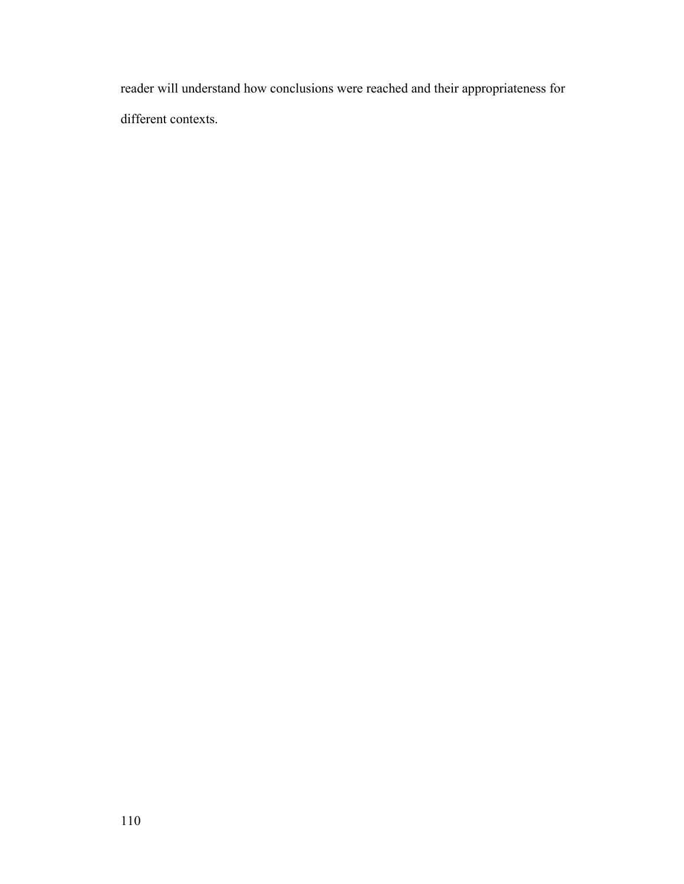reader will understand how conclusions were reached and their appropriateness for different contexts.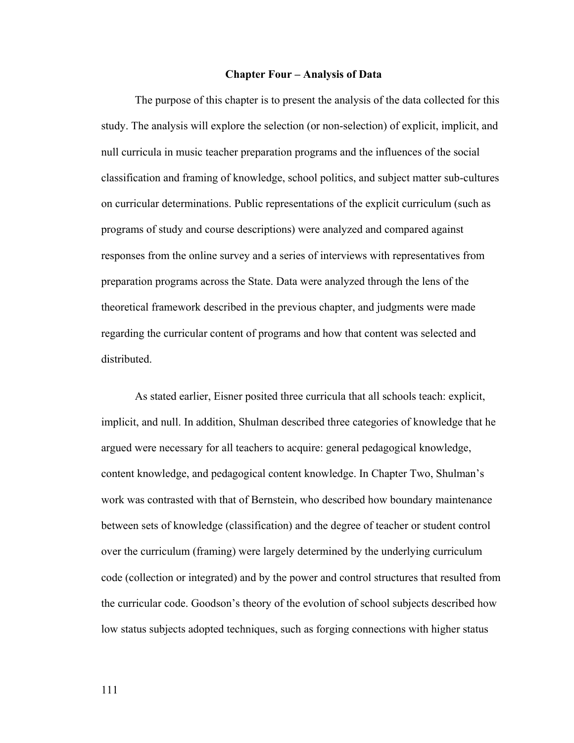# Chapter Four – Analysis of Data

The purpose of this chapter is to present the analysis of the data collected for this study. The analysis will explore the selection (or non-selection) of explicit, implicit, and null curricula in music teacher preparation programs and the influences of the social classification and framing of knowledge, school politics, and subject matter sub-cultures on curricular determinations. Public representations of the explicit curriculum (such as programs of study and course descriptions) were analyzed and compared against responses from the online survey and a series of interviews with representatives from preparation programs across the State. Data were analyzed through the lens of the theoretical framework described in the previous chapter, and judgments were made regarding the curricular content of programs and how that content was selected and distributed.

As stated earlier, Eisner posited three curricula that all schools teach: explicit, implicit, and null. In addition, Shulman described three categories of knowledge that he argued were necessary for all teachers to acquire: general pedagogical knowledge, content knowledge, and pedagogical content knowledge. In Chapter Two, Shulman's work was contrasted with that of Bernstein, who described how boundary maintenance between sets of knowledge (classification) and the degree of teacher or student control over the curriculum (framing) were largely determined by the underlying curriculum code (collection or integrated) and by the power and control structures that resulted from the curricular code. Goodson's theory of the evolution of school subjects described how low status subjects adopted techniques, such as forging connections with higher status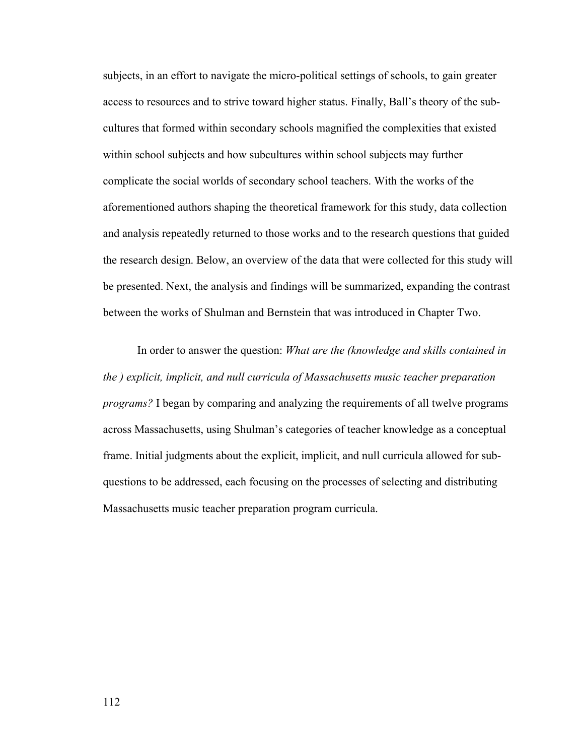subjects, in an effort to navigate the micro-political settings of schools, to gain greater access to resources and to strive toward higher status. Finally, Ball's theory of the sub-cultures that formed within secondary schools magnified the complexities that existed within school subjects and how subcultures within school subjects may further complicate the social worlds of secondary school teachers. With the works of the aforementioned authors shaping the theoretical framework for this study, data collection and analysis repeatedly returned to those works and to the research questions that guided the research design. Below, an overview of the data that were collected for this study will be presented. Next, the analysis and findings will be summarized, expanding the contrast between the works of Shulman and Bernstein that was introduced in Chapter Two.

In order to answer the question: *What are the (knowledge and skills contained in the ) explicit, implicit, and null curricula of Massachusetts music teacher preparation programs?* I began by comparing and analyzing the requirements of all twelve programs across Massachusetts, using Shulman's categories of teacher knowledge as a conceptual frame. Initial judgments about the explicit, implicit, and null curricula allowed for sub-questions to be addressed, each focusing on the processes of selecting and distributing Massachusetts music teacher preparation program curricula.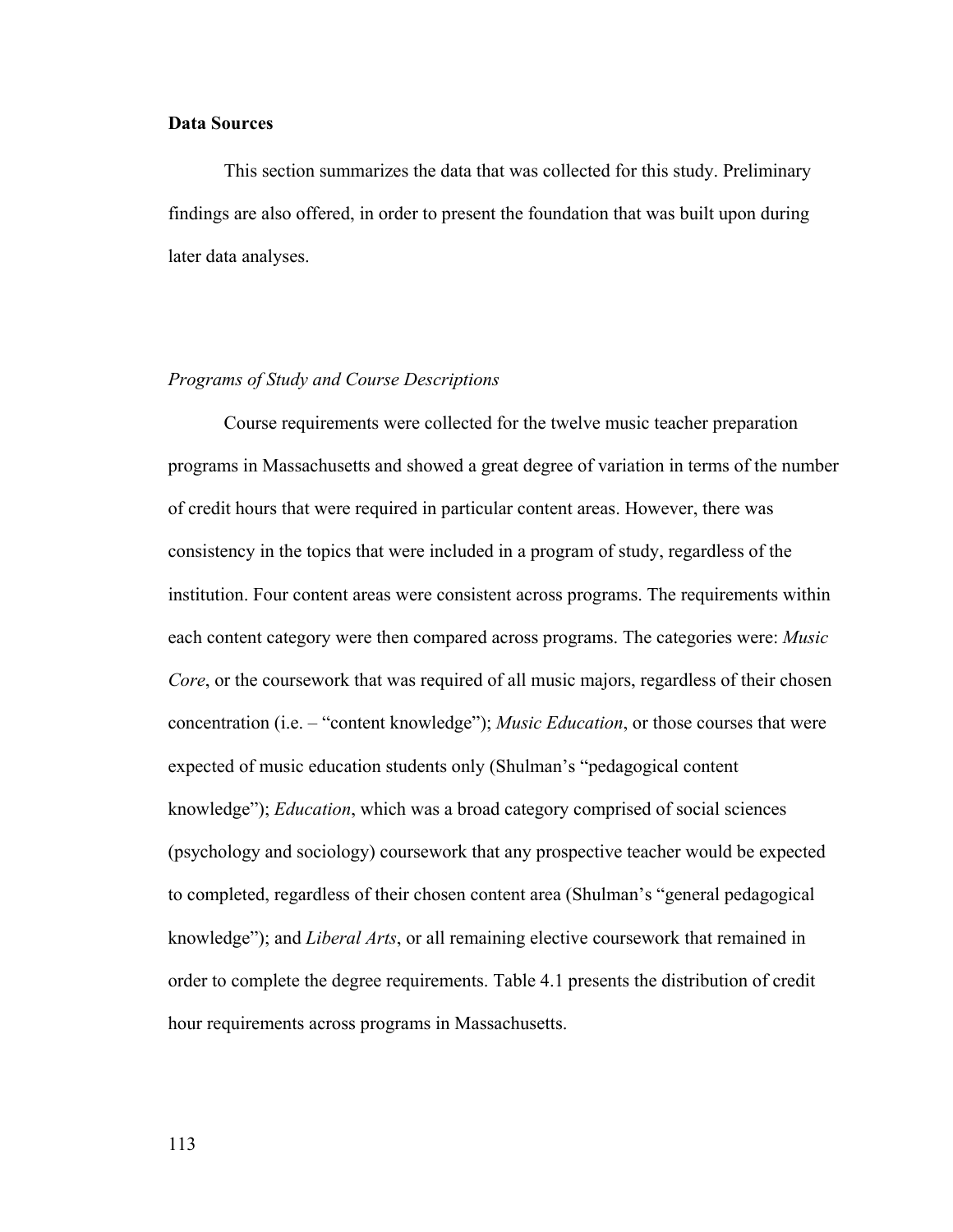**Data Sources**

This section summarizes the data that was collected for this study. Preliminary findings are also offered, in order to present the foundation that was built upon during later data analyses.

*Programs of Study and Course Descriptions*

Course requirements were collected for the twelve music teacher preparation programs in Massachusetts and showed a great degree of variation in terms of the number of credit hours that were required in particular content areas. However, there was consistency in the topics that were included in a program of study, regardless of the institution. Four content areas were consistent across programs. The requirements within each content category were then compared across programs. The categories were: *Music Core*, or the coursework that was required of all music majors, regardless of their chosen concentration (i.e. – "content knowledge"); *Music Education*, or those courses that were expected of music education students only (Shulman's "pedagogical content knowledge"); *Education*, which was a broad category comprised of social sciences (psychology and sociology) coursework that any prospective teacher would be expected to completed, regardless of their chosen content area (Shulman's "general pedagogical knowledge"); and *Liberal Arts*, or all remaining elective coursework that remained in order to complete the degree requirements. Table 4.1 presents the distribution of credit hour requirements across programs in Massachusetts.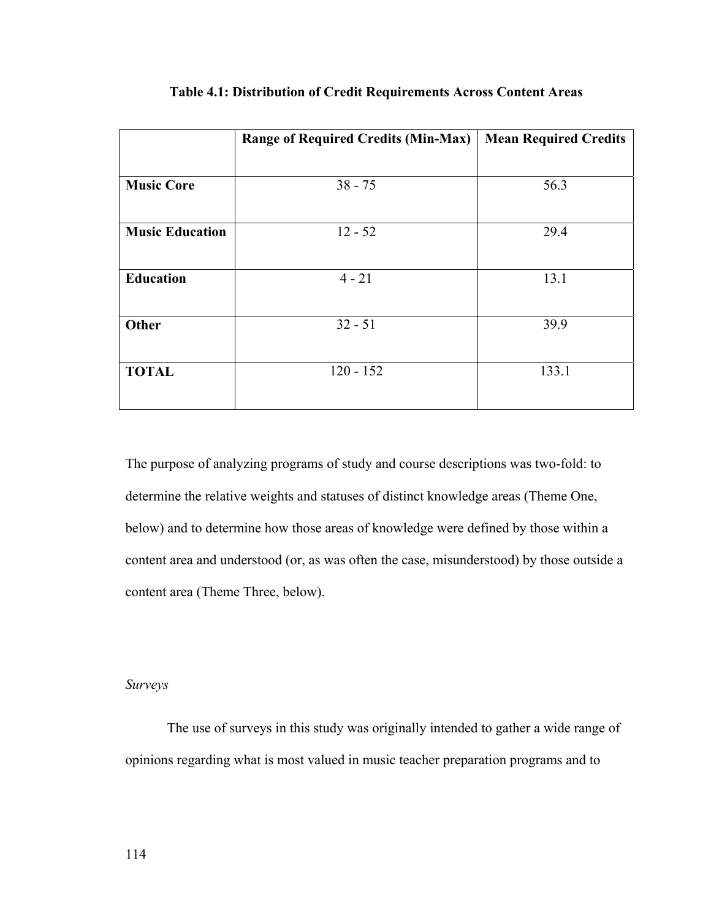**Table 4.1: Distribution of Credit Requirements Across Content Areas**

| | Range of Required Credits (Min-Max) | Mean Required Credits |
|---|---|---|
| **Music Core** | 38 - 75 | 56.3 |
| **Music Education** | 12 - 52 | 29.4 |
| **Education** | 4 - 21 | 13.1 |
| **Other** | 32 - 51 | 39.9 |
| **TOTAL** | 120 - 152 | 133.1 |

The purpose of analyzing programs of study and course descriptions was two-fold: to determine the relative weights and statuses of distinct knowledge areas (Theme One, below) and to determine how those areas of knowledge were defined by those within a content area and understood (or, as was often the case, misunderstood) by those outside a content area (Theme Three, below).

*Surveys*

The use of surveys in this study was originally intended to gather a wide range of opinions regarding what is most valued in music teacher preparation programs and to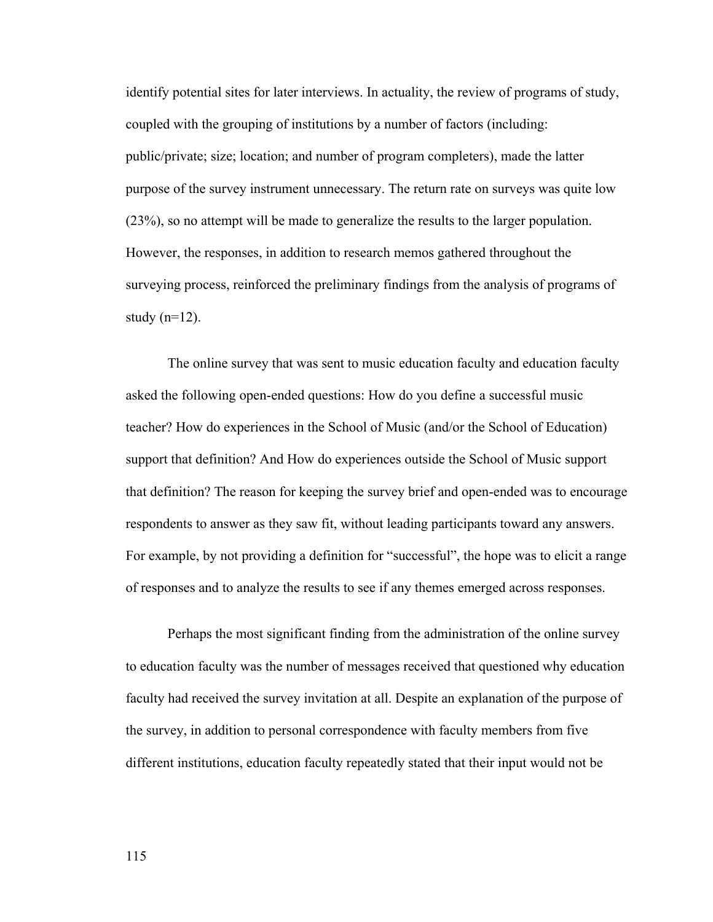identify potential sites for later interviews. In actuality, the review of programs of study, coupled with the grouping of institutions by a number of factors (including: public/private; size; location; and number of program completers), made the latter purpose of the survey instrument unnecessary. The return rate on surveys was quite low (23%), so no attempt will be made to generalize the results to the larger population. However, the responses, in addition to research memos gathered throughout the surveying process, reinforced the preliminary findings from the analysis of programs of study (n=12).

The online survey that was sent to music education faculty and education faculty asked the following open-ended questions: How do you define a successful music teacher? How do experiences in the School of Music (and/or the School of Education) support that definition? And How do experiences outside the School of Music support that definition? The reason for keeping the survey brief and open-ended was to encourage respondents to answer as they saw fit, without leading participants toward any answers. For example, by not providing a definition for "successful", the hope was to elicit a range of responses and to analyze the results to see if any themes emerged across responses.

Perhaps the most significant finding from the administration of the online survey to education faculty was the number of messages received that questioned why education faculty had received the survey invitation at all. Despite an explanation of the purpose of the survey, in addition to personal correspondence with faculty members from five different institutions, education faculty repeatedly stated that their input would not be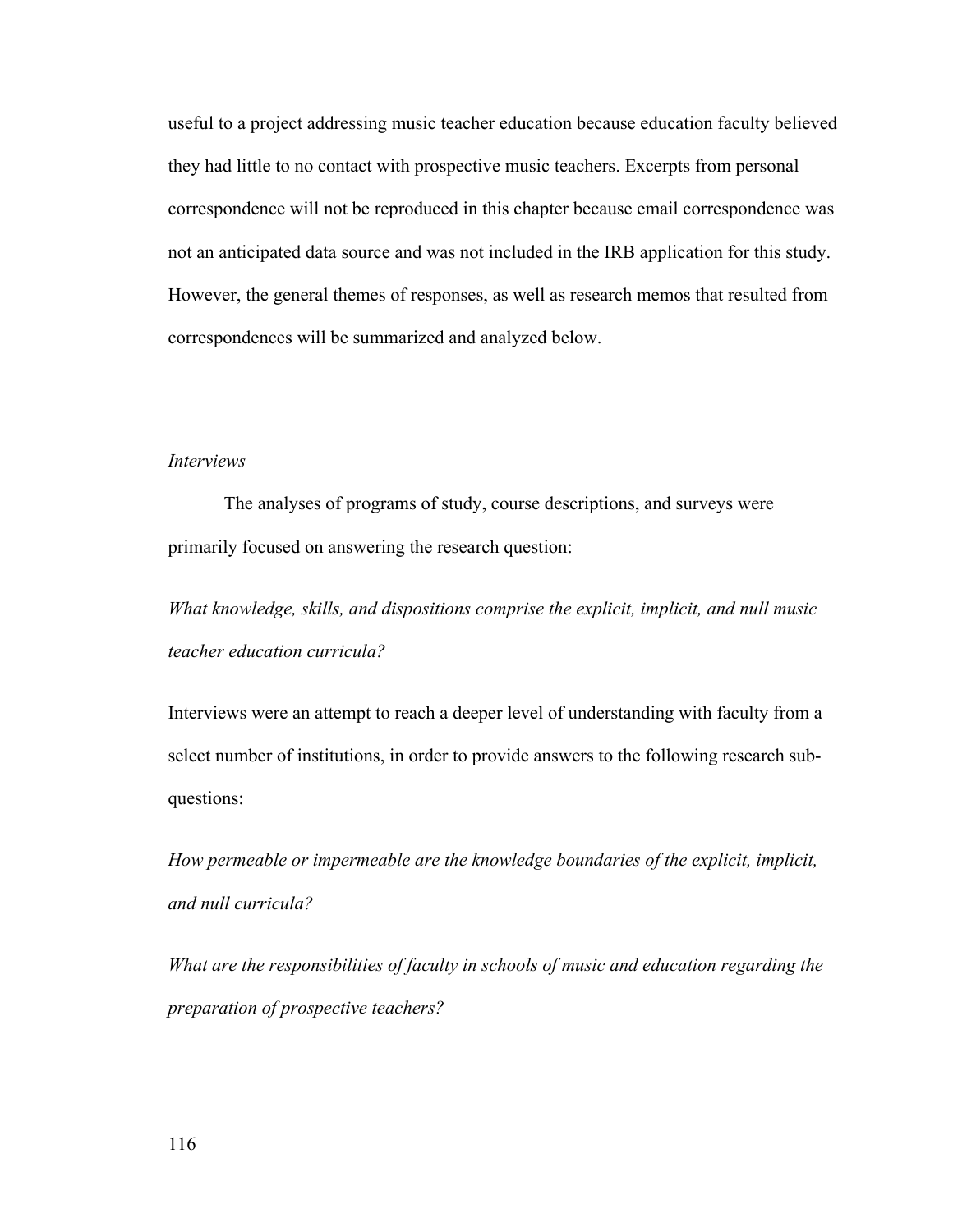useful to a project addressing music teacher education because education faculty believed they had little to no contact with prospective music teachers. Excerpts from personal correspondence will not be reproduced in this chapter because email correspondence was not an anticipated data source and was not included in the IRB application for this study. However, the general themes of responses, as well as research memos that resulted from correspondences will be summarized and analyzed below.

*Interviews*

The analyses of programs of study, course descriptions, and surveys were primarily focused on answering the research question:

*What knowledge, skills, and dispositions comprise the explicit, implicit, and null music teacher education curricula?*

Interviews were an attempt to reach a deeper level of understanding with faculty from a select number of institutions, in order to provide answers to the following research sub-questions:

*How permeable or impermeable are the knowledge boundaries of the explicit, implicit, and null curricula?*

*What are the responsibilities of faculty in schools of music and education regarding the preparation of prospective teachers?*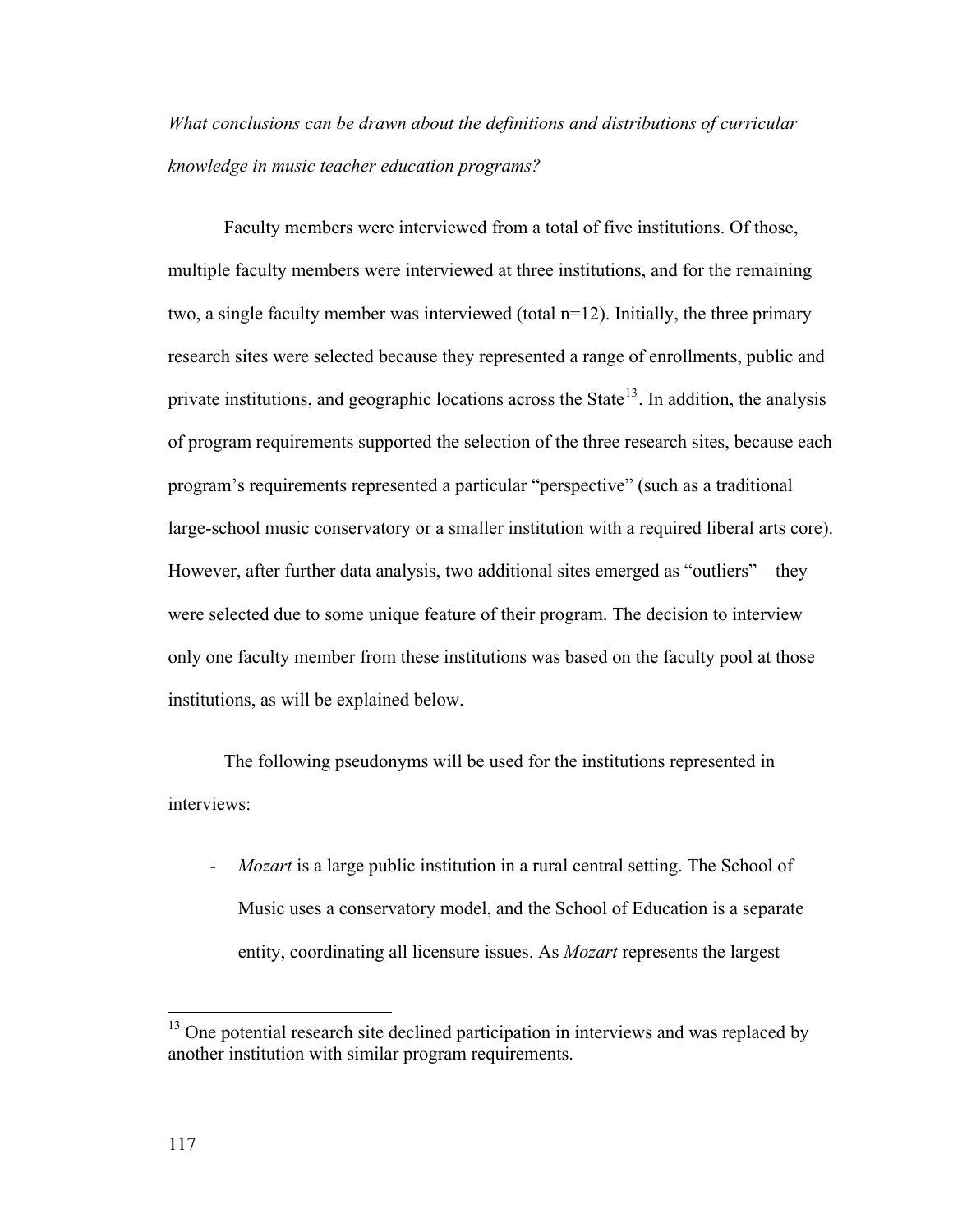*What conclusions can be drawn about the definitions and distributions of curricular knowledge in music teacher education programs?*

Faculty members were interviewed from a total of five institutions. Of those, multiple faculty members were interviewed at three institutions, and for the remaining two, a single faculty member was interviewed (total n=12). Initially, the three primary research sites were selected because they represented a range of enrollments, public and private institutions, and geographic locations across the State[13]. In addition, the analysis of program requirements supported the selection of the three research sites, because each program's requirements represented a particular "perspective" (such as a traditional large-school music conservatory or a smaller institution with a required liberal arts core). However, after further data analysis, two additional sites emerged as "outliers" – they were selected due to some unique feature of their program. The decision to interview only one faculty member from these institutions was based on the faculty pool at those institutions, as will be explained below.

The following pseudonyms will be used for the institutions represented in interviews:

- *Mozart* is a large public institution in a rural central setting. The School of Music uses a conservatory model, and the School of Education is a separate entity, coordinating all licensure issues. As *Mozart* represents the largest

[13] One potential research site declined participation in interviews and was replaced by another institution with similar program requirements.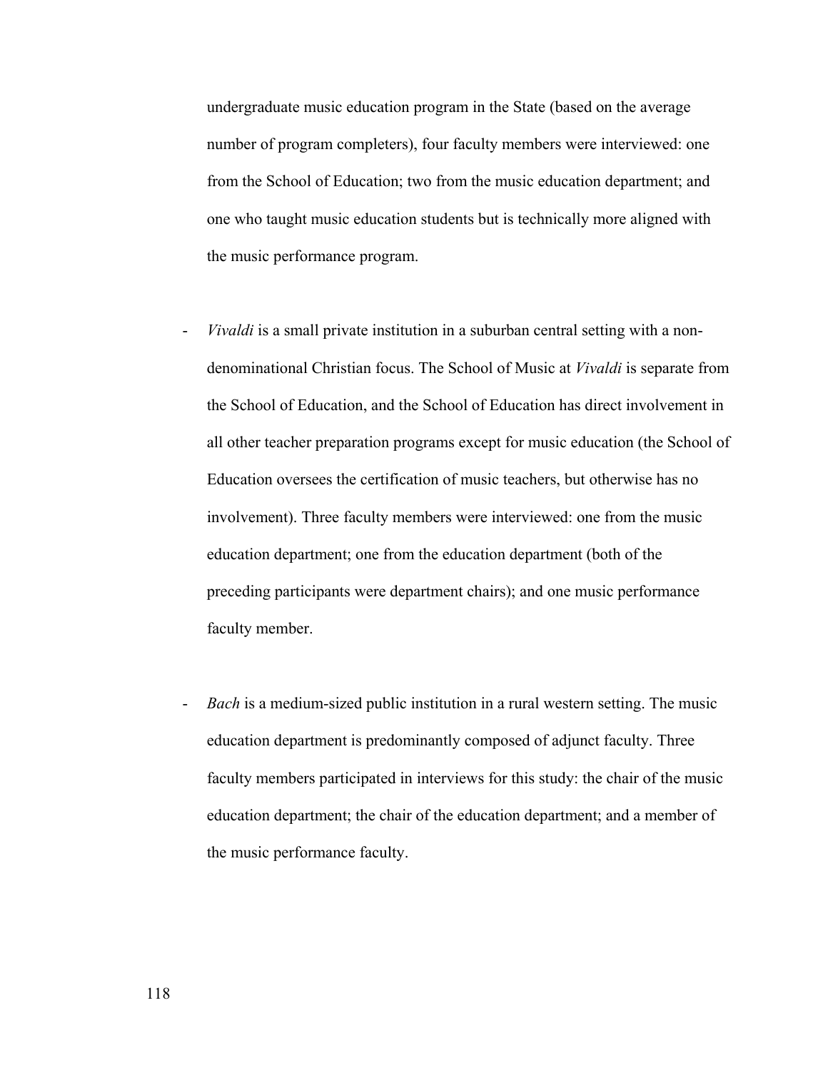undergraduate music education program in the State (based on the average number of program completers), four faculty members were interviewed: one from the School of Education; two from the music education department; and one who taught music education students but is technically more aligned with the music performance program.

- *Vivaldi* is a small private institution in a suburban central setting with a non-denominational Christian focus. The School of Music at *Vivaldi* is separate from the School of Education, and the School of Education has direct involvement in all other teacher preparation programs except for music education (the School of Education oversees the certification of music teachers, but otherwise has no involvement). Three faculty members were interviewed: one from the music education department; one from the education department (both of the preceding participants were department chairs); and one music performance faculty member.

- *Bach* is a medium-sized public institution in a rural western setting. The music education department is predominantly composed of adjunct faculty. Three faculty members participated in interviews for this study: the chair of the music education department; the chair of the education department; and a member of the music performance faculty.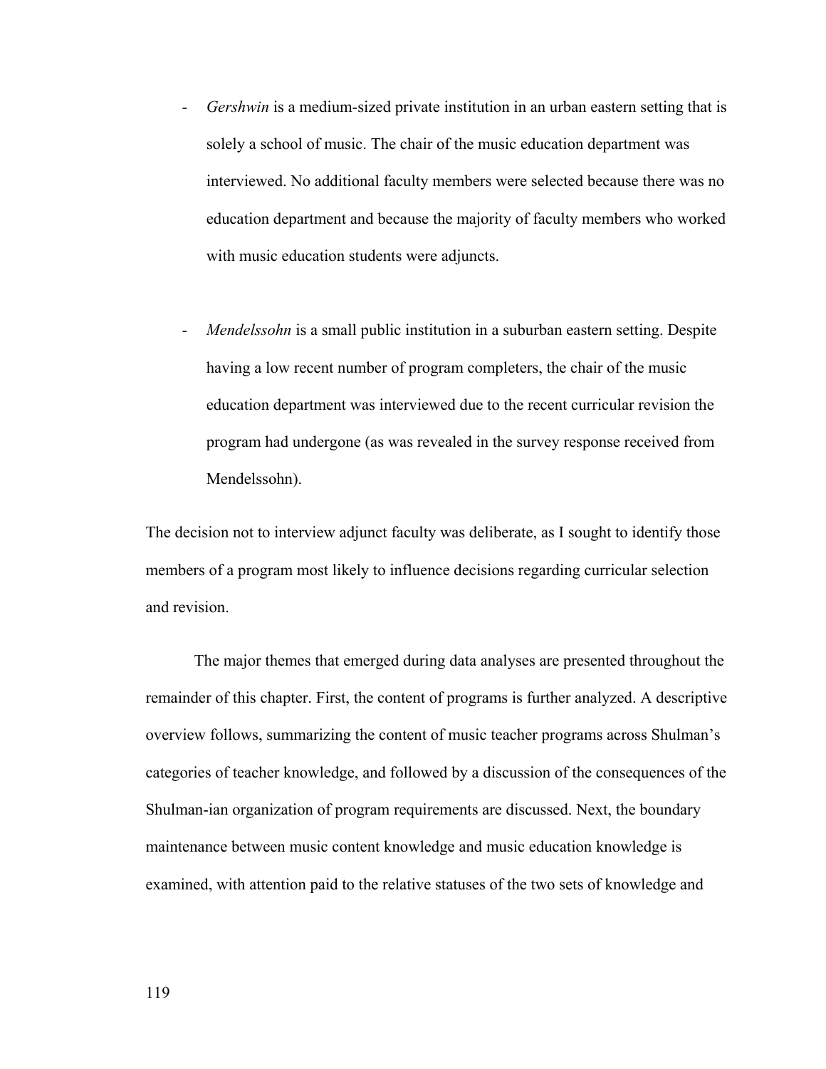- *Gershwin* is a medium-sized private institution in an urban eastern setting that is solely a school of music. The chair of the music education department was interviewed. No additional faculty members were selected because there was no education department and because the majority of faculty members who worked with music education students were adjuncts.

- *Mendelssohn* is a small public institution in a suburban eastern setting. Despite having a low recent number of program completers, the chair of the music education department was interviewed due to the recent curricular revision the program had undergone (as was revealed in the survey response received from Mendelssohn).

The decision not to interview adjunct faculty was deliberate, as I sought to identify those members of a program most likely to influence decisions regarding curricular selection and revision.

The major themes that emerged during data analyses are presented throughout the remainder of this chapter. First, the content of programs is further analyzed. A descriptive overview follows, summarizing the content of music teacher programs across Shulman's categories of teacher knowledge, and followed by a discussion of the consequences of the Shulman-ian organization of program requirements are discussed. Next, the boundary maintenance between music content knowledge and music education knowledge is examined, with attention paid to the relative statuses of the two sets of knowledge and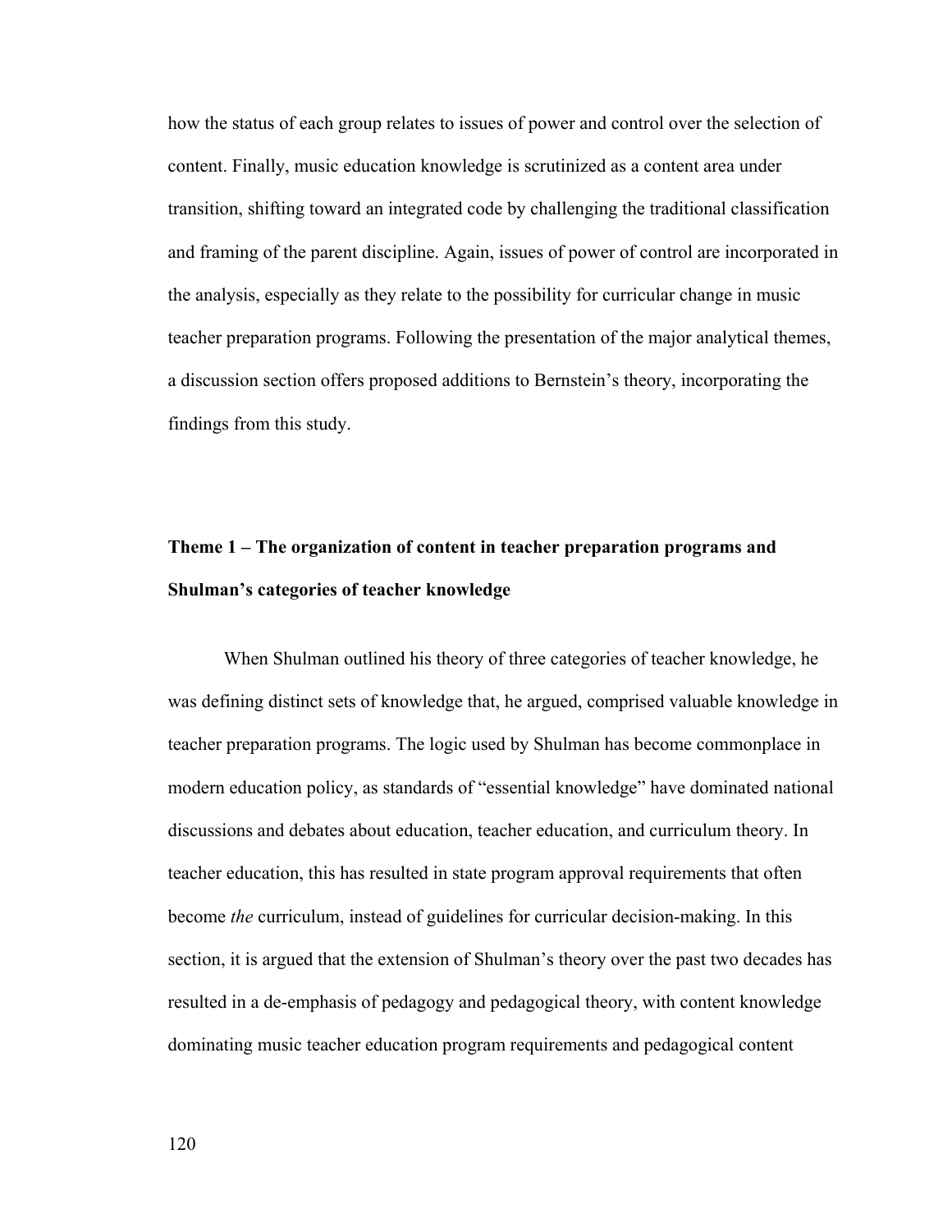how the status of each group relates to issues of power and control over the selection of content. Finally, music education knowledge is scrutinized as a content area under transition, shifting toward an integrated code by challenging the traditional classification and framing of the parent discipline. Again, issues of power of control are incorporated in the analysis, especially as they relate to the possibility for curricular change in music teacher preparation programs. Following the presentation of the major analytical themes, a discussion section offers proposed additions to Bernstein's theory, incorporating the findings from this study.

## Theme 1 – The organization of content in teacher preparation programs and Shulman's categories of teacher knowledge

When Shulman outlined his theory of three categories of teacher knowledge, he was defining distinct sets of knowledge that, he argued, comprised valuable knowledge in teacher preparation programs. The logic used by Shulman has become commonplace in modern education policy, as standards of "essential knowledge" have dominated national discussions and debates about education, teacher education, and curriculum theory. In teacher education, this has resulted in state program approval requirements that often become *the* curriculum, instead of guidelines for curricular decision-making. In this section, it is argued that the extension of Shulman's theory over the past two decades has resulted in a de-emphasis of pedagogy and pedagogical theory, with content knowledge dominating music teacher education program requirements and pedagogical content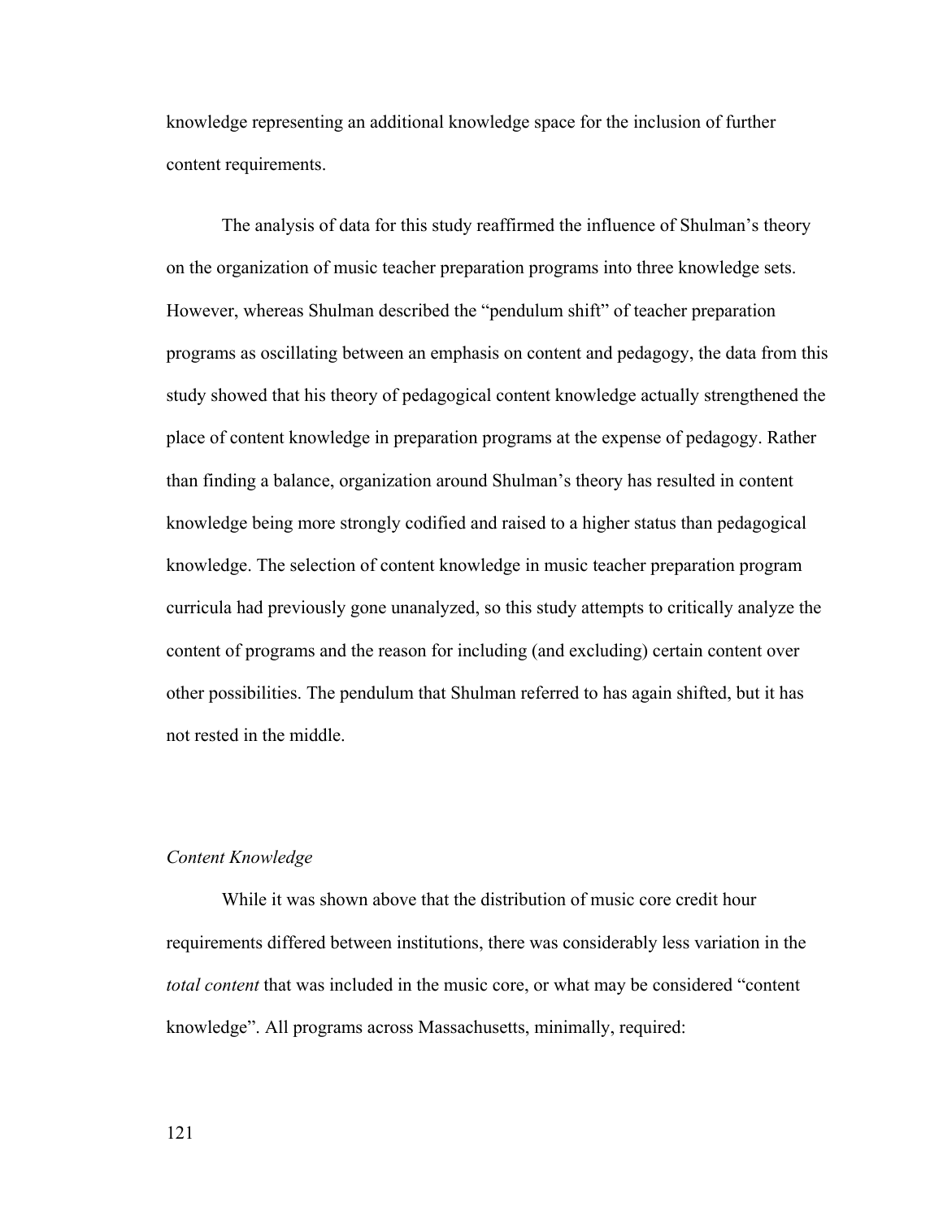knowledge representing an additional knowledge space for the inclusion of further content requirements.

The analysis of data for this study reaffirmed the influence of Shulman's theory on the organization of music teacher preparation programs into three knowledge sets. However, whereas Shulman described the "pendulum shift" of teacher preparation programs as oscillating between an emphasis on content and pedagogy, the data from this study showed that his theory of pedagogical content knowledge actually strengthened the place of content knowledge in preparation programs at the expense of pedagogy. Rather than finding a balance, organization around Shulman's theory has resulted in content knowledge being more strongly codified and raised to a higher status than pedagogical knowledge. The selection of content knowledge in music teacher preparation program curricula had previously gone unanalyzed, so this study attempts to critically analyze the content of programs and the reason for including (and excluding) certain content over other possibilities. The pendulum that Shulman referred to has again shifted, but it has not rested in the middle.

### *Content Knowledge*

While it was shown above that the distribution of music core credit hour requirements differed between institutions, there was considerably less variation in the *total content* that was included in the music core, or what may be considered "content knowledge". All programs across Massachusetts, minimally, required: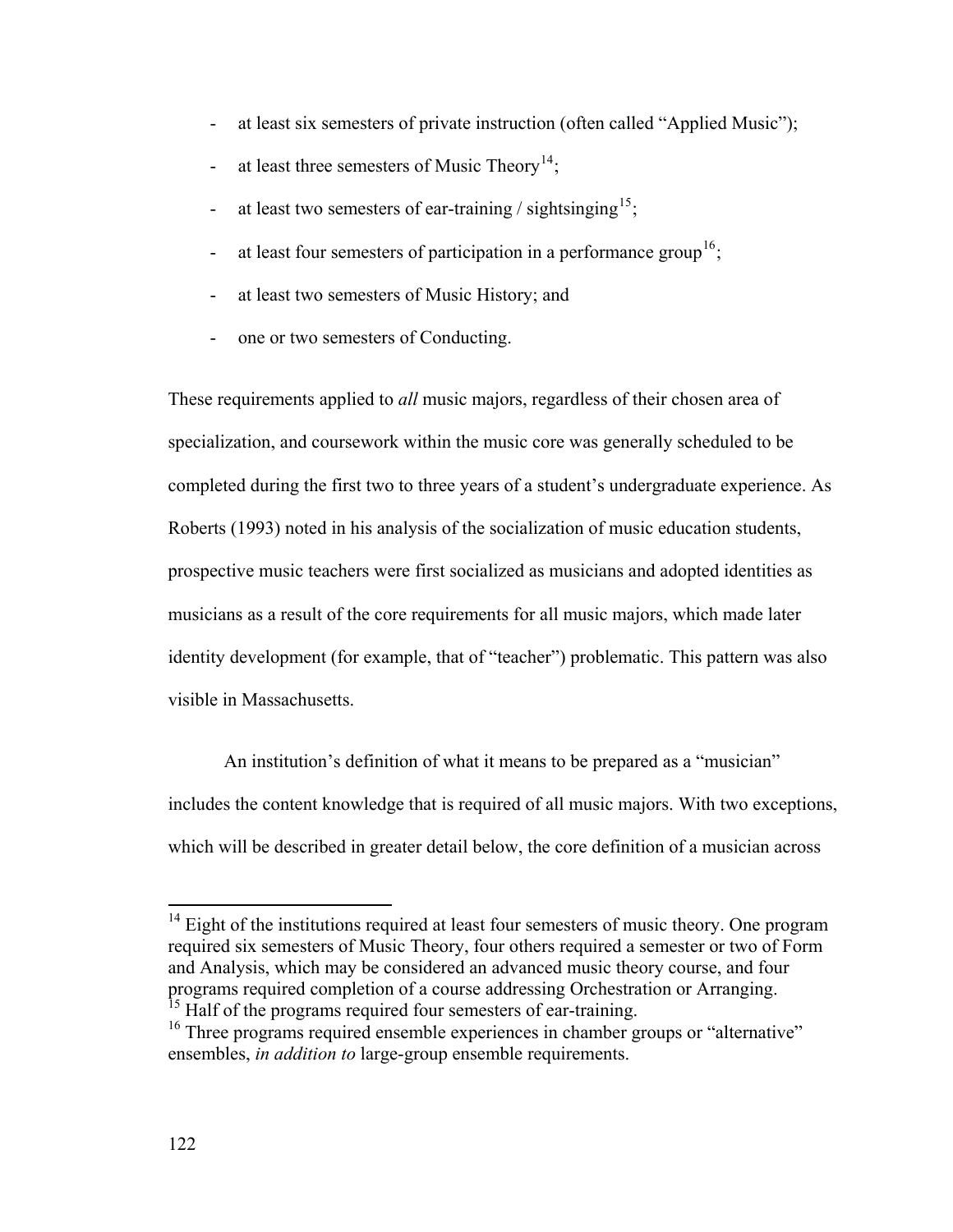- at least six semesters of private instruction (often called "Applied Music");
- at least three semesters of Music Theory[14];
- at least two semesters of ear-training / sightsinging[15];
- at least four semesters of participation in a performance group[16];
- at least two semesters of Music History; and
- one or two semesters of Conducting.

These requirements applied to *all* music majors, regardless of their chosen area of specialization, and coursework within the music core was generally scheduled to be completed during the first two to three years of a student's undergraduate experience. As Roberts (1993) noted in his analysis of the socialization of music education students, prospective music teachers were first socialized as musicians and adopted identities as musicians as a result of the core requirements for all music majors, which made later identity development (for example, that of "teacher") problematic. This pattern was also visible in Massachusetts.

An institution's definition of what it means to be prepared as a "musician" includes the content knowledge that is required of all music majors. With two exceptions, which will be described in greater detail below, the core definition of a musician across

---

[14] Eight of the institutions required at least four semesters of music theory. One program required six semesters of Music Theory, four others required a semester or two of Form and Analysis, which may be considered an advanced music theory course, and four programs required completion of a course addressing Orchestration or Arranging.

[15] Half of the programs required four semesters of ear-training.

[16] Three programs required ensemble experiences in chamber groups or "alternative" ensembles, *in addition to* large-group ensemble requirements.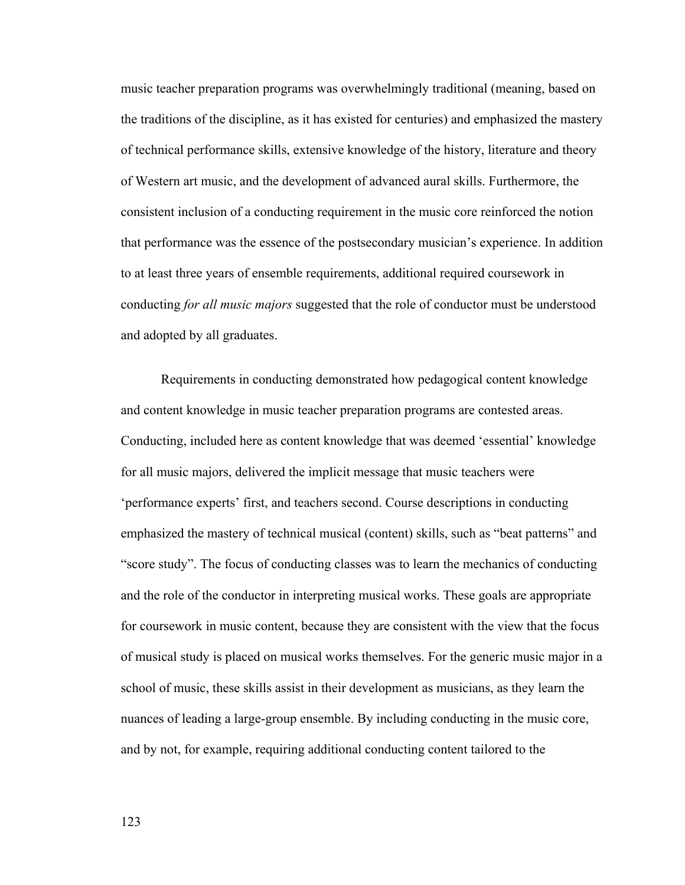music teacher preparation programs was overwhelmingly traditional (meaning, based on the traditions of the discipline, as it has existed for centuries) and emphasized the mastery of technical performance skills, extensive knowledge of the history, literature and theory of Western art music, and the development of advanced aural skills. Furthermore, the consistent inclusion of a conducting requirement in the music core reinforced the notion that performance was the essence of the postsecondary musician's experience. In addition to at least three years of ensemble requirements, additional required coursework in conducting *for all music majors* suggested that the role of conductor must be understood and adopted by all graduates.

Requirements in conducting demonstrated how pedagogical content knowledge and content knowledge in music teacher preparation programs are contested areas. Conducting, included here as content knowledge that was deemed 'essential' knowledge for all music majors, delivered the implicit message that music teachers were 'performance experts' first, and teachers second. Course descriptions in conducting emphasized the mastery of technical musical (content) skills, such as "beat patterns" and "score study". The focus of conducting classes was to learn the mechanics of conducting and the role of the conductor in interpreting musical works. These goals are appropriate for coursework in music content, because they are consistent with the view that the focus of musical study is placed on musical works themselves. For the generic music major in a school of music, these skills assist in their development as musicians, as they learn the nuances of leading a large-group ensemble. By including conducting in the music core, and by not, for example, requiring additional conducting content tailored to the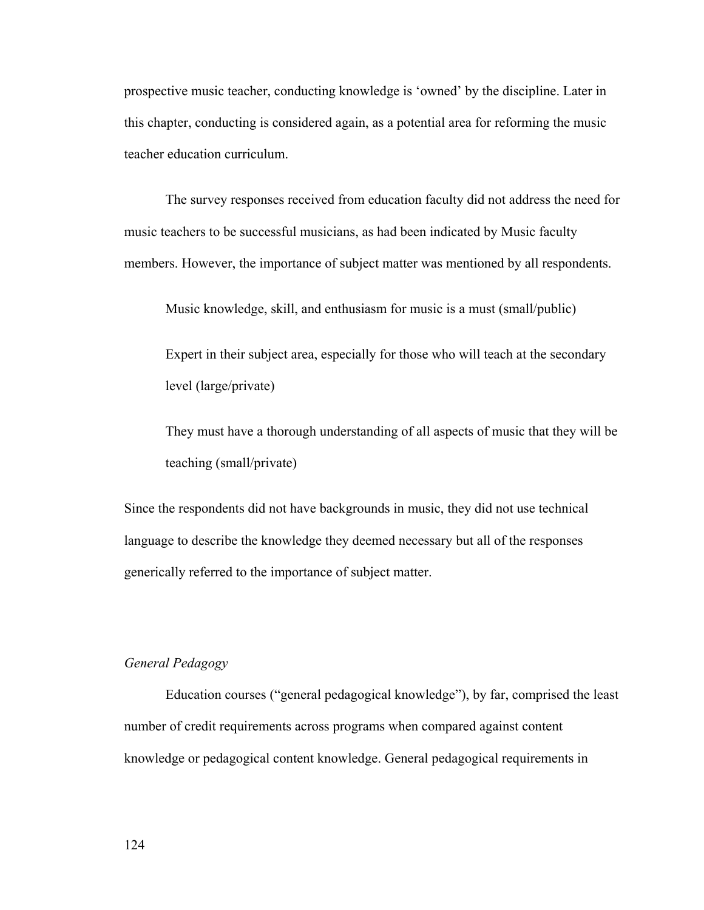prospective music teacher, conducting knowledge is 'owned' by the discipline. Later in this chapter, conducting is considered again, as a potential area for reforming the music teacher education curriculum.

The survey responses received from education faculty did not address the need for music teachers to be successful musicians, as had been indicated by Music faculty members. However, the importance of subject matter was mentioned by all respondents.

> Music knowledge, skill, and enthusiasm for music is a must (small/public)
>
> Expert in their subject area, especially for those who will teach at the secondary level (large/private)
>
> They must have a thorough understanding of all aspects of music that they will be teaching (small/private)

Since the respondents did not have backgrounds in music, they did not use technical language to describe the knowledge they deemed necessary but all of the responses generically referred to the importance of subject matter.

*General Pedagogy*

Education courses ("general pedagogical knowledge"), by far, comprised the least number of credit requirements across programs when compared against content knowledge or pedagogical content knowledge. General pedagogical requirements in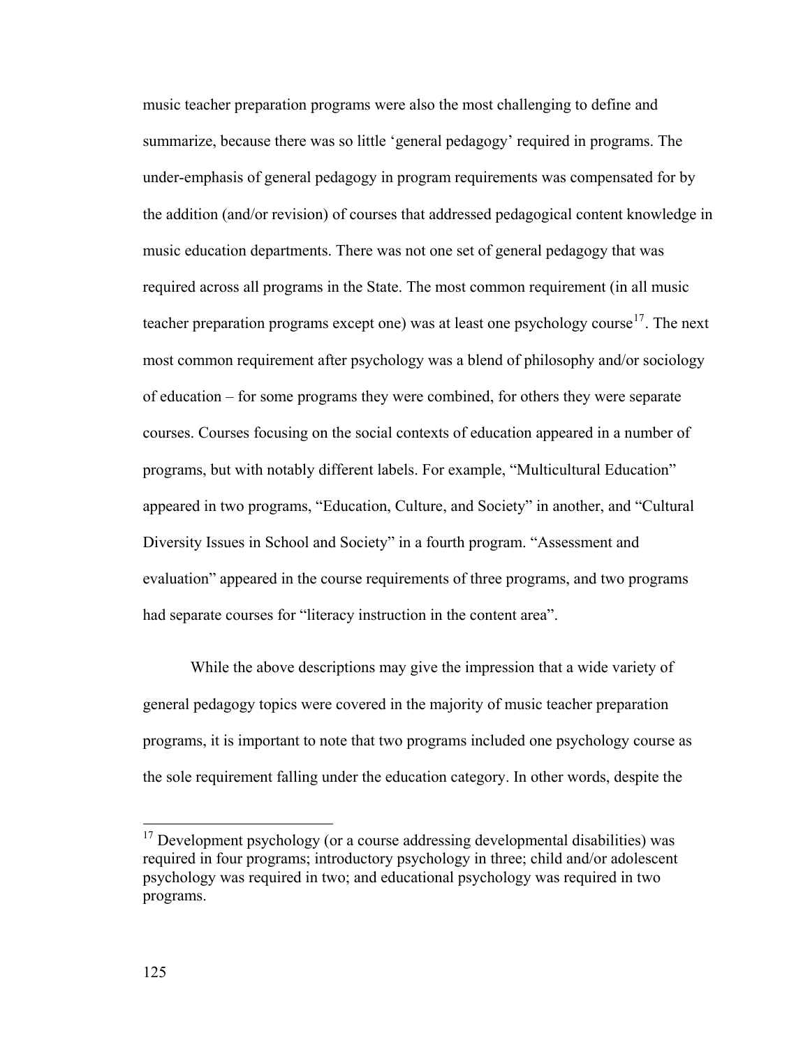music teacher preparation programs were also the most challenging to define and summarize, because there was so little 'general pedagogy' required in programs. The under-emphasis of general pedagogy in program requirements was compensated for by the addition (and/or revision) of courses that addressed pedagogical content knowledge in music education departments. There was not one set of general pedagogy that was required across all programs in the State. The most common requirement (in all music teacher preparation programs except one) was at least one psychology course[17]. The next most common requirement after psychology was a blend of philosophy and/or sociology of education – for some programs they were combined, for others they were separate courses. Courses focusing on the social contexts of education appeared in a number of programs, but with notably different labels. For example, "Multicultural Education" appeared in two programs, "Education, Culture, and Society" in another, and "Cultural Diversity Issues in School and Society" in a fourth program. "Assessment and evaluation" appeared in the course requirements of three programs, and two programs had separate courses for "literacy instruction in the content area".

While the above descriptions may give the impression that a wide variety of general pedagogy topics were covered in the majority of music teacher preparation programs, it is important to note that two programs included one psychology course as the sole requirement falling under the education category. In other words, despite the

---

[17] Development psychology (or a course addressing developmental disabilities) was required in four programs; introductory psychology in three; child and/or adolescent psychology was required in two; and educational psychology was required in two programs.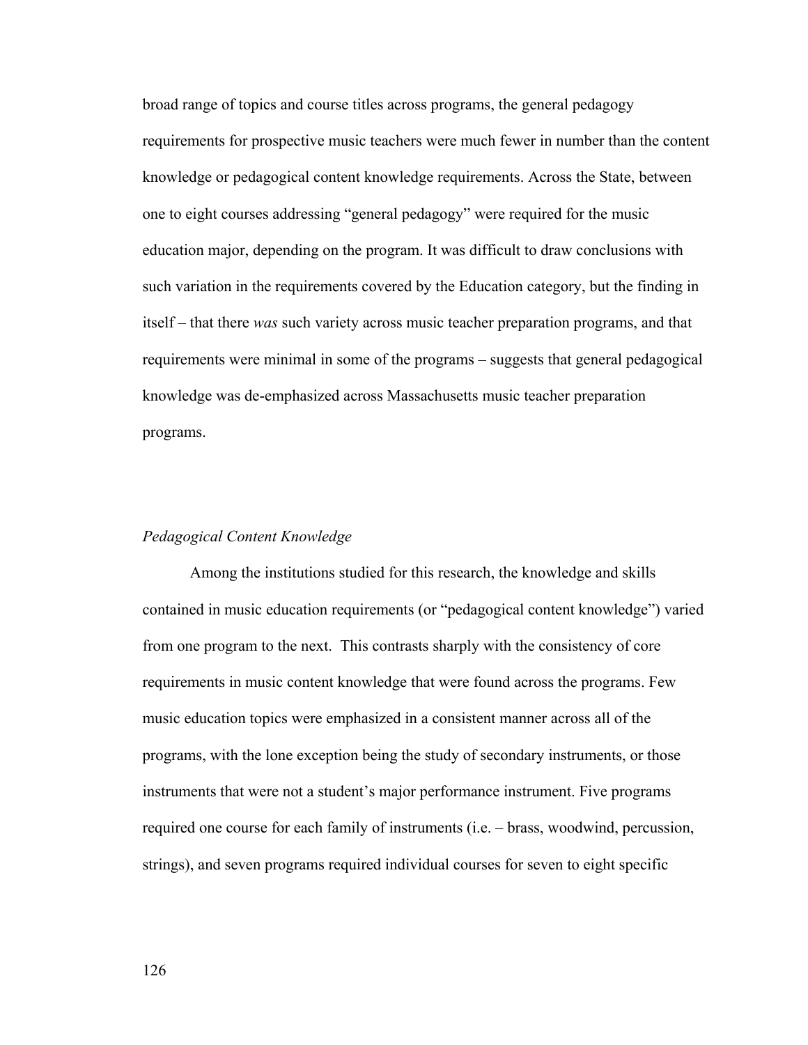broad range of topics and course titles across programs, the general pedagogy requirements for prospective music teachers were much fewer in number than the content knowledge or pedagogical content knowledge requirements. Across the State, between one to eight courses addressing "general pedagogy" were required for the music education major, depending on the program. It was difficult to draw conclusions with such variation in the requirements covered by the Education category, but the finding in itself – that there *was* such variety across music teacher preparation programs, and that requirements were minimal in some of the programs – suggests that general pedagogical knowledge was de-emphasized across Massachusetts music teacher preparation programs.

### *Pedagogical Content Knowledge*

Among the institutions studied for this research, the knowledge and skills contained in music education requirements (or "pedagogical content knowledge") varied from one program to the next. This contrasts sharply with the consistency of core requirements in music content knowledge that were found across the programs. Few music education topics were emphasized in a consistent manner across all of the programs, with the lone exception being the study of secondary instruments, or those instruments that were not a student's major performance instrument. Five programs required one course for each family of instruments (i.e. – brass, woodwind, percussion, strings), and seven programs required individual courses for seven to eight specific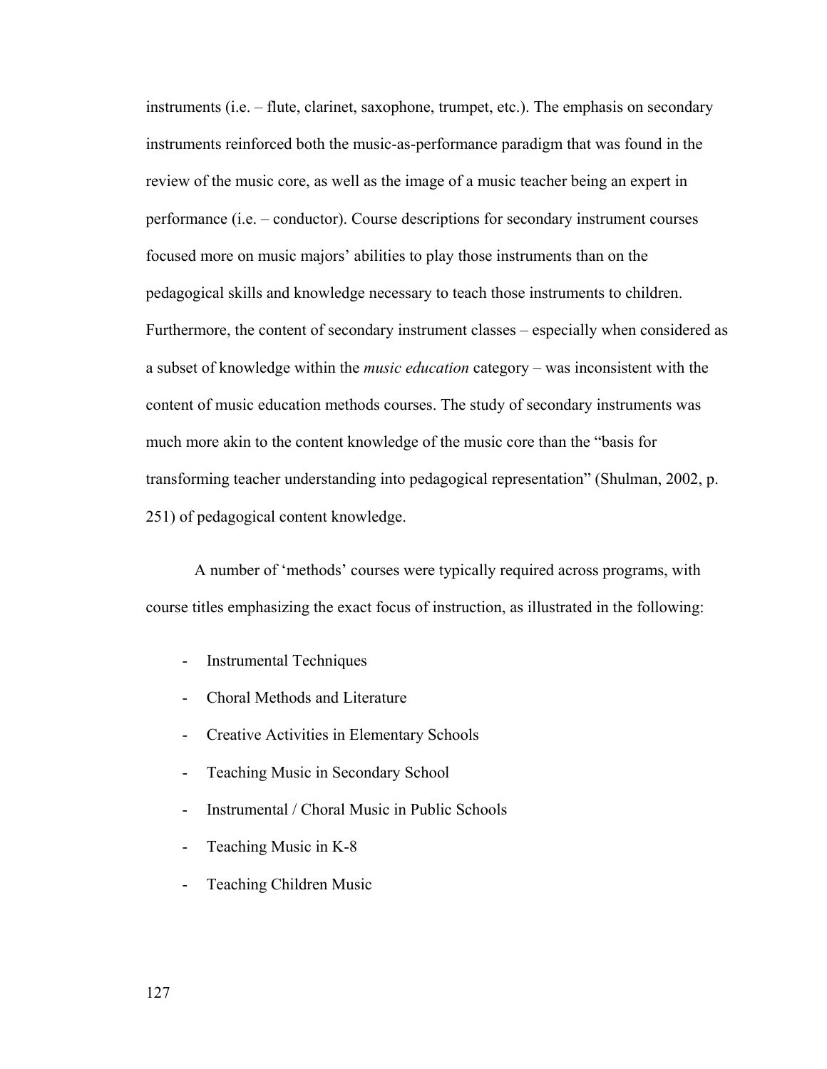instruments (i.e. – flute, clarinet, saxophone, trumpet, etc.). The emphasis on secondary instruments reinforced both the music-as-performance paradigm that was found in the review of the music core, as well as the image of a music teacher being an expert in performance (i.e. – conductor). Course descriptions for secondary instrument courses focused more on music majors' abilities to play those instruments than on the pedagogical skills and knowledge necessary to teach those instruments to children. Furthermore, the content of secondary instrument classes – especially when considered as a subset of knowledge within the *music education* category – was inconsistent with the content of music education methods courses. The study of secondary instruments was much more akin to the content knowledge of the music core than the "basis for transforming teacher understanding into pedagogical representation" (Shulman, 2002, p. 251) of pedagogical content knowledge.

A number of 'methods' courses were typically required across programs, with course titles emphasizing the exact focus of instruction, as illustrated in the following:

- Instrumental Techniques
- Choral Methods and Literature
- Creative Activities in Elementary Schools
- Teaching Music in Secondary School
- Instrumental / Choral Music in Public Schools
- Teaching Music in K-8
- Teaching Children Music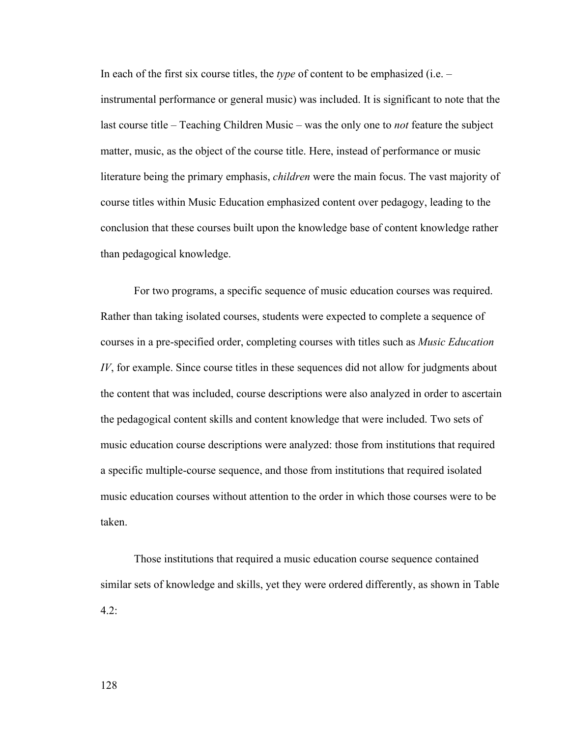In each of the first six course titles, the *type* of content to be emphasized (i.e. – instrumental performance or general music) was included. It is significant to note that the last course title – Teaching Children Music – was the only one to *not* feature the subject matter, music, as the object of the course title. Here, instead of performance or music literature being the primary emphasis, *children* were the main focus. The vast majority of course titles within Music Education emphasized content over pedagogy, leading to the conclusion that these courses built upon the knowledge base of content knowledge rather than pedagogical knowledge.

For two programs, a specific sequence of music education courses was required. Rather than taking isolated courses, students were expected to complete a sequence of courses in a pre-specified order, completing courses with titles such as *Music Education IV*, for example. Since course titles in these sequences did not allow for judgments about the content that was included, course descriptions were also analyzed in order to ascertain the pedagogical content skills and content knowledge that were included. Two sets of music education course descriptions were analyzed: those from institutions that required a specific multiple-course sequence, and those from institutions that required isolated music education courses without attention to the order in which those courses were to be taken.

Those institutions that required a music education course sequence contained similar sets of knowledge and skills, yet they were ordered differently, as shown in Table 4.2: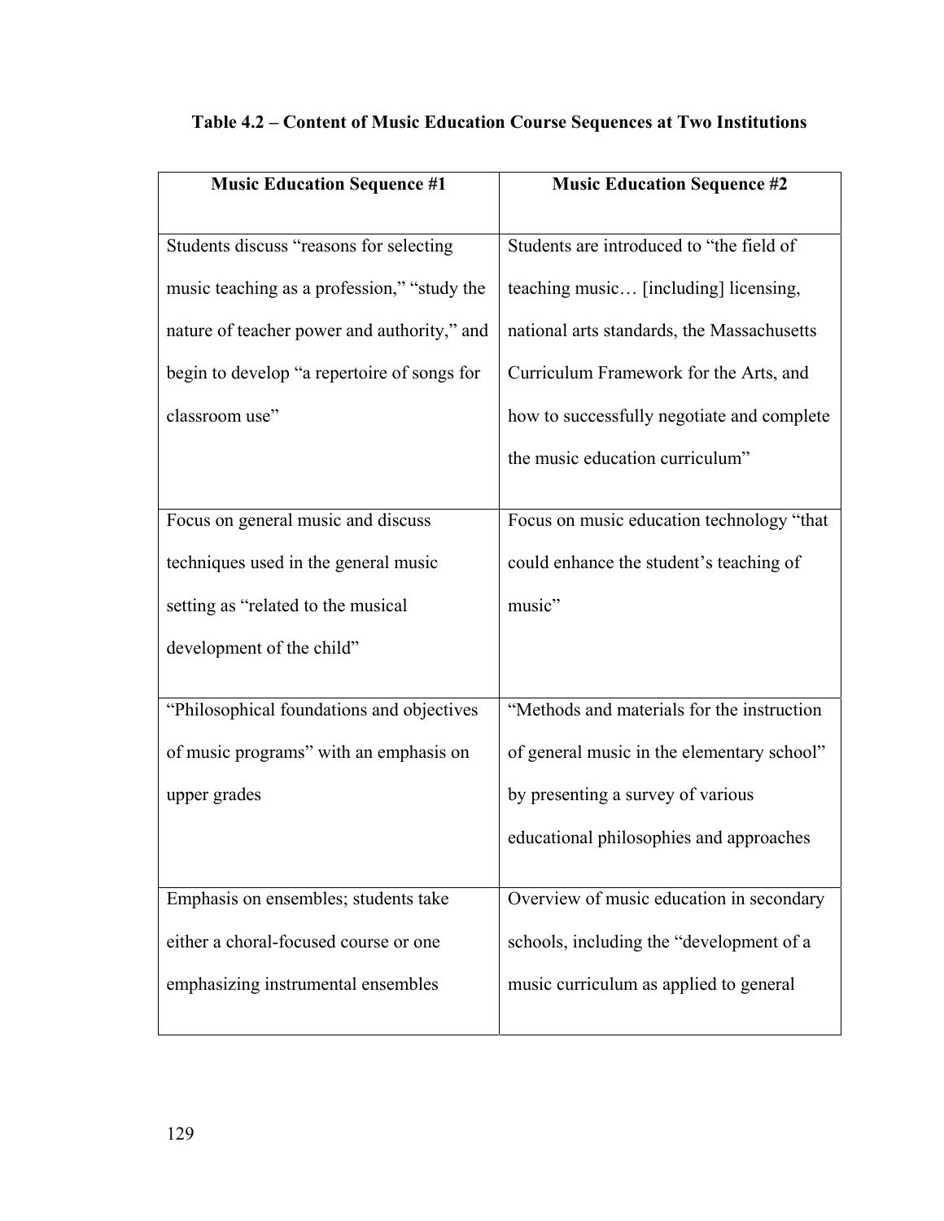**Table 4.2 – Content of Music Education Course Sequences at Two Institutions**

| Music Education Sequence #1 | Music Education Sequence #2 |
|---|---|
| Students discuss "reasons for selecting music teaching as a profession," "study the nature of teacher power and authority," and begin to develop "a repertoire of songs for classroom use" | Students are introduced to "the field of teaching music… [including] licensing, national arts standards, the Massachusetts Curriculum Framework for the Arts, and how to successfully negotiate and complete the music education curriculum" |
| Focus on general music and discuss techniques used in the general music setting as "related to the musical development of the child" | Focus on music education technology "that could enhance the student's teaching of music" |
| "Philosophical foundations and objectives of music programs" with an emphasis on upper grades | "Methods and materials for the instruction of general music in the elementary school" by presenting a survey of various educational philosophies and approaches |
| Emphasis on ensembles; students take either a choral-focused course or one emphasizing instrumental ensembles | Overview of music education in secondary schools, including the "development of a music curriculum as applied to general |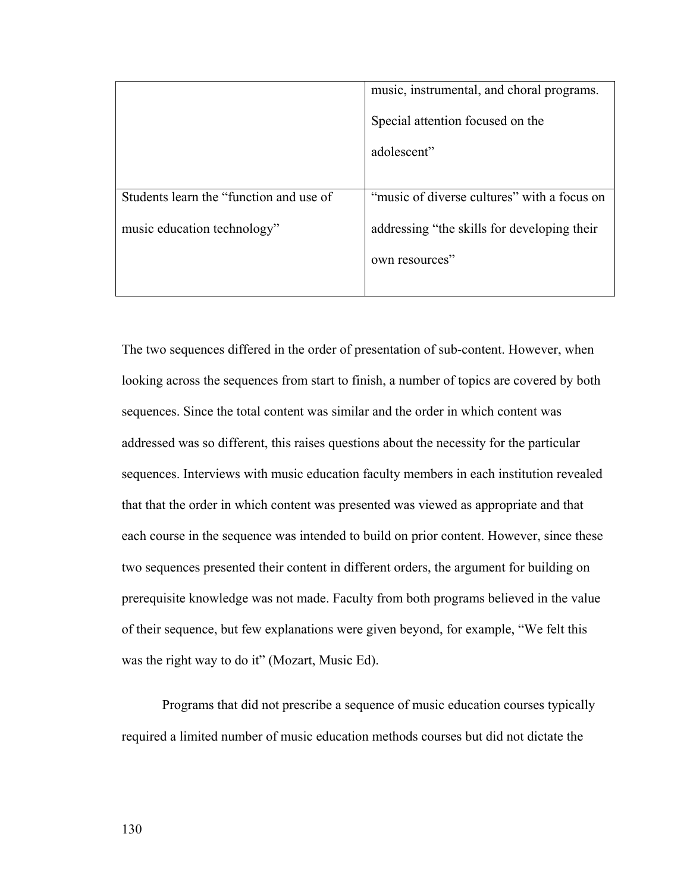| | |
|---|---|
| | music, instrumental, and choral programs. Special attention focused on the adolescent” |
| Students learn the “function and use of music education technology” | “music of diverse cultures” with a focus on addressing “the skills for developing their own resources” |

The two sequences differed in the order of presentation of sub-content. However, when looking across the sequences from start to finish, a number of topics are covered by both sequences. Since the total content was similar and the order in which content was addressed was so different, this raises questions about the necessity for the particular sequences. Interviews with music education faculty members in each institution revealed that that the order in which content was presented was viewed as appropriate and that each course in the sequence was intended to build on prior content. However, since these two sequences presented their content in different orders, the argument for building on prerequisite knowledge was not made. Faculty from both programs believed in the value of their sequence, but few explanations were given beyond, for example, “We felt this was the right way to do it” (Mozart, Music Ed).

Programs that did not prescribe a sequence of music education courses typically required a limited number of music education methods courses but did not dictate the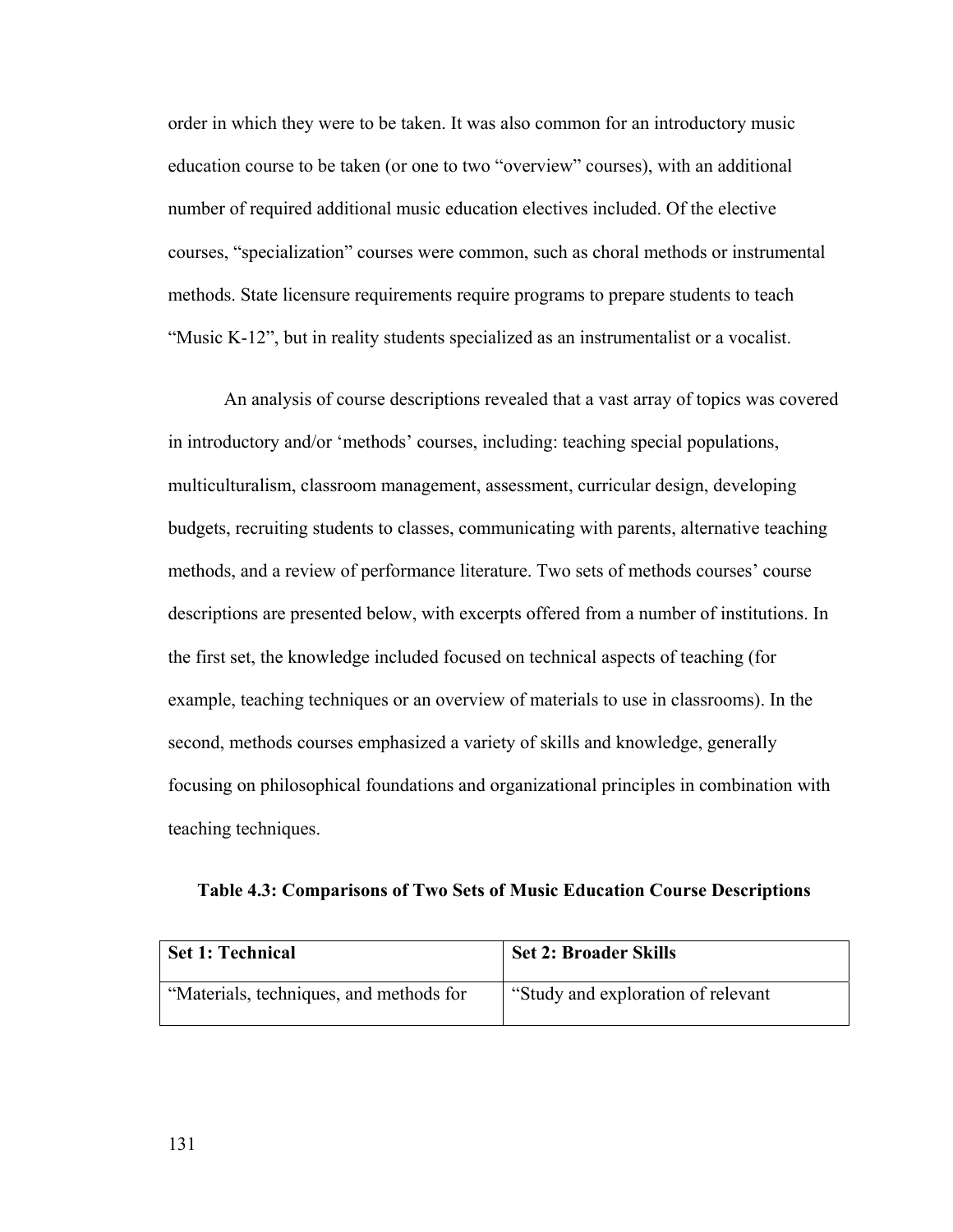order in which they were to be taken. It was also common for an introductory music education course to be taken (or one to two "overview" courses), with an additional number of required additional music education electives included. Of the elective courses, "specialization" courses were common, such as choral methods or instrumental methods. State licensure requirements require programs to prepare students to teach "Music K-12", but in reality students specialized as an instrumentalist or a vocalist.

An analysis of course descriptions revealed that a vast array of topics was covered in introductory and/or 'methods' courses, including: teaching special populations, multiculturalism, classroom management, assessment, curricular design, developing budgets, recruiting students to classes, communicating with parents, alternative teaching methods, and a review of performance literature. Two sets of methods courses' course descriptions are presented below, with excerpts offered from a number of institutions. In the first set, the knowledge included focused on technical aspects of teaching (for example, teaching techniques or an overview of materials to use in classrooms). In the second, methods courses emphasized a variety of skills and knowledge, generally focusing on philosophical foundations and organizational principles in combination with teaching techniques.

**Table 4.3: Comparisons of Two Sets of Music Education Course Descriptions**

| Set 1: Technical | Set 2: Broader Skills |
|---|---|
| "Materials, techniques, and methods for | "Study and exploration of relevant |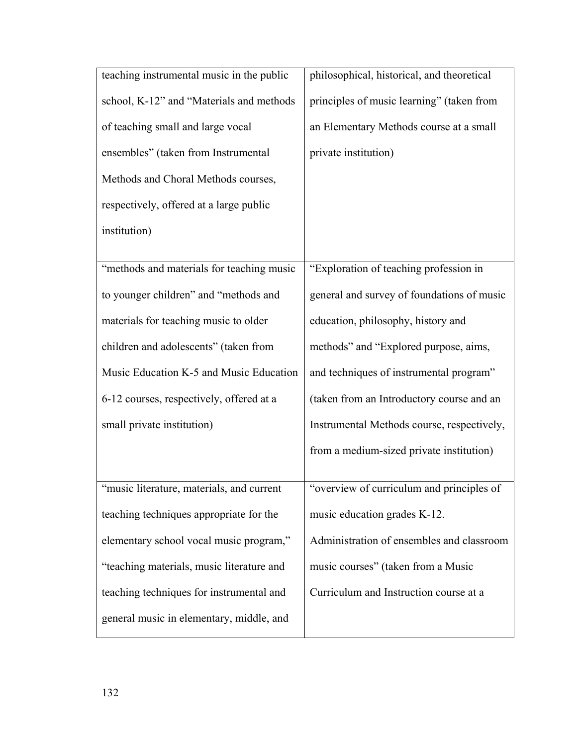| | |
|---|---|
| teaching instrumental music in the public school, K-12" and "Materials and methods of teaching small and large vocal ensembles" (taken from Instrumental Methods and Choral Methods courses, respectively, offered at a large public institution) | philosophical, historical, and theoretical principles of music learning" (taken from an Elementary Methods course at a small private institution) |
| "methods and materials for teaching music to younger children" and "methods and materials for teaching music to older children and adolescents" (taken from Music Education K-5 and Music Education 6-12 courses, respectively, offered at a small private institution) | "Exploration of teaching profession in general and survey of foundations of music education, philosophy, history and methods" and "Explored purpose, aims, and techniques of instrumental program" (taken from an Introductory course and an Instrumental Methods course, respectively, from a medium-sized private institution) |
| "music literature, materials, and current teaching techniques appropriate for the elementary school vocal music program," "teaching materials, music literature and teaching techniques for instrumental and general music in elementary, middle, and | "overview of curriculum and principles of music education grades K-12. Administration of ensembles and classroom music courses" (taken from a Music Curriculum and Instruction course at a |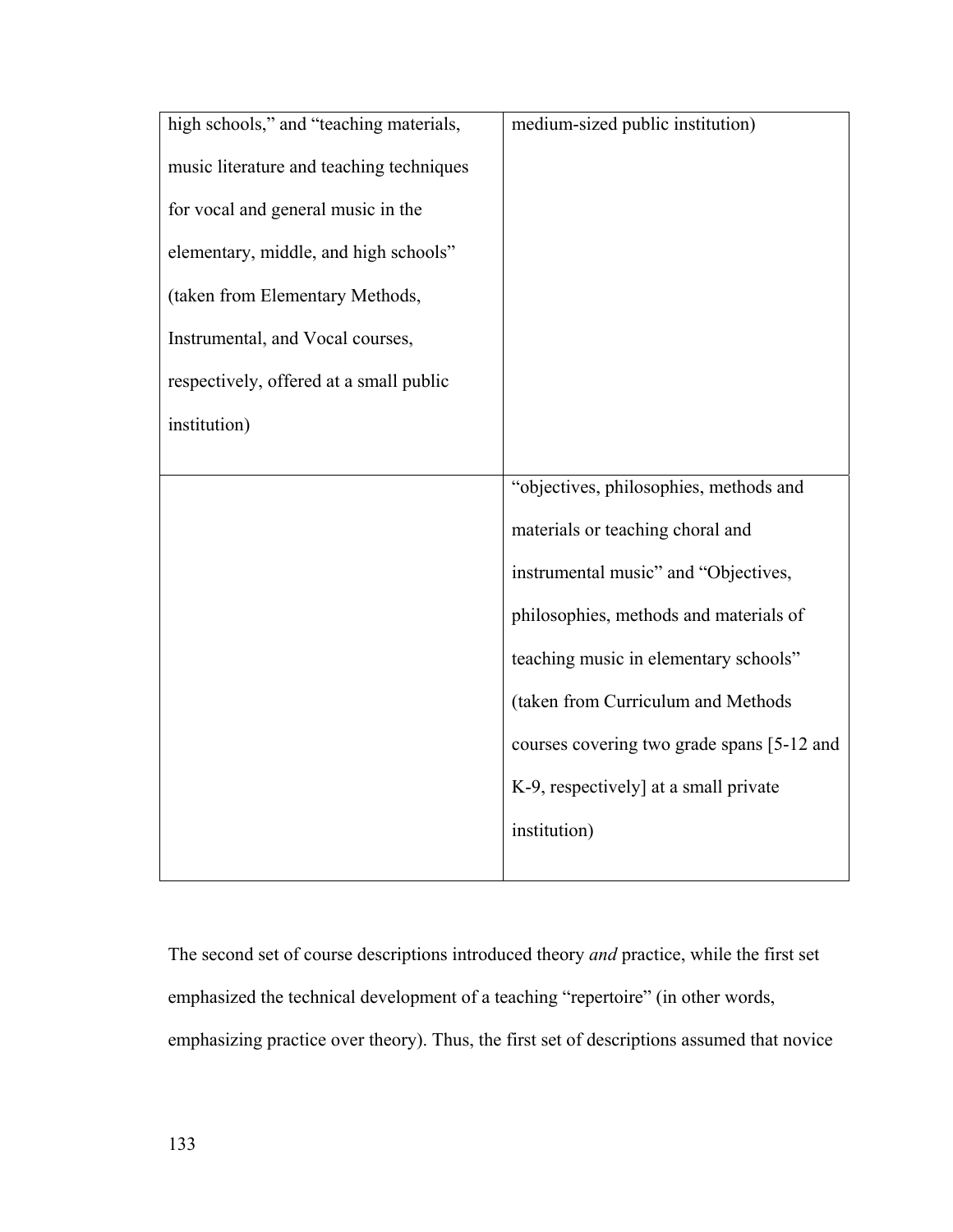| | |
|---|---|
| high schools," and "teaching materials, music literature and teaching techniques for vocal and general music in the elementary, middle, and high schools" (taken from Elementary Methods, Instrumental, and Vocal courses, respectively, offered at a small public institution) | medium-sized public institution) |
| | "objectives, philosophies, methods and materials or teaching choral and instrumental music" and "Objectives, philosophies, methods and materials of teaching music in elementary schools" (taken from Curriculum and Methods courses covering two grade spans [5-12 and K-9, respectively] at a small private institution) |

The second set of course descriptions introduced theory *and* practice, while the first set emphasized the technical development of a teaching "repertoire" (in other words, emphasizing practice over theory). Thus, the first set of descriptions assumed that novice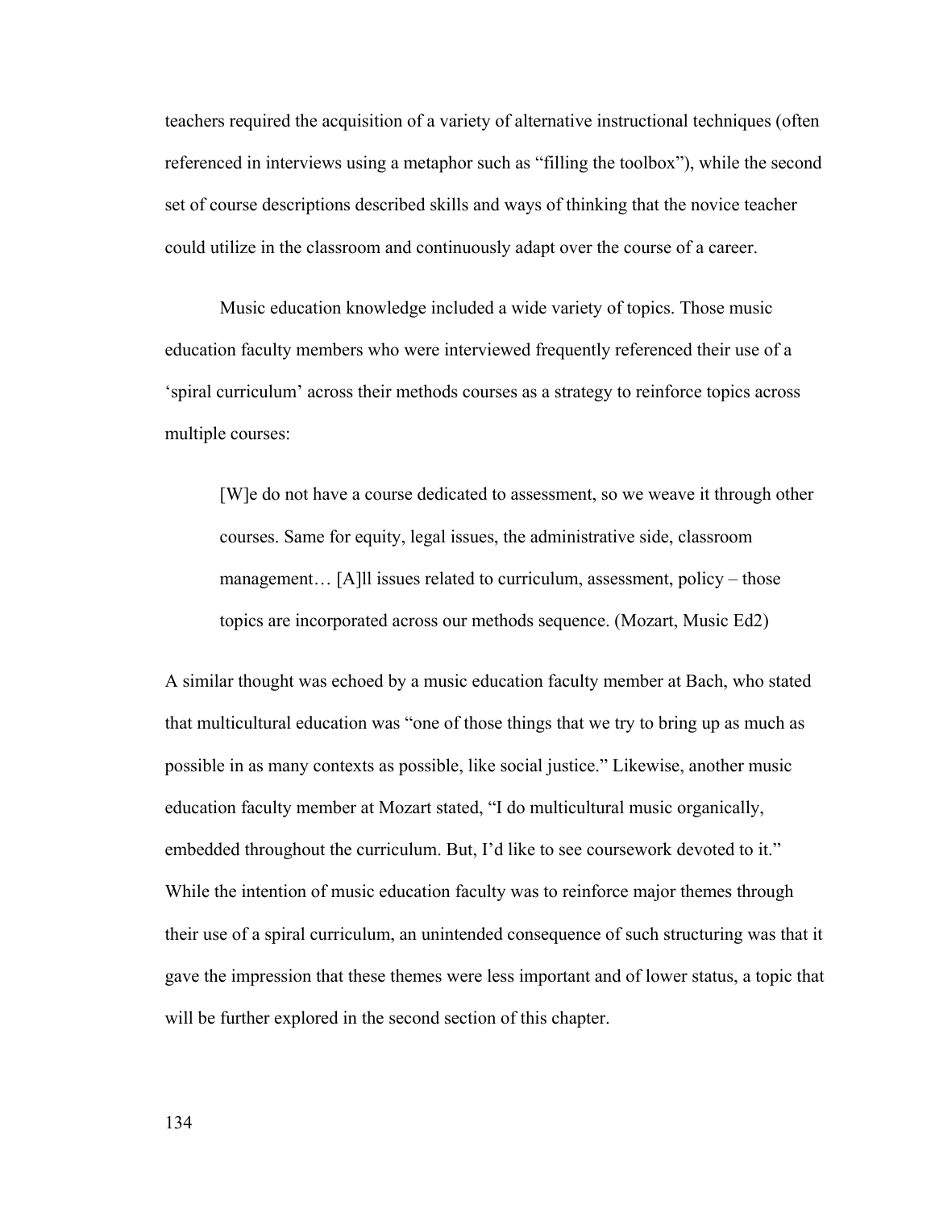teachers required the acquisition of a variety of alternative instructional techniques (often referenced in interviews using a metaphor such as "filling the toolbox"), while the second set of course descriptions described skills and ways of thinking that the novice teacher could utilize in the classroom and continuously adapt over the course of a career.

Music education knowledge included a wide variety of topics. Those music education faculty members who were interviewed frequently referenced their use of a 'spiral curriculum' across their methods courses as a strategy to reinforce topics across multiple courses:

> [W]e do not have a course dedicated to assessment, so we weave it through other courses. Same for equity, legal issues, the administrative side, classroom management… [A]ll issues related to curriculum, assessment, policy – those topics are incorporated across our methods sequence. (Mozart, Music Ed2)

A similar thought was echoed by a music education faculty member at Bach, who stated that multicultural education was "one of those things that we try to bring up as much as possible in as many contexts as possible, like social justice." Likewise, another music education faculty member at Mozart stated, "I do multicultural music organically, embedded throughout the curriculum. But, I'd like to see coursework devoted to it." While the intention of music education faculty was to reinforce major themes through their use of a spiral curriculum, an unintended consequence of such structuring was that it gave the impression that these themes were less important and of lower status, a topic that will be further explored in the second section of this chapter.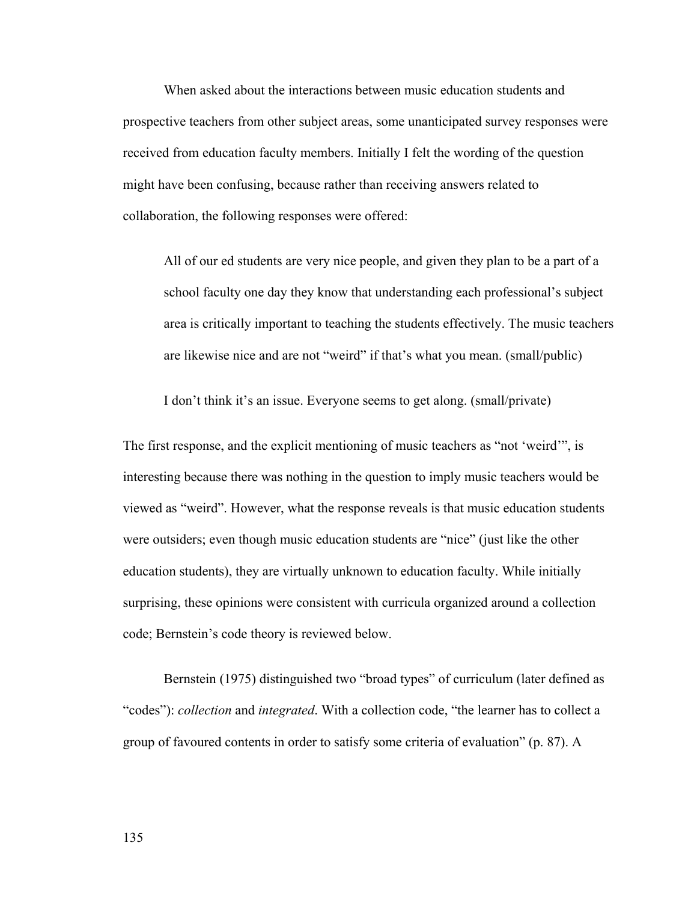When asked about the interactions between music education students and prospective teachers from other subject areas, some unanticipated survey responses were received from education faculty members. Initially I felt the wording of the question might have been confusing, because rather than receiving answers related to collaboration, the following responses were offered:

> All of our ed students are very nice people, and given they plan to be a part of a school faculty one day they know that understanding each professional's subject area is critically important to teaching the students effectively. The music teachers are likewise nice and are not "weird" if that's what you mean. (small/public)
>
> I don't think it's an issue. Everyone seems to get along. (small/private)

The first response, and the explicit mentioning of music teachers as "not 'weird'", is interesting because there was nothing in the question to imply music teachers would be viewed as "weird". However, what the response reveals is that music education students were outsiders; even though music education students are "nice" (just like the other education students), they are virtually unknown to education faculty. While initially surprising, these opinions were consistent with curricula organized around a collection code; Bernstein's code theory is reviewed below.

Bernstein (1975) distinguished two "broad types" of curriculum (later defined as "codes"): *collection* and *integrated*. With a collection code, "the learner has to collect a group of favoured contents in order to satisfy some criteria of evaluation" (p. 87). A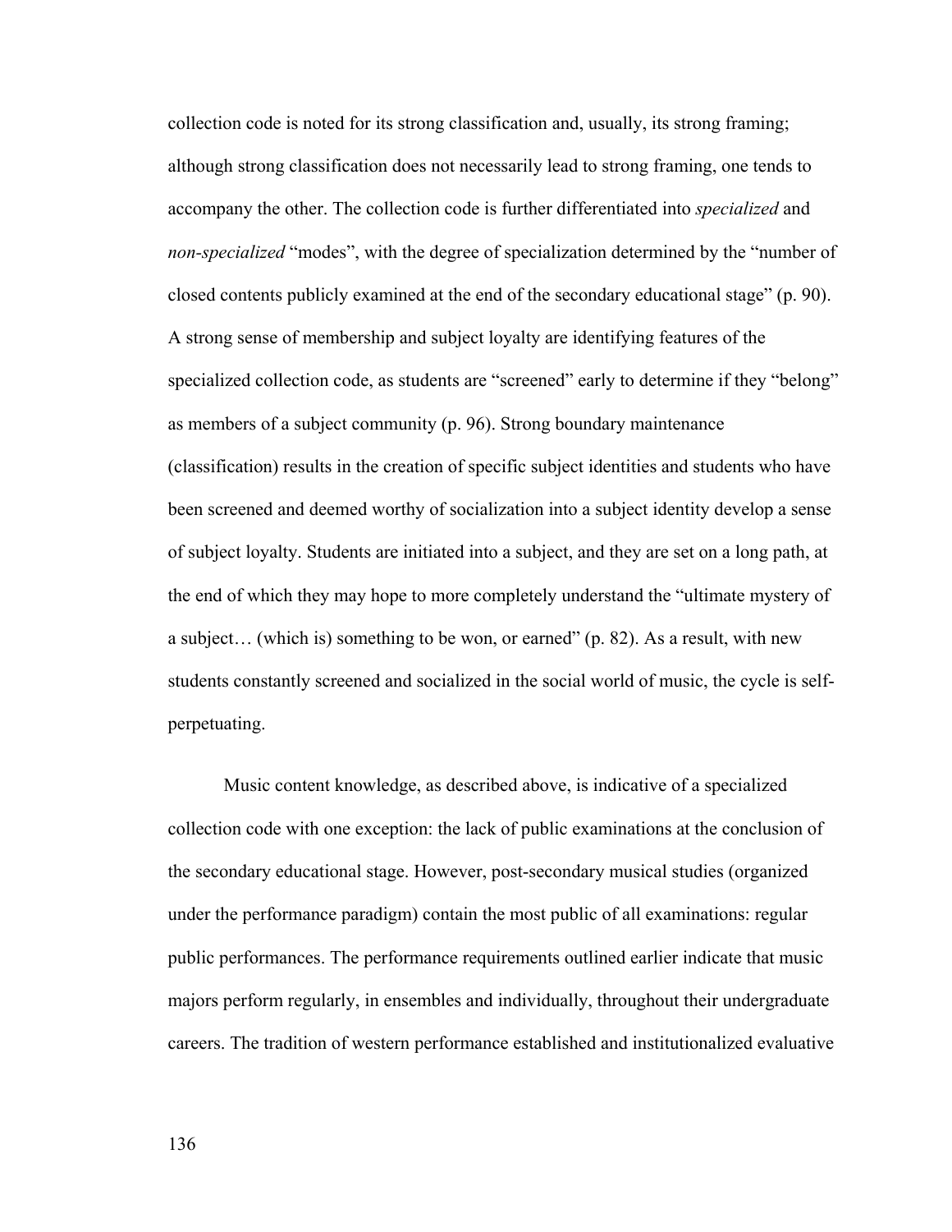collection code is noted for its strong classification and, usually, its strong framing; although strong classification does not necessarily lead to strong framing, one tends to accompany the other. The collection code is further differentiated into *specialized* and *non-specialized* "modes", with the degree of specialization determined by the "number of closed contents publicly examined at the end of the secondary educational stage" (p. 90). A strong sense of membership and subject loyalty are identifying features of the specialized collection code, as students are "screened" early to determine if they "belong" as members of a subject community (p. 96). Strong boundary maintenance (classification) results in the creation of specific subject identities and students who have been screened and deemed worthy of socialization into a subject identity develop a sense of subject loyalty. Students are initiated into a subject, and they are set on a long path, at the end of which they may hope to more completely understand the "ultimate mystery of a subject… (which is) something to be won, or earned" (p. 82). As a result, with new students constantly screened and socialized in the social world of music, the cycle is self-perpetuating.

Music content knowledge, as described above, is indicative of a specialized collection code with one exception: the lack of public examinations at the conclusion of the secondary educational stage. However, post-secondary musical studies (organized under the performance paradigm) contain the most public of all examinations: regular public performances. The performance requirements outlined earlier indicate that music majors perform regularly, in ensembles and individually, throughout their undergraduate careers. The tradition of western performance established and institutionalized evaluative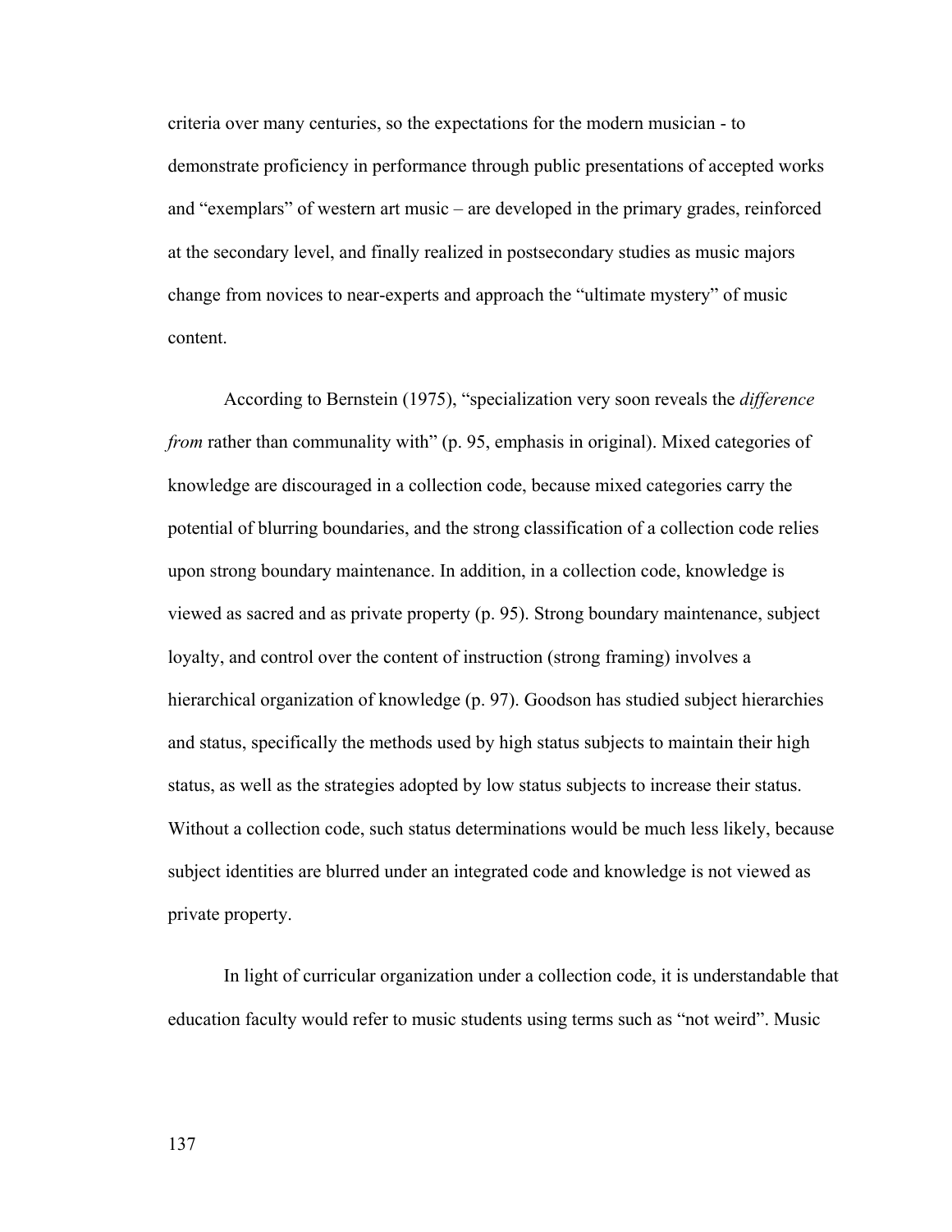criteria over many centuries, so the expectations for the modern musician - to demonstrate proficiency in performance through public presentations of accepted works and "exemplars" of western art music – are developed in the primary grades, reinforced at the secondary level, and finally realized in postsecondary studies as music majors change from novices to near-experts and approach the "ultimate mystery" of music content.

According to Bernstein (1975), "specialization very soon reveals the *difference from* rather than communality with" (p. 95, emphasis in original). Mixed categories of knowledge are discouraged in a collection code, because mixed categories carry the potential of blurring boundaries, and the strong classification of a collection code relies upon strong boundary maintenance. In addition, in a collection code, knowledge is viewed as sacred and as private property (p. 95). Strong boundary maintenance, subject loyalty, and control over the content of instruction (strong framing) involves a hierarchical organization of knowledge (p. 97). Goodson has studied subject hierarchies and status, specifically the methods used by high status subjects to maintain their high status, as well as the strategies adopted by low status subjects to increase their status. Without a collection code, such status determinations would be much less likely, because subject identities are blurred under an integrated code and knowledge is not viewed as private property.

In light of curricular organization under a collection code, it is understandable that education faculty would refer to music students using terms such as "not weird". Music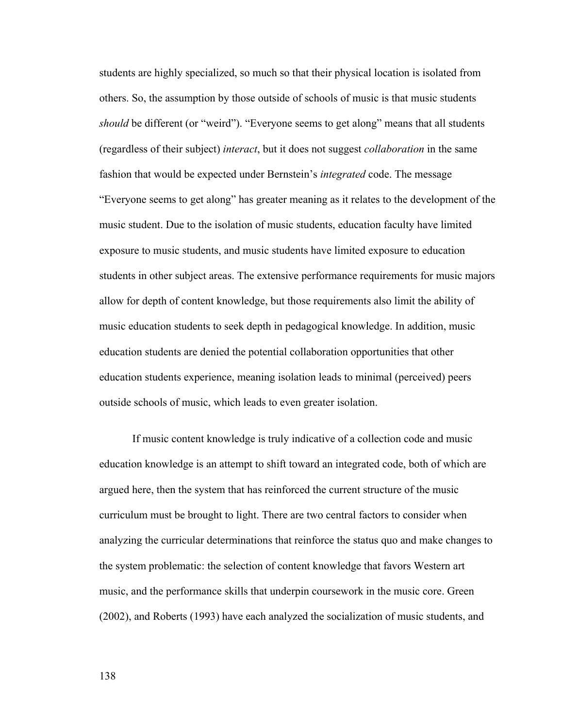students are highly specialized, so much so that their physical location is isolated from others. So, the assumption by those outside of schools of music is that music students *should* be different (or "weird"). "Everyone seems to get along" means that all students (regardless of their subject) *interact*, but it does not suggest *collaboration* in the same fashion that would be expected under Bernstein's *integrated* code. The message "Everyone seems to get along" has greater meaning as it relates to the development of the music student. Due to the isolation of music students, education faculty have limited exposure to music students, and music students have limited exposure to education students in other subject areas. The extensive performance requirements for music majors allow for depth of content knowledge, but those requirements also limit the ability of music education students to seek depth in pedagogical knowledge. In addition, music education students are denied the potential collaboration opportunities that other education students experience, meaning isolation leads to minimal (perceived) peers outside schools of music, which leads to even greater isolation.

If music content knowledge is truly indicative of a collection code and music education knowledge is an attempt to shift toward an integrated code, both of which are argued here, then the system that has reinforced the current structure of the music curriculum must be brought to light. There are two central factors to consider when analyzing the curricular determinations that reinforce the status quo and make changes to the system problematic: the selection of content knowledge that favors Western art music, and the performance skills that underpin coursework in the music core. Green (2002), and Roberts (1993) have each analyzed the socialization of music students, and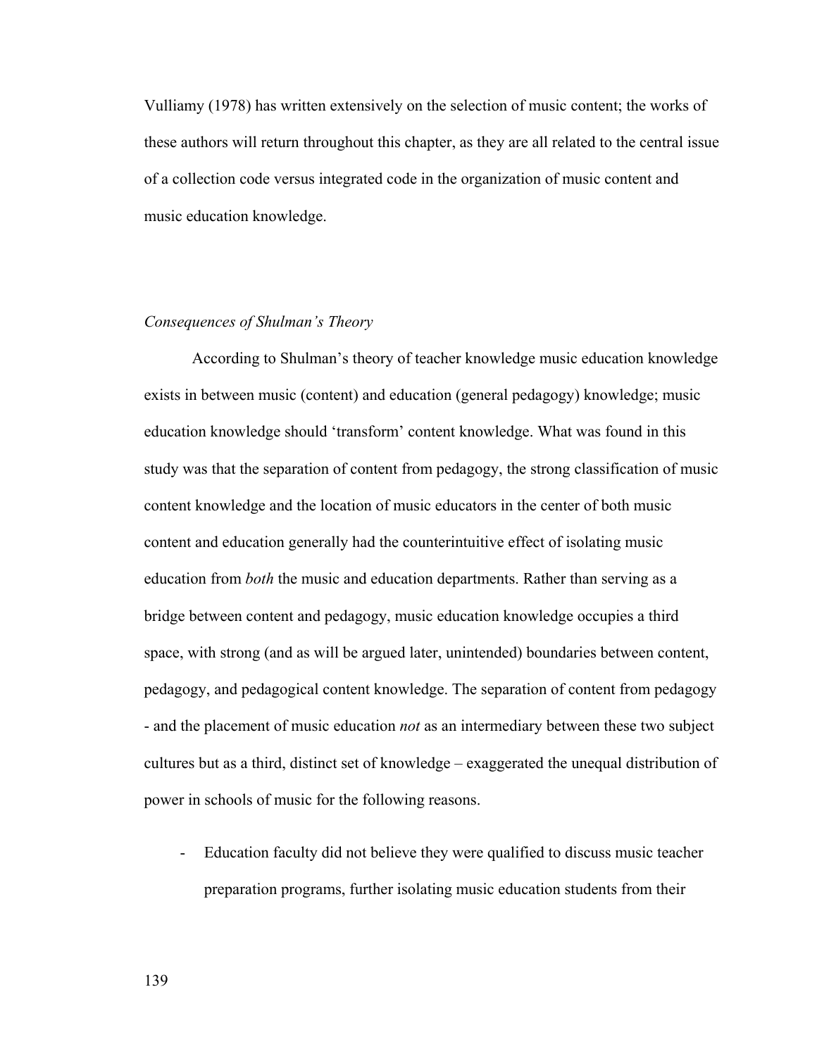Vulliamy (1978) has written extensively on the selection of music content; the works of these authors will return throughout this chapter, as they are all related to the central issue of a collection code versus integrated code in the organization of music content and music education knowledge.

*Consequences of Shulman's Theory*

According to Shulman's theory of teacher knowledge music education knowledge exists in between music (content) and education (general pedagogy) knowledge; music education knowledge should 'transform' content knowledge. What was found in this study was that the separation of content from pedagogy, the strong classification of music content knowledge and the location of music educators in the center of both music content and education generally had the counterintuitive effect of isolating music education from *both* the music and education departments. Rather than serving as a bridge between content and pedagogy, music education knowledge occupies a third space, with strong (and as will be argued later, unintended) boundaries between content, pedagogy, and pedagogical content knowledge. The separation of content from pedagogy - and the placement of music education *not* as an intermediary between these two subject cultures but as a third, distinct set of knowledge – exaggerated the unequal distribution of power in schools of music for the following reasons.

- Education faculty did not believe they were qualified to discuss music teacher preparation programs, further isolating music education students from their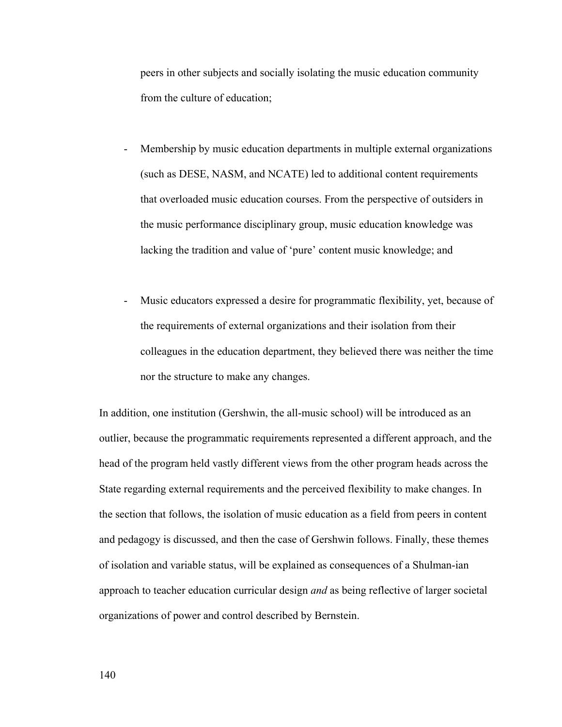peers in other subjects and socially isolating the music education community from the culture of education;

- Membership by music education departments in multiple external organizations (such as DESE, NASM, and NCATE) led to additional content requirements that overloaded music education courses. From the perspective of outsiders in the music performance disciplinary group, music education knowledge was lacking the tradition and value of 'pure' content music knowledge; and

- Music educators expressed a desire for programmatic flexibility, yet, because of the requirements of external organizations and their isolation from their colleagues in the education department, they believed there was neither the time nor the structure to make any changes.

In addition, one institution (Gershwin, the all-music school) will be introduced as an outlier, because the programmatic requirements represented a different approach, and the head of the program held vastly different views from the other program heads across the State regarding external requirements and the perceived flexibility to make changes. In the section that follows, the isolation of music education as a field from peers in content and pedagogy is discussed, and then the case of Gershwin follows. Finally, these themes of isolation and variable status, will be explained as consequences of a Shulman-ian approach to teacher education curricular design *and* as being reflective of larger societal organizations of power and control described by Bernstein.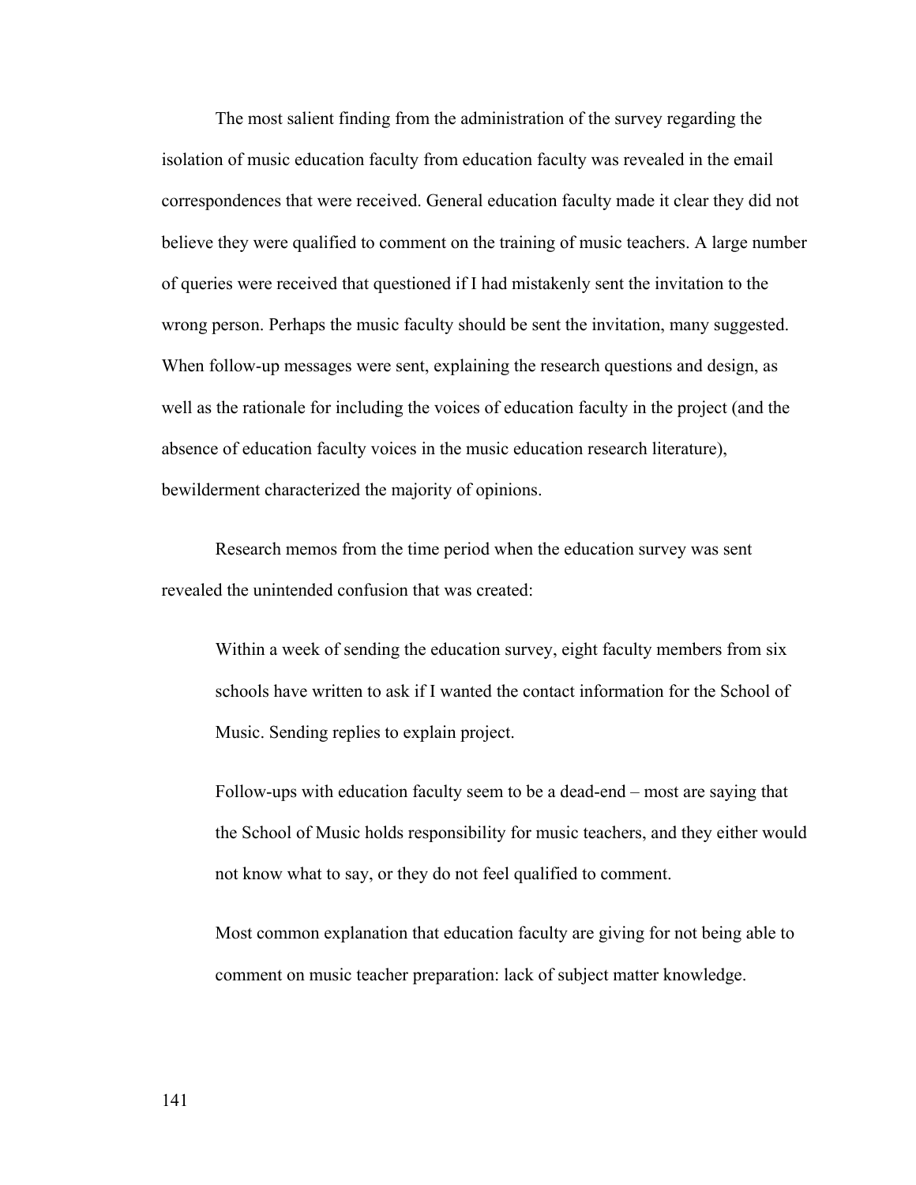The most salient finding from the administration of the survey regarding the isolation of music education faculty from education faculty was revealed in the email correspondences that were received. General education faculty made it clear they did not believe they were qualified to comment on the training of music teachers. A large number of queries were received that questioned if I had mistakenly sent the invitation to the wrong person. Perhaps the music faculty should be sent the invitation, many suggested. When follow-up messages were sent, explaining the research questions and design, as well as the rationale for including the voices of education faculty in the project (and the absence of education faculty voices in the music education research literature), bewilderment characterized the majority of opinions.

Research memos from the time period when the education survey was sent revealed the unintended confusion that was created:

> Within a week of sending the education survey, eight faculty members from six schools have written to ask if I wanted the contact information for the School of Music. Sending replies to explain project.
>
> Follow-ups with education faculty seem to be a dead-end – most are saying that the School of Music holds responsibility for music teachers, and they either would not know what to say, or they do not feel qualified to comment.
>
> Most common explanation that education faculty are giving for not being able to comment on music teacher preparation: lack of subject matter knowledge.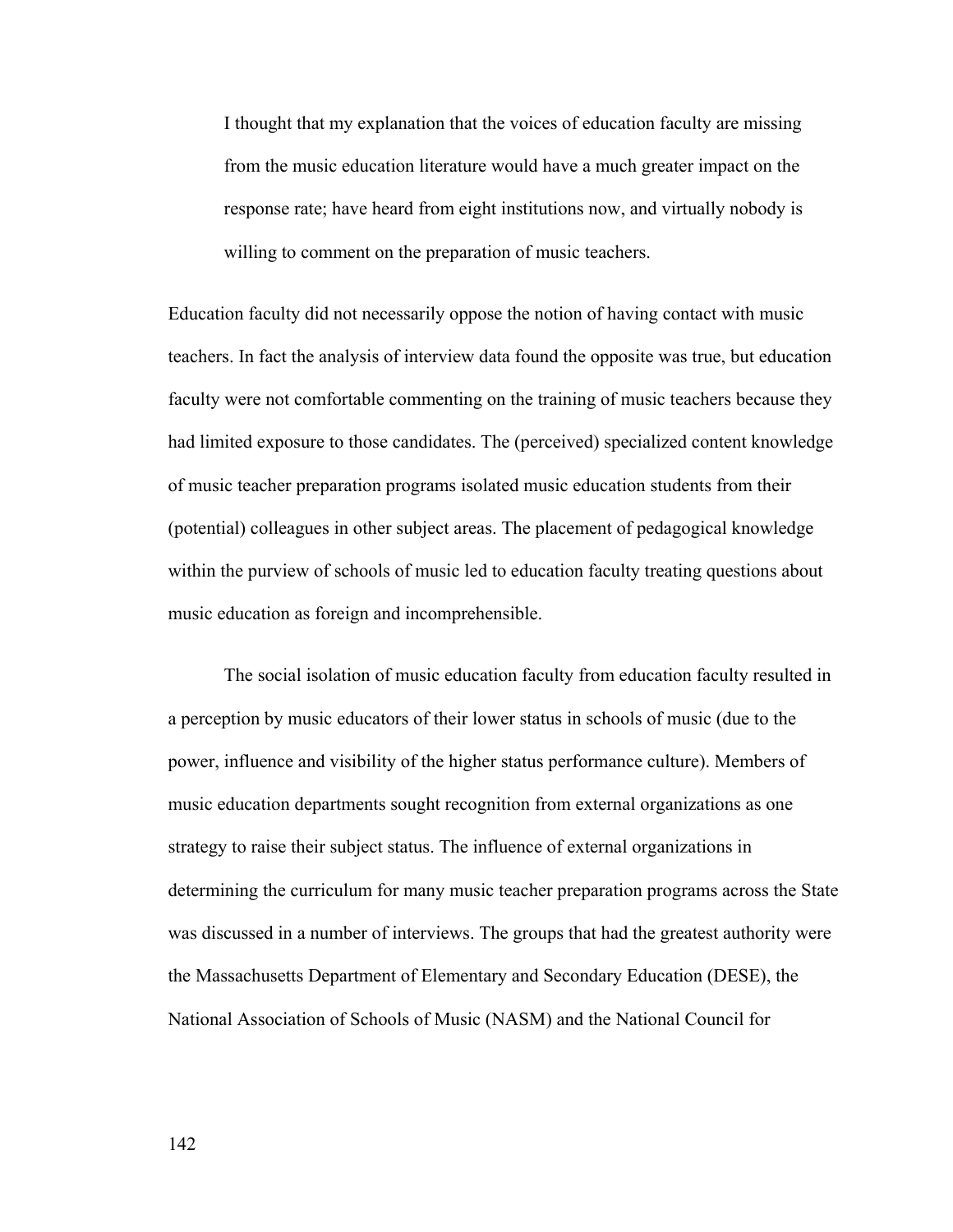> I thought that my explanation that the voices of education faculty are missing from the music education literature would have a much greater impact on the response rate; have heard from eight institutions now, and virtually nobody is willing to comment on the preparation of music teachers.

Education faculty did not necessarily oppose the notion of having contact with music teachers. In fact the analysis of interview data found the opposite was true, but education faculty were not comfortable commenting on the training of music teachers because they had limited exposure to those candidates. The (perceived) specialized content knowledge of music teacher preparation programs isolated music education students from their (potential) colleagues in other subject areas. The placement of pedagogical knowledge within the purview of schools of music led to education faculty treating questions about music education as foreign and incomprehensible.

The social isolation of music education faculty from education faculty resulted in a perception by music educators of their lower status in schools of music (due to the power, influence and visibility of the higher status performance culture). Members of music education departments sought recognition from external organizations as one strategy to raise their subject status. The influence of external organizations in determining the curriculum for many music teacher preparation programs across the State was discussed in a number of interviews. The groups that had the greatest authority were the Massachusetts Department of Elementary and Secondary Education (DESE), the National Association of Schools of Music (NASM) and the National Council for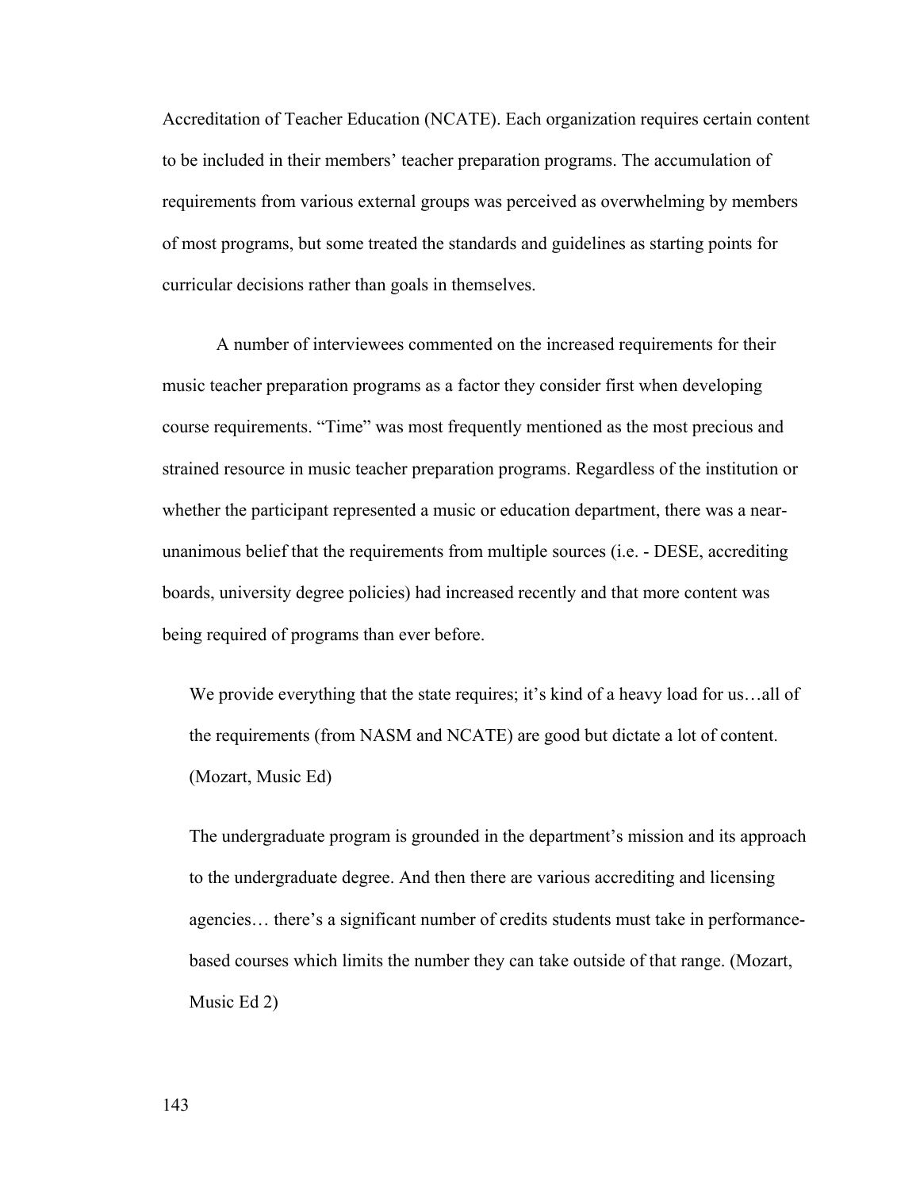Accreditation of Teacher Education (NCATE). Each organization requires certain content to be included in their members' teacher preparation programs. The accumulation of requirements from various external groups was perceived as overwhelming by members of most programs, but some treated the standards and guidelines as starting points for curricular decisions rather than goals in themselves.

A number of interviewees commented on the increased requirements for their music teacher preparation programs as a factor they consider first when developing course requirements. "Time" was most frequently mentioned as the most precious and strained resource in music teacher preparation programs. Regardless of the institution or whether the participant represented a music or education department, there was a near-unanimous belief that the requirements from multiple sources (i.e. - DESE, accrediting boards, university degree policies) had increased recently and that more content was being required of programs than ever before.

> We provide everything that the state requires; it's kind of a heavy load for us…all of the requirements (from NASM and NCATE) are good but dictate a lot of content. (Mozart, Music Ed)

> The undergraduate program is grounded in the department's mission and its approach to the undergraduate degree. And then there are various accrediting and licensing agencies… there's a significant number of credits students must take in performance-based courses which limits the number they can take outside of that range. (Mozart, Music Ed 2)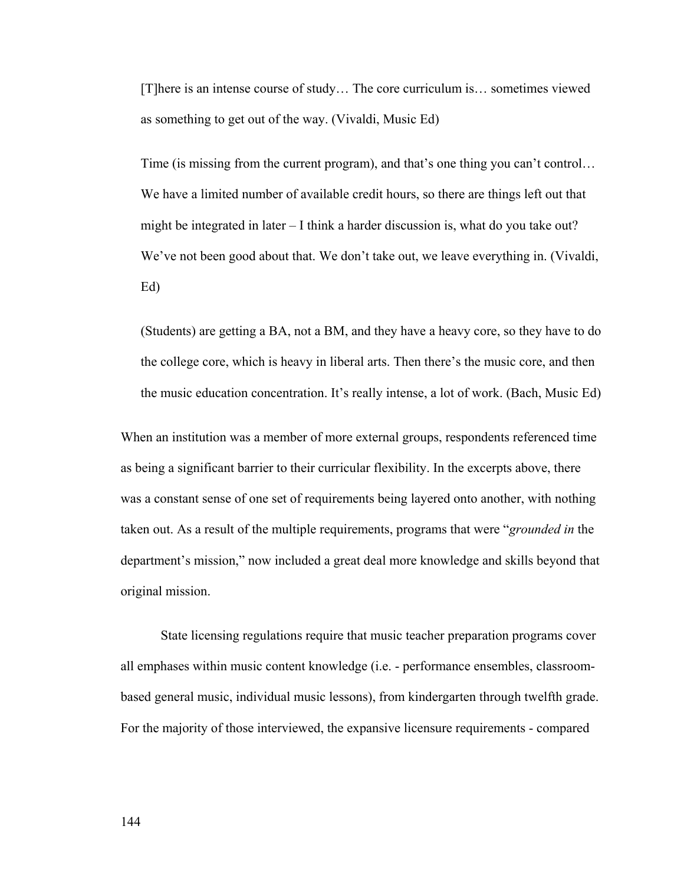> [T]here is an intense course of study… The core curriculum is… sometimes viewed as something to get out of the way. (Vivaldi, Music Ed)

> Time (is missing from the current program), and that's one thing you can't control… We have a limited number of available credit hours, so there are things left out that might be integrated in later – I think a harder discussion is, what do you take out? We've not been good about that. We don't take out, we leave everything in. (Vivaldi, Ed)

> (Students) are getting a BA, not a BM, and they have a heavy core, so they have to do the college core, which is heavy in liberal arts. Then there's the music core, and then the music education concentration. It's really intense, a lot of work. (Bach, Music Ed)

When an institution was a member of more external groups, respondents referenced time as being a significant barrier to their curricular flexibility. In the excerpts above, there was a constant sense of one set of requirements being layered onto another, with nothing taken out. As a result of the multiple requirements, programs that were "*grounded in* the department's mission," now included a great deal more knowledge and skills beyond that original mission.

State licensing regulations require that music teacher preparation programs cover all emphases within music content knowledge (i.e. - performance ensembles, classroom-based general music, individual music lessons), from kindergarten through twelfth grade. For the majority of those interviewed, the expansive licensure requirements - compared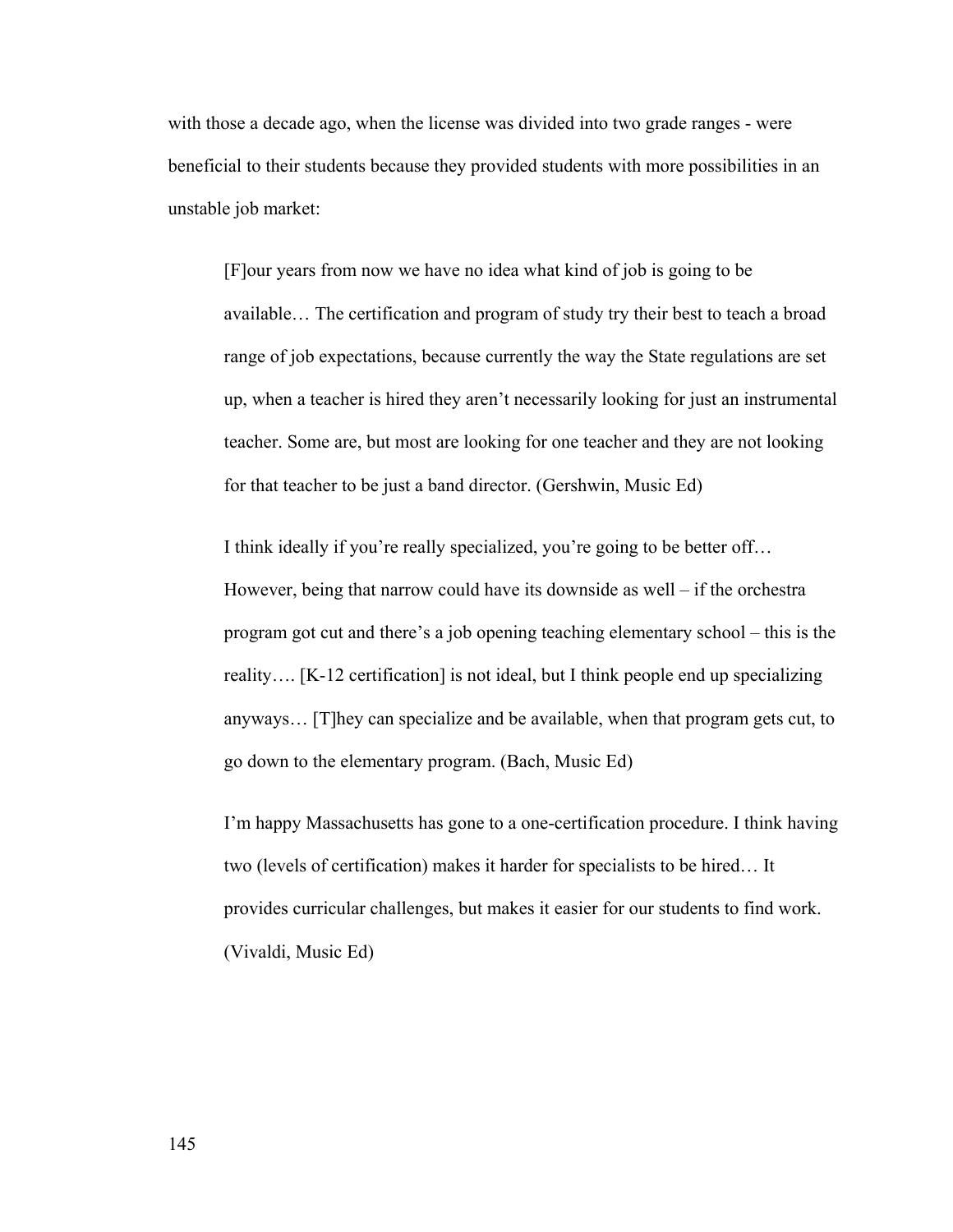with those a decade ago, when the license was divided into two grade ranges - were beneficial to their students because they provided students with more possibilities in an unstable job market:

> [F]our years from now we have no idea what kind of job is going to be available… The certification and program of study try their best to teach a broad range of job expectations, because currently the way the State regulations are set up, when a teacher is hired they aren't necessarily looking for just an instrumental teacher. Some are, but most are looking for one teacher and they are not looking for that teacher to be just a band director. (Gershwin, Music Ed)

> I think ideally if you're really specialized, you're going to be better off… However, being that narrow could have its downside as well – if the orchestra program got cut and there's a job opening teaching elementary school – this is the reality…. [K-12 certification] is not ideal, but I think people end up specializing anyways… [T]hey can specialize and be available, when that program gets cut, to go down to the elementary program. (Bach, Music Ed)

> I'm happy Massachusetts has gone to a one-certification procedure. I think having two (levels of certification) makes it harder for specialists to be hired… It provides curricular challenges, but makes it easier for our students to find work. (Vivaldi, Music Ed)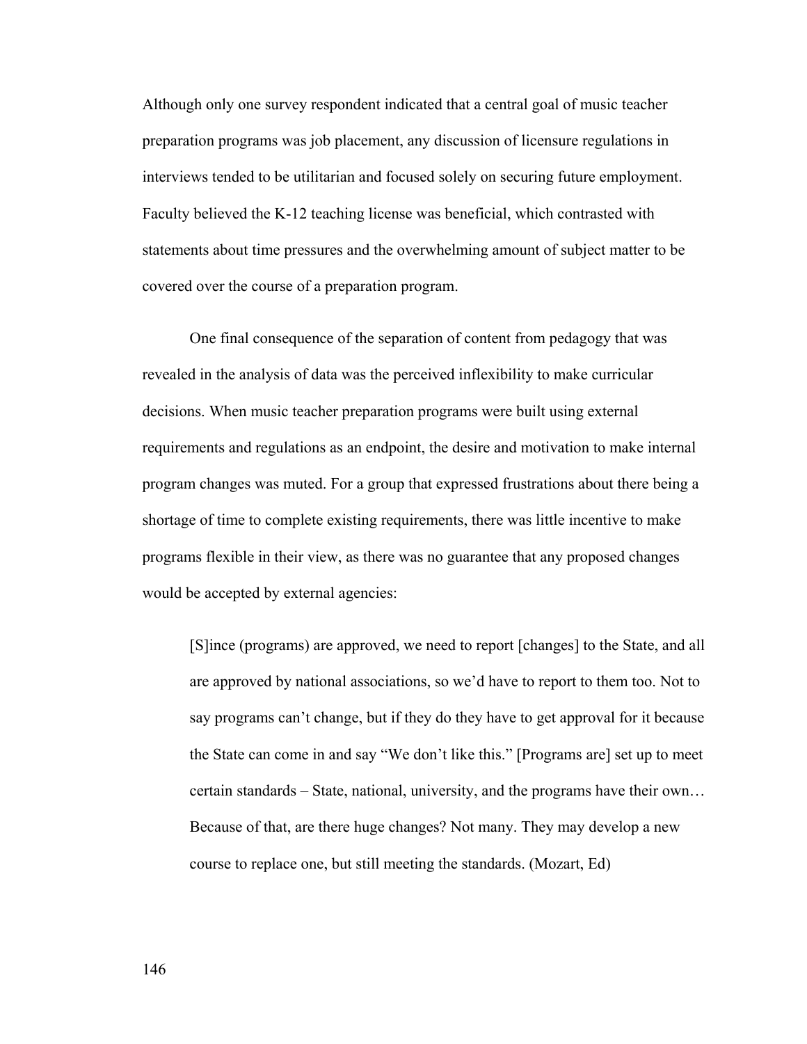Although only one survey respondent indicated that a central goal of music teacher preparation programs was job placement, any discussion of licensure regulations in interviews tended to be utilitarian and focused solely on securing future employment. Faculty believed the K-12 teaching license was beneficial, which contrasted with statements about time pressures and the overwhelming amount of subject matter to be covered over the course of a preparation program.

One final consequence of the separation of content from pedagogy that was revealed in the analysis of data was the perceived inflexibility to make curricular decisions. When music teacher preparation programs were built using external requirements and regulations as an endpoint, the desire and motivation to make internal program changes was muted. For a group that expressed frustrations about there being a shortage of time to complete existing requirements, there was little incentive to make programs flexible in their view, as there was no guarantee that any proposed changes would be accepted by external agencies:

> [S]ince (programs) are approved, we need to report [changes] to the State, and all are approved by national associations, so we'd have to report to them too. Not to say programs can't change, but if they do they have to get approval for it because the State can come in and say "We don't like this." [Programs are] set up to meet certain standards – State, national, university, and the programs have their own… Because of that, are there huge changes? Not many. They may develop a new course to replace one, but still meeting the standards. (Mozart, Ed)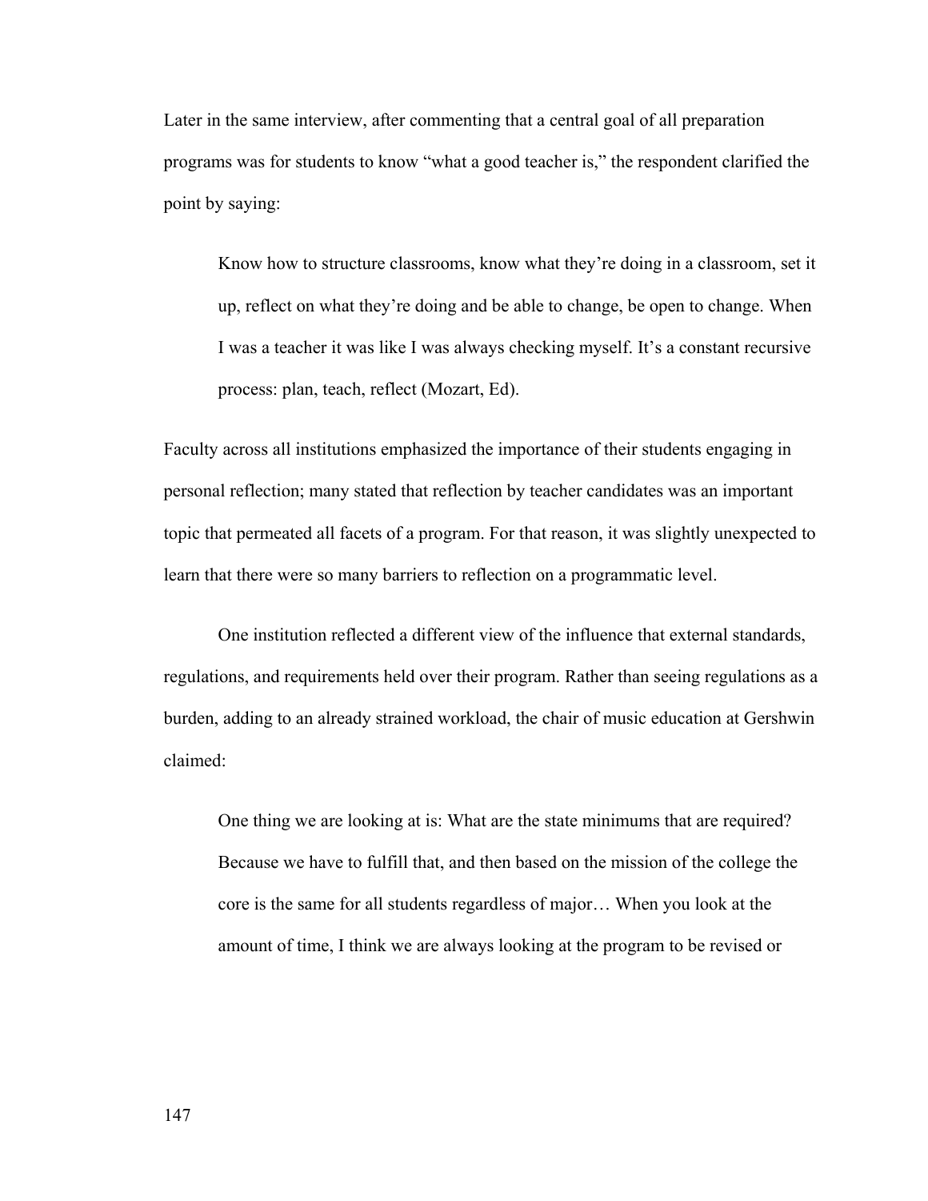Later in the same interview, after commenting that a central goal of all preparation programs was for students to know "what a good teacher is," the respondent clarified the point by saying:

> Know how to structure classrooms, know what they're doing in a classroom, set it up, reflect on what they're doing and be able to change, be open to change. When I was a teacher it was like I was always checking myself. It's a constant recursive process: plan, teach, reflect (Mozart, Ed).

Faculty across all institutions emphasized the importance of their students engaging in personal reflection; many stated that reflection by teacher candidates was an important topic that permeated all facets of a program. For that reason, it was slightly unexpected to learn that there were so many barriers to reflection on a programmatic level.

One institution reflected a different view of the influence that external standards, regulations, and requirements held over their program. Rather than seeing regulations as a burden, adding to an already strained workload, the chair of music education at Gershwin claimed:

> One thing we are looking at is: What are the state minimums that are required? Because we have to fulfill that, and then based on the mission of the college the core is the same for all students regardless of major… When you look at the amount of time, I think we are always looking at the program to be revised or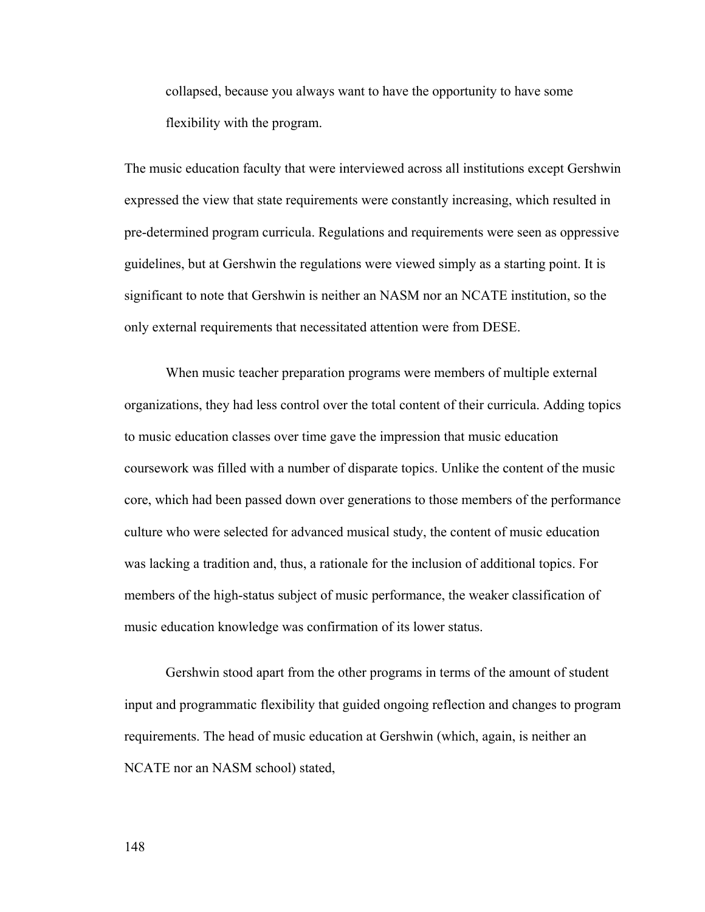> collapsed, because you always want to have the opportunity to have some flexibility with the program.

The music education faculty that were interviewed across all institutions except Gershwin expressed the view that state requirements were constantly increasing, which resulted in pre-determined program curricula. Regulations and requirements were seen as oppressive guidelines, but at Gershwin the regulations were viewed simply as a starting point. It is significant to note that Gershwin is neither an NASM nor an NCATE institution, so the only external requirements that necessitated attention were from DESE.

When music teacher preparation programs were members of multiple external organizations, they had less control over the total content of their curricula. Adding topics to music education classes over time gave the impression that music education coursework was filled with a number of disparate topics. Unlike the content of the music core, which had been passed down over generations to those members of the performance culture who were selected for advanced musical study, the content of music education was lacking a tradition and, thus, a rationale for the inclusion of additional topics. For members of the high-status subject of music performance, the weaker classification of music education knowledge was confirmation of its lower status.

Gershwin stood apart from the other programs in terms of the amount of student input and programmatic flexibility that guided ongoing reflection and changes to program requirements. The head of music education at Gershwin (which, again, is neither an NCATE nor an NASM school) stated,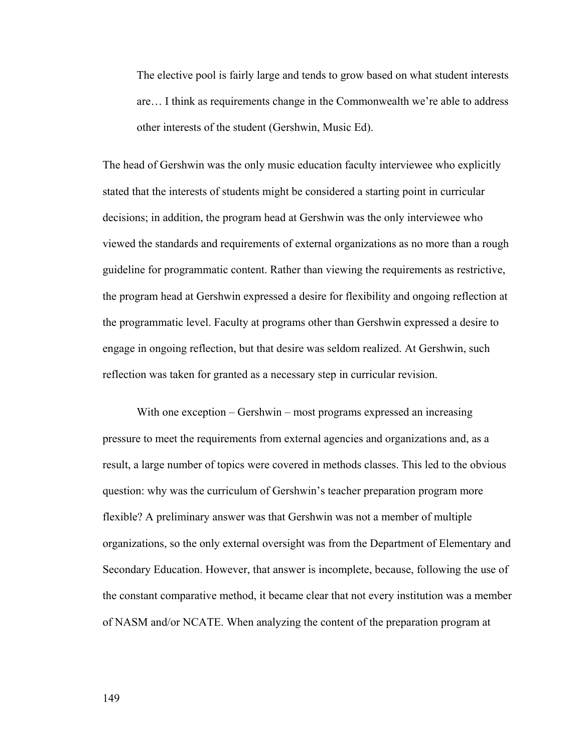> The elective pool is fairly large and tends to grow based on what student interests are… I think as requirements change in the Commonwealth we're able to address other interests of the student (Gershwin, Music Ed).

The head of Gershwin was the only music education faculty interviewee who explicitly stated that the interests of students might be considered a starting point in curricular decisions; in addition, the program head at Gershwin was the only interviewee who viewed the standards and requirements of external organizations as no more than a rough guideline for programmatic content. Rather than viewing the requirements as restrictive, the program head at Gershwin expressed a desire for flexibility and ongoing reflection at the programmatic level. Faculty at programs other than Gershwin expressed a desire to engage in ongoing reflection, but that desire was seldom realized. At Gershwin, such reflection was taken for granted as a necessary step in curricular revision.

With one exception – Gershwin – most programs expressed an increasing pressure to meet the requirements from external agencies and organizations and, as a result, a large number of topics were covered in methods classes. This led to the obvious question: why was the curriculum of Gershwin's teacher preparation program more flexible? A preliminary answer was that Gershwin was not a member of multiple organizations, so the only external oversight was from the Department of Elementary and Secondary Education. However, that answer is incomplete, because, following the use of the constant comparative method, it became clear that not every institution was a member of NASM and/or NCATE. When analyzing the content of the preparation program at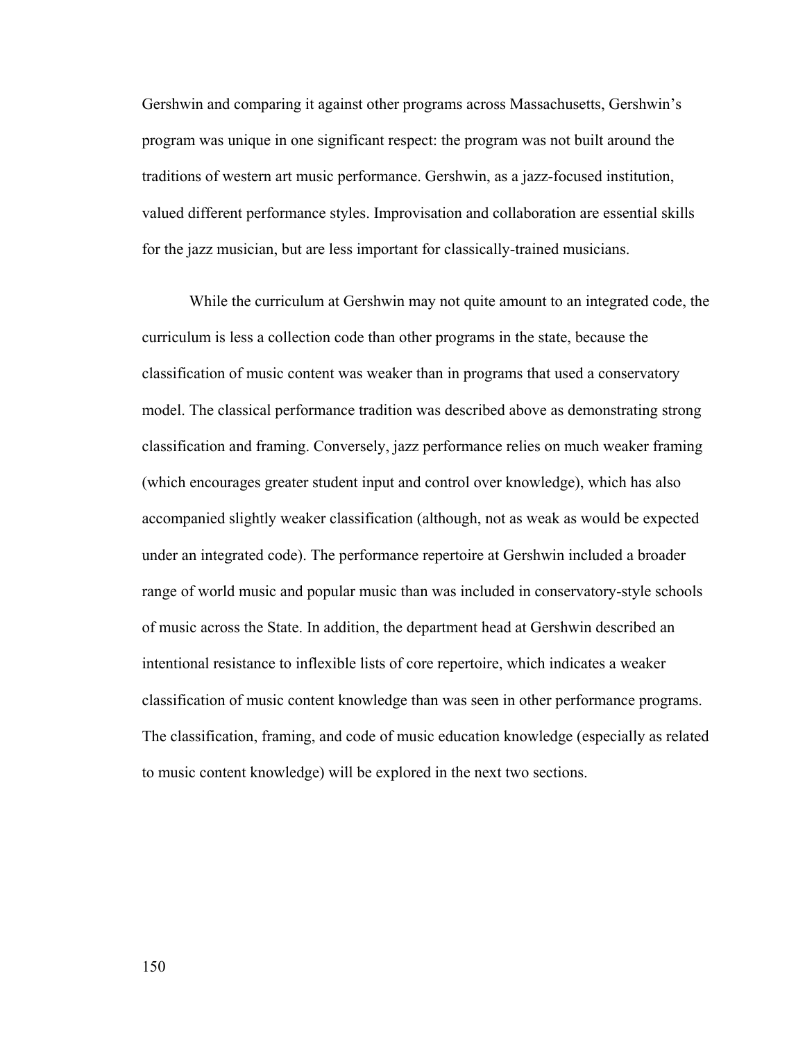Gershwin and comparing it against other programs across Massachusetts, Gershwin's program was unique in one significant respect: the program was not built around the traditions of western art music performance. Gershwin, as a jazz-focused institution, valued different performance styles. Improvisation and collaboration are essential skills for the jazz musician, but are less important for classically-trained musicians.

While the curriculum at Gershwin may not quite amount to an integrated code, the curriculum is less a collection code than other programs in the state, because the classification of music content was weaker than in programs that used a conservatory model. The classical performance tradition was described above as demonstrating strong classification and framing. Conversely, jazz performance relies on much weaker framing (which encourages greater student input and control over knowledge), which has also accompanied slightly weaker classification (although, not as weak as would be expected under an integrated code). The performance repertoire at Gershwin included a broader range of world music and popular music than was included in conservatory-style schools of music across the State. In addition, the department head at Gershwin described an intentional resistance to inflexible lists of core repertoire, which indicates a weaker classification of music content knowledge than was seen in other performance programs. The classification, framing, and code of music education knowledge (especially as related to music content knowledge) will be explored in the next two sections.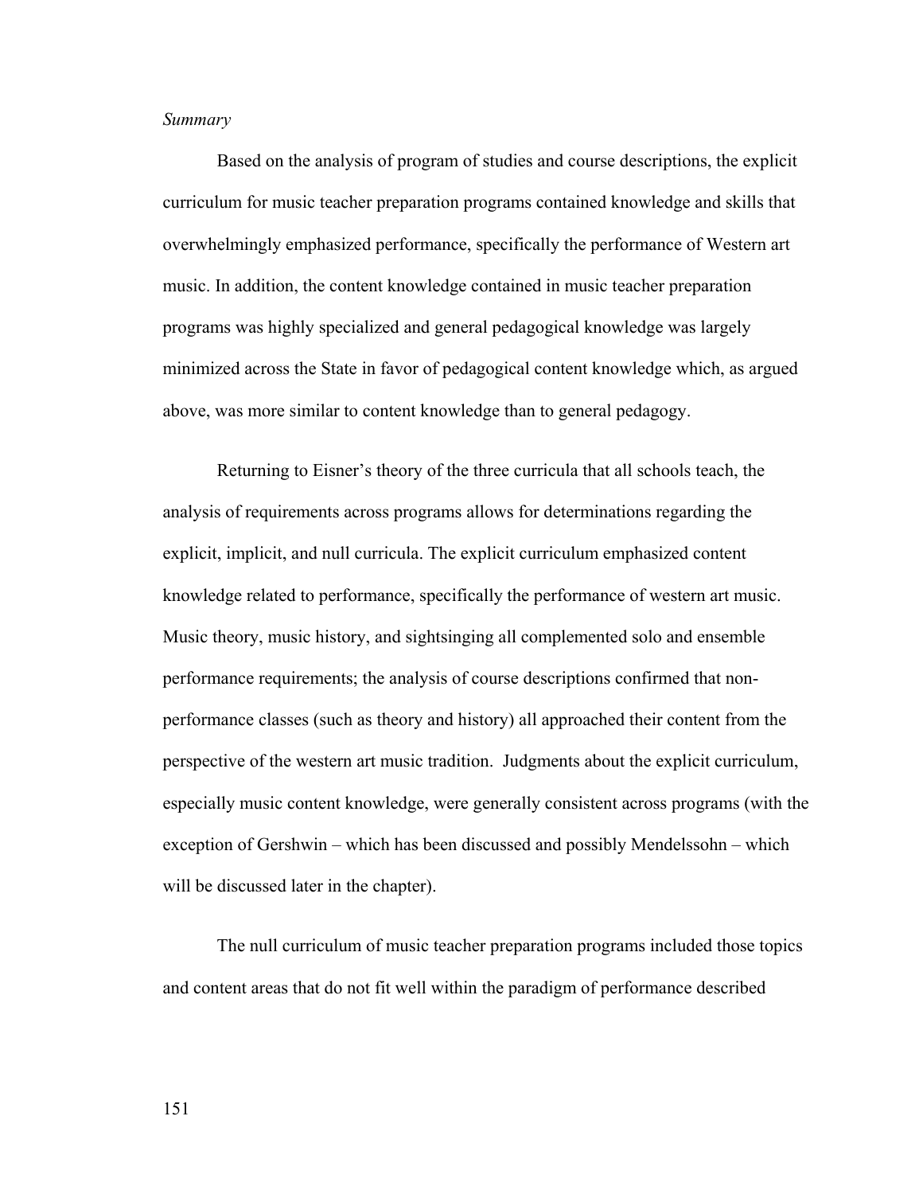*Summary*

Based on the analysis of program of studies and course descriptions, the explicit curriculum for music teacher preparation programs contained knowledge and skills that overwhelmingly emphasized performance, specifically the performance of Western art music. In addition, the content knowledge contained in music teacher preparation programs was highly specialized and general pedagogical knowledge was largely minimized across the State in favor of pedagogical content knowledge which, as argued above, was more similar to content knowledge than to general pedagogy.

Returning to Eisner's theory of the three curricula that all schools teach, the analysis of requirements across programs allows for determinations regarding the explicit, implicit, and null curricula. The explicit curriculum emphasized content knowledge related to performance, specifically the performance of western art music. Music theory, music history, and sightsinging all complemented solo and ensemble performance requirements; the analysis of course descriptions confirmed that non-performance classes (such as theory and history) all approached their content from the perspective of the western art music tradition. Judgments about the explicit curriculum, especially music content knowledge, were generally consistent across programs (with the exception of Gershwin – which has been discussed and possibly Mendelssohn – which will be discussed later in the chapter).

The null curriculum of music teacher preparation programs included those topics and content areas that do not fit well within the paradigm of performance described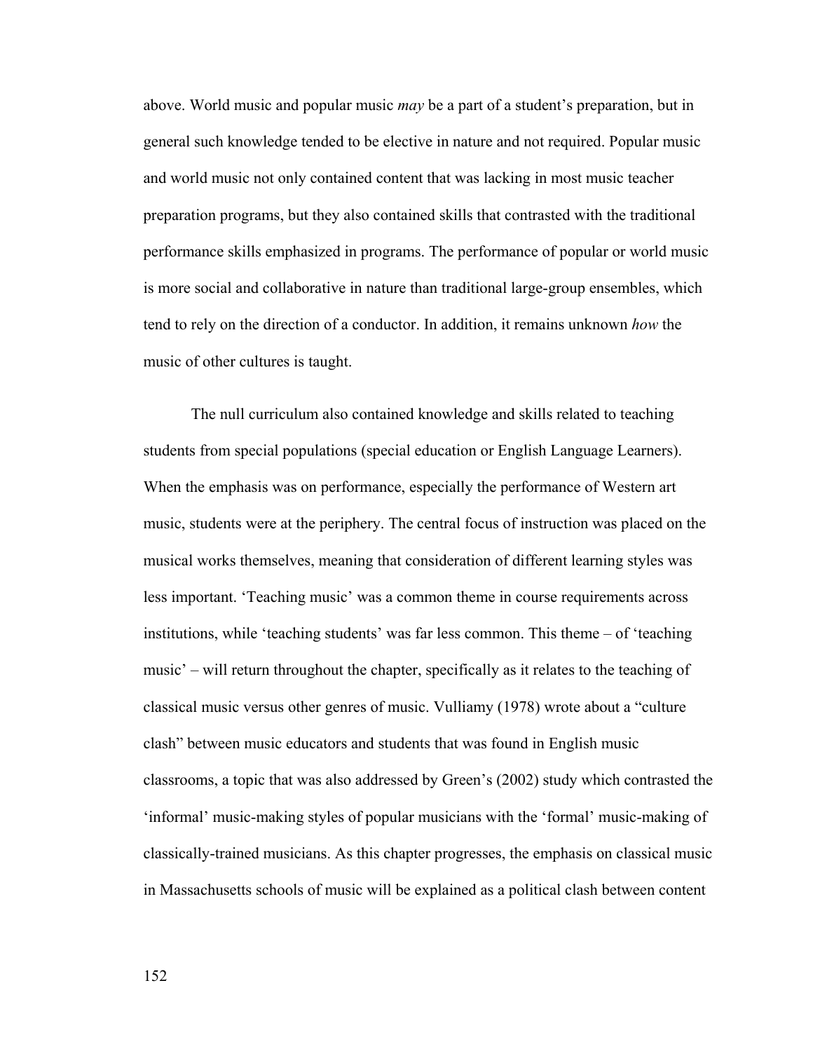above. World music and popular music *may* be a part of a student's preparation, but in general such knowledge tended to be elective in nature and not required. Popular music and world music not only contained content that was lacking in most music teacher preparation programs, but they also contained skills that contrasted with the traditional performance skills emphasized in programs. The performance of popular or world music is more social and collaborative in nature than traditional large-group ensembles, which tend to rely on the direction of a conductor. In addition, it remains unknown *how* the music of other cultures is taught.

The null curriculum also contained knowledge and skills related to teaching students from special populations (special education or English Language Learners). When the emphasis was on performance, especially the performance of Western art music, students were at the periphery. The central focus of instruction was placed on the musical works themselves, meaning that consideration of different learning styles was less important. 'Teaching music' was a common theme in course requirements across institutions, while 'teaching students' was far less common. This theme – of 'teaching music' – will return throughout the chapter, specifically as it relates to the teaching of classical music versus other genres of music. Vulliamy (1978) wrote about a "culture clash" between music educators and students that was found in English music classrooms, a topic that was also addressed by Green's (2002) study which contrasted the 'informal' music-making styles of popular musicians with the 'formal' music-making of classically-trained musicians. As this chapter progresses, the emphasis on classical music in Massachusetts schools of music will be explained as a political clash between content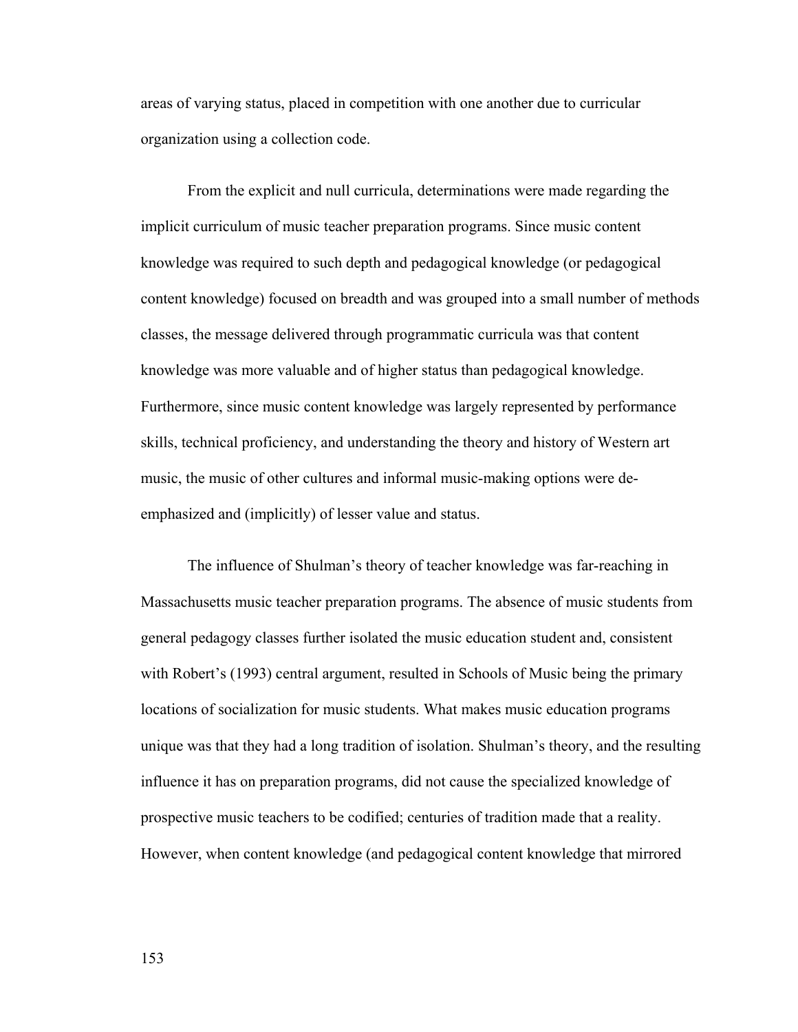areas of varying status, placed in competition with one another due to curricular organization using a collection code.

From the explicit and null curricula, determinations were made regarding the implicit curriculum of music teacher preparation programs. Since music content knowledge was required to such depth and pedagogical knowledge (or pedagogical content knowledge) focused on breadth and was grouped into a small number of methods classes, the message delivered through programmatic curricula was that content knowledge was more valuable and of higher status than pedagogical knowledge. Furthermore, since music content knowledge was largely represented by performance skills, technical proficiency, and understanding the theory and history of Western art music, the music of other cultures and informal music-making options were de-emphasized and (implicitly) of lesser value and status.

The influence of Shulman's theory of teacher knowledge was far-reaching in Massachusetts music teacher preparation programs. The absence of music students from general pedagogy classes further isolated the music education student and, consistent with Robert's (1993) central argument, resulted in Schools of Music being the primary locations of socialization for music students. What makes music education programs unique was that they had a long tradition of isolation. Shulman's theory, and the resulting influence it has on preparation programs, did not cause the specialized knowledge of prospective music teachers to be codified; centuries of tradition made that a reality. However, when content knowledge (and pedagogical content knowledge that mirrored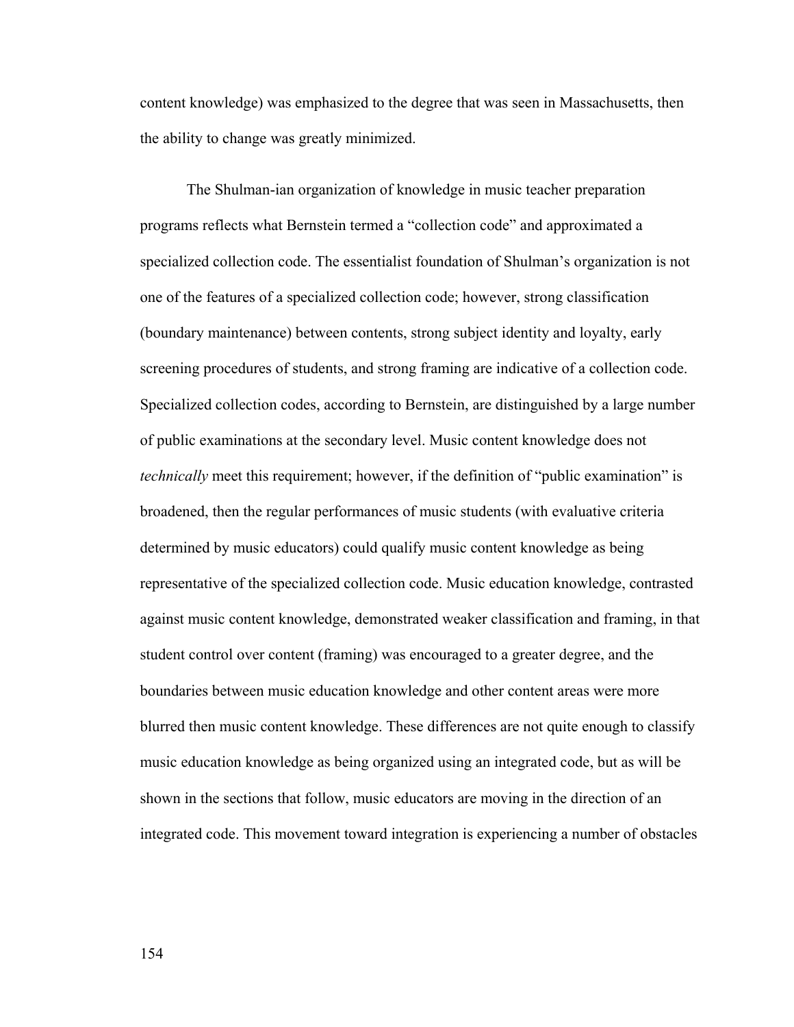content knowledge) was emphasized to the degree that was seen in Massachusetts, then the ability to change was greatly minimized.

The Shulman-ian organization of knowledge in music teacher preparation programs reflects what Bernstein termed a "collection code" and approximated a specialized collection code. The essentialist foundation of Shulman's organization is not one of the features of a specialized collection code; however, strong classification (boundary maintenance) between contents, strong subject identity and loyalty, early screening procedures of students, and strong framing are indicative of a collection code. Specialized collection codes, according to Bernstein, are distinguished by a large number of public examinations at the secondary level. Music content knowledge does not *technically* meet this requirement; however, if the definition of "public examination" is broadened, then the regular performances of music students (with evaluative criteria determined by music educators) could qualify music content knowledge as being representative of the specialized collection code. Music education knowledge, contrasted against music content knowledge, demonstrated weaker classification and framing, in that student control over content (framing) was encouraged to a greater degree, and the boundaries between music education knowledge and other content areas were more blurred then music content knowledge. These differences are not quite enough to classify music education knowledge as being organized using an integrated code, but as will be shown in the sections that follow, music educators are moving in the direction of an integrated code. This movement toward integration is experiencing a number of obstacles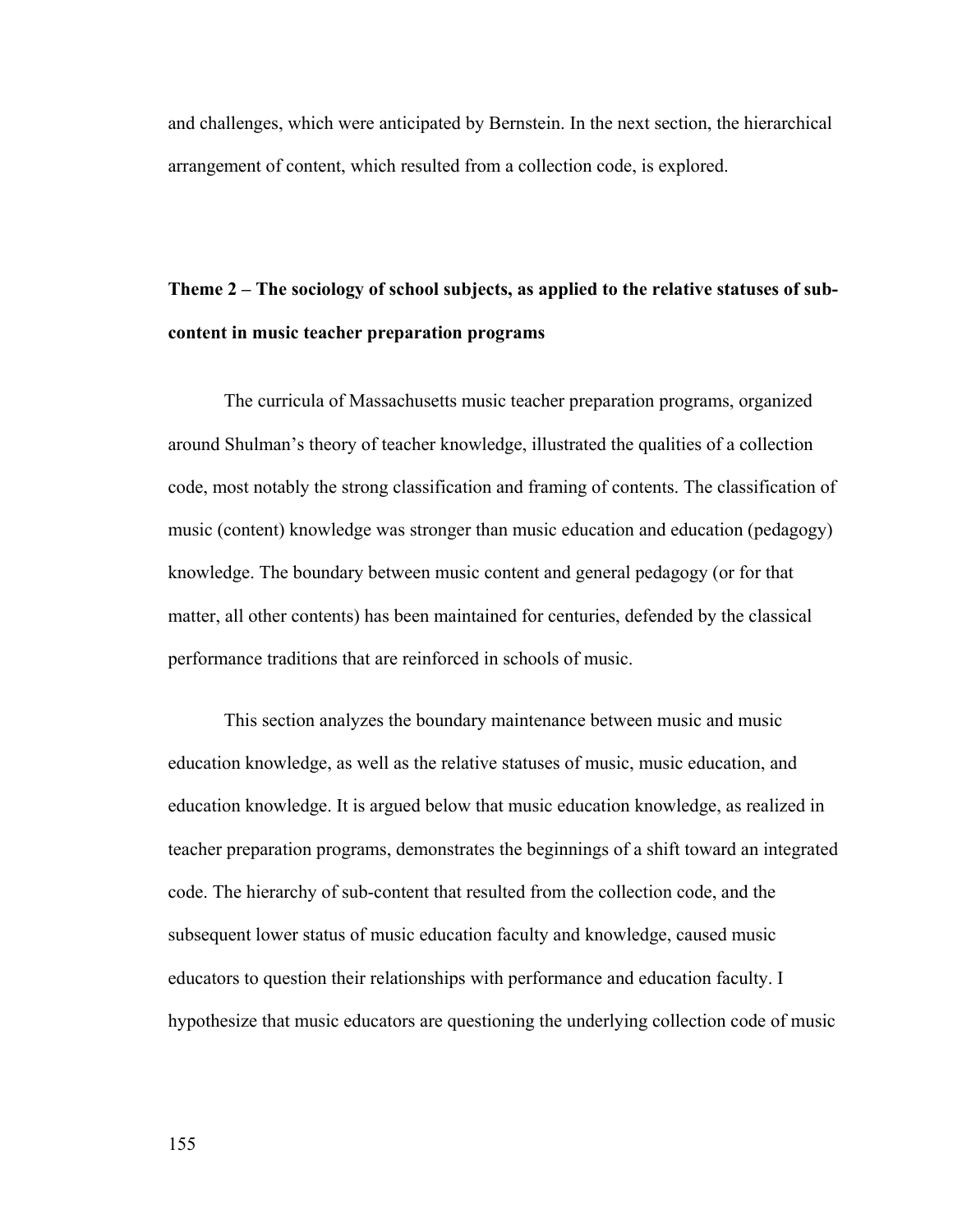and challenges, which were anticipated by Bernstein. In the next section, the hierarchical arrangement of content, which resulted from a collection code, is explored.

### Theme 2 – The sociology of school subjects, as applied to the relative statuses of sub-content in music teacher preparation programs

The curricula of Massachusetts music teacher preparation programs, organized around Shulman's theory of teacher knowledge, illustrated the qualities of a collection code, most notably the strong classification and framing of contents. The classification of music (content) knowledge was stronger than music education and education (pedagogy) knowledge. The boundary between music content and general pedagogy (or for that matter, all other contents) has been maintained for centuries, defended by the classical performance traditions that are reinforced in schools of music.

This section analyzes the boundary maintenance between music and music education knowledge, as well as the relative statuses of music, music education, and education knowledge. It is argued below that music education knowledge, as realized in teacher preparation programs, demonstrates the beginnings of a shift toward an integrated code. The hierarchy of sub-content that resulted from the collection code, and the subsequent lower status of music education faculty and knowledge, caused music educators to question their relationships with performance and education faculty. I hypothesize that music educators are questioning the underlying collection code of music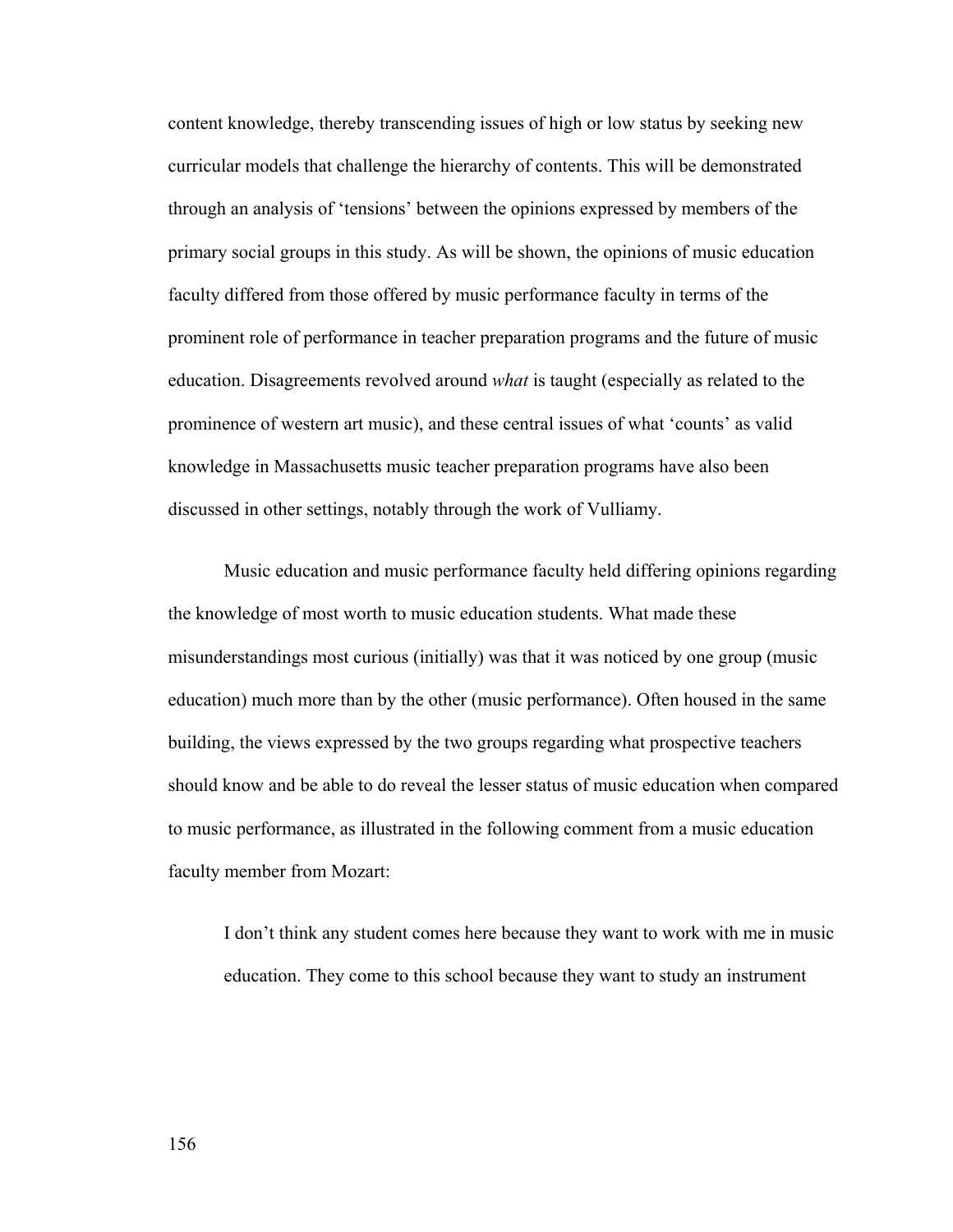content knowledge, thereby transcending issues of high or low status by seeking new curricular models that challenge the hierarchy of contents. This will be demonstrated through an analysis of 'tensions' between the opinions expressed by members of the primary social groups in this study. As will be shown, the opinions of music education faculty differed from those offered by music performance faculty in terms of the prominent role of performance in teacher preparation programs and the future of music education. Disagreements revolved around *what* is taught (especially as related to the prominence of western art music), and these central issues of what 'counts' as valid knowledge in Massachusetts music teacher preparation programs have also been discussed in other settings, notably through the work of Vulliamy.

Music education and music performance faculty held differing opinions regarding the knowledge of most worth to music education students. What made these misunderstandings most curious (initially) was that it was noticed by one group (music education) much more than by the other (music performance). Often housed in the same building, the views expressed by the two groups regarding what prospective teachers should know and be able to do reveal the lesser status of music education when compared to music performance, as illustrated in the following comment from a music education faculty member from Mozart:

> I don't think any student comes here because they want to work with me in music education. They come to this school because they want to study an instrument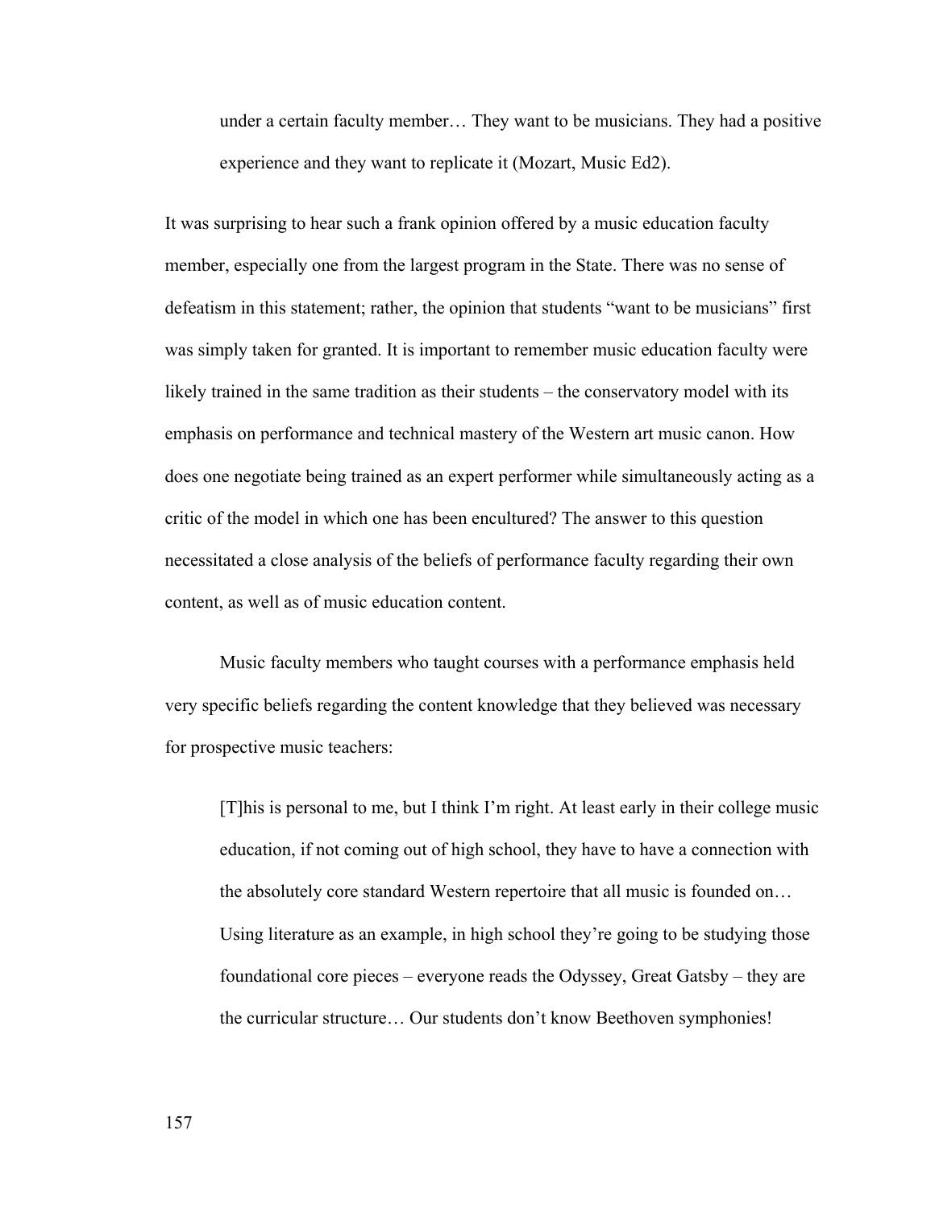> under a certain faculty member… They want to be musicians. They had a positive experience and they want to replicate it (Mozart, Music Ed2).

It was surprising to hear such a frank opinion offered by a music education faculty member, especially one from the largest program in the State. There was no sense of defeatism in this statement; rather, the opinion that students "want to be musicians" first was simply taken for granted. It is important to remember music education faculty were likely trained in the same tradition as their students – the conservatory model with its emphasis on performance and technical mastery of the Western art music canon. How does one negotiate being trained as an expert performer while simultaneously acting as a critic of the model in which one has been encultured? The answer to this question necessitated a close analysis of the beliefs of performance faculty regarding their own content, as well as of music education content.

Music faculty members who taught courses with a performance emphasis held very specific beliefs regarding the content knowledge that they believed was necessary for prospective music teachers:

> [T]his is personal to me, but I think I'm right. At least early in their college music education, if not coming out of high school, they have to have a connection with the absolutely core standard Western repertoire that all music is founded on… Using literature as an example, in high school they're going to be studying those foundational core pieces – everyone reads the Odyssey, Great Gatsby – they are the curricular structure… Our students don't know Beethoven symphonies!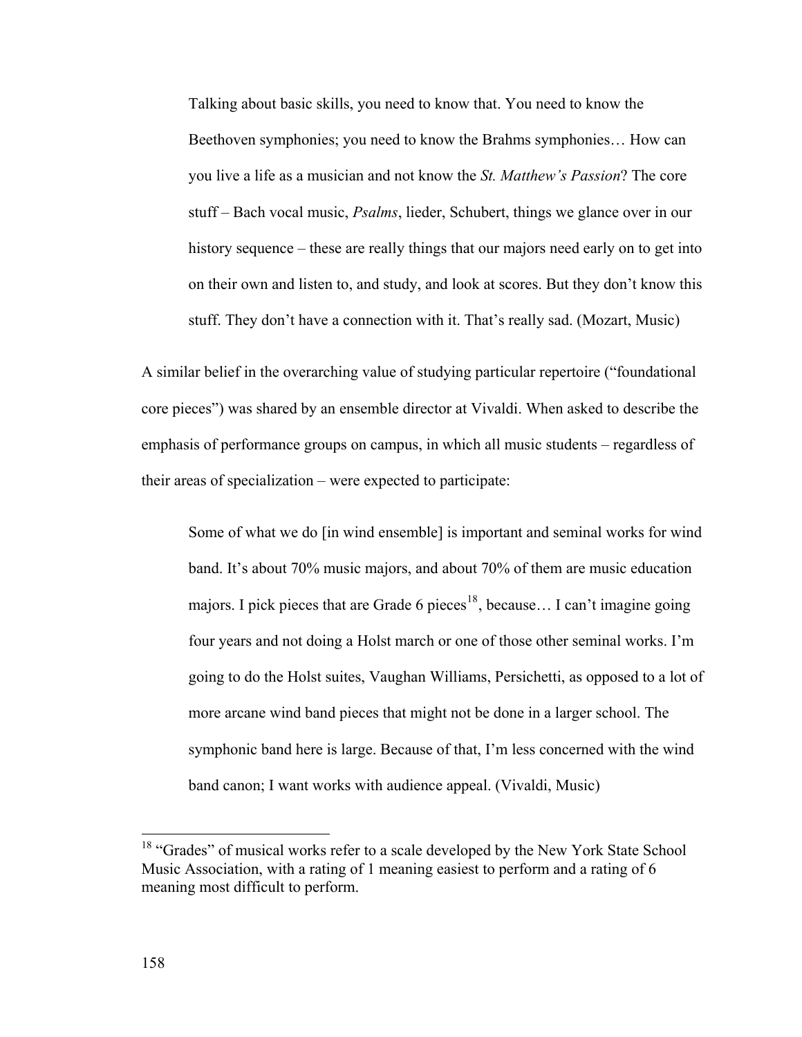> Talking about basic skills, you need to know that. You need to know the Beethoven symphonies; you need to know the Brahms symphonies… How can you live a life as a musician and not know the *St. Matthew's Passion*? The core stuff – Bach vocal music, *Psalms*, lieder, Schubert, things we glance over in our history sequence – these are really things that our majors need early on to get into on their own and listen to, and study, and look at scores. But they don't know this stuff. They don't have a connection with it. That's really sad. (Mozart, Music)

A similar belief in the overarching value of studying particular repertoire ("foundational core pieces") was shared by an ensemble director at Vivaldi. When asked to describe the emphasis of performance groups on campus, in which all music students – regardless of their areas of specialization – were expected to participate:

> Some of what we do [in wind ensemble] is important and seminal works for wind band. It's about 70% music majors, and about 70% of them are music education majors. I pick pieces that are Grade 6 pieces[18], because… I can't imagine going four years and not doing a Holst march or one of those other seminal works. I'm going to do the Holst suites, Vaughan Williams, Persichetti, as opposed to a lot of more arcane wind band pieces that might not be done in a larger school. The symphonic band here is large. Because of that, I'm less concerned with the wind band canon; I want works with audience appeal. (Vivaldi, Music)

---

[18] "Grades" of musical works refer to a scale developed by the New York State School Music Association, with a rating of 1 meaning easiest to perform and a rating of 6 meaning most difficult to perform.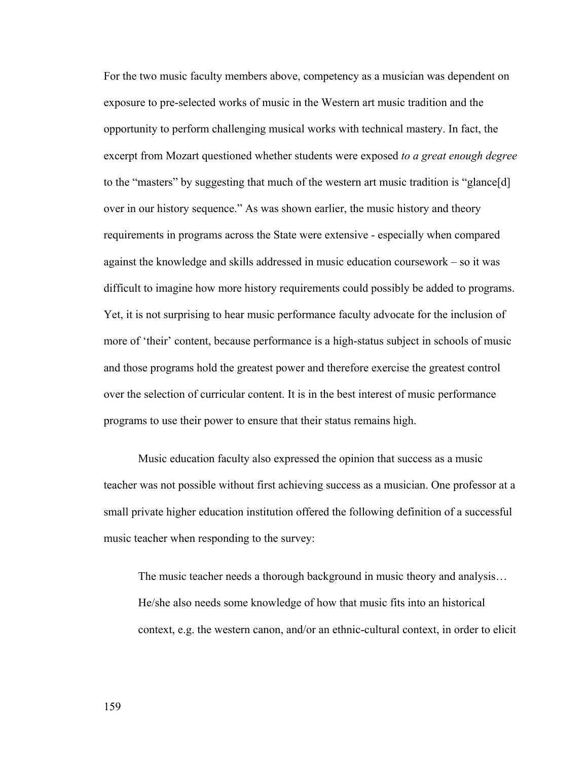For the two music faculty members above, competency as a musician was dependent on exposure to pre-selected works of music in the Western art music tradition and the opportunity to perform challenging musical works with technical mastery. In fact, the excerpt from Mozart questioned whether students were exposed *to a great enough degree* to the "masters" by suggesting that much of the western art music tradition is "glance[d] over in our history sequence." As was shown earlier, the music history and theory requirements in programs across the State were extensive - especially when compared against the knowledge and skills addressed in music education coursework – so it was difficult to imagine how more history requirements could possibly be added to programs. Yet, it is not surprising to hear music performance faculty advocate for the inclusion of more of 'their' content, because performance is a high-status subject in schools of music and those programs hold the greatest power and therefore exercise the greatest control over the selection of curricular content. It is in the best interest of music performance programs to use their power to ensure that their status remains high.

Music education faculty also expressed the opinion that success as a music teacher was not possible without first achieving success as a musician. One professor at a small private higher education institution offered the following definition of a successful music teacher when responding to the survey:

> The music teacher needs a thorough background in music theory and analysis… He/she also needs some knowledge of how that music fits into an historical context, e.g. the western canon, and/or an ethnic-cultural context, in order to elicit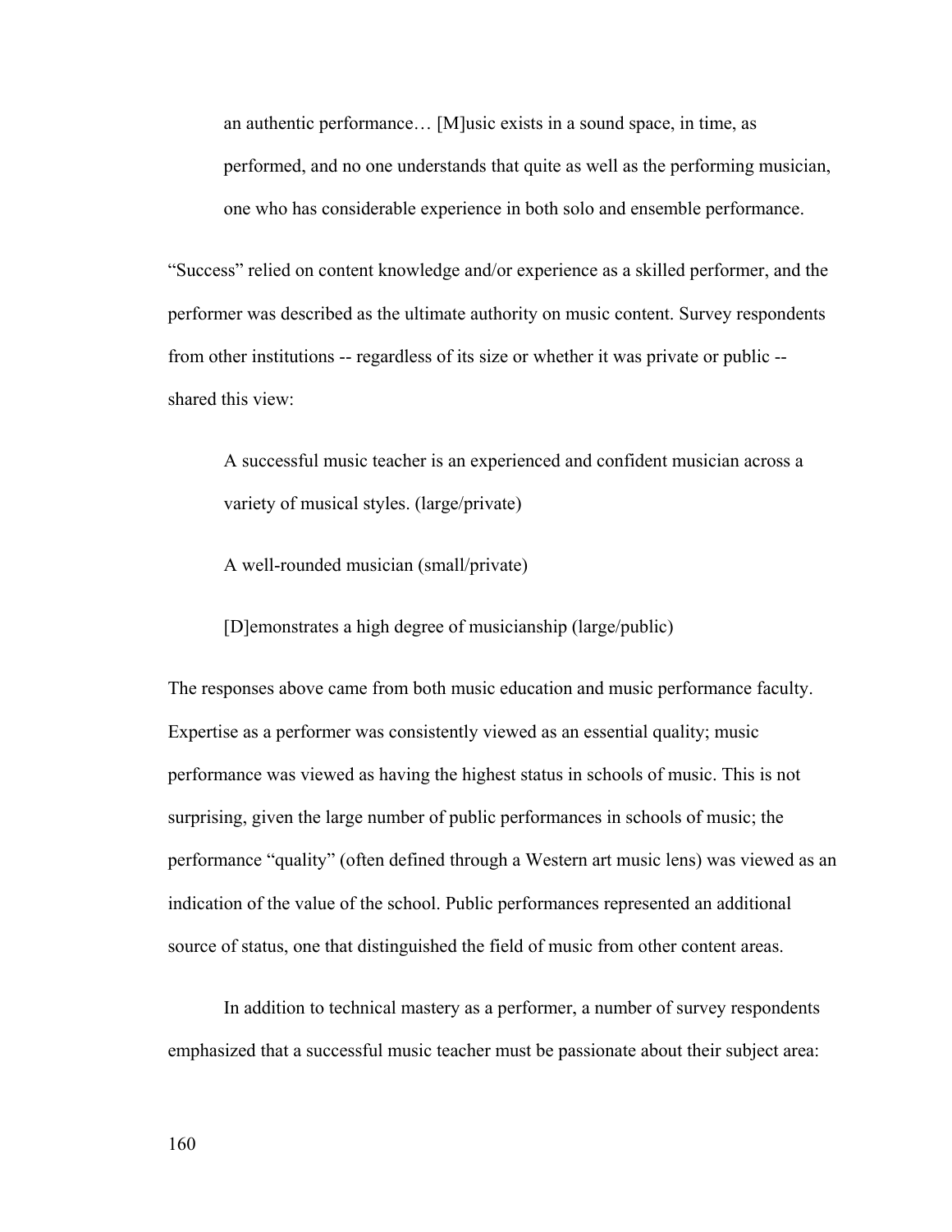> an authentic performance… [M]usic exists in a sound space, in time, as performed, and no one understands that quite as well as the performing musician, one who has considerable experience in both solo and ensemble performance.

"Success" relied on content knowledge and/or experience as a skilled performer, and the performer was described as the ultimate authority on music content. Survey respondents from other institutions -- regardless of its size or whether it was private or public -- shared this view:

> A successful music teacher is an experienced and confident musician across a variety of musical styles. (large/private)
>
> A well-rounded musician (small/private)
>
> [D]emonstrates a high degree of musicianship (large/public)

The responses above came from both music education and music performance faculty. Expertise as a performer was consistently viewed as an essential quality; music performance was viewed as having the highest status in schools of music. This is not surprising, given the large number of public performances in schools of music; the performance "quality" (often defined through a Western art music lens) was viewed as an indication of the value of the school. Public performances represented an additional source of status, one that distinguished the field of music from other content areas.

In addition to technical mastery as a performer, a number of survey respondents emphasized that a successful music teacher must be passionate about their subject area: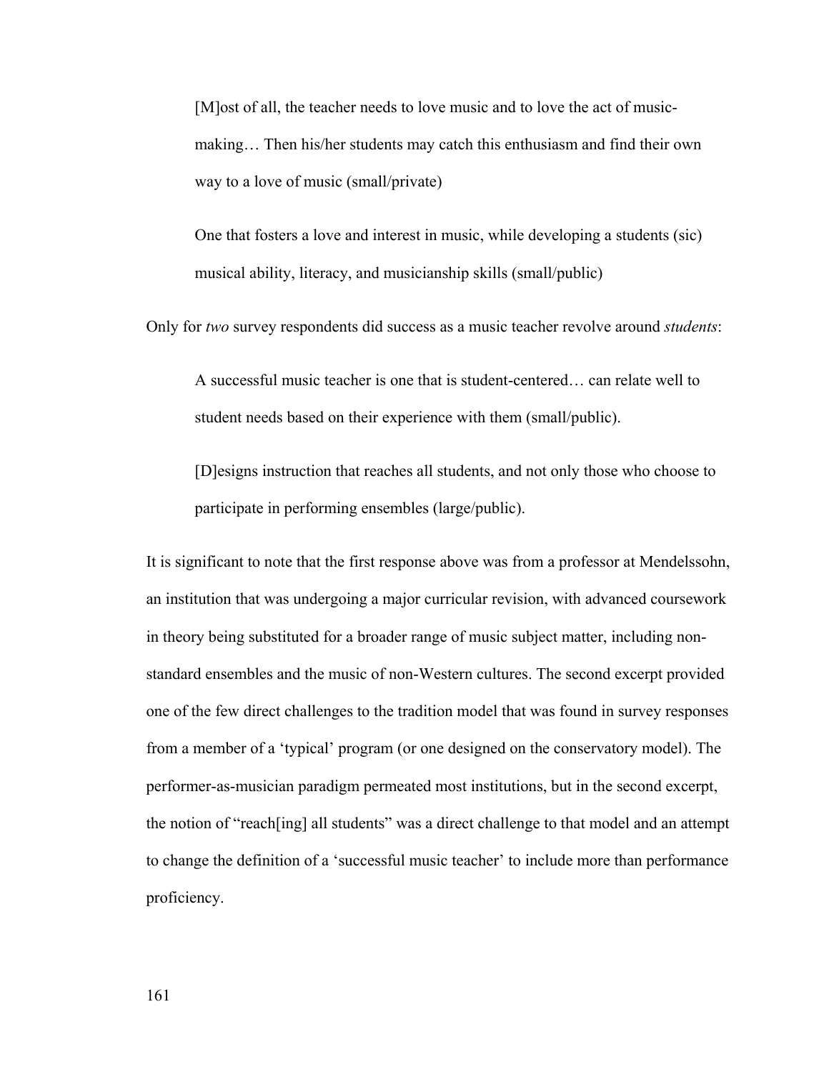> [M]ost of all, the teacher needs to love music and to love the act of music-making… Then his/her students may catch this enthusiasm and find their own way to a love of music (small/private)

> One that fosters a love and interest in music, while developing a students (sic) musical ability, literacy, and musicianship skills (small/public)

Only for *two* survey respondents did success as a music teacher revolve around *students*:

> A successful music teacher is one that is student-centered… can relate well to student needs based on their experience with them (small/public).

> [D]esigns instruction that reaches all students, and not only those who choose to participate in performing ensembles (large/public).

It is significant to note that the first response above was from a professor at Mendelssohn, an institution that was undergoing a major curricular revision, with advanced coursework in theory being substituted for a broader range of music subject matter, including non-standard ensembles and the music of non-Western cultures. The second excerpt provided one of the few direct challenges to the tradition model that was found in survey responses from a member of a 'typical' program (or one designed on the conservatory model). The performer-as-musician paradigm permeated most institutions, but in the second excerpt, the notion of "reach[ing] all students" was a direct challenge to that model and an attempt to change the definition of a 'successful music teacher' to include more than performance proficiency.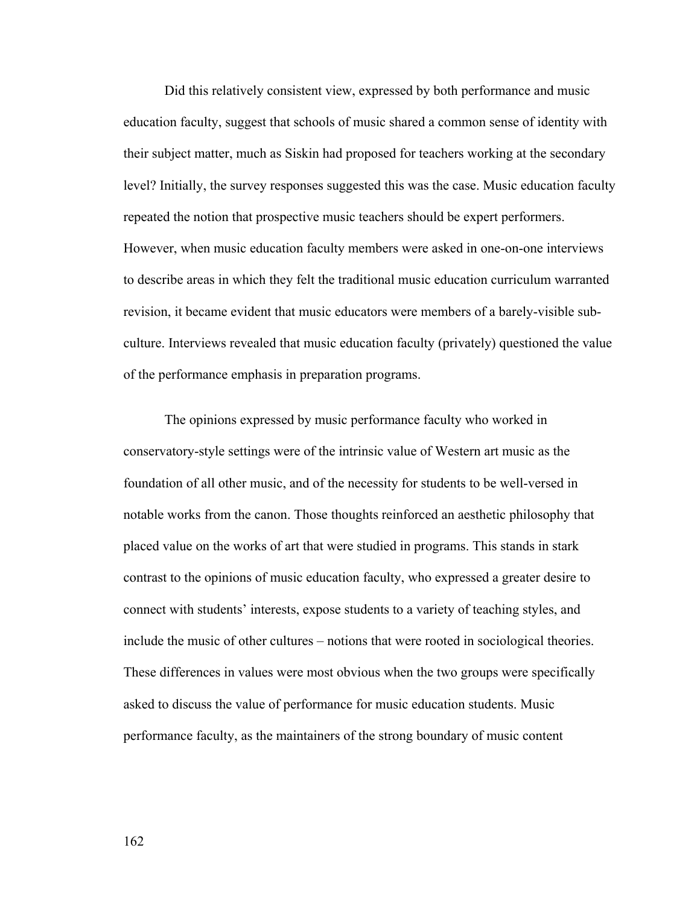Did this relatively consistent view, expressed by both performance and music education faculty, suggest that schools of music shared a common sense of identity with their subject matter, much as Siskin had proposed for teachers working at the secondary level? Initially, the survey responses suggested this was the case. Music education faculty repeated the notion that prospective music teachers should be expert performers. However, when music education faculty members were asked in one-on-one interviews to describe areas in which they felt the traditional music education curriculum warranted revision, it became evident that music educators were members of a barely-visible sub-culture. Interviews revealed that music education faculty (privately) questioned the value of the performance emphasis in preparation programs.

The opinions expressed by music performance faculty who worked in conservatory-style settings were of the intrinsic value of Western art music as the foundation of all other music, and of the necessity for students to be well-versed in notable works from the canon. Those thoughts reinforced an aesthetic philosophy that placed value on the works of art that were studied in programs. This stands in stark contrast to the opinions of music education faculty, who expressed a greater desire to connect with students' interests, expose students to a variety of teaching styles, and include the music of other cultures – notions that were rooted in sociological theories. These differences in values were most obvious when the two groups were specifically asked to discuss the value of performance for music education students. Music performance faculty, as the maintainers of the strong boundary of music content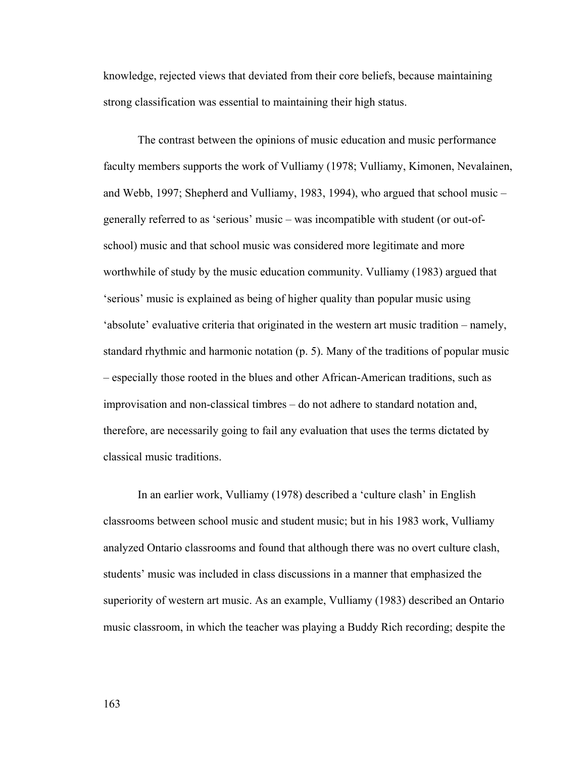knowledge, rejected views that deviated from their core beliefs, because maintaining strong classification was essential to maintaining their high status.

The contrast between the opinions of music education and music performance faculty members supports the work of Vulliamy (1978; Vulliamy, Kimonen, Nevalainen, and Webb, 1997; Shepherd and Vulliamy, 1983, 1994), who argued that school music – generally referred to as 'serious' music – was incompatible with student (or out-of-school) music and that school music was considered more legitimate and more worthwhile of study by the music education community. Vulliamy (1983) argued that 'serious' music is explained as being of higher quality than popular music using 'absolute' evaluative criteria that originated in the western art music tradition – namely, standard rhythmic and harmonic notation (p. 5). Many of the traditions of popular music – especially those rooted in the blues and other African-American traditions, such as improvisation and non-classical timbres – do not adhere to standard notation and, therefore, are necessarily going to fail any evaluation that uses the terms dictated by classical music traditions.

In an earlier work, Vulliamy (1978) described a 'culture clash' in English classrooms between school music and student music; but in his 1983 work, Vulliamy analyzed Ontario classrooms and found that although there was no overt culture clash, students' music was included in class discussions in a manner that emphasized the superiority of western art music. As an example, Vulliamy (1983) described an Ontario music classroom, in which the teacher was playing a Buddy Rich recording; despite the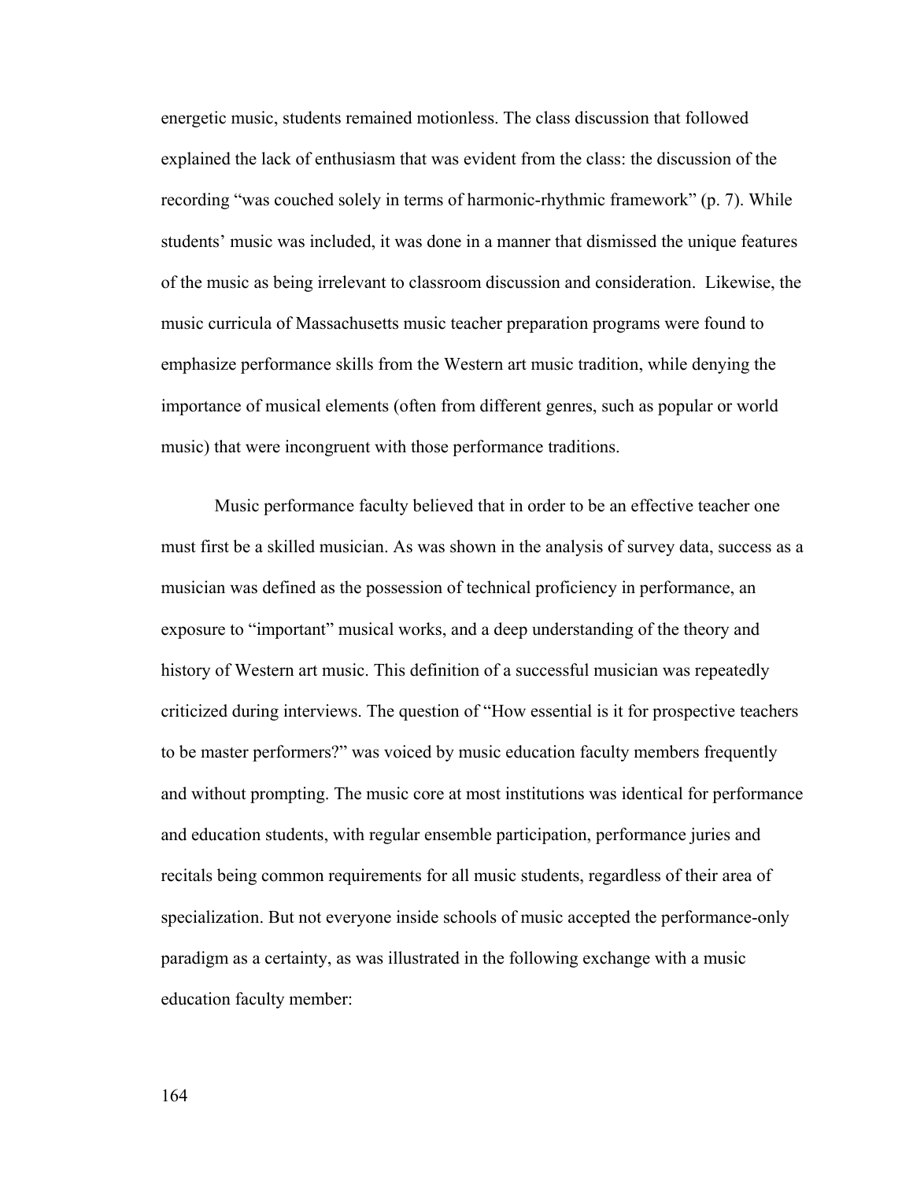energetic music, students remained motionless. The class discussion that followed explained the lack of enthusiasm that was evident from the class: the discussion of the recording "was couched solely in terms of harmonic-rhythmic framework" (p. 7). While students' music was included, it was done in a manner that dismissed the unique features of the music as being irrelevant to classroom discussion and consideration. Likewise, the music curricula of Massachusetts music teacher preparation programs were found to emphasize performance skills from the Western art music tradition, while denying the importance of musical elements (often from different genres, such as popular or world music) that were incongruent with those performance traditions.

Music performance faculty believed that in order to be an effective teacher one must first be a skilled musician. As was shown in the analysis of survey data, success as a musician was defined as the possession of technical proficiency in performance, an exposure to "important" musical works, and a deep understanding of the theory and history of Western art music. This definition of a successful musician was repeatedly criticized during interviews. The question of "How essential is it for prospective teachers to be master performers?" was voiced by music education faculty members frequently and without prompting. The music core at most institutions was identical for performance and education students, with regular ensemble participation, performance juries and recitals being common requirements for all music students, regardless of their area of specialization. But not everyone inside schools of music accepted the performance-only paradigm as a certainty, as was illustrated in the following exchange with a music education faculty member: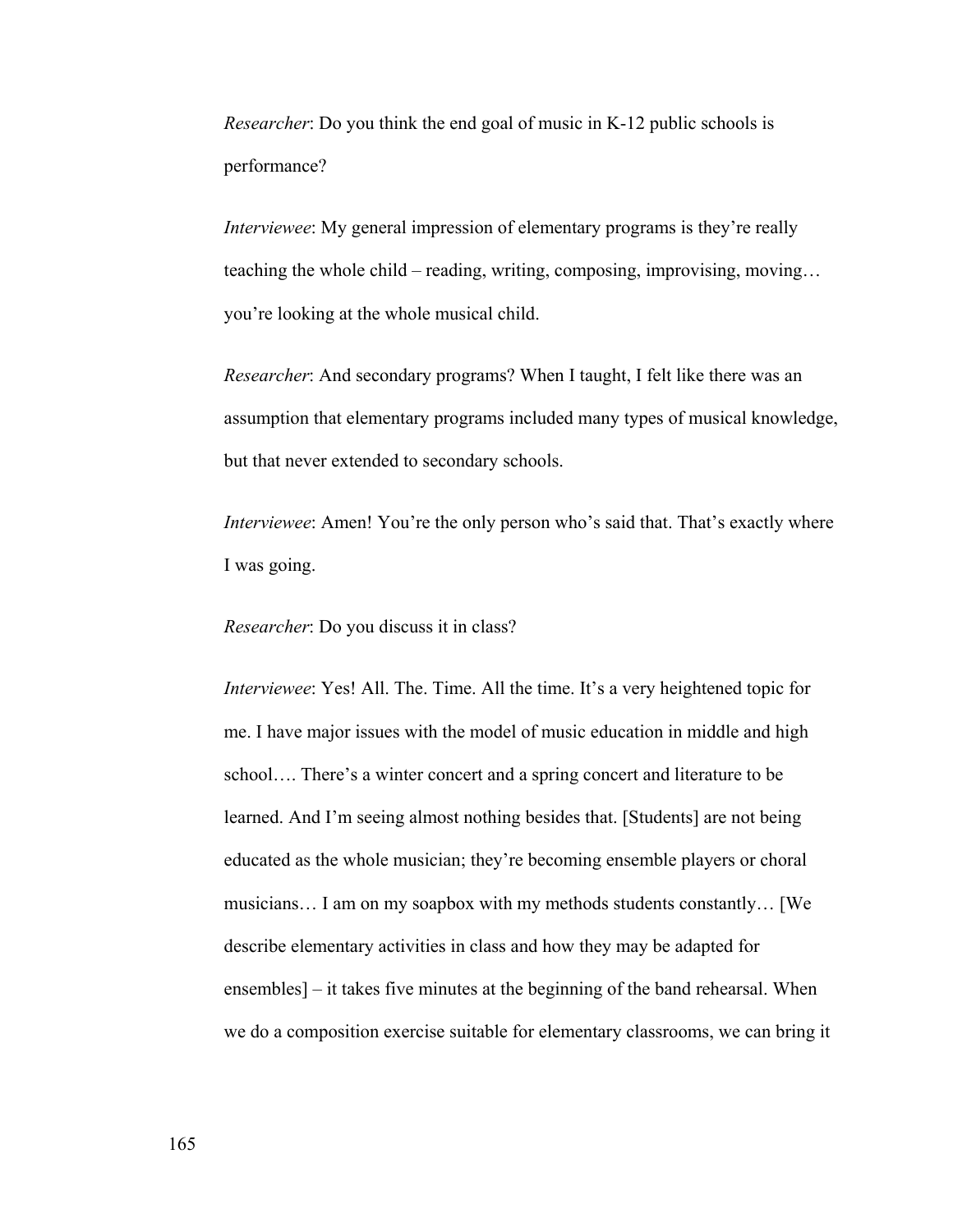*Researcher*: Do you think the end goal of music in K-12 public schools is performance?

*Interviewee*: My general impression of elementary programs is they're really teaching the whole child – reading, writing, composing, improvising, moving… you're looking at the whole musical child.

*Researcher*: And secondary programs? When I taught, I felt like there was an assumption that elementary programs included many types of musical knowledge, but that never extended to secondary schools.

*Interviewee*: Amen! You're the only person who's said that. That's exactly where I was going.

*Researcher*: Do you discuss it in class?

*Interviewee*: Yes! All. The. Time. All the time. It's a very heightened topic for me. I have major issues with the model of music education in middle and high school…. There's a winter concert and a spring concert and literature to be learned. And I'm seeing almost nothing besides that. [Students] are not being educated as the whole musician; they're becoming ensemble players or choral musicians… I am on my soapbox with my methods students constantly… [We describe elementary activities in class and how they may be adapted for ensembles] – it takes five minutes at the beginning of the band rehearsal. When we do a composition exercise suitable for elementary classrooms, we can bring it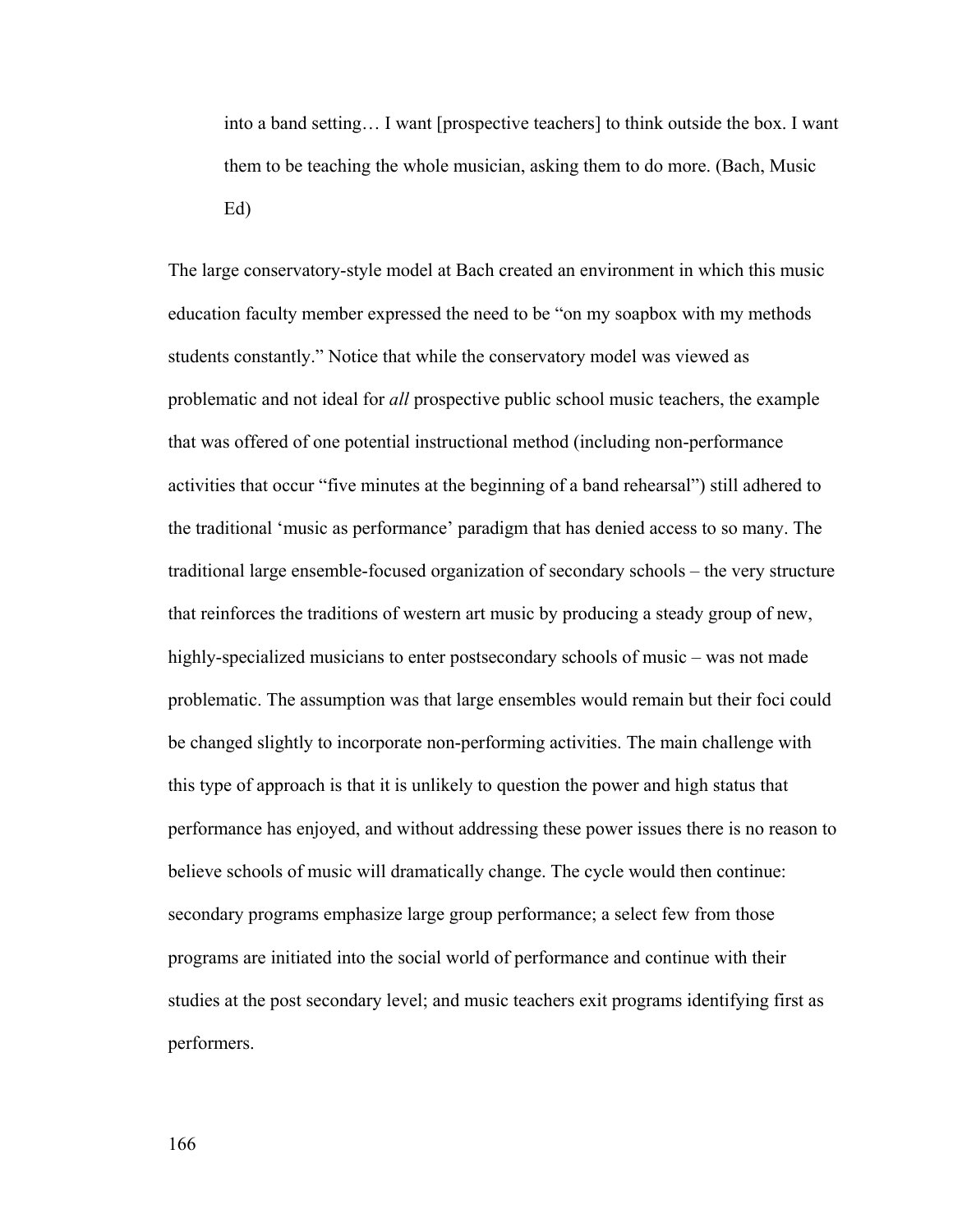> into a band setting… I want [prospective teachers] to think outside the box. I want them to be teaching the whole musician, asking them to do more. (Bach, Music Ed)

The large conservatory-style model at Bach created an environment in which this music education faculty member expressed the need to be "on my soapbox with my methods students constantly." Notice that while the conservatory model was viewed as problematic and not ideal for *all* prospective public school music teachers, the example that was offered of one potential instructional method (including non-performance activities that occur "five minutes at the beginning of a band rehearsal") still adhered to the traditional 'music as performance' paradigm that has denied access to so many. The traditional large ensemble-focused organization of secondary schools – the very structure that reinforces the traditions of western art music by producing a steady group of new, highly-specialized musicians to enter postsecondary schools of music – was not made problematic. The assumption was that large ensembles would remain but their foci could be changed slightly to incorporate non-performing activities. The main challenge with this type of approach is that it is unlikely to question the power and high status that performance has enjoyed, and without addressing these power issues there is no reason to believe schools of music will dramatically change. The cycle would then continue: secondary programs emphasize large group performance; a select few from those programs are initiated into the social world of performance and continue with their studies at the post secondary level; and music teachers exit programs identifying first as performers.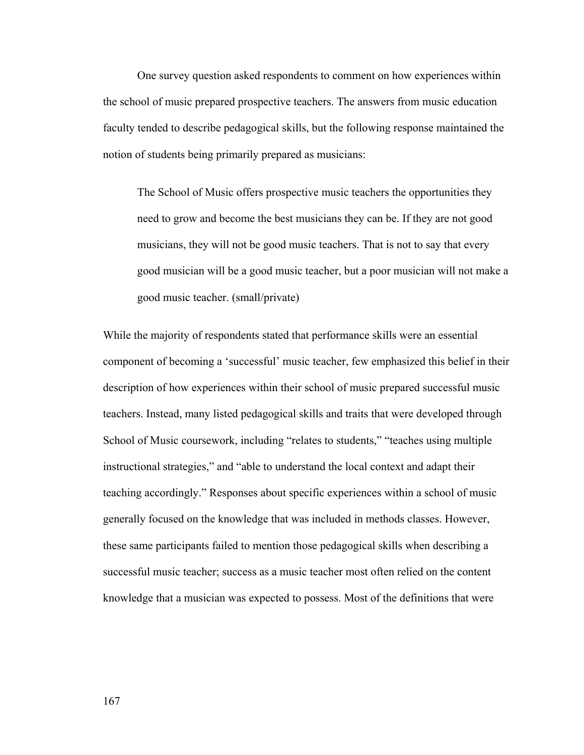One survey question asked respondents to comment on how experiences within the school of music prepared prospective teachers. The answers from music education faculty tended to describe pedagogical skills, but the following response maintained the notion of students being primarily prepared as musicians:

> The School of Music offers prospective music teachers the opportunities they need to grow and become the best musicians they can be. If they are not good musicians, they will not be good music teachers. That is not to say that every good musician will be a good music teacher, but a poor musician will not make a good music teacher. (small/private)

While the majority of respondents stated that performance skills were an essential component of becoming a 'successful' music teacher, few emphasized this belief in their description of how experiences within their school of music prepared successful music teachers. Instead, many listed pedagogical skills and traits that were developed through School of Music coursework, including "relates to students," "teaches using multiple instructional strategies," and "able to understand the local context and adapt their teaching accordingly." Responses about specific experiences within a school of music generally focused on the knowledge that was included in methods classes. However, these same participants failed to mention those pedagogical skills when describing a successful music teacher; success as a music teacher most often relied on the content knowledge that a musician was expected to possess. Most of the definitions that were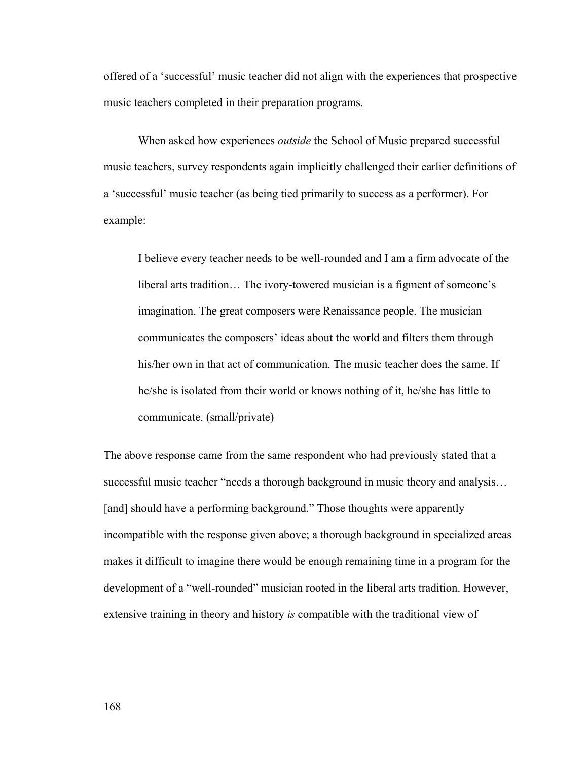offered of a ‘successful’ music teacher did not align with the experiences that prospective music teachers completed in their preparation programs.

When asked how experiences *outside* the School of Music prepared successful music teachers, survey respondents again implicitly challenged their earlier definitions of a ‘successful’ music teacher (as being tied primarily to success as a performer). For example:

> I believe every teacher needs to be well-rounded and I am a firm advocate of the liberal arts tradition… The ivory-towered musician is a figment of someone’s imagination. The great composers were Renaissance people. The musician communicates the composers’ ideas about the world and filters them through his/her own in that act of communication. The music teacher does the same. If he/she is isolated from their world or knows nothing of it, he/she has little to communicate. (small/private)

The above response came from the same respondent who had previously stated that a successful music teacher “needs a thorough background in music theory and analysis… [and] should have a performing background.” Those thoughts were apparently incompatible with the response given above; a thorough background in specialized areas makes it difficult to imagine there would be enough remaining time in a program for the development of a “well-rounded” musician rooted in the liberal arts tradition. However, extensive training in theory and history *is* compatible with the traditional view of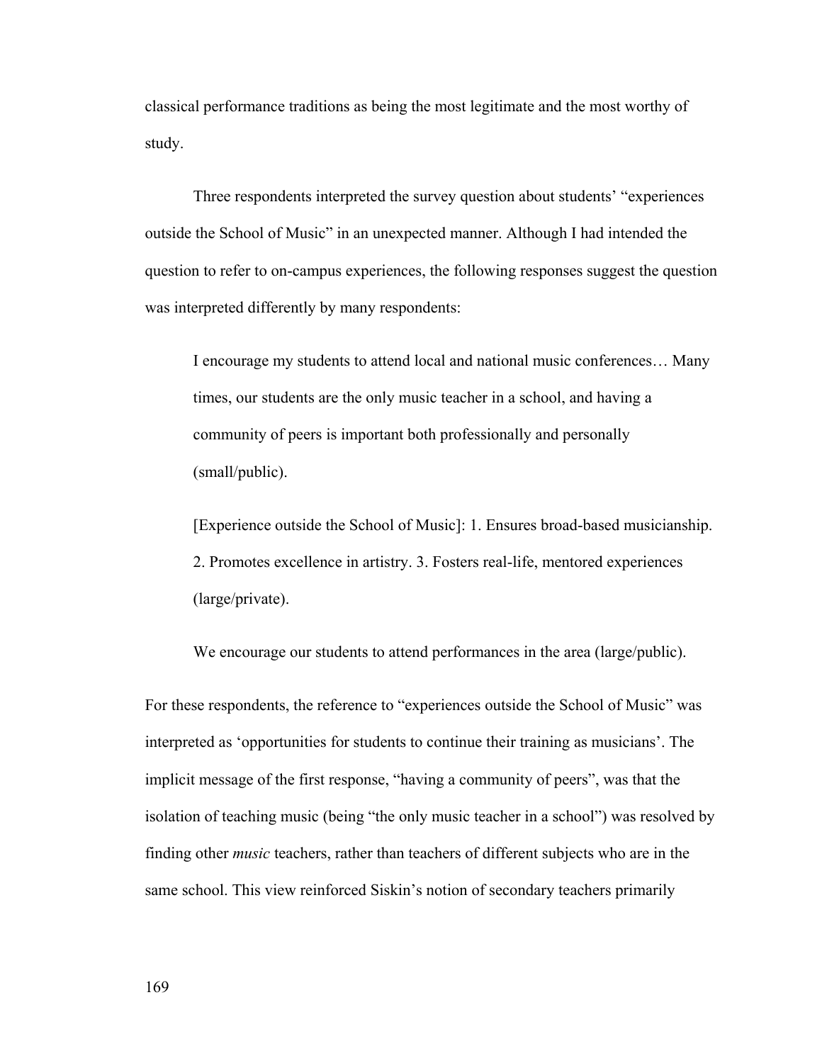classical performance traditions as being the most legitimate and the most worthy of study.

Three respondents interpreted the survey question about students' "experiences outside the School of Music" in an unexpected manner. Although I had intended the question to refer to on-campus experiences, the following responses suggest the question was interpreted differently by many respondents:

> I encourage my students to attend local and national music conferences… Many times, our students are the only music teacher in a school, and having a community of peers is important both professionally and personally (small/public).
>
> [Experience outside the School of Music]: 1. Ensures broad-based musicianship. 2. Promotes excellence in artistry. 3. Fosters real-life, mentored experiences (large/private).
>
> We encourage our students to attend performances in the area (large/public).

For these respondents, the reference to "experiences outside the School of Music" was interpreted as 'opportunities for students to continue their training as musicians'. The implicit message of the first response, "having a community of peers", was that the isolation of teaching music (being "the only music teacher in a school") was resolved by finding other *music* teachers, rather than teachers of different subjects who are in the same school. This view reinforced Siskin's notion of secondary teachers primarily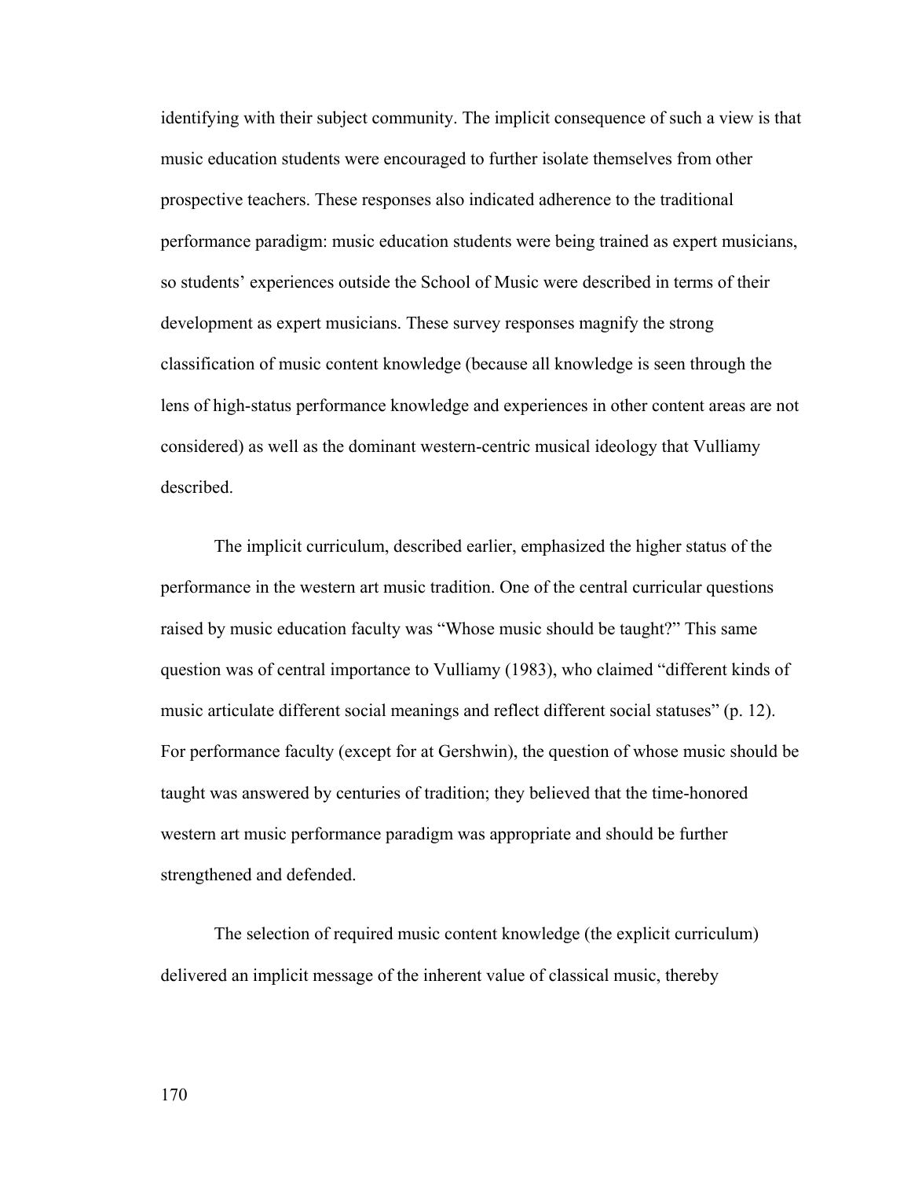identifying with their subject community. The implicit consequence of such a view is that music education students were encouraged to further isolate themselves from other prospective teachers. These responses also indicated adherence to the traditional performance paradigm: music education students were being trained as expert musicians, so students' experiences outside the School of Music were described in terms of their development as expert musicians. These survey responses magnify the strong classification of music content knowledge (because all knowledge is seen through the lens of high-status performance knowledge and experiences in other content areas are not considered) as well as the dominant western-centric musical ideology that Vulliamy described.

The implicit curriculum, described earlier, emphasized the higher status of the performance in the western art music tradition. One of the central curricular questions raised by music education faculty was "Whose music should be taught?" This same question was of central importance to Vulliamy (1983), who claimed "different kinds of music articulate different social meanings and reflect different social statuses" (p. 12). For performance faculty (except for at Gershwin), the question of whose music should be taught was answered by centuries of tradition; they believed that the time-honored western art music performance paradigm was appropriate and should be further strengthened and defended.

The selection of required music content knowledge (the explicit curriculum) delivered an implicit message of the inherent value of classical music, thereby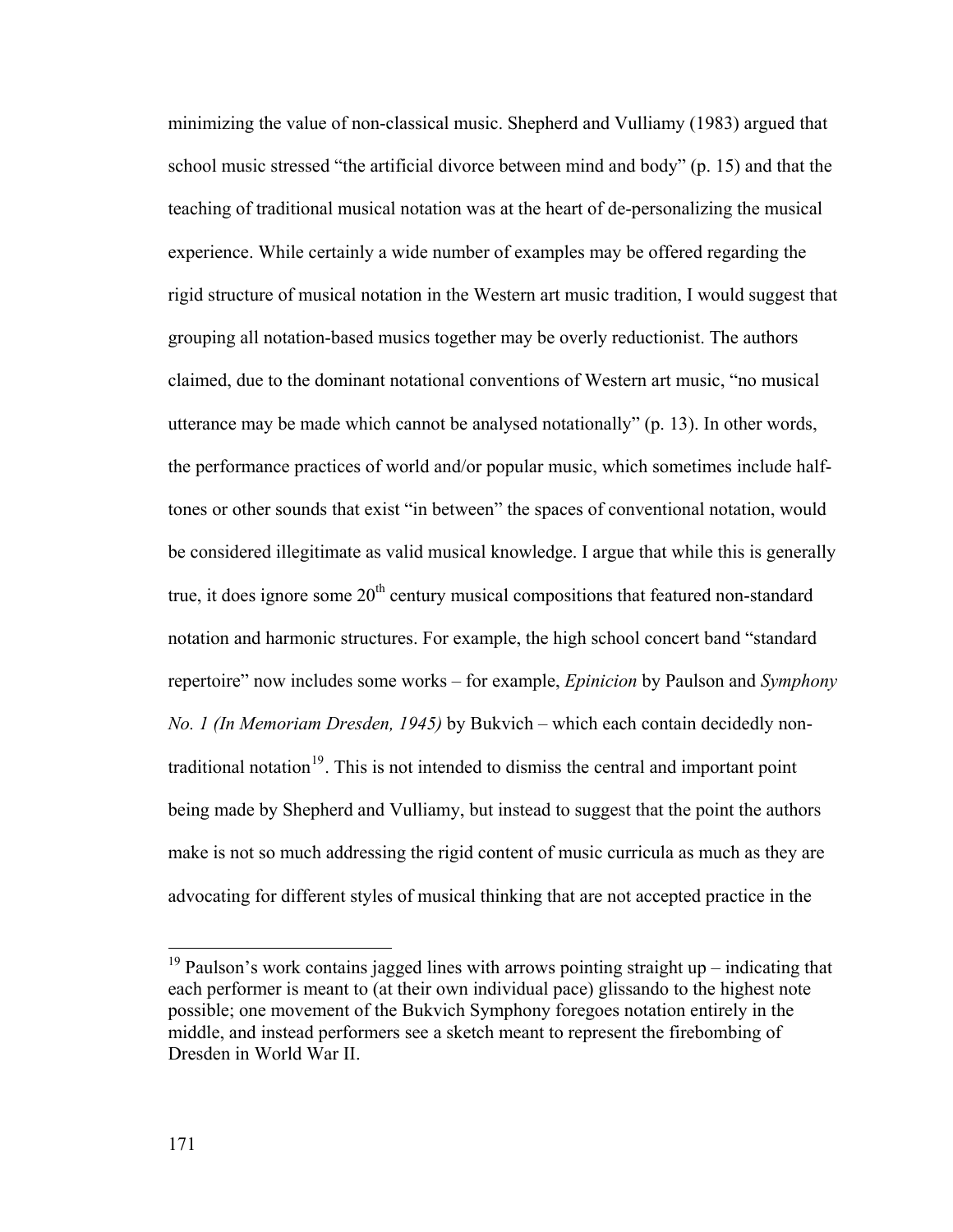minimizing the value of non-classical music. Shepherd and Vulliamy (1983) argued that school music stressed "the artificial divorce between mind and body" (p. 15) and that the teaching of traditional musical notation was at the heart of de-personalizing the musical experience. While certainly a wide number of examples may be offered regarding the rigid structure of musical notation in the Western art music tradition, I would suggest that grouping all notation-based musics together may be overly reductionist. The authors claimed, due to the dominant notational conventions of Western art music, "no musical utterance may be made which cannot be analysed notationally" (p. 13). In other words, the performance practices of world and/or popular music, which sometimes include half-tones or other sounds that exist "in between" the spaces of conventional notation, would be considered illegitimate as valid musical knowledge. I argue that while this is generally true, it does ignore some 20th century musical compositions that featured non-standard notation and harmonic structures. For example, the high school concert band "standard repertoire" now includes some works – for example, *Epinicion* by Paulson and *Symphony No. 1 (In Memoriam Dresden, 1945)* by Bukvich – which each contain decidedly non-traditional notation[19]. This is not intended to dismiss the central and important point being made by Shepherd and Vulliamy, but instead to suggest that the point the authors make is not so much addressing the rigid content of music curricula as much as they are advocating for different styles of musical thinking that are not accepted practice in the

[19] Paulson's work contains jagged lines with arrows pointing straight up – indicating that each performer is meant to (at their own individual pace) glissando to the highest note possible; one movement of the Bukvich Symphony foregoes notation entirely in the middle, and instead performers see a sketch meant to represent the firebombing of Dresden in World War II.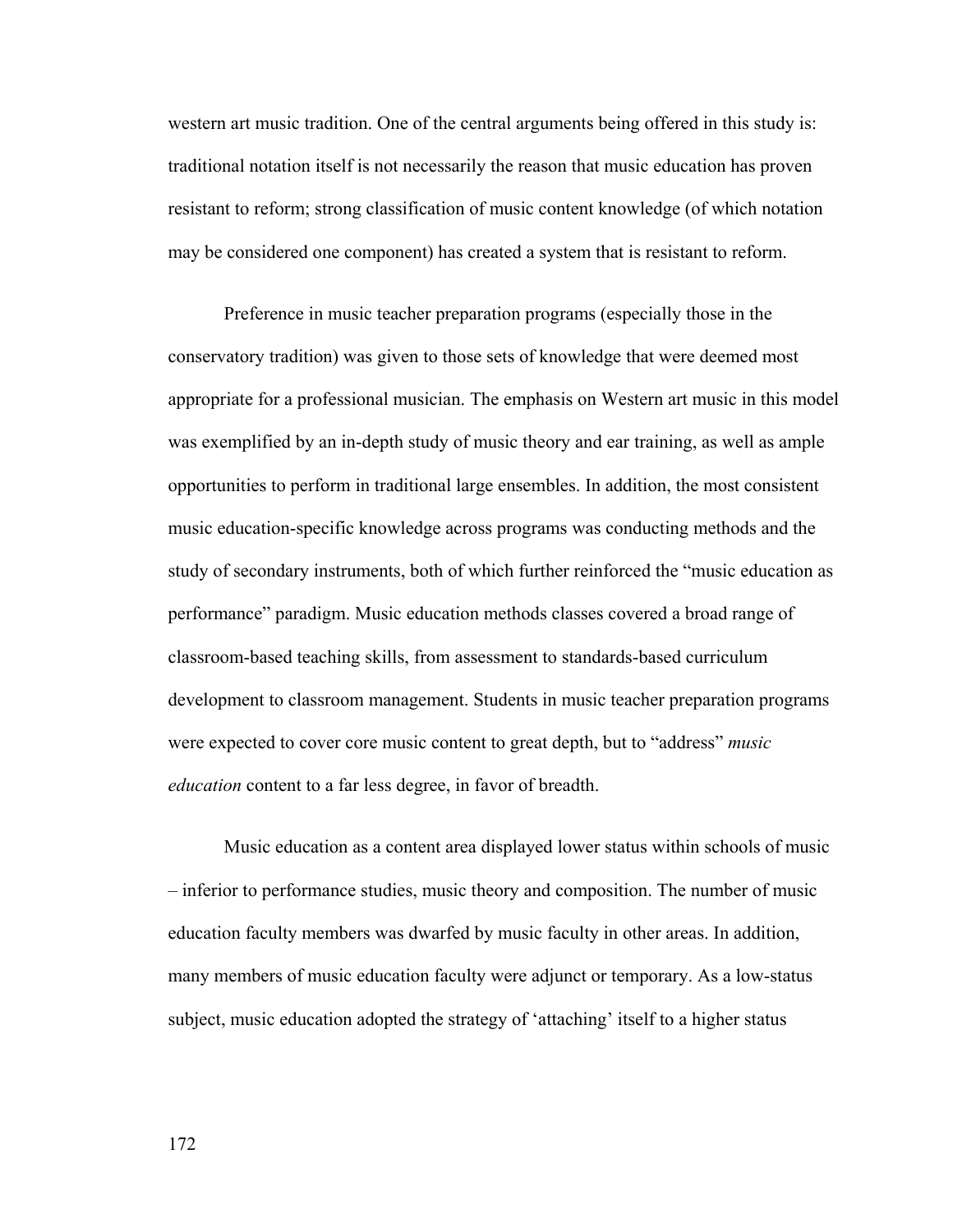western art music tradition. One of the central arguments being offered in this study is: traditional notation itself is not necessarily the reason that music education has proven resistant to reform; strong classification of music content knowledge (of which notation may be considered one component) has created a system that is resistant to reform.

Preference in music teacher preparation programs (especially those in the conservatory tradition) was given to those sets of knowledge that were deemed most appropriate for a professional musician. The emphasis on Western art music in this model was exemplified by an in-depth study of music theory and ear training, as well as ample opportunities to perform in traditional large ensembles. In addition, the most consistent music education-specific knowledge across programs was conducting methods and the study of secondary instruments, both of which further reinforced the "music education as performance" paradigm. Music education methods classes covered a broad range of classroom-based teaching skills, from assessment to standards-based curriculum development to classroom management. Students in music teacher preparation programs were expected to cover core music content to great depth, but to "address" *music education* content to a far less degree, in favor of breadth.

Music education as a content area displayed lower status within schools of music – inferior to performance studies, music theory and composition. The number of music education faculty members was dwarfed by music faculty in other areas. In addition, many members of music education faculty were adjunct or temporary. As a low-status subject, music education adopted the strategy of 'attaching' itself to a higher status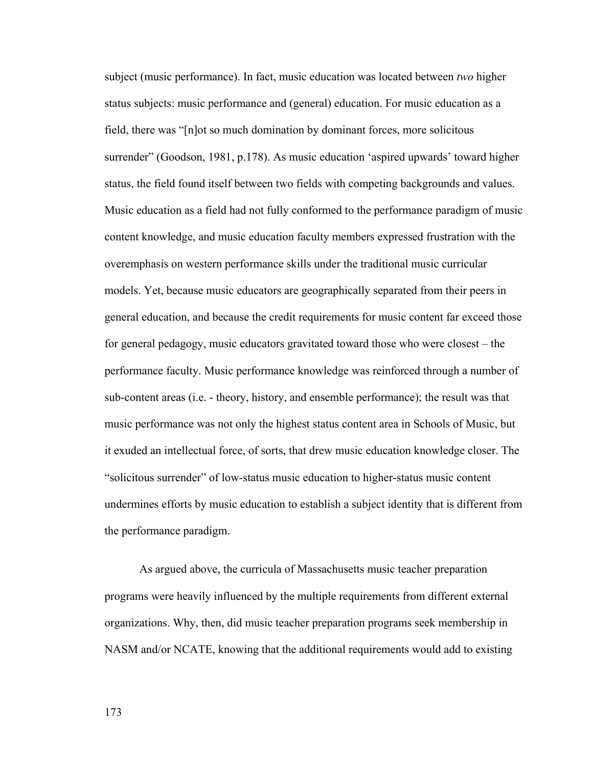subject (music performance). In fact, music education was located between *two* higher status subjects: music performance and (general) education. For music education as a field, there was "[n]ot so much domination by dominant forces, more solicitous surrender" (Goodson, 1981, p.178). As music education 'aspired upwards' toward higher status, the field found itself between two fields with competing backgrounds and values. Music education as a field had not fully conformed to the performance paradigm of music content knowledge, and music education faculty members expressed frustration with the overemphasis on western performance skills under the traditional music curricular models. Yet, because music educators are geographically separated from their peers in general education, and because the credit requirements for music content far exceed those for general pedagogy, music educators gravitated toward those who were closest – the performance faculty. Music performance knowledge was reinforced through a number of sub-content areas (i.e. - theory, history, and ensemble performance); the result was that music performance was not only the highest status content area in Schools of Music, but it exuded an intellectual force, of sorts, that drew music education knowledge closer. The "solicitous surrender" of low-status music education to higher-status music content undermines efforts by music education to establish a subject identity that is different from the performance paradigm.

As argued above, the curricula of Massachusetts music teacher preparation programs were heavily influenced by the multiple requirements from different external organizations. Why, then, did music teacher preparation programs seek membership in NASM and/or NCATE, knowing that the additional requirements would add to existing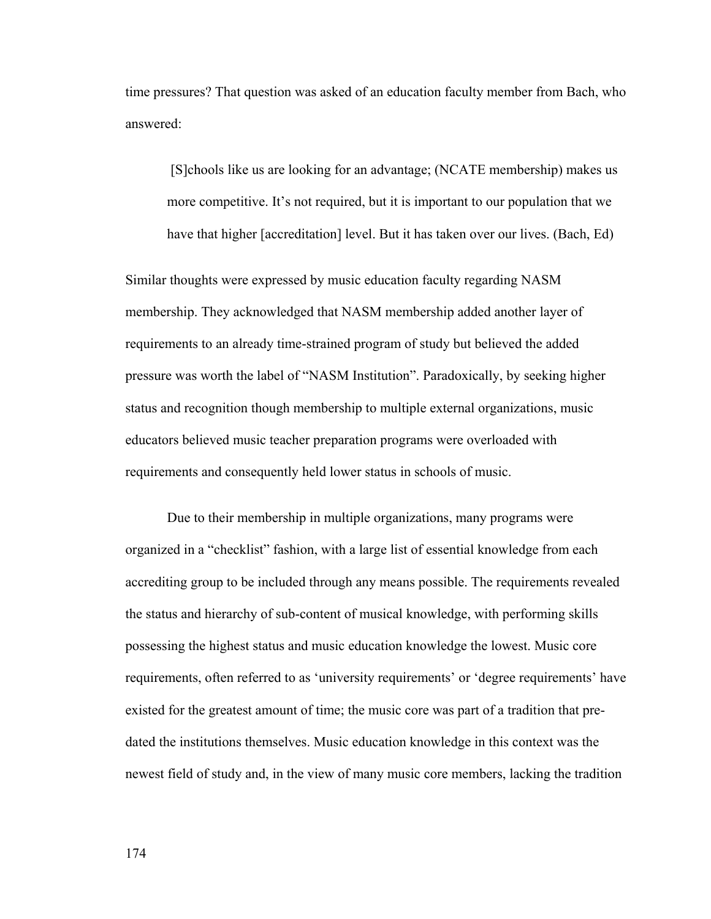time pressures? That question was asked of an education faculty member from Bach, who answered:

> [S]chools like us are looking for an advantage; (NCATE membership) makes us more competitive. It's not required, but it is important to our population that we have that higher [accreditation] level. But it has taken over our lives. (Bach, Ed)

Similar thoughts were expressed by music education faculty regarding NASM membership. They acknowledged that NASM membership added another layer of requirements to an already time-strained program of study but believed the added pressure was worth the label of "NASM Institution". Paradoxically, by seeking higher status and recognition though membership to multiple external organizations, music educators believed music teacher preparation programs were overloaded with requirements and consequently held lower status in schools of music.

Due to their membership in multiple organizations, many programs were organized in a "checklist" fashion, with a large list of essential knowledge from each accrediting group to be included through any means possible. The requirements revealed the status and hierarchy of sub-content of musical knowledge, with performing skills possessing the highest status and music education knowledge the lowest. Music core requirements, often referred to as 'university requirements' or 'degree requirements' have existed for the greatest amount of time; the music core was part of a tradition that pre-dated the institutions themselves. Music education knowledge in this context was the newest field of study and, in the view of many music core members, lacking the tradition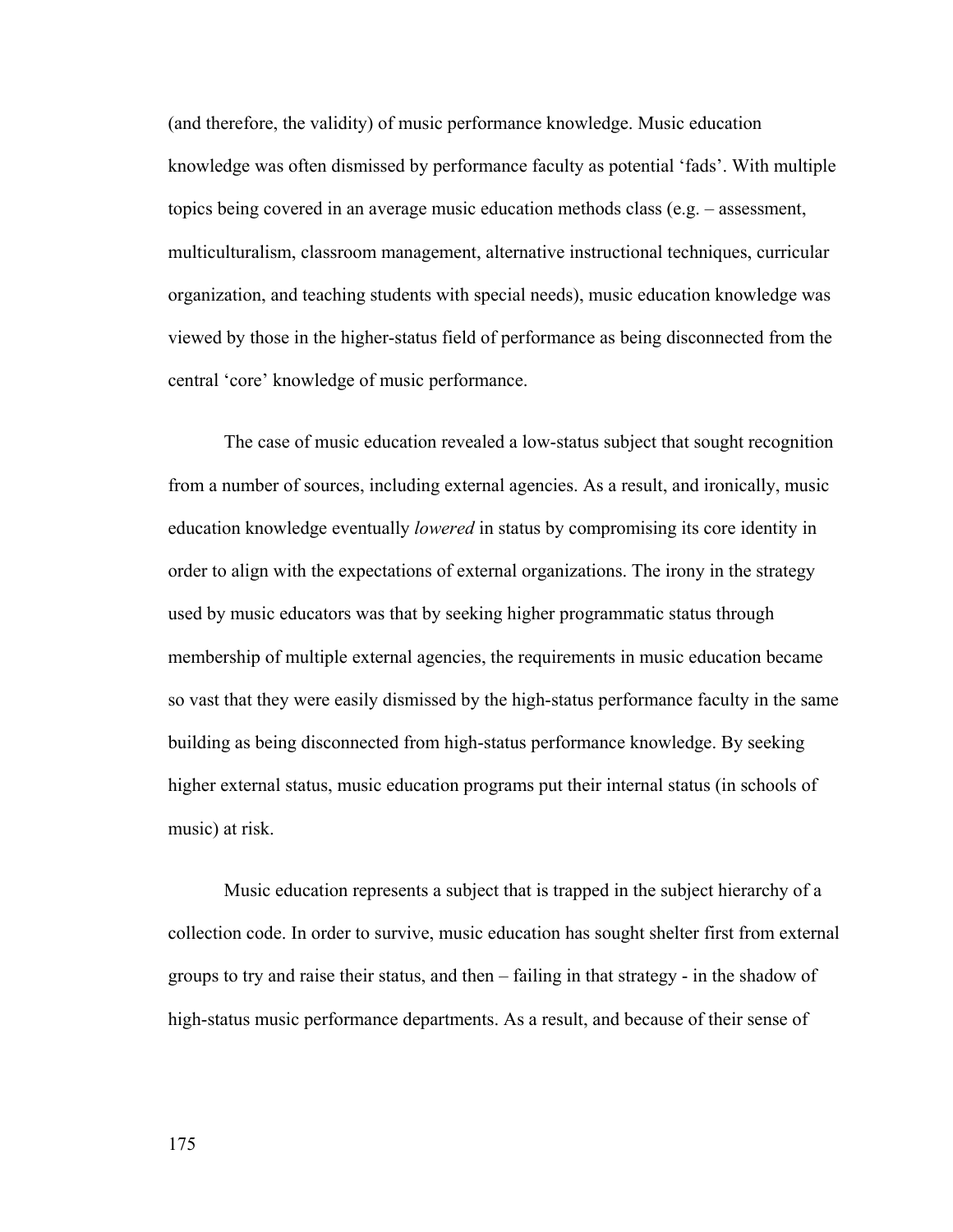(and therefore, the validity) of music performance knowledge. Music education knowledge was often dismissed by performance faculty as potential 'fads'. With multiple topics being covered in an average music education methods class (e.g. – assessment, multiculturalism, classroom management, alternative instructional techniques, curricular organization, and teaching students with special needs), music education knowledge was viewed by those in the higher-status field of performance as being disconnected from the central 'core' knowledge of music performance.

The case of music education revealed a low-status subject that sought recognition from a number of sources, including external agencies. As a result, and ironically, music education knowledge eventually *lowered* in status by compromising its core identity in order to align with the expectations of external organizations. The irony in the strategy used by music educators was that by seeking higher programmatic status through membership of multiple external agencies, the requirements in music education became so vast that they were easily dismissed by the high-status performance faculty in the same building as being disconnected from high-status performance knowledge. By seeking higher external status, music education programs put their internal status (in schools of music) at risk.

Music education represents a subject that is trapped in the subject hierarchy of a collection code. In order to survive, music education has sought shelter first from external groups to try and raise their status, and then – failing in that strategy - in the shadow of high-status music performance departments. As a result, and because of their sense of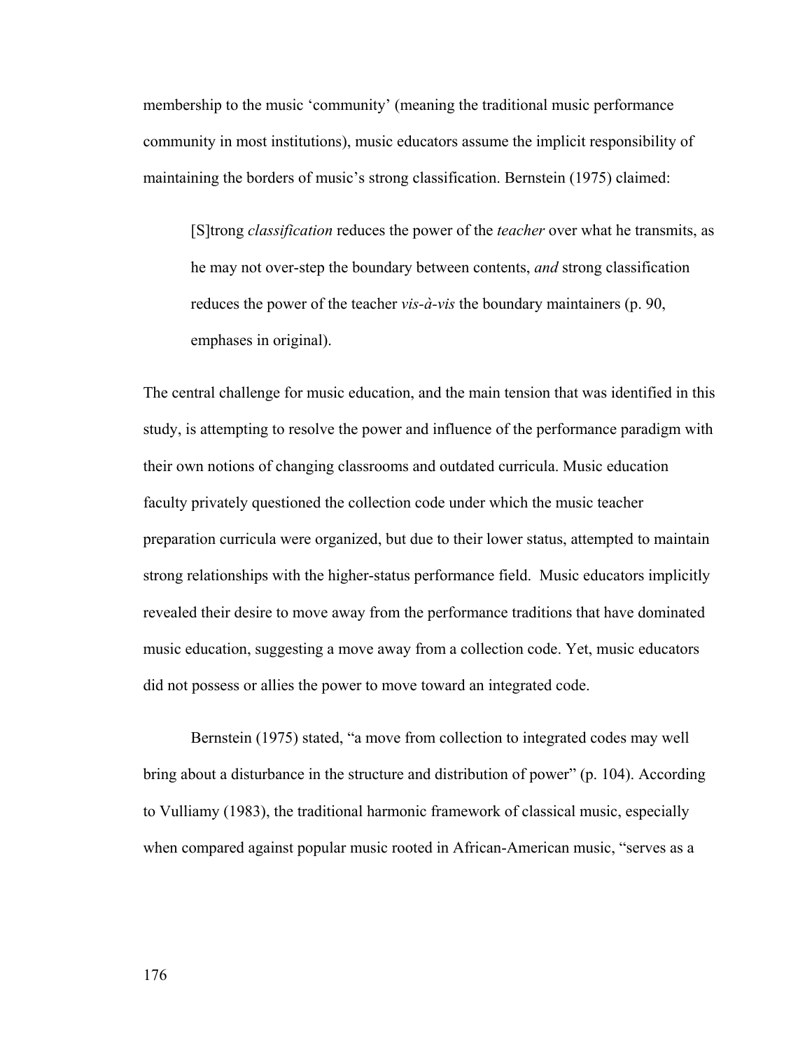membership to the music 'community' (meaning the traditional music performance community in most institutions), music educators assume the implicit responsibility of maintaining the borders of music's strong classification. Bernstein (1975) claimed:

> [S]trong *classification* reduces the power of the *teacher* over what he transmits, as he may not over-step the boundary between contents, *and* strong classification reduces the power of the teacher *vis-à-vis* the boundary maintainers (p. 90, emphases in original).

The central challenge for music education, and the main tension that was identified in this study, is attempting to resolve the power and influence of the performance paradigm with their own notions of changing classrooms and outdated curricula. Music education faculty privately questioned the collection code under which the music teacher preparation curricula were organized, but due to their lower status, attempted to maintain strong relationships with the higher-status performance field. Music educators implicitly revealed their desire to move away from the performance traditions that have dominated music education, suggesting a move away from a collection code. Yet, music educators did not possess or allies the power to move toward an integrated code.

Bernstein (1975) stated, "a move from collection to integrated codes may well bring about a disturbance in the structure and distribution of power" (p. 104). According to Vulliamy (1983), the traditional harmonic framework of classical music, especially when compared against popular music rooted in African-American music, "serves as a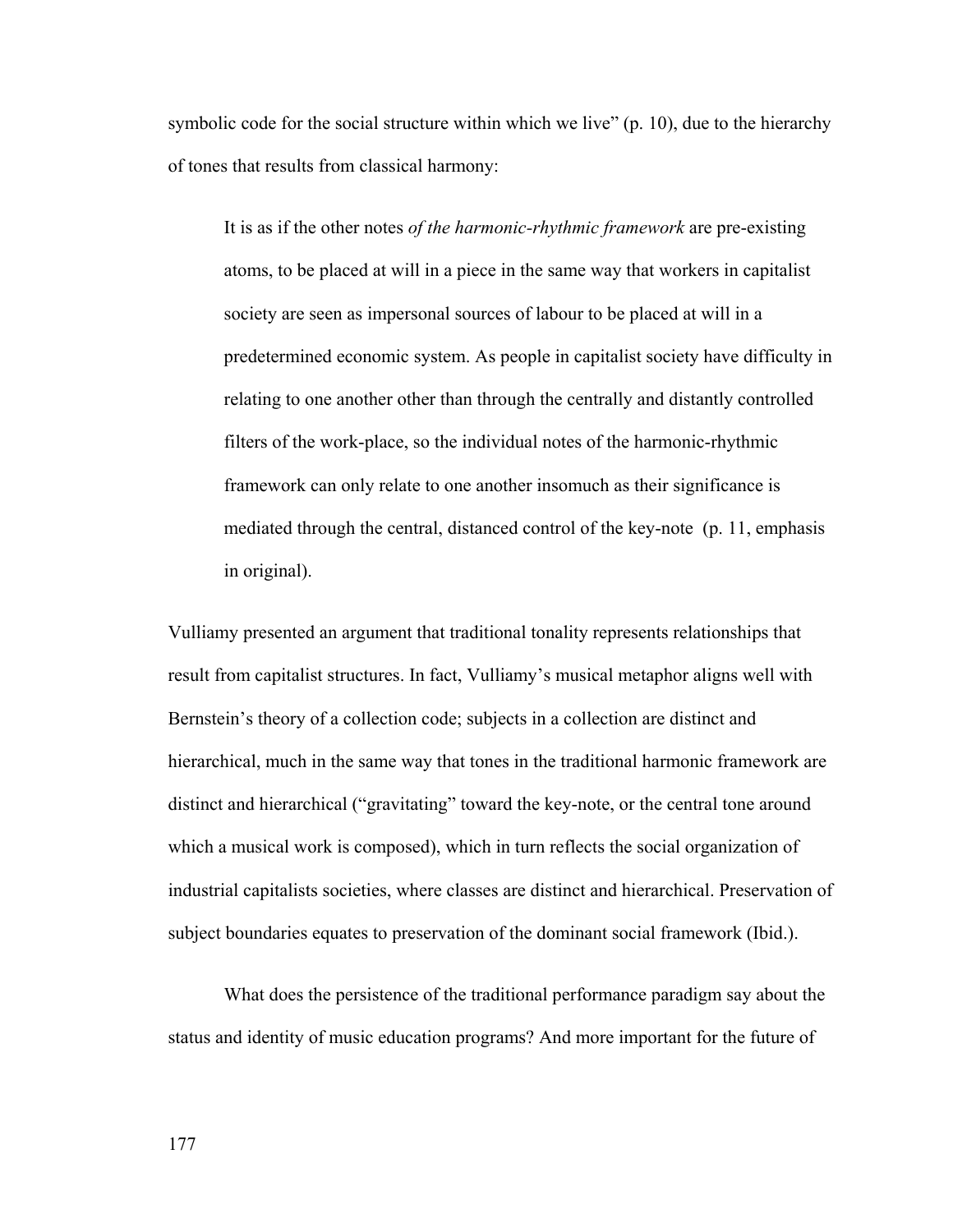symbolic code for the social structure within which we live" (p. 10), due to the hierarchy of tones that results from classical harmony:

> It is as if the other notes *of the harmonic-rhythmic framework* are pre-existing atoms, to be placed at will in a piece in the same way that workers in capitalist society are seen as impersonal sources of labour to be placed at will in a predetermined economic system. As people in capitalist society have difficulty in relating to one another other than through the centrally and distantly controlled filters of the work-place, so the individual notes of the harmonic-rhythmic framework can only relate to one another insomuch as their significance is mediated through the central, distanced control of the key-note (p. 11, emphasis in original).

Vulliamy presented an argument that traditional tonality represents relationships that result from capitalist structures. In fact, Vulliamy's musical metaphor aligns well with Bernstein's theory of a collection code; subjects in a collection are distinct and hierarchical, much in the same way that tones in the traditional harmonic framework are distinct and hierarchical ("gravitating" toward the key-note, or the central tone around which a musical work is composed), which in turn reflects the social organization of industrial capitalists societies, where classes are distinct and hierarchical. Preservation of subject boundaries equates to preservation of the dominant social framework (Ibid.).

What does the persistence of the traditional performance paradigm say about the status and identity of music education programs? And more important for the future of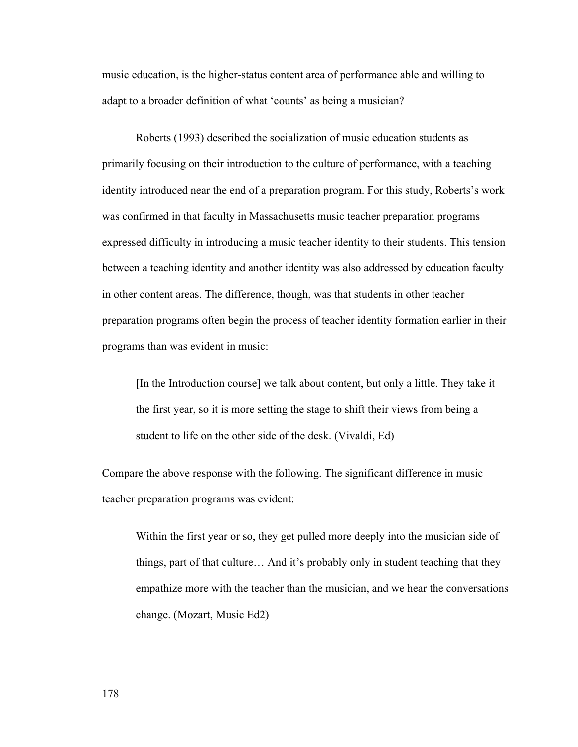music education, is the higher-status content area of performance able and willing to adapt to a broader definition of what 'counts' as being a musician?

Roberts (1993) described the socialization of music education students as primarily focusing on their introduction to the culture of performance, with a teaching identity introduced near the end of a preparation program. For this study, Roberts's work was confirmed in that faculty in Massachusetts music teacher preparation programs expressed difficulty in introducing a music teacher identity to their students. This tension between a teaching identity and another identity was also addressed by education faculty in other content areas. The difference, though, was that students in other teacher preparation programs often begin the process of teacher identity formation earlier in their programs than was evident in music:

> [In the Introduction course] we talk about content, but only a little. They take it the first year, so it is more setting the stage to shift their views from being a student to life on the other side of the desk. (Vivaldi, Ed)

Compare the above response with the following. The significant difference in music teacher preparation programs was evident:

> Within the first year or so, they get pulled more deeply into the musician side of things, part of that culture… And it's probably only in student teaching that they empathize more with the teacher than the musician, and we hear the conversations change. (Mozart, Music Ed2)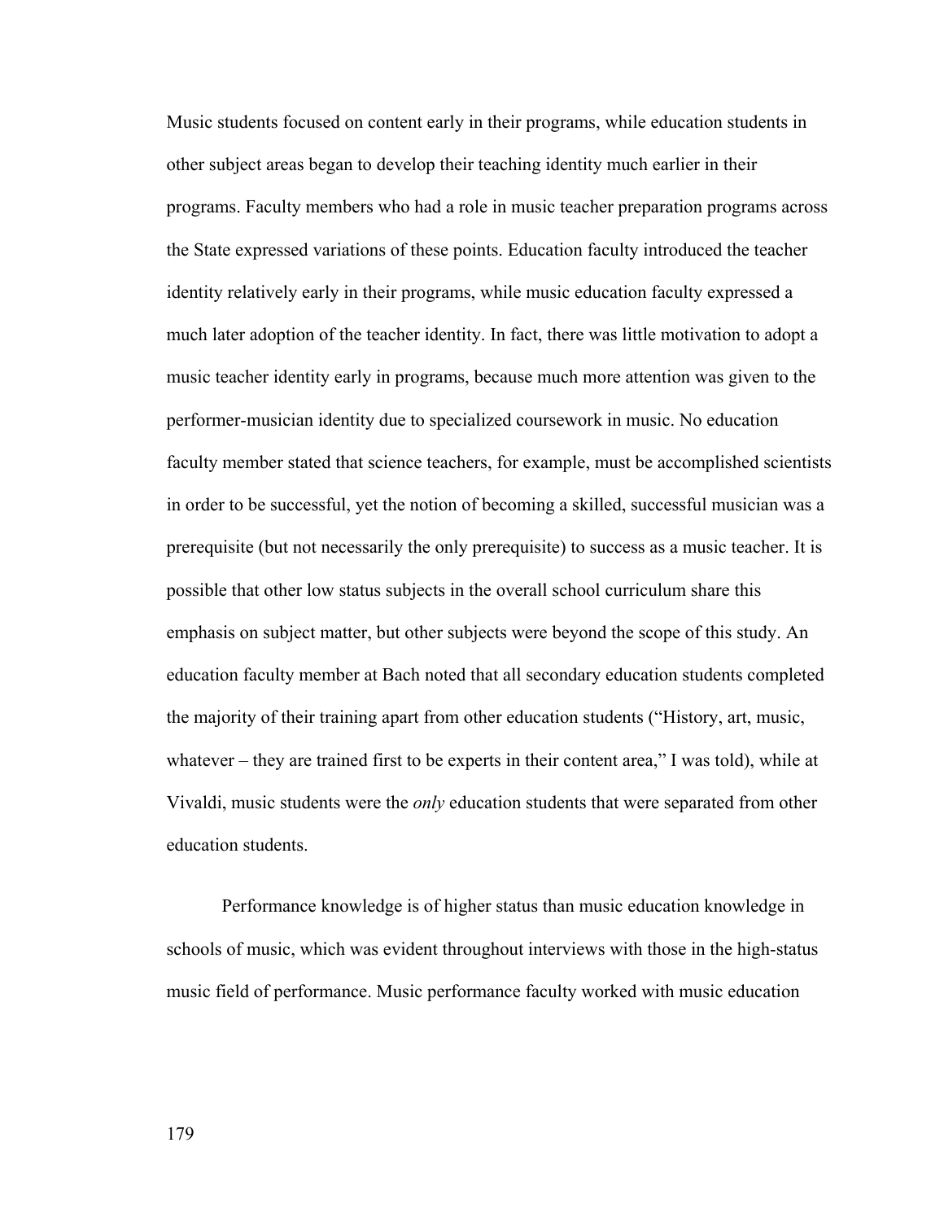Music students focused on content early in their programs, while education students in other subject areas began to develop their teaching identity much earlier in their programs. Faculty members who had a role in music teacher preparation programs across the State expressed variations of these points. Education faculty introduced the teacher identity relatively early in their programs, while music education faculty expressed a much later adoption of the teacher identity. In fact, there was little motivation to adopt a music teacher identity early in programs, because much more attention was given to the performer-musician identity due to specialized coursework in music. No education faculty member stated that science teachers, for example, must be accomplished scientists in order to be successful, yet the notion of becoming a skilled, successful musician was a prerequisite (but not necessarily the only prerequisite) to success as a music teacher. It is possible that other low status subjects in the overall school curriculum share this emphasis on subject matter, but other subjects were beyond the scope of this study. An education faculty member at Bach noted that all secondary education students completed the majority of their training apart from other education students ("History, art, music, whatever – they are trained first to be experts in their content area," I was told), while at Vivaldi, music students were the *only* education students that were separated from other education students.

Performance knowledge is of higher status than music education knowledge in schools of music, which was evident throughout interviews with those in the high-status music field of performance. Music performance faculty worked with music education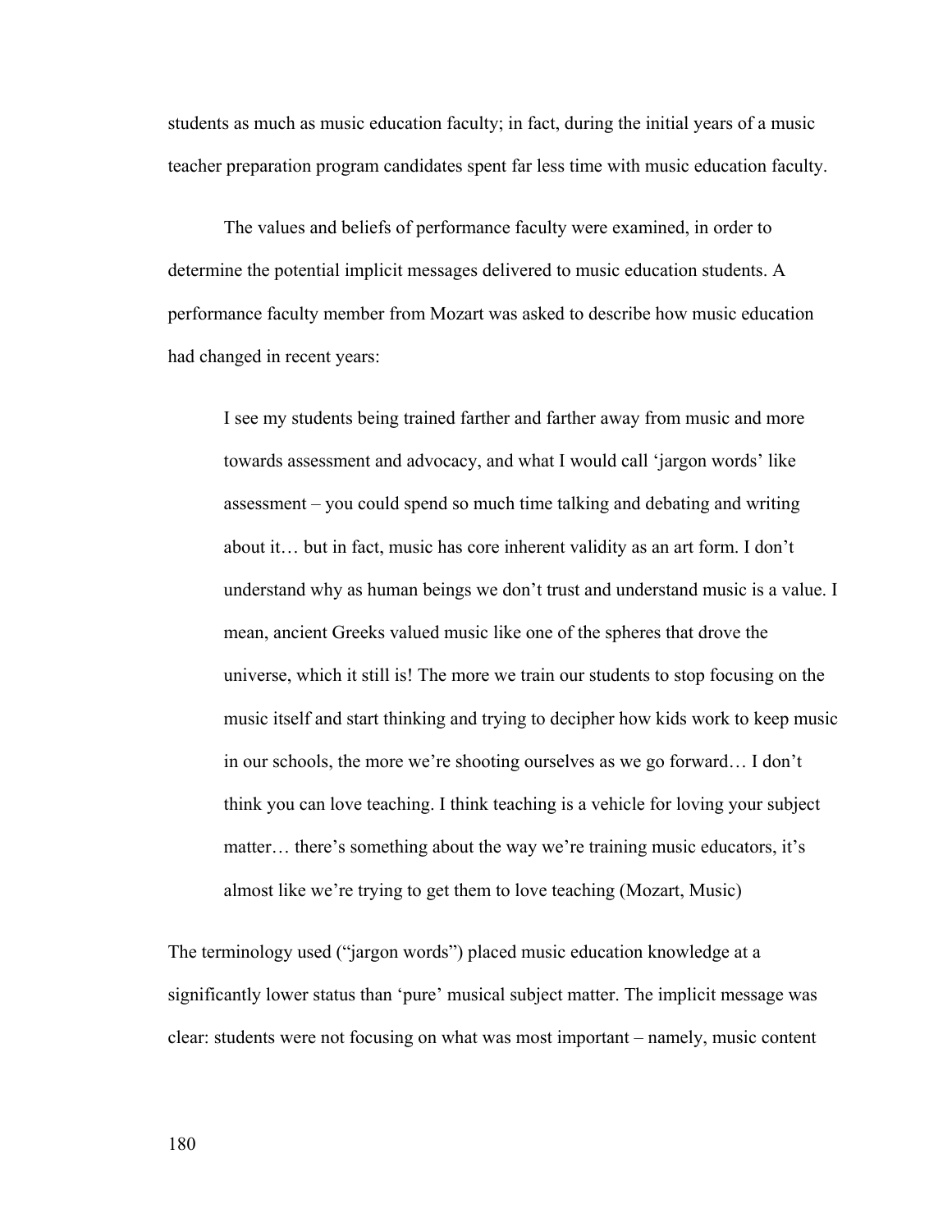students as much as music education faculty; in fact, during the initial years of a music teacher preparation program candidates spent far less time with music education faculty.

The values and beliefs of performance faculty were examined, in order to determine the potential implicit messages delivered to music education students. A performance faculty member from Mozart was asked to describe how music education had changed in recent years:

> I see my students being trained farther and farther away from music and more towards assessment and advocacy, and what I would call 'jargon words' like assessment – you could spend so much time talking and debating and writing about it… but in fact, music has core inherent validity as an art form. I don't understand why as human beings we don't trust and understand music is a value. I mean, ancient Greeks valued music like one of the spheres that drove the universe, which it still is! The more we train our students to stop focusing on the music itself and start thinking and trying to decipher how kids work to keep music in our schools, the more we're shooting ourselves as we go forward… I don't think you can love teaching. I think teaching is a vehicle for loving your subject matter… there's something about the way we're training music educators, it's almost like we're trying to get them to love teaching (Mozart, Music)

The terminology used ("jargon words") placed music education knowledge at a significantly lower status than 'pure' musical subject matter. The implicit message was clear: students were not focusing on what was most important – namely, music content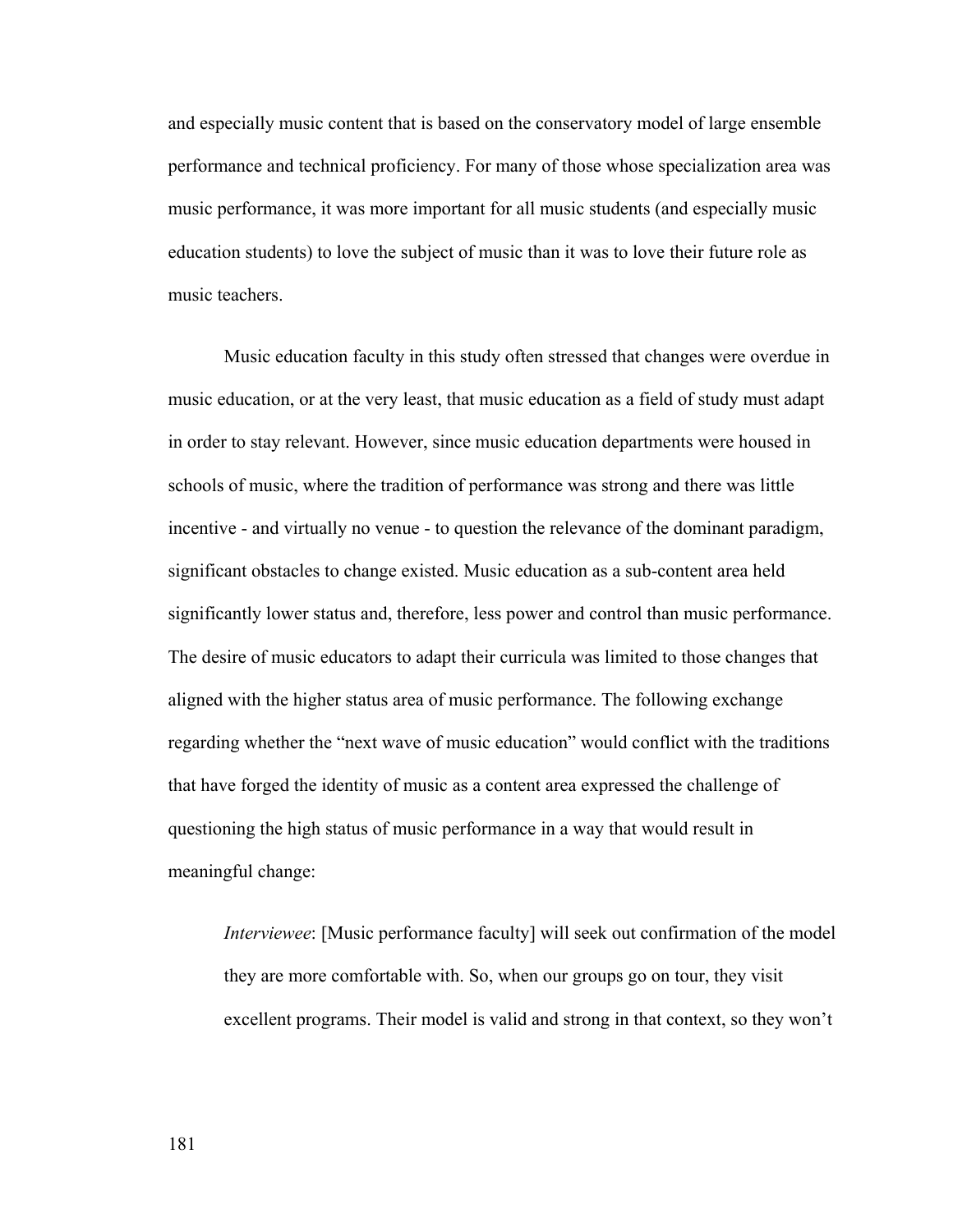and especially music content that is based on the conservatory model of large ensemble performance and technical proficiency. For many of those whose specialization area was music performance, it was more important for all music students (and especially music education students) to love the subject of music than it was to love their future role as music teachers.

Music education faculty in this study often stressed that changes were overdue in music education, or at the very least, that music education as a field of study must adapt in order to stay relevant. However, since music education departments were housed in schools of music, where the tradition of performance was strong and there was little incentive - and virtually no venue - to question the relevance of the dominant paradigm, significant obstacles to change existed. Music education as a sub-content area held significantly lower status and, therefore, less power and control than music performance. The desire of music educators to adapt their curricula was limited to those changes that aligned with the higher status area of music performance. The following exchange regarding whether the "next wave of music education" would conflict with the traditions that have forged the identity of music as a content area expressed the challenge of questioning the high status of music performance in a way that would result in meaningful change:

> *Interviewee*: [Music performance faculty] will seek out confirmation of the model they are more comfortable with. So, when our groups go on tour, they visit excellent programs. Their model is valid and strong in that context, so they won't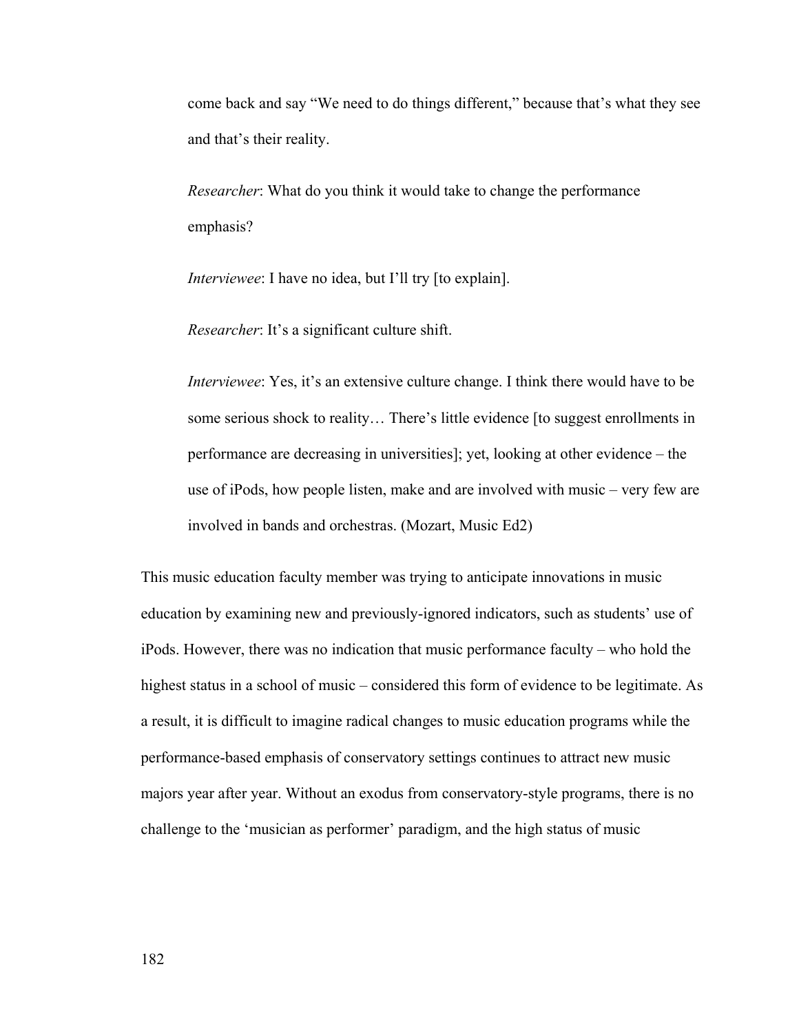come back and say "We need to do things different," because that's what they see and that's their reality.

*Researcher*: What do you think it would take to change the performance emphasis?

*Interviewee*: I have no idea, but I'll try [to explain].

*Researcher*: It's a significant culture shift.

*Interviewee*: Yes, it's an extensive culture change. I think there would have to be some serious shock to reality… There's little evidence [to suggest enrollments in performance are decreasing in universities]; yet, looking at other evidence – the use of iPods, how people listen, make and are involved with music – very few are involved in bands and orchestras. (Mozart, Music Ed2)

This music education faculty member was trying to anticipate innovations in music education by examining new and previously-ignored indicators, such as students' use of iPods. However, there was no indication that music performance faculty – who hold the highest status in a school of music – considered this form of evidence to be legitimate. As a result, it is difficult to imagine radical changes to music education programs while the performance-based emphasis of conservatory settings continues to attract new music majors year after year. Without an exodus from conservatory-style programs, there is no challenge to the 'musician as performer' paradigm, and the high status of music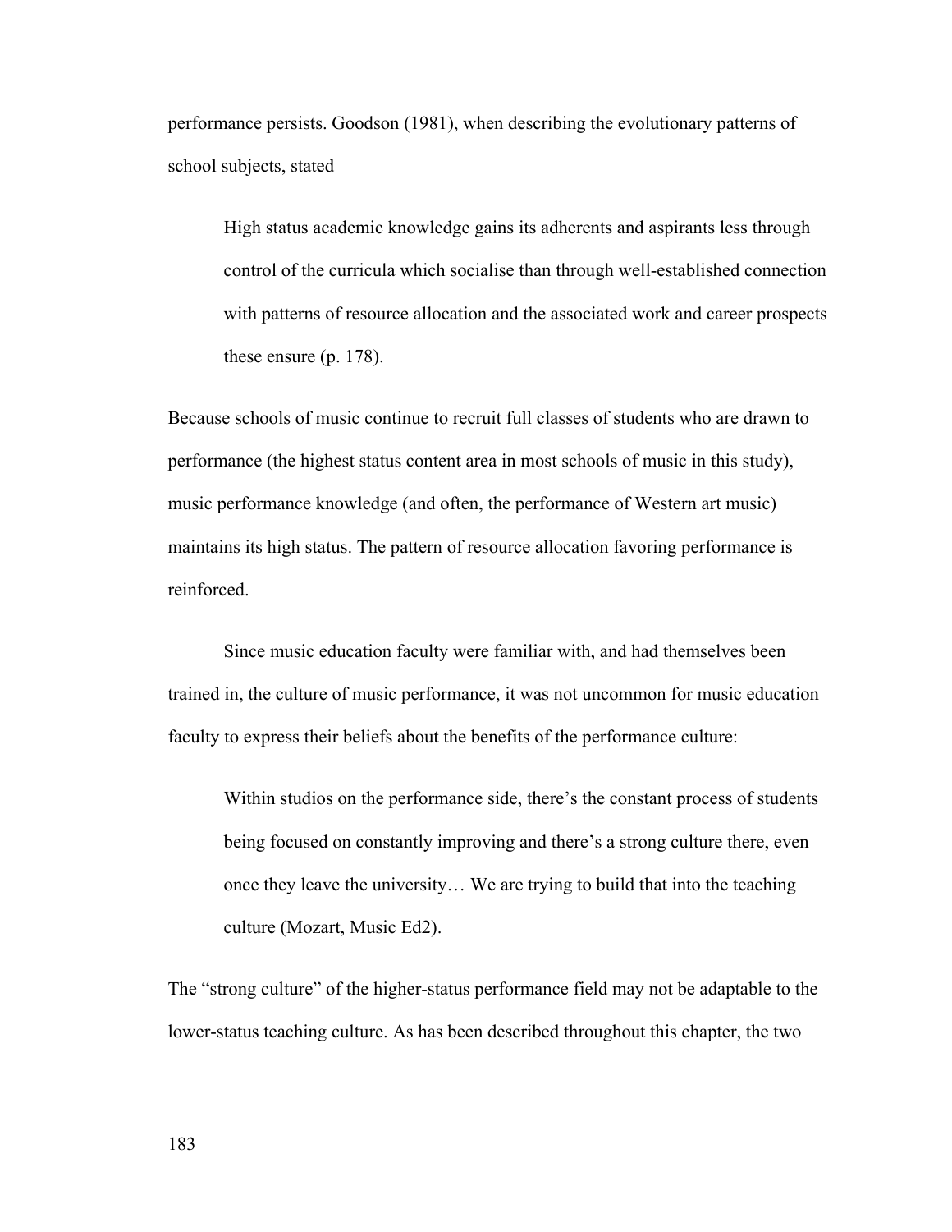performance persists. Goodson (1981), when describing the evolutionary patterns of school subjects, stated

> High status academic knowledge gains its adherents and aspirants less through control of the curricula which socialise than through well-established connection with patterns of resource allocation and the associated work and career prospects these ensure (p. 178).

Because schools of music continue to recruit full classes of students who are drawn to performance (the highest status content area in most schools of music in this study), music performance knowledge (and often, the performance of Western art music) maintains its high status. The pattern of resource allocation favoring performance is reinforced.

Since music education faculty were familiar with, and had themselves been trained in, the culture of music performance, it was not uncommon for music education faculty to express their beliefs about the benefits of the performance culture:

> Within studios on the performance side, there's the constant process of students being focused on constantly improving and there's a strong culture there, even once they leave the university… We are trying to build that into the teaching culture (Mozart, Music Ed2).

The "strong culture" of the higher-status performance field may not be adaptable to the lower-status teaching culture. As has been described throughout this chapter, the two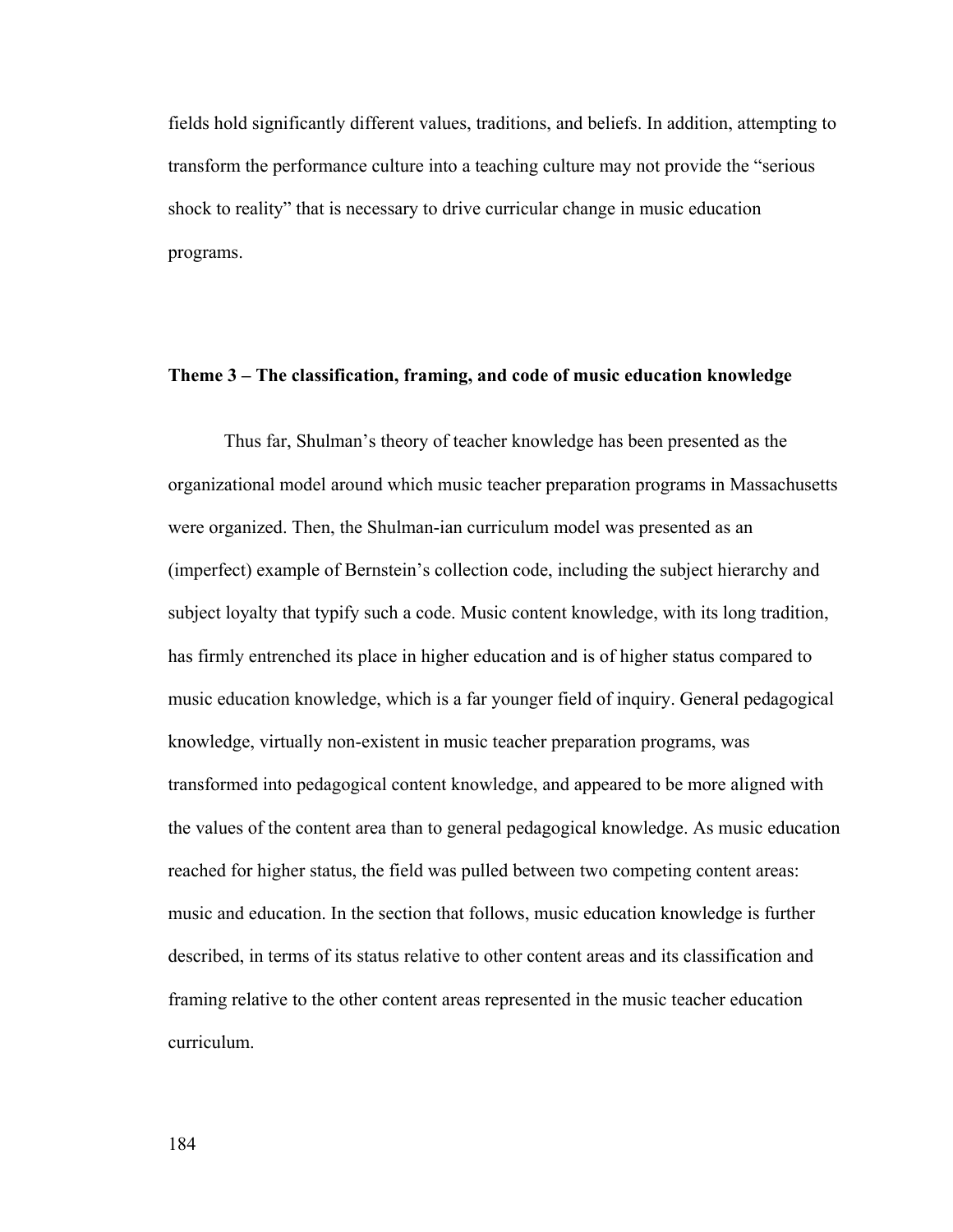fields hold significantly different values, traditions, and beliefs. In addition, attempting to transform the performance culture into a teaching culture may not provide the "serious shock to reality" that is necessary to drive curricular change in music education programs.

**Theme 3 – The classification, framing, and code of music education knowledge**

Thus far, Shulman's theory of teacher knowledge has been presented as the organizational model around which music teacher preparation programs in Massachusetts were organized. Then, the Shulman-ian curriculum model was presented as an (imperfect) example of Bernstein's collection code, including the subject hierarchy and subject loyalty that typify such a code. Music content knowledge, with its long tradition, has firmly entrenched its place in higher education and is of higher status compared to music education knowledge, which is a far younger field of inquiry. General pedagogical knowledge, virtually non-existent in music teacher preparation programs, was transformed into pedagogical content knowledge, and appeared to be more aligned with the values of the content area than to general pedagogical knowledge. As music education reached for higher status, the field was pulled between two competing content areas: music and education. In the section that follows, music education knowledge is further described, in terms of its status relative to other content areas and its classification and framing relative to the other content areas represented in the music teacher education curriculum.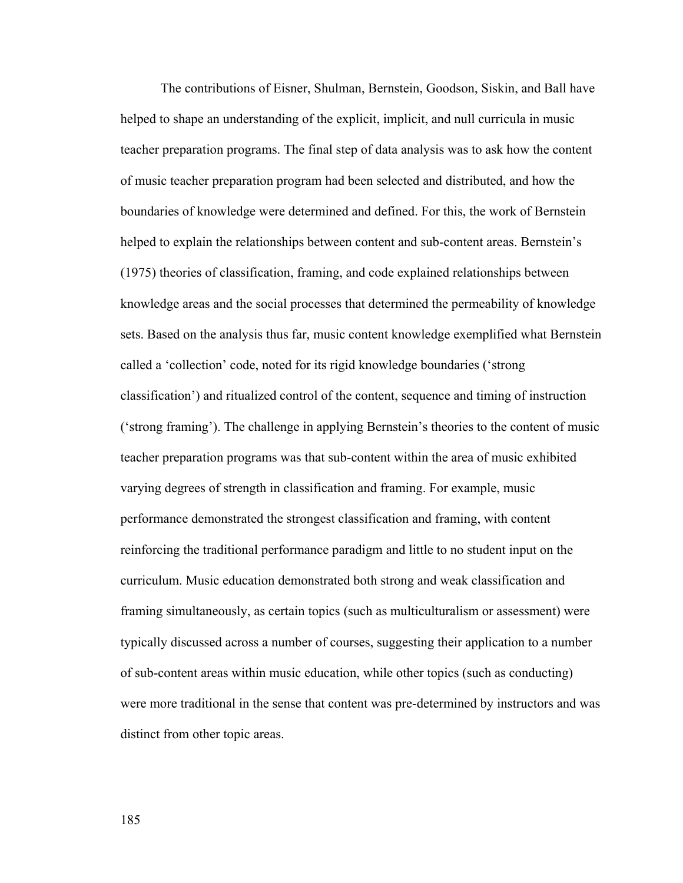The contributions of Eisner, Shulman, Bernstein, Goodson, Siskin, and Ball have helped to shape an understanding of the explicit, implicit, and null curricula in music teacher preparation programs. The final step of data analysis was to ask how the content of music teacher preparation program had been selected and distributed, and how the boundaries of knowledge were determined and defined. For this, the work of Bernstein helped to explain the relationships between content and sub-content areas. Bernstein's (1975) theories of classification, framing, and code explained relationships between knowledge areas and the social processes that determined the permeability of knowledge sets. Based on the analysis thus far, music content knowledge exemplified what Bernstein called a 'collection' code, noted for its rigid knowledge boundaries ('strong classification') and ritualized control of the content, sequence and timing of instruction ('strong framing'). The challenge in applying Bernstein's theories to the content of music teacher preparation programs was that sub-content within the area of music exhibited varying degrees of strength in classification and framing. For example, music performance demonstrated the strongest classification and framing, with content reinforcing the traditional performance paradigm and little to no student input on the curriculum. Music education demonstrated both strong and weak classification and framing simultaneously, as certain topics (such as multiculturalism or assessment) were typically discussed across a number of courses, suggesting their application to a number of sub-content areas within music education, while other topics (such as conducting) were more traditional in the sense that content was pre-determined by instructors and was distinct from other topic areas.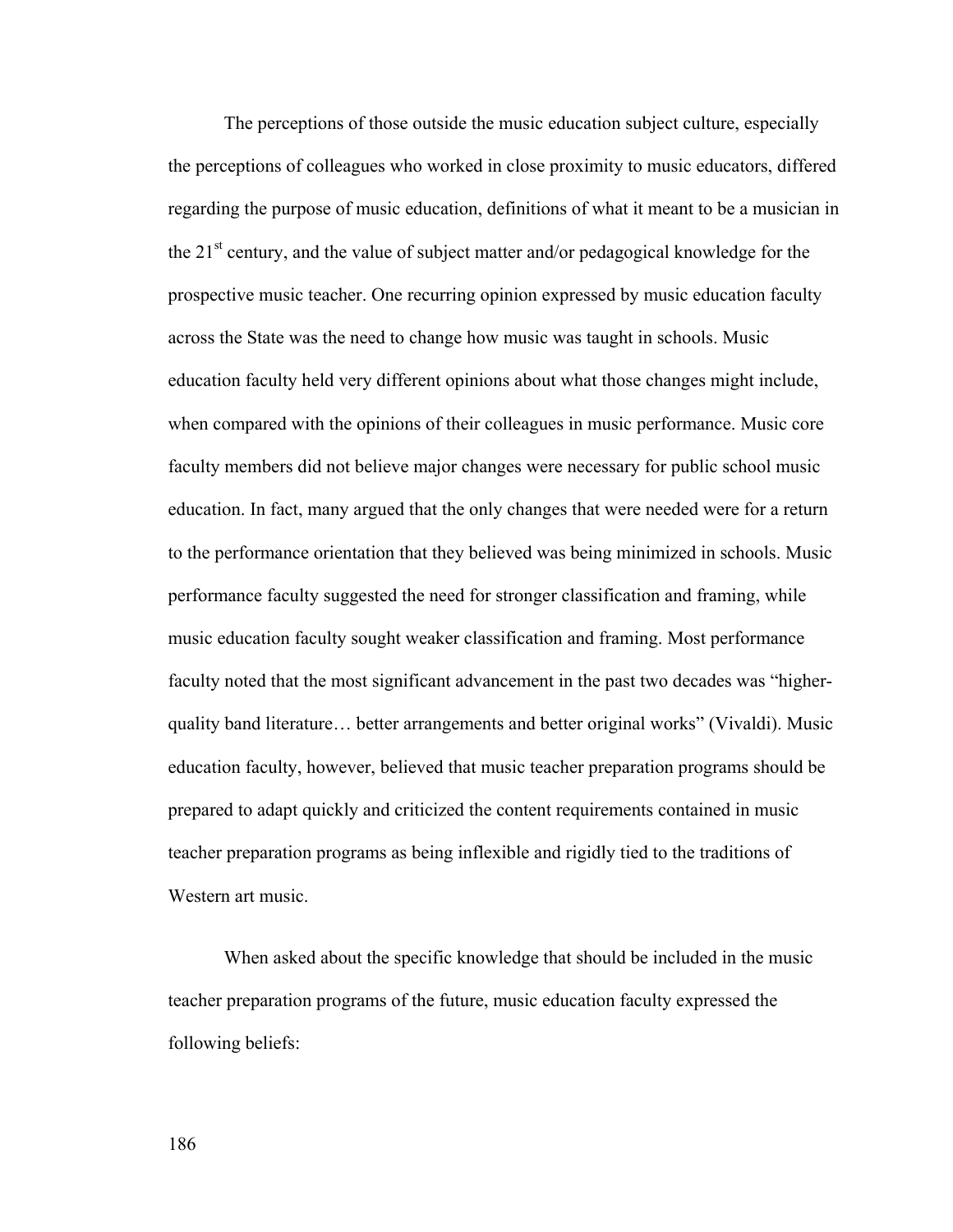The perceptions of those outside the music education subject culture, especially the perceptions of colleagues who worked in close proximity to music educators, differed regarding the purpose of music education, definitions of what it meant to be a musician in the 21st century, and the value of subject matter and/or pedagogical knowledge for the prospective music teacher. One recurring opinion expressed by music education faculty across the State was the need to change how music was taught in schools. Music education faculty held very different opinions about what those changes might include, when compared with the opinions of their colleagues in music performance. Music core faculty members did not believe major changes were necessary for public school music education. In fact, many argued that the only changes that were needed were for a return to the performance orientation that they believed was being minimized in schools. Music performance faculty suggested the need for stronger classification and framing, while music education faculty sought weaker classification and framing. Most performance faculty noted that the most significant advancement in the past two decades was "higher-quality band literature… better arrangements and better original works" (Vivaldi). Music education faculty, however, believed that music teacher preparation programs should be prepared to adapt quickly and criticized the content requirements contained in music teacher preparation programs as being inflexible and rigidly tied to the traditions of Western art music.

When asked about the specific knowledge that should be included in the music teacher preparation programs of the future, music education faculty expressed the following beliefs: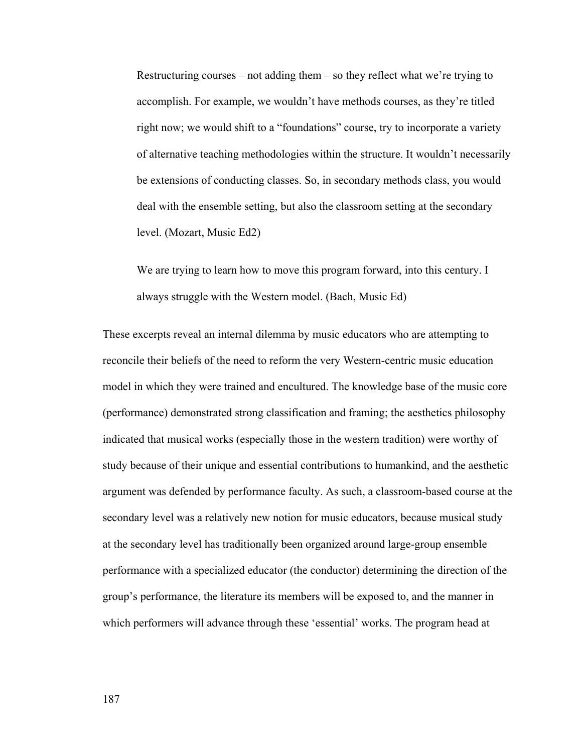> Restructuring courses – not adding them – so they reflect what we're trying to accomplish. For example, we wouldn't have methods courses, as they're titled right now; we would shift to a "foundations" course, try to incorporate a variety of alternative teaching methodologies within the structure. It wouldn't necessarily be extensions of conducting classes. So, in secondary methods class, you would deal with the ensemble setting, but also the classroom setting at the secondary level. (Mozart, Music Ed2)

> We are trying to learn how to move this program forward, into this century. I always struggle with the Western model. (Bach, Music Ed)

These excerpts reveal an internal dilemma by music educators who are attempting to reconcile their beliefs of the need to reform the very Western-centric music education model in which they were trained and encultured. The knowledge base of the music core (performance) demonstrated strong classification and framing; the aesthetics philosophy indicated that musical works (especially those in the western tradition) were worthy of study because of their unique and essential contributions to humankind, and the aesthetic argument was defended by performance faculty. As such, a classroom-based course at the secondary level was a relatively new notion for music educators, because musical study at the secondary level has traditionally been organized around large-group ensemble performance with a specialized educator (the conductor) determining the direction of the group's performance, the literature its members will be exposed to, and the manner in which performers will advance through these 'essential' works. The program head at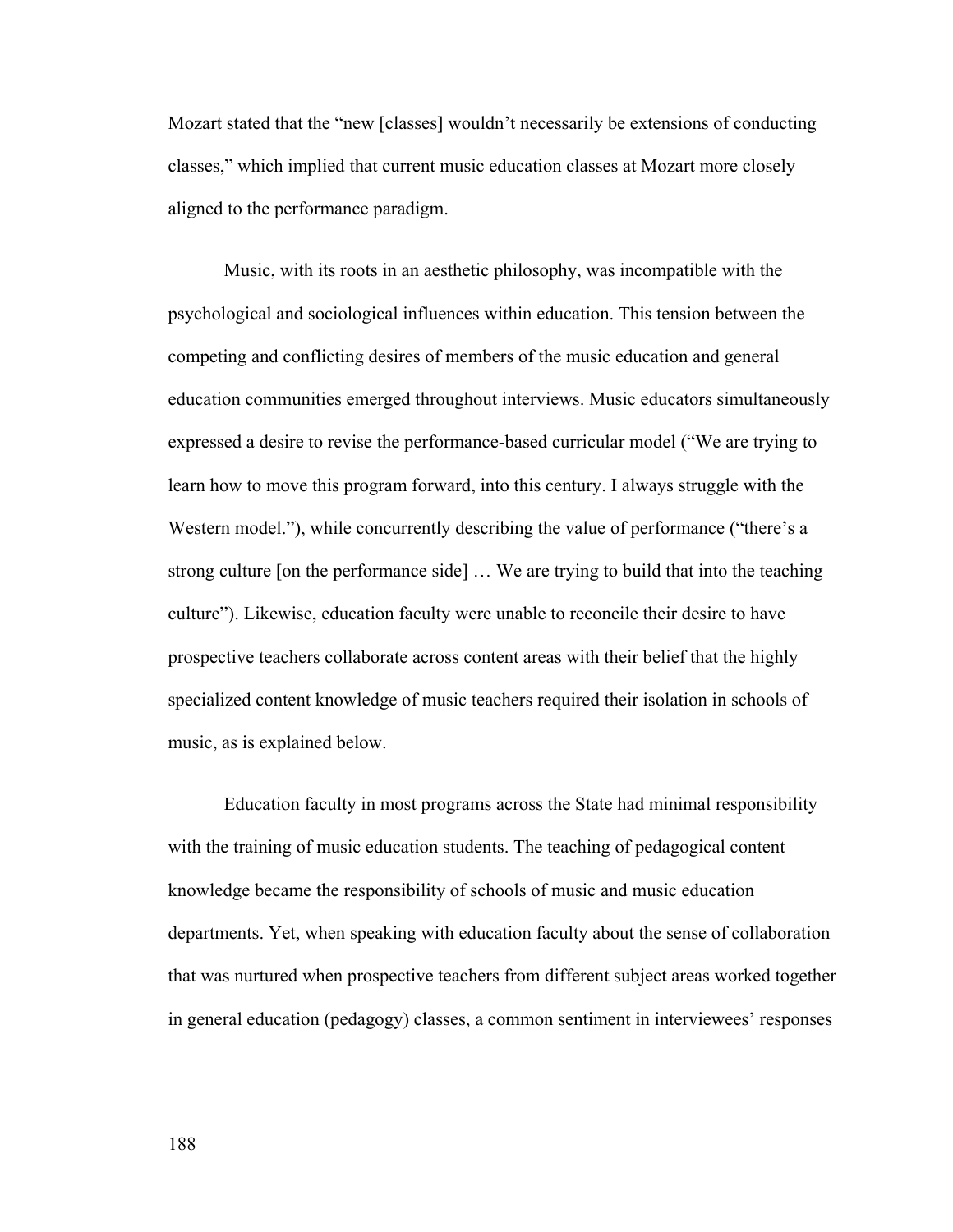Mozart stated that the "new [classes] wouldn't necessarily be extensions of conducting classes," which implied that current music education classes at Mozart more closely aligned to the performance paradigm.

Music, with its roots in an aesthetic philosophy, was incompatible with the psychological and sociological influences within education. This tension between the competing and conflicting desires of members of the music education and general education communities emerged throughout interviews. Music educators simultaneously expressed a desire to revise the performance-based curricular model ("We are trying to learn how to move this program forward, into this century. I always struggle with the Western model."), while concurrently describing the value of performance ("there's a strong culture [on the performance side] … We are trying to build that into the teaching culture"). Likewise, education faculty were unable to reconcile their desire to have prospective teachers collaborate across content areas with their belief that the highly specialized content knowledge of music teachers required their isolation in schools of music, as is explained below.

Education faculty in most programs across the State had minimal responsibility with the training of music education students. The teaching of pedagogical content knowledge became the responsibility of schools of music and music education departments. Yet, when speaking with education faculty about the sense of collaboration that was nurtured when prospective teachers from different subject areas worked together in general education (pedagogy) classes, a common sentiment in interviewees' responses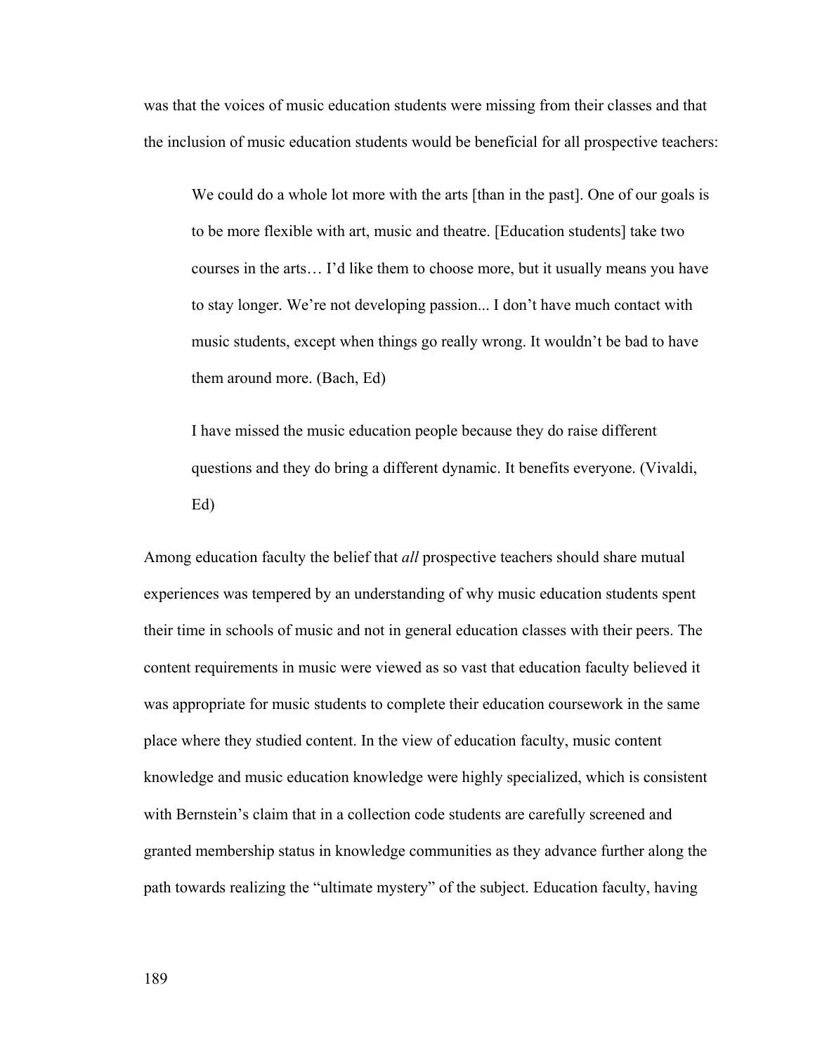was that the voices of music education students were missing from their classes and that the inclusion of music education students would be beneficial for all prospective teachers:

> We could do a whole lot more with the arts [than in the past]. One of our goals is to be more flexible with art, music and theatre. [Education students] take two courses in the arts… I'd like them to choose more, but it usually means you have to stay longer. We're not developing passion... I don't have much contact with music students, except when things go really wrong. It wouldn't be bad to have them around more. (Bach, Ed)

> I have missed the music education people because they do raise different questions and they do bring a different dynamic. It benefits everyone. (Vivaldi, Ed)

Among education faculty the belief that *all* prospective teachers should share mutual experiences was tempered by an understanding of why music education students spent their time in schools of music and not in general education classes with their peers. The content requirements in music were viewed as so vast that education faculty believed it was appropriate for music students to complete their education coursework in the same place where they studied content. In the view of education faculty, music content knowledge and music education knowledge were highly specialized, which is consistent with Bernstein's claim that in a collection code students are carefully screened and granted membership status in knowledge communities as they advance further along the path towards realizing the "ultimate mystery" of the subject. Education faculty, having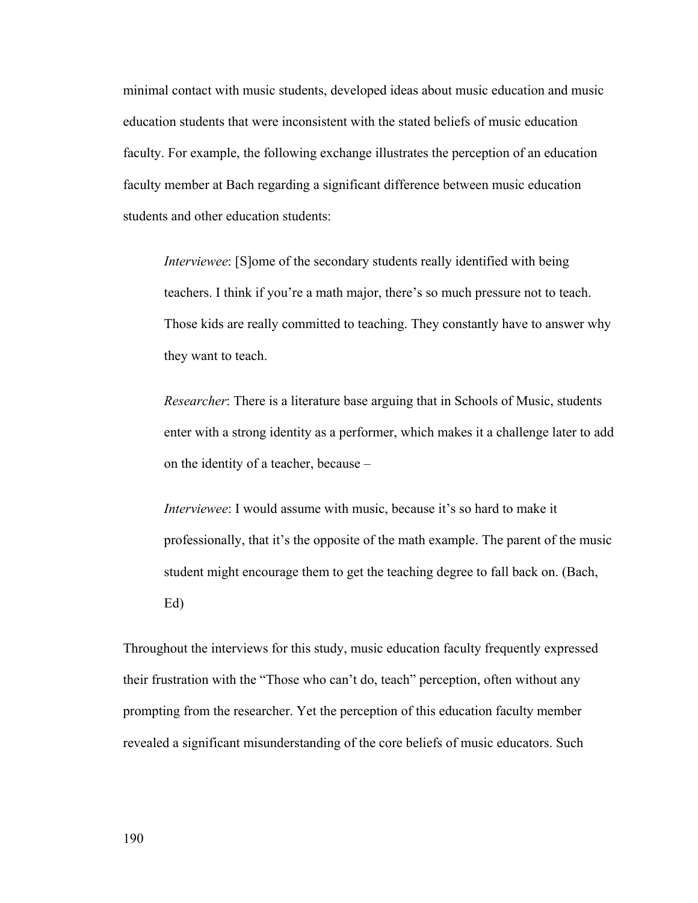minimal contact with music students, developed ideas about music education and music education students that were inconsistent with the stated beliefs of music education faculty. For example, the following exchange illustrates the perception of an education faculty member at Bach regarding a significant difference between music education students and other education students:

> *Interviewee*: [S]ome of the secondary students really identified with being teachers. I think if you're a math major, there's so much pressure not to teach. Those kids are really committed to teaching. They constantly have to answer why they want to teach.
>
> *Researcher*: There is a literature base arguing that in Schools of Music, students enter with a strong identity as a performer, which makes it a challenge later to add on the identity of a teacher, because –
>
> *Interviewee*: I would assume with music, because it's so hard to make it professionally, that it's the opposite of the math example. The parent of the music student might encourage them to get the teaching degree to fall back on. (Bach, Ed)

Throughout the interviews for this study, music education faculty frequently expressed their frustration with the "Those who can't do, teach" perception, often without any prompting from the researcher. Yet the perception of this education faculty member revealed a significant misunderstanding of the core beliefs of music educators. Such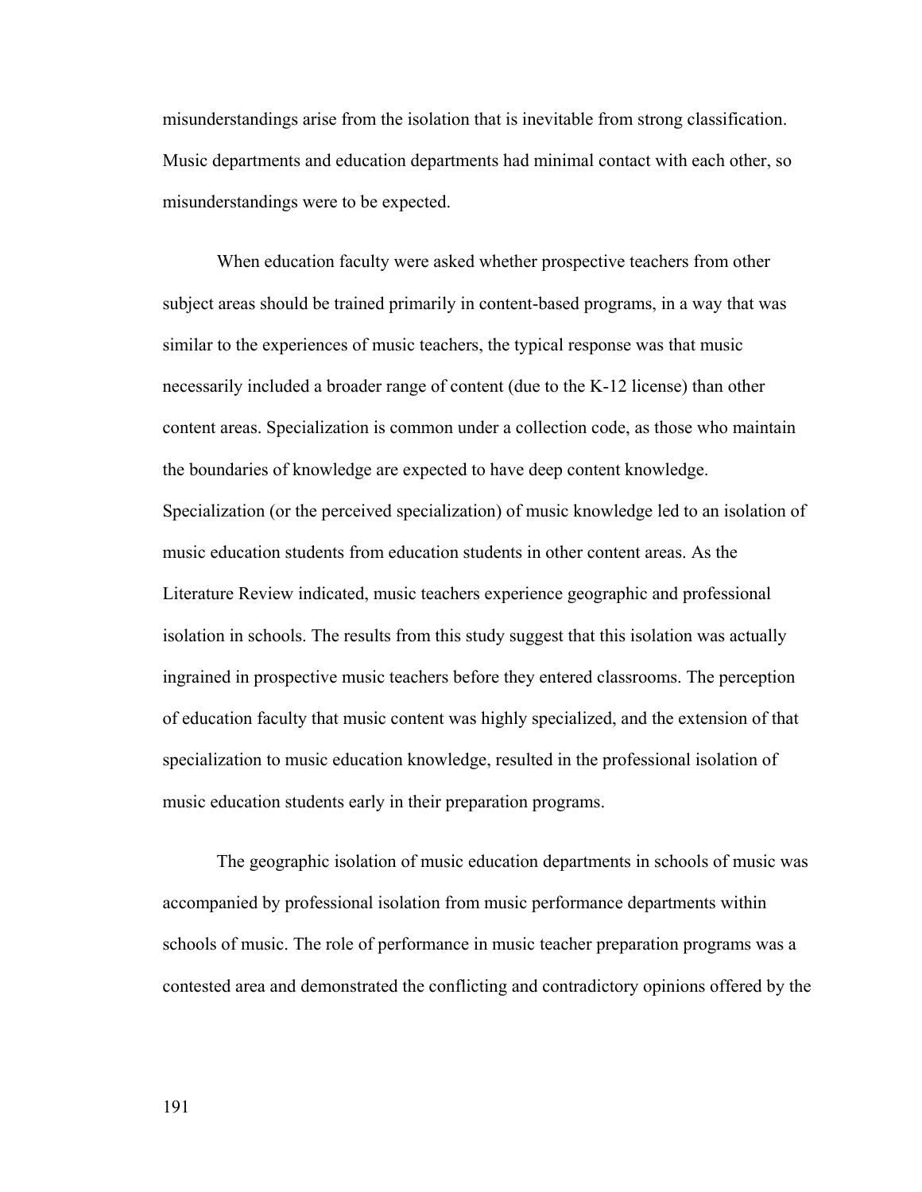misunderstandings arise from the isolation that is inevitable from strong classification. Music departments and education departments had minimal contact with each other, so misunderstandings were to be expected.

When education faculty were asked whether prospective teachers from other subject areas should be trained primarily in content-based programs, in a way that was similar to the experiences of music teachers, the typical response was that music necessarily included a broader range of content (due to the K-12 license) than other content areas. Specialization is common under a collection code, as those who maintain the boundaries of knowledge are expected to have deep content knowledge. Specialization (or the perceived specialization) of music knowledge led to an isolation of music education students from education students in other content areas. As the Literature Review indicated, music teachers experience geographic and professional isolation in schools. The results from this study suggest that this isolation was actually ingrained in prospective music teachers before they entered classrooms. The perception of education faculty that music content was highly specialized, and the extension of that specialization to music education knowledge, resulted in the professional isolation of music education students early in their preparation programs.

The geographic isolation of music education departments in schools of music was accompanied by professional isolation from music performance departments within schools of music. The role of performance in music teacher preparation programs was a contested area and demonstrated the conflicting and contradictory opinions offered by the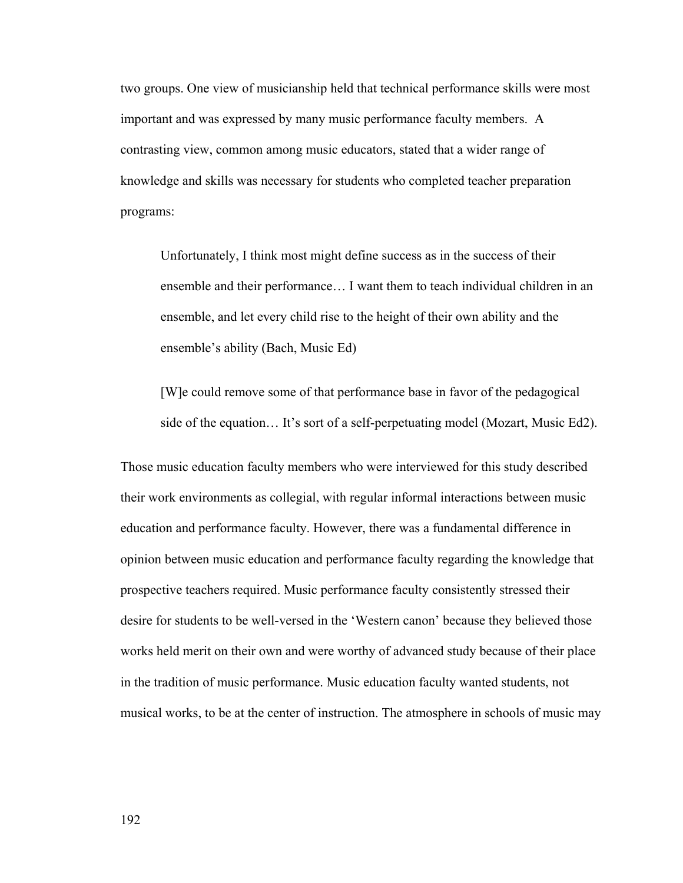two groups. One view of musicianship held that technical performance skills were most important and was expressed by many music performance faculty members. A contrasting view, common among music educators, stated that a wider range of knowledge and skills was necessary for students who completed teacher preparation programs:

> Unfortunately, I think most might define success as in the success of their ensemble and their performance… I want them to teach individual children in an ensemble, and let every child rise to the height of their own ability and the ensemble's ability (Bach, Music Ed)

> [W]e could remove some of that performance base in favor of the pedagogical side of the equation… It's sort of a self-perpetuating model (Mozart, Music Ed2).

Those music education faculty members who were interviewed for this study described their work environments as collegial, with regular informal interactions between music education and performance faculty. However, there was a fundamental difference in opinion between music education and performance faculty regarding the knowledge that prospective teachers required. Music performance faculty consistently stressed their desire for students to be well-versed in the 'Western canon' because they believed those works held merit on their own and were worthy of advanced study because of their place in the tradition of music performance. Music education faculty wanted students, not musical works, to be at the center of instruction. The atmosphere in schools of music may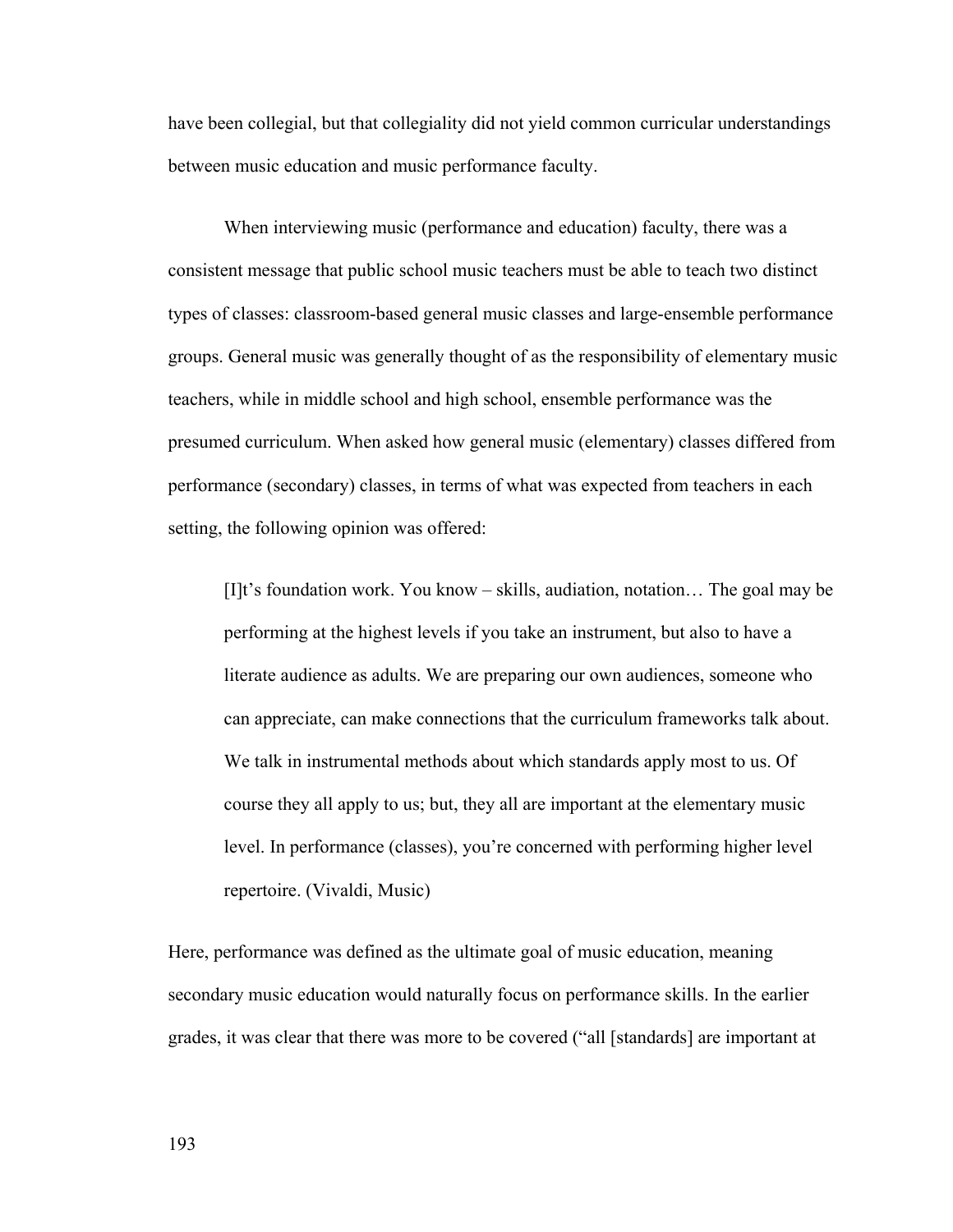have been collegial, but that collegiality did not yield common curricular understandings between music education and music performance faculty.

When interviewing music (performance and education) faculty, there was a consistent message that public school music teachers must be able to teach two distinct types of classes: classroom-based general music classes and large-ensemble performance groups. General music was generally thought of as the responsibility of elementary music teachers, while in middle school and high school, ensemble performance was the presumed curriculum. When asked how general music (elementary) classes differed from performance (secondary) classes, in terms of what was expected from teachers in each setting, the following opinion was offered:

> [I]t's foundation work. You know – skills, audiation, notation… The goal may be performing at the highest levels if you take an instrument, but also to have a literate audience as adults. We are preparing our own audiences, someone who can appreciate, can make connections that the curriculum frameworks talk about. We talk in instrumental methods about which standards apply most to us. Of course they all apply to us; but, they all are important at the elementary music level. In performance (classes), you're concerned with performing higher level repertoire. (Vivaldi, Music)

Here, performance was defined as the ultimate goal of music education, meaning secondary music education would naturally focus on performance skills. In the earlier grades, it was clear that there was more to be covered ("all [standards] are important at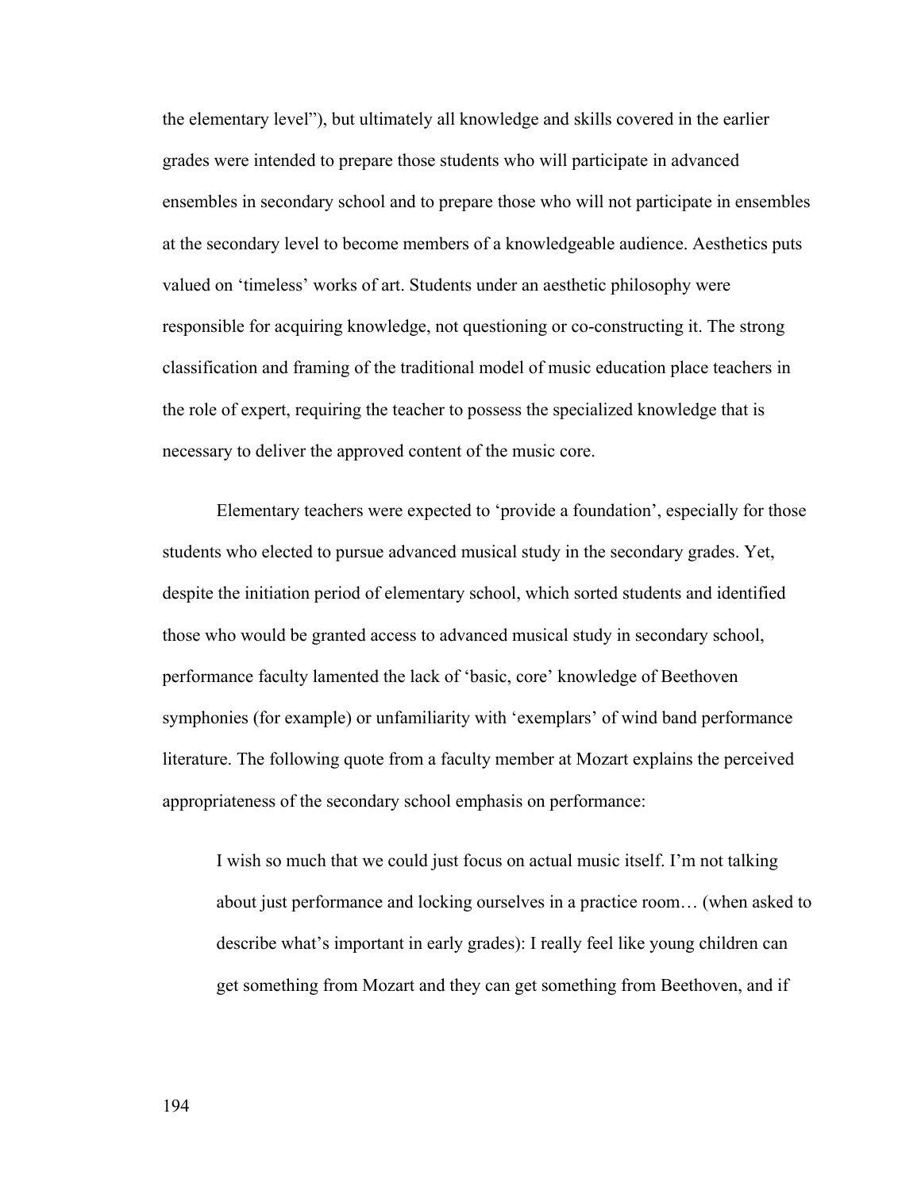the elementary level"), but ultimately all knowledge and skills covered in the earlier grades were intended to prepare those students who will participate in advanced ensembles in secondary school and to prepare those who will not participate in ensembles at the secondary level to become members of a knowledgeable audience. Aesthetics puts valued on 'timeless' works of art. Students under an aesthetic philosophy were responsible for acquiring knowledge, not questioning or co-constructing it. The strong classification and framing of the traditional model of music education place teachers in the role of expert, requiring the teacher to possess the specialized knowledge that is necessary to deliver the approved content of the music core.

Elementary teachers were expected to 'provide a foundation', especially for those students who elected to pursue advanced musical study in the secondary grades. Yet, despite the initiation period of elementary school, which sorted students and identified those who would be granted access to advanced musical study in secondary school, performance faculty lamented the lack of 'basic, core' knowledge of Beethoven symphonies (for example) or unfamiliarity with 'exemplars' of wind band performance literature. The following quote from a faculty member at Mozart explains the perceived appropriateness of the secondary school emphasis on performance:

> I wish so much that we could just focus on actual music itself. I'm not talking about just performance and locking ourselves in a practice room… (when asked to describe what's important in early grades): I really feel like young children can get something from Mozart and they can get something from Beethoven, and if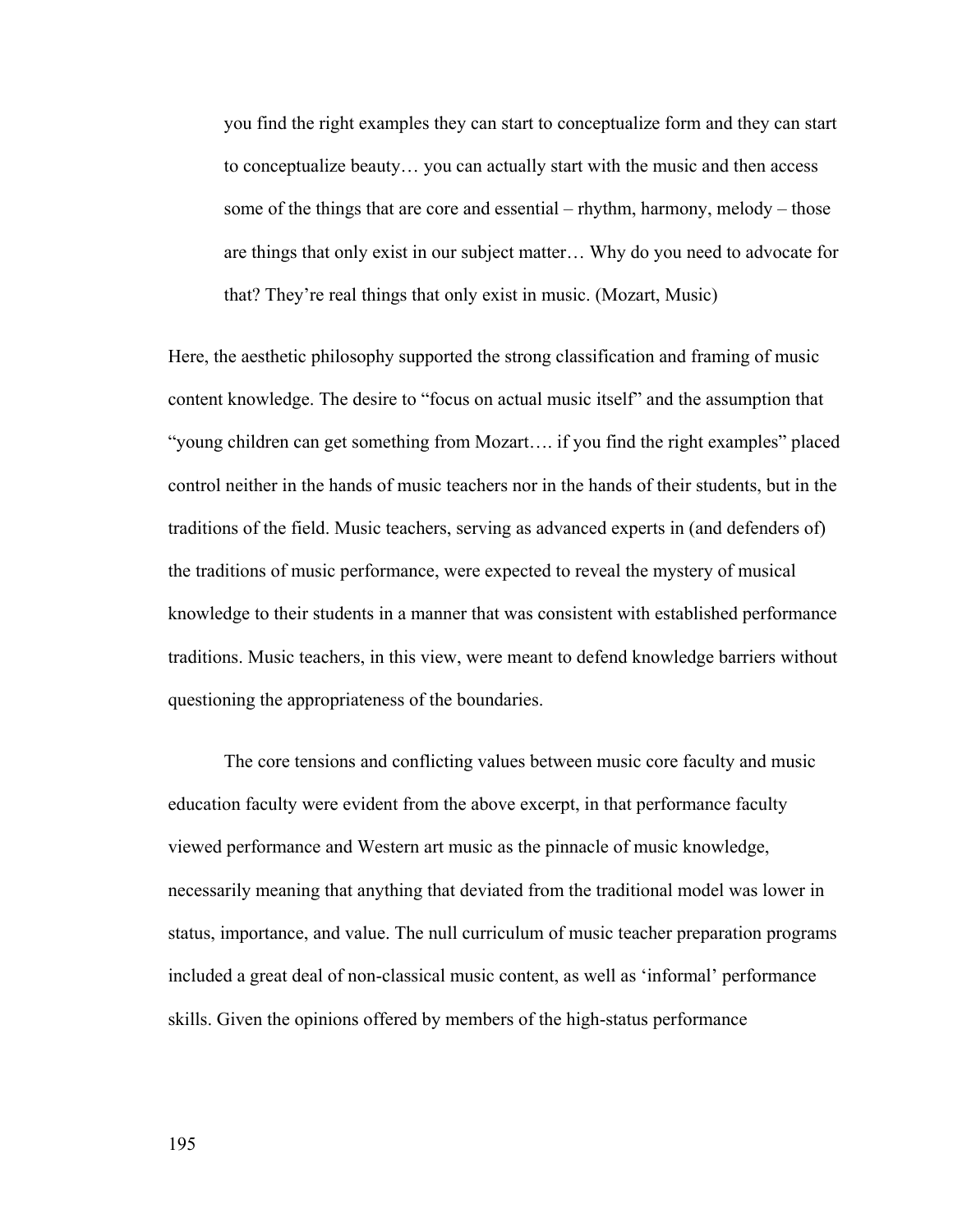> you find the right examples they can start to conceptualize form and they can start to conceptualize beauty… you can actually start with the music and then access some of the things that are core and essential – rhythm, harmony, melody – those are things that only exist in our subject matter… Why do you need to advocate for that? They're real things that only exist in music. (Mozart, Music)

Here, the aesthetic philosophy supported the strong classification and framing of music content knowledge. The desire to "focus on actual music itself" and the assumption that "young children can get something from Mozart…. if you find the right examples" placed control neither in the hands of music teachers nor in the hands of their students, but in the traditions of the field. Music teachers, serving as advanced experts in (and defenders of) the traditions of music performance, were expected to reveal the mystery of musical knowledge to their students in a manner that was consistent with established performance traditions. Music teachers, in this view, were meant to defend knowledge barriers without questioning the appropriateness of the boundaries.

The core tensions and conflicting values between music core faculty and music education faculty were evident from the above excerpt, in that performance faculty viewed performance and Western art music as the pinnacle of music knowledge, necessarily meaning that anything that deviated from the traditional model was lower in status, importance, and value. The null curriculum of music teacher preparation programs included a great deal of non-classical music content, as well as 'informal' performance skills. Given the opinions offered by members of the high-status performance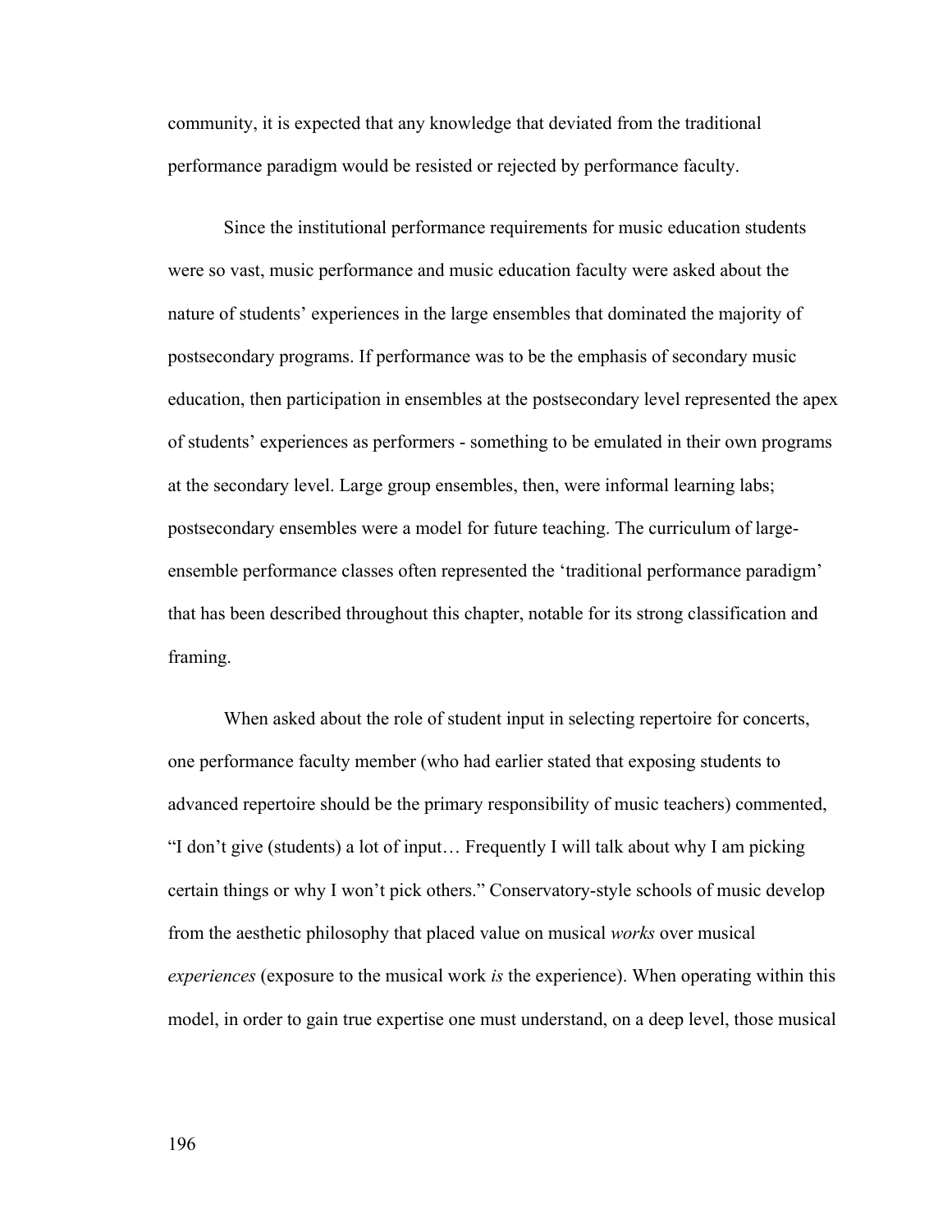community, it is expected that any knowledge that deviated from the traditional performance paradigm would be resisted or rejected by performance faculty.

Since the institutional performance requirements for music education students were so vast, music performance and music education faculty were asked about the nature of students' experiences in the large ensembles that dominated the majority of postsecondary programs. If performance was to be the emphasis of secondary music education, then participation in ensembles at the postsecondary level represented the apex of students' experiences as performers - something to be emulated in their own programs at the secondary level. Large group ensembles, then, were informal learning labs; postsecondary ensembles were a model for future teaching. The curriculum of large-ensemble performance classes often represented the 'traditional performance paradigm' that has been described throughout this chapter, notable for its strong classification and framing.

When asked about the role of student input in selecting repertoire for concerts, one performance faculty member (who had earlier stated that exposing students to advanced repertoire should be the primary responsibility of music teachers) commented, "I don't give (students) a lot of input… Frequently I will talk about why I am picking certain things or why I won't pick others." Conservatory-style schools of music develop from the aesthetic philosophy that placed value on musical *works* over musical *experiences* (exposure to the musical work *is* the experience). When operating within this model, in order to gain true expertise one must understand, on a deep level, those musical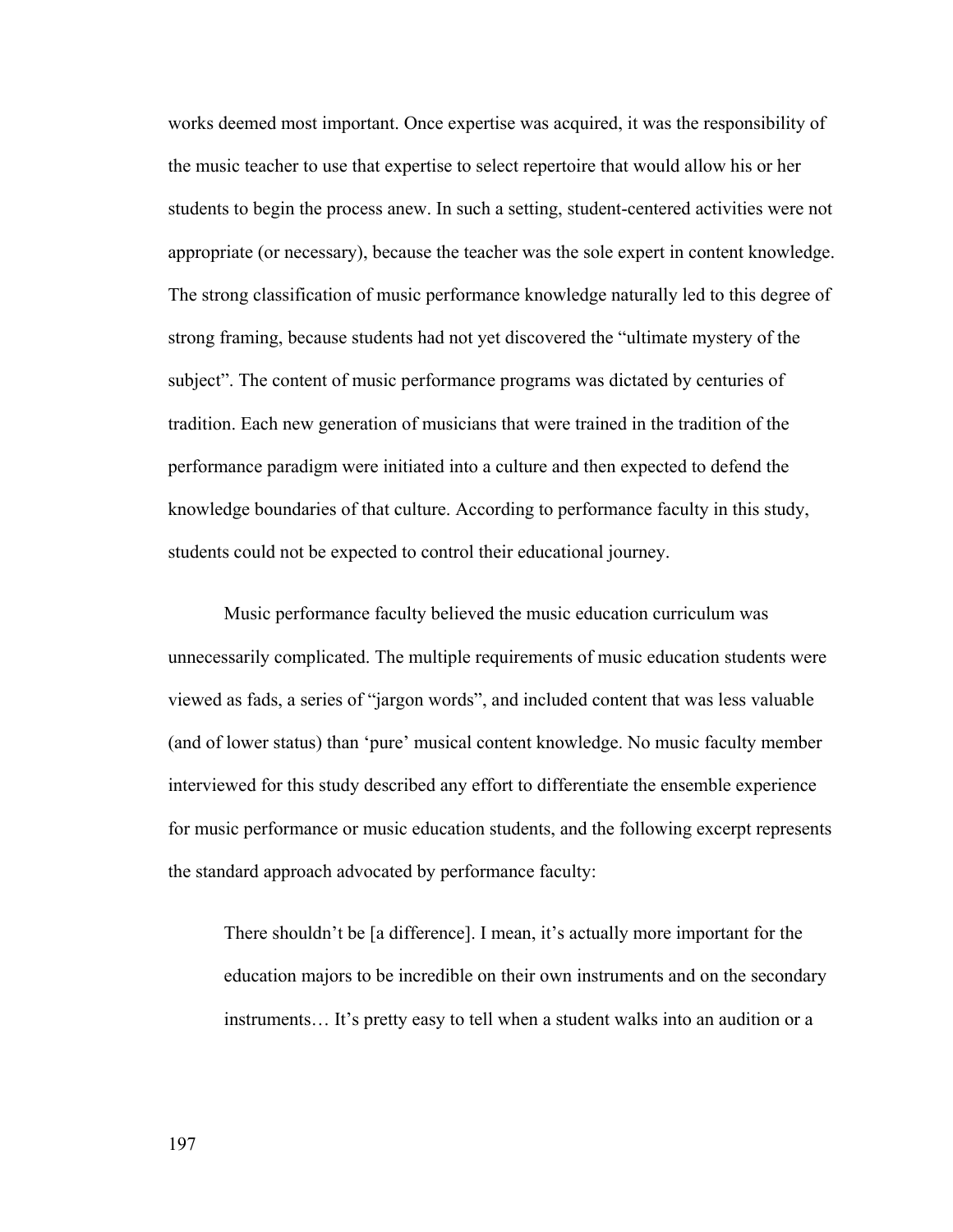works deemed most important. Once expertise was acquired, it was the responsibility of the music teacher to use that expertise to select repertoire that would allow his or her students to begin the process anew. In such a setting, student-centered activities were not appropriate (or necessary), because the teacher was the sole expert in content knowledge. The strong classification of music performance knowledge naturally led to this degree of strong framing, because students had not yet discovered the "ultimate mystery of the subject". The content of music performance programs was dictated by centuries of tradition. Each new generation of musicians that were trained in the tradition of the performance paradigm were initiated into a culture and then expected to defend the knowledge boundaries of that culture. According to performance faculty in this study, students could not be expected to control their educational journey.

Music performance faculty believed the music education curriculum was unnecessarily complicated. The multiple requirements of music education students were viewed as fads, a series of "jargon words", and included content that was less valuable (and of lower status) than 'pure' musical content knowledge. No music faculty member interviewed for this study described any effort to differentiate the ensemble experience for music performance or music education students, and the following excerpt represents the standard approach advocated by performance faculty:

> There shouldn't be [a difference]. I mean, it's actually more important for the education majors to be incredible on their own instruments and on the secondary instruments… It's pretty easy to tell when a student walks into an audition or a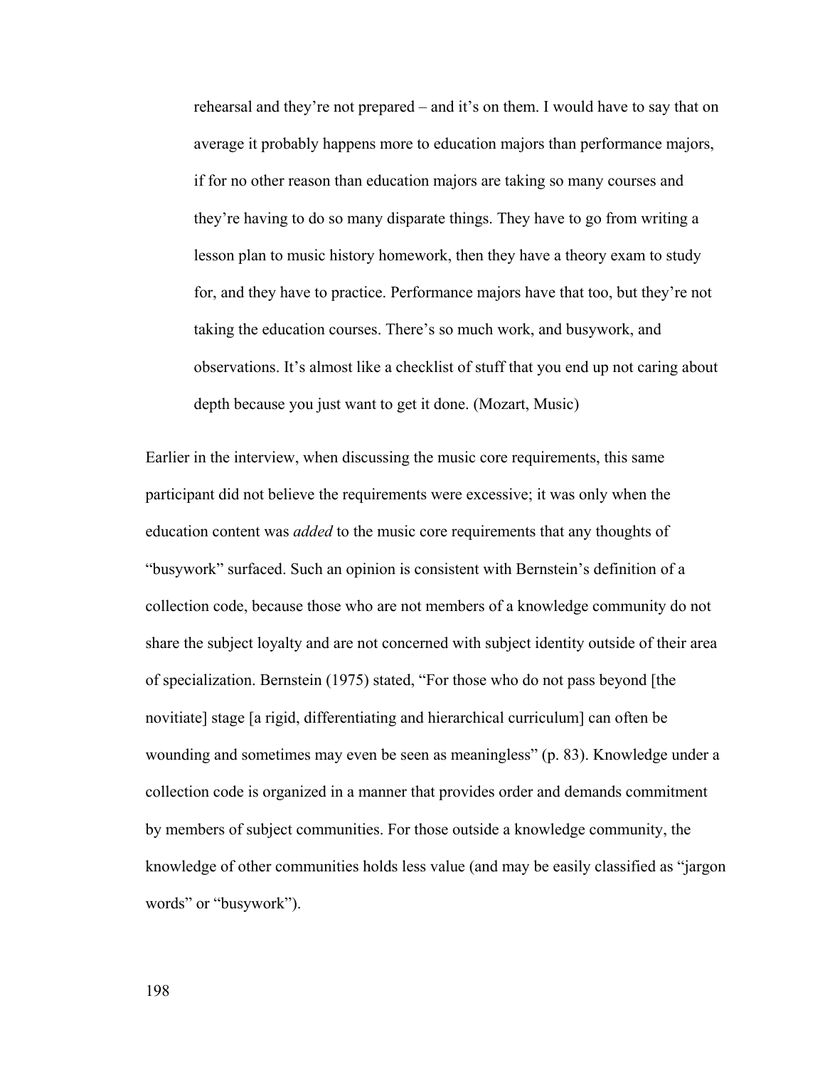> rehearsal and they're not prepared – and it's on them. I would have to say that on average it probably happens more to education majors than performance majors, if for no other reason than education majors are taking so many courses and they're having to do so many disparate things. They have to go from writing a lesson plan to music history homework, then they have a theory exam to study for, and they have to practice. Performance majors have that too, but they're not taking the education courses. There's so much work, and busywork, and observations. It's almost like a checklist of stuff that you end up not caring about depth because you just want to get it done. (Mozart, Music)

Earlier in the interview, when discussing the music core requirements, this same participant did not believe the requirements were excessive; it was only when the education content was *added* to the music core requirements that any thoughts of "busywork" surfaced. Such an opinion is consistent with Bernstein's definition of a collection code, because those who are not members of a knowledge community do not share the subject loyalty and are not concerned with subject identity outside of their area of specialization. Bernstein (1975) stated, "For those who do not pass beyond [the novitiate] stage [a rigid, differentiating and hierarchical curriculum] can often be wounding and sometimes may even be seen as meaningless" (p. 83). Knowledge under a collection code is organized in a manner that provides order and demands commitment by members of subject communities. For those outside a knowledge community, the knowledge of other communities holds less value (and may be easily classified as "jargon words" or "busywork").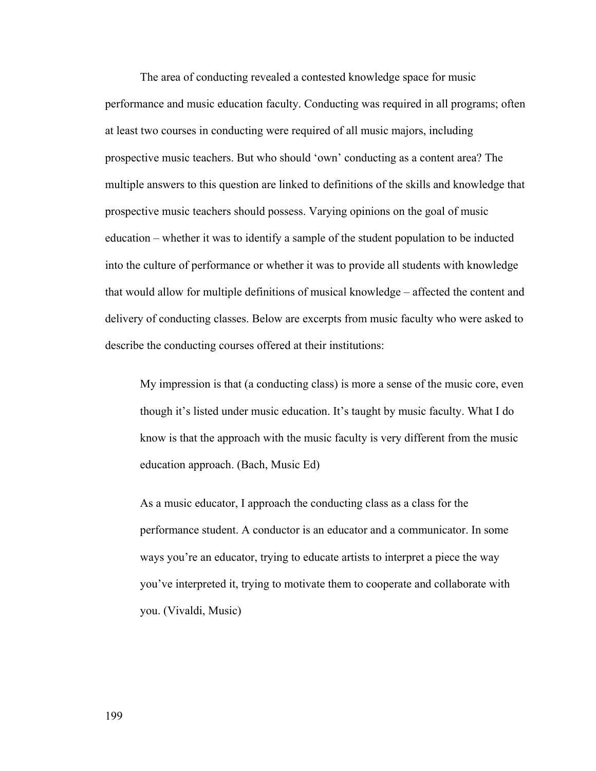The area of conducting revealed a contested knowledge space for music performance and music education faculty. Conducting was required in all programs; often at least two courses in conducting were required of all music majors, including prospective music teachers. But who should 'own' conducting as a content area? The multiple answers to this question are linked to definitions of the skills and knowledge that prospective music teachers should possess. Varying opinions on the goal of music education – whether it was to identify a sample of the student population to be inducted into the culture of performance or whether it was to provide all students with knowledge that would allow for multiple definitions of musical knowledge – affected the content and delivery of conducting classes. Below are excerpts from music faculty who were asked to describe the conducting courses offered at their institutions:

> My impression is that (a conducting class) is more a sense of the music core, even though it's listed under music education. It's taught by music faculty. What I do know is that the approach with the music faculty is very different from the music education approach. (Bach, Music Ed)

> As a music educator, I approach the conducting class as a class for the performance student. A conductor is an educator and a communicator. In some ways you're an educator, trying to educate artists to interpret a piece the way you've interpreted it, trying to motivate them to cooperate and collaborate with you. (Vivaldi, Music)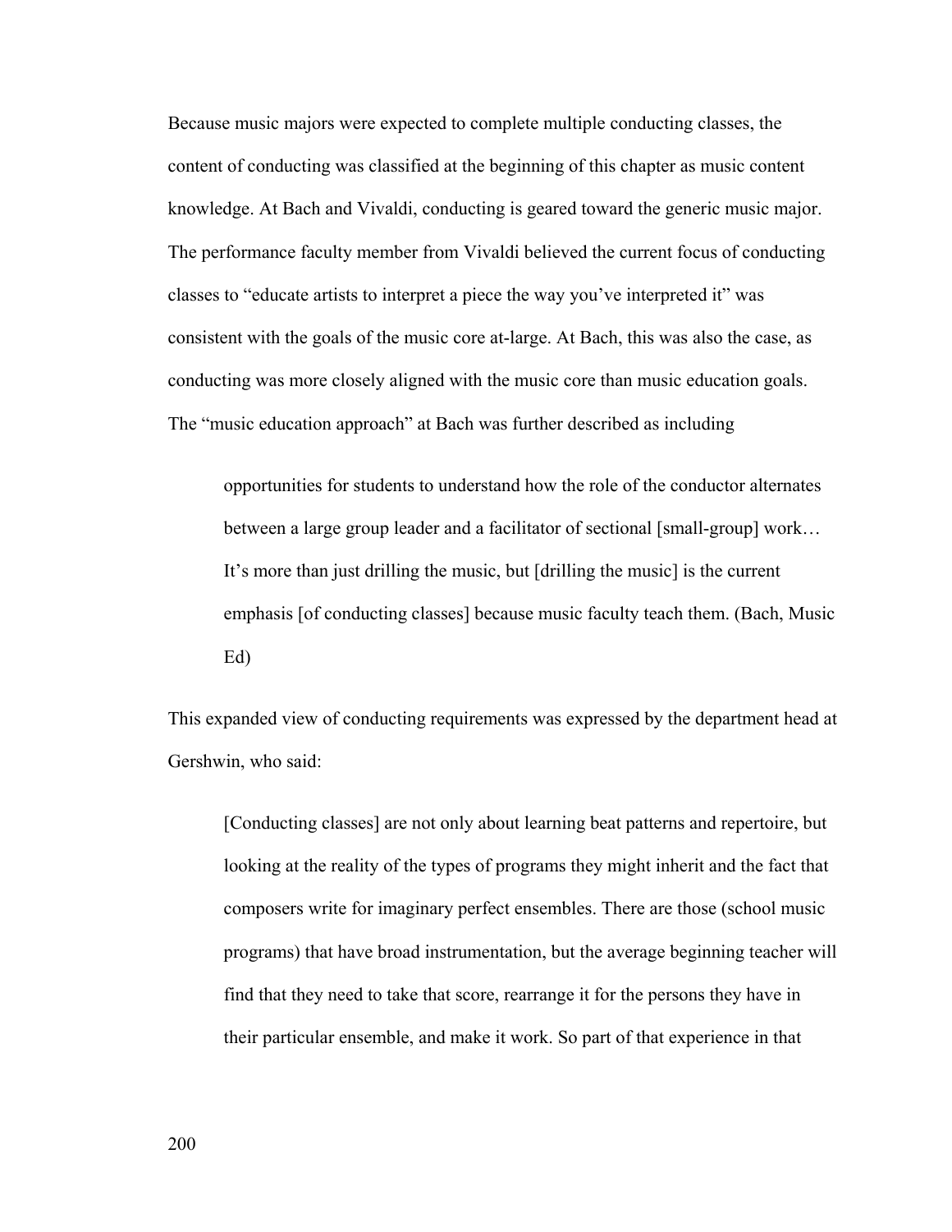Because music majors were expected to complete multiple conducting classes, the content of conducting was classified at the beginning of this chapter as music content knowledge. At Bach and Vivaldi, conducting is geared toward the generic music major. The performance faculty member from Vivaldi believed the current focus of conducting classes to "educate artists to interpret a piece the way you've interpreted it" was consistent with the goals of the music core at-large. At Bach, this was also the case, as conducting was more closely aligned with the music core than music education goals. The "music education approach" at Bach was further described as including

> opportunities for students to understand how the role of the conductor alternates between a large group leader and a facilitator of sectional [small-group] work… It's more than just drilling the music, but [drilling the music] is the current emphasis [of conducting classes] because music faculty teach them. (Bach, Music Ed)

This expanded view of conducting requirements was expressed by the department head at Gershwin, who said:

> [Conducting classes] are not only about learning beat patterns and repertoire, but looking at the reality of the types of programs they might inherit and the fact that composers write for imaginary perfect ensembles. There are those (school music programs) that have broad instrumentation, but the average beginning teacher will find that they need to take that score, rearrange it for the persons they have in their particular ensemble, and make it work. So part of that experience in that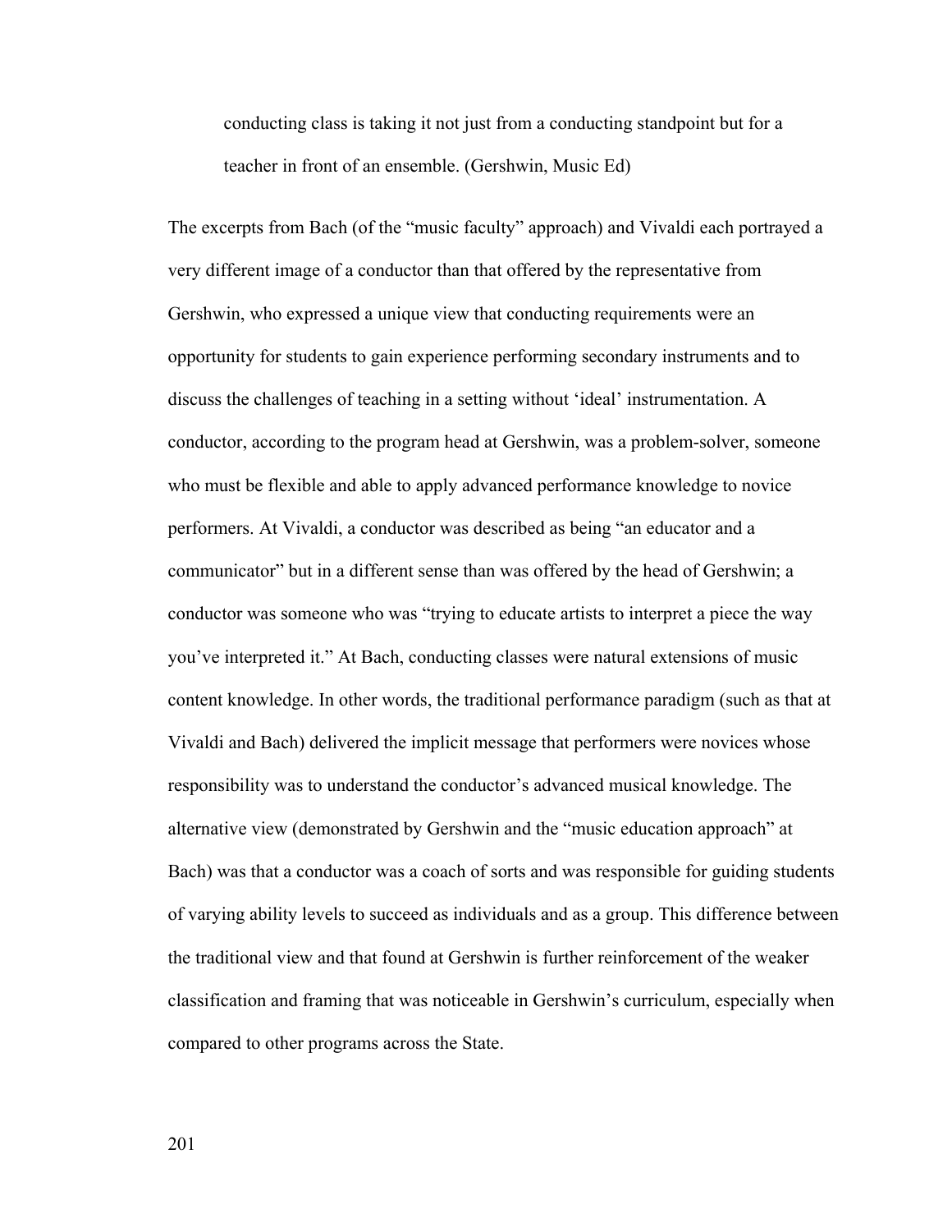> conducting class is taking it not just from a conducting standpoint but for a teacher in front of an ensemble. (Gershwin, Music Ed)

The excerpts from Bach (of the "music faculty" approach) and Vivaldi each portrayed a very different image of a conductor than that offered by the representative from Gershwin, who expressed a unique view that conducting requirements were an opportunity for students to gain experience performing secondary instruments and to discuss the challenges of teaching in a setting without 'ideal' instrumentation. A conductor, according to the program head at Gershwin, was a problem-solver, someone who must be flexible and able to apply advanced performance knowledge to novice performers. At Vivaldi, a conductor was described as being "an educator and a communicator" but in a different sense than was offered by the head of Gershwin; a conductor was someone who was "trying to educate artists to interpret a piece the way you've interpreted it." At Bach, conducting classes were natural extensions of music content knowledge. In other words, the traditional performance paradigm (such as that at Vivaldi and Bach) delivered the implicit message that performers were novices whose responsibility was to understand the conductor's advanced musical knowledge. The alternative view (demonstrated by Gershwin and the "music education approach" at Bach) was that a conductor was a coach of sorts and was responsible for guiding students of varying ability levels to succeed as individuals and as a group. This difference between the traditional view and that found at Gershwin is further reinforcement of the weaker classification and framing that was noticeable in Gershwin's curriculum, especially when compared to other programs across the State.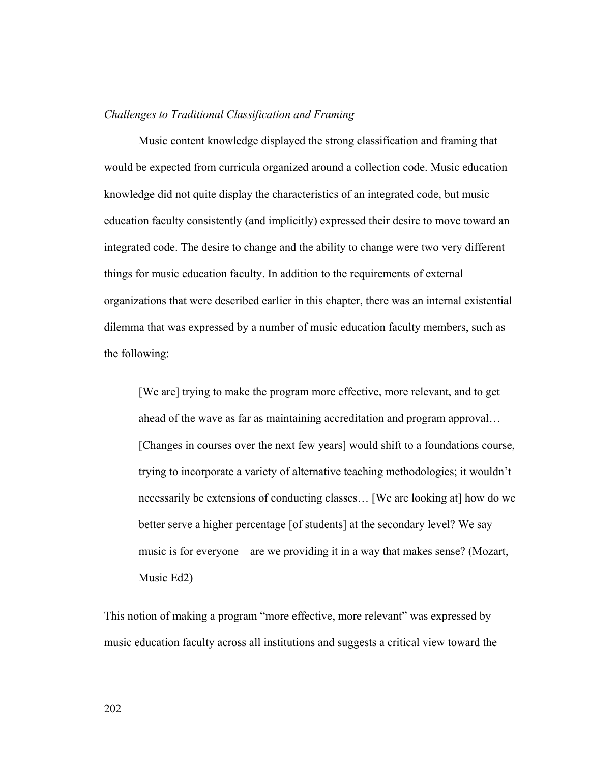*Challenges to Traditional Classification and Framing*

Music content knowledge displayed the strong classification and framing that would be expected from curricula organized around a collection code. Music education knowledge did not quite display the characteristics of an integrated code, but music education faculty consistently (and implicitly) expressed their desire to move toward an integrated code. The desire to change and the ability to change were two very different things for music education faculty. In addition to the requirements of external organizations that were described earlier in this chapter, there was an internal existential dilemma that was expressed by a number of music education faculty members, such as the following:

> [We are] trying to make the program more effective, more relevant, and to get ahead of the wave as far as maintaining accreditation and program approval… [Changes in courses over the next few years] would shift to a foundations course, trying to incorporate a variety of alternative teaching methodologies; it wouldn't necessarily be extensions of conducting classes… [We are looking at] how do we better serve a higher percentage [of students] at the secondary level? We say music is for everyone – are we providing it in a way that makes sense? (Mozart, Music Ed2)

This notion of making a program "more effective, more relevant" was expressed by music education faculty across all institutions and suggests a critical view toward the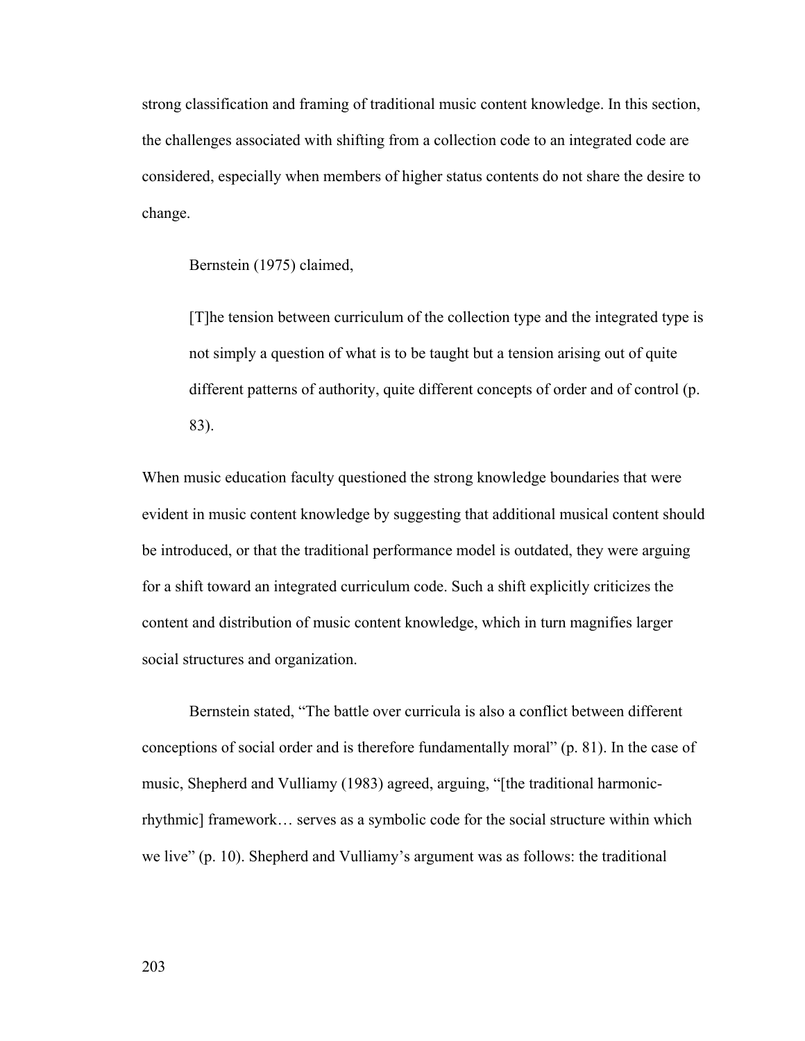strong classification and framing of traditional music content knowledge. In this section, the challenges associated with shifting from a collection code to an integrated code are considered, especially when members of higher status contents do not share the desire to change.

Bernstein (1975) claimed,

> [T]he tension between curriculum of the collection type and the integrated type is not simply a question of what is to be taught but a tension arising out of quite different patterns of authority, quite different concepts of order and of control (p. 83).

When music education faculty questioned the strong knowledge boundaries that were evident in music content knowledge by suggesting that additional musical content should be introduced, or that the traditional performance model is outdated, they were arguing for a shift toward an integrated curriculum code. Such a shift explicitly criticizes the content and distribution of music content knowledge, which in turn magnifies larger social structures and organization.

Bernstein stated, "The battle over curricula is also a conflict between different conceptions of social order and is therefore fundamentally moral" (p. 81). In the case of music, Shepherd and Vulliamy (1983) agreed, arguing, "[the traditional harmonic-rhythmic] framework… serves as a symbolic code for the social structure within which we live" (p. 10). Shepherd and Vulliamy's argument was as follows: the traditional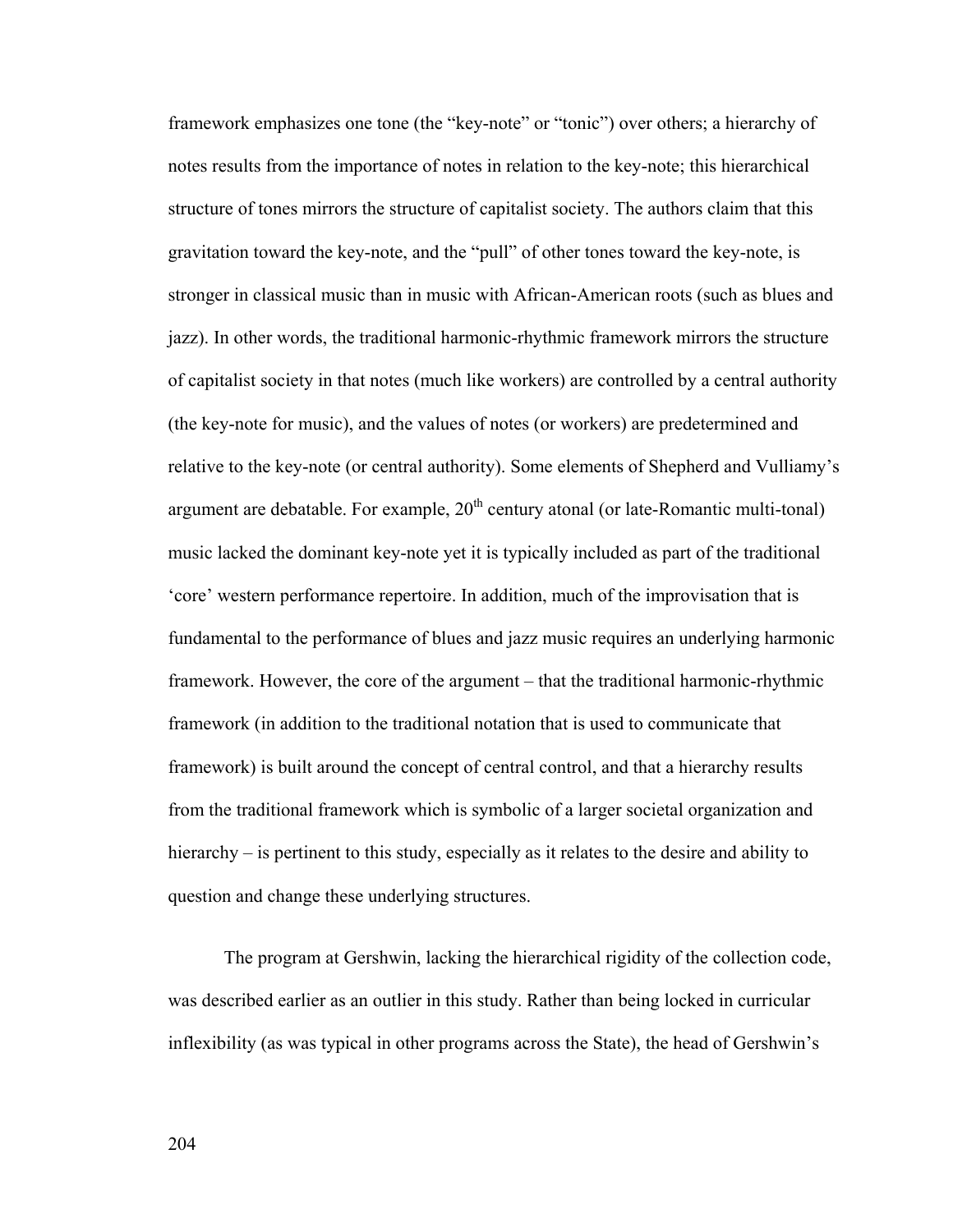framework emphasizes one tone (the "key-note" or "tonic") over others; a hierarchy of notes results from the importance of notes in relation to the key-note; this hierarchical structure of tones mirrors the structure of capitalist society. The authors claim that this gravitation toward the key-note, and the "pull" of other tones toward the key-note, is stronger in classical music than in music with African-American roots (such as blues and jazz). In other words, the traditional harmonic-rhythmic framework mirrors the structure of capitalist society in that notes (much like workers) are controlled by a central authority (the key-note for music), and the values of notes (or workers) are predetermined and relative to the key-note (or central authority). Some elements of Shepherd and Vulliamy's argument are debatable. For example, 20th century atonal (or late-Romantic multi-tonal) music lacked the dominant key-note yet it is typically included as part of the traditional 'core' western performance repertoire. In addition, much of the improvisation that is fundamental to the performance of blues and jazz music requires an underlying harmonic framework. However, the core of the argument – that the traditional harmonic-rhythmic framework (in addition to the traditional notation that is used to communicate that framework) is built around the concept of central control, and that a hierarchy results from the traditional framework which is symbolic of a larger societal organization and hierarchy – is pertinent to this study, especially as it relates to the desire and ability to question and change these underlying structures.

The program at Gershwin, lacking the hierarchical rigidity of the collection code, was described earlier as an outlier in this study. Rather than being locked in curricular inflexibility (as was typical in other programs across the State), the head of Gershwin's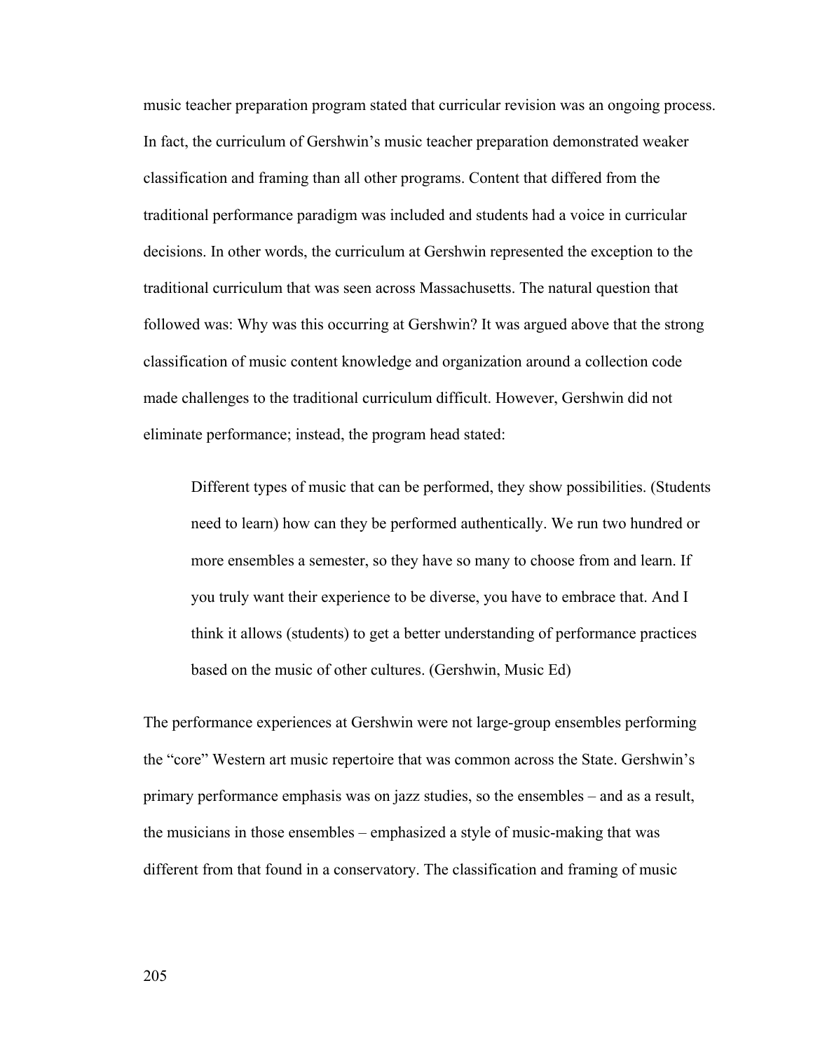music teacher preparation program stated that curricular revision was an ongoing process. In fact, the curriculum of Gershwin's music teacher preparation demonstrated weaker classification and framing than all other programs. Content that differed from the traditional performance paradigm was included and students had a voice in curricular decisions. In other words, the curriculum at Gershwin represented the exception to the traditional curriculum that was seen across Massachusetts. The natural question that followed was: Why was this occurring at Gershwin? It was argued above that the strong classification of music content knowledge and organization around a collection code made challenges to the traditional curriculum difficult. However, Gershwin did not eliminate performance; instead, the program head stated:

> Different types of music that can be performed, they show possibilities. (Students need to learn) how can they be performed authentically. We run two hundred or more ensembles a semester, so they have so many to choose from and learn. If you truly want their experience to be diverse, you have to embrace that. And I think it allows (students) to get a better understanding of performance practices based on the music of other cultures. (Gershwin, Music Ed)

The performance experiences at Gershwin were not large-group ensembles performing the "core" Western art music repertoire that was common across the State. Gershwin's primary performance emphasis was on jazz studies, so the ensembles – and as a result, the musicians in those ensembles – emphasized a style of music-making that was different from that found in a conservatory. The classification and framing of music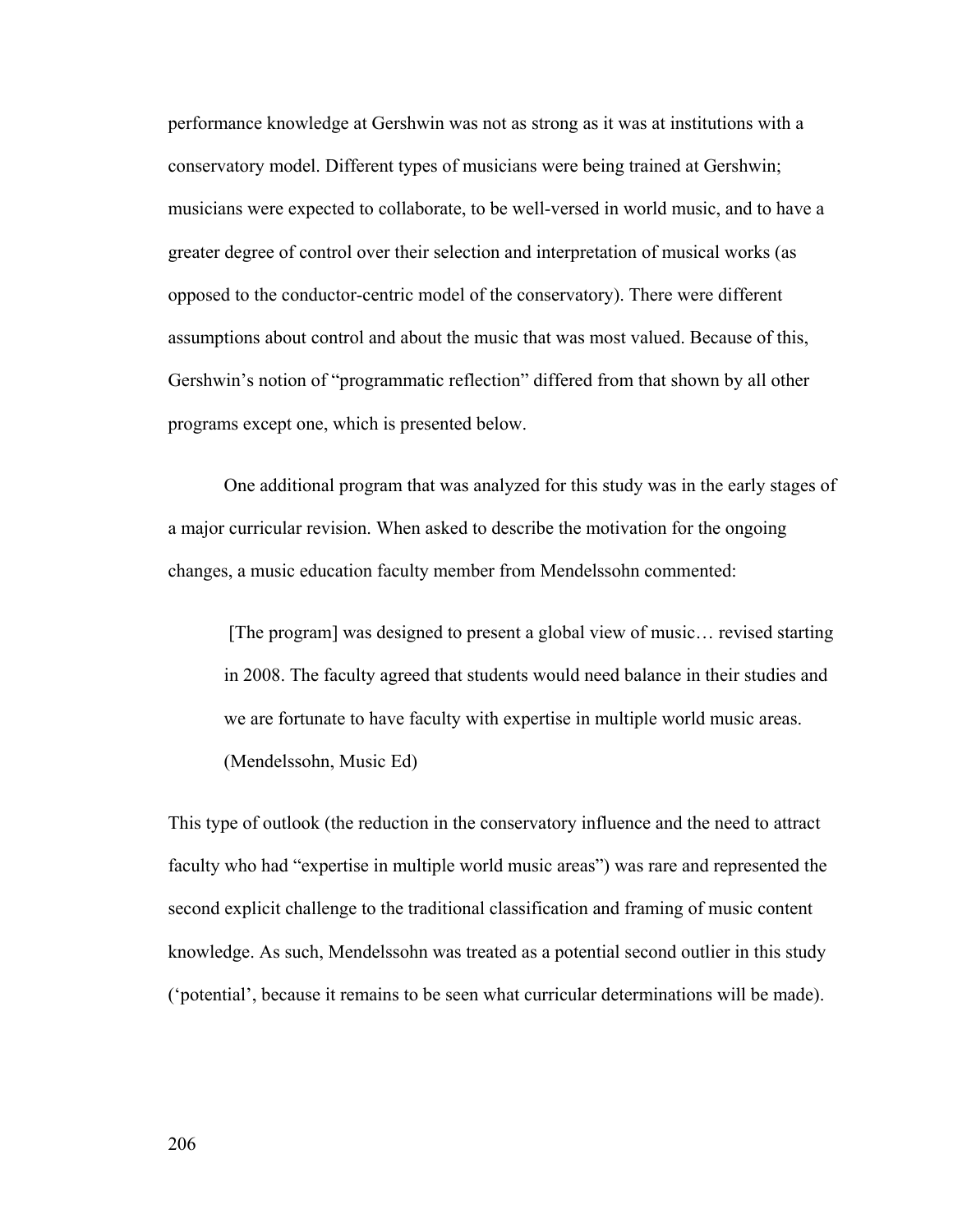performance knowledge at Gershwin was not as strong as it was at institutions with a conservatory model. Different types of musicians were being trained at Gershwin; musicians were expected to collaborate, to be well-versed in world music, and to have a greater degree of control over their selection and interpretation of musical works (as opposed to the conductor-centric model of the conservatory). There were different assumptions about control and about the music that was most valued. Because of this, Gershwin's notion of "programmatic reflection" differed from that shown by all other programs except one, which is presented below.

One additional program that was analyzed for this study was in the early stages of a major curricular revision. When asked to describe the motivation for the ongoing changes, a music education faculty member from Mendelssohn commented:

> [The program] was designed to present a global view of music… revised starting in 2008. The faculty agreed that students would need balance in their studies and we are fortunate to have faculty with expertise in multiple world music areas. (Mendelssohn, Music Ed)

This type of outlook (the reduction in the conservatory influence and the need to attract faculty who had "expertise in multiple world music areas") was rare and represented the second explicit challenge to the traditional classification and framing of music content knowledge. As such, Mendelssohn was treated as a potential second outlier in this study ('potential', because it remains to be seen what curricular determinations will be made).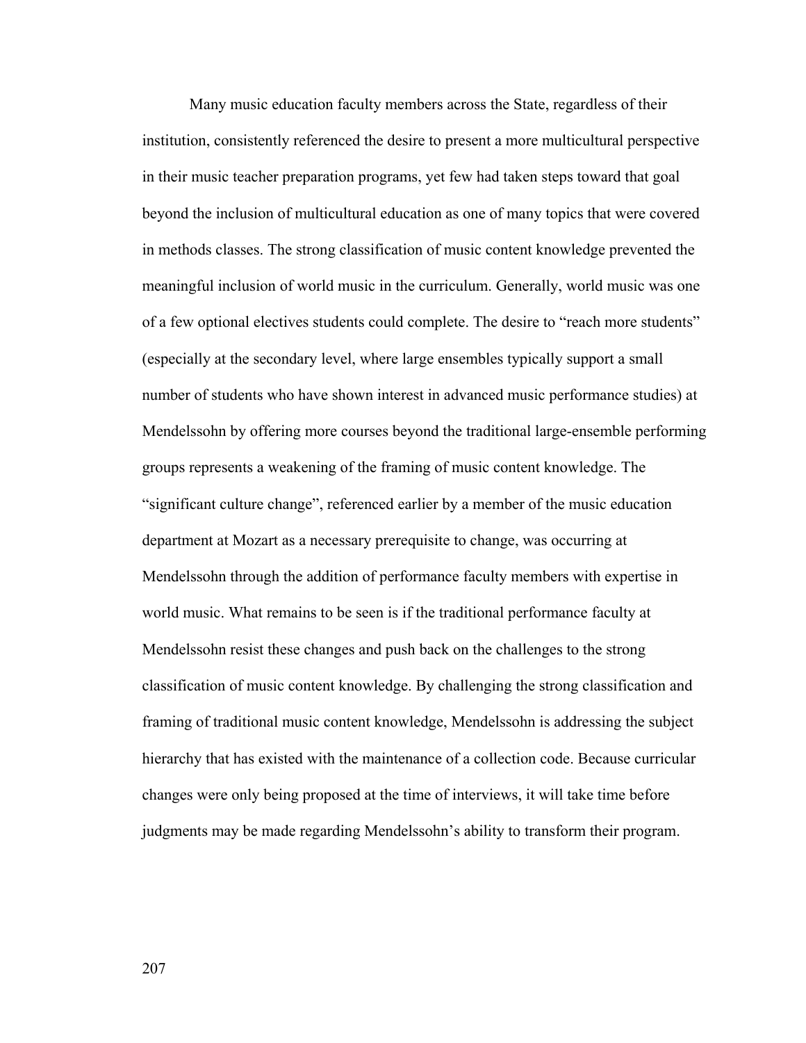Many music education faculty members across the State, regardless of their institution, consistently referenced the desire to present a more multicultural perspective in their music teacher preparation programs, yet few had taken steps toward that goal beyond the inclusion of multicultural education as one of many topics that were covered in methods classes. The strong classification of music content knowledge prevented the meaningful inclusion of world music in the curriculum. Generally, world music was one of a few optional electives students could complete. The desire to "reach more students" (especially at the secondary level, where large ensembles typically support a small number of students who have shown interest in advanced music performance studies) at Mendelssohn by offering more courses beyond the traditional large-ensemble performing groups represents a weakening of the framing of music content knowledge. The "significant culture change", referenced earlier by a member of the music education department at Mozart as a necessary prerequisite to change, was occurring at Mendelssohn through the addition of performance faculty members with expertise in world music. What remains to be seen is if the traditional performance faculty at Mendelssohn resist these changes and push back on the challenges to the strong classification of music content knowledge. By challenging the strong classification and framing of traditional music content knowledge, Mendelssohn is addressing the subject hierarchy that has existed with the maintenance of a collection code. Because curricular changes were only being proposed at the time of interviews, it will take time before judgments may be made regarding Mendelssohn's ability to transform their program.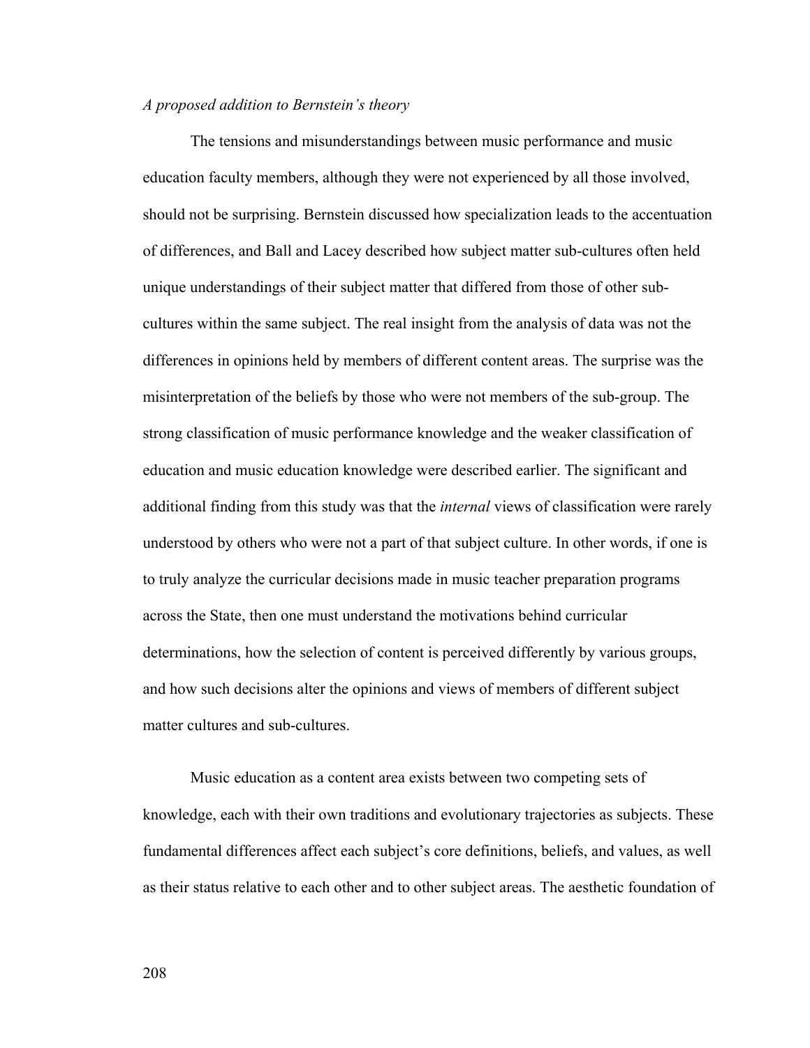*A proposed addition to Bernstein's theory*

The tensions and misunderstandings between music performance and music education faculty members, although they were not experienced by all those involved, should not be surprising. Bernstein discussed how specialization leads to the accentuation of differences, and Ball and Lacey described how subject matter sub-cultures often held unique understandings of their subject matter that differed from those of other sub-cultures within the same subject. The real insight from the analysis of data was not the differences in opinions held by members of different content areas. The surprise was the misinterpretation of the beliefs by those who were not members of the sub-group. The strong classification of music performance knowledge and the weaker classification of education and music education knowledge were described earlier. The significant and additional finding from this study was that the *internal* views of classification were rarely understood by others who were not a part of that subject culture. In other words, if one is to truly analyze the curricular decisions made in music teacher preparation programs across the State, then one must understand the motivations behind curricular determinations, how the selection of content is perceived differently by various groups, and how such decisions alter the opinions and views of members of different subject matter cultures and sub-cultures.

Music education as a content area exists between two competing sets of knowledge, each with their own traditions and evolutionary trajectories as subjects. These fundamental differences affect each subject's core definitions, beliefs, and values, as well as their status relative to each other and to other subject areas. The aesthetic foundation of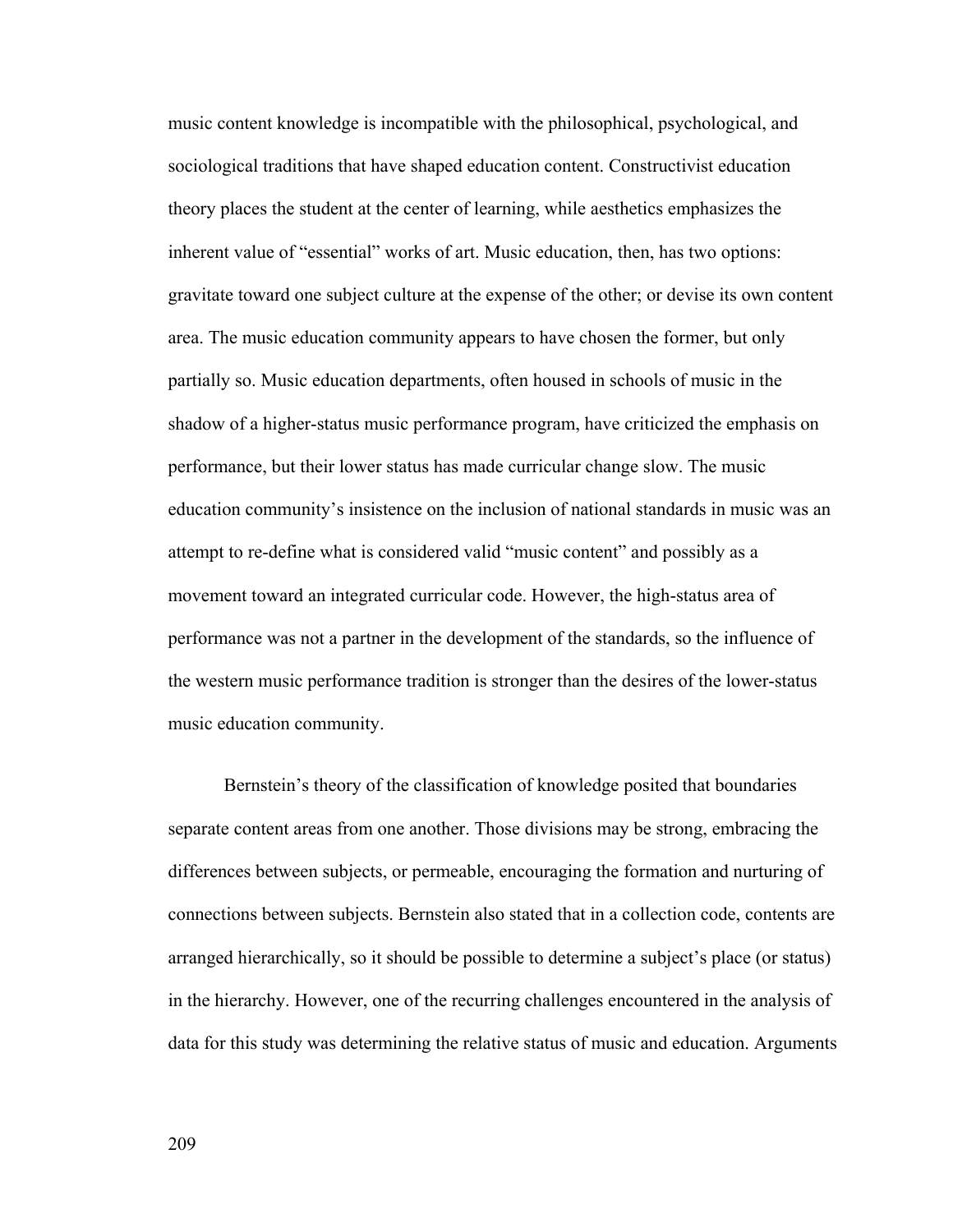music content knowledge is incompatible with the philosophical, psychological, and sociological traditions that have shaped education content. Constructivist education theory places the student at the center of learning, while aesthetics emphasizes the inherent value of "essential" works of art. Music education, then, has two options: gravitate toward one subject culture at the expense of the other; or devise its own content area. The music education community appears to have chosen the former, but only partially so. Music education departments, often housed in schools of music in the shadow of a higher-status music performance program, have criticized the emphasis on performance, but their lower status has made curricular change slow. The music education community's insistence on the inclusion of national standards in music was an attempt to re-define what is considered valid "music content" and possibly as a movement toward an integrated curricular code. However, the high-status area of performance was not a partner in the development of the standards, so the influence of the western music performance tradition is stronger than the desires of the lower-status music education community.

Bernstein's theory of the classification of knowledge posited that boundaries separate content areas from one another. Those divisions may be strong, embracing the differences between subjects, or permeable, encouraging the formation and nurturing of connections between subjects. Bernstein also stated that in a collection code, contents are arranged hierarchically, so it should be possible to determine a subject's place (or status) in the hierarchy. However, one of the recurring challenges encountered in the analysis of data for this study was determining the relative status of music and education. Arguments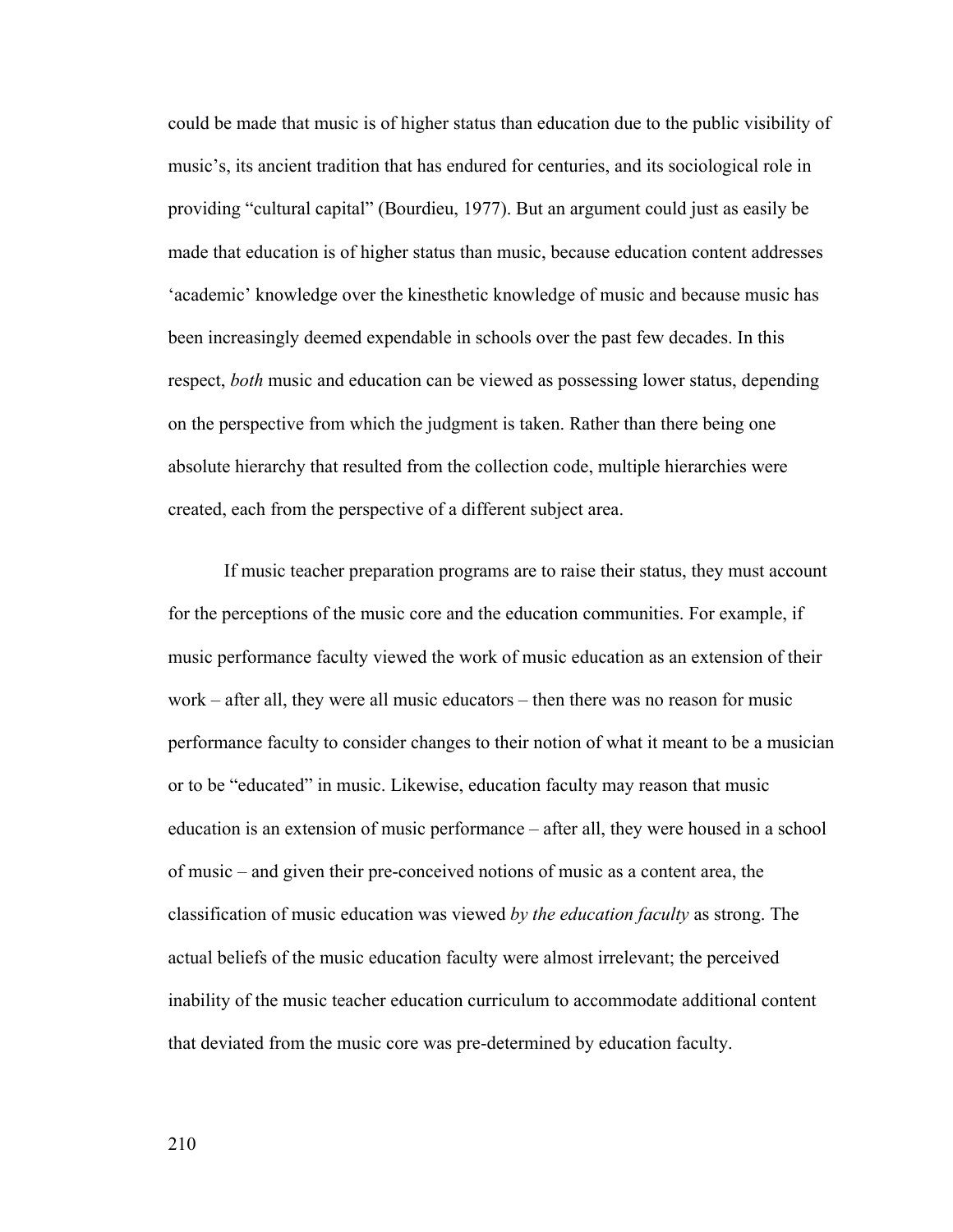could be made that music is of higher status than education due to the public visibility of music's, its ancient tradition that has endured for centuries, and its sociological role in providing "cultural capital" (Bourdieu, 1977). But an argument could just as easily be made that education is of higher status than music, because education content addresses 'academic' knowledge over the kinesthetic knowledge of music and because music has been increasingly deemed expendable in schools over the past few decades. In this respect, *both* music and education can be viewed as possessing lower status, depending on the perspective from which the judgment is taken. Rather than there being one absolute hierarchy that resulted from the collection code, multiple hierarchies were created, each from the perspective of a different subject area.

If music teacher preparation programs are to raise their status, they must account for the perceptions of the music core and the education communities. For example, if music performance faculty viewed the work of music education as an extension of their work – after all, they were all music educators – then there was no reason for music performance faculty to consider changes to their notion of what it meant to be a musician or to be "educated" in music. Likewise, education faculty may reason that music education is an extension of music performance – after all, they were housed in a school of music – and given their pre-conceived notions of music as a content area, the classification of music education was viewed *by the education faculty* as strong. The actual beliefs of the music education faculty were almost irrelevant; the perceived inability of the music teacher education curriculum to accommodate additional content that deviated from the music core was pre-determined by education faculty.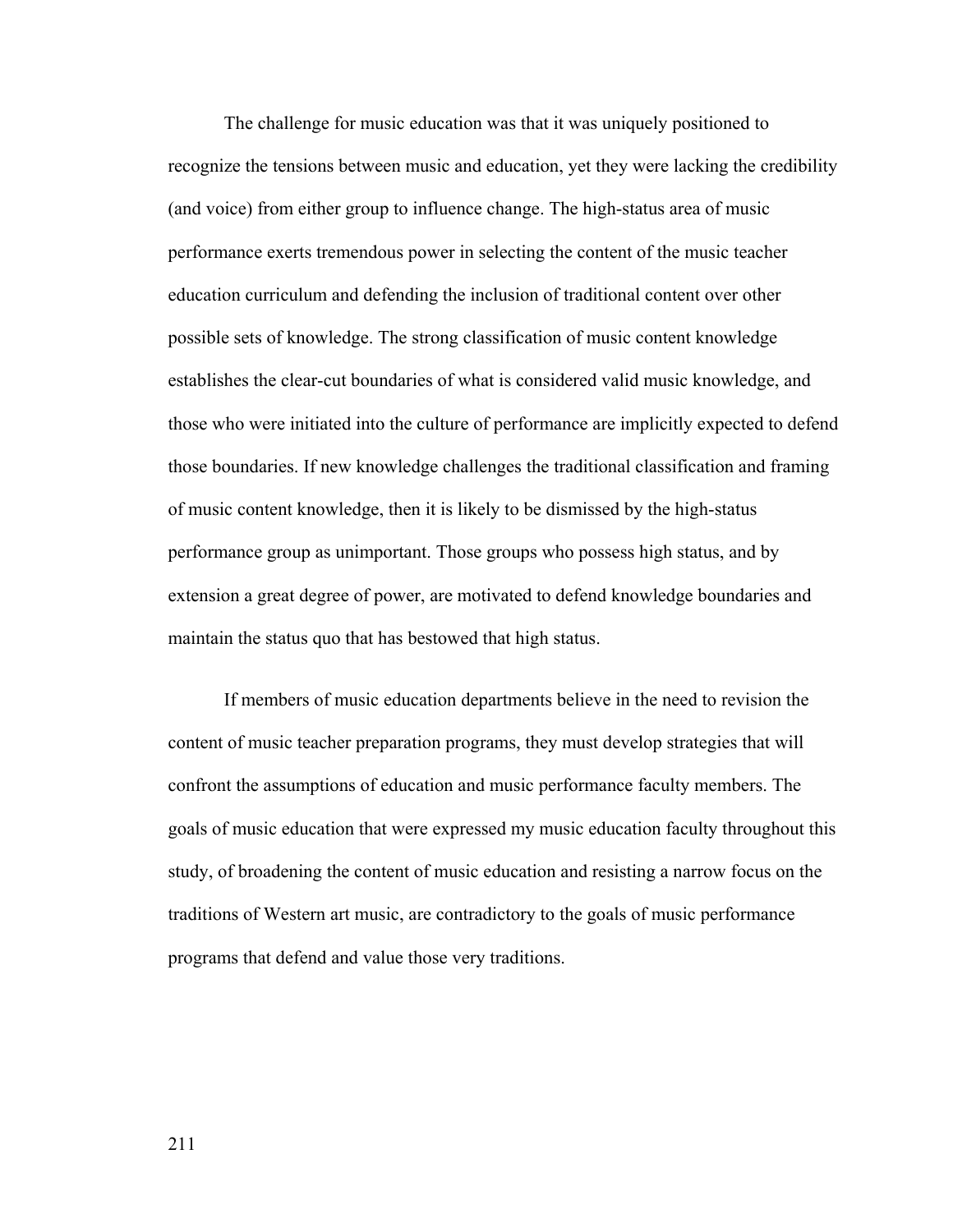The challenge for music education was that it was uniquely positioned to recognize the tensions between music and education, yet they were lacking the credibility (and voice) from either group to influence change. The high-status area of music performance exerts tremendous power in selecting the content of the music teacher education curriculum and defending the inclusion of traditional content over other possible sets of knowledge. The strong classification of music content knowledge establishes the clear-cut boundaries of what is considered valid music knowledge, and those who were initiated into the culture of performance are implicitly expected to defend those boundaries. If new knowledge challenges the traditional classification and framing of music content knowledge, then it is likely to be dismissed by the high-status performance group as unimportant. Those groups who possess high status, and by extension a great degree of power, are motivated to defend knowledge boundaries and maintain the status quo that has bestowed that high status.

If members of music education departments believe in the need to revision the content of music teacher preparation programs, they must develop strategies that will confront the assumptions of education and music performance faculty members. The goals of music education that were expressed my music education faculty throughout this study, of broadening the content of music education and resisting a narrow focus on the traditions of Western art music, are contradictory to the goals of music performance programs that defend and value those very traditions.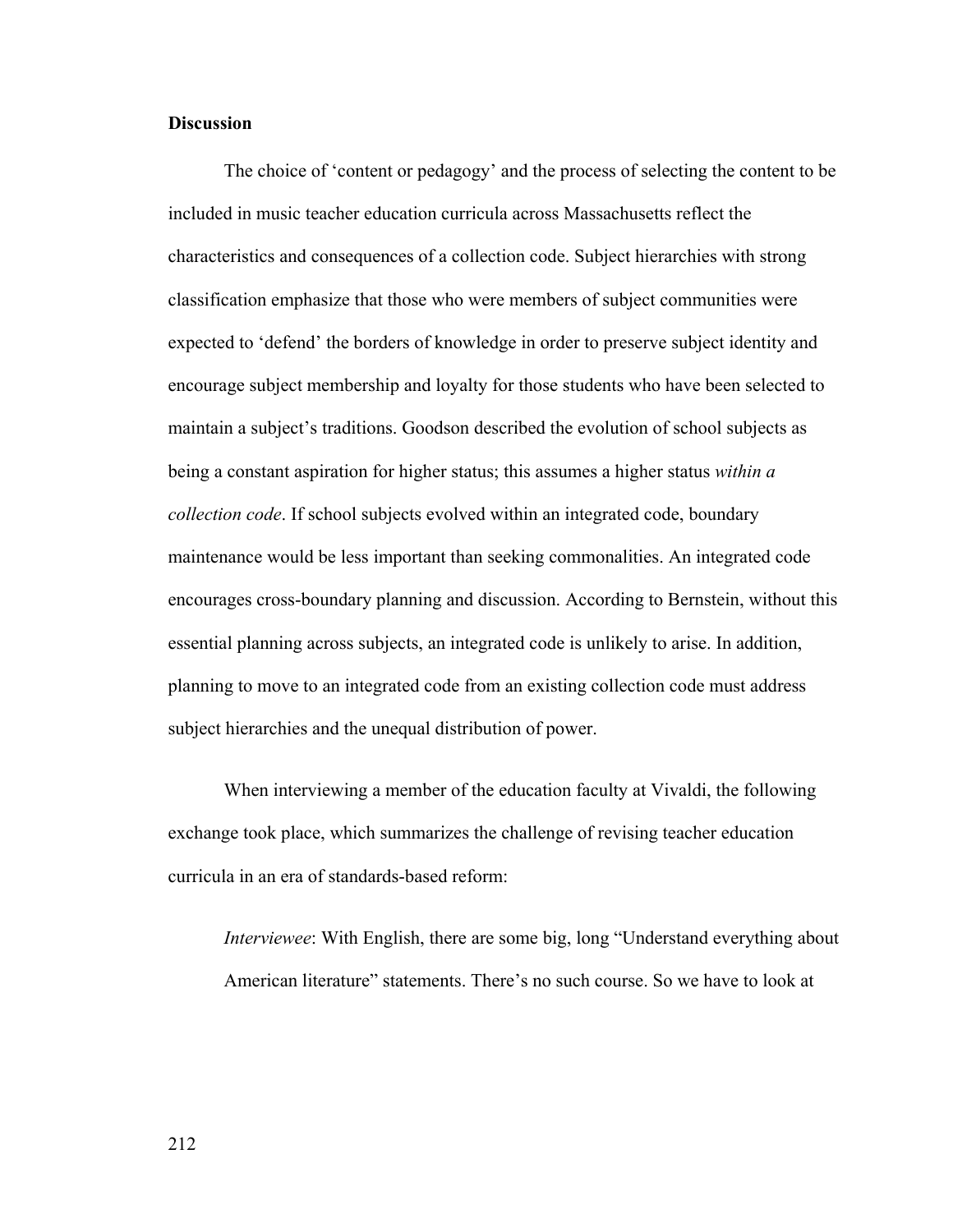**Discussion**

The choice of 'content or pedagogy' and the process of selecting the content to be included in music teacher education curricula across Massachusetts reflect the characteristics and consequences of a collection code. Subject hierarchies with strong classification emphasize that those who were members of subject communities were expected to 'defend' the borders of knowledge in order to preserve subject identity and encourage subject membership and loyalty for those students who have been selected to maintain a subject's traditions. Goodson described the evolution of school subjects as being a constant aspiration for higher status; this assumes a higher status *within a collection code*. If school subjects evolved within an integrated code, boundary maintenance would be less important than seeking commonalities. An integrated code encourages cross-boundary planning and discussion. According to Bernstein, without this essential planning across subjects, an integrated code is unlikely to arise. In addition, planning to move to an integrated code from an existing collection code must address subject hierarchies and the unequal distribution of power.

When interviewing a member of the education faculty at Vivaldi, the following exchange took place, which summarizes the challenge of revising teacher education curricula in an era of standards-based reform:

> *Interviewee*: With English, there are some big, long "Understand everything about American literature" statements. There's no such course. So we have to look at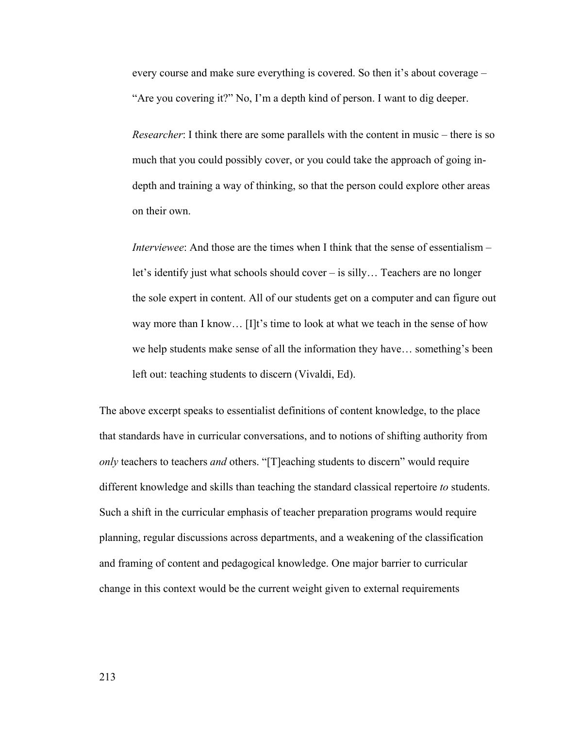every course and make sure everything is covered. So then it's about coverage – "Are you covering it?" No, I'm a depth kind of person. I want to dig deeper.

> *Researcher*: I think there are some parallels with the content in music – there is so much that you could possibly cover, or you could take the approach of going in-depth and training a way of thinking, so that the person could explore other areas on their own.
>
> *Interviewee*: And those are the times when I think that the sense of essentialism – let's identify just what schools should cover – is silly… Teachers are no longer the sole expert in content. All of our students get on a computer and can figure out way more than I know… [I]t's time to look at what we teach in the sense of how we help students make sense of all the information they have… something's been left out: teaching students to discern (Vivaldi, Ed).

The above excerpt speaks to essentialist definitions of content knowledge, to the place that standards have in curricular conversations, and to notions of shifting authority from *only* teachers to teachers *and* others. "[T]eaching students to discern" would require different knowledge and skills than teaching the standard classical repertoire *to* students. Such a shift in the curricular emphasis of teacher preparation programs would require planning, regular discussions across departments, and a weakening of the classification and framing of content and pedagogical knowledge. One major barrier to curricular change in this context would be the current weight given to external requirements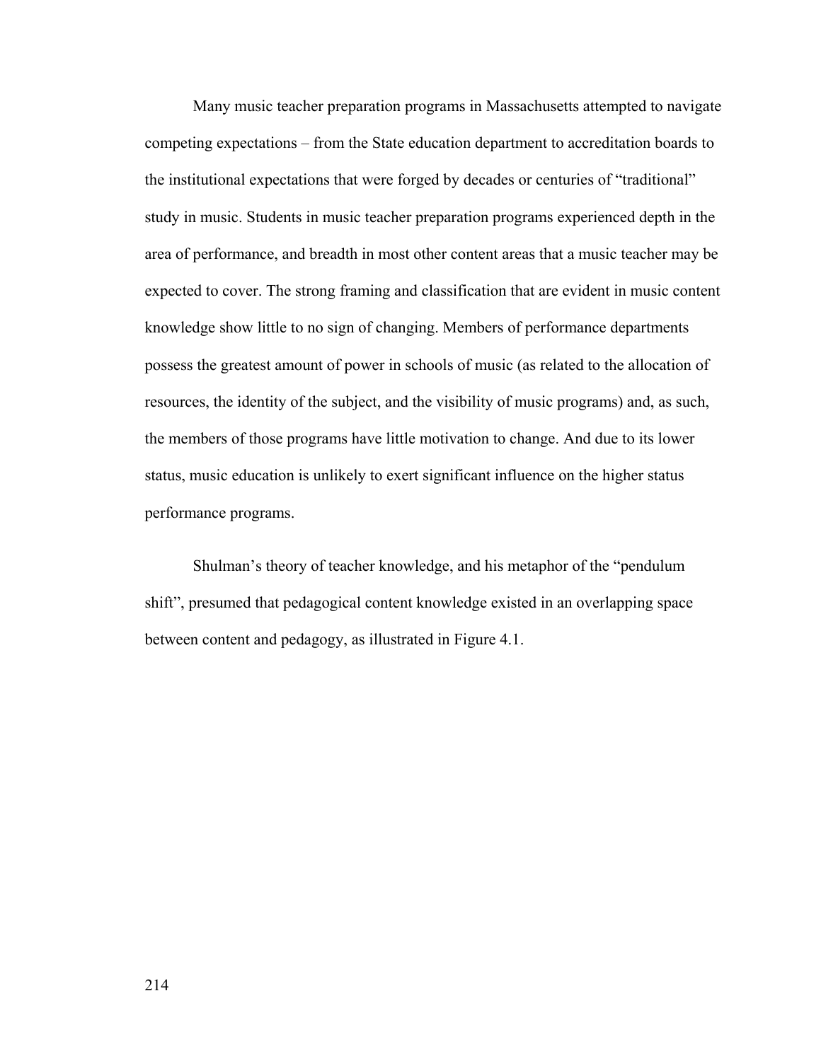Many music teacher preparation programs in Massachusetts attempted to navigate competing expectations – from the State education department to accreditation boards to the institutional expectations that were forged by decades or centuries of "traditional" study in music. Students in music teacher preparation programs experienced depth in the area of performance, and breadth in most other content areas that a music teacher may be expected to cover. The strong framing and classification that are evident in music content knowledge show little to no sign of changing. Members of performance departments possess the greatest amount of power in schools of music (as related to the allocation of resources, the identity of the subject, and the visibility of music programs) and, as such, the members of those programs have little motivation to change. And due to its lower status, music education is unlikely to exert significant influence on the higher status performance programs.

Shulman's theory of teacher knowledge, and his metaphor of the "pendulum shift", presumed that pedagogical content knowledge existed in an overlapping space between content and pedagogy, as illustrated in Figure 4.1.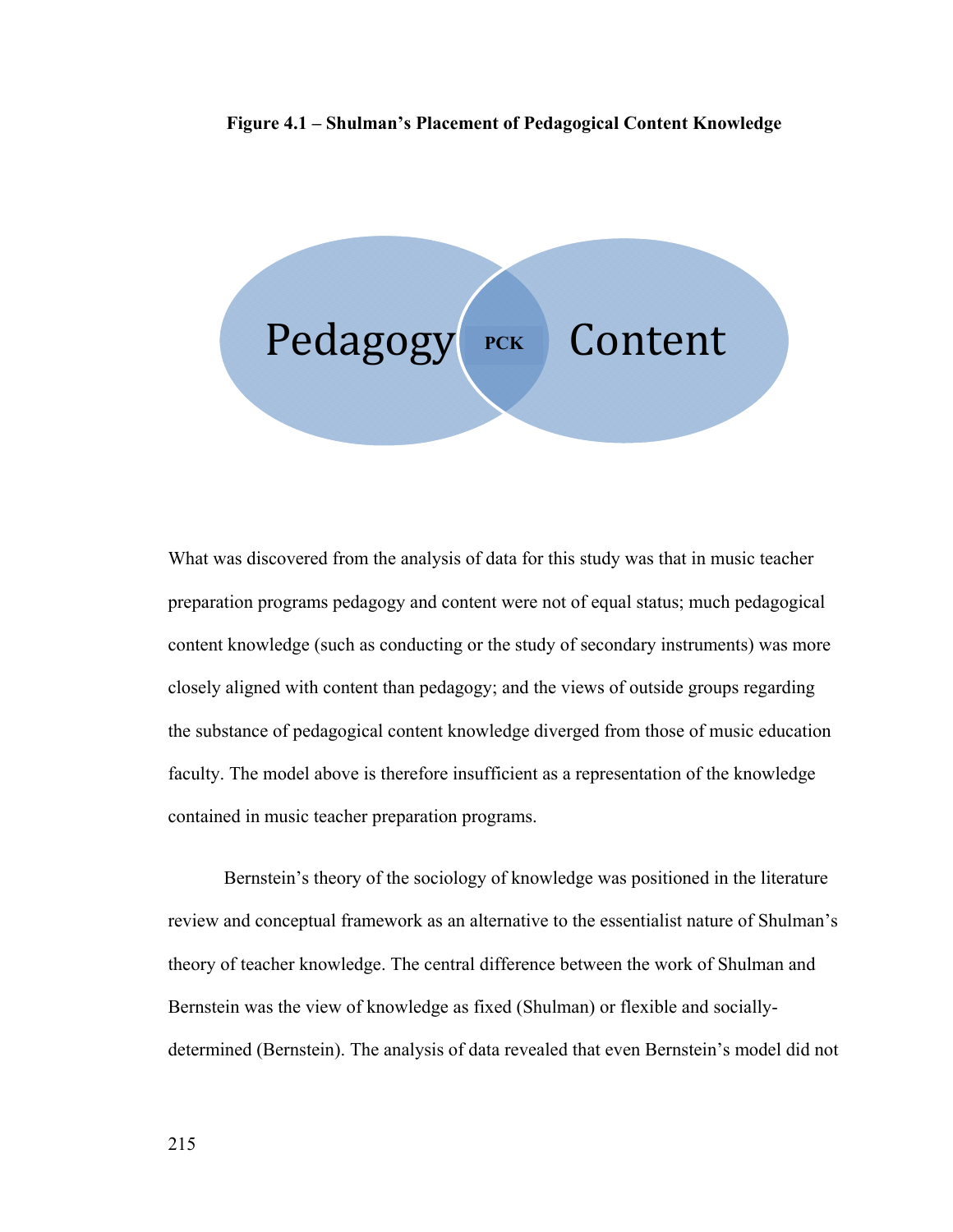**Figure 4.1 – Shulman's Placement of Pedagogical Content Knowledge**

Pedagogy PCK Content

What was discovered from the analysis of data for this study was that in music teacher preparation programs pedagogy and content were not of equal status; much pedagogical content knowledge (such as conducting or the study of secondary instruments) was more closely aligned with content than pedagogy; and the views of outside groups regarding the substance of pedagogical content knowledge diverged from those of music education faculty. The model above is therefore insufficient as a representation of the knowledge contained in music teacher preparation programs.

Bernstein's theory of the sociology of knowledge was positioned in the literature review and conceptual framework as an alternative to the essentialist nature of Shulman's theory of teacher knowledge. The central difference between the work of Shulman and Bernstein was the view of knowledge as fixed (Shulman) or flexible and socially-determined (Bernstein). The analysis of data revealed that even Bernstein's model did not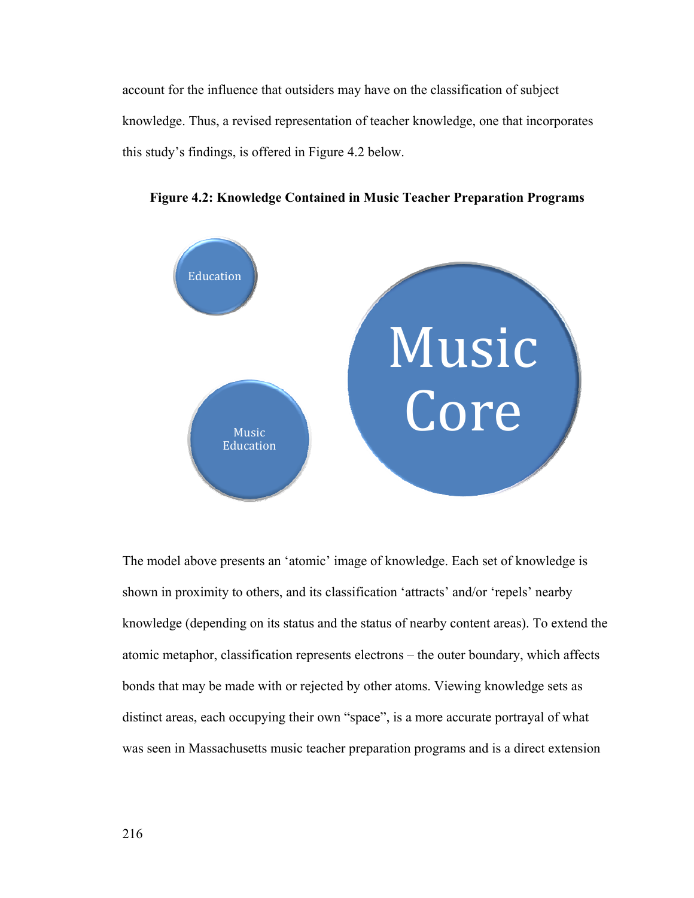account for the influence that outsiders may have on the classification of subject knowledge. Thus, a revised representation of teacher knowledge, one that incorporates this study's findings, is offered in Figure 4.2 below.

**Figure 4.2: Knowledge Contained in Music Teacher Preparation Programs**

Education

Music Education

Music Core

The model above presents an 'atomic' image of knowledge. Each set of knowledge is shown in proximity to others, and its classification 'attracts' and/or 'repels' nearby knowledge (depending on its status and the status of nearby content areas). To extend the atomic metaphor, classification represents electrons – the outer boundary, which affects bonds that may be made with or rejected by other atoms. Viewing knowledge sets as distinct areas, each occupying their own "space", is a more accurate portrayal of what was seen in Massachusetts music teacher preparation programs and is a direct extension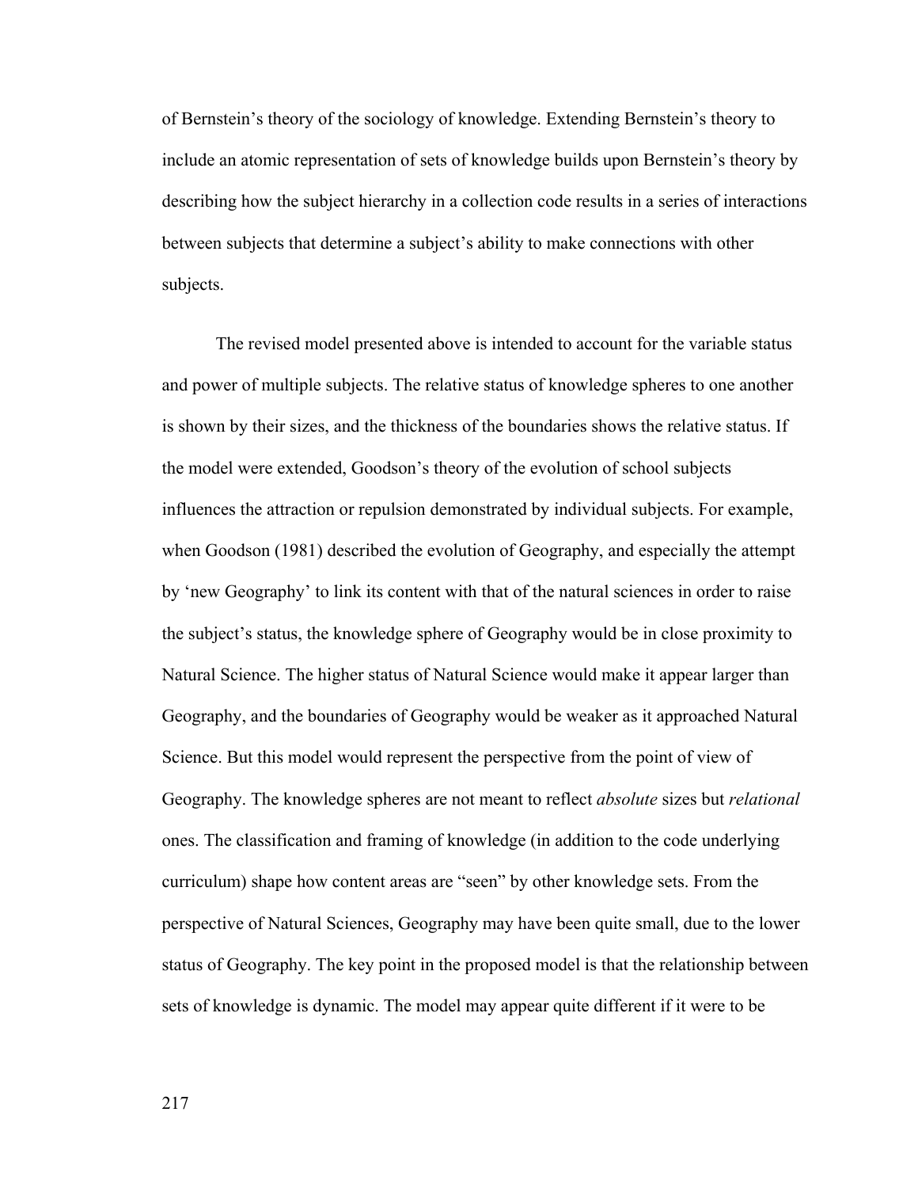of Bernstein's theory of the sociology of knowledge. Extending Bernstein's theory to include an atomic representation of sets of knowledge builds upon Bernstein's theory by describing how the subject hierarchy in a collection code results in a series of interactions between subjects that determine a subject's ability to make connections with other subjects.

The revised model presented above is intended to account for the variable status and power of multiple subjects. The relative status of knowledge spheres to one another is shown by their sizes, and the thickness of the boundaries shows the relative status. If the model were extended, Goodson's theory of the evolution of school subjects influences the attraction or repulsion demonstrated by individual subjects. For example, when Goodson (1981) described the evolution of Geography, and especially the attempt by 'new Geography' to link its content with that of the natural sciences in order to raise the subject's status, the knowledge sphere of Geography would be in close proximity to Natural Science. The higher status of Natural Science would make it appear larger than Geography, and the boundaries of Geography would be weaker as it approached Natural Science. But this model would represent the perspective from the point of view of Geography. The knowledge spheres are not meant to reflect *absolute* sizes but *relational* ones. The classification and framing of knowledge (in addition to the code underlying curriculum) shape how content areas are "seen" by other knowledge sets. From the perspective of Natural Sciences, Geography may have been quite small, due to the lower status of Geography. The key point in the proposed model is that the relationship between sets of knowledge is dynamic. The model may appear quite different if it were to be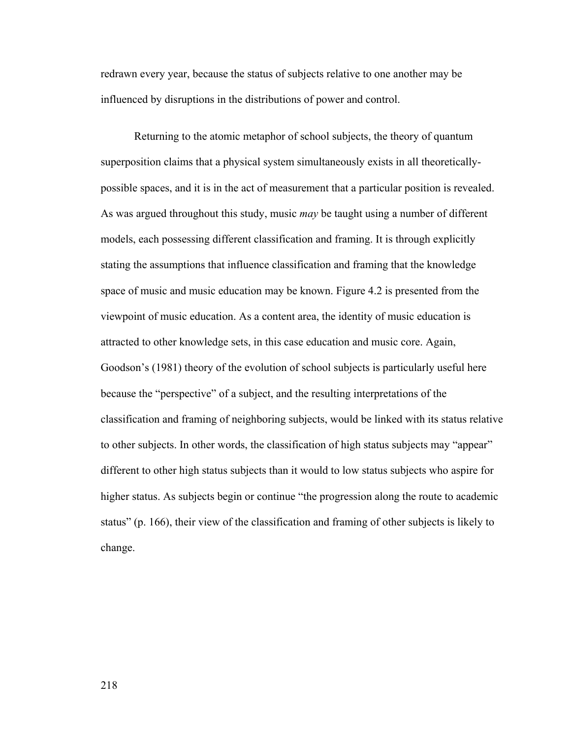redrawn every year, because the status of subjects relative to one another may be influenced by disruptions in the distributions of power and control.

Returning to the atomic metaphor of school subjects, the theory of quantum superposition claims that a physical system simultaneously exists in all theoretically-possible spaces, and it is in the act of measurement that a particular position is revealed. As was argued throughout this study, music *may* be taught using a number of different models, each possessing different classification and framing. It is through explicitly stating the assumptions that influence classification and framing that the knowledge space of music and music education may be known. Figure 4.2 is presented from the viewpoint of music education. As a content area, the identity of music education is attracted to other knowledge sets, in this case education and music core. Again, Goodson's (1981) theory of the evolution of school subjects is particularly useful here because the "perspective" of a subject, and the resulting interpretations of the classification and framing of neighboring subjects, would be linked with its status relative to other subjects. In other words, the classification of high status subjects may "appear" different to other high status subjects than it would to low status subjects who aspire for higher status. As subjects begin or continue "the progression along the route to academic status" (p. 166), their view of the classification and framing of other subjects is likely to change.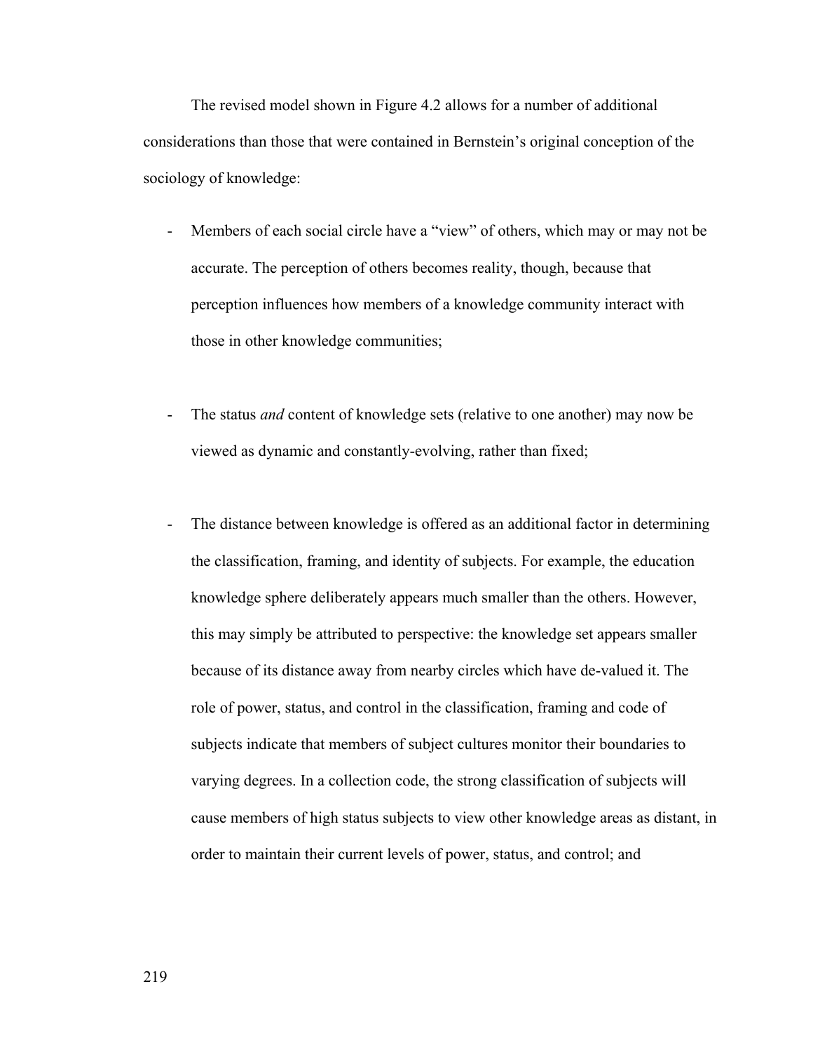The revised model shown in Figure 4.2 allows for a number of additional considerations than those that were contained in Bernstein's original conception of the sociology of knowledge:

- Members of each social circle have a "view" of others, which may or may not be accurate. The perception of others becomes reality, though, because that perception influences how members of a knowledge community interact with those in other knowledge communities;

- The status *and* content of knowledge sets (relative to one another) may now be viewed as dynamic and constantly-evolving, rather than fixed;

- The distance between knowledge is offered as an additional factor in determining the classification, framing, and identity of subjects. For example, the education knowledge sphere deliberately appears much smaller than the others. However, this may simply be attributed to perspective: the knowledge set appears smaller because of its distance away from nearby circles which have de-valued it. The role of power, status, and control in the classification, framing and code of subjects indicate that members of subject cultures monitor their boundaries to varying degrees. In a collection code, the strong classification of subjects will cause members of high status subjects to view other knowledge areas as distant, in order to maintain their current levels of power, status, and control; and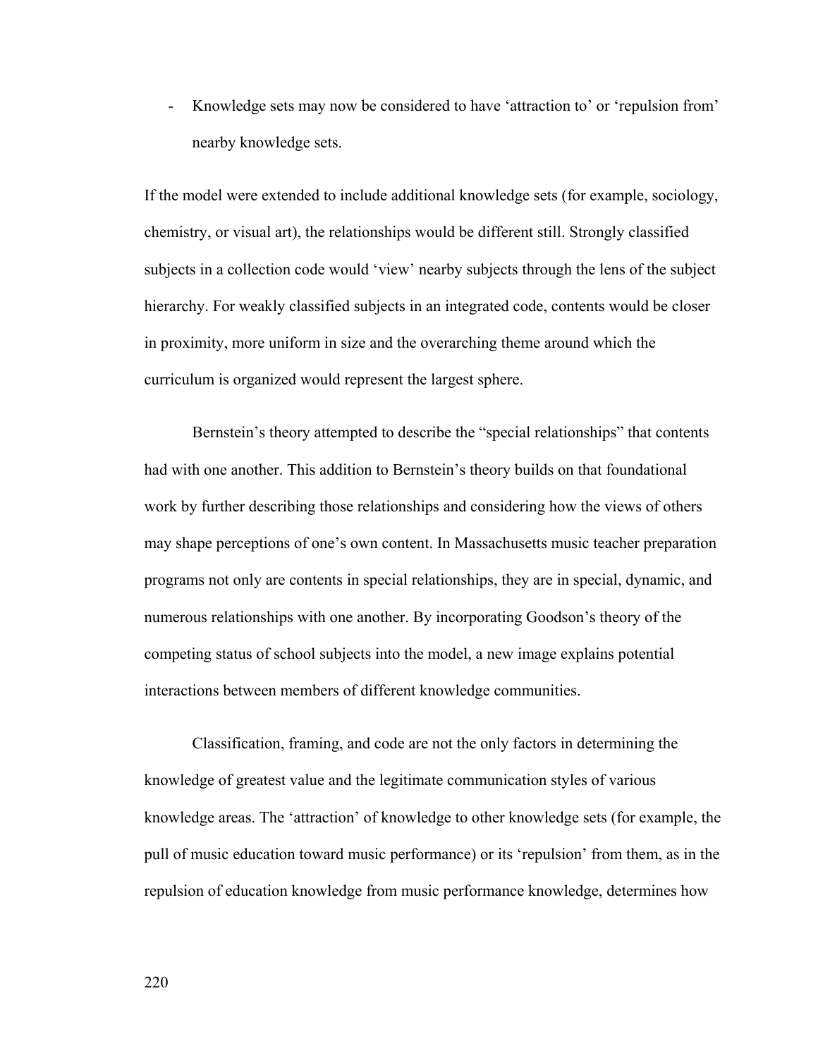- Knowledge sets may now be considered to have 'attraction to' or 'repulsion from' nearby knowledge sets.

If the model were extended to include additional knowledge sets (for example, sociology, chemistry, or visual art), the relationships would be different still. Strongly classified subjects in a collection code would 'view' nearby subjects through the lens of the subject hierarchy. For weakly classified subjects in an integrated code, contents would be closer in proximity, more uniform in size and the overarching theme around which the curriculum is organized would represent the largest sphere.

Bernstein's theory attempted to describe the "special relationships" that contents had with one another. This addition to Bernstein's theory builds on that foundational work by further describing those relationships and considering how the views of others may shape perceptions of one's own content. In Massachusetts music teacher preparation programs not only are contents in special relationships, they are in special, dynamic, and numerous relationships with one another. By incorporating Goodson's theory of the competing status of school subjects into the model, a new image explains potential interactions between members of different knowledge communities.

Classification, framing, and code are not the only factors in determining the knowledge of greatest value and the legitimate communication styles of various knowledge areas. The 'attraction' of knowledge to other knowledge sets (for example, the pull of music education toward music performance) or its 'repulsion' from them, as in the repulsion of education knowledge from music performance knowledge, determines how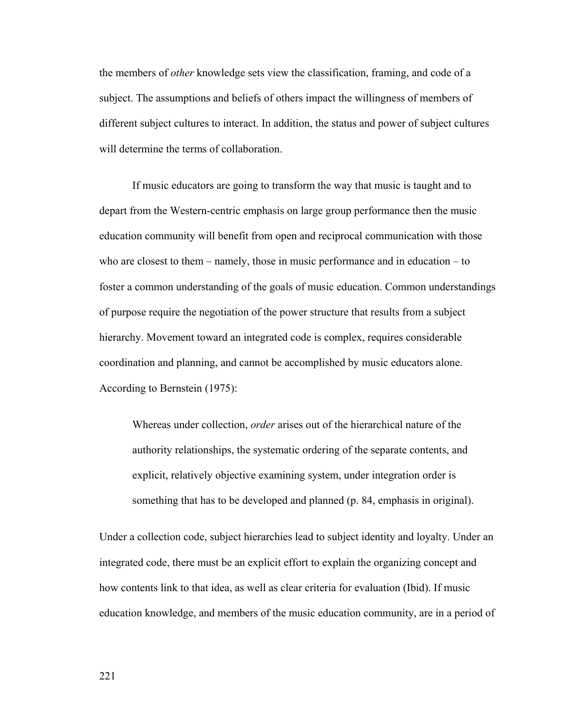the members of *other* knowledge sets view the classification, framing, and code of a subject. The assumptions and beliefs of others impact the willingness of members of different subject cultures to interact. In addition, the status and power of subject cultures will determine the terms of collaboration.

If music educators are going to transform the way that music is taught and to depart from the Western-centric emphasis on large group performance then the music education community will benefit from open and reciprocal communication with those who are closest to them – namely, those in music performance and in education – to foster a common understanding of the goals of music education. Common understandings of purpose require the negotiation of the power structure that results from a subject hierarchy. Movement toward an integrated code is complex, requires considerable coordination and planning, and cannot be accomplished by music educators alone. According to Bernstein (1975):

> Whereas under collection, *order* arises out of the hierarchical nature of the authority relationships, the systematic ordering of the separate contents, and explicit, relatively objective examining system, under integration order is something that has to be developed and planned (p. 84, emphasis in original).

Under a collection code, subject hierarchies lead to subject identity and loyalty. Under an integrated code, there must be an explicit effort to explain the organizing concept and how contents link to that idea, as well as clear criteria for evaluation (Ibid). If music education knowledge, and members of the music education community, are in a period of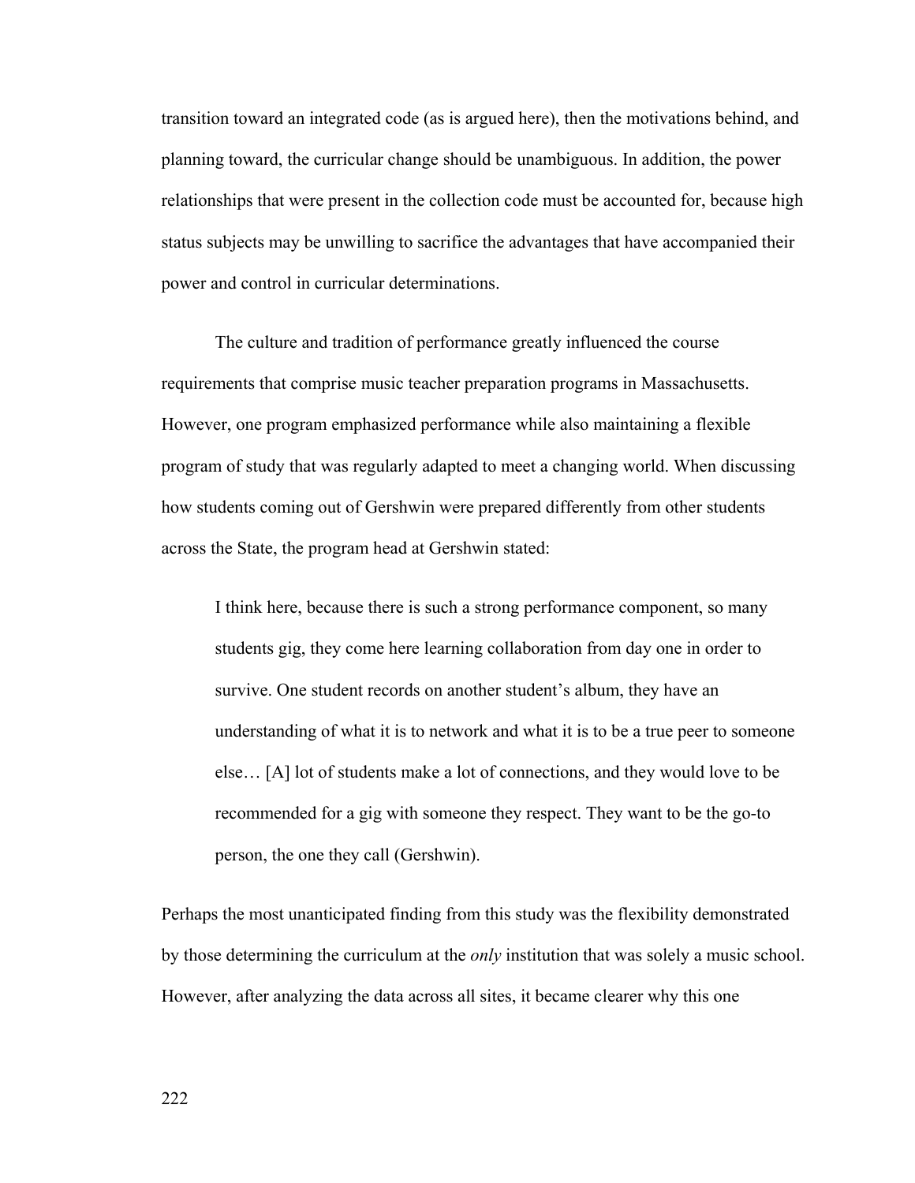transition toward an integrated code (as is argued here), then the motivations behind, and planning toward, the curricular change should be unambiguous. In addition, the power relationships that were present in the collection code must be accounted for, because high status subjects may be unwilling to sacrifice the advantages that have accompanied their power and control in curricular determinations.

The culture and tradition of performance greatly influenced the course requirements that comprise music teacher preparation programs in Massachusetts. However, one program emphasized performance while also maintaining a flexible program of study that was regularly adapted to meet a changing world. When discussing how students coming out of Gershwin were prepared differently from other students across the State, the program head at Gershwin stated:

> I think here, because there is such a strong performance component, so many students gig, they come here learning collaboration from day one in order to survive. One student records on another student's album, they have an understanding of what it is to network and what it is to be a true peer to someone else… [A] lot of students make a lot of connections, and they would love to be recommended for a gig with someone they respect. They want to be the go-to person, the one they call (Gershwin).

Perhaps the most unanticipated finding from this study was the flexibility demonstrated by those determining the curriculum at the *only* institution that was solely a music school. However, after analyzing the data across all sites, it became clearer why this one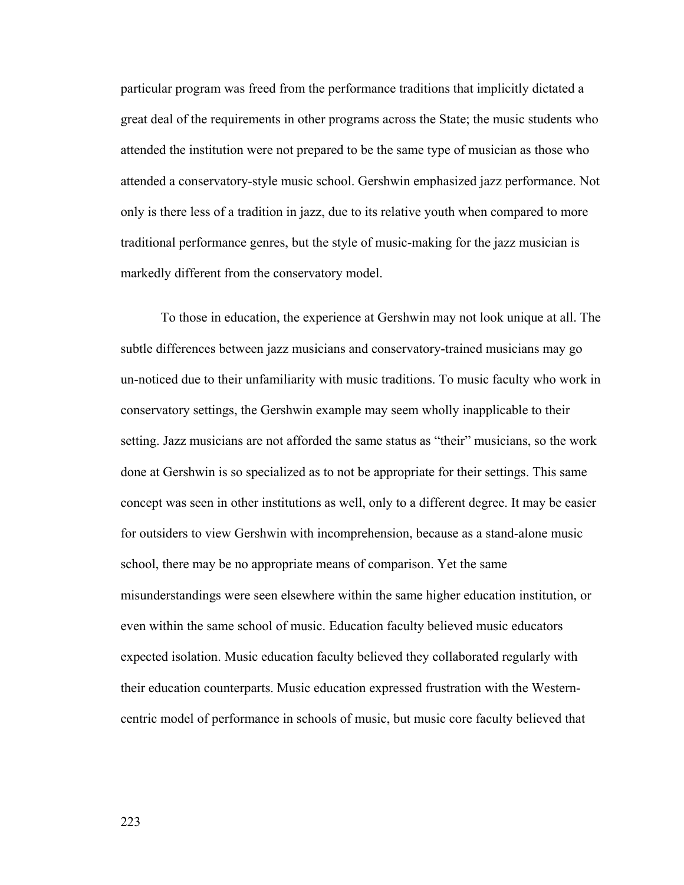particular program was freed from the performance traditions that implicitly dictated a great deal of the requirements in other programs across the State; the music students who attended the institution were not prepared to be the same type of musician as those who attended a conservatory-style music school. Gershwin emphasized jazz performance. Not only is there less of a tradition in jazz, due to its relative youth when compared to more traditional performance genres, but the style of music-making for the jazz musician is markedly different from the conservatory model.

To those in education, the experience at Gershwin may not look unique at all. The subtle differences between jazz musicians and conservatory-trained musicians may go un-noticed due to their unfamiliarity with music traditions. To music faculty who work in conservatory settings, the Gershwin example may seem wholly inapplicable to their setting. Jazz musicians are not afforded the same status as "their" musicians, so the work done at Gershwin is so specialized as to not be appropriate for their settings. This same concept was seen in other institutions as well, only to a different degree. It may be easier for outsiders to view Gershwin with incomprehension, because as a stand-alone music school, there may be no appropriate means of comparison. Yet the same misunderstandings were seen elsewhere within the same higher education institution, or even within the same school of music. Education faculty believed music educators expected isolation. Music education faculty believed they collaborated regularly with their education counterparts. Music education expressed frustration with the Western-centric model of performance in schools of music, but music core faculty believed that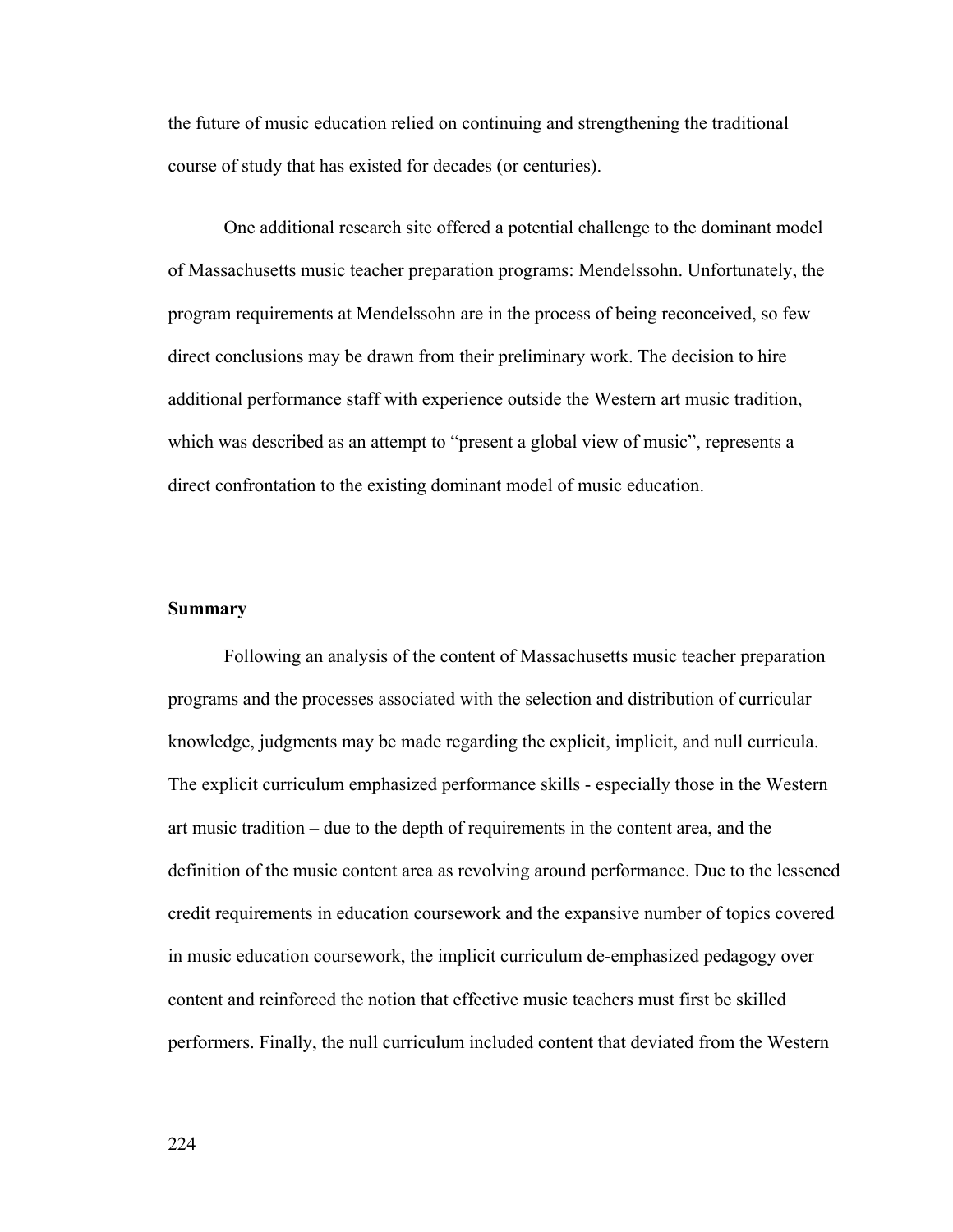the future of music education relied on continuing and strengthening the traditional course of study that has existed for decades (or centuries).

One additional research site offered a potential challenge to the dominant model of Massachusetts music teacher preparation programs: Mendelssohn. Unfortunately, the program requirements at Mendelssohn are in the process of being reconceived, so few direct conclusions may be drawn from their preliminary work. The decision to hire additional performance staff with experience outside the Western art music tradition, which was described as an attempt to "present a global view of music", represents a direct confrontation to the existing dominant model of music education.

**Summary**

Following an analysis of the content of Massachusetts music teacher preparation programs and the processes associated with the selection and distribution of curricular knowledge, judgments may be made regarding the explicit, implicit, and null curricula. The explicit curriculum emphasized performance skills - especially those in the Western art music tradition – due to the depth of requirements in the content area, and the definition of the music content area as revolving around performance. Due to the lessened credit requirements in education coursework and the expansive number of topics covered in music education coursework, the implicit curriculum de-emphasized pedagogy over content and reinforced the notion that effective music teachers must first be skilled performers. Finally, the null curriculum included content that deviated from the Western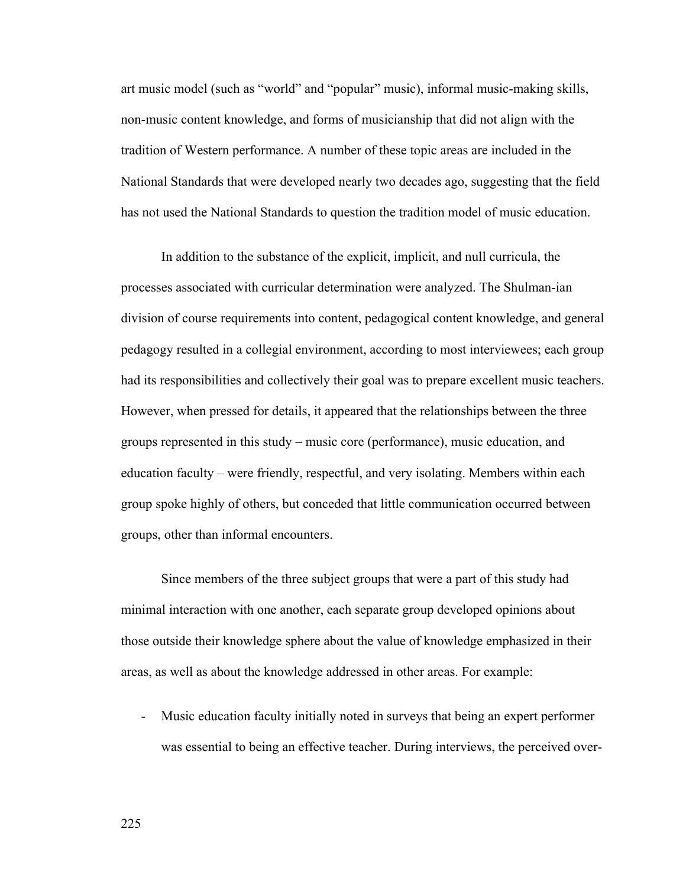art music model (such as "world" and "popular" music), informal music-making skills, non-music content knowledge, and forms of musicianship that did not align with the tradition of Western performance. A number of these topic areas are included in the National Standards that were developed nearly two decades ago, suggesting that the field has not used the National Standards to question the tradition model of music education.

In addition to the substance of the explicit, implicit, and null curricula, the processes associated with curricular determination were analyzed. The Shulman-ian division of course requirements into content, pedagogical content knowledge, and general pedagogy resulted in a collegial environment, according to most interviewees; each group had its responsibilities and collectively their goal was to prepare excellent music teachers. However, when pressed for details, it appeared that the relationships between the three groups represented in this study – music core (performance), music education, and education faculty – were friendly, respectful, and very isolating. Members within each group spoke highly of others, but conceded that little communication occurred between groups, other than informal encounters.

Since members of the three subject groups that were a part of this study had minimal interaction with one another, each separate group developed opinions about those outside their knowledge sphere about the value of knowledge emphasized in their areas, as well as about the knowledge addressed in other areas. For example:

- Music education faculty initially noted in surveys that being an expert performer was essential to being an effective teacher. During interviews, the perceived over-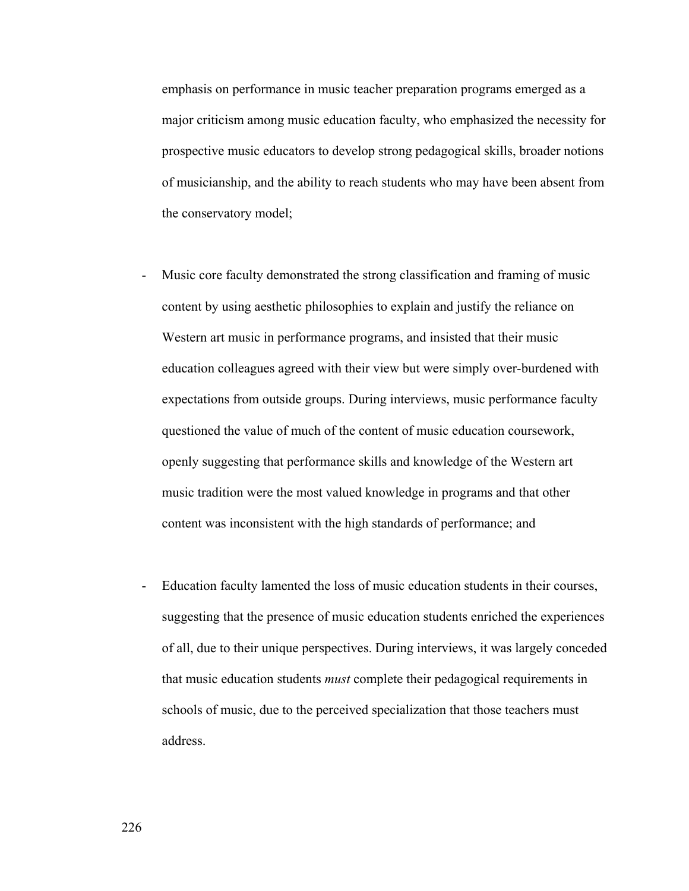emphasis on performance in music teacher preparation programs emerged as a major criticism among music education faculty, who emphasized the necessity for prospective music educators to develop strong pedagogical skills, broader notions of musicianship, and the ability to reach students who may have been absent from the conservatory model;

- Music core faculty demonstrated the strong classification and framing of music content by using aesthetic philosophies to explain and justify the reliance on Western art music in performance programs, and insisted that their music education colleagues agreed with their view but were simply over-burdened with expectations from outside groups. During interviews, music performance faculty questioned the value of much of the content of music education coursework, openly suggesting that performance skills and knowledge of the Western art music tradition were the most valued knowledge in programs and that other content was inconsistent with the high standards of performance; and

- Education faculty lamented the loss of music education students in their courses, suggesting that the presence of music education students enriched the experiences of all, due to their unique perspectives. During interviews, it was largely conceded that music education students *must* complete their pedagogical requirements in schools of music, due to the perceived specialization that those teachers must address.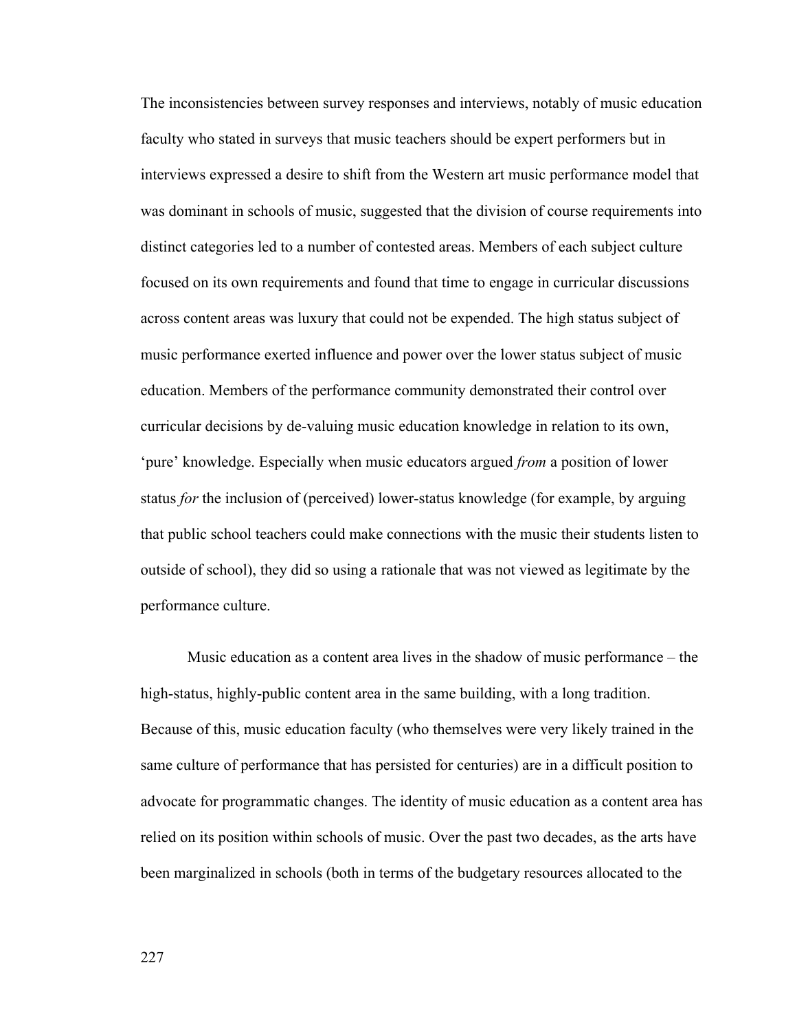The inconsistencies between survey responses and interviews, notably of music education faculty who stated in surveys that music teachers should be expert performers but in interviews expressed a desire to shift from the Western art music performance model that was dominant in schools of music, suggested that the division of course requirements into distinct categories led to a number of contested areas. Members of each subject culture focused on its own requirements and found that time to engage in curricular discussions across content areas was luxury that could not be expended. The high status subject of music performance exerted influence and power over the lower status subject of music education. Members of the performance community demonstrated their control over curricular decisions by de-valuing music education knowledge in relation to its own, 'pure' knowledge. Especially when music educators argued *from* a position of lower status *for* the inclusion of (perceived) lower-status knowledge (for example, by arguing that public school teachers could make connections with the music their students listen to outside of school), they did so using a rationale that was not viewed as legitimate by the performance culture.

Music education as a content area lives in the shadow of music performance – the high-status, highly-public content area in the same building, with a long tradition. Because of this, music education faculty (who themselves were very likely trained in the same culture of performance that has persisted for centuries) are in a difficult position to advocate for programmatic changes. The identity of music education as a content area has relied on its position within schools of music. Over the past two decades, as the arts have been marginalized in schools (both in terms of the budgetary resources allocated to the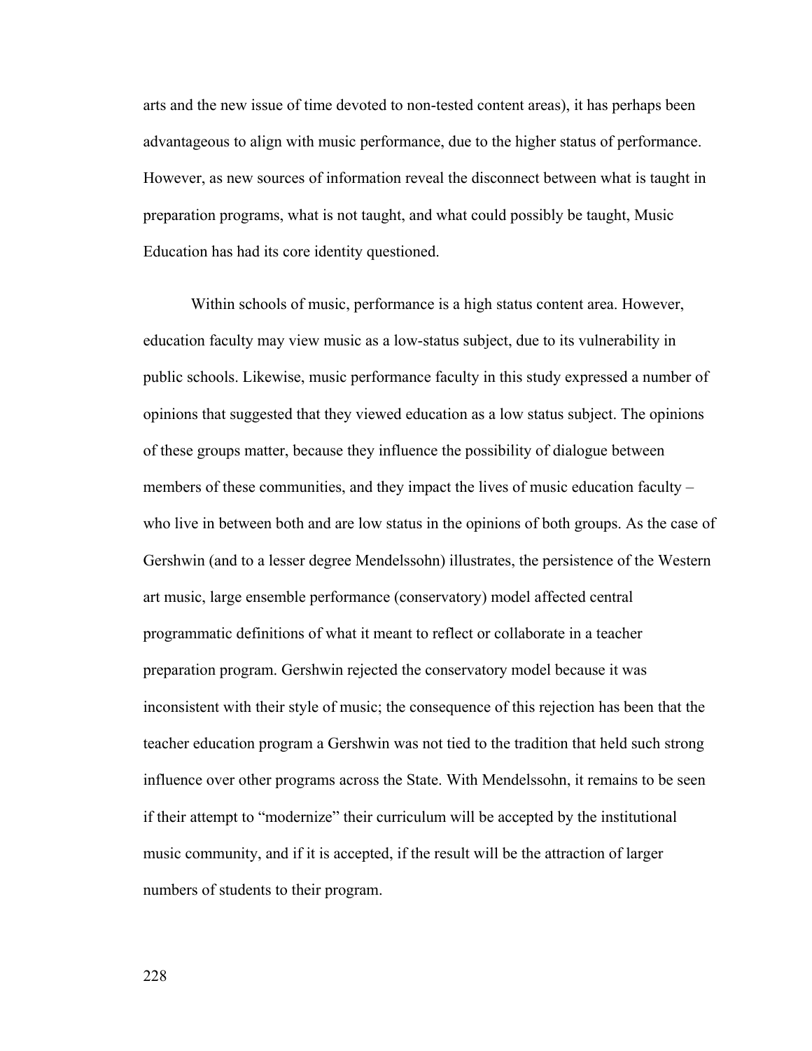arts and the new issue of time devoted to non-tested content areas), it has perhaps been advantageous to align with music performance, due to the higher status of performance. However, as new sources of information reveal the disconnect between what is taught in preparation programs, what is not taught, and what could possibly be taught, Music Education has had its core identity questioned.

Within schools of music, performance is a high status content area. However, education faculty may view music as a low-status subject, due to its vulnerability in public schools. Likewise, music performance faculty in this study expressed a number of opinions that suggested that they viewed education as a low status subject. The opinions of these groups matter, because they influence the possibility of dialogue between members of these communities, and they impact the lives of music education faculty – who live in between both and are low status in the opinions of both groups. As the case of Gershwin (and to a lesser degree Mendelssohn) illustrates, the persistence of the Western art music, large ensemble performance (conservatory) model affected central programmatic definitions of what it meant to reflect or collaborate in a teacher preparation program. Gershwin rejected the conservatory model because it was inconsistent with their style of music; the consequence of this rejection has been that the teacher education program a Gershwin was not tied to the tradition that held such strong influence over other programs across the State. With Mendelssohn, it remains to be seen if their attempt to "modernize" their curriculum will be accepted by the institutional music community, and if it is accepted, if the result will be the attraction of larger numbers of students to their program.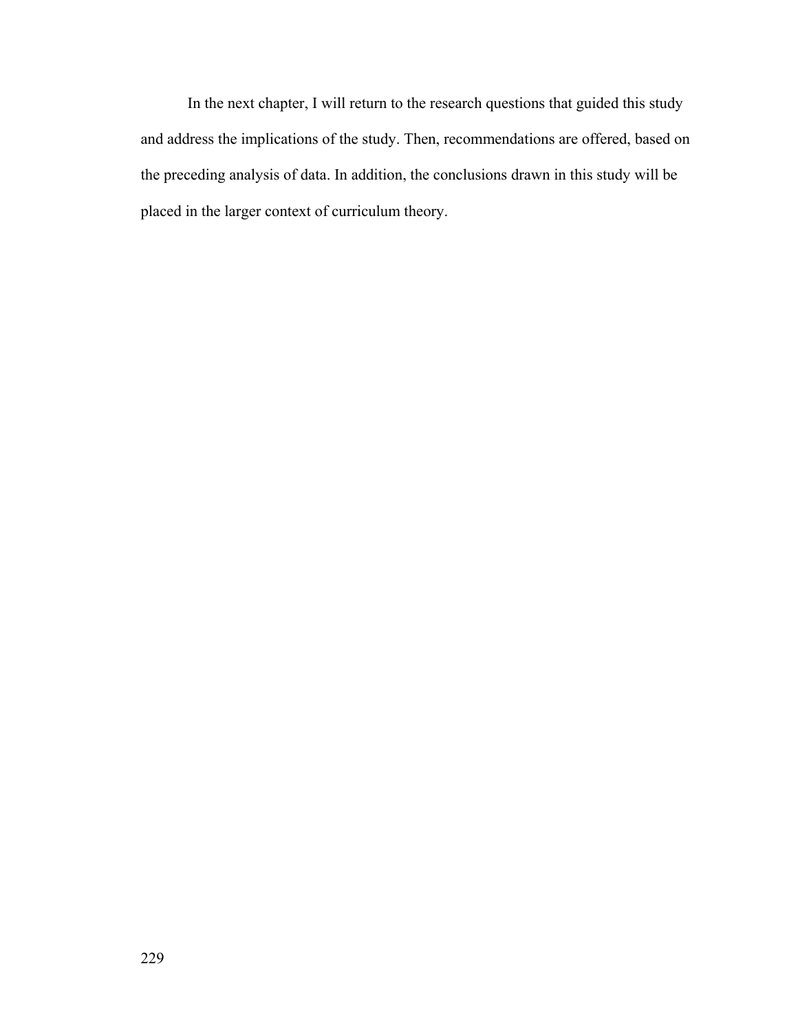In the next chapter, I will return to the research questions that guided this study and address the implications of the study. Then, recommendations are offered, based on the preceding analysis of data. In addition, the conclusions drawn in this study will be placed in the larger context of curriculum theory.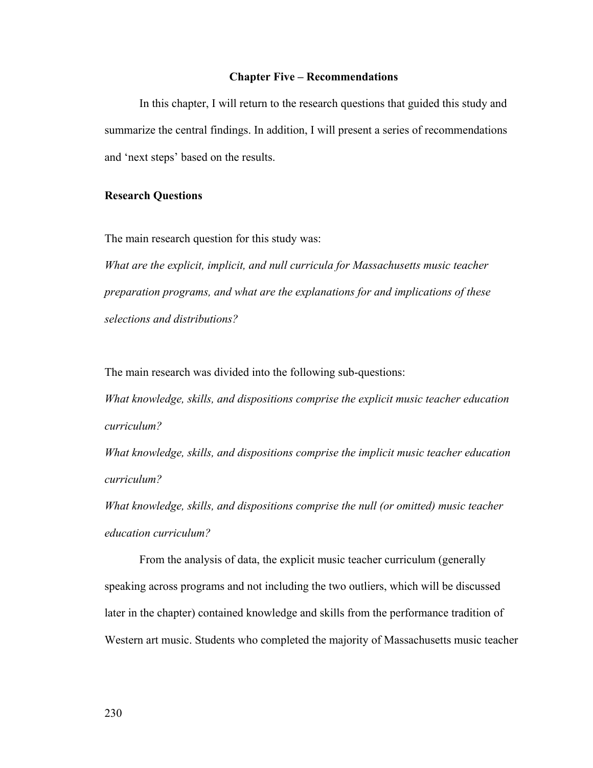# Chapter Five – Recommendations

In this chapter, I will return to the research questions that guided this study and summarize the central findings. In addition, I will present a series of recommendations and 'next steps' based on the results.

## Research Questions

The main research question for this study was:

*What are the explicit, implicit, and null curricula for Massachusetts music teacher preparation programs, and what are the explanations for and implications of these selections and distributions?*

The main research was divided into the following sub-questions:

*What knowledge, skills, and dispositions comprise the explicit music teacher education curriculum?*

*What knowledge, skills, and dispositions comprise the implicit music teacher education curriculum?*

*What knowledge, skills, and dispositions comprise the null (or omitted) music teacher education curriculum?*

From the analysis of data, the explicit music teacher curriculum (generally speaking across programs and not including the two outliers, which will be discussed later in the chapter) contained knowledge and skills from the performance tradition of Western art music. Students who completed the majority of Massachusetts music teacher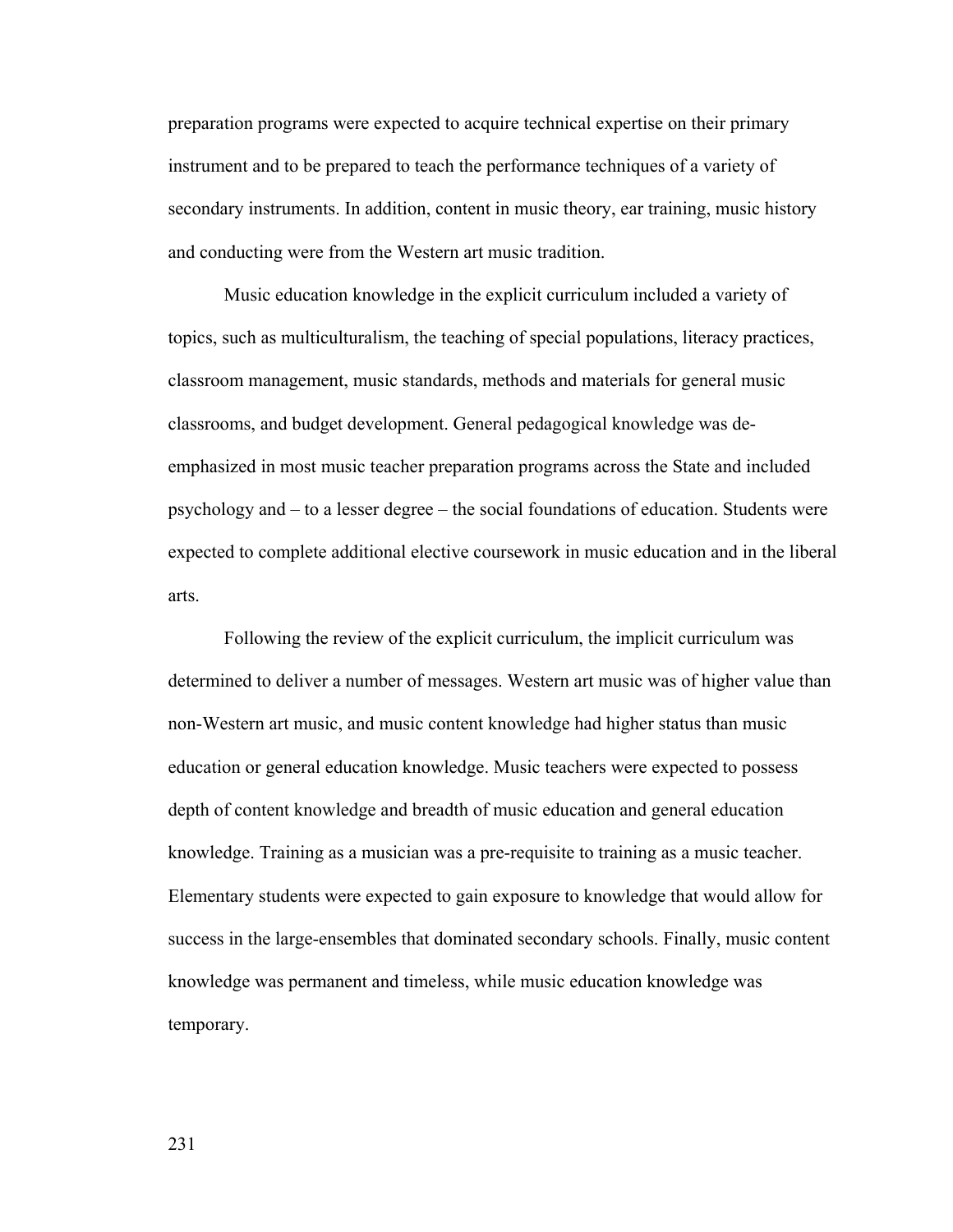preparation programs were expected to acquire technical expertise on their primary instrument and to be prepared to teach the performance techniques of a variety of secondary instruments. In addition, content in music theory, ear training, music history and conducting were from the Western art music tradition.

Music education knowledge in the explicit curriculum included a variety of topics, such as multiculturalism, the teaching of special populations, literacy practices, classroom management, music standards, methods and materials for general music classrooms, and budget development. General pedagogical knowledge was de-emphasized in most music teacher preparation programs across the State and included psychology and – to a lesser degree – the social foundations of education. Students were expected to complete additional elective coursework in music education and in the liberal arts.

Following the review of the explicit curriculum, the implicit curriculum was determined to deliver a number of messages. Western art music was of higher value than non-Western art music, and music content knowledge had higher status than music education or general education knowledge. Music teachers were expected to possess depth of content knowledge and breadth of music education and general education knowledge. Training as a musician was a pre-requisite to training as a music teacher. Elementary students were expected to gain exposure to knowledge that would allow for success in the large-ensembles that dominated secondary schools. Finally, music content knowledge was permanent and timeless, while music education knowledge was temporary.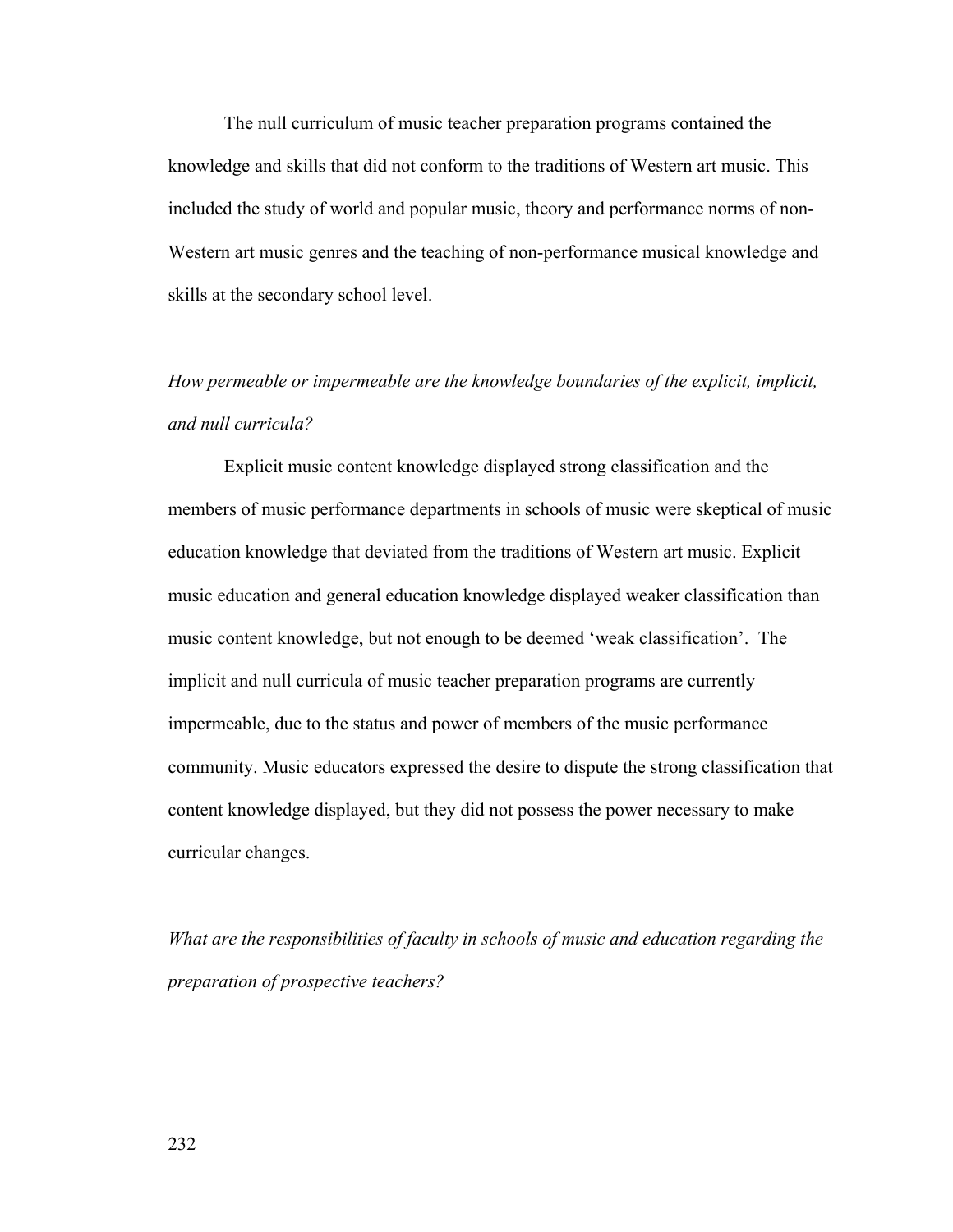The null curriculum of music teacher preparation programs contained the knowledge and skills that did not conform to the traditions of Western art music. This included the study of world and popular music, theory and performance norms of non-Western art music genres and the teaching of non-performance musical knowledge and skills at the secondary school level.

*How permeable or impermeable are the knowledge boundaries of the explicit, implicit, and null curricula?*

Explicit music content knowledge displayed strong classification and the members of music performance departments in schools of music were skeptical of music education knowledge that deviated from the traditions of Western art music. Explicit music education and general education knowledge displayed weaker classification than music content knowledge, but not enough to be deemed 'weak classification'. The implicit and null curricula of music teacher preparation programs are currently impermeable, due to the status and power of members of the music performance community. Music educators expressed the desire to dispute the strong classification that content knowledge displayed, but they did not possess the power necessary to make curricular changes.

*What are the responsibilities of faculty in schools of music and education regarding the preparation of prospective teachers?*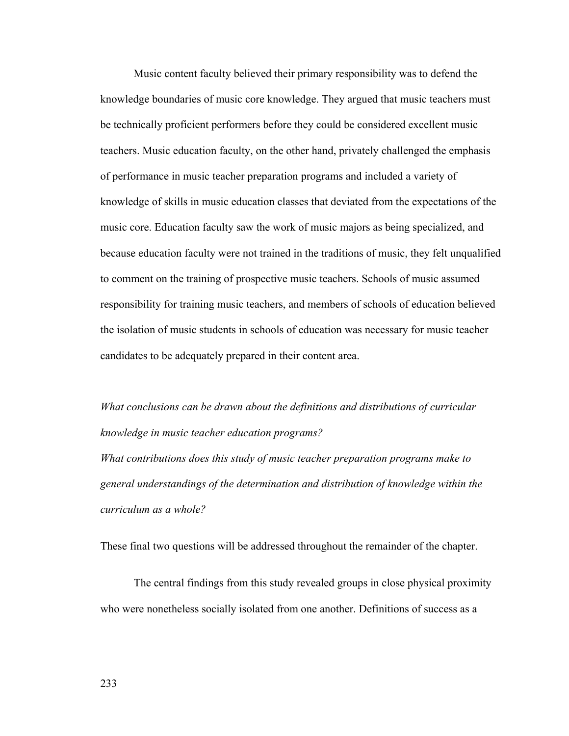Music content faculty believed their primary responsibility was to defend the knowledge boundaries of music core knowledge. They argued that music teachers must be technically proficient performers before they could be considered excellent music teachers. Music education faculty, on the other hand, privately challenged the emphasis of performance in music teacher preparation programs and included a variety of knowledge of skills in music education classes that deviated from the expectations of the music core. Education faculty saw the work of music majors as being specialized, and because education faculty were not trained in the traditions of music, they felt unqualified to comment on the training of prospective music teachers. Schools of music assumed responsibility for training music teachers, and members of schools of education believed the isolation of music students in schools of education was necessary for music teacher candidates to be adequately prepared in their content area.

*What conclusions can be drawn about the definitions and distributions of curricular knowledge in music teacher education programs?*

*What contributions does this study of music teacher preparation programs make to general understandings of the determination and distribution of knowledge within the curriculum as a whole?*

These final two questions will be addressed throughout the remainder of the chapter.

The central findings from this study revealed groups in close physical proximity who were nonetheless socially isolated from one another. Definitions of success as a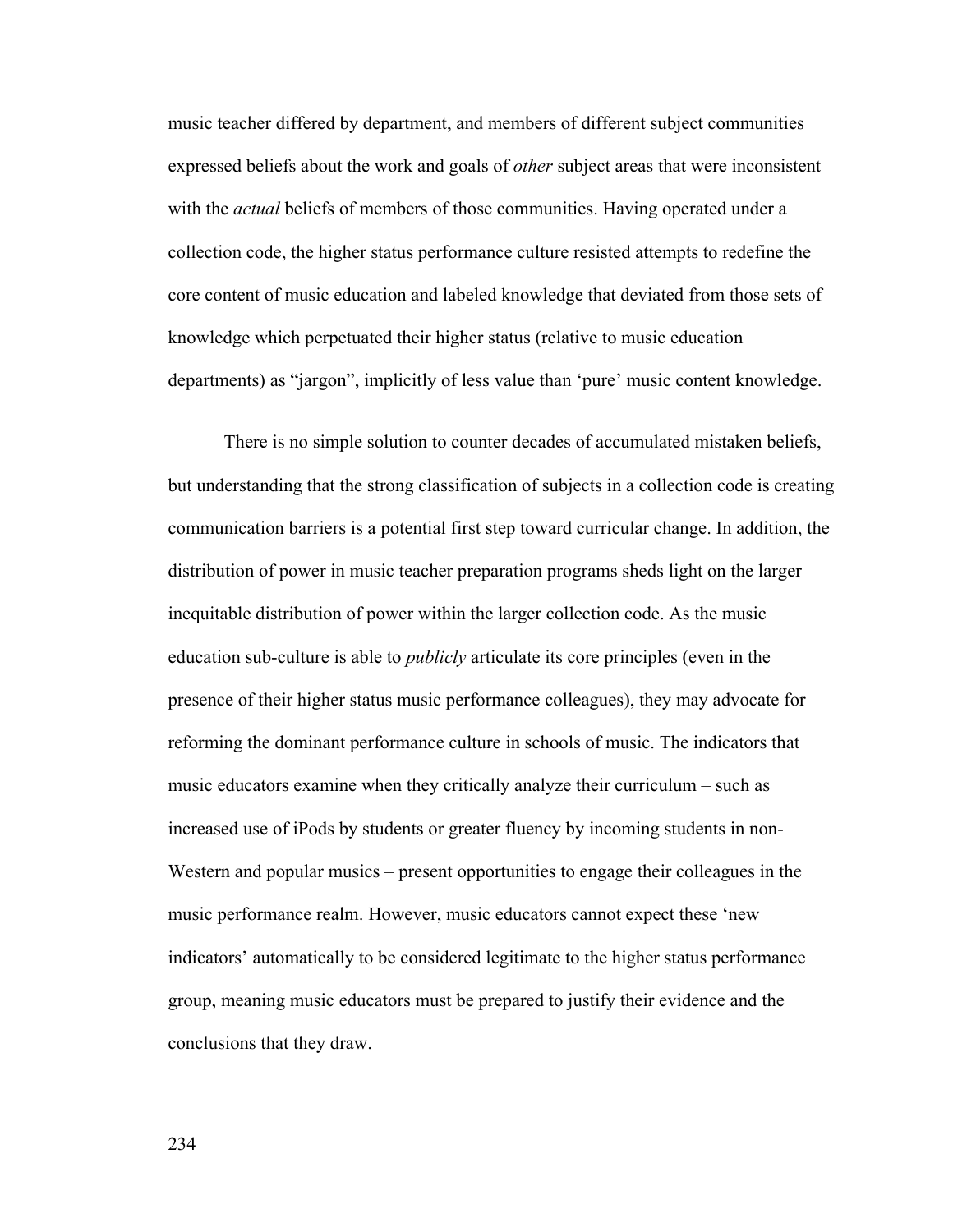music teacher differed by department, and members of different subject communities expressed beliefs about the work and goals of *other* subject areas that were inconsistent with the *actual* beliefs of members of those communities. Having operated under a collection code, the higher status performance culture resisted attempts to redefine the core content of music education and labeled knowledge that deviated from those sets of knowledge which perpetuated their higher status (relative to music education departments) as "jargon", implicitly of less value than 'pure' music content knowledge.

There is no simple solution to counter decades of accumulated mistaken beliefs, but understanding that the strong classification of subjects in a collection code is creating communication barriers is a potential first step toward curricular change. In addition, the distribution of power in music teacher preparation programs sheds light on the larger inequitable distribution of power within the larger collection code. As the music education sub-culture is able to *publicly* articulate its core principles (even in the presence of their higher status music performance colleagues), they may advocate for reforming the dominant performance culture in schools of music. The indicators that music educators examine when they critically analyze their curriculum – such as increased use of iPods by students or greater fluency by incoming students in non-Western and popular musics – present opportunities to engage their colleagues in the music performance realm. However, music educators cannot expect these 'new indicators' automatically to be considered legitimate to the higher status performance group, meaning music educators must be prepared to justify their evidence and the conclusions that they draw.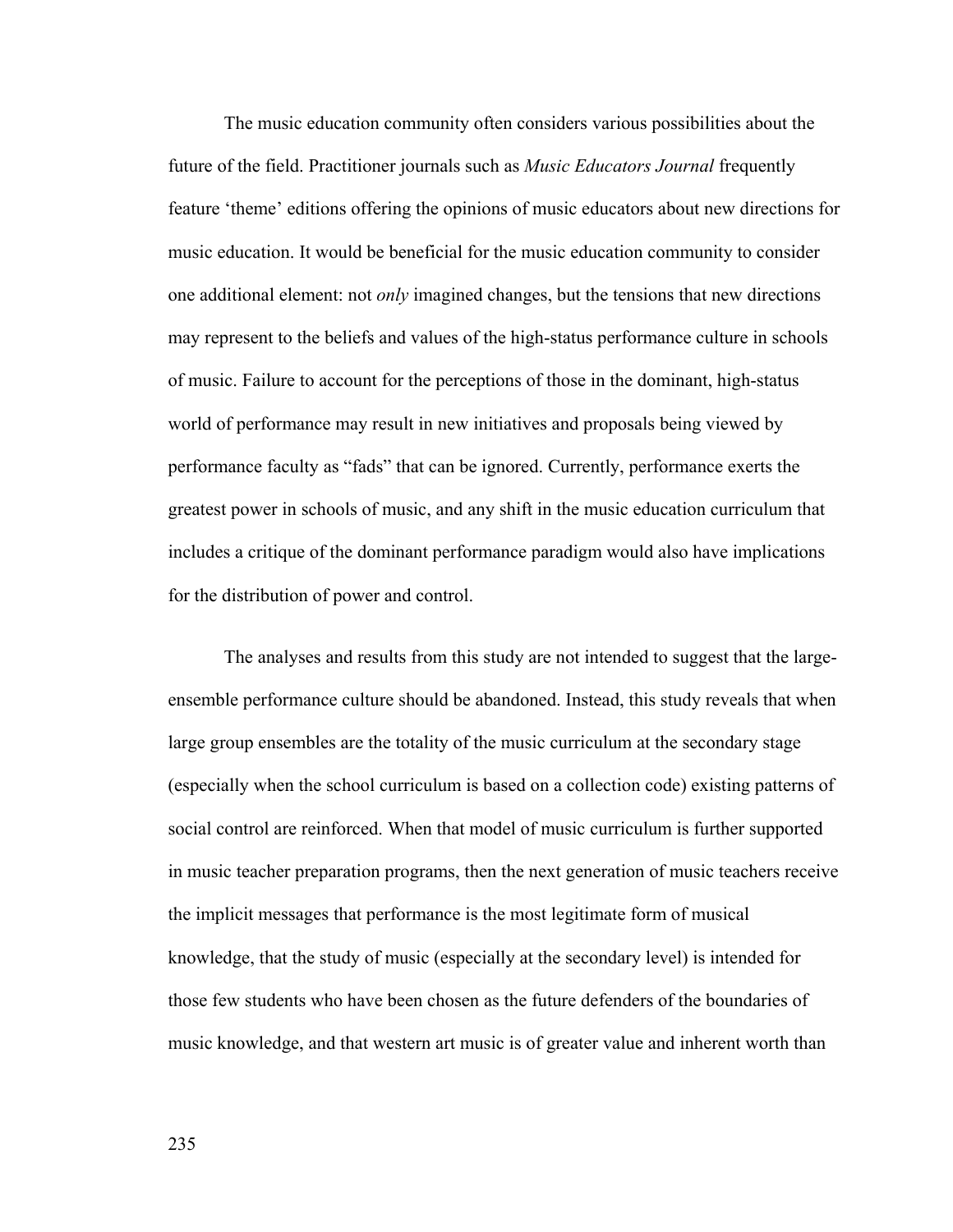The music education community often considers various possibilities about the future of the field. Practitioner journals such as *Music Educators Journal* frequently feature 'theme' editions offering the opinions of music educators about new directions for music education. It would be beneficial for the music education community to consider one additional element: not *only* imagined changes, but the tensions that new directions may represent to the beliefs and values of the high-status performance culture in schools of music. Failure to account for the perceptions of those in the dominant, high-status world of performance may result in new initiatives and proposals being viewed by performance faculty as "fads" that can be ignored. Currently, performance exerts the greatest power in schools of music, and any shift in the music education curriculum that includes a critique of the dominant performance paradigm would also have implications for the distribution of power and control.

The analyses and results from this study are not intended to suggest that the large-ensemble performance culture should be abandoned. Instead, this study reveals that when large group ensembles are the totality of the music curriculum at the secondary stage (especially when the school curriculum is based on a collection code) existing patterns of social control are reinforced. When that model of music curriculum is further supported in music teacher preparation programs, then the next generation of music teachers receive the implicit messages that performance is the most legitimate form of musical knowledge, that the study of music (especially at the secondary level) is intended for those few students who have been chosen as the future defenders of the boundaries of music knowledge, and that western art music is of greater value and inherent worth than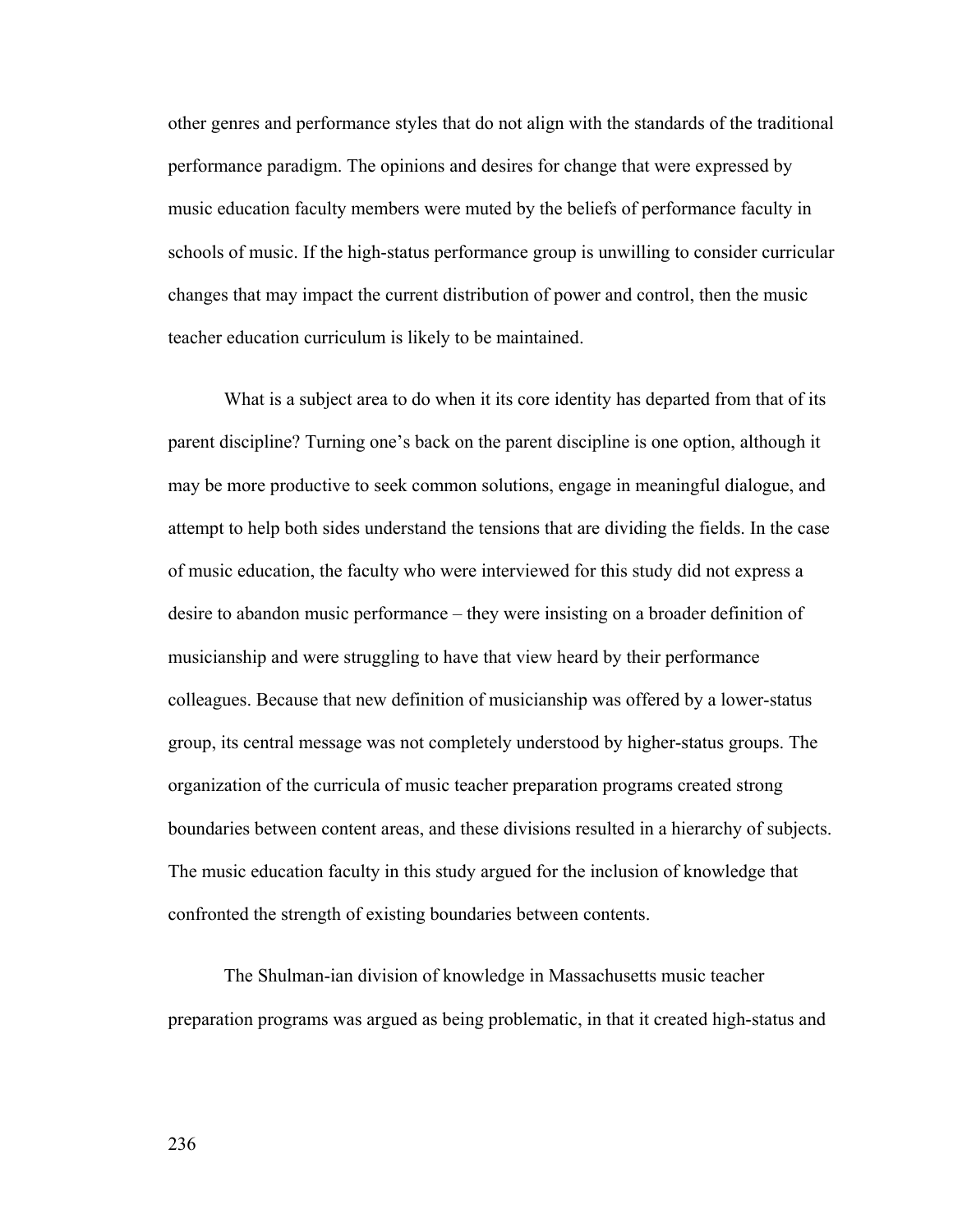other genres and performance styles that do not align with the standards of the traditional performance paradigm. The opinions and desires for change that were expressed by music education faculty members were muted by the beliefs of performance faculty in schools of music. If the high-status performance group is unwilling to consider curricular changes that may impact the current distribution of power and control, then the music teacher education curriculum is likely to be maintained.

What is a subject area to do when it its core identity has departed from that of its parent discipline? Turning one's back on the parent discipline is one option, although it may be more productive to seek common solutions, engage in meaningful dialogue, and attempt to help both sides understand the tensions that are dividing the fields. In the case of music education, the faculty who were interviewed for this study did not express a desire to abandon music performance – they were insisting on a broader definition of musicianship and were struggling to have that view heard by their performance colleagues. Because that new definition of musicianship was offered by a lower-status group, its central message was not completely understood by higher-status groups. The organization of the curricula of music teacher preparation programs created strong boundaries between content areas, and these divisions resulted in a hierarchy of subjects. The music education faculty in this study argued for the inclusion of knowledge that confronted the strength of existing boundaries between contents.

The Shulman-ian division of knowledge in Massachusetts music teacher preparation programs was argued as being problematic, in that it created high-status and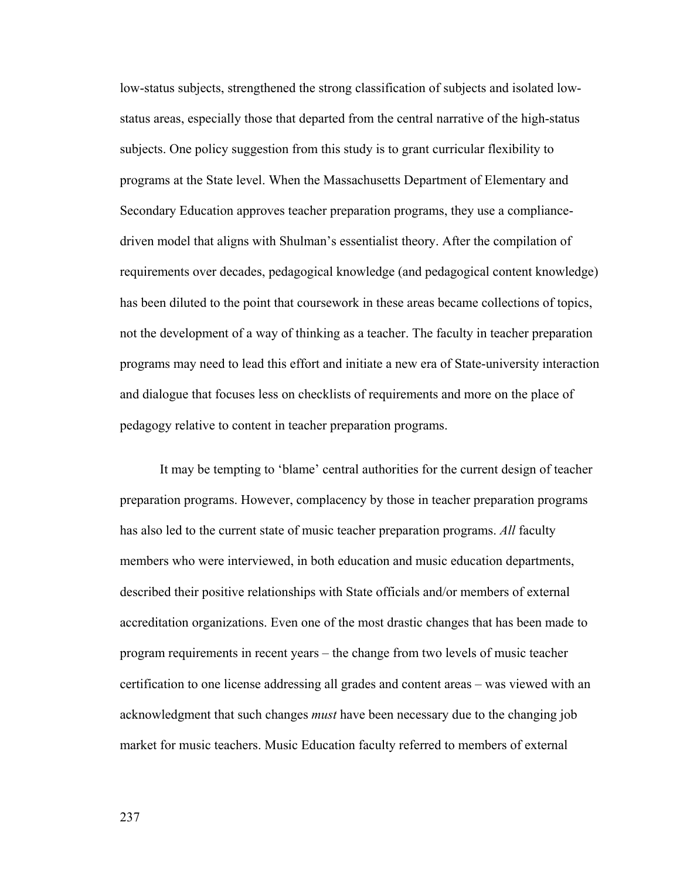low-status subjects, strengthened the strong classification of subjects and isolated low-status areas, especially those that departed from the central narrative of the high-status subjects. One policy suggestion from this study is to grant curricular flexibility to programs at the State level. When the Massachusetts Department of Elementary and Secondary Education approves teacher preparation programs, they use a compliance-driven model that aligns with Shulman's essentialist theory. After the compilation of requirements over decades, pedagogical knowledge (and pedagogical content knowledge) has been diluted to the point that coursework in these areas became collections of topics, not the development of a way of thinking as a teacher. The faculty in teacher preparation programs may need to lead this effort and initiate a new era of State-university interaction and dialogue that focuses less on checklists of requirements and more on the place of pedagogy relative to content in teacher preparation programs.

It may be tempting to 'blame' central authorities for the current design of teacher preparation programs. However, complacency by those in teacher preparation programs has also led to the current state of music teacher preparation programs. *All* faculty members who were interviewed, in both education and music education departments, described their positive relationships with State officials and/or members of external accreditation organizations. Even one of the most drastic changes that has been made to program requirements in recent years – the change from two levels of music teacher certification to one license addressing all grades and content areas – was viewed with an acknowledgment that such changes *must* have been necessary due to the changing job market for music teachers. Music Education faculty referred to members of external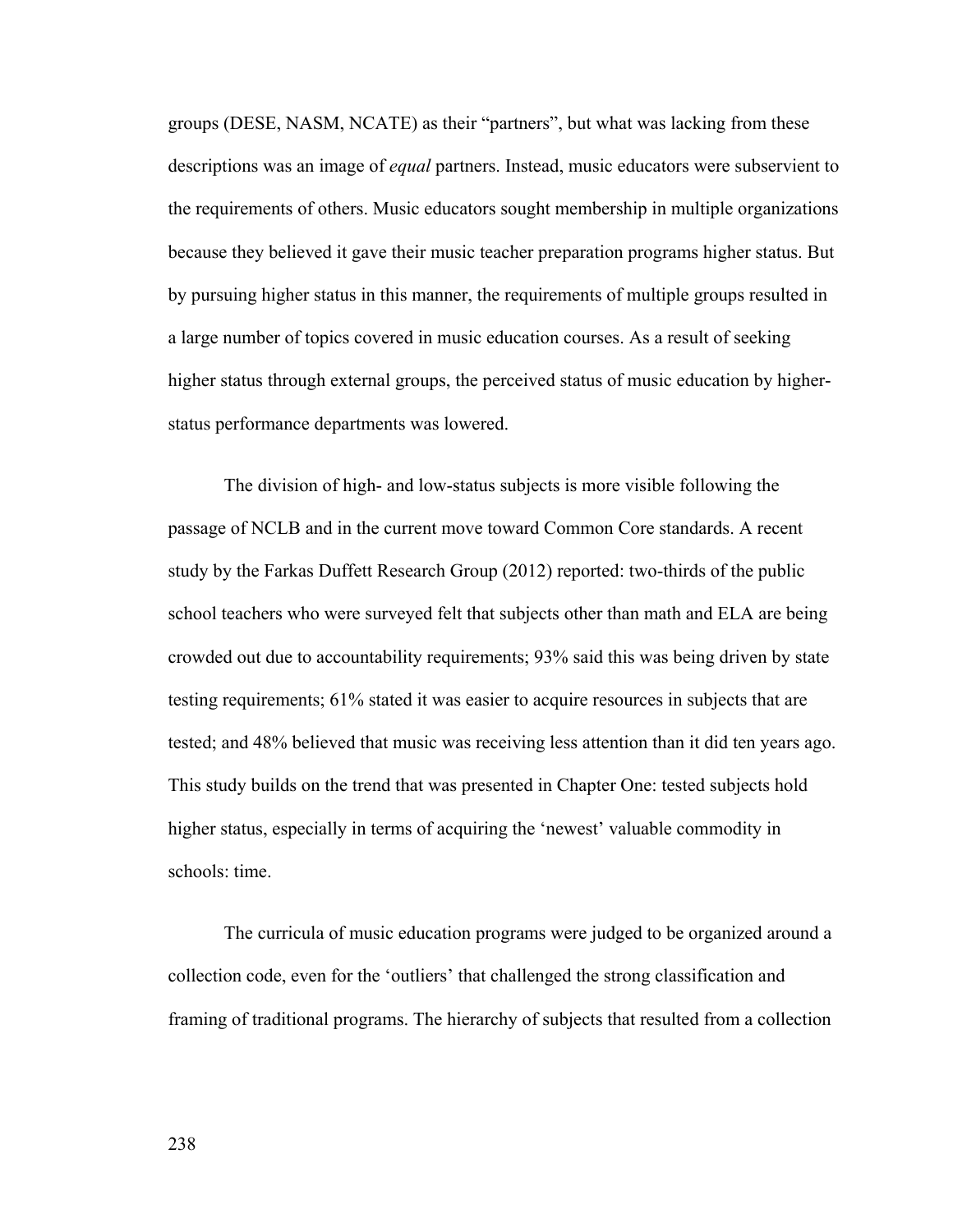groups (DESE, NASM, NCATE) as their "partners", but what was lacking from these descriptions was an image of *equal* partners. Instead, music educators were subservient to the requirements of others. Music educators sought membership in multiple organizations because they believed it gave their music teacher preparation programs higher status. But by pursuing higher status in this manner, the requirements of multiple groups resulted in a large number of topics covered in music education courses. As a result of seeking higher status through external groups, the perceived status of music education by higher-status performance departments was lowered.

The division of high- and low-status subjects is more visible following the passage of NCLB and in the current move toward Common Core standards. A recent study by the Farkas Duffett Research Group (2012) reported: two-thirds of the public school teachers who were surveyed felt that subjects other than math and ELA are being crowded out due to accountability requirements; 93% said this was being driven by state testing requirements; 61% stated it was easier to acquire resources in subjects that are tested; and 48% believed that music was receiving less attention than it did ten years ago. This study builds on the trend that was presented in Chapter One: tested subjects hold higher status, especially in terms of acquiring the 'newest' valuable commodity in schools: time.

The curricula of music education programs were judged to be organized around a collection code, even for the 'outliers' that challenged the strong classification and framing of traditional programs. The hierarchy of subjects that resulted from a collection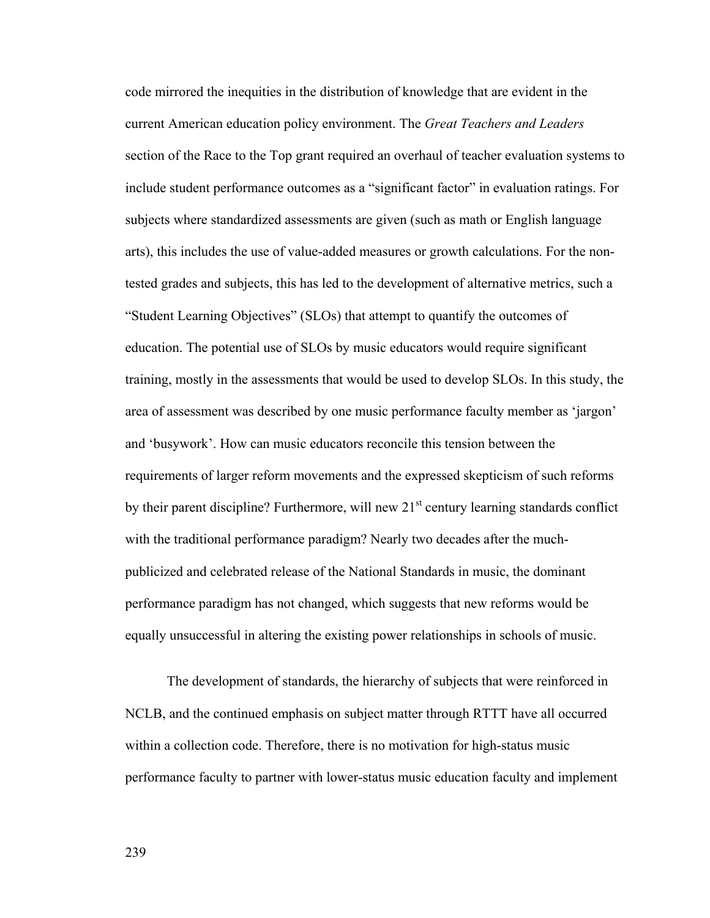code mirrored the inequities in the distribution of knowledge that are evident in the current American education policy environment. The *Great Teachers and Leaders* section of the Race to the Top grant required an overhaul of teacher evaluation systems to include student performance outcomes as a "significant factor" in evaluation ratings. For subjects where standardized assessments are given (such as math or English language arts), this includes the use of value-added measures or growth calculations. For the non-tested grades and subjects, this has led to the development of alternative metrics, such a "Student Learning Objectives" (SLOs) that attempt to quantify the outcomes of education. The potential use of SLOs by music educators would require significant training, mostly in the assessments that would be used to develop SLOs. In this study, the area of assessment was described by one music performance faculty member as 'jargon' and 'busywork'. How can music educators reconcile this tension between the requirements of larger reform movements and the expressed skepticism of such reforms by their parent discipline? Furthermore, will new 21st century learning standards conflict with the traditional performance paradigm? Nearly two decades after the much-publicized and celebrated release of the National Standards in music, the dominant performance paradigm has not changed, which suggests that new reforms would be equally unsuccessful in altering the existing power relationships in schools of music.

The development of standards, the hierarchy of subjects that were reinforced in NCLB, and the continued emphasis on subject matter through RTTT have all occurred within a collection code. Therefore, there is no motivation for high-status music performance faculty to partner with lower-status music education faculty and implement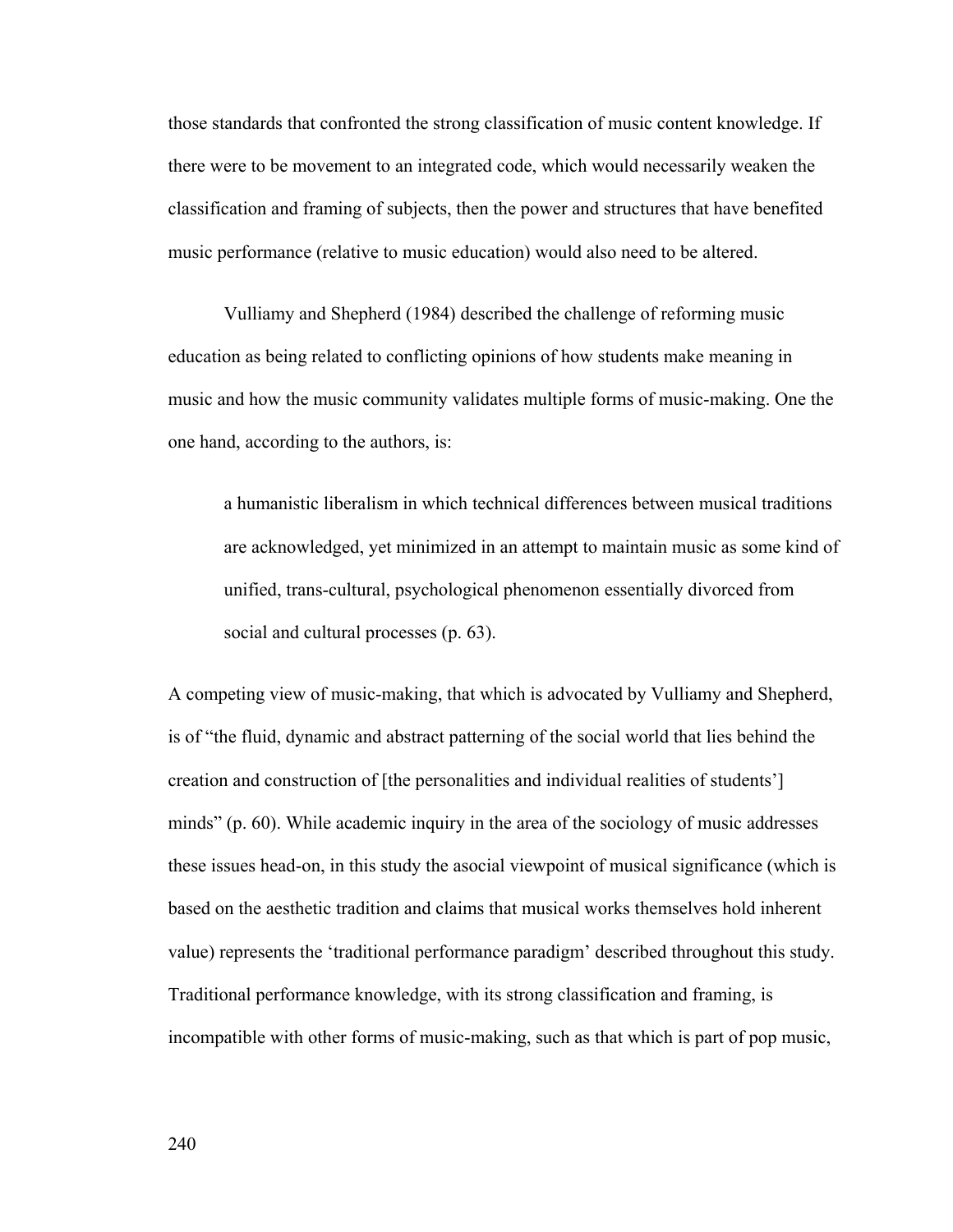those standards that confronted the strong classification of music content knowledge. If there were to be movement to an integrated code, which would necessarily weaken the classification and framing of subjects, then the power and structures that have benefited music performance (relative to music education) would also need to be altered.

Vulliamy and Shepherd (1984) described the challenge of reforming music education as being related to conflicting opinions of how students make meaning in music and how the music community validates multiple forms of music-making. One the one hand, according to the authors, is:

> a humanistic liberalism in which technical differences between musical traditions are acknowledged, yet minimized in an attempt to maintain music as some kind of unified, trans-cultural, psychological phenomenon essentially divorced from social and cultural processes (p. 63).

A competing view of music-making, that which is advocated by Vulliamy and Shepherd, is of "the fluid, dynamic and abstract patterning of the social world that lies behind the creation and construction of [the personalities and individual realities of students'] minds" (p. 60). While academic inquiry in the area of the sociology of music addresses these issues head-on, in this study the asocial viewpoint of musical significance (which is based on the aesthetic tradition and claims that musical works themselves hold inherent value) represents the 'traditional performance paradigm' described throughout this study. Traditional performance knowledge, with its strong classification and framing, is incompatible with other forms of music-making, such as that which is part of pop music,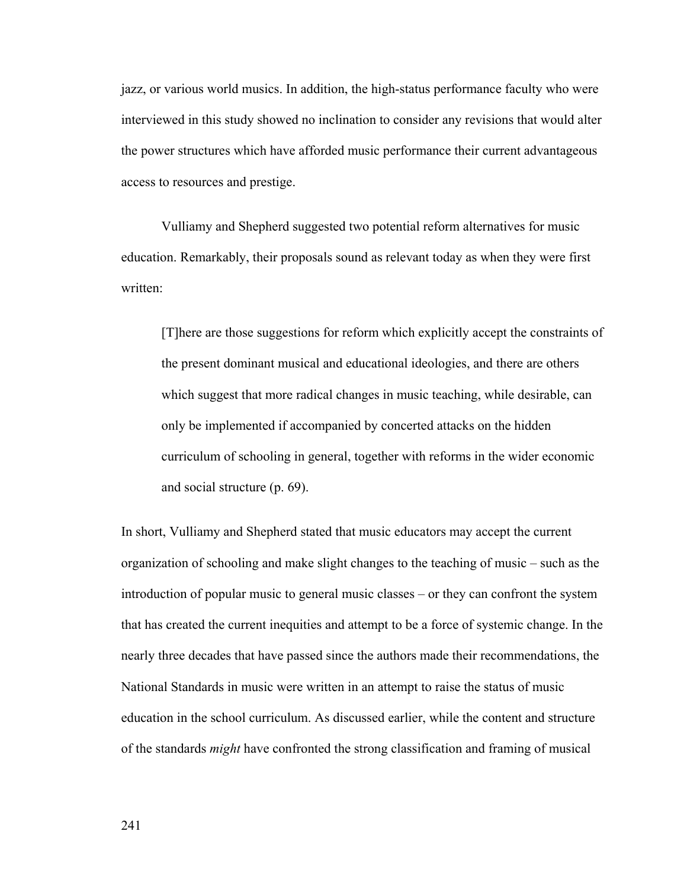jazz, or various world musics. In addition, the high-status performance faculty who were interviewed in this study showed no inclination to consider any revisions that would alter the power structures which have afforded music performance their current advantageous access to resources and prestige.

Vulliamy and Shepherd suggested two potential reform alternatives for music education. Remarkably, their proposals sound as relevant today as when they were first written:

> [T]here are those suggestions for reform which explicitly accept the constraints of the present dominant musical and educational ideologies, and there are others which suggest that more radical changes in music teaching, while desirable, can only be implemented if accompanied by concerted attacks on the hidden curriculum of schooling in general, together with reforms in the wider economic and social structure (p. 69).

In short, Vulliamy and Shepherd stated that music educators may accept the current organization of schooling and make slight changes to the teaching of music – such as the introduction of popular music to general music classes – or they can confront the system that has created the current inequities and attempt to be a force of systemic change. In the nearly three decades that have passed since the authors made their recommendations, the National Standards in music were written in an attempt to raise the status of music education in the school curriculum. As discussed earlier, while the content and structure of the standards *might* have confronted the strong classification and framing of musical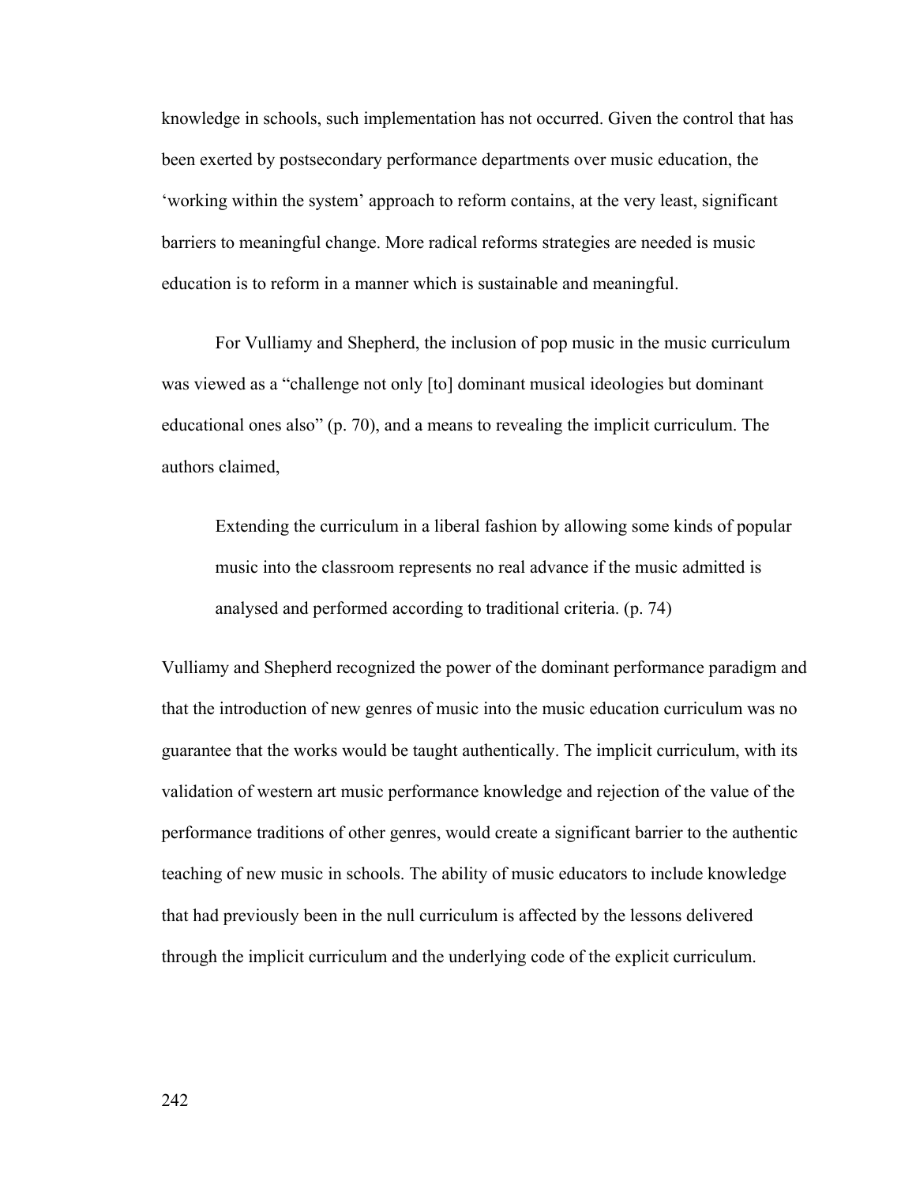knowledge in schools, such implementation has not occurred. Given the control that has been exerted by postsecondary performance departments over music education, the 'working within the system' approach to reform contains, at the very least, significant barriers to meaningful change. More radical reforms strategies are needed is music education is to reform in a manner which is sustainable and meaningful.

For Vulliamy and Shepherd, the inclusion of pop music in the music curriculum was viewed as a "challenge not only [to] dominant musical ideologies but dominant educational ones also" (p. 70), and a means to revealing the implicit curriculum. The authors claimed,

> Extending the curriculum in a liberal fashion by allowing some kinds of popular music into the classroom represents no real advance if the music admitted is analysed and performed according to traditional criteria. (p. 74)

Vulliamy and Shepherd recognized the power of the dominant performance paradigm and that the introduction of new genres of music into the music education curriculum was no guarantee that the works would be taught authentically. The implicit curriculum, with its validation of western art music performance knowledge and rejection of the value of the performance traditions of other genres, would create a significant barrier to the authentic teaching of new music in schools. The ability of music educators to include knowledge that had previously been in the null curriculum is affected by the lessons delivered through the implicit curriculum and the underlying code of the explicit curriculum.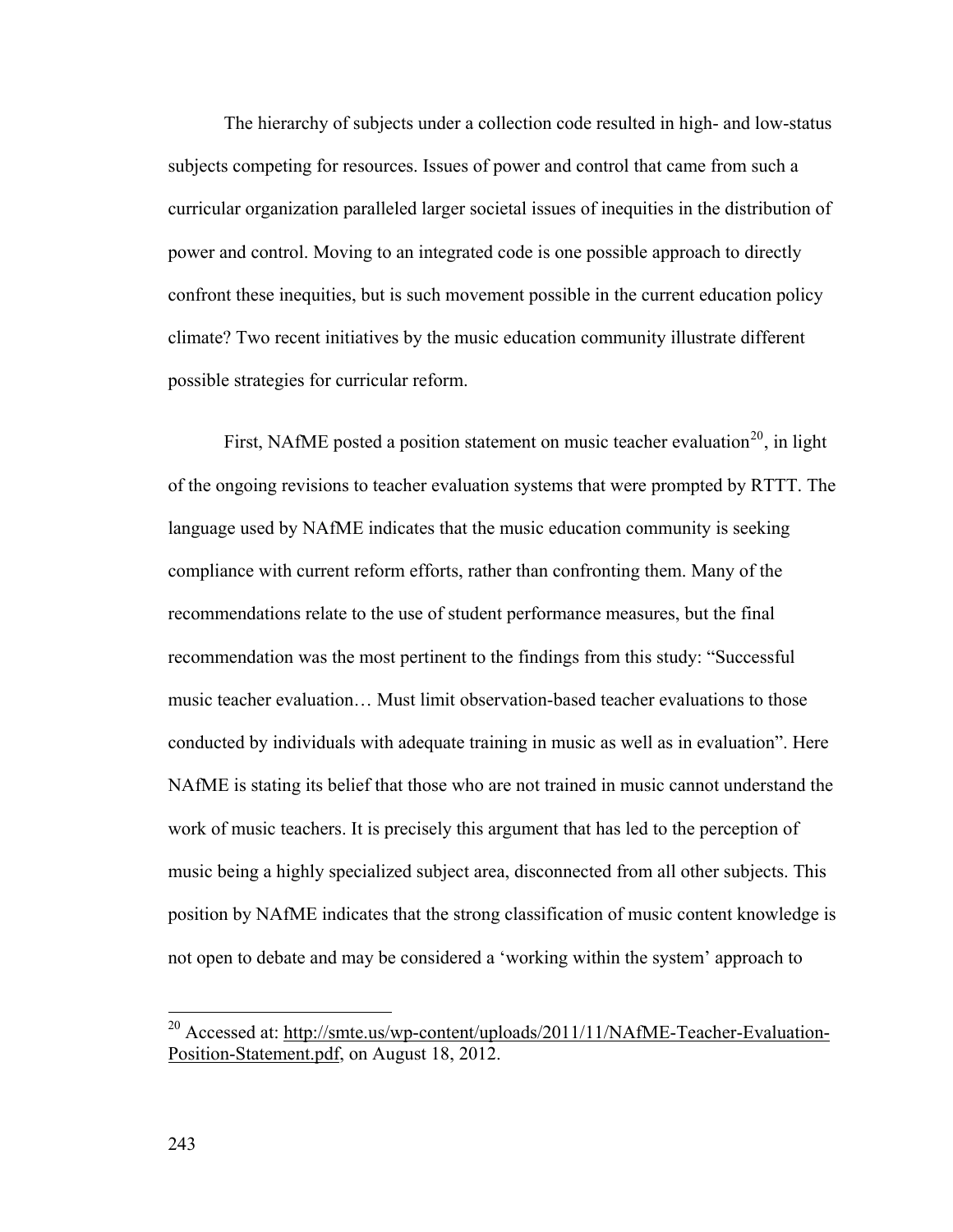The hierarchy of subjects under a collection code resulted in high- and low-status subjects competing for resources. Issues of power and control that came from such a curricular organization paralleled larger societal issues of inequities in the distribution of power and control. Moving to an integrated code is one possible approach to directly confront these inequities, but is such movement possible in the current education policy climate? Two recent initiatives by the music education community illustrate different possible strategies for curricular reform.

First, NAfME posted a position statement on music teacher evaluation[20], in light of the ongoing revisions to teacher evaluation systems that were prompted by RTTT. The language used by NAfME indicates that the music education community is seeking compliance with current reform efforts, rather than confronting them. Many of the recommendations relate to the use of student performance measures, but the final recommendation was the most pertinent to the findings from this study: "Successful music teacher evaluation… Must limit observation-based teacher evaluations to those conducted by individuals with adequate training in music as well as in evaluation". Here NAfME is stating its belief that those who are not trained in music cannot understand the work of music teachers. It is precisely this argument that has led to the perception of music being a highly specialized subject area, disconnected from all other subjects. This position by NAfME indicates that the strong classification of music content knowledge is not open to debate and may be considered a 'working within the system' approach to

---

[20] Accessed at: http://smte.us/wp-content/uploads/2011/11/NAfME-Teacher-Evaluation-Position-Statement.pdf, on August 18, 2012.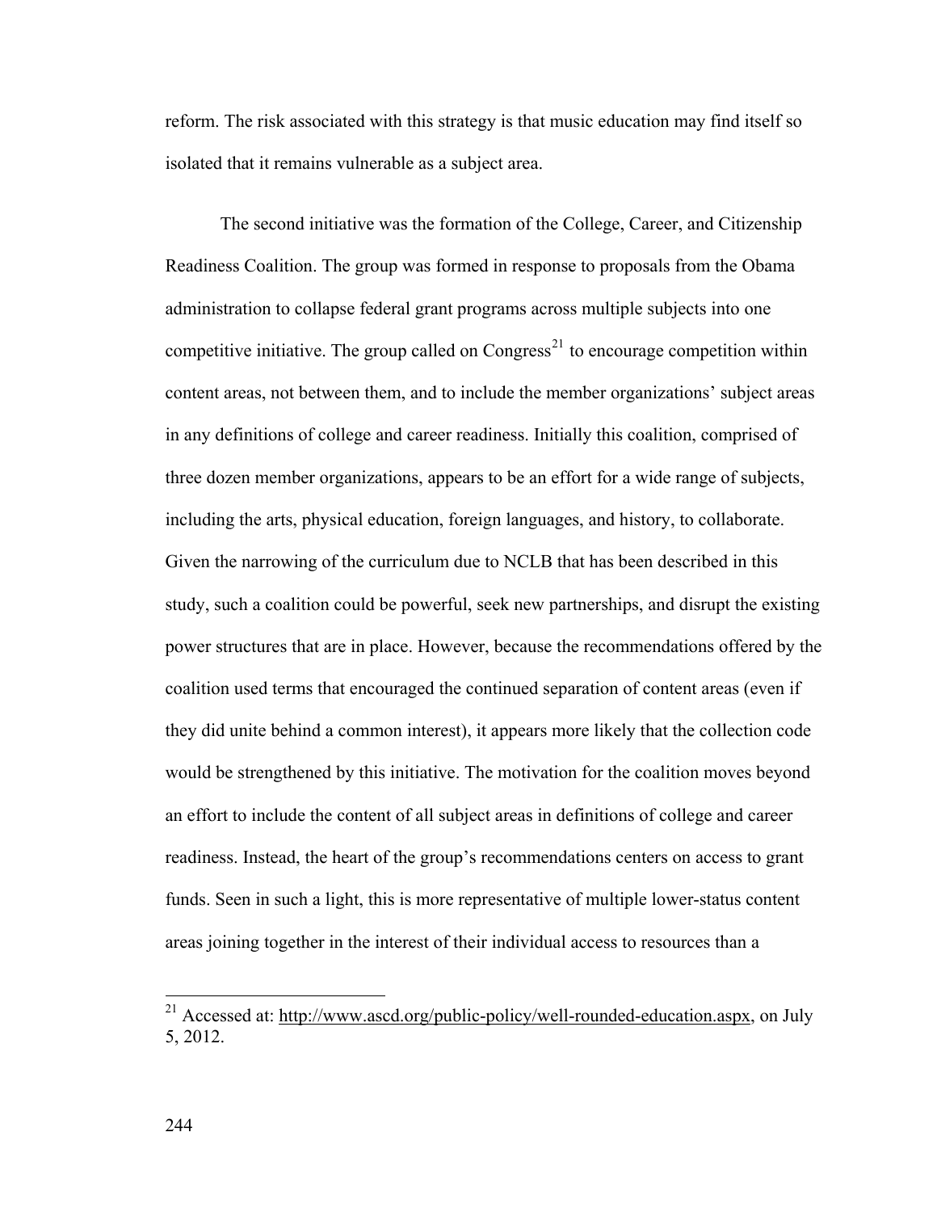reform. The risk associated with this strategy is that music education may find itself so isolated that it remains vulnerable as a subject area.

The second initiative was the formation of the College, Career, and Citizenship Readiness Coalition. The group was formed in response to proposals from the Obama administration to collapse federal grant programs across multiple subjects into one competitive initiative. The group called on Congress[21] to encourage competition within content areas, not between them, and to include the member organizations' subject areas in any definitions of college and career readiness. Initially this coalition, comprised of three dozen member organizations, appears to be an effort for a wide range of subjects, including the arts, physical education, foreign languages, and history, to collaborate. Given the narrowing of the curriculum due to NCLB that has been described in this study, such a coalition could be powerful, seek new partnerships, and disrupt the existing power structures that are in place. However, because the recommendations offered by the coalition used terms that encouraged the continued separation of content areas (even if they did unite behind a common interest), it appears more likely that the collection code would be strengthened by this initiative. The motivation for the coalition moves beyond an effort to include the content of all subject areas in definitions of college and career readiness. Instead, the heart of the group's recommendations centers on access to grant funds. Seen in such a light, this is more representative of multiple lower-status content areas joining together in the interest of their individual access to resources than a

[21] Accessed at: http://www.ascd.org/public-policy/well-rounded-education.aspx, on July 5, 2012.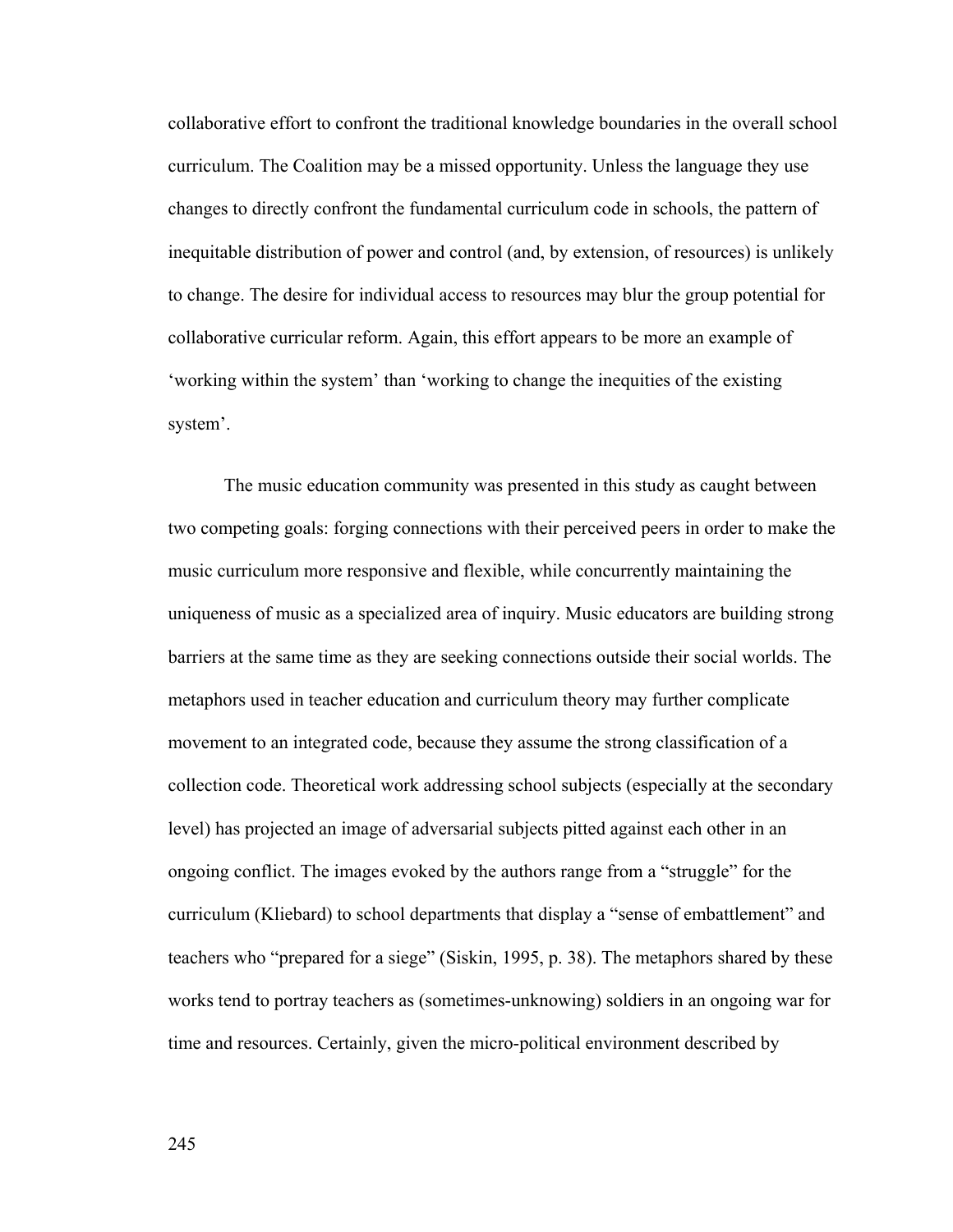collaborative effort to confront the traditional knowledge boundaries in the overall school curriculum. The Coalition may be a missed opportunity. Unless the language they use changes to directly confront the fundamental curriculum code in schools, the pattern of inequitable distribution of power and control (and, by extension, of resources) is unlikely to change. The desire for individual access to resources may blur the group potential for collaborative curricular reform. Again, this effort appears to be more an example of 'working within the system' than 'working to change the inequities of the existing system'.

The music education community was presented in this study as caught between two competing goals: forging connections with their perceived peers in order to make the music curriculum more responsive and flexible, while concurrently maintaining the uniqueness of music as a specialized area of inquiry. Music educators are building strong barriers at the same time as they are seeking connections outside their social worlds. The metaphors used in teacher education and curriculum theory may further complicate movement to an integrated code, because they assume the strong classification of a collection code. Theoretical work addressing school subjects (especially at the secondary level) has projected an image of adversarial subjects pitted against each other in an ongoing conflict. The images evoked by the authors range from a "struggle" for the curriculum (Kliebard) to school departments that display a "sense of embattlement" and teachers who "prepared for a siege" (Siskin, 1995, p. 38). The metaphors shared by these works tend to portray teachers as (sometimes-unknowing) soldiers in an ongoing war for time and resources. Certainly, given the micro-political environment described by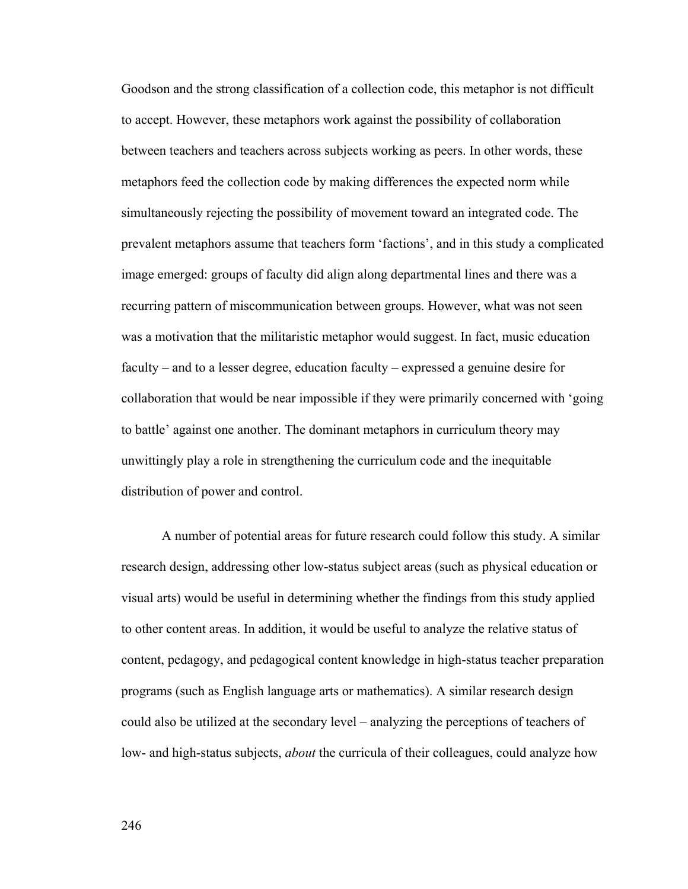Goodson and the strong classification of a collection code, this metaphor is not difficult to accept. However, these metaphors work against the possibility of collaboration between teachers and teachers across subjects working as peers. In other words, these metaphors feed the collection code by making differences the expected norm while simultaneously rejecting the possibility of movement toward an integrated code. The prevalent metaphors assume that teachers form 'factions', and in this study a complicated image emerged: groups of faculty did align along departmental lines and there was a recurring pattern of miscommunication between groups. However, what was not seen was a motivation that the militaristic metaphor would suggest. In fact, music education faculty – and to a lesser degree, education faculty – expressed a genuine desire for collaboration that would be near impossible if they were primarily concerned with 'going to battle' against one another. The dominant metaphors in curriculum theory may unwittingly play a role in strengthening the curriculum code and the inequitable distribution of power and control.

A number of potential areas for future research could follow this study. A similar research design, addressing other low-status subject areas (such as physical education or visual arts) would be useful in determining whether the findings from this study applied to other content areas. In addition, it would be useful to analyze the relative status of content, pedagogy, and pedagogical content knowledge in high-status teacher preparation programs (such as English language arts or mathematics). A similar research design could also be utilized at the secondary level – analyzing the perceptions of teachers of low- and high-status subjects, *about* the curricula of their colleagues, could analyze how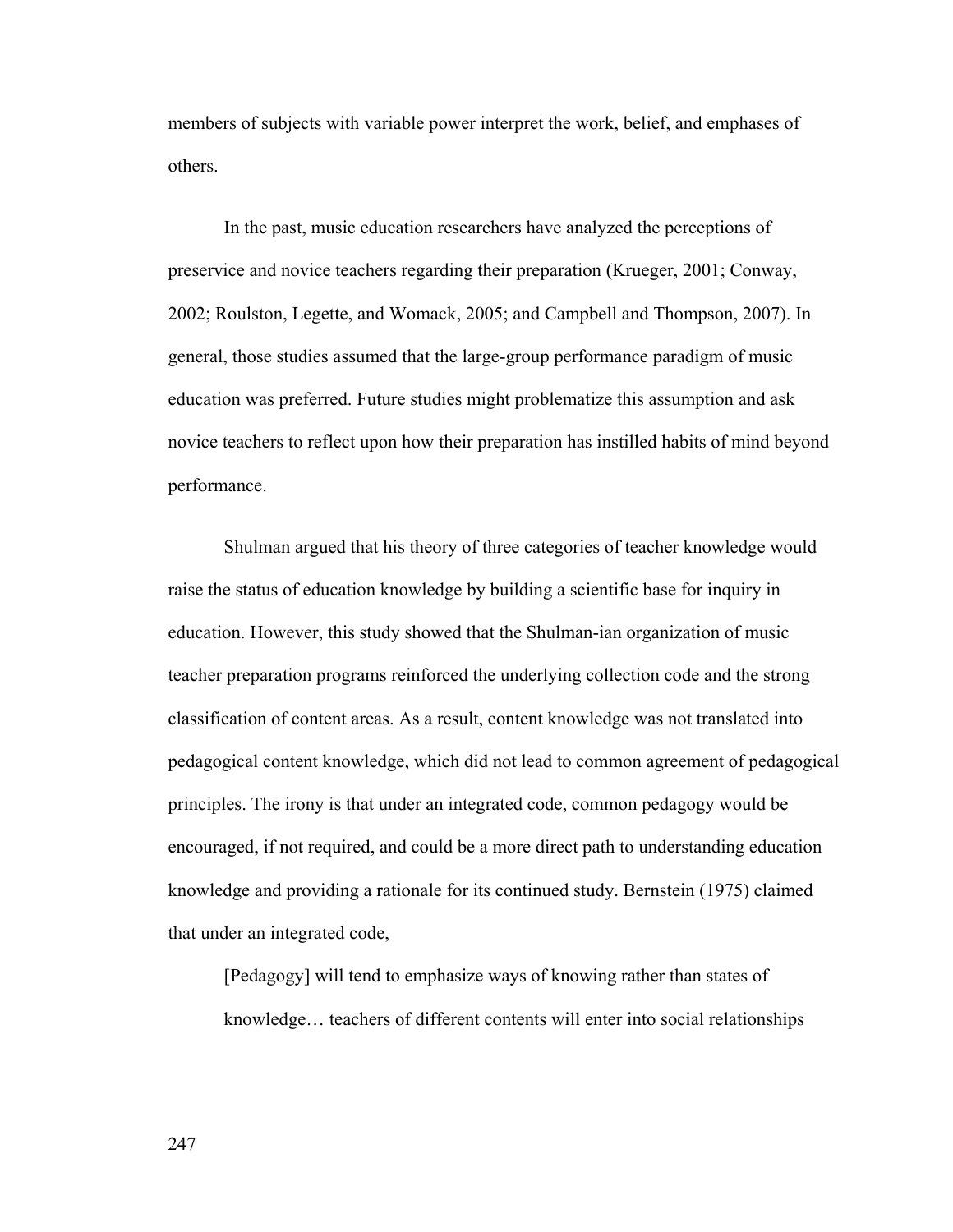members of subjects with variable power interpret the work, belief, and emphases of others.

In the past, music education researchers have analyzed the perceptions of preservice and novice teachers regarding their preparation (Krueger, 2001; Conway, 2002; Roulston, Legette, and Womack, 2005; and Campbell and Thompson, 2007). In general, those studies assumed that the large-group performance paradigm of music education was preferred. Future studies might problematize this assumption and ask novice teachers to reflect upon how their preparation has instilled habits of mind beyond performance.

Shulman argued that his theory of three categories of teacher knowledge would raise the status of education knowledge by building a scientific base for inquiry in education. However, this study showed that the Shulman-ian organization of music teacher preparation programs reinforced the underlying collection code and the strong classification of content areas. As a result, content knowledge was not translated into pedagogical content knowledge, which did not lead to common agreement of pedagogical principles. The irony is that under an integrated code, common pedagogy would be encouraged, if not required, and could be a more direct path to understanding education knowledge and providing a rationale for its continued study. Bernstein (1975) claimed that under an integrated code,

> [Pedagogy] will tend to emphasize ways of knowing rather than states of knowledge… teachers of different contents will enter into social relationships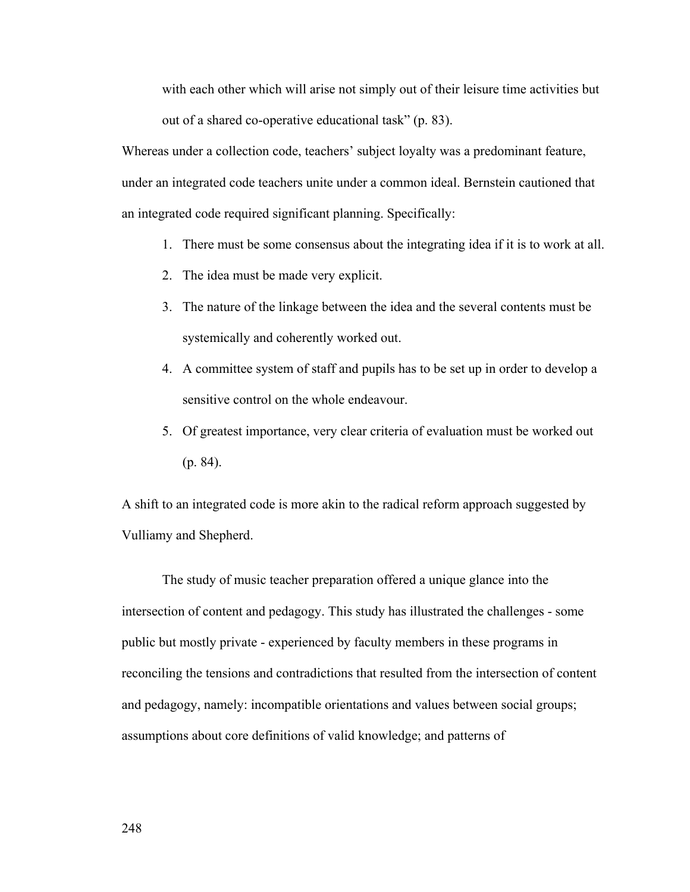with each other which will arise not simply out of their leisure time activities but out of a shared co-operative educational task" (p. 83).

Whereas under a collection code, teachers' subject loyalty was a predominant feature, under an integrated code teachers unite under a common ideal. Bernstein cautioned that an integrated code required significant planning. Specifically:

1. There must be some consensus about the integrating idea if it is to work at all.
2. The idea must be made very explicit.
3. The nature of the linkage between the idea and the several contents must be systemically and coherently worked out.
4. A committee system of staff and pupils has to be set up in order to develop a sensitive control on the whole endeavour.
5. Of greatest importance, very clear criteria of evaluation must be worked out (p. 84).

A shift to an integrated code is more akin to the radical reform approach suggested by Vulliamy and Shepherd.

The study of music teacher preparation offered a unique glance into the intersection of content and pedagogy. This study has illustrated the challenges - some public but mostly private - experienced by faculty members in these programs in reconciling the tensions and contradictions that resulted from the intersection of content and pedagogy, namely: incompatible orientations and values between social groups; assumptions about core definitions of valid knowledge; and patterns of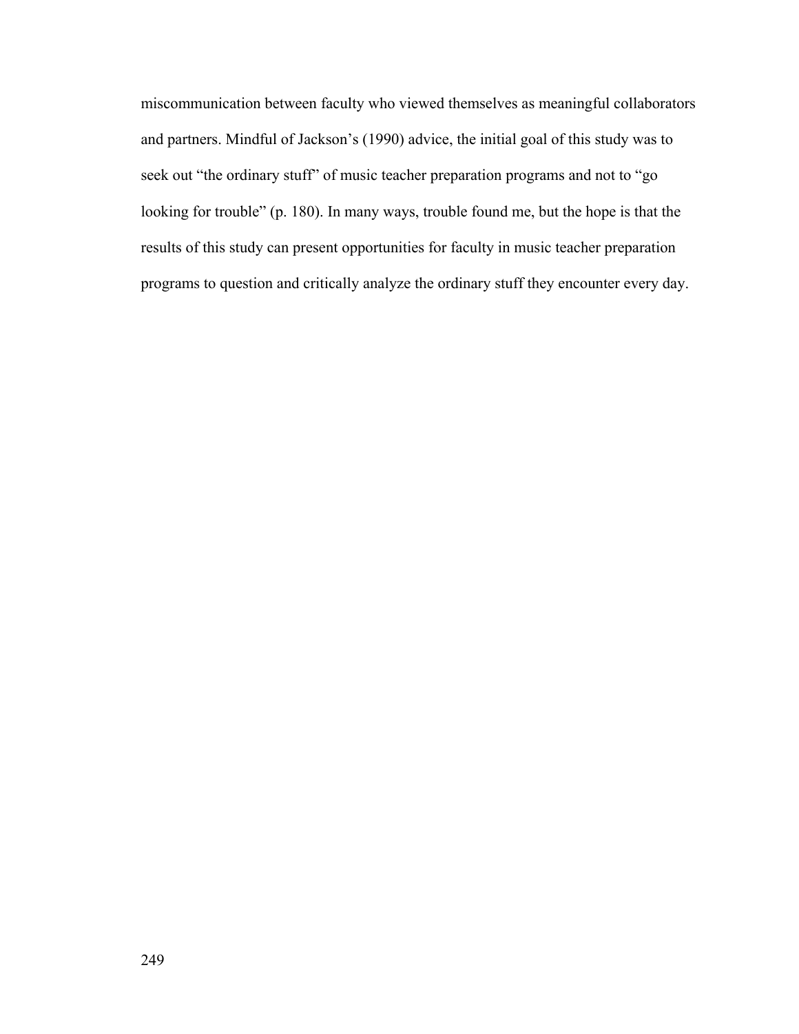miscommunication between faculty who viewed themselves as meaningful collaborators and partners. Mindful of Jackson's (1990) advice, the initial goal of this study was to seek out "the ordinary stuff" of music teacher preparation programs and not to "go looking for trouble" (p. 180). In many ways, trouble found me, but the hope is that the results of this study can present opportunities for faculty in music teacher preparation programs to question and critically analyze the ordinary stuff they encounter every day.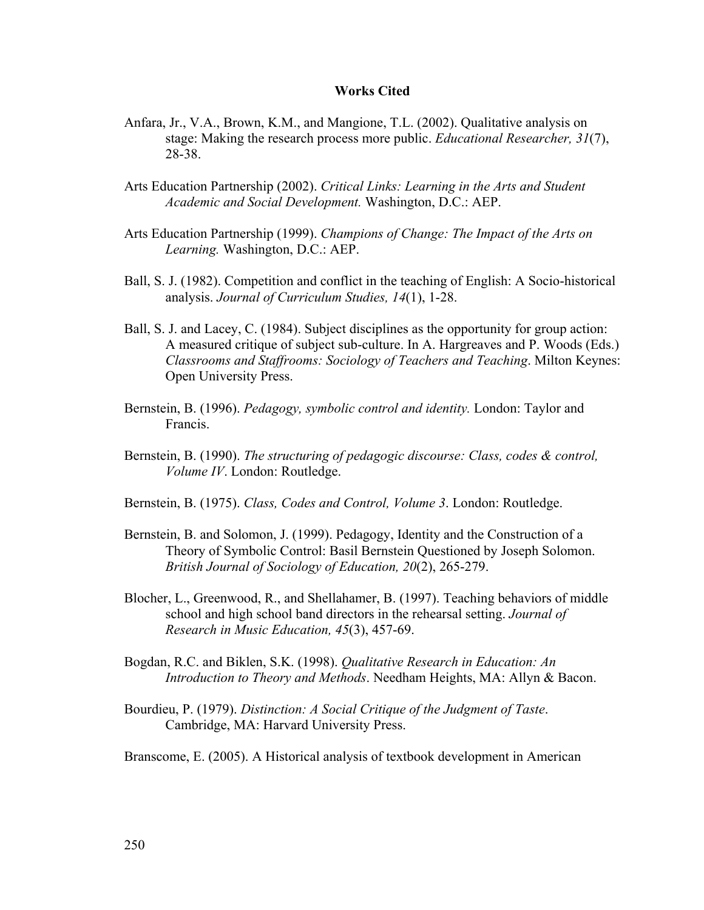## Works Cited

Anfara, Jr., V.A., Brown, K.M., and Mangione, T.L. (2002). Qualitative analysis on stage: Making the research process more public. *Educational Researcher, 31*(7), 28-38.

Arts Education Partnership (2002). *Critical Links: Learning in the Arts and Student Academic and Social Development.* Washington, D.C.: AEP.

Arts Education Partnership (1999). *Champions of Change: The Impact of the Arts on Learning.* Washington, D.C.: AEP.

Ball, S. J. (1982). Competition and conflict in the teaching of English: A Socio-historical analysis. *Journal of Curriculum Studies, 14*(1), 1-28.

Ball, S. J. and Lacey, C. (1984). Subject disciplines as the opportunity for group action: A measured critique of subject sub-culture. In A. Hargreaves and P. Woods (Eds.) *Classrooms and Staffrooms: Sociology of Teachers and Teaching*. Milton Keynes: Open University Press.

Bernstein, B. (1996). *Pedagogy, symbolic control and identity.* London: Taylor and Francis.

Bernstein, B. (1990). *The structuring of pedagogic discourse: Class, codes & control, Volume IV*. London: Routledge.

Bernstein, B. (1975). *Class, Codes and Control, Volume 3*. London: Routledge.

Bernstein, B. and Solomon, J. (1999). Pedagogy, Identity and the Construction of a Theory of Symbolic Control: Basil Bernstein Questioned by Joseph Solomon. *British Journal of Sociology of Education, 20*(2), 265-279.

Blocher, L., Greenwood, R., and Shellahamer, B. (1997). Teaching behaviors of middle school and high school band directors in the rehearsal setting. *Journal of Research in Music Education, 45*(3), 457-69.

Bogdan, R.C. and Biklen, S.K. (1998). *Qualitative Research in Education: An Introduction to Theory and Methods*. Needham Heights, MA: Allyn & Bacon.

Bourdieu, P. (1979). *Distinction: A Social Critique of the Judgment of Taste*. Cambridge, MA: Harvard University Press.

Branscome, E. (2005). A Historical analysis of textbook development in American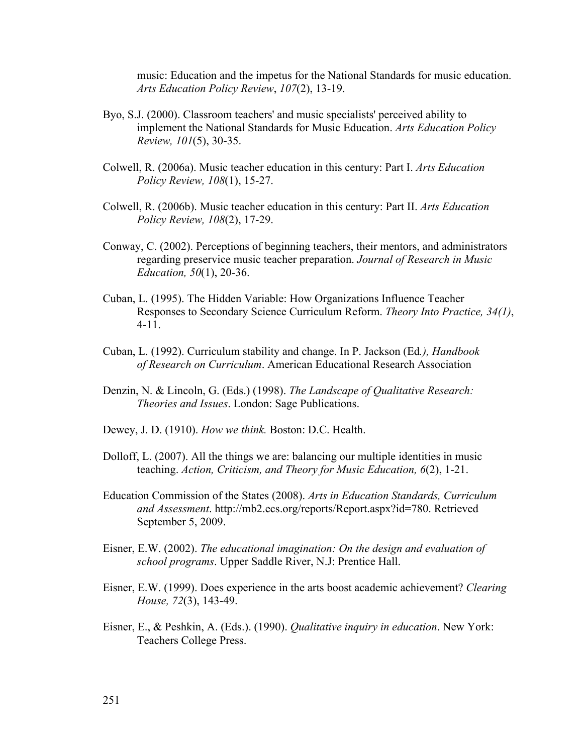music: Education and the impetus for the National Standards for music education. *Arts Education Policy Review*, *107*(2), 13-19.

Byo, S.J. (2000). Classroom teachers' and music specialists' perceived ability to implement the National Standards for Music Education. *Arts Education Policy Review, 101*(5), 30-35.

Colwell, R. (2006a). Music teacher education in this century: Part I. *Arts Education Policy Review, 108*(1), 15-27.

Colwell, R. (2006b). Music teacher education in this century: Part II. *Arts Education Policy Review, 108*(2), 17-29.

Conway, C. (2002). Perceptions of beginning teachers, their mentors, and administrators regarding preservice music teacher preparation. *Journal of Research in Music Education, 50*(1), 20-36.

Cuban, L. (1995). The Hidden Variable: How Organizations Influence Teacher Responses to Secondary Science Curriculum Reform. *Theory Into Practice, 34(1)*, 4-11.

Cuban, L. (1992). Curriculum stability and change. In P. Jackson (Ed*.), Handbook of Research on Curriculum*. American Educational Research Association

Denzin, N. & Lincoln, G. (Eds.) (1998). *The Landscape of Qualitative Research: Theories and Issues*. London: Sage Publications.

Dewey, J. D. (1910). *How we think.* Boston: D.C. Health.

Dolloff, L. (2007). All the things we are: balancing our multiple identities in music teaching. *Action, Criticism, and Theory for Music Education, 6*(2), 1-21.

Education Commission of the States (2008). *Arts in Education Standards, Curriculum and Assessment*. http://mb2.ecs.org/reports/Report.aspx?id=780. Retrieved September 5, 2009.

Eisner, E.W. (2002). *The educational imagination: On the design and evaluation of school programs*. Upper Saddle River, N.J: Prentice Hall.

Eisner, E.W. (1999). Does experience in the arts boost academic achievement? *Clearing House, 72*(3), 143-49.

Eisner, E., & Peshkin, A. (Eds.). (1990). *Qualitative inquiry in education*. New York: Teachers College Press.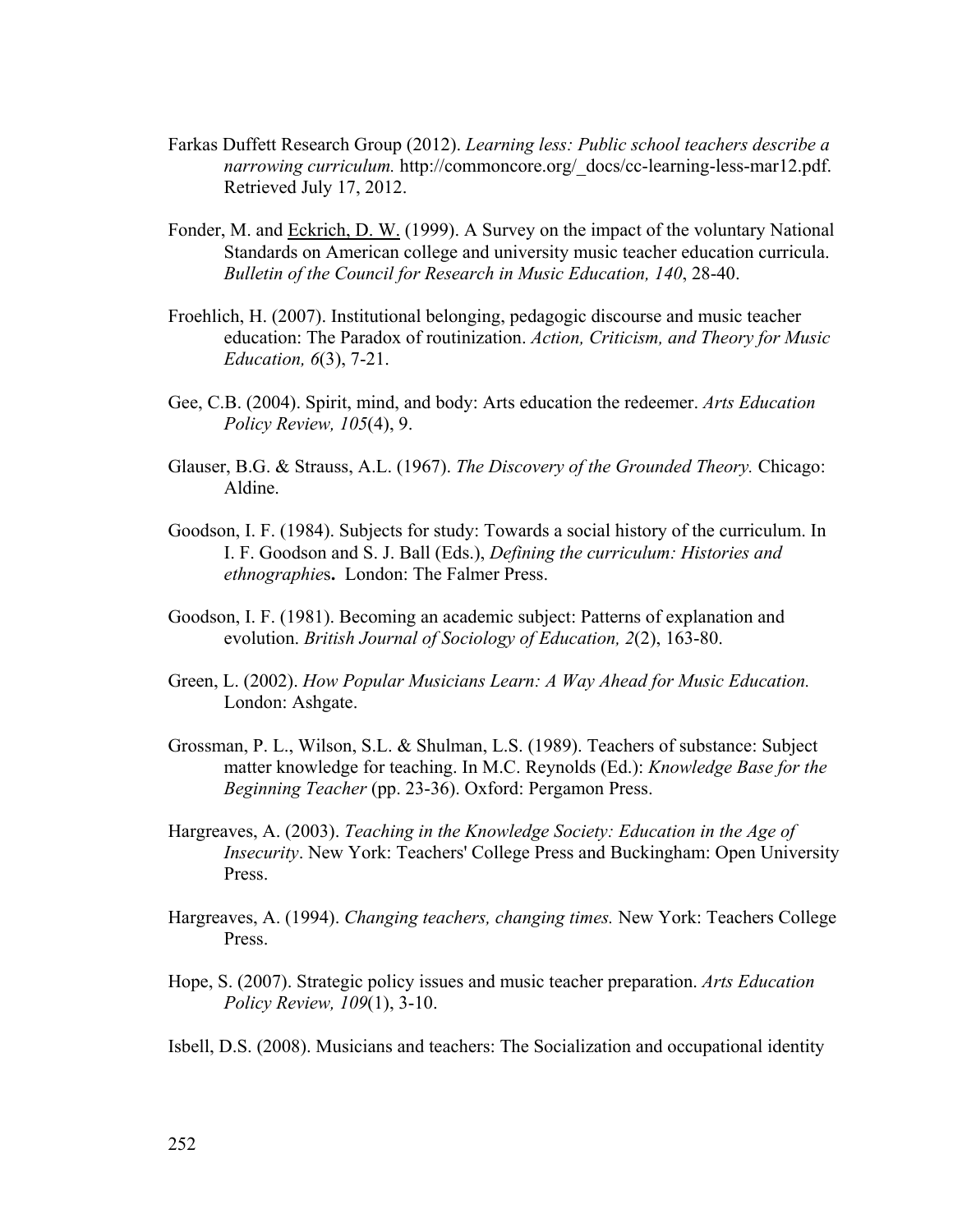Farkas Duffett Research Group (2012). *Learning less: Public school teachers describe a narrowing curriculum.* http://commoncore.org/_docs/cc-learning-less-mar12.pdf. Retrieved July 17, 2012.

Fonder, M. and Eckrich, D. W. (1999). A Survey on the impact of the voluntary National Standards on American college and university music teacher education curricula. *Bulletin of the Council for Research in Music Education, 140*, 28-40.

Froehlich, H. (2007). Institutional belonging, pedagogic discourse and music teacher education: The Paradox of routinization. *Action, Criticism, and Theory for Music Education, 6*(3), 7-21.

Gee, C.B. (2004). Spirit, mind, and body: Arts education the redeemer. *Arts Education Policy Review, 105*(4), 9.

Glauser, B.G. & Strauss, A.L. (1967). *The Discovery of the Grounded Theory.* Chicago: Aldine.

Goodson, I. F. (1984). Subjects for study: Towards a social history of the curriculum. In I. F. Goodson and S. J. Ball (Eds.), *Defining the curriculum: Histories and ethnographies*. London: The Falmer Press.

Goodson, I. F. (1981). Becoming an academic subject: Patterns of explanation and evolution. *British Journal of Sociology of Education, 2*(2), 163-80.

Green, L. (2002). *How Popular Musicians Learn: A Way Ahead for Music Education.* London: Ashgate.

Grossman, P. L., Wilson, S.L. & Shulman, L.S. (1989). Teachers of substance: Subject matter knowledge for teaching. In M.C. Reynolds (Ed.): *Knowledge Base for the Beginning Teacher* (pp. 23-36). Oxford: Pergamon Press.

Hargreaves, A. (2003). *Teaching in the Knowledge Society: Education in the Age of Insecurity*. New York: Teachers' College Press and Buckingham: Open University Press.

Hargreaves, A. (1994). *Changing teachers, changing times.* New York: Teachers College Press.

Hope, S. (2007). Strategic policy issues and music teacher preparation. *Arts Education Policy Review, 109*(1), 3-10.

Isbell, D.S. (2008). Musicians and teachers: The Socialization and occupational identity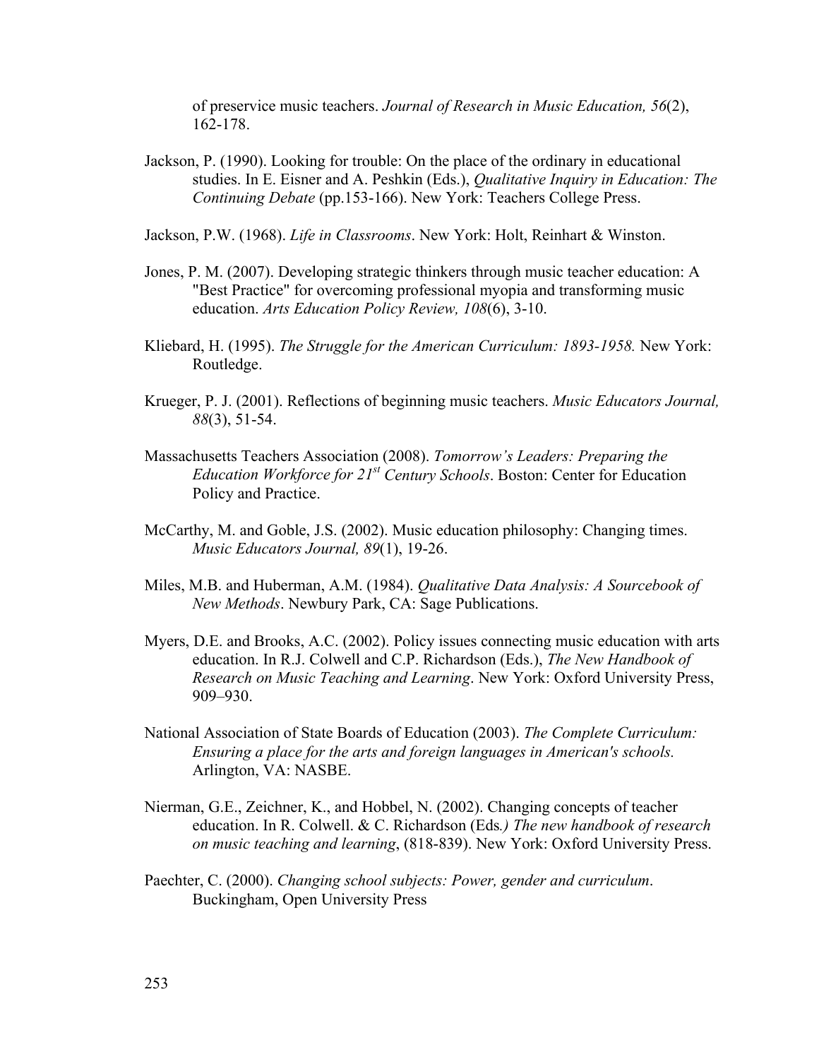of preservice music teachers. *Journal of Research in Music Education, 56*(2), 162-178.

Jackson, P. (1990). Looking for trouble: On the place of the ordinary in educational studies. In E. Eisner and A. Peshkin (Eds.), *Qualitative Inquiry in Education: The Continuing Debate* (pp.153-166). New York: Teachers College Press.

Jackson, P.W. (1968). *Life in Classrooms*. New York: Holt, Reinhart & Winston.

Jones, P. M. (2007). Developing strategic thinkers through music teacher education: A "Best Practice" for overcoming professional myopia and transforming music education. *Arts Education Policy Review, 108*(6), 3-10.

Kliebard, H. (1995). *The Struggle for the American Curriculum: 1893-1958.* New York: Routledge.

Krueger, P. J. (2001). Reflections of beginning music teachers. *Music Educators Journal, 88*(3), 51-54.

Massachusetts Teachers Association (2008). *Tomorrow's Leaders: Preparing the Education Workforce for 21st Century Schools*. Boston: Center for Education Policy and Practice.

McCarthy, M. and Goble, J.S. (2002). Music education philosophy: Changing times. *Music Educators Journal, 89*(1), 19-26.

Miles, M.B. and Huberman, A.M. (1984). *Qualitative Data Analysis: A Sourcebook of New Methods*. Newbury Park, CA: Sage Publications.

Myers, D.E. and Brooks, A.C. (2002). Policy issues connecting music education with arts education. In R.J. Colwell and C.P. Richardson (Eds.), *The New Handbook of Research on Music Teaching and Learning*. New York: Oxford University Press, 909–930.

National Association of State Boards of Education (2003). *The Complete Curriculum: Ensuring a place for the arts and foreign languages in American's schools.* Arlington, VA: NASBE.

Nierman, G.E., Zeichner, K., and Hobbel, N. (2002). Changing concepts of teacher education. In R. Colwell. & C. Richardson (Eds*.) The new handbook of research on music teaching and learning*, (818-839). New York: Oxford University Press.

Paechter, C. (2000). *Changing school subjects: Power, gender and curriculum*. Buckingham, Open University Press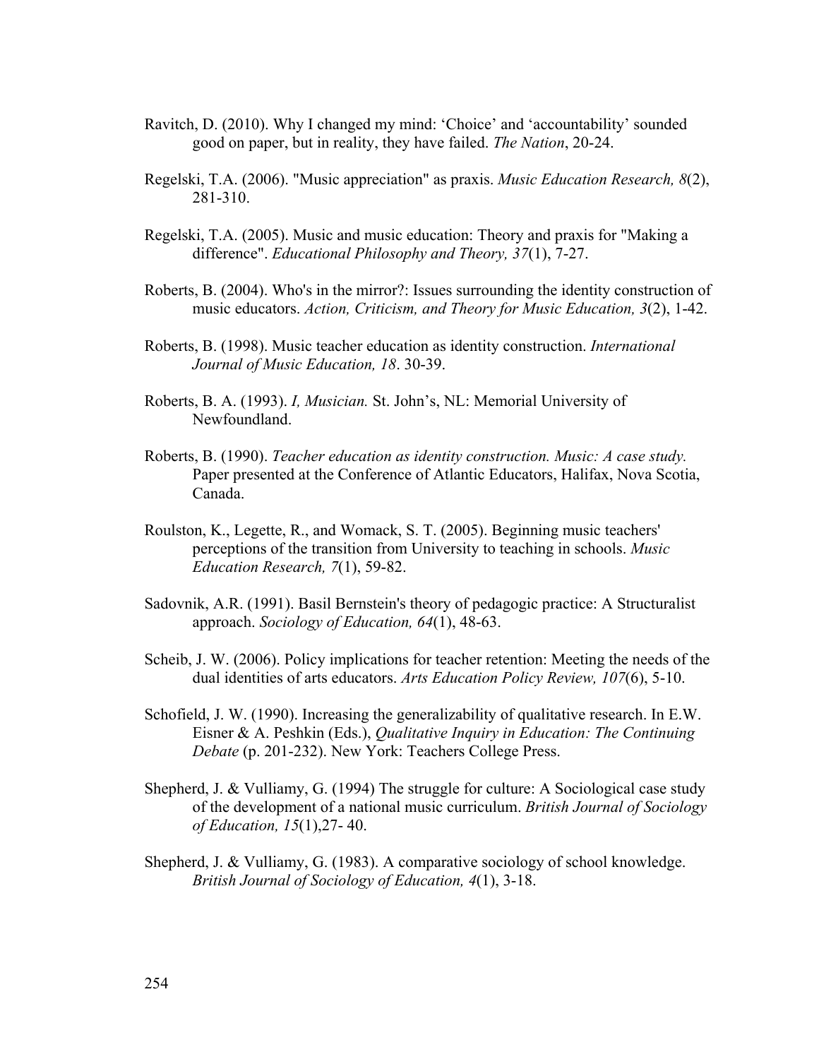Ravitch, D. (2010). Why I changed my mind: ‘Choice’ and ‘accountability’ sounded good on paper, but in reality, they have failed. *The Nation*, 20-24.

Regelski, T.A. (2006). "Music appreciation" as praxis. *Music Education Research, 8*(2), 281-310.

Regelski, T.A. (2005). Music and music education: Theory and praxis for "Making a difference". *Educational Philosophy and Theory, 37*(1), 7-27.

Roberts, B. (2004). Who's in the mirror?: Issues surrounding the identity construction of music educators. *Action, Criticism, and Theory for Music Education, 3*(2), 1-42.

Roberts, B. (1998). Music teacher education as identity construction. *International Journal of Music Education, 18*. 30-39.

Roberts, B. A. (1993). *I, Musician.* St. John’s, NL: Memorial University of Newfoundland.

Roberts, B. (1990). *Teacher education as identity construction. Music: A case study.* Paper presented at the Conference of Atlantic Educators, Halifax, Nova Scotia, Canada.

Roulston, K., Legette, R., and Womack, S. T. (2005). Beginning music teachers' perceptions of the transition from University to teaching in schools. *Music Education Research, 7*(1), 59-82.

Sadovnik, A.R. (1991). Basil Bernstein's theory of pedagogic practice: A Structuralist approach. *Sociology of Education, 64*(1), 48-63.

Scheib, J. W. (2006). Policy implications for teacher retention: Meeting the needs of the dual identities of arts educators. *Arts Education Policy Review, 107*(6), 5-10.

Schofield, J. W. (1990). Increasing the generalizability of qualitative research. In E.W. Eisner & A. Peshkin (Eds.), *Qualitative Inquiry in Education: The Continuing Debate* (p. 201-232). New York: Teachers College Press.

Shepherd, J. & Vulliamy, G. (1994) The struggle for culture: A Sociological case study of the development of a national music curriculum. *British Journal of Sociology of Education, 15*(1),27- 40.

Shepherd, J. & Vulliamy, G. (1983). A comparative sociology of school knowledge. *British Journal of Sociology of Education, 4*(1), 3-18.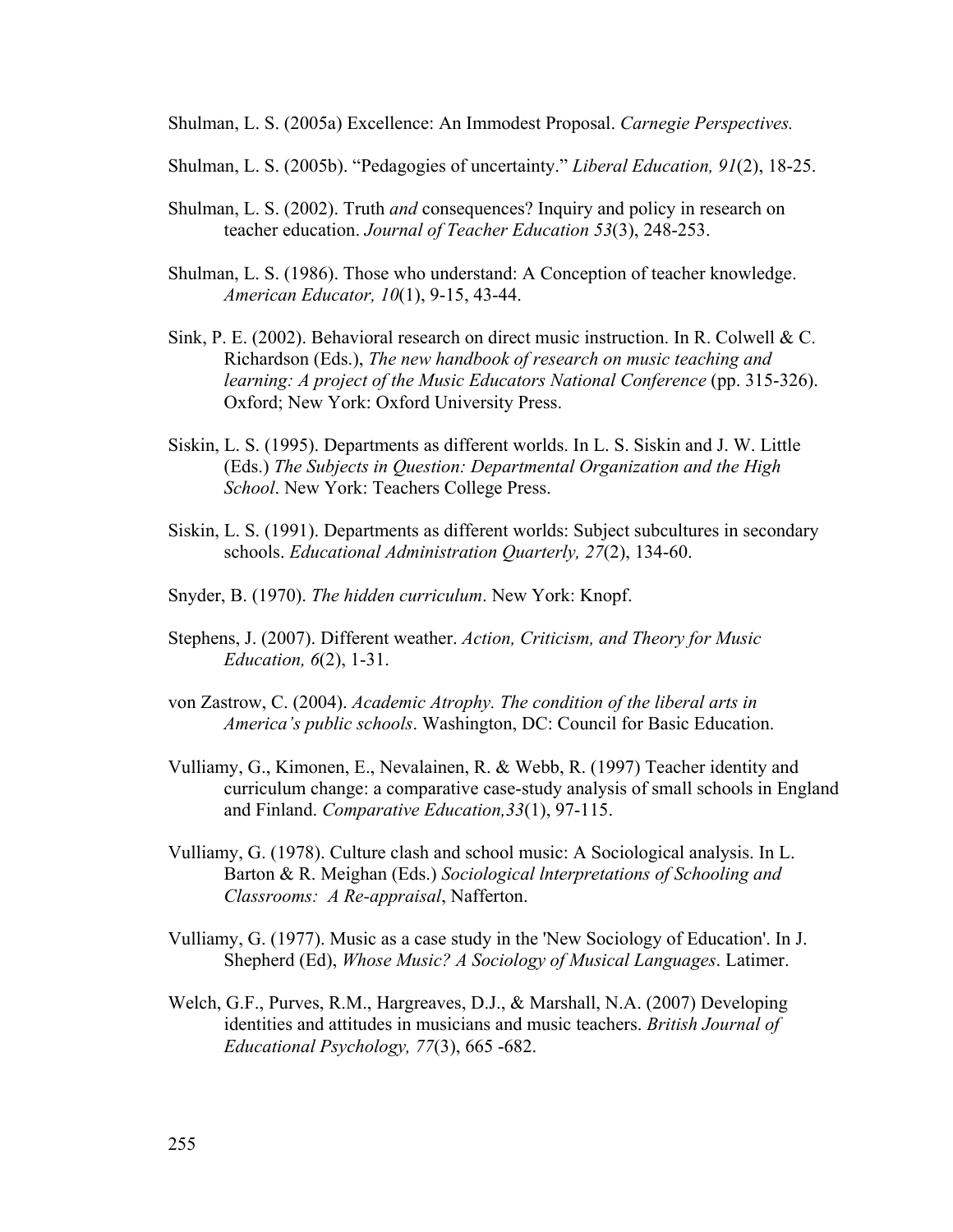Shulman, L. S. (2005a) Excellence: An Immodest Proposal. *Carnegie Perspectives.*

Shulman, L. S. (2005b). "Pedagogies of uncertainty." *Liberal Education, 91*(2), 18-25.

Shulman, L. S. (2002). Truth *and* consequences? Inquiry and policy in research on teacher education. *Journal of Teacher Education 53*(3), 248-253.

Shulman, L. S. (1986). Those who understand: A Conception of teacher knowledge. *American Educator, 10*(1), 9-15, 43-44.

Sink, P. E. (2002). Behavioral research on direct music instruction. In R. Colwell & C. Richardson (Eds.), *The new handbook of research on music teaching and learning: A project of the Music Educators National Conference* (pp. 315-326). Oxford; New York: Oxford University Press.

Siskin, L. S. (1995). Departments as different worlds. In L. S. Siskin and J. W. Little (Eds.) *The Subjects in Question: Departmental Organization and the High School*. New York: Teachers College Press.

Siskin, L. S. (1991). Departments as different worlds: Subject subcultures in secondary schools. *Educational Administration Quarterly, 27*(2), 134-60.

Snyder, B. (1970). *The hidden curriculum*. New York: Knopf.

Stephens, J. (2007). Different weather. *Action, Criticism, and Theory for Music Education, 6*(2), 1-31.

von Zastrow, C. (2004). *Academic Atrophy. The condition of the liberal arts in America's public schools*. Washington, DC: Council for Basic Education.

Vulliamy, G., Kimonen, E., Nevalainen, R. & Webb, R. (1997) Teacher identity and curriculum change: a comparative case-study analysis of small schools in England and Finland. *Comparative Education,33*(1), 97-115.

Vulliamy, G. (1978). Culture clash and school music: A Sociological analysis. In L. Barton & R. Meighan (Eds.) *Sociological lnterpretations of Schooling and Classrooms: A Re-appraisal*, Nafferton.

Vulliamy, G. (1977). Music as a case study in the 'New Sociology of Education'. In J. Shepherd (Ed), *Whose Music? A Sociology of Musical Languages*. Latimer.

Welch, G.F., Purves, R.M., Hargreaves, D.J., & Marshall, N.A. (2007) Developing identities and attitudes in musicians and music teachers. *British Journal of Educational Psychology, 77*(3), 665 -682.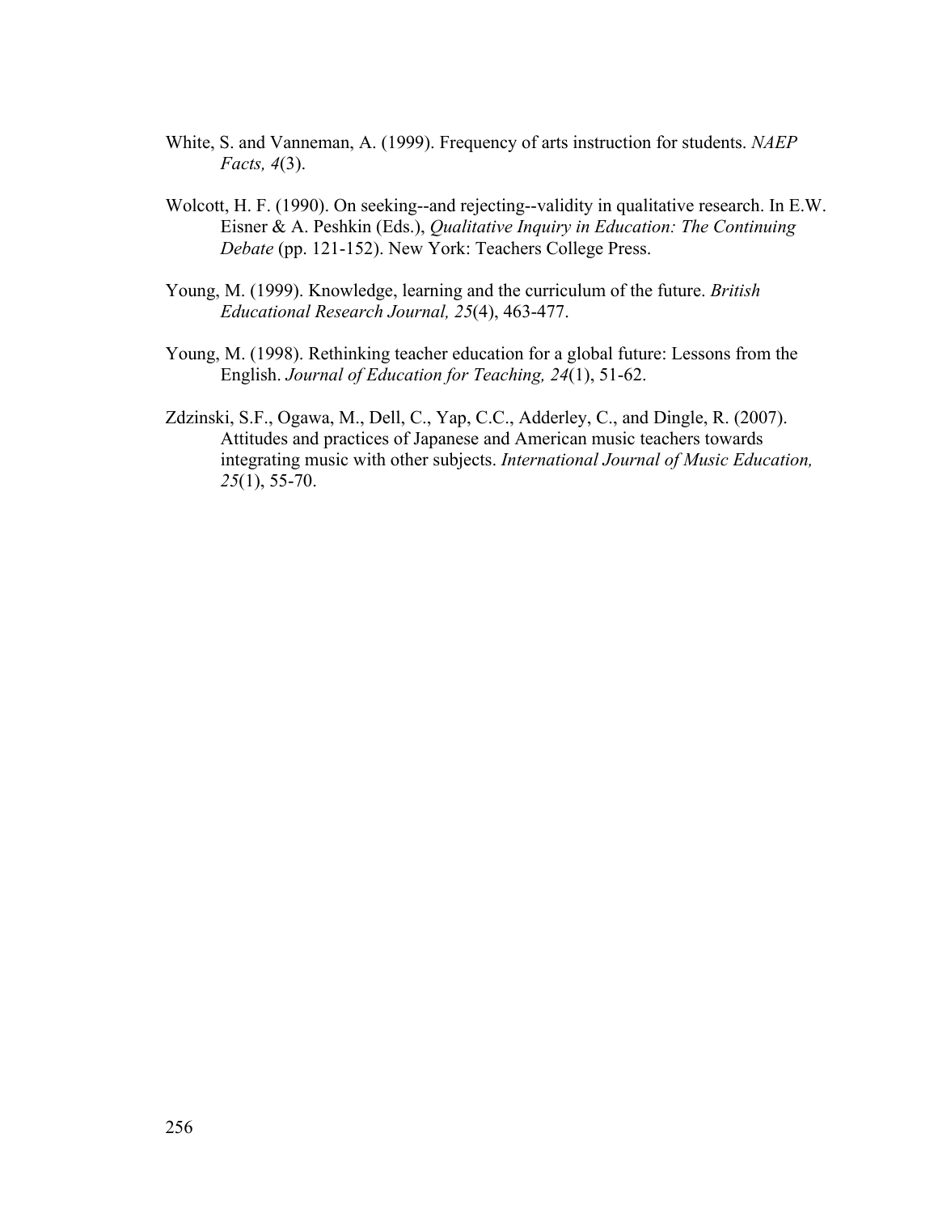White, S. and Vanneman, A. (1999). Frequency of arts instruction for students. *NAEP Facts, 4*(3).

Wolcott, H. F. (1990). On seeking--and rejecting--validity in qualitative research. In E.W. Eisner & A. Peshkin (Eds.), *Qualitative Inquiry in Education: The Continuing Debate* (pp. 121-152). New York: Teachers College Press.

Young, M. (1999). Knowledge, learning and the curriculum of the future. *British Educational Research Journal, 25*(4), 463-477.

Young, M. (1998). Rethinking teacher education for a global future: Lessons from the English. *Journal of Education for Teaching, 24*(1), 51-62.

Zdzinski, S.F., Ogawa, M., Dell, C., Yap, C.C., Adderley, C., and Dingle, R. (2007). Attitudes and practices of Japanese and American music teachers towards integrating music with other subjects. *International Journal of Music Education, 25*(1), 55-70.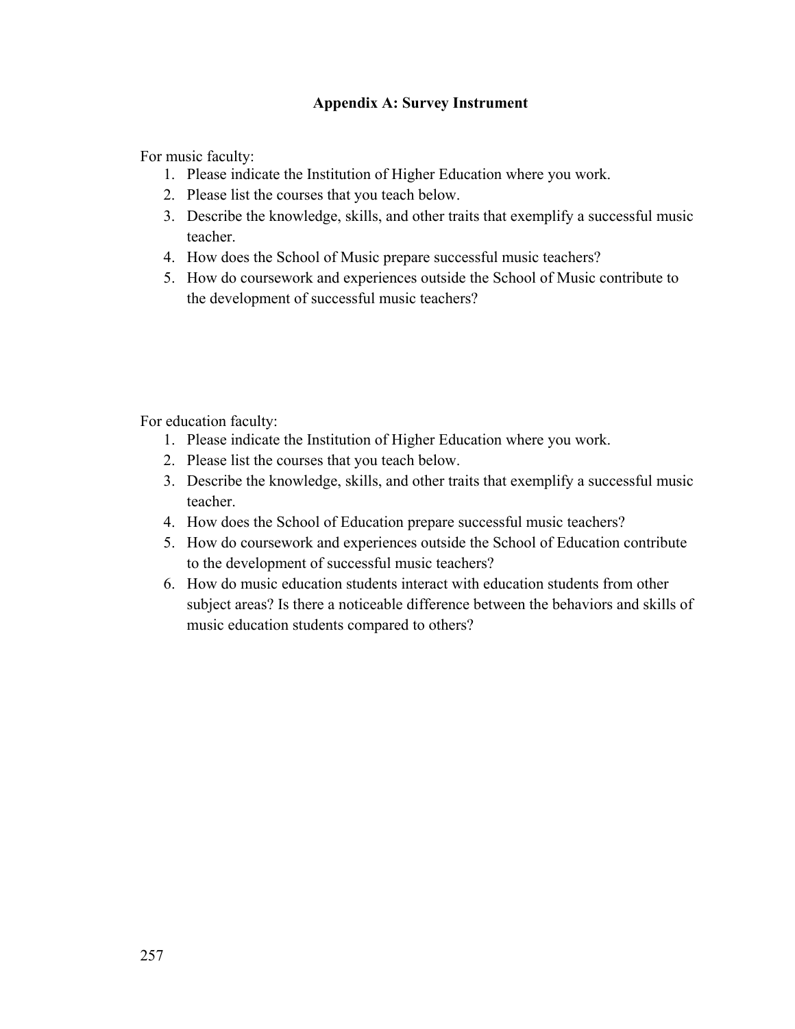# Appendix A: Survey Instrument

For music faculty:

1. Please indicate the Institution of Higher Education where you work.
2. Please list the courses that you teach below.
3. Describe the knowledge, skills, and other traits that exemplify a successful music teacher.
4. How does the School of Music prepare successful music teachers?
5. How do coursework and experiences outside the School of Music contribute to the development of successful music teachers?

For education faculty:

1. Please indicate the Institution of Higher Education where you work.
2. Please list the courses that you teach below.
3. Describe the knowledge, skills, and other traits that exemplify a successful music teacher.
4. How does the School of Education prepare successful music teachers?
5. How do coursework and experiences outside the School of Education contribute to the development of successful music teachers?
6. How do music education students interact with education students from other subject areas? Is there a noticeable difference between the behaviors and skills of music education students compared to others?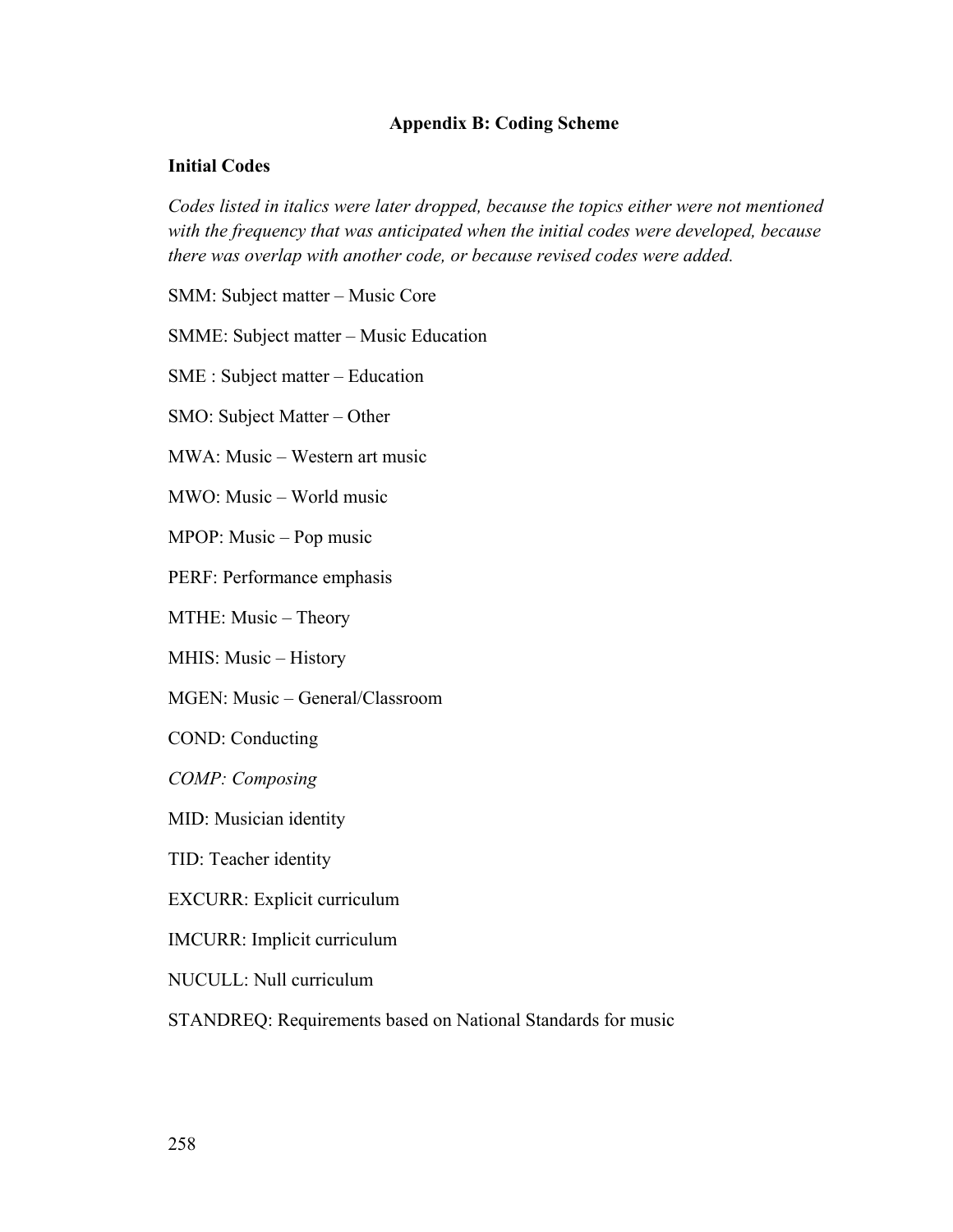## Appendix B: Coding Scheme

### Initial Codes

*Codes listed in italics were later dropped, because the topics either were not mentioned with the frequency that was anticipated when the initial codes were developed, because there was overlap with another code, or because revised codes were added.*

SMM: Subject matter – Music Core

SMME: Subject matter – Music Education

SME : Subject matter – Education

SMO: Subject Matter – Other

MWA: Music – Western art music

MWO: Music – World music

MPOP: Music – Pop music

PERF: Performance emphasis

MTHE: Music – Theory

MHIS: Music – History

MGEN: Music – General/Classroom

COND: Conducting

*COMP: Composing*

MID: Musician identity

TID: Teacher identity

EXCURR: Explicit curriculum

IMCURR: Implicit curriculum

NUCULL: Null curriculum

STANDREQ: Requirements based on National Standards for music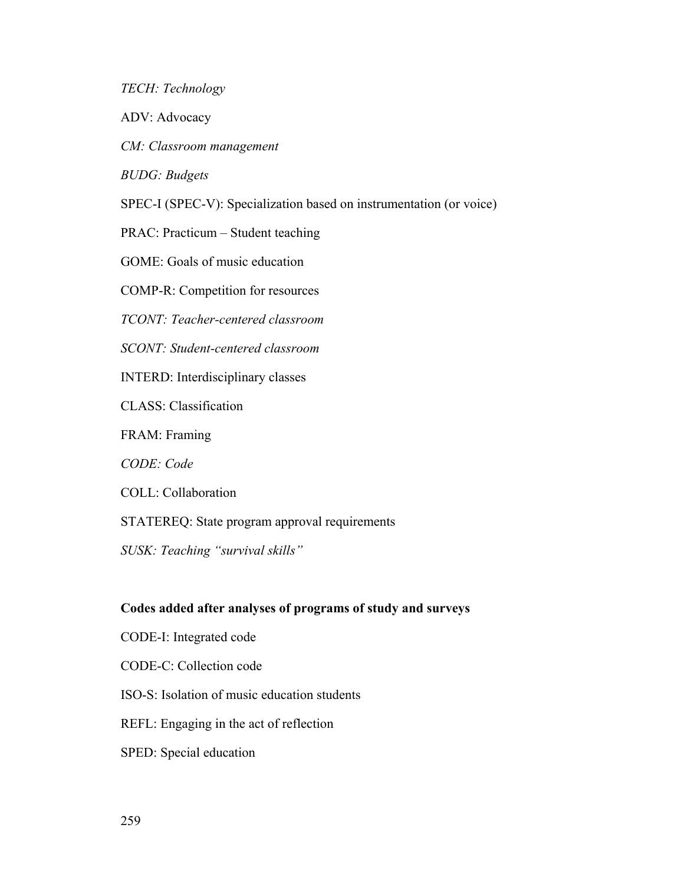*TECH: Technology*

ADV: Advocacy

*CM: Classroom management*

*BUDG: Budgets*

SPEC-I (SPEC-V): Specialization based on instrumentation (or voice)

PRAC: Practicum – Student teaching

GOME: Goals of music education

COMP-R: Competition for resources

*TCONT: Teacher-centered classroom*

*SCONT: Student-centered classroom*

INTERD: Interdisciplinary classes

CLASS: Classification

FRAM: Framing

*CODE: Code*

COLL: Collaboration

STATEREQ: State program approval requirements

*SUSK: Teaching "survival skills"*

**Codes added after analyses of programs of study and surveys**

CODE-I: Integrated code

CODE-C: Collection code

ISO-S: Isolation of music education students

REFL: Engaging in the act of reflection

SPED: Special education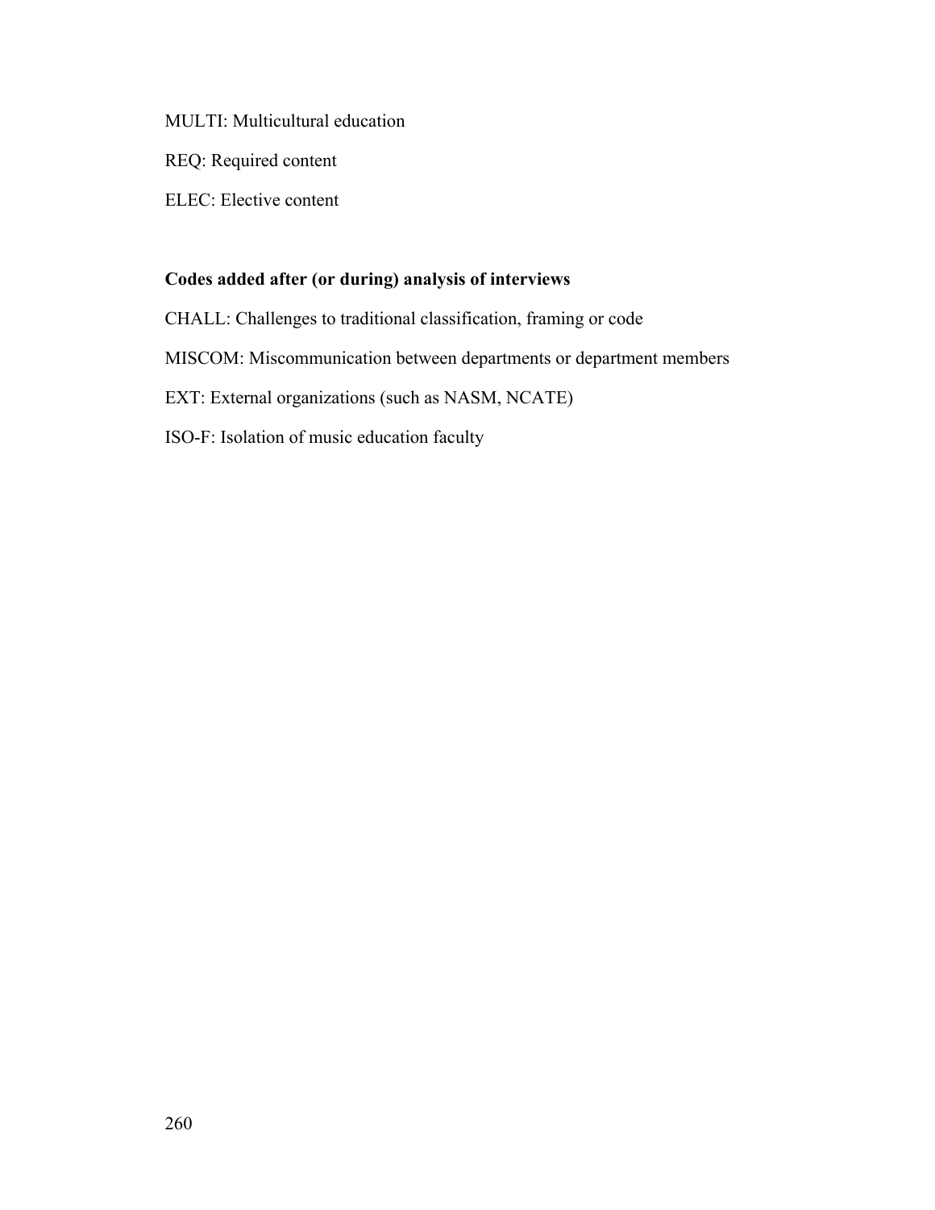MULTI: Multicultural education

REQ: Required content

ELEC: Elective content

**Codes added after (or during) analysis of interviews**

CHALL: Challenges to traditional classification, framing or code

MISCOM: Miscommunication between departments or department members

EXT: External organizations (such as NASM, NCATE)

ISO-F: Isolation of music education faculty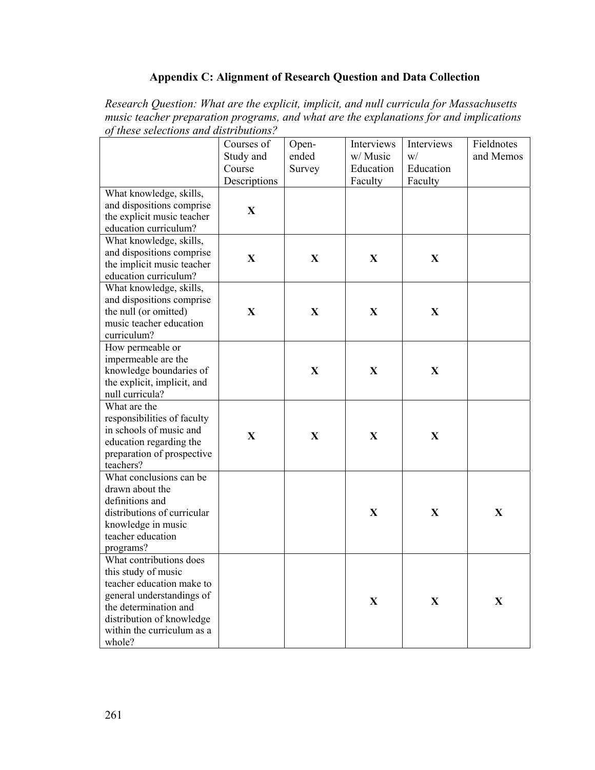## Appendix C: Alignment of Research Question and Data Collection

*Research Question: What are the explicit, implicit, and null curricula for Massachusetts music teacher preparation programs, and what are the explanations for and implications of these selections and distributions?*

| | Courses of Study and Course Descriptions | Open-ended Survey | Interviews w/ Music Education Faculty | Interviews w/ Education Faculty | Fieldnotes and Memos |
|---|---|---|---|---|---|
| What knowledge, skills, and dispositions comprise the explicit music teacher education curriculum? | **X** | | | | |
| What knowledge, skills, and dispositions comprise the implicit music teacher education curriculum? | **X** | **X** | **X** | **X** | |
| What knowledge, skills, and dispositions comprise the null (or omitted) music teacher education curriculum? | **X** | **X** | **X** | **X** | |
| How permeable or impermeable are the knowledge boundaries of the explicit, implicit, and null curricula? | | **X** | **X** | **X** | |
| What are the responsibilities of faculty in schools of music and education regarding the preparation of prospective teachers? | **X** | **X** | **X** | **X** | |
| What conclusions can be drawn about the definitions and distributions of curricular knowledge in music teacher education programs? | | | **X** | **X** | **X** |
| What contributions does this study of music teacher education make to general understandings of the determination and distribution of knowledge within the curriculum as a whole? | | | **X** | **X** | **X** |